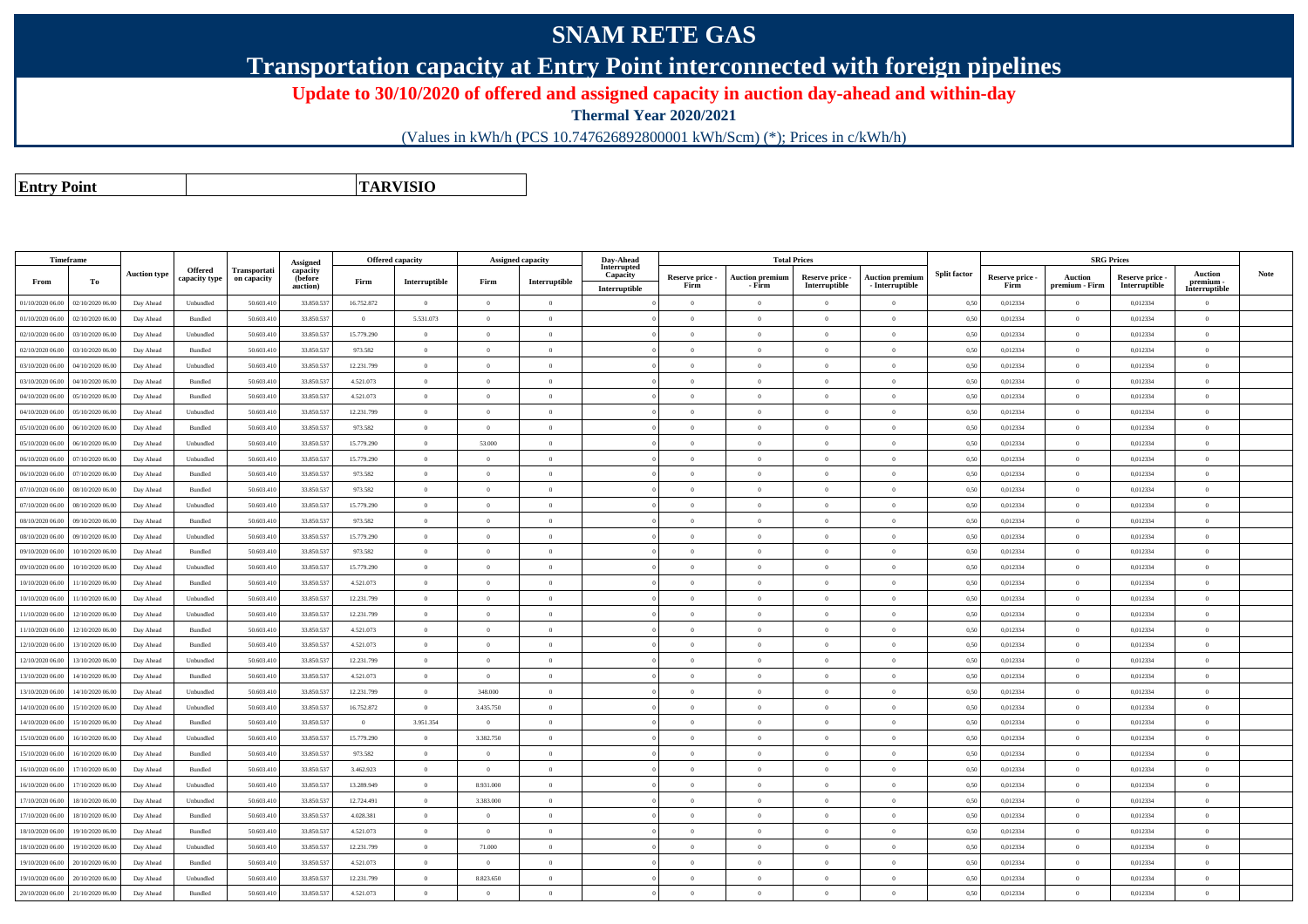# SNAM RETE GAS

## Transportation capacity at Entry Point interconnected with foreign pipelines

**Update to 30/10/2020 of offered and assigned capacity in auction day-ahead and within-day**

**Thermal Year 2020/2021**

(Values in kWh/h (PCS 10.747626892800001 kWh/Scm) (*); Prices in c/kWh/h)

| **Entry Point** | | **TARVISIO** |
|---|---|---|

| Timeframe | | Auction type | Offered capacity type | Transportation capacity | Assigned capacity (before auction) | Offered capacity | | Assigned capacity | | Day-Ahead Interrupted Capacity | Total Prices | | | | Split factor | SRG Prices | | | | Note |
|---|---|---|---|---|---|---|---|---|---|---|---|---|---|---|---|---|---|---|---|---|
| From | To | | | | | Firm | Interruptible | Firm | Interruptible | Interruptible | Reserve price - Firm | Auction premium - Firm | Reserve price - Interruptible | Auction premium - Interruptible | | Reserve price - Firm | Auction premium - Firm | Reserve price - Interruptible | Auction premium - Interruptible | |
| 01/10/2020 06.00 | 02/10/2020 06.00 | Day Ahead | Unbundled | 50.603.410 | 33.850.537 | 16.752.872 | 0 | 0 | 0 | | 0 | 0 | 0 | 0 | 0,50 | 0,012334 | 0 | 0,012334 | 0 | |
| 01/10/2020 06.00 | 02/10/2020 06.00 | Day Ahead | Bundled | 50.603.410 | 33.850.537 | 0 | 5.531.073 | 0 | 0 | | 0 | 0 | 0 | 0 | 0,50 | 0,012334 | 0 | 0,012334 | 0 | |
| 02/10/2020 06.00 | 03/10/2020 06.00 | Day Ahead | Unbundled | 50.603.410 | 33.850.537 | 15.779.290 | 0 | 0 | 0 | | 0 | 0 | 0 | 0 | 0,50 | 0,012334 | 0 | 0,012334 | 0 | |
| 02/10/2020 06.00 | 03/10/2020 06.00 | Day Ahead | Bundled | 50.603.410 | 33.850.537 | 973.582 | 0 | 0 | 0 | | 0 | 0 | 0 | 0 | 0,50 | 0,012334 | 0 | 0,012334 | 0 | |
| 03/10/2020 06.00 | 04/10/2020 06.00 | Day Ahead | Unbundled | 50.603.410 | 33.850.537 | 12.231.799 | 0 | 0 | 0 | | 0 | 0 | 0 | 0 | 0,50 | 0,012334 | 0 | 0,012334 | 0 | |
| 03/10/2020 06.00 | 04/10/2020 06.00 | Day Ahead | Bundled | 50.603.410 | 33.850.537 | 4.521.073 | 0 | 0 | 0 | | 0 | 0 | 0 | 0 | 0,50 | 0,012334 | 0 | 0,012334 | 0 | |
| 04/10/2020 06.00 | 05/10/2020 06.00 | Day Ahead | Bundled | 50.603.410 | 33.850.537 | 4.521.073 | 0 | 0 | 0 | | 0 | 0 | 0 | 0 | 0,50 | 0,012334 | 0 | 0,012334 | 0 | |
| 04/10/2020 06.00 | 05/10/2020 06.00 | Day Ahead | Unbundled | 50.603.410 | 33.850.537 | 12.231.799 | 0 | 0 | 0 | | 0 | 0 | 0 | 0 | 0,50 | 0,012334 | 0 | 0,012334 | 0 | |
| 05/10/2020 06.00 | 06/10/2020 06.00 | Day Ahead | Bundled | 50.603.410 | 33.850.537 | 973.582 | 0 | 0 | 0 | | 0 | 0 | 0 | 0 | 0,50 | 0,012334 | 0 | 0,012334 | 0 | |
| 05/10/2020 06.00 | 06/10/2020 06.00 | Day Ahead | Unbundled | 50.603.410 | 33.850.537 | 15.779.290 | 0 | 53.000 | 0 | | 0 | 0 | 0 | 0 | 0,50 | 0,012334 | 0 | 0,012334 | 0 | |
| 06/10/2020 06.00 | 07/10/2020 06.00 | Day Ahead | Unbundled | 50.603.410 | 33.850.537 | 15.779.290 | 0 | 0 | 0 | | 0 | 0 | 0 | 0 | 0,50 | 0,012334 | 0 | 0,012334 | 0 | |
| 06/10/2020 06.00 | 07/10/2020 06.00 | Day Ahead | Bundled | 50.603.410 | 33.850.537 | 973.582 | 0 | 0 | 0 | | 0 | 0 | 0 | 0 | 0,50 | 0,012334 | 0 | 0,012334 | 0 | |
| 07/10/2020 06.00 | 08/10/2020 06.00 | Day Ahead | Bundled | 50.603.410 | 33.850.537 | 973.582 | 0 | 0 | 0 | | 0 | 0 | 0 | 0 | 0,50 | 0,012334 | 0 | 0,012334 | 0 | |
| 07/10/2020 06.00 | 08/10/2020 06.00 | Day Ahead | Unbundled | 50.603.410 | 33.850.537 | 15.779.290 | 0 | 0 | 0 | | 0 | 0 | 0 | 0 | 0,50 | 0,012334 | 0 | 0,012334 | 0 | |
| 08/10/2020 06.00 | 09/10/2020 06.00 | Day Ahead | Bundled | 50.603.410 | 33.850.537 | 973.582 | 0 | 0 | 0 | | 0 | 0 | 0 | 0 | 0,50 | 0,012334 | 0 | 0,012334 | 0 | |
| 08/10/2020 06.00 | 09/10/2020 06.00 | Day Ahead | Unbundled | 50.603.410 | 33.850.537 | 15.779.290 | 0 | 0 | 0 | | 0 | 0 | 0 | 0 | 0,50 | 0,012334 | 0 | 0,012334 | 0 | |
| 09/10/2020 06.00 | 10/10/2020 06.00 | Day Ahead | Bundled | 50.603.410 | 33.850.537 | 973.582 | 0 | 0 | 0 | | 0 | 0 | 0 | 0 | 0,50 | 0,012334 | 0 | 0,012334 | 0 | |
| 09/10/2020 06.00 | 10/10/2020 06.00 | Day Ahead | Unbundled | 50.603.410 | 33.850.537 | 15.779.290 | 0 | 0 | 0 | | 0 | 0 | 0 | 0 | 0,50 | 0,012334 | 0 | 0,012334 | 0 | |
| 10/10/2020 06.00 | 11/10/2020 06.00 | Day Ahead | Bundled | 50.603.410 | 33.850.537 | 4.521.073 | 0 | 0 | 0 | | 0 | 0 | 0 | 0 | 0,50 | 0,012334 | 0 | 0,012334 | 0 | |
| 10/10/2020 06.00 | 11/10/2020 06.00 | Day Ahead | Unbundled | 50.603.410 | 33.850.537 | 12.231.799 | 0 | 0 | 0 | | 0 | 0 | 0 | 0 | 0,50 | 0,012334 | 0 | 0,012334 | 0 | |
| 11/10/2020 06.00 | 12/10/2020 06.00 | Day Ahead | Unbundled | 50.603.410 | 33.850.537 | 12.231.799 | 0 | 0 | 0 | | 0 | 0 | 0 | 0 | 0,50 | 0,012334 | 0 | 0,012334 | 0 | |
| 11/10/2020 06.00 | 12/10/2020 06.00 | Day Ahead | Bundled | 50.603.410 | 33.850.537 | 4.521.073 | 0 | 0 | 0 | | 0 | 0 | 0 | 0 | 0,50 | 0,012334 | 0 | 0,012334 | 0 | |
| 12/10/2020 06.00 | 13/10/2020 06.00 | Day Ahead | Bundled | 50.603.410 | 33.850.537 | 4.521.073 | 0 | 0 | 0 | | 0 | 0 | 0 | 0 | 0,50 | 0,012334 | 0 | 0,012334 | 0 | |
| 12/10/2020 06.00 | 13/10/2020 06.00 | Day Ahead | Unbundled | 50.603.410 | 33.850.537 | 12.231.799 | 0 | 0 | 0 | | 0 | 0 | 0 | 0 | 0,50 | 0,012334 | 0 | 0,012334 | 0 | |
| 13/10/2020 06.00 | 14/10/2020 06.00 | Day Ahead | Bundled | 50.603.410 | 33.850.537 | 4.521.073 | 0 | 0 | 0 | | 0 | 0 | 0 | 0 | 0,50 | 0,012334 | 0 | 0,012334 | 0 | |
| 13/10/2020 06.00 | 14/10/2020 06.00 | Day Ahead | Unbundled | 50.603.410 | 33.850.537 | 12.231.799 | 0 | 348.000 | 0 | | 0 | 0 | 0 | 0 | 0,50 | 0,012334 | 0 | 0,012334 | 0 | |
| 14/10/2020 06.00 | 15/10/2020 06.00 | Day Ahead | Unbundled | 50.603.410 | 33.850.537 | 16.752.872 | 0 | 3.435.750 | 0 | | 0 | 0 | 0 | 0 | 0,50 | 0,012334 | 0 | 0,012334 | 0 | |
| 14/10/2020 06.00 | 15/10/2020 06.00 | Day Ahead | Bundled | 50.603.410 | 33.850.537 | 0 | 3.951.354 | 0 | 0 | | 0 | 0 | 0 | 0 | 0,50 | 0,012334 | 0 | 0,012334 | 0 | |
| 15/10/2020 06.00 | 16/10/2020 06.00 | Day Ahead | Unbundled | 50.603.410 | 33.850.537 | 15.779.290 | 0 | 3.382.750 | 0 | | 0 | 0 | 0 | 0 | 0,50 | 0,012334 | 0 | 0,012334 | 0 | |
| 15/10/2020 06.00 | 16/10/2020 06.00 | Day Ahead | Bundled | 50.603.410 | 33.850.537 | 973.582 | 0 | 0 | 0 | | 0 | 0 | 0 | 0 | 0,50 | 0,012334 | 0 | 0,012334 | 0 | |
| 16/10/2020 06.00 | 17/10/2020 06.00 | Day Ahead | Bundled | 50.603.410 | 33.850.537 | 3.462.923 | 0 | 0 | 0 | | 0 | 0 | 0 | 0 | 0,50 | 0,012334 | 0 | 0,012334 | 0 | |
| 16/10/2020 06.00 | 17/10/2020 06.00 | Day Ahead | Unbundled | 50.603.410 | 33.850.537 | 13.289.949 | 0 | 8.931.000 | 0 | | 0 | 0 | 0 | 0 | 0,50 | 0,012334 | 0 | 0,012334 | 0 | |
| 17/10/2020 06.00 | 18/10/2020 06.00 | Day Ahead | Unbundled | 50.603.410 | 33.850.537 | 12.724.491 | 0 | 3.383.000 | 0 | | 0 | 0 | 0 | 0 | 0,50 | 0,012334 | 0 | 0,012334 | 0 | |
| 17/10/2020 06.00 | 18/10/2020 06.00 | Day Ahead | Bundled | 50.603.410 | 33.850.537 | 4.028.381 | 0 | 0 | 0 | | 0 | 0 | 0 | 0 | 0,50 | 0,012334 | 0 | 0,012334 | 0 | |
| 18/10/2020 06.00 | 19/10/2020 06.00 | Day Ahead | Bundled | 50.603.410 | 33.850.537 | 4.521.073 | 0 | 0 | 0 | | 0 | 0 | 0 | 0 | 0,50 | 0,012334 | 0 | 0,012334 | 0 | |
| 18/10/2020 06.00 | 19/10/2020 06.00 | Day Ahead | Unbundled | 50.603.410 | 33.850.537 | 12.231.799 | 0 | 71.000 | 0 | | 0 | 0 | 0 | 0 | 0,50 | 0,012334 | 0 | 0,012334 | 0 | |
| 19/10/2020 06.00 | 20/10/2020 06.00 | Day Ahead | Bundled | 50.603.410 | 33.850.537 | 4.521.073 | 0 | 0 | 0 | | 0 | 0 | 0 | 0 | 0,50 | 0,012334 | 0 | 0,012334 | 0 | |
| 19/10/2020 06.00 | 20/10/2020 06.00 | Day Ahead | Unbundled | 50.603.410 | 33.850.537 | 12.231.799 | 0 | 8.823.650 | 0 | | 0 | 0 | 0 | 0 | 0,50 | 0,012334 | 0 | 0,012334 | 0 | |
| 20/10/2020 06.00 | 21/10/2020 06.00 | Day Ahead | Bundled | 50.603.410 | 33.850.537 | 4.521.073 | 0 | 0 | 0 | | 0 | 0 | 0 | 0 | 0,50 | 0,012334 | 0 | 0,012334 | 0 | |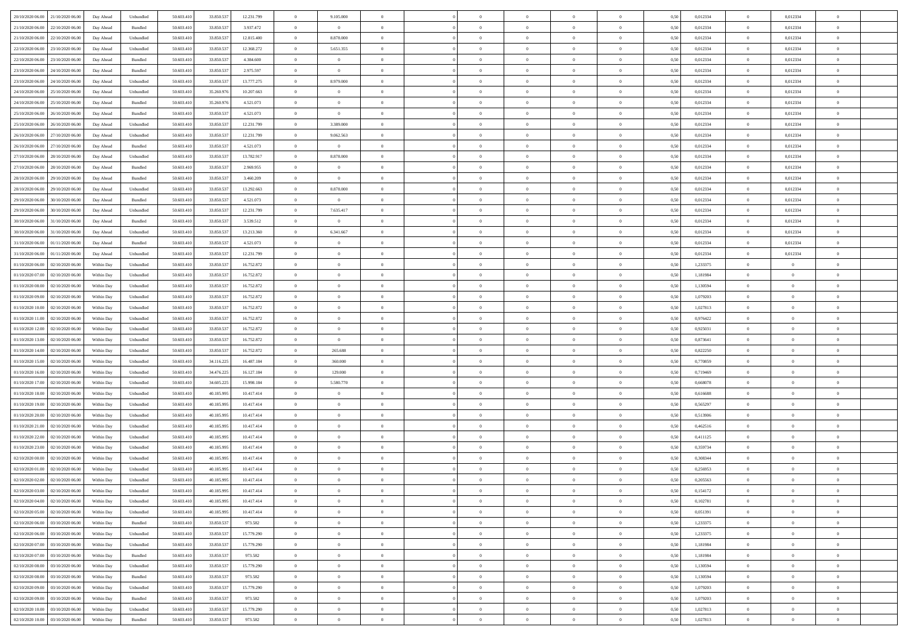| 20/10/2020 06:00 | 21/10/2020 06:00 | Day Ahead | Unbundled | 50.603.410 | 33.850.537 | 12.231.799 | 0 | 9.105.000 | 0 | | 0 | 0 | 0 | 0 | 0,50 | 0,012334 | 0 | 0,012334 | 0 | |
|---|---|---|---|---|---|---|---|---|---|---|---|---|---|---|---|---|---|---|---|---|
| 21/10/2020 06:00 | 22/10/2020 06:00 | Day Ahead | Bundled | 50.603.410 | 33.850.537 | 3.937.472 | 0 | 0 | 0 | | 0 | 0 | 0 | 0 | 0,50 | 0,012334 | 0 | 0,012334 | 0 | |
| 21/10/2020 06:00 | 22/10/2020 06:00 | Day Ahead | Unbundled | 50.603.410 | 33.850.537 | 12.815.400 | 0 | 8.878.000 | 0 | | 0 | 0 | 0 | 0 | 0,50 | 0,012334 | 0 | 0,012334 | 0 | |
| 22/10/2020 06:00 | 23/10/2020 06:00 | Day Ahead | Unbundled | 50.603.410 | 33.850.537 | 12.368.272 | 0 | 5.651.355 | 0 | | 0 | 0 | 0 | 0 | 0,50 | 0,012334 | 0 | 0,012334 | 0 | |
| 22/10/2020 06:00 | 23/10/2020 06:00 | Day Ahead | Bundled | 50.603.410 | 33.850.537 | 4.384.600 | 0 | 0 | 0 | | 0 | 0 | 0 | 0 | 0,50 | 0,012334 | 0 | 0,012334 | 0 | |
| 23/10/2020 06:00 | 24/10/2020 06:00 | Day Ahead | Bundled | 50.603.410 | 33.850.537 | 2.975.597 | 0 | 0 | 0 | | 0 | 0 | 0 | 0 | 0,50 | 0,012334 | 0 | 0,012334 | 0 | |
| 23/10/2020 06:00 | 24/10/2020 06:00 | Day Ahead | Unbundled | 50.603.410 | 33.850.537 | 13.777.275 | 0 | 8.979.000 | 0 | | 0 | 0 | 0 | 0 | 0,50 | 0,012334 | 0 | 0,012334 | 0 | |
| 24/10/2020 06:00 | 25/10/2020 06:00 | Day Ahead | Unbundled | 50.603.410 | 35.260.976 | 10.207.663 | 0 | 0 | 0 | | 0 | 0 | 0 | 0 | 0,50 | 0,012334 | 0 | 0,012334 | 0 | |
| 24/10/2020 06:00 | 25/10/2020 06:00 | Day Ahead | Bundled | 50.603.410 | 35.260.976 | 4.521.073 | 0 | 0 | 0 | | 0 | 0 | 0 | 0 | 0,50 | 0,012334 | 0 | 0,012334 | 0 | |
| 25/10/2020 06:00 | 26/10/2020 06:00 | Day Ahead | Bundled | 50.603.410 | 33.850.537 | 4.521.073 | 0 | 0 | 0 | | 0 | 0 | 0 | 0 | 0,50 | 0,012334 | 0 | 0,012334 | 0 | |
| 25/10/2020 06:00 | 26/10/2020 06:00 | Day Ahead | Unbundled | 50.603.410 | 33.850.537 | 12.231.799 | 0 | 3.389.000 | 0 | | 0 | 0 | 0 | 0 | 0,50 | 0,012334 | 0 | 0,012334 | 0 | |
| 26/10/2020 06:00 | 27/10/2020 06:00 | Day Ahead | Unbundled | 50.603.410 | 33.850.537 | 12.231.799 | 0 | 9.062.563 | 0 | | 0 | 0 | 0 | 0 | 0,50 | 0,012334 | 0 | 0,012334 | 0 | |
| 26/10/2020 06:00 | 27/10/2020 06:00 | Day Ahead | Bundled | 50.603.410 | 33.850.537 | 4.521.073 | 0 | 0 | 0 | | 0 | 0 | 0 | 0 | 0,50 | 0,012334 | 0 | 0,012334 | 0 | |
| 27/10/2020 06:00 | 28/10/2020 06:00 | Day Ahead | Unbundled | 50.603.410 | 33.850.537 | 13.782.917 | 0 | 8.878.000 | 0 | | 0 | 0 | 0 | 0 | 0,50 | 0,012334 | 0 | 0,012334 | 0 | |
| 27/10/2020 06:00 | 28/10/2020 06:00 | Day Ahead | Bundled | 50.603.410 | 33.850.537 | 2.969.955 | 0 | 0 | 0 | | 0 | 0 | 0 | 0 | 0,50 | 0,012334 | 0 | 0,012334 | 0 | |
| 28/10/2020 06:00 | 29/10/2020 06:00 | Day Ahead | Bundled | 50.603.410 | 33.850.537 | 3.460.209 | 0 | 0 | 0 | | 0 | 0 | 0 | 0 | 0,50 | 0,012334 | 0 | 0,012334 | 0 | |
| 28/10/2020 06:00 | 29/10/2020 06:00 | Day Ahead | Unbundled | 50.603.410 | 33.850.537 | 13.292.663 | 0 | 8.878.000 | 0 | | 0 | 0 | 0 | 0 | 0,50 | 0,012334 | 0 | 0,012334 | 0 | |
| 29/10/2020 06:00 | 30/10/2020 06:00 | Day Ahead | Bundled | 50.603.410 | 33.850.537 | 4.521.073 | 0 | 0 | 0 | | 0 | 0 | 0 | 0 | 0,50 | 0,012334 | 0 | 0,012334 | 0 | |
| 29/10/2020 06:00 | 30/10/2020 06:00 | Day Ahead | Unbundled | 50.603.410 | 33.850.537 | 12.231.799 | 0 | 7.635.417 | 0 | | 0 | 0 | 0 | 0 | 0,50 | 0,012334 | 0 | 0,012334 | 0 | |
| 30/10/2020 06:00 | 31/10/2020 06:00 | Day Ahead | Bundled | 50.603.410 | 33.850.537 | 3.539.512 | 0 | 0 | 0 | | 0 | 0 | 0 | 0 | 0,50 | 0,012334 | 0 | 0,012334 | 0 | |
| 30/10/2020 06:00 | 31/10/2020 06:00 | Day Ahead | Unbundled | 50.603.410 | 33.850.537 | 13.213.360 | 0 | 6.341.667 | 0 | | 0 | 0 | 0 | 0 | 0,50 | 0,012334 | 0 | 0,012334 | 0 | |
| 31/10/2020 06:00 | 01/11/2020 06:00 | Day Ahead | Bundled | 50.603.410 | 33.850.537 | 4.521.073 | 0 | 0 | 0 | | 0 | 0 | 0 | 0 | 0,50 | 0,012334 | 0 | 0,012334 | 0 | |
| 31/10/2020 06:00 | 01/11/2020 06:00 | Day Ahead | Unbundled | 50.603.410 | 33.850.537 | 12.231.799 | 0 | 0 | 0 | | 0 | 0 | 0 | 0 | 0,50 | 0,012334 | 0 | 0,012334 | 0 | |
| 01/10/2020 06:00 | 02/10/2020 06:00 | Within Day | Unbundled | 50.603.410 | 33.850.537 | 16.752.872 | 0 | 0 | 0 | | 0 | 0 | 0 | 0 | 0,50 | 1,233375 | 0 | 0 | 0 | |
| 01/10/2020 07:00 | 02/10/2020 06:00 | Within Day | Unbundled | 50.603.410 | 33.850.537 | 16.752.872 | 0 | 0 | 0 | | 0 | 0 | 0 | 0 | 0,50 | 1,181984 | 0 | 0 | 0 | |
| 01/10/2020 08:00 | 02/10/2020 06:00 | Within Day | Unbundled | 50.603.410 | 33.850.537 | 16.752.872 | 0 | 0 | 0 | | 0 | 0 | 0 | 0 | 0,50 | 1,130594 | 0 | 0 | 0 | |
| 01/10/2020 09:00 | 02/10/2020 06:00 | Within Day | Unbundled | 50.603.410 | 33.850.537 | 16.752.872 | 0 | 0 | 0 | | 0 | 0 | 0 | 0 | 0,50 | 1,079203 | 0 | 0 | 0 | |
| 01/10/2020 10:00 | 02/10/2020 06:00 | Within Day | Unbundled | 50.603.410 | 33.850.537 | 16.752.872 | 0 | 0 | 0 | | 0 | 0 | 0 | 0 | 0,50 | 1,027813 | 0 | 0 | 0 | |
| 01/10/2020 11:00 | 02/10/2020 06:00 | Within Day | Unbundled | 50.603.410 | 33.850.537 | 16.752.872 | 0 | 0 | 0 | | 0 | 0 | 0 | 0 | 0,50 | 0,976422 | 0 | 0 | 0 | |
| 01/10/2020 12:00 | 02/10/2020 06:00 | Within Day | Unbundled | 50.603.410 | 33.850.537 | 16.752.872 | 0 | 0 | 0 | | 0 | 0 | 0 | 0 | 0,50 | 0,925031 | 0 | 0 | 0 | |
| 01/10/2020 13:00 | 02/10/2020 06:00 | Within Day | Unbundled | 50.603.410 | 33.850.537 | 16.752.872 | 0 | 0 | 0 | | 0 | 0 | 0 | 0 | 0,50 | 0,873641 | 0 | 0 | 0 | |
| 01/10/2020 14:00 | 02/10/2020 06:00 | Within Day | Unbundled | 50.603.410 | 33.850.537 | 16.752.872 | 0 | 265.688 | 0 | | 0 | 0 | 0 | 0 | 0,50 | 0,822250 | 0 | 0 | 0 | |
| 01/10/2020 15:00 | 02/10/2020 06:00 | Within Day | Unbundled | 50.603.410 | 34.116.225 | 16.487.184 | 0 | 360.000 | 0 | | 0 | 0 | 0 | 0 | 0,50 | 0,770859 | 0 | 0 | 0 | |
| 01/10/2020 16:00 | 02/10/2020 06:00 | Within Day | Unbundled | 50.603.410 | 34.476.225 | 16.127.184 | 0 | 129.000 | 0 | | 0 | 0 | 0 | 0 | 0,50 | 0,719469 | 0 | 0 | 0 | |
| 01/10/2020 17:00 | 02/10/2020 06:00 | Within Day | Unbundled | 50.603.410 | 34.605.225 | 15.998.184 | 0 | 5.580.770 | 0 | | 0 | 0 | 0 | 0 | 0,50 | 0,668078 | 0 | 0 | 0 | |
| 01/10/2020 18:00 | 02/10/2020 06:00 | Within Day | Unbundled | 50.603.410 | 40.185.995 | 10.417.414 | 0 | 0 | 0 | | 0 | 0 | 0 | 0 | 0,50 | 0,616688 | 0 | 0 | 0 | |
| 01/10/2020 19:00 | 02/10/2020 06:00 | Within Day | Unbundled | 50.603.410 | 40.185.995 | 10.417.414 | 0 | 0 | 0 | | 0 | 0 | 0 | 0 | 0,50 | 0,565297 | 0 | 0 | 0 | |
| 01/10/2020 20:00 | 02/10/2020 06:00 | Within Day | Unbundled | 50.603.410 | 40.185.995 | 10.417.414 | 0 | 0 | 0 | | 0 | 0 | 0 | 0 | 0,50 | 0,513906 | 0 | 0 | 0 | |
| 01/10/2020 21:00 | 02/10/2020 06:00 | Within Day | Unbundled | 50.603.410 | 40.185.995 | 10.417.414 | 0 | 0 | 0 | | 0 | 0 | 0 | 0 | 0,50 | 0,462516 | 0 | 0 | 0 | |
| 01/10/2020 22:00 | 02/10/2020 06:00 | Within Day | Unbundled | 50.603.410 | 40.185.995 | 10.417.414 | 0 | 0 | 0 | | 0 | 0 | 0 | 0 | 0,50 | 0,411125 | 0 | 0 | 0 | |
| 01/10/2020 23:00 | 02/10/2020 06:00 | Within Day | Unbundled | 50.603.410 | 40.185.995 | 10.417.414 | 0 | 0 | 0 | | 0 | 0 | 0 | 0 | 0,50 | 0,359734 | 0 | 0 | 0 | |
| 02/10/2020 00:00 | 02/10/2020 06:00 | Within Day | Unbundled | 50.603.410 | 40.185.995 | 10.417.414 | 0 | 0 | 0 | | 0 | 0 | 0 | 0 | 0,50 | 0,308344 | 0 | 0 | 0 | |
| 02/10/2020 01:00 | 02/10/2020 06:00 | Within Day | Unbundled | 50.603.410 | 40.185.995 | 10.417.414 | 0 | 0 | 0 | | 0 | 0 | 0 | 0 | 0,50 | 0,256953 | 0 | 0 | 0 | |
| 02/10/2020 02:00 | 02/10/2020 06:00 | Within Day | Unbundled | 50.603.410 | 40.185.995 | 10.417.414 | 0 | 0 | 0 | | 0 | 0 | 0 | 0 | 0,50 | 0,205563 | 0 | 0 | 0 | |
| 02/10/2020 03:00 | 02/10/2020 06:00 | Within Day | Unbundled | 50.603.410 | 40.185.995 | 10.417.414 | 0 | 0 | 0 | | 0 | 0 | 0 | 0 | 0,50 | 0,154172 | 0 | 0 | 0 | |
| 02/10/2020 04:00 | 02/10/2020 06:00 | Within Day | Unbundled | 50.603.410 | 40.185.995 | 10.417.414 | 0 | 0 | 0 | | 0 | 0 | 0 | 0 | 0,50 | 0,102781 | 0 | 0 | 0 | |
| 02/10/2020 05:00 | 02/10/2020 06:00 | Within Day | Unbundled | 50.603.410 | 40.185.995 | 10.417.414 | 0 | 0 | 0 | | 0 | 0 | 0 | 0 | 0,50 | 0,051391 | 0 | 0 | 0 | |
| 02/10/2020 06:00 | 03/10/2020 06:00 | Within Day | Bundled | 50.603.410 | 33.850.537 | 973.582 | 0 | 0 | 0 | | 0 | 0 | 0 | 0 | 0,50 | 1,233375 | 0 | 0 | 0 | |
| 02/10/2020 06:00 | 03/10/2020 06:00 | Within Day | Unbundled | 50.603.410 | 33.850.537 | 15.779.290 | 0 | 0 | 0 | | 0 | 0 | 0 | 0 | 0,50 | 1,233375 | 0 | 0 | 0 | |
| 02/10/2020 07:00 | 03/10/2020 06:00 | Within Day | Unbundled | 50.603.410 | 33.850.537 | 15.779.290 | 0 | 0 | 0 | | 0 | 0 | 0 | 0 | 0,50 | 1,181984 | 0 | 0 | 0 | |
| 02/10/2020 07:00 | 03/10/2020 06:00 | Within Day | Bundled | 50.603.410 | 33.850.537 | 973.582 | 0 | 0 | 0 | | 0 | 0 | 0 | 0 | 0,50 | 1,181984 | 0 | 0 | 0 | |
| 02/10/2020 08:00 | 03/10/2020 06:00 | Within Day | Unbundled | 50.603.410 | 33.850.537 | 15.779.290 | 0 | 0 | 0 | | 0 | 0 | 0 | 0 | 0,50 | 1,130594 | 0 | 0 | 0 | |
| 02/10/2020 08:00 | 03/10/2020 06:00 | Within Day | Bundled | 50.603.410 | 33.850.537 | 973.582 | 0 | 0 | 0 | | 0 | 0 | 0 | 0 | 0,50 | 1,130594 | 0 | 0 | 0 | |
| 02/10/2020 09:00 | 03/10/2020 06:00 | Within Day | Unbundled | 50.603.410 | 33.850.537 | 15.779.290 | 0 | 0 | 0 | | 0 | 0 | 0 | 0 | 0,50 | 1,079203 | 0 | 0 | 0 | |
| 02/10/2020 09:00 | 03/10/2020 06:00 | Within Day | Bundled | 50.603.410 | 33.850.537 | 973.582 | 0 | 0 | 0 | | 0 | 0 | 0 | 0 | 0,50 | 1,079203 | 0 | 0 | 0 | |
| 02/10/2020 10:00 | 03/10/2020 06:00 | Within Day | Unbundled | 50.603.410 | 33.850.537 | 15.779.290 | 0 | 0 | 0 | | 0 | 0 | 0 | 0 | 0,50 | 1,027813 | 0 | 0 | 0 | |
| 02/10/2020 10:00 | 03/10/2020 06:00 | Within Day | Bundled | 50.603.410 | 33.850.537 | 973.582 | 0 | 0 | 0 | | 0 | 0 | 0 | 0 | 0,50 | 1,027813 | 0 | 0 | 0 | |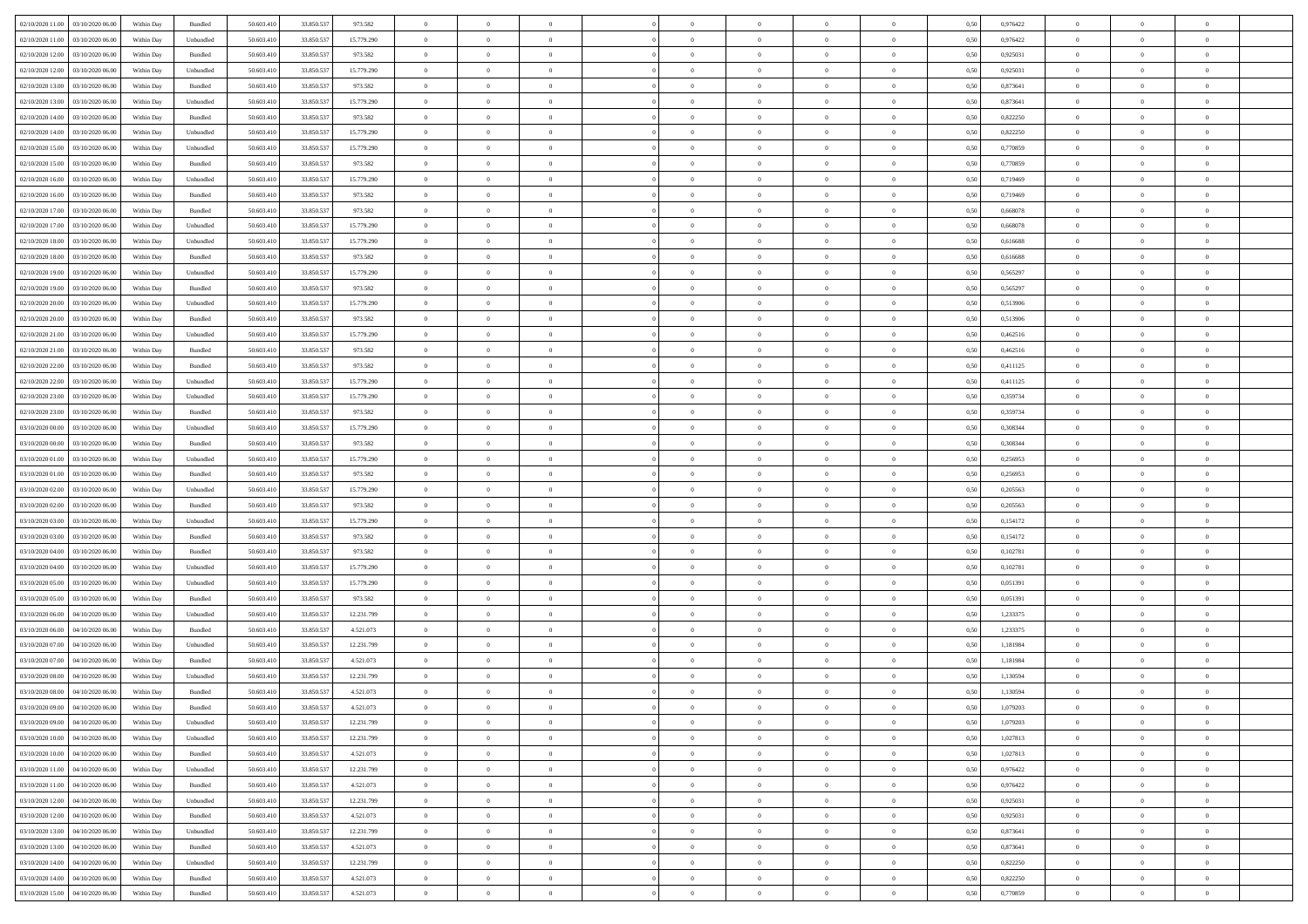| | | | | | | | | | | | | | | | | | | | | | |
|---|---|---|---|---|---|---|---|---|---|---|---|---|---|---|---|---|---|---|---|---|---|
| 02/10/2020 11:00 | 03/10/2020 06:00 | Within Day | Bundled | 50.603.410 | 33.850.537 | 973.582 | 0 | 0 | 0 | | 0 | 0 | 0 | 0 | 0 | 0,50 | 0,976422 | 0 | 0 | 0 | |
| 02/10/2020 11:00 | 03/10/2020 06:00 | Within Day | Unbundled | 50.603.410 | 33.850.537 | 15.779.290 | 0 | 0 | 0 | | 0 | 0 | 0 | 0 | 0 | 0,50 | 0,976422 | 0 | 0 | 0 | |
| 02/10/2020 12:00 | 03/10/2020 06:00 | Within Day | Bundled | 50.603.410 | 33.850.537 | 973.582 | 0 | 0 | 0 | | 0 | 0 | 0 | 0 | 0 | 0,50 | 0,925031 | 0 | 0 | 0 | |
| 02/10/2020 12:00 | 03/10/2020 06:00 | Within Day | Unbundled | 50.603.410 | 33.850.537 | 15.779.290 | 0 | 0 | 0 | | 0 | 0 | 0 | 0 | 0 | 0,50 | 0,925031 | 0 | 0 | 0 | |
| 02/10/2020 13:00 | 03/10/2020 06:00 | Within Day | Bundled | 50.603.410 | 33.850.537 | 973.582 | 0 | 0 | 0 | | 0 | 0 | 0 | 0 | 0 | 0,50 | 0,873641 | 0 | 0 | 0 | |
| 02/10/2020 13:00 | 03/10/2020 06:00 | Within Day | Unbundled | 50.603.410 | 33.850.537 | 15.779.290 | 0 | 0 | 0 | | 0 | 0 | 0 | 0 | 0 | 0,50 | 0,873641 | 0 | 0 | 0 | |
| 02/10/2020 14:00 | 03/10/2020 06:00 | Within Day | Bundled | 50.603.410 | 33.850.537 | 973.582 | 0 | 0 | 0 | | 0 | 0 | 0 | 0 | 0 | 0,50 | 0,822250 | 0 | 0 | 0 | |
| 02/10/2020 14:00 | 03/10/2020 06:00 | Within Day | Unbundled | 50.603.410 | 33.850.537 | 15.779.290 | 0 | 0 | 0 | | 0 | 0 | 0 | 0 | 0 | 0,50 | 0,822250 | 0 | 0 | 0 | |
| 02/10/2020 15:00 | 03/10/2020 06:00 | Within Day | Unbundled | 50.603.410 | 33.850.537 | 15.779.290 | 0 | 0 | 0 | | 0 | 0 | 0 | 0 | 0 | 0,50 | 0,770859 | 0 | 0 | 0 | |
| 02/10/2020 15:00 | 03/10/2020 06:00 | Within Day | Bundled | 50.603.410 | 33.850.537 | 973.582 | 0 | 0 | 0 | | 0 | 0 | 0 | 0 | 0 | 0,50 | 0,770859 | 0 | 0 | 0 | |
| 02/10/2020 16:00 | 03/10/2020 06:00 | Within Day | Unbundled | 50.603.410 | 33.850.537 | 15.779.290 | 0 | 0 | 0 | | 0 | 0 | 0 | 0 | 0 | 0,50 | 0,719469 | 0 | 0 | 0 | |
| 02/10/2020 16:00 | 03/10/2020 06:00 | Within Day | Bundled | 50.603.410 | 33.850.537 | 973.582 | 0 | 0 | 0 | | 0 | 0 | 0 | 0 | 0 | 0,50 | 0,719469 | 0 | 0 | 0 | |
| 02/10/2020 17:00 | 03/10/2020 06:00 | Within Day | Bundled | 50.603.410 | 33.850.537 | 973.582 | 0 | 0 | 0 | | 0 | 0 | 0 | 0 | 0 | 0,50 | 0,668078 | 0 | 0 | 0 | |
| 02/10/2020 17:00 | 03/10/2020 06:00 | Within Day | Unbundled | 50.603.410 | 33.850.537 | 15.779.290 | 0 | 0 | 0 | | 0 | 0 | 0 | 0 | 0 | 0,50 | 0,668078 | 0 | 0 | 0 | |
| 02/10/2020 18:00 | 03/10/2020 06:00 | Within Day | Unbundled | 50.603.410 | 33.850.537 | 15.779.290 | 0 | 0 | 0 | | 0 | 0 | 0 | 0 | 0 | 0,50 | 0,616688 | 0 | 0 | 0 | |
| 02/10/2020 18:00 | 03/10/2020 06:00 | Within Day | Bundled | 50.603.410 | 33.850.537 | 973.582 | 0 | 0 | 0 | | 0 | 0 | 0 | 0 | 0 | 0,50 | 0,616688 | 0 | 0 | 0 | |
| 02/10/2020 19:00 | 03/10/2020 06:00 | Within Day | Unbundled | 50.603.410 | 33.850.537 | 15.779.290 | 0 | 0 | 0 | | 0 | 0 | 0 | 0 | 0 | 0,50 | 0,565297 | 0 | 0 | 0 | |
| 02/10/2020 19:00 | 03/10/2020 06:00 | Within Day | Bundled | 50.603.410 | 33.850.537 | 973.582 | 0 | 0 | 0 | | 0 | 0 | 0 | 0 | 0 | 0,50 | 0,565297 | 0 | 0 | 0 | |
| 02/10/2020 20:00 | 03/10/2020 06:00 | Within Day | Unbundled | 50.603.410 | 33.850.537 | 15.779.290 | 0 | 0 | 0 | | 0 | 0 | 0 | 0 | 0 | 0,50 | 0,513906 | 0 | 0 | 0 | |
| 02/10/2020 20:00 | 03/10/2020 06:00 | Within Day | Bundled | 50.603.410 | 33.850.537 | 973.582 | 0 | 0 | 0 | | 0 | 0 | 0 | 0 | 0 | 0,50 | 0,513906 | 0 | 0 | 0 | |
| 02/10/2020 21:00 | 03/10/2020 06:00 | Within Day | Unbundled | 50.603.410 | 33.850.537 | 15.779.290 | 0 | 0 | 0 | | 0 | 0 | 0 | 0 | 0 | 0,50 | 0,462516 | 0 | 0 | 0 | |
| 02/10/2020 21:00 | 03/10/2020 06:00 | Within Day | Bundled | 50.603.410 | 33.850.537 | 973.582 | 0 | 0 | 0 | | 0 | 0 | 0 | 0 | 0 | 0,50 | 0,462516 | 0 | 0 | 0 | |
| 02/10/2020 22:00 | 03/10/2020 06:00 | Within Day | Bundled | 50.603.410 | 33.850.537 | 973.582 | 0 | 0 | 0 | | 0 | 0 | 0 | 0 | 0 | 0,50 | 0,411125 | 0 | 0 | 0 | |
| 02/10/2020 22:00 | 03/10/2020 06:00 | Within Day | Unbundled | 50.603.410 | 33.850.537 | 15.779.290 | 0 | 0 | 0 | | 0 | 0 | 0 | 0 | 0 | 0,50 | 0,411125 | 0 | 0 | 0 | |
| 02/10/2020 23:00 | 03/10/2020 06:00 | Within Day | Unbundled | 50.603.410 | 33.850.537 | 15.779.290 | 0 | 0 | 0 | | 0 | 0 | 0 | 0 | 0 | 0,50 | 0,359734 | 0 | 0 | 0 | |
| 02/10/2020 23:00 | 03/10/2020 06:00 | Within Day | Bundled | 50.603.410 | 33.850.537 | 973.582 | 0 | 0 | 0 | | 0 | 0 | 0 | 0 | 0 | 0,50 | 0,359734 | 0 | 0 | 0 | |
| 03/10/2020 00:00 | 03/10/2020 06:00 | Within Day | Unbundled | 50.603.410 | 33.850.537 | 15.779.290 | 0 | 0 | 0 | | 0 | 0 | 0 | 0 | 0 | 0,50 | 0,308344 | 0 | 0 | 0 | |
| 03/10/2020 00:00 | 03/10/2020 06:00 | Within Day | Bundled | 50.603.410 | 33.850.537 | 973.582 | 0 | 0 | 0 | | 0 | 0 | 0 | 0 | 0 | 0,50 | 0,308344 | 0 | 0 | 0 | |
| 03/10/2020 01:00 | 03/10/2020 06:00 | Within Day | Unbundled | 50.603.410 | 33.850.537 | 15.779.290 | 0 | 0 | 0 | | 0 | 0 | 0 | 0 | 0 | 0,50 | 0,256953 | 0 | 0 | 0 | |
| 03/10/2020 01:00 | 03/10/2020 06:00 | Within Day | Bundled | 50.603.410 | 33.850.537 | 973.582 | 0 | 0 | 0 | | 0 | 0 | 0 | 0 | 0 | 0,50 | 0,256953 | 0 | 0 | 0 | |
| 03/10/2020 02:00 | 03/10/2020 06:00 | Within Day | Unbundled | 50.603.410 | 33.850.537 | 15.779.290 | 0 | 0 | 0 | | 0 | 0 | 0 | 0 | 0 | 0,50 | 0,205563 | 0 | 0 | 0 | |
| 03/10/2020 02:00 | 03/10/2020 06:00 | Within Day | Bundled | 50.603.410 | 33.850.537 | 973.582 | 0 | 0 | 0 | | 0 | 0 | 0 | 0 | 0 | 0,50 | 0,205563 | 0 | 0 | 0 | |
| 03/10/2020 03:00 | 03/10/2020 06:00 | Within Day | Unbundled | 50.603.410 | 33.850.537 | 15.779.290 | 0 | 0 | 0 | | 0 | 0 | 0 | 0 | 0 | 0,50 | 0,154172 | 0 | 0 | 0 | |
| 03/10/2020 03:00 | 03/10/2020 06:00 | Within Day | Bundled | 50.603.410 | 33.850.537 | 973.582 | 0 | 0 | 0 | | 0 | 0 | 0 | 0 | 0 | 0,50 | 0,154172 | 0 | 0 | 0 | |
| 03/10/2020 04:00 | 03/10/2020 06:00 | Within Day | Bundled | 50.603.410 | 33.850.537 | 973.582 | 0 | 0 | 0 | | 0 | 0 | 0 | 0 | 0 | 0,50 | 0,102781 | 0 | 0 | 0 | |
| 03/10/2020 04:00 | 03/10/2020 06:00 | Within Day | Unbundled | 50.603.410 | 33.850.537 | 15.779.290 | 0 | 0 | 0 | | 0 | 0 | 0 | 0 | 0 | 0,50 | 0,102781 | 0 | 0 | 0 | |
| 03/10/2020 05:00 | 03/10/2020 06:00 | Within Day | Unbundled | 50.603.410 | 33.850.537 | 15.779.290 | 0 | 0 | 0 | | 0 | 0 | 0 | 0 | 0 | 0,50 | 0,051391 | 0 | 0 | 0 | |
| 03/10/2020 05:00 | 03/10/2020 06:00 | Within Day | Bundled | 50.603.410 | 33.850.537 | 973.582 | 0 | 0 | 0 | | 0 | 0 | 0 | 0 | 0 | 0,50 | 0,051391 | 0 | 0 | 0 | |
| 03/10/2020 06:00 | 04/10/2020 06:00 | Within Day | Unbundled | 50.603.410 | 33.850.537 | 12.231.799 | 0 | 0 | 0 | | 0 | 0 | 0 | 0 | 0 | 0,50 | 1,233375 | 0 | 0 | 0 | |
| 03/10/2020 06:00 | 04/10/2020 06:00 | Within Day | Bundled | 50.603.410 | 33.850.537 | 4.521.073 | 0 | 0 | 0 | | 0 | 0 | 0 | 0 | 0 | 0,50 | 1,233375 | 0 | 0 | 0 | |
| 03/10/2020 07:00 | 04/10/2020 06:00 | Within Day | Unbundled | 50.603.410 | 33.850.537 | 12.231.799 | 0 | 0 | 0 | | 0 | 0 | 0 | 0 | 0 | 0,50 | 1,181984 | 0 | 0 | 0 | |
| 03/10/2020 07:00 | 04/10/2020 06:00 | Within Day | Bundled | 50.603.410 | 33.850.537 | 4.521.073 | 0 | 0 | 0 | | 0 | 0 | 0 | 0 | 0 | 0,50 | 1,181984 | 0 | 0 | 0 | |
| 03/10/2020 08:00 | 04/10/2020 06:00 | Within Day | Unbundled | 50.603.410 | 33.850.537 | 12.231.799 | 0 | 0 | 0 | | 0 | 0 | 0 | 0 | 0 | 0,50 | 1,130594 | 0 | 0 | 0 | |
| 03/10/2020 08:00 | 04/10/2020 06:00 | Within Day | Bundled | 50.603.410 | 33.850.537 | 4.521.073 | 0 | 0 | 0 | | 0 | 0 | 0 | 0 | 0 | 0,50 | 1,130594 | 0 | 0 | 0 | |
| 03/10/2020 09:00 | 04/10/2020 06:00 | Within Day | Bundled | 50.603.410 | 33.850.537 | 4.521.073 | 0 | 0 | 0 | | 0 | 0 | 0 | 0 | 0 | 0,50 | 1,079203 | 0 | 0 | 0 | |
| 03/10/2020 09:00 | 04/10/2020 06:00 | Within Day | Unbundled | 50.603.410 | 33.850.537 | 12.231.799 | 0 | 0 | 0 | | 0 | 0 | 0 | 0 | 0 | 0,50 | 1,079203 | 0 | 0 | 0 | |
| 03/10/2020 10:00 | 04/10/2020 06:00 | Within Day | Unbundled | 50.603.410 | 33.850.537 | 12.231.799 | 0 | 0 | 0 | | 0 | 0 | 0 | 0 | 0 | 0,50 | 1,027813 | 0 | 0 | 0 | |
| 03/10/2020 10:00 | 04/10/2020 06:00 | Within Day | Bundled | 50.603.410 | 33.850.537 | 4.521.073 | 0 | 0 | 0 | | 0 | 0 | 0 | 0 | 0 | 0,50 | 1,027813 | 0 | 0 | 0 | |
| 03/10/2020 11:00 | 04/10/2020 06:00 | Within Day | Unbundled | 50.603.410 | 33.850.537 | 12.231.799 | 0 | 0 | 0 | | 0 | 0 | 0 | 0 | 0 | 0,50 | 0,976422 | 0 | 0 | 0 | |
| 03/10/2020 11:00 | 04/10/2020 06:00 | Within Day | Bundled | 50.603.410 | 33.850.537 | 4.521.073 | 0 | 0 | 0 | | 0 | 0 | 0 | 0 | 0 | 0,50 | 0,976422 | 0 | 0 | 0 | |
| 03/10/2020 12:00 | 04/10/2020 06:00 | Within Day | Unbundled | 50.603.410 | 33.850.537 | 12.231.799 | 0 | 0 | 0 | | 0 | 0 | 0 | 0 | 0 | 0,50 | 0,925031 | 0 | 0 | 0 | |
| 03/10/2020 12:00 | 04/10/2020 06:00 | Within Day | Bundled | 50.603.410 | 33.850.537 | 4.521.073 | 0 | 0 | 0 | | 0 | 0 | 0 | 0 | 0 | 0,50 | 0,925031 | 0 | 0 | 0 | |
| 03/10/2020 13:00 | 04/10/2020 06:00 | Within Day | Unbundled | 50.603.410 | 33.850.537 | 12.231.799 | 0 | 0 | 0 | | 0 | 0 | 0 | 0 | 0 | 0,50 | 0,873641 | 0 | 0 | 0 | |
| 03/10/2020 13:00 | 04/10/2020 06:00 | Within Day | Bundled | 50.603.410 | 33.850.537 | 4.521.073 | 0 | 0 | 0 | | 0 | 0 | 0 | 0 | 0 | 0,50 | 0,873641 | 0 | 0 | 0 | |
| 03/10/2020 14:00 | 04/10/2020 06:00 | Within Day | Unbundled | 50.603.410 | 33.850.537 | 12.231.799 | 0 | 0 | 0 | | 0 | 0 | 0 | 0 | 0 | 0,50 | 0,822250 | 0 | 0 | 0 | |
| 03/10/2020 14:00 | 04/10/2020 06:00 | Within Day | Bundled | 50.603.410 | 33.850.537 | 4.521.073 | 0 | 0 | 0 | | 0 | 0 | 0 | 0 | 0 | 0,50 | 0,822250 | 0 | 0 | 0 | |
| 03/10/2020 15:00 | 04/10/2020 06:00 | Within Day | Bundled | 50.603.410 | 33.850.537 | 4.521.073 | 0 | 0 | 0 | | 0 | 0 | 0 | 0 | 0 | 0,50 | 0,770859 | 0 | 0 | 0 | |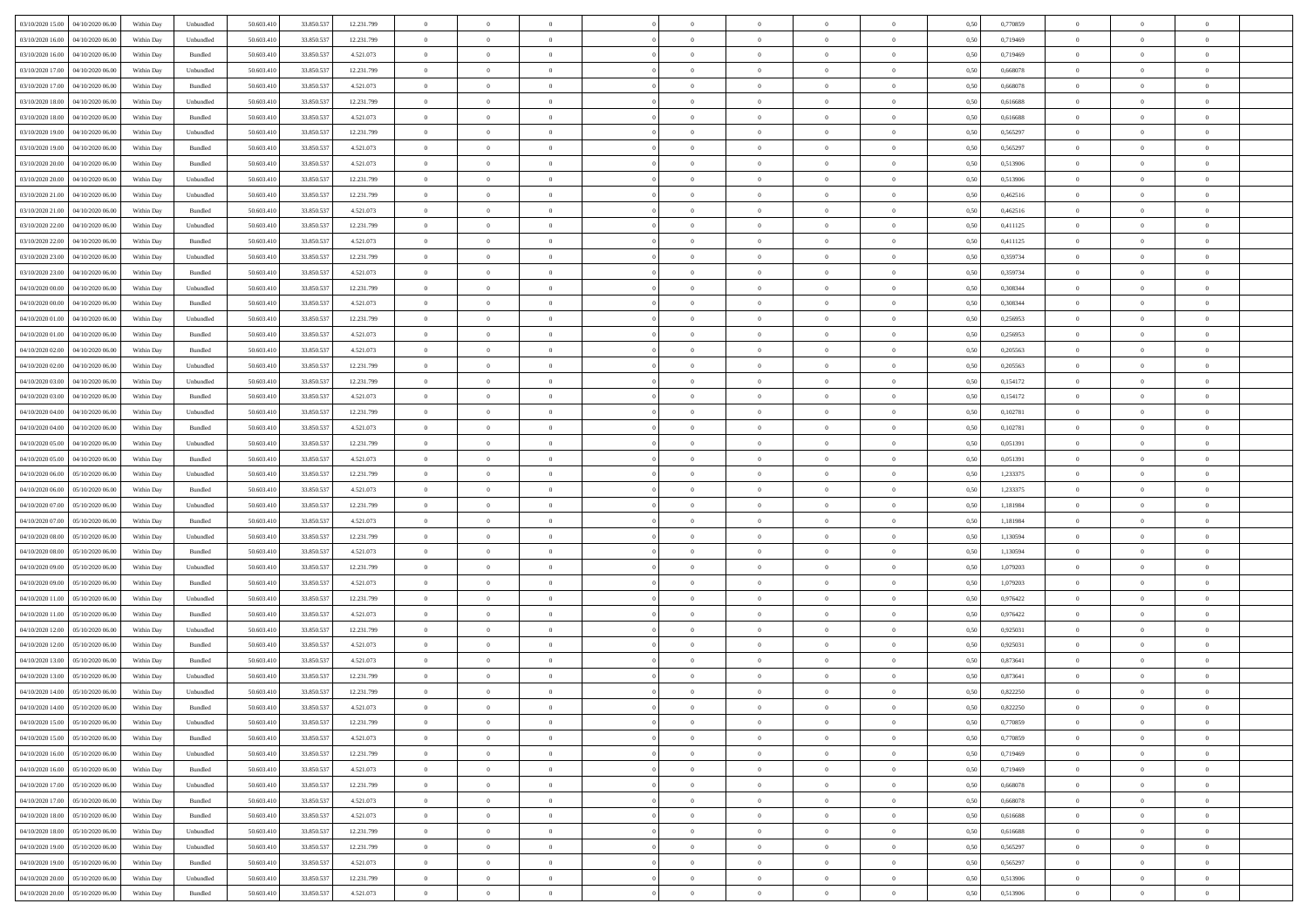| | | | | | | | | | | | | | | | | | | | | |
|---|---|---|---|---|---|---|---|---|---|---|---|---|---|---|---|---|---|---|---|---|
| 03/10/2020 15.00 | 04/10/2020 06.00 | Within Day | Unbundled | 50.603.410 | 33.850.537 | 12.231.799 | 0 | 0 | 0 | | 0 | 0 | 0 | 0 | 0,50 | 0,770859 | 0 | 0 | 0 | |
| 03/10/2020 16.00 | 04/10/2020 06.00 | Within Day | Unbundled | 50.603.410 | 33.850.537 | 12.231.799 | 0 | 0 | 0 | | 0 | 0 | 0 | 0 | 0,50 | 0,719469 | 0 | 0 | 0 | |
| 03/10/2020 16.00 | 04/10/2020 06.00 | Within Day | Bundled | 50.603.410 | 33.850.537 | 4.521.073 | 0 | 0 | 0 | | 0 | 0 | 0 | 0 | 0,50 | 0,719469 | 0 | 0 | 0 | |
| 03/10/2020 17.00 | 04/10/2020 06.00 | Within Day | Unbundled | 50.603.410 | 33.850.537 | 12.231.799 | 0 | 0 | 0 | | 0 | 0 | 0 | 0 | 0,50 | 0,668078 | 0 | 0 | 0 | |
| 03/10/2020 17.00 | 04/10/2020 06.00 | Within Day | Bundled | 50.603.410 | 33.850.537 | 4.521.073 | 0 | 0 | 0 | | 0 | 0 | 0 | 0 | 0,50 | 0,668078 | 0 | 0 | 0 | |
| 03/10/2020 18.00 | 04/10/2020 06.00 | Within Day | Unbundled | 50.603.410 | 33.850.537 | 12.231.799 | 0 | 0 | 0 | | 0 | 0 | 0 | 0 | 0,50 | 0,616688 | 0 | 0 | 0 | |
| 03/10/2020 18.00 | 04/10/2020 06.00 | Within Day | Bundled | 50.603.410 | 33.850.537 | 4.521.073 | 0 | 0 | 0 | | 0 | 0 | 0 | 0 | 0,50 | 0,616688 | 0 | 0 | 0 | |
| 03/10/2020 19.00 | 04/10/2020 06.00 | Within Day | Unbundled | 50.603.410 | 33.850.537 | 12.231.799 | 0 | 0 | 0 | | 0 | 0 | 0 | 0 | 0,50 | 0,565297 | 0 | 0 | 0 | |
| 03/10/2020 19.00 | 04/10/2020 06.00 | Within Day | Bundled | 50.603.410 | 33.850.537 | 4.521.073 | 0 | 0 | 0 | | 0 | 0 | 0 | 0 | 0,50 | 0,565297 | 0 | 0 | 0 | |
| 03/10/2020 20.00 | 04/10/2020 06.00 | Within Day | Bundled | 50.603.410 | 33.850.537 | 4.521.073 | 0 | 0 | 0 | | 0 | 0 | 0 | 0 | 0,50 | 0,513906 | 0 | 0 | 0 | |
| 03/10/2020 20.00 | 04/10/2020 06.00 | Within Day | Unbundled | 50.603.410 | 33.850.537 | 12.231.799 | 0 | 0 | 0 | | 0 | 0 | 0 | 0 | 0,50 | 0,513906 | 0 | 0 | 0 | |
| 03/10/2020 21.00 | 04/10/2020 06.00 | Within Day | Unbundled | 50.603.410 | 33.850.537 | 12.231.799 | 0 | 0 | 0 | | 0 | 0 | 0 | 0 | 0,50 | 0,462516 | 0 | 0 | 0 | |
| 03/10/2020 21.00 | 04/10/2020 06.00 | Within Day | Bundled | 50.603.410 | 33.850.537 | 4.521.073 | 0 | 0 | 0 | | 0 | 0 | 0 | 0 | 0,50 | 0,462516 | 0 | 0 | 0 | |
| 03/10/2020 22.00 | 04/10/2020 06.00 | Within Day | Unbundled | 50.603.410 | 33.850.537 | 12.231.799 | 0 | 0 | 0 | | 0 | 0 | 0 | 0 | 0,50 | 0,411125 | 0 | 0 | 0 | |
| 03/10/2020 22.00 | 04/10/2020 06.00 | Within Day | Bundled | 50.603.410 | 33.850.537 | 4.521.073 | 0 | 0 | 0 | | 0 | 0 | 0 | 0 | 0,50 | 0,411125 | 0 | 0 | 0 | |
| 03/10/2020 23.00 | 04/10/2020 06.00 | Within Day | Unbundled | 50.603.410 | 33.850.537 | 12.231.799 | 0 | 0 | 0 | | 0 | 0 | 0 | 0 | 0,50 | 0,359734 | 0 | 0 | 0 | |
| 03/10/2020 23.00 | 04/10/2020 06.00 | Within Day | Bundled | 50.603.410 | 33.850.537 | 4.521.073 | 0 | 0 | 0 | | 0 | 0 | 0 | 0 | 0,50 | 0,359734 | 0 | 0 | 0 | |
| 04/10/2020 00.00 | 04/10/2020 06.00 | Within Day | Unbundled | 50.603.410 | 33.850.537 | 12.231.799 | 0 | 0 | 0 | | 0 | 0 | 0 | 0 | 0,50 | 0,308344 | 0 | 0 | 0 | |
| 04/10/2020 00.00 | 04/10/2020 06.00 | Within Day | Bundled | 50.603.410 | 33.850.537 | 4.521.073 | 0 | 0 | 0 | | 0 | 0 | 0 | 0 | 0,50 | 0,308344 | 0 | 0 | 0 | |
| 04/10/2020 01.00 | 04/10/2020 06.00 | Within Day | Unbundled | 50.603.410 | 33.850.537 | 12.231.799 | 0 | 0 | 0 | | 0 | 0 | 0 | 0 | 0,50 | 0,256953 | 0 | 0 | 0 | |
| 04/10/2020 01.00 | 04/10/2020 06.00 | Within Day | Bundled | 50.603.410 | 33.850.537 | 4.521.073 | 0 | 0 | 0 | | 0 | 0 | 0 | 0 | 0,50 | 0,256953 | 0 | 0 | 0 | |
| 04/10/2020 02.00 | 04/10/2020 06.00 | Within Day | Bundled | 50.603.410 | 33.850.537 | 4.521.073 | 0 | 0 | 0 | | 0 | 0 | 0 | 0 | 0,50 | 0,205563 | 0 | 0 | 0 | |
| 04/10/2020 02.00 | 04/10/2020 06.00 | Within Day | Unbundled | 50.603.410 | 33.850.537 | 12.231.799 | 0 | 0 | 0 | | 0 | 0 | 0 | 0 | 0,50 | 0,205563 | 0 | 0 | 0 | |
| 04/10/2020 03.00 | 04/10/2020 06.00 | Within Day | Unbundled | 50.603.410 | 33.850.537 | 12.231.799 | 0 | 0 | 0 | | 0 | 0 | 0 | 0 | 0,50 | 0,154172 | 0 | 0 | 0 | |
| 04/10/2020 03.00 | 04/10/2020 06.00 | Within Day | Bundled | 50.603.410 | 33.850.537 | 4.521.073 | 0 | 0 | 0 | | 0 | 0 | 0 | 0 | 0,50 | 0,154172 | 0 | 0 | 0 | |
| 04/10/2020 04.00 | 04/10/2020 06.00 | Within Day | Unbundled | 50.603.410 | 33.850.537 | 12.231.799 | 0 | 0 | 0 | | 0 | 0 | 0 | 0 | 0,50 | 0,102781 | 0 | 0 | 0 | |
| 04/10/2020 04.00 | 04/10/2020 06.00 | Within Day | Bundled | 50.603.410 | 33.850.537 | 4.521.073 | 0 | 0 | 0 | | 0 | 0 | 0 | 0 | 0,50 | 0,102781 | 0 | 0 | 0 | |
| 04/10/2020 05.00 | 04/10/2020 06.00 | Within Day | Unbundled | 50.603.410 | 33.850.537 | 12.231.799 | 0 | 0 | 0 | | 0 | 0 | 0 | 0 | 0,50 | 0,051391 | 0 | 0 | 0 | |
| 04/10/2020 05.00 | 04/10/2020 06.00 | Within Day | Bundled | 50.603.410 | 33.850.537 | 4.521.073 | 0 | 0 | 0 | | 0 | 0 | 0 | 0 | 0,50 | 0,051391 | 0 | 0 | 0 | |
| 04/10/2020 06.00 | 05/10/2020 06.00 | Within Day | Unbundled | 50.603.410 | 33.850.537 | 12.231.799 | 0 | 0 | 0 | | 0 | 0 | 0 | 0 | 0,50 | 1,233375 | 0 | 0 | 0 | |
| 04/10/2020 06.00 | 05/10/2020 06.00 | Within Day | Bundled | 50.603.410 | 33.850.537 | 4.521.073 | 0 | 0 | 0 | | 0 | 0 | 0 | 0 | 0,50 | 1,233375 | 0 | 0 | 0 | |
| 04/10/2020 07.00 | 05/10/2020 06.00 | Within Day | Unbundled | 50.603.410 | 33.850.537 | 12.231.799 | 0 | 0 | 0 | | 0 | 0 | 0 | 0 | 0,50 | 1,181984 | 0 | 0 | 0 | |
| 04/10/2020 07.00 | 05/10/2020 06.00 | Within Day | Bundled | 50.603.410 | 33.850.537 | 4.521.073 | 0 | 0 | 0 | | 0 | 0 | 0 | 0 | 0,50 | 1,181984 | 0 | 0 | 0 | |
| 04/10/2020 08.00 | 05/10/2020 06.00 | Within Day | Unbundled | 50.603.410 | 33.850.537 | 12.231.799 | 0 | 0 | 0 | | 0 | 0 | 0 | 0 | 0,50 | 1,130594 | 0 | 0 | 0 | |
| 04/10/2020 08.00 | 05/10/2020 06.00 | Within Day | Bundled | 50.603.410 | 33.850.537 | 4.521.073 | 0 | 0 | 0 | | 0 | 0 | 0 | 0 | 0,50 | 1,130594 | 0 | 0 | 0 | |
| 04/10/2020 09.00 | 05/10/2020 06.00 | Within Day | Unbundled | 50.603.410 | 33.850.537 | 12.231.799 | 0 | 0 | 0 | | 0 | 0 | 0 | 0 | 0,50 | 1,079203 | 0 | 0 | 0 | |
| 04/10/2020 09.00 | 05/10/2020 06.00 | Within Day | Bundled | 50.603.410 | 33.850.537 | 4.521.073 | 0 | 0 | 0 | | 0 | 0 | 0 | 0 | 0,50 | 1,079203 | 0 | 0 | 0 | |
| 04/10/2020 11.00 | 05/10/2020 06.00 | Within Day | Unbundled | 50.603.410 | 33.850.537 | 12.231.799 | 0 | 0 | 0 | | 0 | 0 | 0 | 0 | 0,50 | 0,976422 | 0 | 0 | 0 | |
| 04/10/2020 11.00 | 05/10/2020 06.00 | Within Day | Bundled | 50.603.410 | 33.850.537 | 4.521.073 | 0 | 0 | 0 | | 0 | 0 | 0 | 0 | 0,50 | 0,976422 | 0 | 0 | 0 | |
| 04/10/2020 12.00 | 05/10/2020 06.00 | Within Day | Unbundled | 50.603.410 | 33.850.537 | 12.231.799 | 0 | 0 | 0 | | 0 | 0 | 0 | 0 | 0,50 | 0,925031 | 0 | 0 | 0 | |
| 04/10/2020 12.00 | 05/10/2020 06.00 | Within Day | Bundled | 50.603.410 | 33.850.537 | 4.521.073 | 0 | 0 | 0 | | 0 | 0 | 0 | 0 | 0,50 | 0,925031 | 0 | 0 | 0 | |
| 04/10/2020 13.00 | 05/10/2020 06.00 | Within Day | Bundled | 50.603.410 | 33.850.537 | 4.521.073 | 0 | 0 | 0 | | 0 | 0 | 0 | 0 | 0,50 | 0,873641 | 0 | 0 | 0 | |
| 04/10/2020 13.00 | 05/10/2020 06.00 | Within Day | Unbundled | 50.603.410 | 33.850.537 | 12.231.799 | 0 | 0 | 0 | | 0 | 0 | 0 | 0 | 0,50 | 0,873641 | 0 | 0 | 0 | |
| 04/10/2020 14.00 | 05/10/2020 06.00 | Within Day | Unbundled | 50.603.410 | 33.850.537 | 12.231.799 | 0 | 0 | 0 | | 0 | 0 | 0 | 0 | 0,50 | 0,822250 | 0 | 0 | 0 | |
| 04/10/2020 14.00 | 05/10/2020 06.00 | Within Day | Bundled | 50.603.410 | 33.850.537 | 4.521.073 | 0 | 0 | 0 | | 0 | 0 | 0 | 0 | 0,50 | 0,822250 | 0 | 0 | 0 | |
| 04/10/2020 15.00 | 05/10/2020 06.00 | Within Day | Unbundled | 50.603.410 | 33.850.537 | 12.231.799 | 0 | 0 | 0 | | 0 | 0 | 0 | 0 | 0,50 | 0,770859 | 0 | 0 | 0 | |
| 04/10/2020 15.00 | 05/10/2020 06.00 | Within Day | Bundled | 50.603.410 | 33.850.537 | 4.521.073 | 0 | 0 | 0 | | 0 | 0 | 0 | 0 | 0,50 | 0,770859 | 0 | 0 | 0 | |
| 04/10/2020 16.00 | 05/10/2020 06.00 | Within Day | Unbundled | 50.603.410 | 33.850.537 | 12.231.799 | 0 | 0 | 0 | | 0 | 0 | 0 | 0 | 0,50 | 0,719469 | 0 | 0 | 0 | |
| 04/10/2020 16.00 | 05/10/2020 06.00 | Within Day | Bundled | 50.603.410 | 33.850.537 | 4.521.073 | 0 | 0 | 0 | | 0 | 0 | 0 | 0 | 0,50 | 0,719469 | 0 | 0 | 0 | |
| 04/10/2020 17.00 | 05/10/2020 06.00 | Within Day | Unbundled | 50.603.410 | 33.850.537 | 12.231.799 | 0 | 0 | 0 | | 0 | 0 | 0 | 0 | 0,50 | 0,668078 | 0 | 0 | 0 | |
| 04/10/2020 17.00 | 05/10/2020 06.00 | Within Day | Bundled | 50.603.410 | 33.850.537 | 4.521.073 | 0 | 0 | 0 | | 0 | 0 | 0 | 0 | 0,50 | 0,668078 | 0 | 0 | 0 | |
| 04/10/2020 18.00 | 05/10/2020 06.00 | Within Day | Bundled | 50.603.410 | 33.850.537 | 4.521.073 | 0 | 0 | 0 | | 0 | 0 | 0 | 0 | 0,50 | 0,616688 | 0 | 0 | 0 | |
| 04/10/2020 18.00 | 05/10/2020 06.00 | Within Day | Unbundled | 50.603.410 | 33.850.537 | 12.231.799 | 0 | 0 | 0 | | 0 | 0 | 0 | 0 | 0,50 | 0,616688 | 0 | 0 | 0 | |
| 04/10/2020 19.00 | 05/10/2020 06.00 | Within Day | Unbundled | 50.603.410 | 33.850.537 | 12.231.799 | 0 | 0 | 0 | | 0 | 0 | 0 | 0 | 0,50 | 0,565297 | 0 | 0 | 0 | |
| 04/10/2020 19.00 | 05/10/2020 06.00 | Within Day | Bundled | 50.603.410 | 33.850.537 | 4.521.073 | 0 | 0 | 0 | | 0 | 0 | 0 | 0 | 0,50 | 0,565297 | 0 | 0 | 0 | |
| 04/10/2020 20.00 | 05/10/2020 06.00 | Within Day | Unbundled | 50.603.410 | 33.850.537 | 12.231.799 | 0 | 0 | 0 | | 0 | 0 | 0 | 0 | 0,50 | 0,513906 | 0 | 0 | 0 | |
| 04/10/2020 20.00 | 05/10/2020 06.00 | Within Day | Bundled | 50.603.410 | 33.850.537 | 4.521.073 | 0 | 0 | 0 | | 0 | 0 | 0 | 0 | 0,50 | 0,513906 | 0 | 0 | 0 | |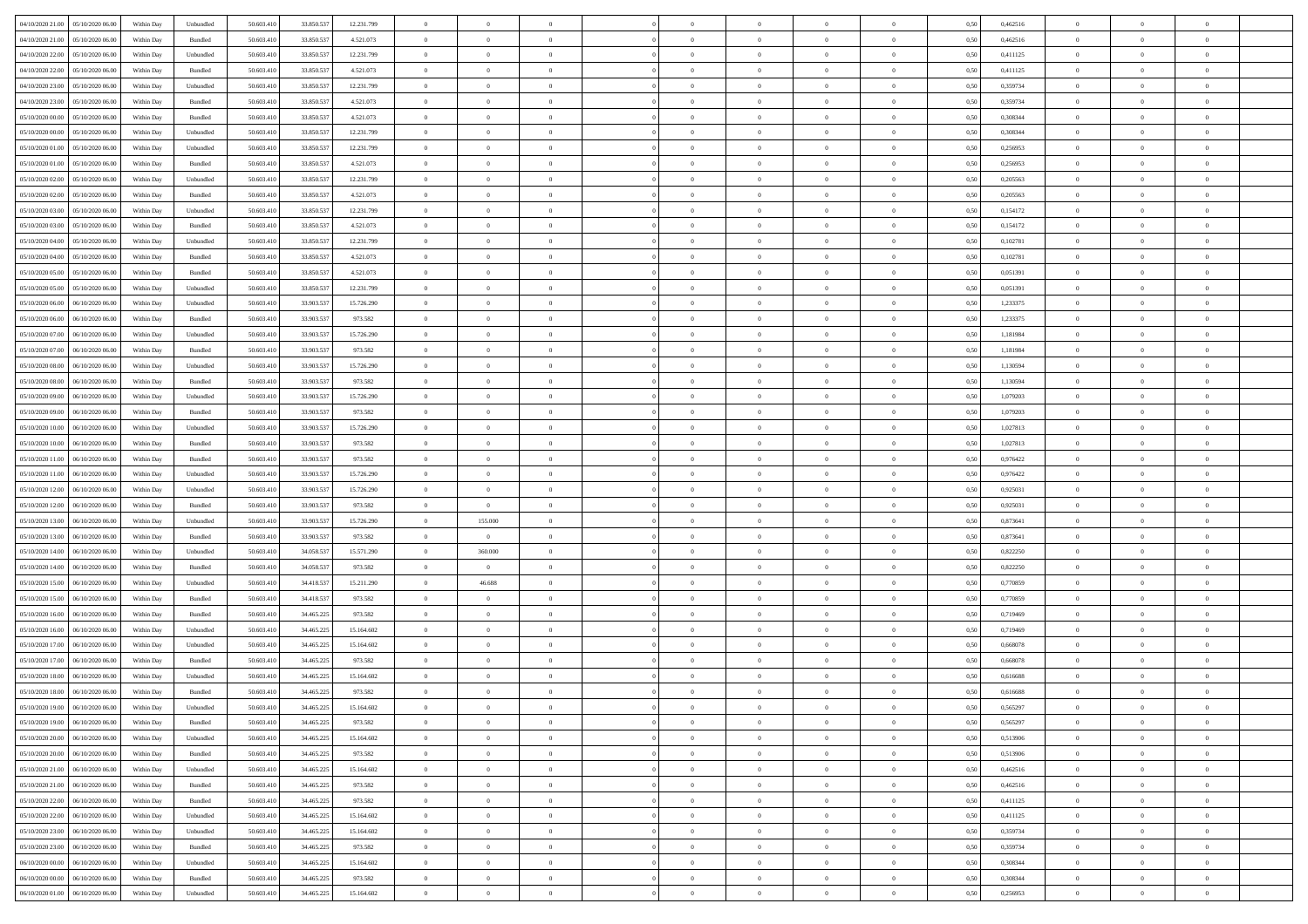| | | | | | | | | | | | | | | | | | | | | |
|---|---|---|---|---|---|---|---|---|---|---|---|---|---|---|---|---|---|---|---|---|
| 04/10/2020 21.00 | 05/10/2020 06.00 | Within Day | Unbundled | 50.603.410 | 33.850.537 | 12.231.799 | 0 | 0 | 0 | | 0 | 0 | 0 | 0 | 0,50 | 0,462516 | 0 | 0 | 0 | |
| 04/10/2020 21.00 | 05/10/2020 06.00 | Within Day | Bundled | 50.603.410 | 33.850.537 | 4.521.073 | 0 | 0 | 0 | | 0 | 0 | 0 | 0 | 0,50 | 0,462516 | 0 | 0 | 0 | |
| 04/10/2020 22.00 | 05/10/2020 06.00 | Within Day | Unbundled | 50.603.410 | 33.850.537 | 12.231.799 | 0 | 0 | 0 | | 0 | 0 | 0 | 0 | 0,50 | 0,411125 | 0 | 0 | 0 | |
| 04/10/2020 22.00 | 05/10/2020 06.00 | Within Day | Bundled | 50.603.410 | 33.850.537 | 4.521.073 | 0 | 0 | 0 | | 0 | 0 | 0 | 0 | 0,50 | 0,411125 | 0 | 0 | 0 | |
| 04/10/2020 23.00 | 05/10/2020 06.00 | Within Day | Unbundled | 50.603.410 | 33.850.537 | 12.231.799 | 0 | 0 | 0 | | 0 | 0 | 0 | 0 | 0,50 | 0,359734 | 0 | 0 | 0 | |
| 04/10/2020 23.00 | 05/10/2020 06.00 | Within Day | Bundled | 50.603.410 | 33.850.537 | 4.521.073 | 0 | 0 | 0 | | 0 | 0 | 0 | 0 | 0,50 | 0,359734 | 0 | 0 | 0 | |
| 05/10/2020 00.00 | 05/10/2020 06.00 | Within Day | Bundled | 50.603.410 | 33.850.537 | 4.521.073 | 0 | 0 | 0 | | 0 | 0 | 0 | 0 | 0,50 | 0,308344 | 0 | 0 | 0 | |
| 05/10/2020 00.00 | 05/10/2020 06.00 | Within Day | Unbundled | 50.603.410 | 33.850.537 | 12.231.799 | 0 | 0 | 0 | | 0 | 0 | 0 | 0 | 0,50 | 0,308344 | 0 | 0 | 0 | |
| 05/10/2020 01.00 | 05/10/2020 06.00 | Within Day | Unbundled | 50.603.410 | 33.850.537 | 12.231.799 | 0 | 0 | 0 | | 0 | 0 | 0 | 0 | 0,50 | 0,256953 | 0 | 0 | 0 | |
| 05/10/2020 01.00 | 05/10/2020 06.00 | Within Day | Bundled | 50.603.410 | 33.850.537 | 4.521.073 | 0 | 0 | 0 | | 0 | 0 | 0 | 0 | 0,50 | 0,256953 | 0 | 0 | 0 | |
| 05/10/2020 02.00 | 05/10/2020 06.00 | Within Day | Unbundled | 50.603.410 | 33.850.537 | 12.231.799 | 0 | 0 | 0 | | 0 | 0 | 0 | 0 | 0,50 | 0,205563 | 0 | 0 | 0 | |
| 05/10/2020 02.00 | 05/10/2020 06.00 | Within Day | Bundled | 50.603.410 | 33.850.537 | 4.521.073 | 0 | 0 | 0 | | 0 | 0 | 0 | 0 | 0,50 | 0,205563 | 0 | 0 | 0 | |
| 05/10/2020 03.00 | 05/10/2020 06.00 | Within Day | Unbundled | 50.603.410 | 33.850.537 | 12.231.799 | 0 | 0 | 0 | | 0 | 0 | 0 | 0 | 0,50 | 0,154172 | 0 | 0 | 0 | |
| 05/10/2020 03.00 | 05/10/2020 06.00 | Within Day | Bundled | 50.603.410 | 33.850.537 | 4.521.073 | 0 | 0 | 0 | | 0 | 0 | 0 | 0 | 0,50 | 0,154172 | 0 | 0 | 0 | |
| 05/10/2020 04.00 | 05/10/2020 06.00 | Within Day | Unbundled | 50.603.410 | 33.850.537 | 12.231.799 | 0 | 0 | 0 | | 0 | 0 | 0 | 0 | 0,50 | 0,102781 | 0 | 0 | 0 | |
| 05/10/2020 04.00 | 05/10/2020 06.00 | Within Day | Bundled | 50.603.410 | 33.850.537 | 4.521.073 | 0 | 0 | 0 | | 0 | 0 | 0 | 0 | 0,50 | 0,102781 | 0 | 0 | 0 | |
| 05/10/2020 05.00 | 05/10/2020 06.00 | Within Day | Bundled | 50.603.410 | 33.850.537 | 4.521.073 | 0 | 0 | 0 | | 0 | 0 | 0 | 0 | 0,50 | 0,051391 | 0 | 0 | 0 | |
| 05/10/2020 05.00 | 05/10/2020 06.00 | Within Day | Unbundled | 50.603.410 | 33.850.537 | 12.231.799 | 0 | 0 | 0 | | 0 | 0 | 0 | 0 | 0,50 | 0,051391 | 0 | 0 | 0 | |
| 05/10/2020 06.00 | 06/10/2020 06.00 | Within Day | Unbundled | 50.603.410 | 33.903.537 | 15.726.290 | 0 | 0 | 0 | | 0 | 0 | 0 | 0 | 0,50 | 1,233375 | 0 | 0 | 0 | |
| 05/10/2020 06.00 | 06/10/2020 06.00 | Within Day | Bundled | 50.603.410 | 33.903.537 | 973.582 | 0 | 0 | 0 | | 0 | 0 | 0 | 0 | 0,50 | 1,233375 | 0 | 0 | 0 | |
| 05/10/2020 07.00 | 06/10/2020 06.00 | Within Day | Unbundled | 50.603.410 | 33.903.537 | 15.726.290 | 0 | 0 | 0 | | 0 | 0 | 0 | 0 | 0,50 | 1,181984 | 0 | 0 | 0 | |
| 05/10/2020 07.00 | 06/10/2020 06.00 | Within Day | Bundled | 50.603.410 | 33.903.537 | 973.582 | 0 | 0 | 0 | | 0 | 0 | 0 | 0 | 0,50 | 1,181984 | 0 | 0 | 0 | |
| 05/10/2020 08.00 | 06/10/2020 06.00 | Within Day | Unbundled | 50.603.410 | 33.903.537 | 15.726.290 | 0 | 0 | 0 | | 0 | 0 | 0 | 0 | 0,50 | 1,130594 | 0 | 0 | 0 | |
| 05/10/2020 08.00 | 06/10/2020 06.00 | Within Day | Bundled | 50.603.410 | 33.903.537 | 973.582 | 0 | 0 | 0 | | 0 | 0 | 0 | 0 | 0,50 | 1,130594 | 0 | 0 | 0 | |
| 05/10/2020 09.00 | 06/10/2020 06.00 | Within Day | Unbundled | 50.603.410 | 33.903.537 | 15.726.290 | 0 | 0 | 0 | | 0 | 0 | 0 | 0 | 0,50 | 1,079203 | 0 | 0 | 0 | |
| 05/10/2020 09.00 | 06/10/2020 06.00 | Within Day | Bundled | 50.603.410 | 33.903.537 | 973.582 | 0 | 0 | 0 | | 0 | 0 | 0 | 0 | 0,50 | 1,079203 | 0 | 0 | 0 | |
| 05/10/2020 10.00 | 06/10/2020 06.00 | Within Day | Unbundled | 50.603.410 | 33.903.537 | 15.726.290 | 0 | 0 | 0 | | 0 | 0 | 0 | 0 | 0,50 | 1,027813 | 0 | 0 | 0 | |
| 05/10/2020 10.00 | 06/10/2020 06.00 | Within Day | Bundled | 50.603.410 | 33.903.537 | 973.582 | 0 | 0 | 0 | | 0 | 0 | 0 | 0 | 0,50 | 1,027813 | 0 | 0 | 0 | |
| 05/10/2020 11.00 | 06/10/2020 06.00 | Within Day | Bundled | 50.603.410 | 33.903.537 | 973.582 | 0 | 0 | 0 | | 0 | 0 | 0 | 0 | 0,50 | 0,976422 | 0 | 0 | 0 | |
| 05/10/2020 11.00 | 06/10/2020 06.00 | Within Day | Unbundled | 50.603.410 | 33.903.537 | 15.726.290 | 0 | 0 | 0 | | 0 | 0 | 0 | 0 | 0,50 | 0,976422 | 0 | 0 | 0 | |
| 05/10/2020 12.00 | 06/10/2020 06.00 | Within Day | Unbundled | 50.603.410 | 33.903.537 | 15.726.290 | 0 | 0 | 0 | | 0 | 0 | 0 | 0 | 0,50 | 0,925031 | 0 | 0 | 0 | |
| 05/10/2020 12.00 | 06/10/2020 06.00 | Within Day | Bundled | 50.603.410 | 33.903.537 | 973.582 | 0 | 0 | 0 | | 0 | 0 | 0 | 0 | 0,50 | 0,925031 | 0 | 0 | 0 | |
| 05/10/2020 13.00 | 06/10/2020 06.00 | Within Day | Unbundled | 50.603.410 | 33.903.537 | 15.726.290 | 0 | 155.000 | 0 | | 0 | 0 | 0 | 0 | 0,50 | 0,873641 | 0 | 0 | 0 | |
| 05/10/2020 13.00 | 06/10/2020 06.00 | Within Day | Bundled | 50.603.410 | 33.903.537 | 973.582 | 0 | 0 | 0 | | 0 | 0 | 0 | 0 | 0,50 | 0,873641 | 0 | 0 | 0 | |
| 05/10/2020 14.00 | 06/10/2020 06.00 | Within Day | Unbundled | 50.603.410 | 34.058.537 | 15.571.290 | 0 | 360.000 | 0 | | 0 | 0 | 0 | 0 | 0,50 | 0,822250 | 0 | 0 | 0 | |
| 05/10/2020 14.00 | 06/10/2020 06.00 | Within Day | Bundled | 50.603.410 | 34.058.537 | 973.582 | 0 | 0 | 0 | | 0 | 0 | 0 | 0 | 0,50 | 0,822250 | 0 | 0 | 0 | |
| 05/10/2020 15.00 | 06/10/2020 06.00 | Within Day | Unbundled | 50.603.410 | 34.418.537 | 15.211.290 | 0 | 46.688 | 0 | | 0 | 0 | 0 | 0 | 0,50 | 0,770859 | 0 | 0 | 0 | |
| 05/10/2020 15.00 | 06/10/2020 06.00 | Within Day | Bundled | 50.603.410 | 34.418.537 | 973.582 | 0 | 0 | 0 | | 0 | 0 | 0 | 0 | 0,50 | 0,770859 | 0 | 0 | 0 | |
| 05/10/2020 16.00 | 06/10/2020 06.00 | Within Day | Bundled | 50.603.410 | 34.465.225 | 973.582 | 0 | 0 | 0 | | 0 | 0 | 0 | 0 | 0,50 | 0,719469 | 0 | 0 | 0 | |
| 05/10/2020 16.00 | 06/10/2020 06.00 | Within Day | Unbundled | 50.603.410 | 34.465.225 | 15.164.602 | 0 | 0 | 0 | | 0 | 0 | 0 | 0 | 0,50 | 0,719469 | 0 | 0 | 0 | |
| 05/10/2020 17.00 | 06/10/2020 06.00 | Within Day | Unbundled | 50.603.410 | 34.465.225 | 15.164.602 | 0 | 0 | 0 | | 0 | 0 | 0 | 0 | 0,50 | 0,668078 | 0 | 0 | 0 | |
| 05/10/2020 17.00 | 06/10/2020 06.00 | Within Day | Bundled | 50.603.410 | 34.465.225 | 973.582 | 0 | 0 | 0 | | 0 | 0 | 0 | 0 | 0,50 | 0,668078 | 0 | 0 | 0 | |
| 05/10/2020 18.00 | 06/10/2020 06.00 | Within Day | Unbundled | 50.603.410 | 34.465.225 | 15.164.602 | 0 | 0 | 0 | | 0 | 0 | 0 | 0 | 0,50 | 0,616688 | 0 | 0 | 0 | |
| 05/10/2020 18.00 | 06/10/2020 06.00 | Within Day | Bundled | 50.603.410 | 34.465.225 | 973.582 | 0 | 0 | 0 | | 0 | 0 | 0 | 0 | 0,50 | 0,616688 | 0 | 0 | 0 | |
| 05/10/2020 19.00 | 06/10/2020 06.00 | Within Day | Unbundled | 50.603.410 | 34.465.225 | 15.164.602 | 0 | 0 | 0 | | 0 | 0 | 0 | 0 | 0,50 | 0,565297 | 0 | 0 | 0 | |
| 05/10/2020 19.00 | 06/10/2020 06.00 | Within Day | Bundled | 50.603.410 | 34.465.225 | 973.582 | 0 | 0 | 0 | | 0 | 0 | 0 | 0 | 0,50 | 0,565297 | 0 | 0 | 0 | |
| 05/10/2020 20.00 | 06/10/2020 06.00 | Within Day | Unbundled | 50.603.410 | 34.465.225 | 15.164.602 | 0 | 0 | 0 | | 0 | 0 | 0 | 0 | 0,50 | 0,513906 | 0 | 0 | 0 | |
| 05/10/2020 20.00 | 06/10/2020 06.00 | Within Day | Bundled | 50.603.410 | 34.465.225 | 973.582 | 0 | 0 | 0 | | 0 | 0 | 0 | 0 | 0,50 | 0,513906 | 0 | 0 | 0 | |
| 05/10/2020 21.00 | 06/10/2020 06.00 | Within Day | Unbundled | 50.603.410 | 34.465.225 | 15.164.602 | 0 | 0 | 0 | | 0 | 0 | 0 | 0 | 0,50 | 0,462516 | 0 | 0 | 0 | |
| 05/10/2020 21.00 | 06/10/2020 06.00 | Within Day | Bundled | 50.603.410 | 34.465.225 | 973.582 | 0 | 0 | 0 | | 0 | 0 | 0 | 0 | 0,50 | 0,462516 | 0 | 0 | 0 | |
| 05/10/2020 22.00 | 06/10/2020 06.00 | Within Day | Bundled | 50.603.410 | 34.465.225 | 973.582 | 0 | 0 | 0 | | 0 | 0 | 0 | 0 | 0,50 | 0,411125 | 0 | 0 | 0 | |
| 05/10/2020 22.00 | 06/10/2020 06.00 | Within Day | Unbundled | 50.603.410 | 34.465.225 | 15.164.602 | 0 | 0 | 0 | | 0 | 0 | 0 | 0 | 0,50 | 0,411125 | 0 | 0 | 0 | |
| 05/10/2020 23.00 | 06/10/2020 06.00 | Within Day | Unbundled | 50.603.410 | 34.465.225 | 15.164.602 | 0 | 0 | 0 | | 0 | 0 | 0 | 0 | 0,50 | 0,359734 | 0 | 0 | 0 | |
| 05/10/2020 23.00 | 06/10/2020 06.00 | Within Day | Bundled | 50.603.410 | 34.465.225 | 973.582 | 0 | 0 | 0 | | 0 | 0 | 0 | 0 | 0,50 | 0,359734 | 0 | 0 | 0 | |
| 06/10/2020 00.00 | 06/10/2020 06.00 | Within Day | Unbundled | 50.603.410 | 34.465.225 | 15.164.602 | 0 | 0 | 0 | | 0 | 0 | 0 | 0 | 0,50 | 0,308344 | 0 | 0 | 0 | |
| 06/10/2020 00.00 | 06/10/2020 06.00 | Within Day | Bundled | 50.603.410 | 34.465.225 | 973.582 | 0 | 0 | 0 | | 0 | 0 | 0 | 0 | 0,50 | 0,308344 | 0 | 0 | 0 | |
| 06/10/2020 01.00 | 06/10/2020 06.00 | Within Day | Unbundled | 50.603.410 | 34.465.225 | 15.164.602 | 0 | 0 | 0 | | 0 | 0 | 0 | 0 | 0,50 | 0,256953 | 0 | 0 | 0 | |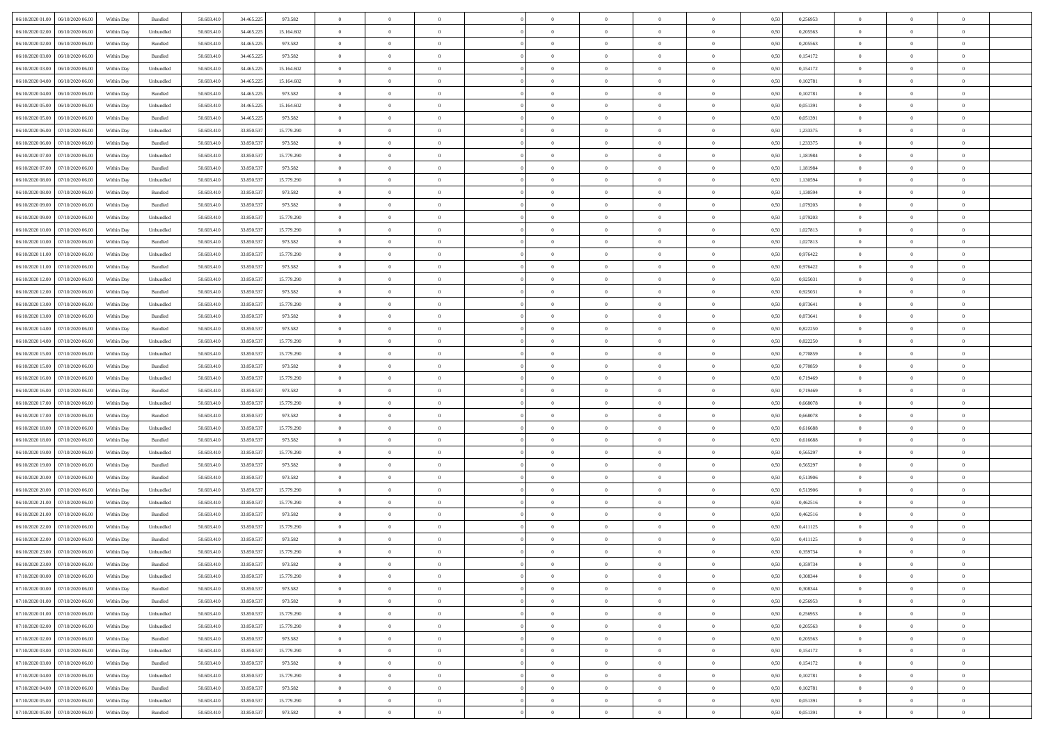| | | | | | | | | | | | | | | | | | | | | |
|---|---|---|---|---|---|---|---|---|---|---|---|---|---|---|---|---|---|---|---|---|
| 06/10/2020 01:00 | 06/10/2020 06:00 | Within Day | Bundled | 50.603.410 | 34.465.225 | 973.582 | 0 | 0 | 0 | | 0 | 0 | 0 | 0 | 0,50 | 0,256953 | 0 | 0 | 0 | |
| 06/10/2020 02:00 | 06/10/2020 06:00 | Within Day | Unbundled | 50.603.410 | 34.465.225 | 15.164.602 | 0 | 0 | 0 | | 0 | 0 | 0 | 0 | 0,50 | 0,205563 | 0 | 0 | 0 | |
| 06/10/2020 02:00 | 06/10/2020 06:00 | Within Day | Bundled | 50.603.410 | 34.465.225 | 973.582 | 0 | 0 | 0 | | 0 | 0 | 0 | 0 | 0,50 | 0,205563 | 0 | 0 | 0 | |
| 06/10/2020 03:00 | 06/10/2020 06:00 | Within Day | Bundled | 50.603.410 | 34.465.225 | 973.582 | 0 | 0 | 0 | | 0 | 0 | 0 | 0 | 0,50 | 0,154172 | 0 | 0 | 0 | |
| 06/10/2020 03:00 | 06/10/2020 06:00 | Within Day | Unbundled | 50.603.410 | 34.465.225 | 15.164.602 | 0 | 0 | 0 | | 0 | 0 | 0 | 0 | 0,50 | 0,154172 | 0 | 0 | 0 | |
| 06/10/2020 04:00 | 06/10/2020 06:00 | Within Day | Unbundled | 50.603.410 | 34.465.225 | 15.164.602 | 0 | 0 | 0 | | 0 | 0 | 0 | 0 | 0,50 | 0,102781 | 0 | 0 | 0 | |
| 06/10/2020 04:00 | 06/10/2020 06:00 | Within Day | Bundled | 50.603.410 | 34.465.225 | 973.582 | 0 | 0 | 0 | | 0 | 0 | 0 | 0 | 0,50 | 0,102781 | 0 | 0 | 0 | |
| 06/10/2020 05:00 | 06/10/2020 06:00 | Within Day | Unbundled | 50.603.410 | 34.465.225 | 15.164.602 | 0 | 0 | 0 | | 0 | 0 | 0 | 0 | 0,50 | 0,051391 | 0 | 0 | 0 | |
| 06/10/2020 05:00 | 06/10/2020 06:00 | Within Day | Bundled | 50.603.410 | 34.465.225 | 973.582 | 0 | 0 | 0 | | 0 | 0 | 0 | 0 | 0,50 | 0,051391 | 0 | 0 | 0 | |
| 06/10/2020 06:00 | 07/10/2020 06:00 | Within Day | Unbundled | 50.603.410 | 33.850.537 | 15.779.290 | 0 | 0 | 0 | | 0 | 0 | 0 | 0 | 0,50 | 1,233375 | 0 | 0 | 0 | |
| 06/10/2020 06:00 | 07/10/2020 06:00 | Within Day | Bundled | 50.603.410 | 33.850.537 | 973.582 | 0 | 0 | 0 | | 0 | 0 | 0 | 0 | 0,50 | 1,233375 | 0 | 0 | 0 | |
| 06/10/2020 07:00 | 07/10/2020 06:00 | Within Day | Unbundled | 50.603.410 | 33.850.537 | 15.779.290 | 0 | 0 | 0 | | 0 | 0 | 0 | 0 | 0,50 | 1,181984 | 0 | 0 | 0 | |
| 06/10/2020 07:00 | 07/10/2020 06:00 | Within Day | Bundled | 50.603.410 | 33.850.537 | 973.582 | 0 | 0 | 0 | | 0 | 0 | 0 | 0 | 0,50 | 1,181984 | 0 | 0 | 0 | |
| 06/10/2020 08:00 | 07/10/2020 06:00 | Within Day | Unbundled | 50.603.410 | 33.850.537 | 15.779.290 | 0 | 0 | 0 | | 0 | 0 | 0 | 0 | 0,50 | 1,130594 | 0 | 0 | 0 | |
| 06/10/2020 08:00 | 07/10/2020 06:00 | Within Day | Bundled | 50.603.410 | 33.850.537 | 973.582 | 0 | 0 | 0 | | 0 | 0 | 0 | 0 | 0,50 | 1,130594 | 0 | 0 | 0 | |
| 06/10/2020 09:00 | 07/10/2020 06:00 | Within Day | Bundled | 50.603.410 | 33.850.537 | 973.582 | 0 | 0 | 0 | | 0 | 0 | 0 | 0 | 0,50 | 1,079203 | 0 | 0 | 0 | |
| 06/10/2020 09:00 | 07/10/2020 06:00 | Within Day | Unbundled | 50.603.410 | 33.850.537 | 15.779.290 | 0 | 0 | 0 | | 0 | 0 | 0 | 0 | 0,50 | 1,079203 | 0 | 0 | 0 | |
| 06/10/2020 10:00 | 07/10/2020 06:00 | Within Day | Unbundled | 50.603.410 | 33.850.537 | 15.779.290 | 0 | 0 | 0 | | 0 | 0 | 0 | 0 | 0,50 | 1,027813 | 0 | 0 | 0 | |
| 06/10/2020 10:00 | 07/10/2020 06:00 | Within Day | Bundled | 50.603.410 | 33.850.537 | 973.582 | 0 | 0 | 0 | | 0 | 0 | 0 | 0 | 0,50 | 1,027813 | 0 | 0 | 0 | |
| 06/10/2020 11:00 | 07/10/2020 06:00 | Within Day | Unbundled | 50.603.410 | 33.850.537 | 15.779.290 | 0 | 0 | 0 | | 0 | 0 | 0 | 0 | 0,50 | 0,976422 | 0 | 0 | 0 | |
| 06/10/2020 11:00 | 07/10/2020 06:00 | Within Day | Bundled | 50.603.410 | 33.850.537 | 973.582 | 0 | 0 | 0 | | 0 | 0 | 0 | 0 | 0,50 | 0,976422 | 0 | 0 | 0 | |
| 06/10/2020 12:00 | 07/10/2020 06:00 | Within Day | Unbundled | 50.603.410 | 33.850.537 | 15.779.290 | 0 | 0 | 0 | | 0 | 0 | 0 | 0 | 0,50 | 0,925031 | 0 | 0 | 0 | |
| 06/10/2020 12:00 | 07/10/2020 06:00 | Within Day | Bundled | 50.603.410 | 33.850.537 | 973.582 | 0 | 0 | 0 | | 0 | 0 | 0 | 0 | 0,50 | 0,925031 | 0 | 0 | 0 | |
| 06/10/2020 13:00 | 07/10/2020 06:00 | Within Day | Unbundled | 50.603.410 | 33.850.537 | 15.779.290 | 0 | 0 | 0 | | 0 | 0 | 0 | 0 | 0,50 | 0,873641 | 0 | 0 | 0 | |
| 06/10/2020 13:00 | 07/10/2020 06:00 | Within Day | Bundled | 50.603.410 | 33.850.537 | 973.582 | 0 | 0 | 0 | | 0 | 0 | 0 | 0 | 0,50 | 0,873641 | 0 | 0 | 0 | |
| 06/10/2020 14:00 | 07/10/2020 06:00 | Within Day | Bundled | 50.603.410 | 33.850.537 | 973.582 | 0 | 0 | 0 | | 0 | 0 | 0 | 0 | 0,50 | 0,822250 | 0 | 0 | 0 | |
| 06/10/2020 14:00 | 07/10/2020 06:00 | Within Day | Unbundled | 50.603.410 | 33.850.537 | 15.779.290 | 0 | 0 | 0 | | 0 | 0 | 0 | 0 | 0,50 | 0,822250 | 0 | 0 | 0 | |
| 06/10/2020 15:00 | 07/10/2020 06:00 | Within Day | Unbundled | 50.603.410 | 33.850.537 | 15.779.290 | 0 | 0 | 0 | | 0 | 0 | 0 | 0 | 0,50 | 0,770859 | 0 | 0 | 0 | |
| 06/10/2020 15:00 | 07/10/2020 06:00 | Within Day | Bundled | 50.603.410 | 33.850.537 | 973.582 | 0 | 0 | 0 | | 0 | 0 | 0 | 0 | 0,50 | 0,770859 | 0 | 0 | 0 | |
| 06/10/2020 16:00 | 07/10/2020 06:00 | Within Day | Unbundled | 50.603.410 | 33.850.537 | 15.779.290 | 0 | 0 | 0 | | 0 | 0 | 0 | 0 | 0,50 | 0,719469 | 0 | 0 | 0 | |
| 06/10/2020 16:00 | 07/10/2020 06:00 | Within Day | Bundled | 50.603.410 | 33.850.537 | 973.582 | 0 | 0 | 0 | | 0 | 0 | 0 | 0 | 0,50 | 0,719469 | 0 | 0 | 0 | |
| 06/10/2020 17:00 | 07/10/2020 06:00 | Within Day | Unbundled | 50.603.410 | 33.850.537 | 15.779.290 | 0 | 0 | 0 | | 0 | 0 | 0 | 0 | 0,50 | 0,668078 | 0 | 0 | 0 | |
| 06/10/2020 17:00 | 07/10/2020 06:00 | Within Day | Bundled | 50.603.410 | 33.850.537 | 973.582 | 0 | 0 | 0 | | 0 | 0 | 0 | 0 | 0,50 | 0,668078 | 0 | 0 | 0 | |
| 06/10/2020 18:00 | 07/10/2020 06:00 | Within Day | Unbundled | 50.603.410 | 33.850.537 | 15.779.290 | 0 | 0 | 0 | | 0 | 0 | 0 | 0 | 0,50 | 0,616688 | 0 | 0 | 0 | |
| 06/10/2020 18:00 | 07/10/2020 06:00 | Within Day | Bundled | 50.603.410 | 33.850.537 | 973.582 | 0 | 0 | 0 | | 0 | 0 | 0 | 0 | 0,50 | 0,616688 | 0 | 0 | 0 | |
| 06/10/2020 19:00 | 07/10/2020 06:00 | Within Day | Unbundled | 50.603.410 | 33.850.537 | 15.779.290 | 0 | 0 | 0 | | 0 | 0 | 0 | 0 | 0,50 | 0,565297 | 0 | 0 | 0 | |
| 06/10/2020 19:00 | 07/10/2020 06:00 | Within Day | Bundled | 50.603.410 | 33.850.537 | 973.582 | 0 | 0 | 0 | | 0 | 0 | 0 | 0 | 0,50 | 0,565297 | 0 | 0 | 0 | |
| 06/10/2020 20:00 | 07/10/2020 06:00 | Within Day | Bundled | 50.603.410 | 33.850.537 | 973.582 | 0 | 0 | 0 | | 0 | 0 | 0 | 0 | 0,50 | 0,513906 | 0 | 0 | 0 | |
| 06/10/2020 20:00 | 07/10/2020 06:00 | Within Day | Unbundled | 50.603.410 | 33.850.537 | 15.779.290 | 0 | 0 | 0 | | 0 | 0 | 0 | 0 | 0,50 | 0,513906 | 0 | 0 | 0 | |
| 06/10/2020 21:00 | 07/10/2020 06:00 | Within Day | Unbundled | 50.603.410 | 33.850.537 | 15.779.290 | 0 | 0 | 0 | | 0 | 0 | 0 | 0 | 0,50 | 0,462516 | 0 | 0 | 0 | |
| 06/10/2020 21:00 | 07/10/2020 06:00 | Within Day | Bundled | 50.603.410 | 33.850.537 | 973.582 | 0 | 0 | 0 | | 0 | 0 | 0 | 0 | 0,50 | 0,462516 | 0 | 0 | 0 | |
| 06/10/2020 22:00 | 07/10/2020 06:00 | Within Day | Unbundled | 50.603.410 | 33.850.537 | 15.779.290 | 0 | 0 | 0 | | 0 | 0 | 0 | 0 | 0,50 | 0,411125 | 0 | 0 | 0 | |
| 06/10/2020 22:00 | 07/10/2020 06:00 | Within Day | Bundled | 50.603.410 | 33.850.537 | 973.582 | 0 | 0 | 0 | | 0 | 0 | 0 | 0 | 0,50 | 0,411125 | 0 | 0 | 0 | |
| 06/10/2020 23:00 | 07/10/2020 06:00 | Within Day | Unbundled | 50.603.410 | 33.850.537 | 15.779.290 | 0 | 0 | 0 | | 0 | 0 | 0 | 0 | 0,50 | 0,359734 | 0 | 0 | 0 | |
| 06/10/2020 23:00 | 07/10/2020 06:00 | Within Day | Bundled | 50.603.410 | 33.850.537 | 973.582 | 0 | 0 | 0 | | 0 | 0 | 0 | 0 | 0,50 | 0,359734 | 0 | 0 | 0 | |
| 07/10/2020 00:00 | 07/10/2020 06:00 | Within Day | Unbundled | 50.603.410 | 33.850.537 | 15.779.290 | 0 | 0 | 0 | | 0 | 0 | 0 | 0 | 0,50 | 0,308344 | 0 | 0 | 0 | |
| 07/10/2020 00:00 | 07/10/2020 06:00 | Within Day | Bundled | 50.603.410 | 33.850.537 | 973.582 | 0 | 0 | 0 | | 0 | 0 | 0 | 0 | 0,50 | 0,308344 | 0 | 0 | 0 | |
| 07/10/2020 01:00 | 07/10/2020 06:00 | Within Day | Bundled | 50.603.410 | 33.850.537 | 973.582 | 0 | 0 | 0 | | 0 | 0 | 0 | 0 | 0,50 | 0,256953 | 0 | 0 | 0 | |
| 07/10/2020 01:00 | 07/10/2020 06:00 | Within Day | Unbundled | 50.603.410 | 33.850.537 | 15.779.290 | 0 | 0 | 0 | | 0 | 0 | 0 | 0 | 0,50 | 0,256953 | 0 | 0 | 0 | |
| 07/10/2020 02:00 | 07/10/2020 06:00 | Within Day | Unbundled | 50.603.410 | 33.850.537 | 15.779.290 | 0 | 0 | 0 | | 0 | 0 | 0 | 0 | 0,50 | 0,205563 | 0 | 0 | 0 | |
| 07/10/2020 02:00 | 07/10/2020 06:00 | Within Day | Bundled | 50.603.410 | 33.850.537 | 973.582 | 0 | 0 | 0 | | 0 | 0 | 0 | 0 | 0,50 | 0,205563 | 0 | 0 | 0 | |
| 07/10/2020 03:00 | 07/10/2020 06:00 | Within Day | Unbundled | 50.603.410 | 33.850.537 | 15.779.290 | 0 | 0 | 0 | | 0 | 0 | 0 | 0 | 0,50 | 0,154172 | 0 | 0 | 0 | |
| 07/10/2020 03:00 | 07/10/2020 06:00 | Within Day | Bundled | 50.603.410 | 33.850.537 | 973.582 | 0 | 0 | 0 | | 0 | 0 | 0 | 0 | 0,50 | 0,154172 | 0 | 0 | 0 | |
| 07/10/2020 04:00 | 07/10/2020 06:00 | Within Day | Unbundled | 50.603.410 | 33.850.537 | 15.779.290 | 0 | 0 | 0 | | 0 | 0 | 0 | 0 | 0,50 | 0,102781 | 0 | 0 | 0 | |
| 07/10/2020 04:00 | 07/10/2020 06:00 | Within Day | Bundled | 50.603.410 | 33.850.537 | 973.582 | 0 | 0 | 0 | | 0 | 0 | 0 | 0 | 0,50 | 0,102781 | 0 | 0 | 0 | |
| 07/10/2020 05:00 | 07/10/2020 06:00 | Within Day | Unbundled | 50.603.410 | 33.850.537 | 15.779.290 | 0 | 0 | 0 | | 0 | 0 | 0 | 0 | 0,50 | 0,051391 | 0 | 0 | 0 | |
| 07/10/2020 05:00 | 07/10/2020 06:00 | Within Day | Bundled | 50.603.410 | 33.850.537 | 973.582 | 0 | 0 | 0 | | 0 | 0 | 0 | 0 | 0,50 | 0,051391 | 0 | 0 | 0 | |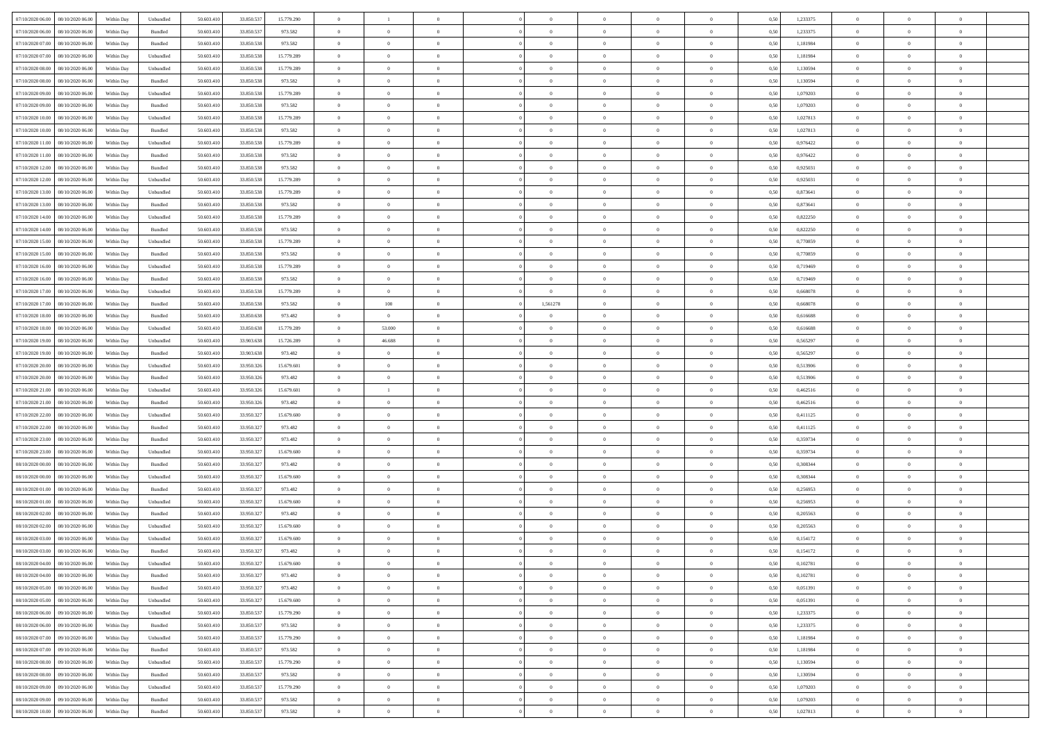| | | | | | | | | | | | | | | | | | | | | |
|---|---|---|---|---|---|---|---|---|---|---|---|---|---|---|---|---|---|---|---|---|
| 07/10/2020 06:00 | 08/10/2020 06:00 | Within Day | Unbundled | 50.603.410 | 33.850.537 | 15.779.290 | 0 | 1 | 0 | | 0 | 0 | 0 | 0 | 0,50 | 1,233375 | 0 | 0 | 0 | |
| 07/10/2020 06:00 | 08/10/2020 06:00 | Within Day | Bundled | 50.603.410 | 33.850.537 | 973.582 | 0 | 0 | 0 | | 0 | 0 | 0 | 0 | 0,50 | 1,233375 | 0 | 0 | 0 | |
| 07/10/2020 07:00 | 08/10/2020 06:00 | Within Day | Bundled | 50.603.410 | 33.850.538 | 973.582 | 0 | 0 | 0 | | 0 | 0 | 0 | 0 | 0,50 | 1,181984 | 0 | 0 | 0 | |
| 07/10/2020 07:00 | 08/10/2020 06:00 | Within Day | Unbundled | 50.603.410 | 33.850.538 | 15.779.289 | 0 | 0 | 0 | | 0 | 0 | 0 | 0 | 0,50 | 1,181984 | 0 | 0 | 0 | |
| 07/10/2020 08:00 | 08/10/2020 06:00 | Within Day | Unbundled | 50.603.410 | 33.850.538 | 15.779.289 | 0 | 0 | 0 | | 0 | 0 | 0 | 0 | 0,50 | 1,130594 | 0 | 0 | 0 | |
| 07/10/2020 08:00 | 08/10/2020 06:00 | Within Day | Bundled | 50.603.410 | 33.850.538 | 973.582 | 0 | 0 | 0 | | 0 | 0 | 0 | 0 | 0,50 | 1,130594 | 0 | 0 | 0 | |
| 07/10/2020 09:00 | 08/10/2020 06:00 | Within Day | Unbundled | 50.603.410 | 33.850.538 | 15.779.289 | 0 | 0 | 0 | | 0 | 0 | 0 | 0 | 0,50 | 1,079203 | 0 | 0 | 0 | |
| 07/10/2020 09:00 | 08/10/2020 06:00 | Within Day | Bundled | 50.603.410 | 33.850.538 | 973.582 | 0 | 0 | 0 | | 0 | 0 | 0 | 0 | 0,50 | 1,079203 | 0 | 0 | 0 | |
| 07/10/2020 10:00 | 08/10/2020 06:00 | Within Day | Unbundled | 50.603.410 | 33.850.538 | 15.779.289 | 0 | 0 | 0 | | 0 | 0 | 0 | 0 | 0,50 | 1,027813 | 0 | 0 | 0 | |
| 07/10/2020 10:00 | 08/10/2020 06:00 | Within Day | Bundled | 50.603.410 | 33.850.538 | 973.582 | 0 | 0 | 0 | | 0 | 0 | 0 | 0 | 0,50 | 1,027813 | 0 | 0 | 0 | |
| 07/10/2020 11:00 | 08/10/2020 06:00 | Within Day | Unbundled | 50.603.410 | 33.850.538 | 15.779.289 | 0 | 0 | 0 | | 0 | 0 | 0 | 0 | 0,50 | 0,976422 | 0 | 0 | 0 | |
| 07/10/2020 11:00 | 08/10/2020 06:00 | Within Day | Bundled | 50.603.410 | 33.850.538 | 973.582 | 0 | 0 | 0 | | 0 | 0 | 0 | 0 | 0,50 | 0,976422 | 0 | 0 | 0 | |
| 07/10/2020 12:00 | 08/10/2020 06:00 | Within Day | Bundled | 50.603.410 | 33.850.538 | 973.582 | 0 | 0 | 0 | | 0 | 0 | 0 | 0 | 0,50 | 0,925031 | 0 | 0 | 0 | |
| 07/10/2020 12:00 | 08/10/2020 06:00 | Within Day | Unbundled | 50.603.410 | 33.850.538 | 15.779.289 | 0 | 0 | 0 | | 0 | 0 | 0 | 0 | 0,50 | 0,925031 | 0 | 0 | 0 | |
| 07/10/2020 13:00 | 08/10/2020 06:00 | Within Day | Unbundled | 50.603.410 | 33.850.538 | 15.779.289 | 0 | 0 | 0 | | 0 | 0 | 0 | 0 | 0,50 | 0,873641 | 0 | 0 | 0 | |
| 07/10/2020 13:00 | 08/10/2020 06:00 | Within Day | Bundled | 50.603.410 | 33.850.538 | 973.582 | 0 | 0 | 0 | | 0 | 0 | 0 | 0 | 0,50 | 0,873641 | 0 | 0 | 0 | |
| 07/10/2020 14:00 | 08/10/2020 06:00 | Within Day | Unbundled | 50.603.410 | 33.850.538 | 15.779.289 | 0 | 0 | 0 | | 0 | 0 | 0 | 0 | 0,50 | 0,822250 | 0 | 0 | 0 | |
| 07/10/2020 14:00 | 08/10/2020 06:00 | Within Day | Bundled | 50.603.410 | 33.850.538 | 973.582 | 0 | 0 | 0 | | 0 | 0 | 0 | 0 | 0,50 | 0,822250 | 0 | 0 | 0 | |
| 07/10/2020 15:00 | 08/10/2020 06:00 | Within Day | Unbundled | 50.603.410 | 33.850.538 | 15.779.289 | 0 | 0 | 0 | | 0 | 0 | 0 | 0 | 0,50 | 0,770859 | 0 | 0 | 0 | |
| 07/10/2020 15:00 | 08/10/2020 06:00 | Within Day | Bundled | 50.603.410 | 33.850.538 | 973.582 | 0 | 0 | 0 | | 0 | 0 | 0 | 0 | 0,50 | 0,770859 | 0 | 0 | 0 | |
| 07/10/2020 16:00 | 08/10/2020 06:00 | Within Day | Unbundled | 50.603.410 | 33.850.538 | 15.779.289 | 0 | 0 | 0 | | 0 | 0 | 0 | 0 | 0,50 | 0,719469 | 0 | 0 | 0 | |
| 07/10/2020 16:00 | 08/10/2020 06:00 | Within Day | Bundled | 50.603.410 | 33.850.538 | 973.582 | 0 | 0 | 0 | | 0 | 0 | 0 | 0 | 0,50 | 0,719469 | 0 | 0 | 0 | |
| 07/10/2020 17:00 | 08/10/2020 06:00 | Within Day | Unbundled | 50.603.410 | 33.850.538 | 15.779.289 | 0 | 0 | 0 | | 0 | 0 | 0 | 0 | 0,50 | 0,668078 | 0 | 0 | 0 | |
| 07/10/2020 17:00 | 08/10/2020 06:00 | Within Day | Bundled | 50.603.410 | 33.850.538 | 973.582 | 0 | 100 | 0 | | 1,561278 | 0 | 0 | 0 | 0,50 | 0,668078 | 0 | 0 | 0 | |
| 07/10/2020 18:00 | 08/10/2020 06:00 | Within Day | Bundled | 50.603.410 | 33.850.638 | 973.482 | 0 | 0 | 0 | | 0 | 0 | 0 | 0 | 0,50 | 0,616688 | 0 | 0 | 0 | |
| 07/10/2020 18:00 | 08/10/2020 06:00 | Within Day | Unbundled | 50.603.410 | 33.850.638 | 15.779.289 | 0 | 53.000 | 0 | | 0 | 0 | 0 | 0 | 0,50 | 0,616688 | 0 | 0 | 0 | |
| 07/10/2020 19:00 | 08/10/2020 06:00 | Within Day | Unbundled | 50.603.410 | 33.903.638 | 15.726.289 | 0 | 46.688 | 0 | | 0 | 0 | 0 | 0 | 0,50 | 0,565297 | 0 | 0 | 0 | |
| 07/10/2020 19:00 | 08/10/2020 06:00 | Within Day | Bundled | 50.603.410 | 33.903.638 | 973.482 | 0 | 0 | 0 | | 0 | 0 | 0 | 0 | 0,50 | 0,565297 | 0 | 0 | 0 | |
| 07/10/2020 20:00 | 08/10/2020 06:00 | Within Day | Unbundled | 50.603.410 | 33.950.326 | 15.679.601 | 0 | 0 | 0 | | 0 | 0 | 0 | 0 | 0,50 | 0,513906 | 0 | 0 | 0 | |
| 07/10/2020 20:00 | 08/10/2020 06:00 | Within Day | Bundled | 50.603.410 | 33.950.326 | 973.482 | 0 | 0 | 0 | | 0 | 0 | 0 | 0 | 0,50 | 0,513906 | 0 | 0 | 0 | |
| 07/10/2020 21:00 | 08/10/2020 06:00 | Within Day | Unbundled | 50.603.410 | 33.950.326 | 15.679.601 | 0 | 1 | 0 | | 0 | 0 | 0 | 0 | 0,50 | 0,462516 | 0 | 0 | 0 | |
| 07/10/2020 21:00 | 08/10/2020 06:00 | Within Day | Bundled | 50.603.410 | 33.950.326 | 973.482 | 0 | 0 | 0 | | 0 | 0 | 0 | 0 | 0,50 | 0,462516 | 0 | 0 | 0 | |
| 07/10/2020 22:00 | 08/10/2020 06:00 | Within Day | Unbundled | 50.603.410 | 33.950.327 | 15.679.600 | 0 | 0 | 0 | | 0 | 0 | 0 | 0 | 0,50 | 0,411125 | 0 | 0 | 0 | |
| 07/10/2020 22:00 | 08/10/2020 06:00 | Within Day | Bundled | 50.603.410 | 33.950.327 | 973.482 | 0 | 0 | 0 | | 0 | 0 | 0 | 0 | 0,50 | 0,411125 | 0 | 0 | 0 | |
| 07/10/2020 23:00 | 08/10/2020 06:00 | Within Day | Bundled | 50.603.410 | 33.950.327 | 973.482 | 0 | 0 | 0 | | 0 | 0 | 0 | 0 | 0,50 | 0,359734 | 0 | 0 | 0 | |
| 07/10/2020 23:00 | 08/10/2020 06:00 | Within Day | Unbundled | 50.603.410 | 33.950.327 | 15.679.600 | 0 | 0 | 0 | | 0 | 0 | 0 | 0 | 0,50 | 0,359734 | 0 | 0 | 0 | |
| 08/10/2020 00:00 | 08/10/2020 06:00 | Within Day | Bundled | 50.603.410 | 33.950.327 | 973.482 | 0 | 0 | 0 | | 0 | 0 | 0 | 0 | 0,50 | 0,308344 | 0 | 0 | 0 | |
| 08/10/2020 00:00 | 08/10/2020 06:00 | Within Day | Unbundled | 50.603.410 | 33.950.327 | 15.679.600 | 0 | 0 | 0 | | 0 | 0 | 0 | 0 | 0,50 | 0,308344 | 0 | 0 | 0 | |
| 08/10/2020 01:00 | 08/10/2020 06:00 | Within Day | Bundled | 50.603.410 | 33.950.327 | 973.482 | 0 | 0 | 0 | | 0 | 0 | 0 | 0 | 0,50 | 0,256953 | 0 | 0 | 0 | |
| 08/10/2020 01:00 | 08/10/2020 06:00 | Within Day | Unbundled | 50.603.410 | 33.950.327 | 15.679.600 | 0 | 0 | 0 | | 0 | 0 | 0 | 0 | 0,50 | 0,256953 | 0 | 0 | 0 | |
| 08/10/2020 02:00 | 08/10/2020 06:00 | Within Day | Bundled | 50.603.410 | 33.950.327 | 973.482 | 0 | 0 | 0 | | 0 | 0 | 0 | 0 | 0,50 | 0,205563 | 0 | 0 | 0 | |
| 08/10/2020 02:00 | 08/10/2020 06:00 | Within Day | Unbundled | 50.603.410 | 33.950.327 | 15.679.600 | 0 | 0 | 0 | | 0 | 0 | 0 | 0 | 0,50 | 0,205563 | 0 | 0 | 0 | |
| 08/10/2020 03:00 | 08/10/2020 06:00 | Within Day | Unbundled | 50.603.410 | 33.950.327 | 15.679.600 | 0 | 0 | 0 | | 0 | 0 | 0 | 0 | 0,50 | 0,154172 | 0 | 0 | 0 | |
| 08/10/2020 03:00 | 08/10/2020 06:00 | Within Day | Bundled | 50.603.410 | 33.950.327 | 973.482 | 0 | 0 | 0 | | 0 | 0 | 0 | 0 | 0,50 | 0,154172 | 0 | 0 | 0 | |
| 08/10/2020 04:00 | 08/10/2020 06:00 | Within Day | Unbundled | 50.603.410 | 33.950.327 | 15.679.600 | 0 | 0 | 0 | | 0 | 0 | 0 | 0 | 0,50 | 0,102781 | 0 | 0 | 0 | |
| 08/10/2020 04:00 | 08/10/2020 06:00 | Within Day | Bundled | 50.603.410 | 33.950.327 | 973.482 | 0 | 0 | 0 | | 0 | 0 | 0 | 0 | 0,50 | 0,102781 | 0 | 0 | 0 | |
| 08/10/2020 05:00 | 08/10/2020 06:00 | Within Day | Bundled | 50.603.410 | 33.950.327 | 973.482 | 0 | 0 | 0 | | 0 | 0 | 0 | 0 | 0,50 | 0,051391 | 0 | 0 | 0 | |
| 08/10/2020 05:00 | 08/10/2020 06:00 | Within Day | Unbundled | 50.603.410 | 33.950.327 | 15.679.600 | 0 | 0 | 0 | | 0 | 0 | 0 | 0 | 0,50 | 0,051391 | 0 | 0 | 0 | |
| 08/10/2020 06:00 | 09/10/2020 06:00 | Within Day | Unbundled | 50.603.410 | 33.850.537 | 15.779.290 | 0 | 0 | 0 | | 0 | 0 | 0 | 0 | 0,50 | 1,233375 | 0 | 0 | 0 | |
| 08/10/2020 06:00 | 09/10/2020 06:00 | Within Day | Bundled | 50.603.410 | 33.850.537 | 973.582 | 0 | 0 | 0 | | 0 | 0 | 0 | 0 | 0,50 | 1,233375 | 0 | 0 | 0 | |
| 08/10/2020 07:00 | 09/10/2020 06:00 | Within Day | Unbundled | 50.603.410 | 33.850.537 | 15.779.290 | 0 | 0 | 0 | | 0 | 0 | 0 | 0 | 0,50 | 1,181984 | 0 | 0 | 0 | |
| 08/10/2020 07:00 | 09/10/2020 06:00 | Within Day | Bundled | 50.603.410 | 33.850.537 | 973.582 | 0 | 0 | 0 | | 0 | 0 | 0 | 0 | 0,50 | 1,181984 | 0 | 0 | 0 | |
| 08/10/2020 08:00 | 09/10/2020 06:00 | Within Day | Unbundled | 50.603.410 | 33.850.537 | 15.779.290 | 0 | 0 | 0 | | 0 | 0 | 0 | 0 | 0,50 | 1,130594 | 0 | 0 | 0 | |
| 08/10/2020 08:00 | 09/10/2020 06:00 | Within Day | Bundled | 50.603.410 | 33.850.537 | 973.582 | 0 | 0 | 0 | | 0 | 0 | 0 | 0 | 0,50 | 1,130594 | 0 | 0 | 0 | |
| 08/10/2020 09:00 | 09/10/2020 06:00 | Within Day | Unbundled | 50.603.410 | 33.850.537 | 15.779.290 | 0 | 0 | 0 | | 0 | 0 | 0 | 0 | 0,50 | 1,079203 | 0 | 0 | 0 | |
| 08/10/2020 09:00 | 09/10/2020 06:00 | Within Day | Bundled | 50.603.410 | 33.850.537 | 973.582 | 0 | 0 | 0 | | 0 | 0 | 0 | 0 | 0,50 | 1,079203 | 0 | 0 | 0 | |
| 08/10/2020 10:00 | 09/10/2020 06:00 | Within Day | Bundled | 50.603.410 | 33.850.537 | 973.582 | 0 | 0 | 0 | | 0 | 0 | 0 | 0 | 0,50 | 1,027813 | 0 | 0 | 0 | |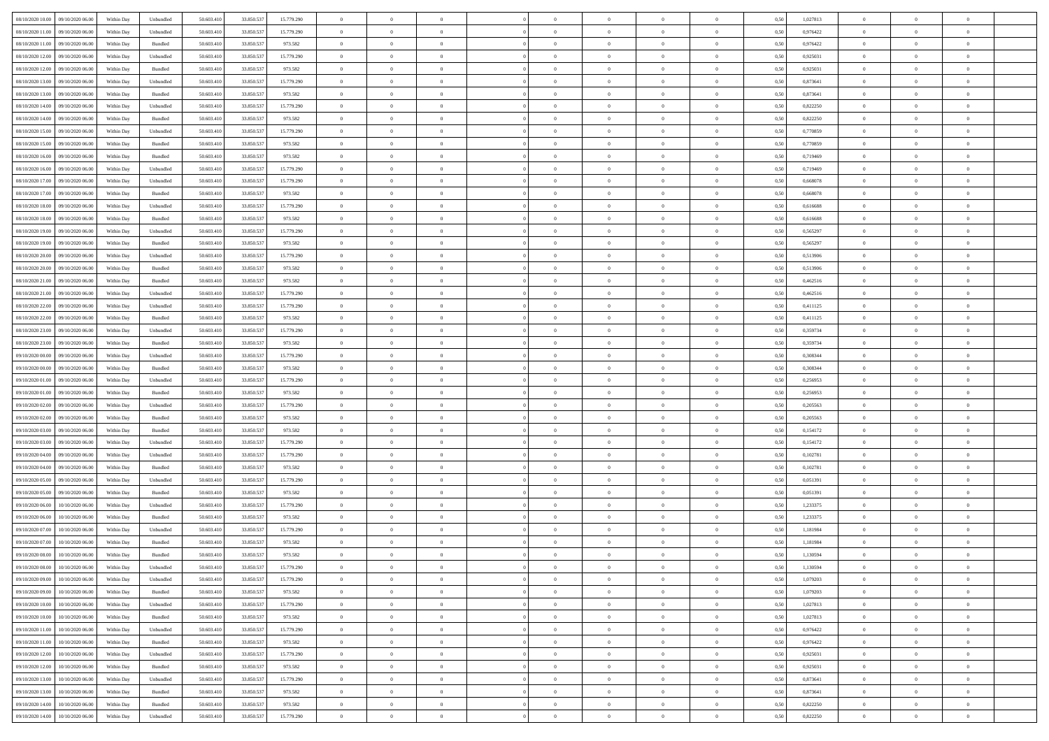| | | | | | | | | | | | | | | | | | | | | | |
|---|---|---|---|---|---|---|---|---|---|---|---|---|---|---|---|---|---|---|---|---|---|
| 08/10/2020 10:00 | 09/10/2020 06.00 | Within Day | Unbundled | 50.603.410 | 33.850.537 | 15.779.290 | 0 | 0 | 0 | | 0 | 0 | 0 | 0 | 0,50 | 1,027813 | 0 | 0 | 0 | |
| 08/10/2020 11:00 | 09/10/2020 06.00 | Within Day | Unbundled | 50.603.410 | 33.850.537 | 15.779.290 | 0 | 0 | 0 | | 0 | 0 | 0 | 0 | 0,50 | 0,976422 | 0 | 0 | 0 | |
| 08/10/2020 11:00 | 09/10/2020 06.00 | Within Day | Bundled | 50.603.410 | 33.850.537 | 973.582 | 0 | 0 | 0 | | 0 | 0 | 0 | 0 | 0,50 | 0,976422 | 0 | 0 | 0 | |
| 08/10/2020 12:00 | 09/10/2020 06.00 | Within Day | Unbundled | 50.603.410 | 33.850.537 | 15.779.290 | 0 | 0 | 0 | | 0 | 0 | 0 | 0 | 0,50 | 0,925031 | 0 | 0 | 0 | |
| 08/10/2020 12:00 | 09/10/2020 06.00 | Within Day | Bundled | 50.603.410 | 33.850.537 | 973.582 | 0 | 0 | 0 | | 0 | 0 | 0 | 0 | 0,50 | 0,925031 | 0 | 0 | 0 | |
| 08/10/2020 13:00 | 09/10/2020 06.00 | Within Day | Unbundled | 50.603.410 | 33.850.537 | 15.779.290 | 0 | 0 | 0 | | 0 | 0 | 0 | 0 | 0,50 | 0,873641 | 0 | 0 | 0 | |
| 08/10/2020 13:00 | 09/10/2020 06.00 | Within Day | Bundled | 50.603.410 | 33.850.537 | 973.582 | 0 | 0 | 0 | | 0 | 0 | 0 | 0 | 0,50 | 0,873641 | 0 | 0 | 0 | |
| 08/10/2020 14:00 | 09/10/2020 06.00 | Within Day | Unbundled | 50.603.410 | 33.850.537 | 15.779.290 | 0 | 0 | 0 | | 0 | 0 | 0 | 0 | 0,50 | 0,822250 | 0 | 0 | 0 | |
| 08/10/2020 14:00 | 09/10/2020 06.00 | Within Day | Bundled | 50.603.410 | 33.850.537 | 973.582 | 0 | 0 | 0 | | 0 | 0 | 0 | 0 | 0,50 | 0,822250 | 0 | 0 | 0 | |
| 08/10/2020 15:00 | 09/10/2020 06.00 | Within Day | Unbundled | 50.603.410 | 33.850.537 | 15.779.290 | 0 | 0 | 0 | | 0 | 0 | 0 | 0 | 0,50 | 0,770859 | 0 | 0 | 0 | |
| 08/10/2020 15:00 | 09/10/2020 06.00 | Within Day | Bundled | 50.603.410 | 33.850.537 | 973.582 | 0 | 0 | 0 | | 0 | 0 | 0 | 0 | 0,50 | 0,770859 | 0 | 0 | 0 | |
| 08/10/2020 16:00 | 09/10/2020 06.00 | Within Day | Bundled | 50.603.410 | 33.850.537 | 973.582 | 0 | 0 | 0 | | 0 | 0 | 0 | 0 | 0,50 | 0,719469 | 0 | 0 | 0 | |
| 08/10/2020 16:00 | 09/10/2020 06.00 | Within Day | Unbundled | 50.603.410 | 33.850.537 | 15.779.290 | 0 | 0 | 0 | | 0 | 0 | 0 | 0 | 0,50 | 0,719469 | 0 | 0 | 0 | |
| 08/10/2020 17:00 | 09/10/2020 06.00 | Within Day | Unbundled | 50.603.410 | 33.850.537 | 15.779.290 | 0 | 0 | 0 | | 0 | 0 | 0 | 0 | 0,50 | 0,668078 | 0 | 0 | 0 | |
| 08/10/2020 17:00 | 09/10/2020 06.00 | Within Day | Bundled | 50.603.410 | 33.850.537 | 973.582 | 0 | 0 | 0 | | 0 | 0 | 0 | 0 | 0,50 | 0,668078 | 0 | 0 | 0 | |
| 08/10/2020 18:00 | 09/10/2020 06.00 | Within Day | Unbundled | 50.603.410 | 33.850.537 | 15.779.290 | 0 | 0 | 0 | | 0 | 0 | 0 | 0 | 0,50 | 0,616688 | 0 | 0 | 0 | |
| 08/10/2020 18:00 | 09/10/2020 06.00 | Within Day | Bundled | 50.603.410 | 33.850.537 | 973.582 | 0 | 0 | 0 | | 0 | 0 | 0 | 0 | 0,50 | 0,616688 | 0 | 0 | 0 | |
| 08/10/2020 19:00 | 09/10/2020 06.00 | Within Day | Unbundled | 50.603.410 | 33.850.537 | 15.779.290 | 0 | 0 | 0 | | 0 | 0 | 0 | 0 | 0,50 | 0,565297 | 0 | 0 | 0 | |
| 08/10/2020 19:00 | 09/10/2020 06.00 | Within Day | Bundled | 50.603.410 | 33.850.537 | 973.582 | 0 | 0 | 0 | | 0 | 0 | 0 | 0 | 0,50 | 0,565297 | 0 | 0 | 0 | |
| 08/10/2020 20:00 | 09/10/2020 06.00 | Within Day | Unbundled | 50.603.410 | 33.850.537 | 15.779.290 | 0 | 0 | 0 | | 0 | 0 | 0 | 0 | 0,50 | 0,513906 | 0 | 0 | 0 | |
| 08/10/2020 20:00 | 09/10/2020 06.00 | Within Day | Bundled | 50.603.410 | 33.850.537 | 973.582 | 0 | 0 | 0 | | 0 | 0 | 0 | 0 | 0,50 | 0,513906 | 0 | 0 | 0 | |
| 08/10/2020 21:00 | 09/10/2020 06.00 | Within Day | Bundled | 50.603.410 | 33.850.537 | 973.582 | 0 | 0 | 0 | | 0 | 0 | 0 | 0 | 0,50 | 0,462516 | 0 | 0 | 0 | |
| 08/10/2020 21:00 | 09/10/2020 06.00 | Within Day | Unbundled | 50.603.410 | 33.850.537 | 15.779.290 | 0 | 0 | 0 | | 0 | 0 | 0 | 0 | 0,50 | 0,462516 | 0 | 0 | 0 | |
| 08/10/2020 22:00 | 09/10/2020 06.00 | Within Day | Unbundled | 50.603.410 | 33.850.537 | 15.779.290 | 0 | 0 | 0 | | 0 | 0 | 0 | 0 | 0,50 | 0,411125 | 0 | 0 | 0 | |
| 08/10/2020 22:00 | 09/10/2020 06.00 | Within Day | Bundled | 50.603.410 | 33.850.537 | 973.582 | 0 | 0 | 0 | | 0 | 0 | 0 | 0 | 0,50 | 0,411125 | 0 | 0 | 0 | |
| 08/10/2020 23:00 | 09/10/2020 06.00 | Within Day | Unbundled | 50.603.410 | 33.850.537 | 15.779.290 | 0 | 0 | 0 | | 0 | 0 | 0 | 0 | 0,50 | 0,359734 | 0 | 0 | 0 | |
| 08/10/2020 23:00 | 09/10/2020 06.00 | Within Day | Bundled | 50.603.410 | 33.850.537 | 973.582 | 0 | 0 | 0 | | 0 | 0 | 0 | 0 | 0,50 | 0,359734 | 0 | 0 | 0 | |
| 09/10/2020 00:00 | 09/10/2020 06.00 | Within Day | Unbundled | 50.603.410 | 33.850.537 | 15.779.290 | 0 | 0 | 0 | | 0 | 0 | 0 | 0 | 0,50 | 0,308344 | 0 | 0 | 0 | |
| 09/10/2020 00:00 | 09/10/2020 06.00 | Within Day | Bundled | 50.603.410 | 33.850.537 | 973.582 | 0 | 0 | 0 | | 0 | 0 | 0 | 0 | 0,50 | 0,308344 | 0 | 0 | 0 | |
| 09/10/2020 01:00 | 09/10/2020 06.00 | Within Day | Unbundled | 50.603.410 | 33.850.537 | 15.779.290 | 0 | 0 | 0 | | 0 | 0 | 0 | 0 | 0,50 | 0,256953 | 0 | 0 | 0 | |
| 09/10/2020 01:00 | 09/10/2020 06.00 | Within Day | Bundled | 50.603.410 | 33.850.537 | 973.582 | 0 | 0 | 0 | | 0 | 0 | 0 | 0 | 0,50 | 0,256953 | 0 | 0 | 0 | |
| 09/10/2020 02:00 | 09/10/2020 06.00 | Within Day | Unbundled | 50.603.410 | 33.850.537 | 15.779.290 | 0 | 0 | 0 | | 0 | 0 | 0 | 0 | 0,50 | 0,205563 | 0 | 0 | 0 | |
| 09/10/2020 02:00 | 09/10/2020 06.00 | Within Day | Bundled | 50.603.410 | 33.850.537 | 973.582 | 0 | 0 | 0 | | 0 | 0 | 0 | 0 | 0,50 | 0,205563 | 0 | 0 | 0 | |
| 09/10/2020 03:00 | 09/10/2020 06.00 | Within Day | Bundled | 50.603.410 | 33.850.537 | 973.582 | 0 | 0 | 0 | | 0 | 0 | 0 | 0 | 0,50 | 0,154172 | 0 | 0 | 0 | |
| 09/10/2020 03:00 | 09/10/2020 06.00 | Within Day | Unbundled | 50.603.410 | 33.850.537 | 15.779.290 | 0 | 0 | 0 | | 0 | 0 | 0 | 0 | 0,50 | 0,154172 | 0 | 0 | 0 | |
| 09/10/2020 04:00 | 09/10/2020 06.00 | Within Day | Unbundled | 50.603.410 | 33.850.537 | 15.779.290 | 0 | 0 | 0 | | 0 | 0 | 0 | 0 | 0,50 | 0,102781 | 0 | 0 | 0 | |
| 09/10/2020 04:00 | 09/10/2020 06.00 | Within Day | Bundled | 50.603.410 | 33.850.537 | 973.582 | 0 | 0 | 0 | | 0 | 0 | 0 | 0 | 0,50 | 0,102781 | 0 | 0 | 0 | |
| 09/10/2020 05:00 | 09/10/2020 06.00 | Within Day | Unbundled | 50.603.410 | 33.850.537 | 15.779.290 | 0 | 0 | 0 | | 0 | 0 | 0 | 0 | 0,50 | 0,051391 | 0 | 0 | 0 | |
| 09/10/2020 05:00 | 09/10/2020 06.00 | Within Day | Bundled | 50.603.410 | 33.850.537 | 973.582 | 0 | 0 | 0 | | 0 | 0 | 0 | 0 | 0,50 | 0,051391 | 0 | 0 | 0 | |
| 09/10/2020 06:00 | 10/10/2020 06:00 | Within Day | Unbundled | 50.603.410 | 33.850.537 | 15.779.290 | 0 | 0 | 0 | | 0 | 0 | 0 | 0 | 0,50 | 1,233375 | 0 | 0 | 0 | |
| 09/10/2020 06:00 | 10/10/2020 06:00 | Within Day | Bundled | 50.603.410 | 33.850.537 | 973.582 | 0 | 0 | 0 | | 0 | 0 | 0 | 0 | 0,50 | 1,233375 | 0 | 0 | 0 | |
| 09/10/2020 07:00 | 10/10/2020 06:00 | Within Day | Unbundled | 50.603.410 | 33.850.537 | 15.779.290 | 0 | 0 | 0 | | 0 | 0 | 0 | 0 | 0,50 | 1,181984 | 0 | 0 | 0 | |
| 09/10/2020 07:00 | 10/10/2020 06:00 | Within Day | Bundled | 50.603.410 | 33.850.537 | 973.582 | 0 | 0 | 0 | | 0 | 0 | 0 | 0 | 0,50 | 1,181984 | 0 | 0 | 0 | |
| 09/10/2020 08:00 | 10/10/2020 06:00 | Within Day | Bundled | 50.603.410 | 33.850.537 | 973.582 | 0 | 0 | 0 | | 0 | 0 | 0 | 0 | 0,50 | 1,130594 | 0 | 0 | 0 | |
| 09/10/2020 08:00 | 10/10/2020 06:00 | Within Day | Unbundled | 50.603.410 | 33.850.537 | 15.779.290 | 0 | 0 | 0 | | 0 | 0 | 0 | 0 | 0,50 | 1,130594 | 0 | 0 | 0 | |
| 09/10/2020 09:00 | 10/10/2020 06:00 | Within Day | Unbundled | 50.603.410 | 33.850.537 | 15.779.290 | 0 | 0 | 0 | | 0 | 0 | 0 | 0 | 0,50 | 1,079203 | 0 | 0 | 0 | |
| 09/10/2020 09:00 | 10/10/2020 06:00 | Within Day | Bundled | 50.603.410 | 33.850.537 | 973.582 | 0 | 0 | 0 | | 0 | 0 | 0 | 0 | 0,50 | 1,079203 | 0 | 0 | 0 | |
| 09/10/2020 10:00 | 10/10/2020 06:00 | Within Day | Unbundled | 50.603.410 | 33.850.537 | 15.779.290 | 0 | 0 | 0 | | 0 | 0 | 0 | 0 | 0,50 | 1,027813 | 0 | 0 | 0 | |
| 09/10/2020 10:00 | 10/10/2020 06:00 | Within Day | Bundled | 50.603.410 | 33.850.537 | 973.582 | 0 | 0 | 0 | | 0 | 0 | 0 | 0 | 0,50 | 1,027813 | 0 | 0 | 0 | |
| 09/10/2020 11:00 | 10/10/2020 06:00 | Within Day | Unbundled | 50.603.410 | 33.850.537 | 15.779.290 | 0 | 0 | 0 | | 0 | 0 | 0 | 0 | 0,50 | 0,976422 | 0 | 0 | 0 | |
| 09/10/2020 11:00 | 10/10/2020 06:00 | Within Day | Bundled | 50.603.410 | 33.850.537 | 973.582 | 0 | 0 | 0 | | 0 | 0 | 0 | 0 | 0,50 | 0,976422 | 0 | 0 | 0 | |
| 09/10/2020 12:00 | 10/10/2020 06:00 | Within Day | Unbundled | 50.603.410 | 33.850.537 | 15.779.290 | 0 | 0 | 0 | | 0 | 0 | 0 | 0 | 0,50 | 0,925031 | 0 | 0 | 0 | |
| 09/10/2020 12:00 | 10/10/2020 06:00 | Within Day | Bundled | 50.603.410 | 33.850.537 | 973.582 | 0 | 0 | 0 | | 0 | 0 | 0 | 0 | 0,50 | 0,925031 | 0 | 0 | 0 | |
| 09/10/2020 13:00 | 10/10/2020 06:00 | Within Day | Unbundled | 50.603.410 | 33.850.537 | 15.779.290 | 0 | 0 | 0 | | 0 | 0 | 0 | 0 | 0,50 | 0,873641 | 0 | 0 | 0 | |
| 09/10/2020 13:00 | 10/10/2020 06:00 | Within Day | Bundled | 50.603.410 | 33.850.537 | 973.582 | 0 | 0 | 0 | | 0 | 0 | 0 | 0 | 0,50 | 0,873641 | 0 | 0 | 0 | |
| 09/10/2020 14:00 | 10/10/2020 06:00 | Within Day | Bundled | 50.603.410 | 33.850.537 | 973.582 | 0 | 0 | 0 | | 0 | 0 | 0 | 0 | 0,50 | 0,822250 | 0 | 0 | 0 | |
| 09/10/2020 14:00 | 10/10/2020 06:00 | Within Day | Unbundled | 50.603.410 | 33.850.537 | 15.779.290 | 0 | 0 | 0 | | 0 | 0 | 0 | 0 | 0,50 | 0,822250 | 0 | 0 | 0 | |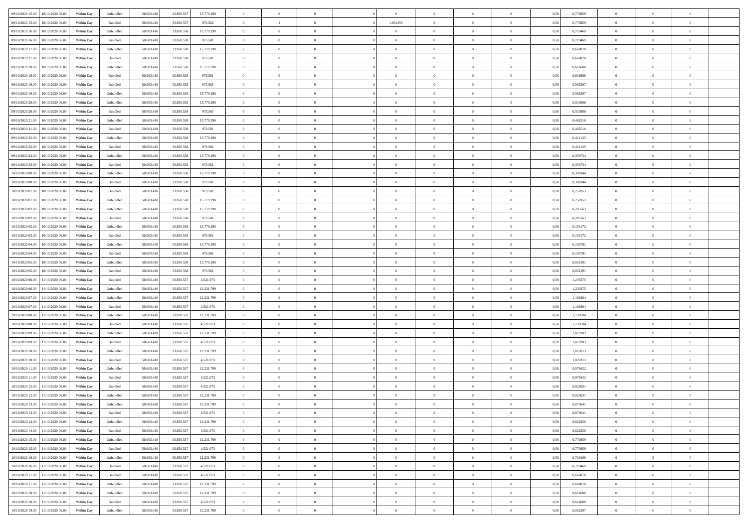| | | | | | | | | | | | | | | | | | | | | |
|---|---|---|---|---|---|---|---|---|---|---|---|---|---|---|---|---|---|---|---|---|
| 09/10/2020 15.00 | 10/10/2020 06.00 | Within Day | Unbundled | 50.603.410 | 33.850.537 | 15.779.290 | 0 | 0 | 0 | | 0 | 0 | 0 | 0 | 0,50 | 0,770859 | 0 | 0 | 0 | |
| 09/10/2020 15.00 | 10/10/2020 06.00 | Within Day | Bundled | 50.603.410 | 33.850.537 | 973.582 | 0 | 1 | 0 | | 1,801459 | 0 | 0 | 0 | 0,50 | 0,770859 | 0 | 0 | 0 | |
| 09/10/2020 16.00 | 10/10/2020 06.00 | Within Day | Unbundled | 50.603.410 | 33.850.538 | 15.779.290 | 0 | 0 | 0 | | 0 | 0 | 0 | 0 | 0,50 | 0,719469 | 0 | 0 | 0 | |
| 09/10/2020 16.00 | 10/10/2020 06.00 | Within Day | Bundled | 50.603.410 | 33.850.538 | 973.581 | 0 | 0 | 0 | | 0 | 0 | 0 | 0 | 0,50 | 0,719469 | 0 | 0 | 0 | |
| 09/10/2020 17.00 | 10/10/2020 06.00 | Within Day | Unbundled | 50.603.410 | 33.850.538 | 15.779.290 | 0 | 0 | 0 | | 0 | 0 | 0 | 0 | 0,50 | 0,668078 | 0 | 0 | 0 | |
| 09/10/2020 17.00 | 10/10/2020 06.00 | Within Day | Bundled | 50.603.410 | 33.850.538 | 973.581 | 0 | 0 | 0 | | 0 | 0 | 0 | 0 | 0,50 | 0,668078 | 0 | 0 | 0 | |
| 09/10/2020 18.00 | 10/10/2020 06.00 | Within Day | Unbundled | 50.603.410 | 33.850.538 | 15.779.290 | 0 | 0 | 0 | | 0 | 0 | 0 | 0 | 0,50 | 0,616688 | 0 | 0 | 0 | |
| 09/10/2020 18.00 | 10/10/2020 06.00 | Within Day | Bundled | 50.603.410 | 33.850.538 | 973.581 | 0 | 0 | 0 | | 0 | 0 | 0 | 0 | 0,50 | 0,616688 | 0 | 0 | 0 | |
| 09/10/2020 19.00 | 10/10/2020 06.00 | Within Day | Bundled | 50.603.410 | 33.850.538 | 973.581 | 0 | 0 | 0 | | 0 | 0 | 0 | 0 | 0,50 | 0,565297 | 0 | 0 | 0 | |
| 09/10/2020 19.00 | 10/10/2020 06.00 | Within Day | Unbundled | 50.603.410 | 33.850.538 | 15.779.290 | 0 | 0 | 0 | | 0 | 0 | 0 | 0 | 0,50 | 0,565297 | 0 | 0 | 0 | |
| 09/10/2020 20.00 | 10/10/2020 06.00 | Within Day | Unbundled | 50.603.410 | 33.850.538 | 15.779.290 | 0 | 0 | 0 | | 0 | 0 | 0 | 0 | 0,50 | 0,513906 | 0 | 0 | 0 | |
| 09/10/2020 20.00 | 10/10/2020 06.00 | Within Day | Bundled | 50.603.410 | 33.850.538 | 973.581 | 0 | 0 | 0 | | 0 | 0 | 0 | 0 | 0,50 | 0,513906 | 0 | 0 | 0 | |
| 09/10/2020 21.00 | 10/10/2020 06.00 | Within Day | Unbundled | 50.603.410 | 33.850.538 | 15.779.290 | 0 | 0 | 0 | | 0 | 0 | 0 | 0 | 0,50 | 0,462516 | 0 | 0 | 0 | |
| 09/10/2020 21.00 | 10/10/2020 06.00 | Within Day | Bundled | 50.603.410 | 33.850.538 | 973.581 | 0 | 0 | 0 | | 0 | 0 | 0 | 0 | 0,50 | 0,462516 | 0 | 0 | 0 | |
| 09/10/2020 22.00 | 10/10/2020 06.00 | Within Day | Unbundled | 50.603.410 | 33.850.538 | 15.779.290 | 0 | 0 | 0 | | 0 | 0 | 0 | 0 | 0,50 | 0,411125 | 0 | 0 | 0 | |
| 09/10/2020 22.00 | 10/10/2020 06.00 | Within Day | Bundled | 50.603.410 | 33.850.538 | 973.581 | 0 | 0 | 0 | | 0 | 0 | 0 | 0 | 0,50 | 0,411125 | 0 | 0 | 0 | |
| 09/10/2020 23.00 | 10/10/2020 06.00 | Within Day | Unbundled | 50.603.410 | 33.850.538 | 15.779.290 | 0 | 0 | 0 | | 0 | 0 | 0 | 0 | 0,50 | 0,359734 | 0 | 0 | 0 | |
| 09/10/2020 23.00 | 10/10/2020 06.00 | Within Day | Bundled | 50.603.410 | 33.850.538 | 973.581 | 0 | 0 | 0 | | 0 | 0 | 0 | 0 | 0,50 | 0,359734 | 0 | 0 | 0 | |
| 10/10/2020 00.00 | 10/10/2020 06.00 | Within Day | Unbundled | 50.603.410 | 33.850.538 | 15.779.290 | 0 | 0 | 0 | | 0 | 0 | 0 | 0 | 0,50 | 0,308344 | 0 | 0 | 0 | |
| 10/10/2020 00.00 | 10/10/2020 06.00 | Within Day | Bundled | 50.603.410 | 33.850.538 | 973.581 | 0 | 0 | 0 | | 0 | 0 | 0 | 0 | 0,50 | 0,308344 | 0 | 0 | 0 | |
| 10/10/2020 01.00 | 10/10/2020 06.00 | Within Day | Bundled | 50.603.410 | 33.850.538 | 973.581 | 0 | 0 | 0 | | 0 | 0 | 0 | 0 | 0,50 | 0,256953 | 0 | 0 | 0 | |
| 10/10/2020 01.00 | 10/10/2020 06.00 | Within Day | Unbundled | 50.603.410 | 33.850.538 | 15.779.290 | 0 | 0 | 0 | | 0 | 0 | 0 | 0 | 0,50 | 0,256953 | 0 | 0 | 0 | |
| 10/10/2020 02.00 | 10/10/2020 06.00 | Within Day | Unbundled | 50.603.410 | 33.850.538 | 15.779.290 | 0 | 0 | 0 | | 0 | 0 | 0 | 0 | 0,50 | 0,205563 | 0 | 0 | 0 | |
| 10/10/2020 02.00 | 10/10/2020 06.00 | Within Day | Bundled | 50.603.410 | 33.850.538 | 973.581 | 0 | 0 | 0 | | 0 | 0 | 0 | 0 | 0,50 | 0,205563 | 0 | 0 | 0 | |
| 10/10/2020 03.00 | 10/10/2020 06.00 | Within Day | Unbundled | 50.603.410 | 33.850.538 | 15.779.290 | 0 | 0 | 0 | | 0 | 0 | 0 | 0 | 0,50 | 0,154172 | 0 | 0 | 0 | |
| 10/10/2020 03.00 | 10/10/2020 06.00 | Within Day | Bundled | 50.603.410 | 33.850.538 | 973.581 | 0 | 0 | 0 | | 0 | 0 | 0 | 0 | 0,50 | 0,154172 | 0 | 0 | 0 | |
| 10/10/2020 04.00 | 10/10/2020 06.00 | Within Day | Unbundled | 50.603.410 | 33.850.538 | 15.779.290 | 0 | 0 | 0 | | 0 | 0 | 0 | 0 | 0,50 | 0,102781 | 0 | 0 | 0 | |
| 10/10/2020 04.00 | 10/10/2020 06.00 | Within Day | Bundled | 50.603.410 | 33.850.538 | 973.581 | 0 | 0 | 0 | | 0 | 0 | 0 | 0 | 0,50 | 0,102781 | 0 | 0 | 0 | |
| 10/10/2020 05.00 | 10/10/2020 06.00 | Within Day | Unbundled | 50.603.410 | 33.850.538 | 15.779.290 | 0 | 0 | 0 | | 0 | 0 | 0 | 0 | 0,50 | 0,051391 | 0 | 0 | 0 | |
| 10/10/2020 05.00 | 10/10/2020 06.00 | Within Day | Bundled | 50.603.410 | 33.850.538 | 973.581 | 0 | 0 | 0 | | 0 | 0 | 0 | 0 | 0,50 | 0,051391 | 0 | 0 | 0 | |
| 10/10/2020 06.00 | 11/10/2020 06.00 | Within Day | Bundled | 50.603.410 | 33.850.537 | 4.521.073 | 0 | 0 | 0 | | 0 | 0 | 0 | 0 | 0,50 | 1,233375 | 0 | 0 | 0 | |
| 10/10/2020 06.00 | 11/10/2020 06.00 | Within Day | Unbundled | 50.603.410 | 33.850.537 | 12.231.799 | 0 | 0 | 0 | | 0 | 0 | 0 | 0 | 0,50 | 1,233375 | 0 | 0 | 0 | |
| 10/10/2020 07.00 | 11/10/2020 06.00 | Within Day | Unbundled | 50.603.410 | 33.850.537 | 12.231.799 | 0 | 0 | 0 | | 0 | 0 | 0 | 0 | 0,50 | 1,181984 | 0 | 0 | 0 | |
| 10/10/2020 07.00 | 11/10/2020 06.00 | Within Day | Bundled | 50.603.410 | 33.850.537 | 4.521.073 | 0 | 0 | 0 | | 0 | 0 | 0 | 0 | 0,50 | 1,181984 | 0 | 0 | 0 | |
| 10/10/2020 08.00 | 11/10/2020 06.00 | Within Day | Unbundled | 50.603.410 | 33.850.537 | 12.231.799 | 0 | 0 | 0 | | 0 | 0 | 0 | 0 | 0,50 | 1,130594 | 0 | 0 | 0 | |
| 10/10/2020 08.00 | 11/10/2020 06.00 | Within Day | Bundled | 50.603.410 | 33.850.537 | 4.521.073 | 0 | 0 | 0 | | 0 | 0 | 0 | 0 | 0,50 | 1,130594 | 0 | 0 | 0 | |
| 10/10/2020 09.00 | 11/10/2020 06.00 | Within Day | Unbundled | 50.603.410 | 33.850.537 | 12.231.799 | 0 | 0 | 0 | | 0 | 0 | 0 | 0 | 0,50 | 1,079203 | 0 | 0 | 0 | |
| 10/10/2020 09.00 | 11/10/2020 06.00 | Within Day | Bundled | 50.603.410 | 33.850.537 | 4.521.073 | 0 | 0 | 0 | | 0 | 0 | 0 | 0 | 0,50 | 1,079203 | 0 | 0 | 0 | |
| 10/10/2020 10.00 | 11/10/2020 06.00 | Within Day | Unbundled | 50.603.410 | 33.850.537 | 12.231.799 | 0 | 0 | 0 | | 0 | 0 | 0 | 0 | 0,50 | 1,027813 | 0 | 0 | 0 | |
| 10/10/2020 10.00 | 11/10/2020 06.00 | Within Day | Bundled | 50.603.410 | 33.850.537 | 4.521.073 | 0 | 0 | 0 | | 0 | 0 | 0 | 0 | 0,50 | 1,027813 | 0 | 0 | 0 | |
| 10/10/2020 11.00 | 11/10/2020 06.00 | Within Day | Unbundled | 50.603.410 | 33.850.537 | 12.231.799 | 0 | 0 | 0 | | 0 | 0 | 0 | 0 | 0,50 | 0,976422 | 0 | 0 | 0 | |
| 10/10/2020 11.00 | 11/10/2020 06.00 | Within Day | Bundled | 50.603.410 | 33.850.537 | 4.521.073 | 0 | 0 | 0 | | 0 | 0 | 0 | 0 | 0,50 | 0,976422 | 0 | 0 | 0 | |
| 10/10/2020 12.00 | 11/10/2020 06.00 | Within Day | Bundled | 50.603.410 | 33.850.537 | 4.521.073 | 0 | 0 | 0 | | 0 | 0 | 0 | 0 | 0,50 | 0,925031 | 0 | 0 | 0 | |
| 10/10/2020 12.00 | 11/10/2020 06.00 | Within Day | Unbundled | 50.603.410 | 33.850.537 | 12.231.799 | 0 | 0 | 0 | | 0 | 0 | 0 | 0 | 0,50 | 0,925031 | 0 | 0 | 0 | |
| 10/10/2020 13.00 | 11/10/2020 06.00 | Within Day | Unbundled | 50.603.410 | 33.850.537 | 12.231.799 | 0 | 0 | 0 | | 0 | 0 | 0 | 0 | 0,50 | 0,873641 | 0 | 0 | 0 | |
| 10/10/2020 13.00 | 11/10/2020 06.00 | Within Day | Bundled | 50.603.410 | 33.850.537 | 4.521.073 | 0 | 0 | 0 | | 0 | 0 | 0 | 0 | 0,50 | 0,873641 | 0 | 0 | 0 | |
| 10/10/2020 14.00 | 11/10/2020 06.00 | Within Day | Unbundled | 50.603.410 | 33.850.537 | 12.231.799 | 0 | 0 | 0 | | 0 | 0 | 0 | 0 | 0,50 | 0,822250 | 0 | 0 | 0 | |
| 10/10/2020 14.00 | 11/10/2020 06.00 | Within Day | Bundled | 50.603.410 | 33.850.537 | 4.521.073 | 0 | 0 | 0 | | 0 | 0 | 0 | 0 | 0,50 | 0,822250 | 0 | 0 | 0 | |
| 10/10/2020 15.00 | 11/10/2020 06.00 | Within Day | Unbundled | 50.603.410 | 33.850.537 | 12.231.799 | 0 | 0 | 0 | | 0 | 0 | 0 | 0 | 0,50 | 0,770859 | 0 | 0 | 0 | |
| 10/10/2020 15.00 | 11/10/2020 06.00 | Within Day | Bundled | 50.603.410 | 33.850.537 | 4.521.073 | 0 | 0 | 0 | | 0 | 0 | 0 | 0 | 0,50 | 0,770859 | 0 | 0 | 0 | |
| 10/10/2020 16.00 | 11/10/2020 06.00 | Within Day | Unbundled | 50.603.410 | 33.850.537 | 12.231.799 | 0 | 0 | 0 | | 0 | 0 | 0 | 0 | 0,50 | 0,719469 | 0 | 0 | 0 | |
| 10/10/2020 16.00 | 11/10/2020 06.00 | Within Day | Bundled | 50.603.410 | 33.850.537 | 4.521.073 | 0 | 0 | 0 | | 0 | 0 | 0 | 0 | 0,50 | 0,719469 | 0 | 0 | 0 | |
| 10/10/2020 17.00 | 11/10/2020 06.00 | Within Day | Bundled | 50.603.410 | 33.850.537 | 4.521.073 | 0 | 0 | 0 | | 0 | 0 | 0 | 0 | 0,50 | 0,668078 | 0 | 0 | 0 | |
| 10/10/2020 17.00 | 11/10/2020 06.00 | Within Day | Unbundled | 50.603.410 | 33.850.537 | 12.231.799 | 0 | 0 | 0 | | 0 | 0 | 0 | 0 | 0,50 | 0,668078 | 0 | 0 | 0 | |
| 10/10/2020 18.00 | 11/10/2020 06.00 | Within Day | Unbundled | 50.603.410 | 33.850.537 | 12.231.799 | 0 | 0 | 0 | | 0 | 0 | 0 | 0 | 0,50 | 0,616688 | 0 | 0 | 0 | |
| 10/10/2020 18.00 | 11/10/2020 06.00 | Within Day | Bundled | 50.603.410 | 33.850.537 | 4.521.073 | 0 | 0 | 0 | | 0 | 0 | 0 | 0 | 0,50 | 0,616688 | 0 | 0 | 0 | |
| 10/10/2020 19.00 | 11/10/2020 06.00 | Within Day | Unbundled | 50.603.410 | 33.850.537 | 12.231.799 | 0 | 0 | 0 | | 0 | 0 | 0 | 0 | 0,50 | 0,565297 | 0 | 0 | 0 | |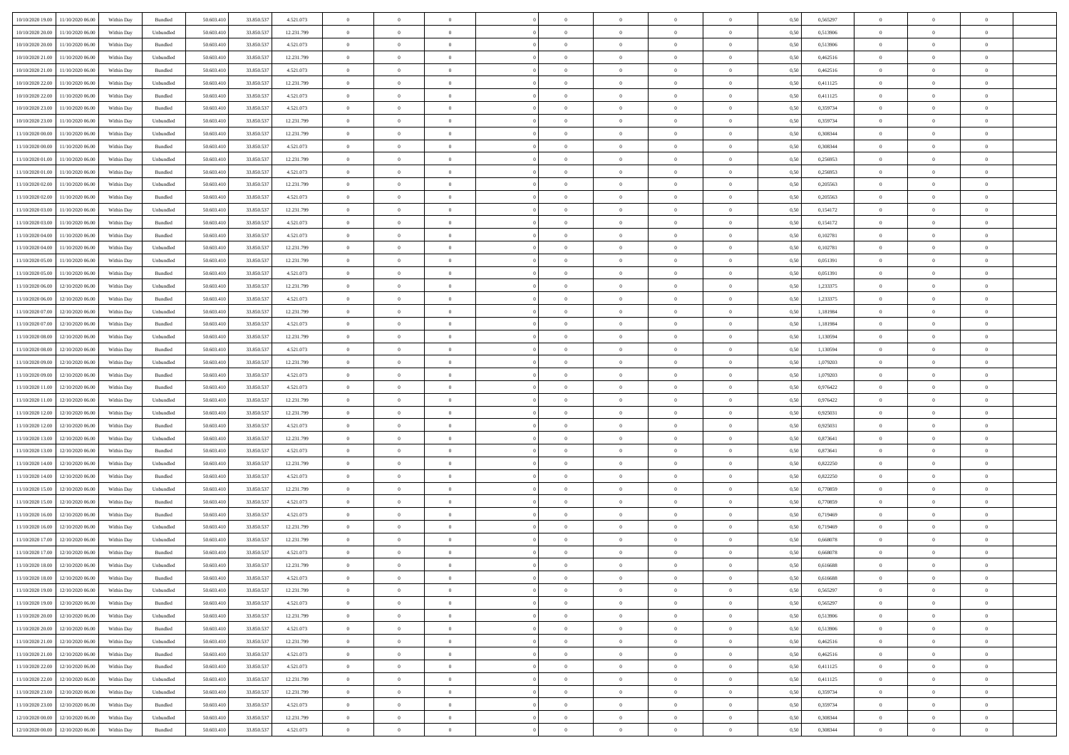| 10/10/2020 19:00 | 11/10/2020 06:00 | Within Day | Bundled | 50.603.410 | 33.850.537 | 4.521.073 | 0 | 0 | 0 | | 0 | 0 | 0 | 0 | 0,50 | 0,565297 | 0 | 0 | 0 | |
|---|---|---|---|---|---|---|---|---|---|---|---|---|---|---|---|---|---|---|---|---|
| 10/10/2020 20:00 | 11/10/2020 06:00 | Within Day | Unbundled | 50.603.410 | 33.850.537 | 12.231.799 | 0 | 0 | 0 | | 0 | 0 | 0 | 0 | 0,50 | 0,513906 | 0 | 0 | 0 | |
| 10/10/2020 20:00 | 11/10/2020 06:00 | Within Day | Bundled | 50.603.410 | 33.850.537 | 4.521.073 | 0 | 0 | 0 | | 0 | 0 | 0 | 0 | 0,50 | 0,513906 | 0 | 0 | 0 | |
| 10/10/2020 21:00 | 11/10/2020 06:00 | Within Day | Unbundled | 50.603.410 | 33.850.537 | 12.231.799 | 0 | 0 | 0 | | 0 | 0 | 0 | 0 | 0,50 | 0,462516 | 0 | 0 | 0 | |
| 10/10/2020 21:00 | 11/10/2020 06:00 | Within Day | Bundled | 50.603.410 | 33.850.537 | 4.521.073 | 0 | 0 | 0 | | 0 | 0 | 0 | 0 | 0,50 | 0,462516 | 0 | 0 | 0 | |
| 10/10/2020 22:00 | 11/10/2020 06:00 | Within Day | Unbundled | 50.603.410 | 33.850.537 | 12.231.799 | 0 | 0 | 0 | | 0 | 0 | 0 | 0 | 0,50 | 0,411125 | 0 | 0 | 0 | |
| 10/10/2020 22:00 | 11/10/2020 06:00 | Within Day | Bundled | 50.603.410 | 33.850.537 | 4.521.073 | 0 | 0 | 0 | | 0 | 0 | 0 | 0 | 0,50 | 0,411125 | 0 | 0 | 0 | |
| 10/10/2020 23:00 | 11/10/2020 06:00 | Within Day | Bundled | 50.603.410 | 33.850.537 | 4.521.073 | 0 | 0 | 0 | | 0 | 0 | 0 | 0 | 0,50 | 0,359734 | 0 | 0 | 0 | |
| 10/10/2020 23:00 | 11/10/2020 06:00 | Within Day | Unbundled | 50.603.410 | 33.850.537 | 12.231.799 | 0 | 0 | 0 | | 0 | 0 | 0 | 0 | 0,50 | 0,359734 | 0 | 0 | 0 | |
| 11/10/2020 00:00 | 11/10/2020 06:00 | Within Day | Unbundled | 50.603.410 | 33.850.537 | 12.231.799 | 0 | 0 | 0 | | 0 | 0 | 0 | 0 | 0,50 | 0,308344 | 0 | 0 | 0 | |
| 11/10/2020 00:00 | 11/10/2020 06:00 | Within Day | Bundled | 50.603.410 | 33.850.537 | 4.521.073 | 0 | 0 | 0 | | 0 | 0 | 0 | 0 | 0,50 | 0,308344 | 0 | 0 | 0 | |
| 11/10/2020 01:00 | 11/10/2020 06:00 | Within Day | Unbundled | 50.603.410 | 33.850.537 | 12.231.799 | 0 | 0 | 0 | | 0 | 0 | 0 | 0 | 0,50 | 0,256953 | 0 | 0 | 0 | |
| 11/10/2020 01:00 | 11/10/2020 06:00 | Within Day | Bundled | 50.603.410 | 33.850.537 | 4.521.073 | 0 | 0 | 0 | | 0 | 0 | 0 | 0 | 0,50 | 0,256953 | 0 | 0 | 0 | |
| 11/10/2020 02:00 | 11/10/2020 06:00 | Within Day | Unbundled | 50.603.410 | 33.850.537 | 12.231.799 | 0 | 0 | 0 | | 0 | 0 | 0 | 0 | 0,50 | 0,205563 | 0 | 0 | 0 | |
| 11/10/2020 02:00 | 11/10/2020 06:00 | Within Day | Bundled | 50.603.410 | 33.850.537 | 4.521.073 | 0 | 0 | 0 | | 0 | 0 | 0 | 0 | 0,50 | 0,205563 | 0 | 0 | 0 | |
| 11/10/2020 03:00 | 11/10/2020 06:00 | Within Day | Unbundled | 50.603.410 | 33.850.537 | 12.231.799 | 0 | 0 | 0 | | 0 | 0 | 0 | 0 | 0,50 | 0,154172 | 0 | 0 | 0 | |
| 11/10/2020 03:00 | 11/10/2020 06:00 | Within Day | Bundled | 50.603.410 | 33.850.537 | 4.521.073 | 0 | 0 | 0 | | 0 | 0 | 0 | 0 | 0,50 | 0,154172 | 0 | 0 | 0 | |
| 11/10/2020 04:00 | 11/10/2020 06:00 | Within Day | Bundled | 50.603.410 | 33.850.537 | 4.521.073 | 0 | 0 | 0 | | 0 | 0 | 0 | 0 | 0,50 | 0,102781 | 0 | 0 | 0 | |
| 11/10/2020 04:00 | 11/10/2020 06:00 | Within Day | Unbundled | 50.603.410 | 33.850.537 | 12.231.799 | 0 | 0 | 0 | | 0 | 0 | 0 | 0 | 0,50 | 0,102781 | 0 | 0 | 0 | |
| 11/10/2020 05:00 | 11/10/2020 06:00 | Within Day | Unbundled | 50.603.410 | 33.850.537 | 12.231.799 | 0 | 0 | 0 | | 0 | 0 | 0 | 0 | 0,50 | 0,051391 | 0 | 0 | 0 | |
| 11/10/2020 05:00 | 11/10/2020 06:00 | Within Day | Bundled | 50.603.410 | 33.850.537 | 4.521.073 | 0 | 0 | 0 | | 0 | 0 | 0 | 0 | 0,50 | 0,051391 | 0 | 0 | 0 | |
| 11/10/2020 06:00 | 12/10/2020 06:00 | Within Day | Unbundled | 50.603.410 | 33.850.537 | 12.231.799 | 0 | 0 | 0 | | 0 | 0 | 0 | 0 | 0,50 | 1,233375 | 0 | 0 | 0 | |
| 11/10/2020 06:00 | 12/10/2020 06:00 | Within Day | Bundled | 50.603.410 | 33.850.537 | 4.521.073 | 0 | 0 | 0 | | 0 | 0 | 0 | 0 | 0,50 | 1,233375 | 0 | 0 | 0 | |
| 11/10/2020 07:00 | 12/10/2020 06:00 | Within Day | Unbundled | 50.603.410 | 33.850.537 | 12.231.799 | 0 | 0 | 0 | | 0 | 0 | 0 | 0 | 0,50 | 1,181984 | 0 | 0 | 0 | |
| 11/10/2020 07:00 | 12/10/2020 06:00 | Within Day | Bundled | 50.603.410 | 33.850.537 | 4.521.073 | 0 | 0 | 0 | | 0 | 0 | 0 | 0 | 0,50 | 1,181984 | 0 | 0 | 0 | |
| 11/10/2020 08:00 | 12/10/2020 06:00 | Within Day | Unbundled | 50.603.410 | 33.850.537 | 12.231.799 | 0 | 0 | 0 | | 0 | 0 | 0 | 0 | 0,50 | 1,130594 | 0 | 0 | 0 | |
| 11/10/2020 08:00 | 12/10/2020 06:00 | Within Day | Bundled | 50.603.410 | 33.850.537 | 4.521.073 | 0 | 0 | 0 | | 0 | 0 | 0 | 0 | 0,50 | 1,130594 | 0 | 0 | 0 | |
| 11/10/2020 09:00 | 12/10/2020 06:00 | Within Day | Unbundled | 50.603.410 | 33.850.537 | 12.231.799 | 0 | 0 | 0 | | 0 | 0 | 0 | 0 | 0,50 | 1,079203 | 0 | 0 | 0 | |
| 11/10/2020 09:00 | 12/10/2020 06:00 | Within Day | Bundled | 50.603.410 | 33.850.537 | 4.521.073 | 0 | 0 | 0 | | 0 | 0 | 0 | 0 | 0,50 | 1,079203 | 0 | 0 | 0 | |
| 11/10/2020 11:00 | 12/10/2020 06:00 | Within Day | Bundled | 50.603.410 | 33.850.537 | 4.521.073 | 0 | 0 | 0 | | 0 | 0 | 0 | 0 | 0,50 | 0,976422 | 0 | 0 | 0 | |
| 11/10/2020 11:00 | 12/10/2020 06:00 | Within Day | Unbundled | 50.603.410 | 33.850.537 | 12.231.799 | 0 | 0 | 0 | | 0 | 0 | 0 | 0 | 0,50 | 0,976422 | 0 | 0 | 0 | |
| 11/10/2020 12:00 | 12/10/2020 06:00 | Within Day | Unbundled | 50.603.410 | 33.850.537 | 12.231.799 | 0 | 0 | 0 | | 0 | 0 | 0 | 0 | 0,50 | 0,925031 | 0 | 0 | 0 | |
| 11/10/2020 12:00 | 12/10/2020 06:00 | Within Day | Bundled | 50.603.410 | 33.850.537 | 4.521.073 | 0 | 0 | 0 | | 0 | 0 | 0 | 0 | 0,50 | 0,925031 | 0 | 0 | 0 | |
| 11/10/2020 13:00 | 12/10/2020 06:00 | Within Day | Unbundled | 50.603.410 | 33.850.537 | 12.231.799 | 0 | 0 | 0 | | 0 | 0 | 0 | 0 | 0,50 | 0,873641 | 0 | 0 | 0 | |
| 11/10/2020 13:00 | 12/10/2020 06:00 | Within Day | Bundled | 50.603.410 | 33.850.537 | 4.521.073 | 0 | 0 | 0 | | 0 | 0 | 0 | 0 | 0,50 | 0,873641 | 0 | 0 | 0 | |
| 11/10/2020 14:00 | 12/10/2020 06:00 | Within Day | Unbundled | 50.603.410 | 33.850.537 | 12.231.799 | 0 | 0 | 0 | | 0 | 0 | 0 | 0 | 0,50 | 0,822250 | 0 | 0 | 0 | |
| 11/10/2020 14:00 | 12/10/2020 06:00 | Within Day | Bundled | 50.603.410 | 33.850.537 | 4.521.073 | 0 | 0 | 0 | | 0 | 0 | 0 | 0 | 0,50 | 0,822250 | 0 | 0 | 0 | |
| 11/10/2020 15:00 | 12/10/2020 06:00 | Within Day | Unbundled | 50.603.410 | 33.850.537 | 12.231.799 | 0 | 0 | 0 | | 0 | 0 | 0 | 0 | 0,50 | 0,770859 | 0 | 0 | 0 | |
| 11/10/2020 15:00 | 12/10/2020 06:00 | Within Day | Bundled | 50.603.410 | 33.850.537 | 4.521.073 | 0 | 0 | 0 | | 0 | 0 | 0 | 0 | 0,50 | 0,770859 | 0 | 0 | 0 | |
| 11/10/2020 16:00 | 12/10/2020 06:00 | Within Day | Bundled | 50.603.410 | 33.850.537 | 4.521.073 | 0 | 0 | 0 | | 0 | 0 | 0 | 0 | 0,50 | 0,719469 | 0 | 0 | 0 | |
| 11/10/2020 16:00 | 12/10/2020 06:00 | Within Day | Unbundled | 50.603.410 | 33.850.537 | 12.231.799 | 0 | 0 | 0 | | 0 | 0 | 0 | 0 | 0,50 | 0,719469 | 0 | 0 | 0 | |
| 11/10/2020 17:00 | 12/10/2020 06:00 | Within Day | Unbundled | 50.603.410 | 33.850.537 | 12.231.799 | 0 | 0 | 0 | | 0 | 0 | 0 | 0 | 0,50 | 0,668078 | 0 | 0 | 0 | |
| 11/10/2020 17:00 | 12/10/2020 06:00 | Within Day | Bundled | 50.603.410 | 33.850.537 | 4.521.073 | 0 | 0 | 0 | | 0 | 0 | 0 | 0 | 0,50 | 0,668078 | 0 | 0 | 0 | |
| 11/10/2020 18:00 | 12/10/2020 06:00 | Within Day | Unbundled | 50.603.410 | 33.850.537 | 12.231.799 | 0 | 0 | 0 | | 0 | 0 | 0 | 0 | 0,50 | 0,616688 | 0 | 0 | 0 | |
| 11/10/2020 18:00 | 12/10/2020 06:00 | Within Day | Bundled | 50.603.410 | 33.850.537 | 4.521.073 | 0 | 0 | 0 | | 0 | 0 | 0 | 0 | 0,50 | 0,616688 | 0 | 0 | 0 | |
| 11/10/2020 19:00 | 12/10/2020 06:00 | Within Day | Unbundled | 50.603.410 | 33.850.537 | 12.231.799 | 0 | 0 | 0 | | 0 | 0 | 0 | 0 | 0,50 | 0,565297 | 0 | 0 | 0 | |
| 11/10/2020 19:00 | 12/10/2020 06:00 | Within Day | Bundled | 50.603.410 | 33.850.537 | 4.521.073 | 0 | 0 | 0 | | 0 | 0 | 0 | 0 | 0,50 | 0,565297 | 0 | 0 | 0 | |
| 11/10/2020 20:00 | 12/10/2020 06:00 | Within Day | Unbundled | 50.603.410 | 33.850.537 | 12.231.799 | 0 | 0 | 0 | | 0 | 0 | 0 | 0 | 0,50 | 0,513906 | 0 | 0 | 0 | |
| 11/10/2020 20:00 | 12/10/2020 06:00 | Within Day | Bundled | 50.603.410 | 33.850.537 | 4.521.073 | 0 | 0 | 0 | | 0 | 0 | 0 | 0 | 0,50 | 0,513906 | 0 | 0 | 0 | |
| 11/10/2020 21:00 | 12/10/2020 06:00 | Within Day | Unbundled | 50.603.410 | 33.850.537 | 12.231.799 | 0 | 0 | 0 | | 0 | 0 | 0 | 0 | 0,50 | 0,462516 | 0 | 0 | 0 | |
| 11/10/2020 21:00 | 12/10/2020 06:00 | Within Day | Bundled | 50.603.410 | 33.850.537 | 4.521.073 | 0 | 0 | 0 | | 0 | 0 | 0 | 0 | 0,50 | 0,462516 | 0 | 0 | 0 | |
| 11/10/2020 22:00 | 12/10/2020 06:00 | Within Day | Bundled | 50.603.410 | 33.850.537 | 4.521.073 | 0 | 0 | 0 | | 0 | 0 | 0 | 0 | 0,50 | 0,411125 | 0 | 0 | 0 | |
| 11/10/2020 22:00 | 12/10/2020 06:00 | Within Day | Unbundled | 50.603.410 | 33.850.537 | 12.231.799 | 0 | 0 | 0 | | 0 | 0 | 0 | 0 | 0,50 | 0,411125 | 0 | 0 | 0 | |
| 11/10/2020 23:00 | 12/10/2020 06:00 | Within Day | Unbundled | 50.603.410 | 33.850.537 | 12.231.799 | 0 | 0 | 0 | | 0 | 0 | 0 | 0 | 0,50 | 0,359734 | 0 | 0 | 0 | |
| 11/10/2020 23:00 | 12/10/2020 06:00 | Within Day | Bundled | 50.603.410 | 33.850.537 | 4.521.073 | 0 | 0 | 0 | | 0 | 0 | 0 | 0 | 0,50 | 0,359734 | 0 | 0 | 0 | |
| 12/10/2020 00:00 | 12/10/2020 06:00 | Within Day | Unbundled | 50.603.410 | 33.850.537 | 12.231.799 | 0 | 0 | 0 | | 0 | 0 | 0 | 0 | 0,50 | 0,308344 | 0 | 0 | 0 | |
| 12/10/2020 00:00 | 12/10/2020 06:00 | Within Day | Bundled | 50.603.410 | 33.850.537 | 4.521.073 | 0 | 0 | 0 | | 0 | 0 | 0 | 0 | 0,50 | 0,308344 | 0 | 0 | 0 | |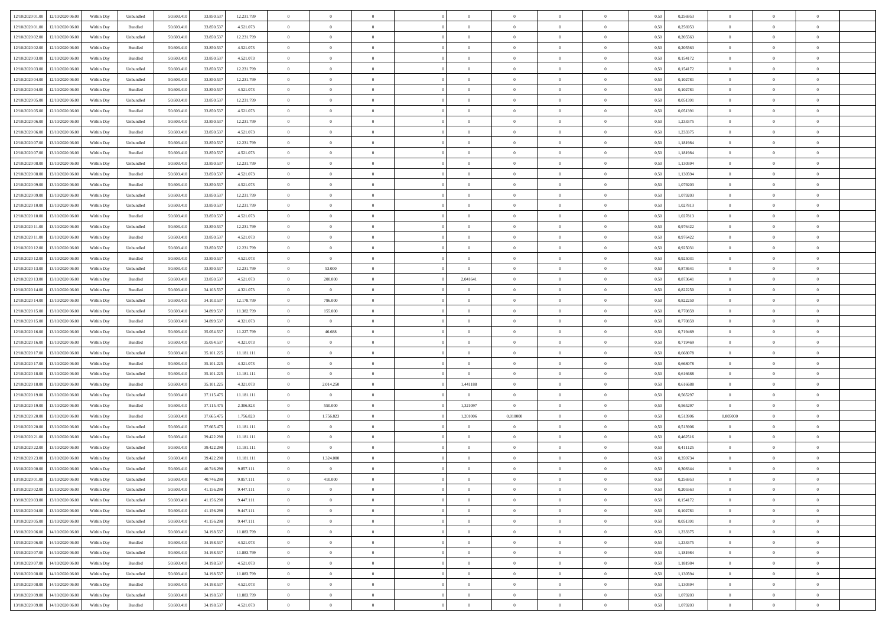| | | | | | | | | | | | | | | | | | | | | |
|---|---|---|---|---|---|---|---|---|---|---|---|---|---|---|---|---|---|---|---|---|
| 12/10/2020 01:00 | 12/10/2020 06:00 | Within Day | Unbundled | 50.603.410 | 33.850.537 | 12.231.799 | 0 | 0 | 0 | | 0 | 0 | 0 | 0 | 0,50 | 0,256953 | 0 | 0 | 0 | |
| 12/10/2020 01:00 | 12/10/2020 06:00 | Within Day | Bundled | 50.603.410 | 33.850.537 | 4.521.073 | 0 | 0 | 0 | | 0 | 0 | 0 | 0 | 0,50 | 0,256953 | 0 | 0 | 0 | |
| 12/10/2020 02:00 | 12/10/2020 06:00 | Within Day | Unbundled | 50.603.410 | 33.850.537 | 12.231.799 | 0 | 0 | 0 | | 0 | 0 | 0 | 0 | 0,50 | 0,205563 | 0 | 0 | 0 | |
| 12/10/2020 02:00 | 12/10/2020 06:00 | Within Day | Bundled | 50.603.410 | 33.850.537 | 4.521.073 | 0 | 0 | 0 | | 0 | 0 | 0 | 0 | 0,50 | 0,205563 | 0 | 0 | 0 | |
| 12/10/2020 03:00 | 12/10/2020 06:00 | Within Day | Bundled | 50.603.410 | 33.850.537 | 4.521.073 | 0 | 0 | 0 | | 0 | 0 | 0 | 0 | 0,50 | 0,154172 | 0 | 0 | 0 | |
| 12/10/2020 03:00 | 12/10/2020 06:00 | Within Day | Unbundled | 50.603.410 | 33.850.537 | 12.231.799 | 0 | 0 | 0 | | 0 | 0 | 0 | 0 | 0,50 | 0,154172 | 0 | 0 | 0 | |
| 12/10/2020 04:00 | 12/10/2020 06:00 | Within Day | Unbundled | 50.603.410 | 33.850.537 | 12.231.799 | 0 | 0 | 0 | | 0 | 0 | 0 | 0 | 0,50 | 0,102781 | 0 | 0 | 0 | |
| 12/10/2020 04:00 | 12/10/2020 06:00 | Within Day | Bundled | 50.603.410 | 33.850.537 | 4.521.073 | 0 | 0 | 0 | | 0 | 0 | 0 | 0 | 0,50 | 0,102781 | 0 | 0 | 0 | |
| 12/10/2020 05:00 | 12/10/2020 06:00 | Within Day | Unbundled | 50.603.410 | 33.850.537 | 12.231.799 | 0 | 0 | 0 | | 0 | 0 | 0 | 0 | 0,50 | 0,051391 | 0 | 0 | 0 | |
| 12/10/2020 05:00 | 12/10/2020 06:00 | Within Day | Bundled | 50.603.410 | 33.850.537 | 4.521.073 | 0 | 0 | 0 | | 0 | 0 | 0 | 0 | 0,50 | 0,051391 | 0 | 0 | 0 | |
| 12/10/2020 06:00 | 13/10/2020 06:00 | Within Day | Unbundled | 50.603.410 | 33.850.537 | 12.231.799 | 0 | 0 | 0 | | 0 | 0 | 0 | 0 | 0,50 | 1,233375 | 0 | 0 | 0 | |
| 12/10/2020 06:00 | 13/10/2020 06:00 | Within Day | Bundled | 50.603.410 | 33.850.537 | 4.521.073 | 0 | 0 | 0 | | 0 | 0 | 0 | 0 | 0,50 | 1,233375 | 0 | 0 | 0 | |
| 12/10/2020 07:00 | 13/10/2020 06:00 | Within Day | Unbundled | 50.603.410 | 33.850.537 | 12.231.799 | 0 | 0 | 0 | | 0 | 0 | 0 | 0 | 0,50 | 1,181984 | 0 | 0 | 0 | |
| 12/10/2020 07:00 | 13/10/2020 06:00 | Within Day | Bundled | 50.603.410 | 33.850.537 | 4.521.073 | 0 | 0 | 0 | | 0 | 0 | 0 | 0 | 0,50 | 1,181984 | 0 | 0 | 0 | |
| 12/10/2020 08:00 | 13/10/2020 06:00 | Within Day | Unbundled | 50.603.410 | 33.850.537 | 12.231.799 | 0 | 0 | 0 | | 0 | 0 | 0 | 0 | 0,50 | 1,130594 | 0 | 0 | 0 | |
| 12/10/2020 08:00 | 13/10/2020 06:00 | Within Day | Bundled | 50.603.410 | 33.850.537 | 4.521.073 | 0 | 0 | 0 | | 0 | 0 | 0 | 0 | 0,50 | 1,130594 | 0 | 0 | 0 | |
| 12/10/2020 09:00 | 13/10/2020 06:00 | Within Day | Bundled | 50.603.410 | 33.850.537 | 4.521.073 | 0 | 0 | 0 | | 0 | 0 | 0 | 0 | 0,50 | 1,079203 | 0 | 0 | 0 | |
| 12/10/2020 09:00 | 13/10/2020 06:00 | Within Day | Unbundled | 50.603.410 | 33.850.537 | 12.231.799 | 0 | 0 | 0 | | 0 | 0 | 0 | 0 | 0,50 | 1,079203 | 0 | 0 | 0 | |
| 12/10/2020 10:00 | 13/10/2020 06:00 | Within Day | Unbundled | 50.603.410 | 33.850.537 | 12.231.799 | 0 | 0 | 0 | | 0 | 0 | 0 | 0 | 0,50 | 1,027813 | 0 | 0 | 0 | |
| 12/10/2020 10:00 | 13/10/2020 06:00 | Within Day | Bundled | 50.603.410 | 33.850.537 | 4.521.073 | 0 | 0 | 0 | | 0 | 0 | 0 | 0 | 0,50 | 1,027813 | 0 | 0 | 0 | |
| 12/10/2020 11:00 | 13/10/2020 06:00 | Within Day | Unbundled | 50.603.410 | 33.850.537 | 12.231.799 | 0 | 0 | 0 | | 0 | 0 | 0 | 0 | 0,50 | 0,976422 | 0 | 0 | 0 | |
| 12/10/2020 11:00 | 13/10/2020 06:00 | Within Day | Bundled | 50.603.410 | 33.850.537 | 4.521.073 | 0 | 0 | 0 | | 0 | 0 | 0 | 0 | 0,50 | 0,976422 | 0 | 0 | 0 | |
| 12/10/2020 12:00 | 13/10/2020 06:00 | Within Day | Unbundled | 50.603.410 | 33.850.537 | 12.231.799 | 0 | 0 | 0 | | 0 | 0 | 0 | 0 | 0,50 | 0,925031 | 0 | 0 | 0 | |
| 12/10/2020 12:00 | 13/10/2020 06:00 | Within Day | Bundled | 50.603.410 | 33.850.537 | 4.521.073 | 0 | 0 | 0 | | 0 | 0 | 0 | 0 | 0,50 | 0,925031 | 0 | 0 | 0 | |
| 12/10/2020 13:00 | 13/10/2020 06:00 | Within Day | Unbundled | 50.603.410 | 33.850.537 | 12.231.799 | 0 | 53.000 | 0 | | 0 | 0 | 0 | 0 | 0,50 | 0,873641 | 0 | 0 | 0 | |
| 12/10/2020 13:00 | 13/10/2020 06:00 | Within Day | Bundled | 50.603.410 | 33.850.537 | 4.521.073 | 0 | 200.000 | 0 | | 2,041641 | 0 | 0 | 0 | 0,50 | 0,873641 | 0 | 0 | 0 | |
| 12/10/2020 14:00 | 13/10/2020 06:00 | Within Day | Bundled | 50.603.410 | 34.103.537 | 4.321.073 | 0 | 0 | 0 | | 0 | 0 | 0 | 0 | 0,50 | 0,822250 | 0 | 0 | 0 | |
| 12/10/2020 14:00 | 13/10/2020 06:00 | Within Day | Unbundled | 50.603.410 | 34.103.537 | 12.178.799 | 0 | 796.000 | 0 | | 0 | 0 | 0 | 0 | 0,50 | 0,822250 | 0 | 0 | 0 | |
| 12/10/2020 15:00 | 13/10/2020 06:00 | Within Day | Unbundled | 50.603.410 | 34.899.537 | 11.382.799 | 0 | 155.000 | 0 | | 0 | 0 | 0 | 0 | 0,50 | 0,770859 | 0 | 0 | 0 | |
| 12/10/2020 15:00 | 13/10/2020 06:00 | Within Day | Bundled | 50.603.410 | 34.899.537 | 4.321.073 | 0 | 0 | 0 | | 0 | 0 | 0 | 0 | 0,50 | 0,770859 | 0 | 0 | 0 | |
| 12/10/2020 16:00 | 13/10/2020 06:00 | Within Day | Unbundled | 50.603.410 | 35.054.537 | 11.227.799 | 0 | 46.688 | 0 | | 0 | 0 | 0 | 0 | 0,50 | 0,719469 | 0 | 0 | 0 | |
| 12/10/2020 16:00 | 13/10/2020 06:00 | Within Day | Bundled | 50.603.410 | 35.054.537 | 4.321.073 | 0 | 0 | 0 | | 0 | 0 | 0 | 0 | 0,50 | 0,719469 | 0 | 0 | 0 | |
| 12/10/2020 17:00 | 13/10/2020 06:00 | Within Day | Unbundled | 50.603.410 | 35.101.225 | 11.181.111 | 0 | 0 | 0 | | 0 | 0 | 0 | 0 | 0,50 | 0,668078 | 0 | 0 | 0 | |
| 12/10/2020 17:00 | 13/10/2020 06:00 | Within Day | Bundled | 50.603.410 | 35.101.225 | 4.321.073 | 0 | 0 | 0 | | 0 | 0 | 0 | 0 | 0,50 | 0,668078 | 0 | 0 | 0 | |
| 12/10/2020 18:00 | 13/10/2020 06:00 | Within Day | Unbundled | 50.603.410 | 35.101.225 | 11.181.111 | 0 | 0 | 0 | | 0 | 0 | 0 | 0 | 0,50 | 0,616688 | 0 | 0 | 0 | |
| 12/10/2020 18:00 | 13/10/2020 06:00 | Within Day | Bundled | 50.603.410 | 35.101.225 | 4.321.073 | 0 | 2.014.250 | 0 | | 1,441188 | 0 | 0 | 0 | 0,50 | 0,616688 | 0 | 0 | 0 | |
| 12/10/2020 19:00 | 13/10/2020 06:00 | Within Day | Unbundled | 50.603.410 | 37.115.475 | 11.181.111 | 0 | 0 | 0 | | 0 | 0 | 0 | 0 | 0,50 | 0,565297 | 0 | 0 | 0 | |
| 12/10/2020 19:00 | 13/10/2020 06:00 | Within Day | Bundled | 50.603.410 | 37.115.475 | 2.306.823 | 0 | 550.000 | 0 | | 1,321097 | 0 | 0 | 0 | 0,50 | 0,565297 | 0 | 0 | 0 | |
| 12/10/2020 20:00 | 13/10/2020 06:00 | Within Day | Bundled | 50.603.410 | 37.665.475 | 1.756.823 | 0 | 1.756.823 | 0 | | 1,201006 | 0,010000 | 0 | 0 | 0,50 | 0,513906 | 0,005000 | 0 | 0 | |
| 12/10/2020 20:00 | 13/10/2020 06:00 | Within Day | Unbundled | 50.603.410 | 37.665.475 | 11.181.111 | 0 | 0 | 0 | | 0 | 0 | 0 | 0 | 0,50 | 0,513906 | 0 | 0 | 0 | |
| 12/10/2020 21:00 | 13/10/2020 06:00 | Within Day | Unbundled | 50.603.410 | 39.422.298 | 11.181.111 | 0 | 0 | 0 | | 0 | 0 | 0 | 0 | 0,50 | 0,462516 | 0 | 0 | 0 | |
| 12/10/2020 22:00 | 13/10/2020 06:00 | Within Day | Unbundled | 50.603.410 | 39.422.298 | 11.181.111 | 0 | 0 | 0 | | 0 | 0 | 0 | 0 | 0,50 | 0,411125 | 0 | 0 | 0 | |
| 12/10/2020 23:00 | 13/10/2020 06:00 | Within Day | Unbundled | 50.603.410 | 39.422.298 | 11.181.111 | 0 | 1.324.000 | 0 | | 0 | 0 | 0 | 0 | 0,50 | 0,359734 | 0 | 0 | 0 | |
| 13/10/2020 00:00 | 13/10/2020 06:00 | Within Day | Unbundled | 50.603.410 | 40.746.298 | 9.857.111 | 0 | 0 | 0 | | 0 | 0 | 0 | 0 | 0,50 | 0,308344 | 0 | 0 | 0 | |
| 13/10/2020 01:00 | 13/10/2020 06:00 | Within Day | Unbundled | 50.603.410 | 40.746.298 | 9.857.111 | 0 | 410.000 | 0 | | 0 | 0 | 0 | 0 | 0,50 | 0,256953 | 0 | 0 | 0 | |
| 13/10/2020 02:00 | 13/10/2020 06:00 | Within Day | Unbundled | 50.603.410 | 41.156.298 | 9.447.111 | 0 | 0 | 0 | | 0 | 0 | 0 | 0 | 0,50 | 0,205563 | 0 | 0 | 0 | |
| 13/10/2020 03:00 | 13/10/2020 06:00 | Within Day | Unbundled | 50.603.410 | 41.156.298 | 9.447.111 | 0 | 0 | 0 | | 0 | 0 | 0 | 0 | 0,50 | 0,154172 | 0 | 0 | 0 | |
| 13/10/2020 04:00 | 13/10/2020 06:00 | Within Day | Unbundled | 50.603.410 | 41.156.298 | 9.447.111 | 0 | 0 | 0 | | 0 | 0 | 0 | 0 | 0,50 | 0,102781 | 0 | 0 | 0 | |
| 13/10/2020 05:00 | 13/10/2020 06:00 | Within Day | Unbundled | 50.603.410 | 41.156.298 | 9.447.111 | 0 | 0 | 0 | | 0 | 0 | 0 | 0 | 0,50 | 0,051391 | 0 | 0 | 0 | |
| 13/10/2020 06:00 | 14/10/2020 06:00 | Within Day | Unbundled | 50.603.410 | 34.198.537 | 11.883.799 | 0 | 0 | 0 | | 0 | 0 | 0 | 0 | 0,50 | 1,233375 | 0 | 0 | 0 | |
| 13/10/2020 06:00 | 14/10/2020 06:00 | Within Day | Bundled | 50.603.410 | 34.198.537 | 4.521.073 | 0 | 0 | 0 | | 0 | 0 | 0 | 0 | 0,50 | 1,233375 | 0 | 0 | 0 | |
| 13/10/2020 07:00 | 14/10/2020 06:00 | Within Day | Unbundled | 50.603.410 | 34.198.537 | 11.883.799 | 0 | 0 | 0 | | 0 | 0 | 0 | 0 | 0,50 | 1,181984 | 0 | 0 | 0 | |
| 13/10/2020 07:00 | 14/10/2020 06:00 | Within Day | Bundled | 50.603.410 | 34.198.537 | 4.521.073 | 0 | 0 | 0 | | 0 | 0 | 0 | 0 | 0,50 | 1,181984 | 0 | 0 | 0 | |
| 13/10/2020 08:00 | 14/10/2020 06:00 | Within Day | Unbundled | 50.603.410 | 34.198.537 | 11.883.799 | 0 | 0 | 0 | | 0 | 0 | 0 | 0 | 0,50 | 1,130594 | 0 | 0 | 0 | |
| 13/10/2020 08:00 | 14/10/2020 06:00 | Within Day | Bundled | 50.603.410 | 34.198.537 | 4.521.073 | 0 | 0 | 0 | | 0 | 0 | 0 | 0 | 0,50 | 1,130594 | 0 | 0 | 0 | |
| 13/10/2020 09:00 | 14/10/2020 06:00 | Within Day | Unbundled | 50.603.410 | 34.198.537 | 11.883.799 | 0 | 0 | 0 | | 0 | 0 | 0 | 0 | 0,50 | 1,079203 | 0 | 0 | 0 | |
| 13/10/2020 09:00 | 14/10/2020 06:00 | Within Day | Bundled | 50.603.410 | 34.198.537 | 4.521.073 | 0 | 0 | 0 | | 0 | 0 | 0 | 0 | 0,50 | 1,079203 | 0 | 0 | 0 | |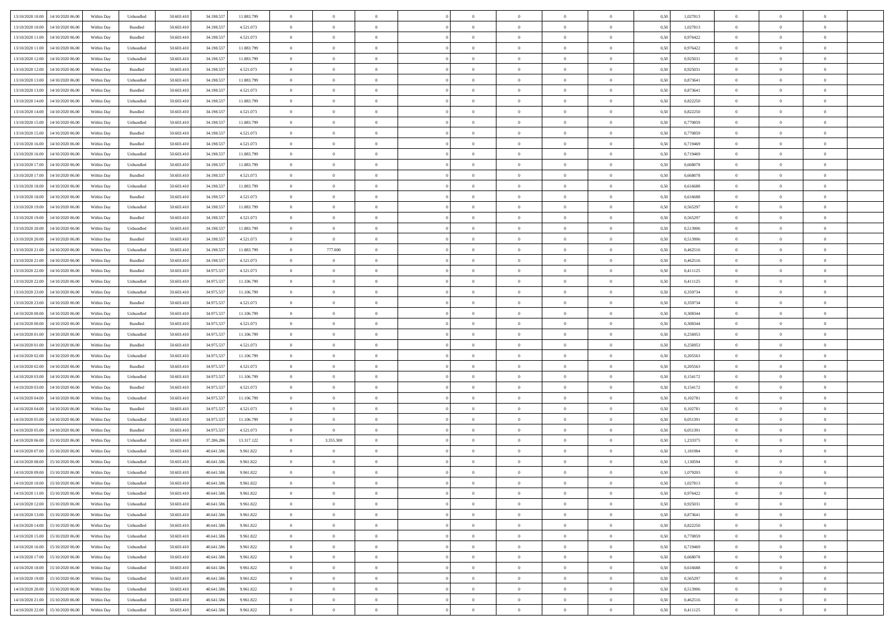| | | | | | | | | | | | | | | | | | | | | |
|---|---|---|---|---|---|---|---|---|---|---|---|---|---|---|---|---|---|---|---|---|
| 13/10/2020 10:00 | 14/10/2020 06:00 | Within Day | Unbundled | 50.603.410 | 34.198.537 | 11.883.799 | 0 | 0 | 0 | | 0 | 0 | 0 | 0 | 0,50 | 1,027813 | 0 | 0 | 0 | |
| 13/10/2020 10:00 | 14/10/2020 06:00 | Within Day | Bundled | 50.603.410 | 34.198.537 | 4.521.073 | 0 | 0 | 0 | | 0 | 0 | 0 | 0 | 0,50 | 1,027813 | 0 | 0 | 0 | |
| 13/10/2020 11:00 | 14/10/2020 06:00 | Within Day | Bundled | 50.603.410 | 34.198.537 | 4.521.073 | 0 | 0 | 0 | | 0 | 0 | 0 | 0 | 0,50 | 0,976422 | 0 | 0 | 0 | |
| 13/10/2020 11:00 | 14/10/2020 06:00 | Within Day | Unbundled | 50.603.410 | 34.198.537 | 11.883.799 | 0 | 0 | 0 | | 0 | 0 | 0 | 0 | 0,50 | 0,976422 | 0 | 0 | 0 | |
| 13/10/2020 12:00 | 14/10/2020 06:00 | Within Day | Unbundled | 50.603.410 | 34.198.537 | 11.883.799 | 0 | 0 | 0 | | 0 | 0 | 0 | 0 | 0,50 | 0,925031 | 0 | 0 | 0 | |
| 13/10/2020 12:00 | 14/10/2020 06:00 | Within Day | Bundled | 50.603.410 | 34.198.537 | 4.521.073 | 0 | 0 | 0 | | 0 | 0 | 0 | 0 | 0,50 | 0,925031 | 0 | 0 | 0 | |
| 13/10/2020 13:00 | 14/10/2020 06:00 | Within Day | Unbundled | 50.603.410 | 34.198.537 | 11.883.799 | 0 | 0 | 0 | | 0 | 0 | 0 | 0 | 0,50 | 0,873641 | 0 | 0 | 0 | |
| 13/10/2020 13:00 | 14/10/2020 06:00 | Within Day | Bundled | 50.603.410 | 34.198.537 | 4.521.073 | 0 | 0 | 0 | | 0 | 0 | 0 | 0 | 0,50 | 0,873641 | 0 | 0 | 0 | |
| 13/10/2020 14:00 | 14/10/2020 06:00 | Within Day | Unbundled | 50.603.410 | 34.198.537 | 11.883.799 | 0 | 0 | 0 | | 0 | 0 | 0 | 0 | 0,50 | 0,822250 | 0 | 0 | 0 | |
| 13/10/2020 14:00 | 14/10/2020 06:00 | Within Day | Bundled | 50.603.410 | 34.198.537 | 4.521.073 | 0 | 0 | 0 | | 0 | 0 | 0 | 0 | 0,50 | 0,822250 | 0 | 0 | 0 | |
| 13/10/2020 15:00 | 14/10/2020 06:00 | Within Day | Unbundled | 50.603.410 | 34.198.537 | 11.883.799 | 0 | 0 | 0 | | 0 | 0 | 0 | 0 | 0,50 | 0,770859 | 0 | 0 | 0 | |
| 13/10/2020 15:00 | 14/10/2020 06:00 | Within Day | Bundled | 50.603.410 | 34.198.537 | 4.521.073 | 0 | 0 | 0 | | 0 | 0 | 0 | 0 | 0,50 | 0,770859 | 0 | 0 | 0 | |
| 13/10/2020 16:00 | 14/10/2020 06:00 | Within Day | Bundled | 50.603.410 | 34.198.537 | 4.521.073 | 0 | 0 | 0 | | 0 | 0 | 0 | 0 | 0,50 | 0,719469 | 0 | 0 | 0 | |
| 13/10/2020 16:00 | 14/10/2020 06:00 | Within Day | Unbundled | 50.603.410 | 34.198.537 | 11.883.799 | 0 | 0 | 0 | | 0 | 0 | 0 | 0 | 0,50 | 0,719469 | 0 | 0 | 0 | |
| 13/10/2020 17:00 | 14/10/2020 06:00 | Within Day | Unbundled | 50.603.410 | 34.198.537 | 11.883.799 | 0 | 0 | 0 | | 0 | 0 | 0 | 0 | 0,50 | 0,668078 | 0 | 0 | 0 | |
| 13/10/2020 17:00 | 14/10/2020 06:00 | Within Day | Bundled | 50.603.410 | 34.198.537 | 4.521.073 | 0 | 0 | 0 | | 0 | 0 | 0 | 0 | 0,50 | 0,668078 | 0 | 0 | 0 | |
| 13/10/2020 18:00 | 14/10/2020 06:00 | Within Day | Unbundled | 50.603.410 | 34.198.537 | 11.883.799 | 0 | 0 | 0 | | 0 | 0 | 0 | 0 | 0,50 | 0,616688 | 0 | 0 | 0 | |
| 13/10/2020 18:00 | 14/10/2020 06:00 | Within Day | Bundled | 50.603.410 | 34.198.537 | 4.521.073 | 0 | 0 | 0 | | 0 | 0 | 0 | 0 | 0,50 | 0,616688 | 0 | 0 | 0 | |
| 13/10/2020 19:00 | 14/10/2020 06:00 | Within Day | Unbundled | 50.603.410 | 34.198.537 | 11.883.799 | 0 | 0 | 0 | | 0 | 0 | 0 | 0 | 0,50 | 0,565297 | 0 | 0 | 0 | |
| 13/10/2020 19:00 | 14/10/2020 06:00 | Within Day | Bundled | 50.603.410 | 34.198.537 | 4.521.073 | 0 | 0 | 0 | | 0 | 0 | 0 | 0 | 0,50 | 0,565297 | 0 | 0 | 0 | |
| 13/10/2020 20:00 | 14/10/2020 06:00 | Within Day | Unbundled | 50.603.410 | 34.198.537 | 11.883.799 | 0 | 0 | 0 | | 0 | 0 | 0 | 0 | 0,50 | 0,513906 | 0 | 0 | 0 | |
| 13/10/2020 20:00 | 14/10/2020 06:00 | Within Day | Bundled | 50.603.410 | 34.198.537 | 4.521.073 | 0 | 0 | 0 | | 0 | 0 | 0 | 0 | 0,50 | 0,513906 | 0 | 0 | 0 | |
| 13/10/2020 21:00 | 14/10/2020 06:00 | Within Day | Unbundled | 50.603.410 | 34.198.537 | 11.883.799 | 0 | 777.000 | 0 | | 0 | 0 | 0 | 0 | 0,50 | 0,462516 | 0 | 0 | 0 | |
| 13/10/2020 21:00 | 14/10/2020 06:00 | Within Day | Bundled | 50.603.410 | 34.198.537 | 4.521.073 | 0 | 0 | 0 | | 0 | 0 | 0 | 0 | 0,50 | 0,462516 | 0 | 0 | 0 | |
| 13/10/2020 22:00 | 14/10/2020 06:00 | Within Day | Bundled | 50.603.410 | 34.975.537 | 4.521.073 | 0 | 0 | 0 | | 0 | 0 | 0 | 0 | 0,50 | 0,411125 | 0 | 0 | 0 | |
| 13/10/2020 22:00 | 14/10/2020 06:00 | Within Day | Unbundled | 50.603.410 | 34.975.537 | 11.106.799 | 0 | 0 | 0 | | 0 | 0 | 0 | 0 | 0,50 | 0,411125 | 0 | 0 | 0 | |
| 13/10/2020 23:00 | 14/10/2020 06:00 | Within Day | Unbundled | 50.603.410 | 34.975.537 | 11.106.799 | 0 | 0 | 0 | | 0 | 0 | 0 | 0 | 0,50 | 0,359734 | 0 | 0 | 0 | |
| 13/10/2020 23:00 | 14/10/2020 06:00 | Within Day | Bundled | 50.603.410 | 34.975.537 | 4.521.073 | 0 | 0 | 0 | | 0 | 0 | 0 | 0 | 0,50 | 0,359734 | 0 | 0 | 0 | |
| 14/10/2020 00:00 | 14/10/2020 06:00 | Within Day | Unbundled | 50.603.410 | 34.975.537 | 11.106.799 | 0 | 0 | 0 | | 0 | 0 | 0 | 0 | 0,50 | 0,308344 | 0 | 0 | 0 | |
| 14/10/2020 00:00 | 14/10/2020 06:00 | Within Day | Bundled | 50.603.410 | 34.975.537 | 4.521.073 | 0 | 0 | 0 | | 0 | 0 | 0 | 0 | 0,50 | 0,308344 | 0 | 0 | 0 | |
| 14/10/2020 01:00 | 14/10/2020 06:00 | Within Day | Unbundled | 50.603.410 | 34.975.537 | 11.106.799 | 0 | 0 | 0 | | 0 | 0 | 0 | 0 | 0,50 | 0,256953 | 0 | 0 | 0 | |
| 14/10/2020 01:00 | 14/10/2020 06:00 | Within Day | Bundled | 50.603.410 | 34.975.537 | 4.521.073 | 0 | 0 | 0 | | 0 | 0 | 0 | 0 | 0,50 | 0,256953 | 0 | 0 | 0 | |
| 14/10/2020 02:00 | 14/10/2020 06:00 | Within Day | Unbundled | 50.603.410 | 34.975.537 | 11.106.799 | 0 | 0 | 0 | | 0 | 0 | 0 | 0 | 0,50 | 0,205563 | 0 | 0 | 0 | |
| 14/10/2020 02:00 | 14/10/2020 06:00 | Within Day | Bundled | 50.603.410 | 34.975.537 | 4.521.073 | 0 | 0 | 0 | | 0 | 0 | 0 | 0 | 0,50 | 0,205563 | 0 | 0 | 0 | |
| 14/10/2020 03:00 | 14/10/2020 06:00 | Within Day | Unbundled | 50.603.410 | 34.975.537 | 11.106.799 | 0 | 0 | 0 | | 0 | 0 | 0 | 0 | 0,50 | 0,154172 | 0 | 0 | 0 | |
| 14/10/2020 03:00 | 14/10/2020 06:00 | Within Day | Bundled | 50.603.410 | 34.975.537 | 4.521.073 | 0 | 0 | 0 | | 0 | 0 | 0 | 0 | 0,50 | 0,154172 | 0 | 0 | 0 | |
| 14/10/2020 04:00 | 14/10/2020 06:00 | Within Day | Unbundled | 50.603.410 | 34.975.537 | 11.106.799 | 0 | 0 | 0 | | 0 | 0 | 0 | 0 | 0,50 | 0,102781 | 0 | 0 | 0 | |
| 14/10/2020 04:00 | 14/10/2020 06:00 | Within Day | Bundled | 50.603.410 | 34.975.537 | 4.521.073 | 0 | 0 | 0 | | 0 | 0 | 0 | 0 | 0,50 | 0,102781 | 0 | 0 | 0 | |
| 14/10/2020 05:00 | 14/10/2020 06:00 | Within Day | Unbundled | 50.603.410 | 34.975.537 | 11.106.799 | 0 | 0 | 0 | | 0 | 0 | 0 | 0 | 0,50 | 0,051391 | 0 | 0 | 0 | |
| 14/10/2020 05:00 | 14/10/2020 06:00 | Within Day | Bundled | 50.603.410 | 34.975.537 | 4.521.073 | 0 | 0 | 0 | | 0 | 0 | 0 | 0 | 0,50 | 0,051391 | 0 | 0 | 0 | |
| 14/10/2020 06:00 | 15/10/2020 06:00 | Within Day | Unbundled | 50.603.410 | 37.286.286 | 13.317.122 | 0 | 3.355.300 | 0 | | 0 | 0 | 0 | 0 | 0,50 | 1,233375 | 0 | 0 | 0 | |
| 14/10/2020 07:00 | 15/10/2020 06:00 | Within Day | Unbundled | 50.603.410 | 40.641.586 | 9.961.822 | 0 | 0 | 0 | | 0 | 0 | 0 | 0 | 0,50 | 1,181984 | 0 | 0 | 0 | |
| 14/10/2020 08:00 | 15/10/2020 06:00 | Within Day | Unbundled | 50.603.410 | 40.641.586 | 9.961.822 | 0 | 0 | 0 | | 0 | 0 | 0 | 0 | 0,50 | 1,130594 | 0 | 0 | 0 | |
| 14/10/2020 09:00 | 15/10/2020 06:00 | Within Day | Unbundled | 50.603.410 | 40.641.586 | 9.961.822 | 0 | 0 | 0 | | 0 | 0 | 0 | 0 | 0,50 | 1,079203 | 0 | 0 | 0 | |
| 14/10/2020 10:00 | 15/10/2020 06:00 | Within Day | Unbundled | 50.603.410 | 40.641.586 | 9.961.822 | 0 | 0 | 0 | | 0 | 0 | 0 | 0 | 0,50 | 1,027813 | 0 | 0 | 0 | |
| 14/10/2020 11:00 | 15/10/2020 06:00 | Within Day | Unbundled | 50.603.410 | 40.641.586 | 9.961.822 | 0 | 0 | 0 | | 0 | 0 | 0 | 0 | 0,50 | 0,976422 | 0 | 0 | 0 | |
| 14/10/2020 12:00 | 15/10/2020 06:00 | Within Day | Unbundled | 50.603.410 | 40.641.586 | 9.961.822 | 0 | 0 | 0 | | 0 | 0 | 0 | 0 | 0,50 | 0,925031 | 0 | 0 | 0 | |
| 14/10/2020 13:00 | 15/10/2020 06:00 | Within Day | Unbundled | 50.603.410 | 40.641.586 | 9.961.822 | 0 | 0 | 0 | | 0 | 0 | 0 | 0 | 0,50 | 0,873641 | 0 | 0 | 0 | |
| 14/10/2020 14:00 | 15/10/2020 06:00 | Within Day | Unbundled | 50.603.410 | 40.641.586 | 9.961.822 | 0 | 0 | 0 | | 0 | 0 | 0 | 0 | 0,50 | 0,822250 | 0 | 0 | 0 | |
| 14/10/2020 15:00 | 15/10/2020 06:00 | Within Day | Unbundled | 50.603.410 | 40.641.586 | 9.961.822 | 0 | 0 | 0 | | 0 | 0 | 0 | 0 | 0,50 | 0,770859 | 0 | 0 | 0 | |
| 14/10/2020 16:00 | 15/10/2020 06:00 | Within Day | Unbundled | 50.603.410 | 40.641.586 | 9.961.822 | 0 | 0 | 0 | | 0 | 0 | 0 | 0 | 0,50 | 0,719469 | 0 | 0 | 0 | |
| 14/10/2020 17:00 | 15/10/2020 06:00 | Within Day | Unbundled | 50.603.410 | 40.641.586 | 9.961.822 | 0 | 0 | 0 | | 0 | 0 | 0 | 0 | 0,50 | 0,668078 | 0 | 0 | 0 | |
| 14/10/2020 18:00 | 15/10/2020 06:00 | Within Day | Unbundled | 50.603.410 | 40.641.586 | 9.961.822 | 0 | 0 | 0 | | 0 | 0 | 0 | 0 | 0,50 | 0,616688 | 0 | 0 | 0 | |
| 14/10/2020 19:00 | 15/10/2020 06:00 | Within Day | Unbundled | 50.603.410 | 40.641.586 | 9.961.822 | 0 | 0 | 0 | | 0 | 0 | 0 | 0 | 0,50 | 0,565297 | 0 | 0 | 0 | |
| 14/10/2020 20:00 | 15/10/2020 06:00 | Within Day | Unbundled | 50.603.410 | 40.641.586 | 9.961.822 | 0 | 0 | 0 | | 0 | 0 | 0 | 0 | 0,50 | 0,513906 | 0 | 0 | 0 | |
| 14/10/2020 21:00 | 15/10/2020 06:00 | Within Day | Unbundled | 50.603.410 | 40.641.586 | 9.961.822 | 0 | 0 | 0 | | 0 | 0 | 0 | 0 | 0,50 | 0,462516 | 0 | 0 | 0 | |
| 14/10/2020 22:00 | 15/10/2020 06:00 | Within Day | Unbundled | 50.603.410 | 40.641.586 | 9.961.822 | 0 | 0 | 0 | | 0 | 0 | 0 | 0 | 0,50 | 0,411125 | 0 | 0 | 0 | |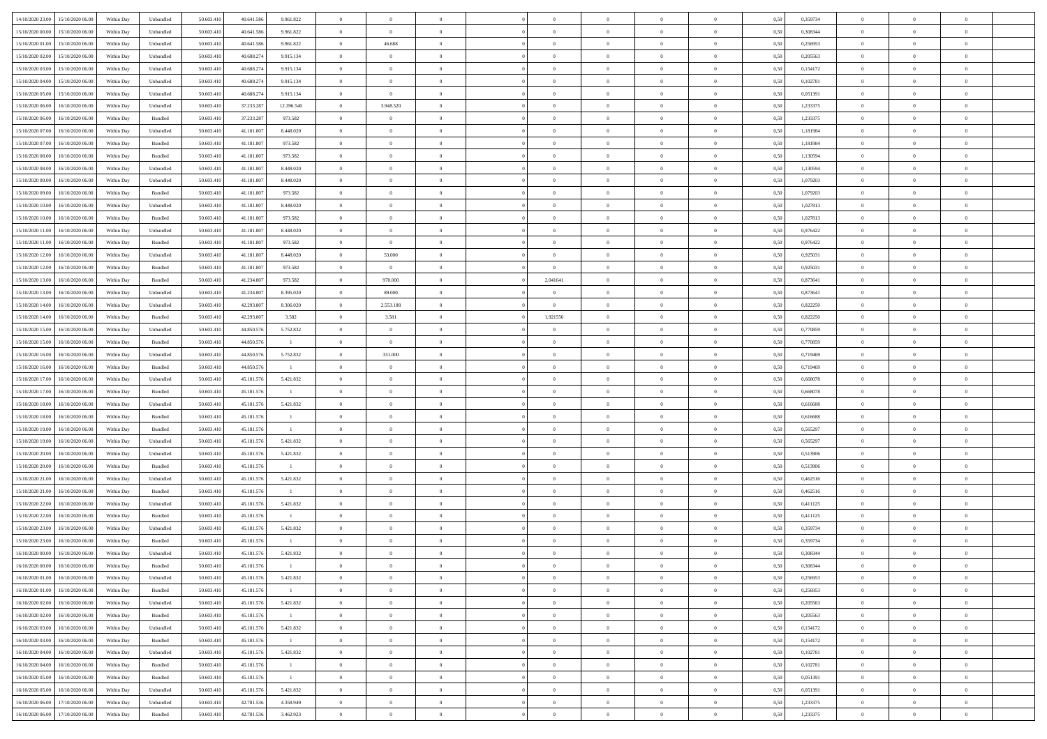| | | | | | | | | | | | | | | | | | | | | |
|---|---|---|---|---|---|---|---|---|---|---|---|---|---|---|---|---|---|---|---|---|
| 14/10/2020 23.00 | 15/10/2020 06.00 | Within Day | Unbundled | 50.603.410 | 40.641.586 | 9.961.822 | 0 | 0 | 0 | | 0 | 0 | 0 | 0 | 0,50 | 0,359734 | 0 | 0 | 0 | |
| 15/10/2020 00.00 | 15/10/2020 06.00 | Within Day | Unbundled | 50.603.410 | 40.641.586 | 9.961.822 | 0 | 0 | 0 | | 0 | 0 | 0 | 0 | 0,50 | 0,308344 | 0 | 0 | 0 | |
| 15/10/2020 01.00 | 15/10/2020 06.00 | Within Day | Unbundled | 50.603.410 | 40.641.586 | 9.961.822 | 0 | 46.688 | 0 | | 0 | 0 | 0 | 0 | 0,50 | 0,256953 | 0 | 0 | 0 | |
| 15/10/2020 02.00 | 15/10/2020 06.00 | Within Day | Unbundled | 50.603.410 | 40.688.274 | 9.915.134 | 0 | 0 | 0 | | 0 | 0 | 0 | 0 | 0,50 | 0,205563 | 0 | 0 | 0 | |
| 15/10/2020 03.00 | 15/10/2020 06.00 | Within Day | Unbundled | 50.603.410 | 40.688.274 | 9.915.134 | 0 | 0 | 0 | | 0 | 0 | 0 | 0 | 0,50 | 0,154172 | 0 | 0 | 0 | |
| 15/10/2020 04.00 | 15/10/2020 06.00 | Within Day | Unbundled | 50.603.410 | 40.688.274 | 9.915.134 | 0 | 0 | 0 | | 0 | 0 | 0 | 0 | 0,50 | 0,102781 | 0 | 0 | 0 | |
| 15/10/2020 05.00 | 15/10/2020 06.00 | Within Day | Unbundled | 50.603.410 | 40.688.274 | 9.915.134 | 0 | 0 | 0 | | 0 | 0 | 0 | 0 | 0,50 | 0,051391 | 0 | 0 | 0 | |
| 15/10/2020 06.00 | 16/10/2020 06.00 | Within Day | Unbundled | 50.603.410 | 37.233.287 | 12.396.540 | 0 | 3.948.520 | 0 | | 0 | 0 | 0 | 0 | 0,50 | 1,233375 | 0 | 0 | 0 | |
| 15/10/2020 06.00 | 16/10/2020 06.00 | Within Day | Bundled | 50.603.410 | 37.233.287 | 973.582 | 0 | 0 | 0 | | 0 | 0 | 0 | 0 | 0,50 | 1,233375 | 0 | 0 | 0 | |
| 15/10/2020 07.00 | 16/10/2020 06.00 | Within Day | Unbundled | 50.603.410 | 41.181.807 | 8.448.020 | 0 | 0 | 0 | | 0 | 0 | 0 | 0 | 0,50 | 1,181984 | 0 | 0 | 0 | |
| 15/10/2020 07.00 | 16/10/2020 06.00 | Within Day | Bundled | 50.603.410 | 41.181.807 | 973.582 | 0 | 0 | 0 | | 0 | 0 | 0 | 0 | 0,50 | 1,181984 | 0 | 0 | 0 | |
| 15/10/2020 08.00 | 16/10/2020 06.00 | Within Day | Bundled | 50.603.410 | 41.181.807 | 973.582 | 0 | 0 | 0 | | 0 | 0 | 0 | 0 | 0,50 | 1,130594 | 0 | 0 | 0 | |
| 15/10/2020 08.00 | 16/10/2020 06.00 | Within Day | Unbundled | 50.603.410 | 41.181.807 | 8.448.020 | 0 | 0 | 0 | | 0 | 0 | 0 | 0 | 0,50 | 1,130594 | 0 | 0 | 0 | |
| 15/10/2020 09.00 | 16/10/2020 06.00 | Within Day | Unbundled | 50.603.410 | 41.181.807 | 8.448.020 | 0 | 0 | 0 | | 0 | 0 | 0 | 0 | 0,50 | 1,079203 | 0 | 0 | 0 | |
| 15/10/2020 09.00 | 16/10/2020 06.00 | Within Day | Bundled | 50.603.410 | 41.181.807 | 973.582 | 0 | 0 | 0 | | 0 | 0 | 0 | 0 | 0,50 | 1,079203 | 0 | 0 | 0 | |
| 15/10/2020 10.00 | 16/10/2020 06.00 | Within Day | Unbundled | 50.603.410 | 41.181.807 | 8.448.020 | 0 | 0 | 0 | | 0 | 0 | 0 | 0 | 0,50 | 1,027813 | 0 | 0 | 0 | |
| 15/10/2020 10.00 | 16/10/2020 06.00 | Within Day | Bundled | 50.603.410 | 41.181.807 | 973.582 | 0 | 0 | 0 | | 0 | 0 | 0 | 0 | 0,50 | 1,027813 | 0 | 0 | 0 | |
| 15/10/2020 11.00 | 16/10/2020 06.00 | Within Day | Unbundled | 50.603.410 | 41.181.807 | 8.448.020 | 0 | 0 | 0 | | 0 | 0 | 0 | 0 | 0,50 | 0,976422 | 0 | 0 | 0 | |
| 15/10/2020 11.00 | 16/10/2020 06.00 | Within Day | Bundled | 50.603.410 | 41.181.807 | 973.582 | 0 | 0 | 0 | | 0 | 0 | 0 | 0 | 0,50 | 0,976422 | 0 | 0 | 0 | |
| 15/10/2020 12.00 | 16/10/2020 06.00 | Within Day | Unbundled | 50.603.410 | 41.181.807 | 8.448.020 | 0 | 53.000 | 0 | | 0 | 0 | 0 | 0 | 0,50 | 0,925031 | 0 | 0 | 0 | |
| 15/10/2020 12.00 | 16/10/2020 06.00 | Within Day | Bundled | 50.603.410 | 41.181.807 | 973.582 | 0 | 0 | 0 | | 0 | 0 | 0 | 0 | 0,50 | 0,925031 | 0 | 0 | 0 | |
| 15/10/2020 13.00 | 16/10/2020 06.00 | Within Day | Bundled | 50.603.410 | 41.234.807 | 973.582 | 0 | 970.000 | 0 | | 2,041641 | 0 | 0 | 0 | 0,50 | 0,873641 | 0 | 0 | 0 | |
| 15/10/2020 13.00 | 16/10/2020 06.00 | Within Day | Unbundled | 50.603.410 | 41.234.807 | 8.395.020 | 0 | 89.000 | 0 | | 0 | 0 | 0 | 0 | 0,50 | 0,873641 | 0 | 0 | 0 | |
| 15/10/2020 14.00 | 16/10/2020 06.00 | Within Day | Unbundled | 50.603.410 | 42.293.807 | 8.306.020 | 0 | 2.553.188 | 0 | | 0 | 0 | 0 | 0 | 0,50 | 0,822250 | 0 | 0 | 0 | |
| 15/10/2020 14.00 | 16/10/2020 06.00 | Within Day | Bundled | 50.603.410 | 42.293.807 | 3.582 | 0 | 3.581 | 0 | | 1,921550 | 0 | 0 | 0 | 0,50 | 0,822250 | 0 | 0 | 0 | |
| 15/10/2020 15.00 | 16/10/2020 06.00 | Within Day | Unbundled | 50.603.410 | 44.850.576 | 5.752.832 | 0 | 0 | 0 | | 0 | 0 | 0 | 0 | 0,50 | 0,770859 | 0 | 0 | 0 | |
| 15/10/2020 15.00 | 16/10/2020 06.00 | Within Day | Bundled | 50.603.410 | 44.850.576 | 1 | 0 | 0 | 0 | | 0 | 0 | 0 | 0 | 0,50 | 0,770859 | 0 | 0 | 0 | |
| 15/10/2020 16.00 | 16/10/2020 06.00 | Within Day | Unbundled | 50.603.410 | 44.850.576 | 5.752.832 | 0 | 331.000 | 0 | | 0 | 0 | 0 | 0 | 0,50 | 0,719469 | 0 | 0 | 0 | |
| 15/10/2020 16.00 | 16/10/2020 06.00 | Within Day | Bundled | 50.603.410 | 44.850.576 | 1 | 0 | 0 | 0 | | 0 | 0 | 0 | 0 | 0,50 | 0,719469 | 0 | 0 | 0 | |
| 15/10/2020 17.00 | 16/10/2020 06.00 | Within Day | Unbundled | 50.603.410 | 45.181.576 | 5.421.832 | 0 | 0 | 0 | | 0 | 0 | 0 | 0 | 0,50 | 0,668078 | 0 | 0 | 0 | |
| 15/10/2020 17.00 | 16/10/2020 06.00 | Within Day | Bundled | 50.603.410 | 45.181.576 | 1 | 0 | 0 | 0 | | 0 | 0 | 0 | 0 | 0,50 | 0,668078 | 0 | 0 | 0 | |
| 15/10/2020 18.00 | 16/10/2020 06.00 | Within Day | Unbundled | 50.603.410 | 45.181.576 | 5.421.832 | 0 | 0 | 0 | | 0 | 0 | 0 | 0 | 0,50 | 0,616688 | 0 | 0 | 0 | |
| 15/10/2020 18.00 | 16/10/2020 06.00 | Within Day | Bundled | 50.603.410 | 45.181.576 | 1 | 0 | 0 | 0 | | 0 | 0 | 0 | 0 | 0,50 | 0,616688 | 0 | 0 | 0 | |
| 15/10/2020 19.00 | 16/10/2020 06.00 | Within Day | Bundled | 50.603.410 | 45.181.576 | 1 | 0 | 0 | 0 | | 0 | 0 | 0 | 0 | 0,50 | 0,565297 | 0 | 0 | 0 | |
| 15/10/2020 19.00 | 16/10/2020 06.00 | Within Day | Unbundled | 50.603.410 | 45.181.576 | 5.421.832 | 0 | 0 | 0 | | 0 | 0 | 0 | 0 | 0,50 | 0,565297 | 0 | 0 | 0 | |
| 15/10/2020 20.00 | 16/10/2020 06.00 | Within Day | Unbundled | 50.603.410 | 45.181.576 | 5.421.832 | 0 | 0 | 0 | | 0 | 0 | 0 | 0 | 0,50 | 0,513906 | 0 | 0 | 0 | |
| 15/10/2020 20.00 | 16/10/2020 06.00 | Within Day | Bundled | 50.603.410 | 45.181.576 | 1 | 0 | 0 | 0 | | 0 | 0 | 0 | 0 | 0,50 | 0,513906 | 0 | 0 | 0 | |
| 15/10/2020 21.00 | 16/10/2020 06.00 | Within Day | Unbundled | 50.603.410 | 45.181.576 | 5.421.832 | 0 | 0 | 0 | | 0 | 0 | 0 | 0 | 0,50 | 0,462516 | 0 | 0 | 0 | |
| 15/10/2020 21.00 | 16/10/2020 06.00 | Within Day | Bundled | 50.603.410 | 45.181.576 | 1 | 0 | 0 | 0 | | 0 | 0 | 0 | 0 | 0,50 | 0,462516 | 0 | 0 | 0 | |
| 15/10/2020 22.00 | 16/10/2020 06.00 | Within Day | Unbundled | 50.603.410 | 45.181.576 | 5.421.832 | 0 | 0 | 0 | | 0 | 0 | 0 | 0 | 0,50 | 0,411125 | 0 | 0 | 0 | |
| 15/10/2020 22.00 | 16/10/2020 06.00 | Within Day | Bundled | 50.603.410 | 45.181.576 | 1 | 0 | 0 | 0 | | 0 | 0 | 0 | 0 | 0,50 | 0,411125 | 0 | 0 | 0 | |
| 15/10/2020 23.00 | 16/10/2020 06.00 | Within Day | Unbundled | 50.603.410 | 45.181.576 | 5.421.832 | 0 | 0 | 0 | | 0 | 0 | 0 | 0 | 0,50 | 0,359734 | 0 | 0 | 0 | |
| 15/10/2020 23.00 | 16/10/2020 06.00 | Within Day | Bundled | 50.603.410 | 45.181.576 | 1 | 0 | 0 | 0 | | 0 | 0 | 0 | 0 | 0,50 | 0,359734 | 0 | 0 | 0 | |
| 16/10/2020 00.00 | 16/10/2020 06.00 | Within Day | Unbundled | 50.603.410 | 45.181.576 | 5.421.832 | 0 | 0 | 0 | | 0 | 0 | 0 | 0 | 0,50 | 0,308344 | 0 | 0 | 0 | |
| 16/10/2020 00.00 | 16/10/2020 06.00 | Within Day | Bundled | 50.603.410 | 45.181.576 | 1 | 0 | 0 | 0 | | 0 | 0 | 0 | 0 | 0,50 | 0,308344 | 0 | 0 | 0 | |
| 16/10/2020 01.00 | 16/10/2020 06.00 | Within Day | Unbundled | 50.603.410 | 45.181.576 | 5.421.832 | 0 | 0 | 0 | | 0 | 0 | 0 | 0 | 0,50 | 0,256953 | 0 | 0 | 0 | |
| 16/10/2020 01.00 | 16/10/2020 06.00 | Within Day | Bundled | 50.603.410 | 45.181.576 | 1 | 0 | 0 | 0 | | 0 | 0 | 0 | 0 | 0,50 | 0,256953 | 0 | 0 | 0 | |
| 16/10/2020 02.00 | 16/10/2020 06.00 | Within Day | Unbundled | 50.603.410 | 45.181.576 | 5.421.832 | 0 | 0 | 0 | | 0 | 0 | 0 | 0 | 0,50 | 0,205563 | 0 | 0 | 0 | |
| 16/10/2020 02.00 | 16/10/2020 06.00 | Within Day | Bundled | 50.603.410 | 45.181.576 | 1 | 0 | 0 | 0 | | 0 | 0 | 0 | 0 | 0,50 | 0,205563 | 0 | 0 | 0 | |
| 16/10/2020 03.00 | 16/10/2020 06.00 | Within Day | Unbundled | 50.603.410 | 45.181.576 | 5.421.832 | 0 | 0 | 0 | | 0 | 0 | 0 | 0 | 0,50 | 0,154172 | 0 | 0 | 0 | |
| 16/10/2020 03.00 | 16/10/2020 06.00 | Within Day | Bundled | 50.603.410 | 45.181.576 | 1 | 0 | 0 | 0 | | 0 | 0 | 0 | 0 | 0,50 | 0,154172 | 0 | 0 | 0 | |
| 16/10/2020 04.00 | 16/10/2020 06.00 | Within Day | Unbundled | 50.603.410 | 45.181.576 | 5.421.832 | 0 | 0 | 0 | | 0 | 0 | 0 | 0 | 0,50 | 0,102781 | 0 | 0 | 0 | |
| 16/10/2020 04.00 | 16/10/2020 06.00 | Within Day | Bundled | 50.603.410 | 45.181.576 | 1 | 0 | 0 | 0 | | 0 | 0 | 0 | 0 | 0,50 | 0,102781 | 0 | 0 | 0 | |
| 16/10/2020 05.00 | 16/10/2020 06.00 | Within Day | Bundled | 50.603.410 | 45.181.576 | 1 | 0 | 0 | 0 | | 0 | 0 | 0 | 0 | 0,50 | 0,051391 | 0 | 0 | 0 | |
| 16/10/2020 05.00 | 16/10/2020 06.00 | Within Day | Unbundled | 50.603.410 | 45.181.576 | 5.421.832 | 0 | 0 | 0 | | 0 | 0 | 0 | 0 | 0,50 | 0,051391 | 0 | 0 | 0 | |
| 16/10/2020 06.00 | 17/10/2020 06.00 | Within Day | Unbundled | 50.603.410 | 42.781.536 | 4.358.949 | 0 | 0 | 0 | | 0 | 0 | 0 | 0 | 0,50 | 1,233375 | 0 | 0 | 0 | |
| 16/10/2020 06.00 | 17/10/2020 06.00 | Within Day | Bundled | 50.603.410 | 42.781.536 | 3.462.923 | 0 | 0 | 0 | | 0 | 0 | 0 | 0 | 0,50 | 1,233375 | 0 | 0 | 0 | |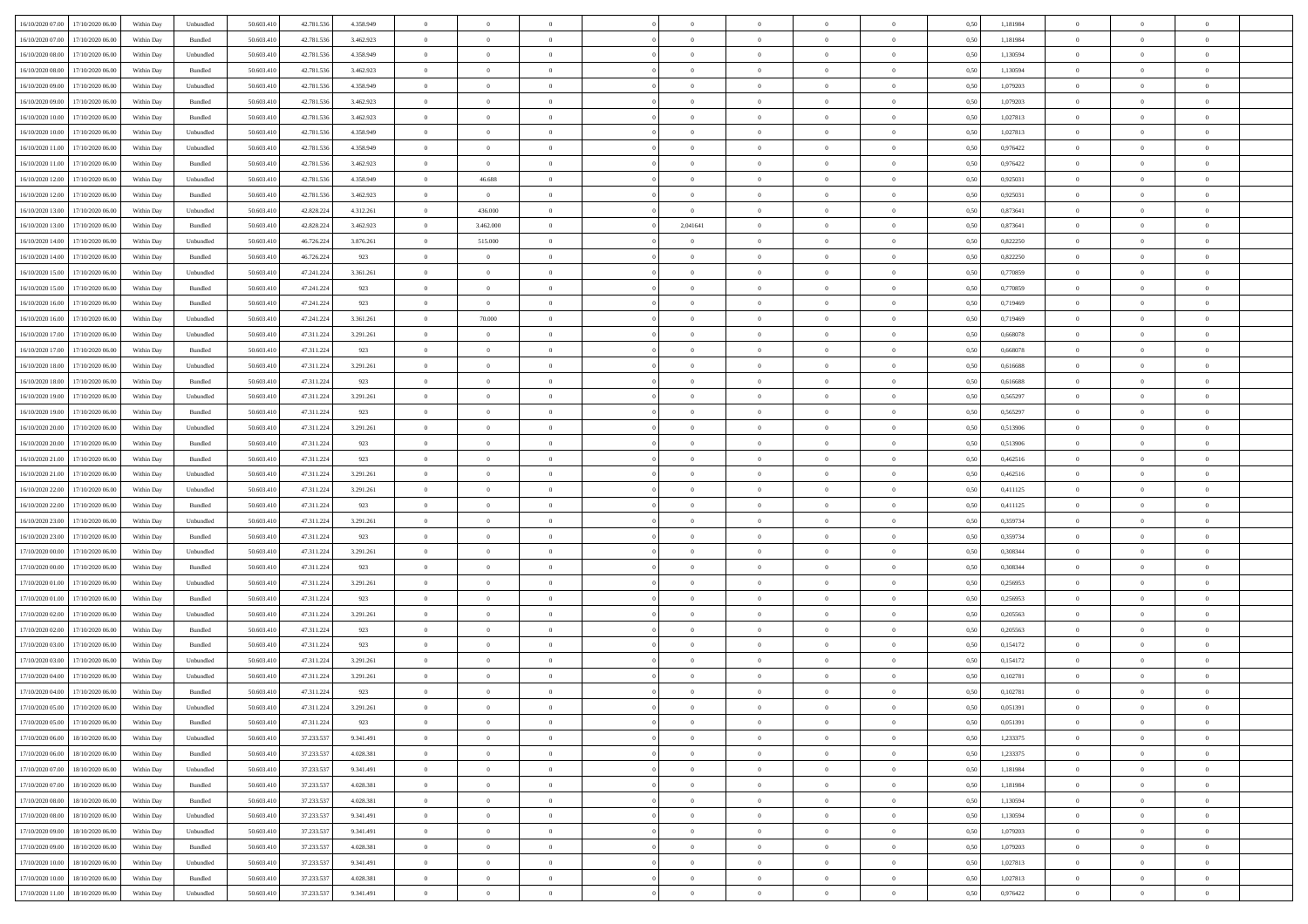| | | | | | | | | | | | | | | | | | | | | | |
|---|---|---|---|---|---|---|---|---|---|---|---|---|---|---|---|---|---|---|---|---|---|
| 16/10/2020 07:00 | 17/10/2020 06:00 | Within Day | Unbundled | 50.603.410 | 42.781.536 | 4.358.949 | 0 | 0 | 0 | | 0 | 0 | 0 | 0 | 0 | 0,50 | 1,181984 | 0 | 0 | 0 | |
| 16/10/2020 07:00 | 17/10/2020 06:00 | Within Day | Bundled | 50.603.410 | 42.781.536 | 3.462.923 | 0 | 0 | 0 | | 0 | 0 | 0 | 0 | 0 | 0,50 | 1,181984 | 0 | 0 | 0 | |
| 16/10/2020 08:00 | 17/10/2020 06:00 | Within Day | Unbundled | 50.603.410 | 42.781.536 | 4.358.949 | 0 | 0 | 0 | | 0 | 0 | 0 | 0 | 0 | 0,50 | 1,130594 | 0 | 0 | 0 | |
| 16/10/2020 08:00 | 17/10/2020 06:00 | Within Day | Bundled | 50.603.410 | 42.781.536 | 3.462.923 | 0 | 0 | 0 | | 0 | 0 | 0 | 0 | 0 | 0,50 | 1,130594 | 0 | 0 | 0 | |
| 16/10/2020 09:00 | 17/10/2020 06:00 | Within Day | Unbundled | 50.603.410 | 42.781.536 | 4.358.949 | 0 | 0 | 0 | | 0 | 0 | 0 | 0 | 0 | 0,50 | 1,079203 | 0 | 0 | 0 | |
| 16/10/2020 09:00 | 17/10/2020 06:00 | Within Day | Bundled | 50.603.410 | 42.781.536 | 3.462.923 | 0 | 0 | 0 | | 0 | 0 | 0 | 0 | 0 | 0,50 | 1,079203 | 0 | 0 | 0 | |
| 16/10/2020 10:00 | 17/10/2020 06:00 | Within Day | Bundled | 50.603.410 | 42.781.536 | 3.462.923 | 0 | 0 | 0 | | 0 | 0 | 0 | 0 | 0 | 0,50 | 1,027813 | 0 | 0 | 0 | |
| 16/10/2020 10:00 | 17/10/2020 06:00 | Within Day | Unbundled | 50.603.410 | 42.781.536 | 4.358.949 | 0 | 0 | 0 | | 0 | 0 | 0 | 0 | 0 | 0,50 | 1,027813 | 0 | 0 | 0 | |
| 16/10/2020 11:00 | 17/10/2020 06:00 | Within Day | Unbundled | 50.603.410 | 42.781.536 | 4.358.949 | 0 | 0 | 0 | | 0 | 0 | 0 | 0 | 0 | 0,50 | 0,976422 | 0 | 0 | 0 | |
| 16/10/2020 11:00 | 17/10/2020 06:00 | Within Day | Bundled | 50.603.410 | 42.781.536 | 3.462.923 | 0 | 0 | 0 | | 0 | 0 | 0 | 0 | 0 | 0,50 | 0,976422 | 0 | 0 | 0 | |
| 16/10/2020 12:00 | 17/10/2020 06:00 | Within Day | Unbundled | 50.603.410 | 42.781.536 | 4.358.949 | 0 | 46.688 | 0 | | 0 | 0 | 0 | 0 | 0 | 0,50 | 0,925031 | 0 | 0 | 0 | |
| 16/10/2020 12:00 | 17/10/2020 06:00 | Within Day | Bundled | 50.603.410 | 42.781.536 | 3.462.923 | 0 | 0 | 0 | | 0 | 0 | 0 | 0 | 0 | 0,50 | 0,925031 | 0 | 0 | 0 | |
| 16/10/2020 13:00 | 17/10/2020 06:00 | Within Day | Unbundled | 50.603.410 | 42.828.224 | 4.312.261 | 0 | 436.000 | 0 | | 0 | 0 | 0 | 0 | 0 | 0,50 | 0,873641 | 0 | 0 | 0 | |
| 16/10/2020 13:00 | 17/10/2020 06:00 | Within Day | Bundled | 50.603.410 | 42.828.224 | 3.462.923 | 0 | 3.462.000 | 0 | | 2,041641 | 0 | 0 | 0 | 0 | 0,50 | 0,873641 | 0 | 0 | 0 | |
| 16/10/2020 14:00 | 17/10/2020 06:00 | Within Day | Unbundled | 50.603.410 | 46.726.224 | 3.876.261 | 0 | 515.000 | 0 | | 0 | 0 | 0 | 0 | 0 | 0,50 | 0,822250 | 0 | 0 | 0 | |
| 16/10/2020 14:00 | 17/10/2020 06:00 | Within Day | Bundled | 50.603.410 | 46.726.224 | 923 | 0 | 0 | 0 | | 0 | 0 | 0 | 0 | 0 | 0,50 | 0,822250 | 0 | 0 | 0 | |
| 16/10/2020 15:00 | 17/10/2020 06:00 | Within Day | Unbundled | 50.603.410 | 47.241.224 | 3.361.261 | 0 | 0 | 0 | | 0 | 0 | 0 | 0 | 0 | 0,50 | 0,770859 | 0 | 0 | 0 | |
| 16/10/2020 15:00 | 17/10/2020 06:00 | Within Day | Bundled | 50.603.410 | 47.241.224 | 923 | 0 | 0 | 0 | | 0 | 0 | 0 | 0 | 0 | 0,50 | 0,770859 | 0 | 0 | 0 | |
| 16/10/2020 16:00 | 17/10/2020 06:00 | Within Day | Bundled | 50.603.410 | 47.241.224 | 923 | 0 | 0 | 0 | | 0 | 0 | 0 | 0 | 0 | 0,50 | 0,719469 | 0 | 0 | 0 | |
| 16/10/2020 16:00 | 17/10/2020 06:00 | Within Day | Unbundled | 50.603.410 | 47.241.224 | 3.361.261 | 0 | 70.000 | 0 | | 0 | 0 | 0 | 0 | 0 | 0,50 | 0,719469 | 0 | 0 | 0 | |
| 16/10/2020 17:00 | 17/10/2020 06:00 | Within Day | Unbundled | 50.603.410 | 47.311.224 | 3.291.261 | 0 | 0 | 0 | | 0 | 0 | 0 | 0 | 0 | 0,50 | 0,668078 | 0 | 0 | 0 | |
| 16/10/2020 17:00 | 17/10/2020 06:00 | Within Day | Bundled | 50.603.410 | 47.311.224 | 923 | 0 | 0 | 0 | | 0 | 0 | 0 | 0 | 0 | 0,50 | 0,668078 | 0 | 0 | 0 | |
| 16/10/2020 18:00 | 17/10/2020 06:00 | Within Day | Unbundled | 50.603.410 | 47.311.224 | 3.291.261 | 0 | 0 | 0 | | 0 | 0 | 0 | 0 | 0 | 0,50 | 0,616688 | 0 | 0 | 0 | |
| 16/10/2020 18:00 | 17/10/2020 06:00 | Within Day | Bundled | 50.603.410 | 47.311.224 | 923 | 0 | 0 | 0 | | 0 | 0 | 0 | 0 | 0 | 0,50 | 0,616688 | 0 | 0 | 0 | |
| 16/10/2020 19:00 | 17/10/2020 06:00 | Within Day | Unbundled | 50.603.410 | 47.311.224 | 3.291.261 | 0 | 0 | 0 | | 0 | 0 | 0 | 0 | 0 | 0,50 | 0,565297 | 0 | 0 | 0 | |
| 16/10/2020 19:00 | 17/10/2020 06:00 | Within Day | Bundled | 50.603.410 | 47.311.224 | 923 | 0 | 0 | 0 | | 0 | 0 | 0 | 0 | 0 | 0,50 | 0,565297 | 0 | 0 | 0 | |
| 16/10/2020 20:00 | 17/10/2020 06:00 | Within Day | Unbundled | 50.603.410 | 47.311.224 | 3.291.261 | 0 | 0 | 0 | | 0 | 0 | 0 | 0 | 0 | 0,50 | 0,513906 | 0 | 0 | 0 | |
| 16/10/2020 20:00 | 17/10/2020 06:00 | Within Day | Bundled | 50.603.410 | 47.311.224 | 923 | 0 | 0 | 0 | | 0 | 0 | 0 | 0 | 0 | 0,50 | 0,513906 | 0 | 0 | 0 | |
| 16/10/2020 21:00 | 17/10/2020 06:00 | Within Day | Bundled | 50.603.410 | 47.311.224 | 923 | 0 | 0 | 0 | | 0 | 0 | 0 | 0 | 0 | 0,50 | 0,462516 | 0 | 0 | 0 | |
| 16/10/2020 21:00 | 17/10/2020 06:00 | Within Day | Unbundled | 50.603.410 | 47.311.224 | 3.291.261 | 0 | 0 | 0 | | 0 | 0 | 0 | 0 | 0 | 0,50 | 0,462516 | 0 | 0 | 0 | |
| 16/10/2020 22:00 | 17/10/2020 06:00 | Within Day | Unbundled | 50.603.410 | 47.311.224 | 3.291.261 | 0 | 0 | 0 | | 0 | 0 | 0 | 0 | 0 | 0,50 | 0,411125 | 0 | 0 | 0 | |
| 16/10/2020 22:00 | 17/10/2020 06:00 | Within Day | Bundled | 50.603.410 | 47.311.224 | 923 | 0 | 0 | 0 | | 0 | 0 | 0 | 0 | 0 | 0,50 | 0,411125 | 0 | 0 | 0 | |
| 16/10/2020 23:00 | 17/10/2020 06:00 | Within Day | Unbundled | 50.603.410 | 47.311.224 | 3.291.261 | 0 | 0 | 0 | | 0 | 0 | 0 | 0 | 0 | 0,50 | 0,359734 | 0 | 0 | 0 | |
| 16/10/2020 23:00 | 17/10/2020 06:00 | Within Day | Bundled | 50.603.410 | 47.311.224 | 923 | 0 | 0 | 0 | | 0 | 0 | 0 | 0 | 0 | 0,50 | 0,359734 | 0 | 0 | 0 | |
| 17/10/2020 00:00 | 17/10/2020 06:00 | Within Day | Unbundled | 50.603.410 | 47.311.224 | 3.291.261 | 0 | 0 | 0 | | 0 | 0 | 0 | 0 | 0 | 0,50 | 0,308344 | 0 | 0 | 0 | |
| 17/10/2020 00:00 | 17/10/2020 06:00 | Within Day | Bundled | 50.603.410 | 47.311.224 | 923 | 0 | 0 | 0 | | 0 | 0 | 0 | 0 | 0 | 0,50 | 0,308344 | 0 | 0 | 0 | |
| 17/10/2020 01:00 | 17/10/2020 06:00 | Within Day | Unbundled | 50.603.410 | 47.311.224 | 3.291.261 | 0 | 0 | 0 | | 0 | 0 | 0 | 0 | 0 | 0,50 | 0,256953 | 0 | 0 | 0 | |
| 17/10/2020 01:00 | 17/10/2020 06:00 | Within Day | Bundled | 50.603.410 | 47.311.224 | 923 | 0 | 0 | 0 | | 0 | 0 | 0 | 0 | 0 | 0,50 | 0,256953 | 0 | 0 | 0 | |
| 17/10/2020 02:00 | 17/10/2020 06:00 | Within Day | Unbundled | 50.603.410 | 47.311.224 | 3.291.261 | 0 | 0 | 0 | | 0 | 0 | 0 | 0 | 0 | 0,50 | 0,205563 | 0 | 0 | 0 | |
| 17/10/2020 02:00 | 17/10/2020 06:00 | Within Day | Bundled | 50.603.410 | 47.311.224 | 923 | 0 | 0 | 0 | | 0 | 0 | 0 | 0 | 0 | 0,50 | 0,205563 | 0 | 0 | 0 | |
| 17/10/2020 03:00 | 17/10/2020 06:00 | Within Day | Bundled | 50.603.410 | 47.311.224 | 923 | 0 | 0 | 0 | | 0 | 0 | 0 | 0 | 0 | 0,50 | 0,154172 | 0 | 0 | 0 | |
| 17/10/2020 03:00 | 17/10/2020 06:00 | Within Day | Unbundled | 50.603.410 | 47.311.224 | 3.291.261 | 0 | 0 | 0 | | 0 | 0 | 0 | 0 | 0 | 0,50 | 0,154172 | 0 | 0 | 0 | |
| 17/10/2020 04:00 | 17/10/2020 06:00 | Within Day | Unbundled | 50.603.410 | 47.311.224 | 3.291.261 | 0 | 0 | 0 | | 0 | 0 | 0 | 0 | 0 | 0,50 | 0,102781 | 0 | 0 | 0 | |
| 17/10/2020 04:00 | 17/10/2020 06:00 | Within Day | Bundled | 50.603.410 | 47.311.224 | 923 | 0 | 0 | 0 | | 0 | 0 | 0 | 0 | 0 | 0,50 | 0,102781 | 0 | 0 | 0 | |
| 17/10/2020 05:00 | 17/10/2020 06:00 | Within Day | Unbundled | 50.603.410 | 47.311.224 | 3.291.261 | 0 | 0 | 0 | | 0 | 0 | 0 | 0 | 0 | 0,50 | 0,051391 | 0 | 0 | 0 | |
| 17/10/2020 05:00 | 17/10/2020 06:00 | Within Day | Bundled | 50.603.410 | 47.311.224 | 923 | 0 | 0 | 0 | | 0 | 0 | 0 | 0 | 0 | 0,50 | 0,051391 | 0 | 0 | 0 | |
| 17/10/2020 06:00 | 18/10/2020 06:00 | Within Day | Unbundled | 50.603.410 | 37.233.537 | 9.341.491 | 0 | 0 | 0 | | 0 | 0 | 0 | 0 | 0 | 0,50 | 1,233375 | 0 | 0 | 0 | |
| 17/10/2020 06:00 | 18/10/2020 06:00 | Within Day | Bundled | 50.603.410 | 37.233.537 | 4.028.381 | 0 | 0 | 0 | | 0 | 0 | 0 | 0 | 0 | 0,50 | 1,233375 | 0 | 0 | 0 | |
| 17/10/2020 07:00 | 18/10/2020 06:00 | Within Day | Unbundled | 50.603.410 | 37.233.537 | 9.341.491 | 0 | 0 | 0 | | 0 | 0 | 0 | 0 | 0 | 0,50 | 1,181984 | 0 | 0 | 0 | |
| 17/10/2020 07:00 | 18/10/2020 06:00 | Within Day | Bundled | 50.603.410 | 37.233.537 | 4.028.381 | 0 | 0 | 0 | | 0 | 0 | 0 | 0 | 0 | 0,50 | 1,181984 | 0 | 0 | 0 | |
| 17/10/2020 08:00 | 18/10/2020 06:00 | Within Day | Bundled | 50.603.410 | 37.233.537 | 4.028.381 | 0 | 0 | 0 | | 0 | 0 | 0 | 0 | 0 | 0,50 | 1,130594 | 0 | 0 | 0 | |
| 17/10/2020 08:00 | 18/10/2020 06:00 | Within Day | Unbundled | 50.603.410 | 37.233.537 | 9.341.491 | 0 | 0 | 0 | | 0 | 0 | 0 | 0 | 0 | 0,50 | 1,130594 | 0 | 0 | 0 | |
| 17/10/2020 09:00 | 18/10/2020 06:00 | Within Day | Unbundled | 50.603.410 | 37.233.537 | 9.341.491 | 0 | 0 | 0 | | 0 | 0 | 0 | 0 | 0 | 0,50 | 1,079203 | 0 | 0 | 0 | |
| 17/10/2020 09:00 | 18/10/2020 06:00 | Within Day | Bundled | 50.603.410 | 37.233.537 | 4.028.381 | 0 | 0 | 0 | | 0 | 0 | 0 | 0 | 0 | 0,50 | 1,079203 | 0 | 0 | 0 | |
| 17/10/2020 10:00 | 18/10/2020 06:00 | Within Day | Unbundled | 50.603.410 | 37.233.537 | 9.341.491 | 0 | 0 | 0 | | 0 | 0 | 0 | 0 | 0 | 0,50 | 1,027813 | 0 | 0 | 0 | |
| 17/10/2020 10:00 | 18/10/2020 06:00 | Within Day | Bundled | 50.603.410 | 37.233.537 | 4.028.381 | 0 | 0 | 0 | | 0 | 0 | 0 | 0 | 0 | 0,50 | 1,027813 | 0 | 0 | 0 | |
| 17/10/2020 11:00 | 18/10/2020 06:00 | Within Day | Unbundled | 50.603.410 | 37.233.537 | 9.341.491 | 0 | 0 | 0 | | 0 | 0 | 0 | 0 | 0 | 0,50 | 0,976422 | 0 | 0 | 0 | |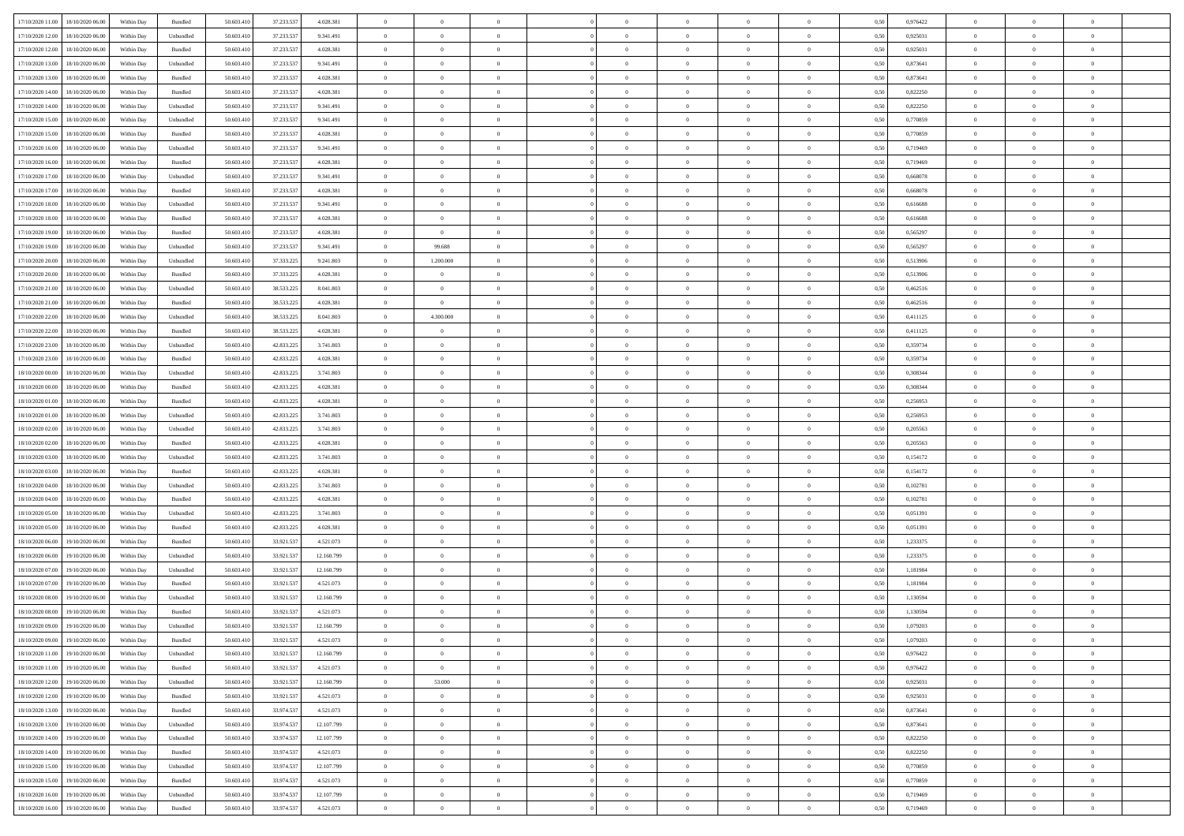| | | | | | | | | | | | | | | | | | | | | | |
|---|---|---|---|---|---|---|---|---|---|---|---|---|---|---|---|---|---|---|---|---|---|
| 17/10/2020 11:00 | 18/10/2020 06:00 | Within Day | Bundled | 50.603.410 | 37.233.537 | 4.028.381 | 0 | 0 | 0 | | 0 | 0 | 0 | 0 | 0,50 | 0,976422 | 0 | 0 | 0 | |
| 17/10/2020 12:00 | 18/10/2020 06:00 | Within Day | Unbundled | 50.603.410 | 37.233.537 | 9.341.491 | 0 | 0 | 0 | | 0 | 0 | 0 | 0 | 0,50 | 0,925031 | 0 | 0 | 0 | |
| 17/10/2020 12:00 | 18/10/2020 06:00 | Within Day | Bundled | 50.603.410 | 37.233.537 | 4.028.381 | 0 | 0 | 0 | | 0 | 0 | 0 | 0 | 0,50 | 0,925031 | 0 | 0 | 0 | |
| 17/10/2020 13:00 | 18/10/2020 06:00 | Within Day | Unbundled | 50.603.410 | 37.233.537 | 9.341.491 | 0 | 0 | 0 | | 0 | 0 | 0 | 0 | 0,50 | 0,873641 | 0 | 0 | 0 | |
| 17/10/2020 13:00 | 18/10/2020 06:00 | Within Day | Bundled | 50.603.410 | 37.233.537 | 4.028.381 | 0 | 0 | 0 | | 0 | 0 | 0 | 0 | 0,50 | 0,873641 | 0 | 0 | 0 | |
| 17/10/2020 14:00 | 18/10/2020 06:00 | Within Day | Bundled | 50.603.410 | 37.233.537 | 4.028.381 | 0 | 0 | 0 | | 0 | 0 | 0 | 0 | 0,50 | 0,822250 | 0 | 0 | 0 | |
| 17/10/2020 14:00 | 18/10/2020 06:00 | Within Day | Unbundled | 50.603.410 | 37.233.537 | 9.341.491 | 0 | 0 | 0 | | 0 | 0 | 0 | 0 | 0,50 | 0,822250 | 0 | 0 | 0 | |
| 17/10/2020 15:00 | 18/10/2020 06:00 | Within Day | Unbundled | 50.603.410 | 37.233.537 | 9.341.491 | 0 | 0 | 0 | | 0 | 0 | 0 | 0 | 0,50 | 0,770859 | 0 | 0 | 0 | |
| 17/10/2020 15:00 | 18/10/2020 06:00 | Within Day | Bundled | 50.603.410 | 37.233.537 | 4.028.381 | 0 | 0 | 0 | | 0 | 0 | 0 | 0 | 0,50 | 0,770859 | 0 | 0 | 0 | |
| 17/10/2020 16:00 | 18/10/2020 06:00 | Within Day | Unbundled | 50.603.410 | 37.233.537 | 9.341.491 | 0 | 0 | 0 | | 0 | 0 | 0 | 0 | 0,50 | 0,719469 | 0 | 0 | 0 | |
| 17/10/2020 16:00 | 18/10/2020 06:00 | Within Day | Bundled | 50.603.410 | 37.233.537 | 4.028.381 | 0 | 0 | 0 | | 0 | 0 | 0 | 0 | 0,50 | 0,719469 | 0 | 0 | 0 | |
| 17/10/2020 17:00 | 18/10/2020 06:00 | Within Day | Unbundled | 50.603.410 | 37.233.537 | 9.341.491 | 0 | 0 | 0 | | 0 | 0 | 0 | 0 | 0,50 | 0,668078 | 0 | 0 | 0 | |
| 17/10/2020 17:00 | 18/10/2020 06:00 | Within Day | Bundled | 50.603.410 | 37.233.537 | 4.028.381 | 0 | 0 | 0 | | 0 | 0 | 0 | 0 | 0,50 | 0,668078 | 0 | 0 | 0 | |
| 17/10/2020 18:00 | 18/10/2020 06:00 | Within Day | Unbundled | 50.603.410 | 37.233.537 | 9.341.491 | 0 | 0 | 0 | | 0 | 0 | 0 | 0 | 0,50 | 0,616688 | 0 | 0 | 0 | |
| 17/10/2020 18:00 | 18/10/2020 06:00 | Within Day | Bundled | 50.603.410 | 37.233.537 | 4.028.381 | 0 | 0 | 0 | | 0 | 0 | 0 | 0 | 0,50 | 0,616688 | 0 | 0 | 0 | |
| 17/10/2020 19:00 | 18/10/2020 06:00 | Within Day | Bundled | 50.603.410 | 37.233.537 | 4.028.381 | 0 | 0 | 0 | | 0 | 0 | 0 | 0 | 0,50 | 0,565297 | 0 | 0 | 0 | |
| 17/10/2020 19:00 | 18/10/2020 06:00 | Within Day | Unbundled | 50.603.410 | 37.233.537 | 9.341.491 | 0 | 99.688 | 0 | | 0 | 0 | 0 | 0 | 0,50 | 0,565297 | 0 | 0 | 0 | |
| 17/10/2020 20:00 | 18/10/2020 06:00 | Within Day | Unbundled | 50.603.410 | 37.333.225 | 9.241.803 | 0 | 1.200.000 | 0 | | 0 | 0 | 0 | 0 | 0,50 | 0,513906 | 0 | 0 | 0 | |
| 17/10/2020 20:00 | 18/10/2020 06:00 | Within Day | Bundled | 50.603.410 | 37.333.225 | 4.028.381 | 0 | 0 | 0 | | 0 | 0 | 0 | 0 | 0,50 | 0,513906 | 0 | 0 | 0 | |
| 17/10/2020 21:00 | 18/10/2020 06:00 | Within Day | Unbundled | 50.603.410 | 38.533.225 | 8.041.803 | 0 | 0 | 0 | | 0 | 0 | 0 | 0 | 0,50 | 0,462516 | 0 | 0 | 0 | |
| 17/10/2020 21:00 | 18/10/2020 06:00 | Within Day | Bundled | 50.603.410 | 38.533.225 | 4.028.381 | 0 | 0 | 0 | | 0 | 0 | 0 | 0 | 0,50 | 0,462516 | 0 | 0 | 0 | |
| 17/10/2020 22:00 | 18/10/2020 06:00 | Within Day | Unbundled | 50.603.410 | 38.533.225 | 8.041.803 | 0 | 4.300.000 | 0 | | 0 | 0 | 0 | 0 | 0,50 | 0,411125 | 0 | 0 | 0 | |
| 17/10/2020 22:00 | 18/10/2020 06:00 | Within Day | Bundled | 50.603.410 | 38.533.225 | 4.028.381 | 0 | 0 | 0 | | 0 | 0 | 0 | 0 | 0,50 | 0,411125 | 0 | 0 | 0 | |
| 17/10/2020 23:00 | 18/10/2020 06:00 | Within Day | Unbundled | 50.603.410 | 42.833.225 | 3.741.803 | 0 | 0 | 0 | | 0 | 0 | 0 | 0 | 0,50 | 0,359734 | 0 | 0 | 0 | |
| 17/10/2020 23:00 | 18/10/2020 06:00 | Within Day | Bundled | 50.603.410 | 42.833.225 | 4.028.381 | 0 | 0 | 0 | | 0 | 0 | 0 | 0 | 0,50 | 0,359734 | 0 | 0 | 0 | |
| 18/10/2020 00:00 | 18/10/2020 06:00 | Within Day | Unbundled | 50.603.410 | 42.833.225 | 3.741.803 | 0 | 0 | 0 | | 0 | 0 | 0 | 0 | 0,50 | 0,308344 | 0 | 0 | 0 | |
| 18/10/2020 00:00 | 18/10/2020 06:00 | Within Day | Bundled | 50.603.410 | 42.833.225 | 4.028.381 | 0 | 0 | 0 | | 0 | 0 | 0 | 0 | 0,50 | 0,308344 | 0 | 0 | 0 | |
| 18/10/2020 01:00 | 18/10/2020 06:00 | Within Day | Bundled | 50.603.410 | 42.833.225 | 4.028.381 | 0 | 0 | 0 | | 0 | 0 | 0 | 0 | 0,50 | 0,256953 | 0 | 0 | 0 | |
| 18/10/2020 01:00 | 18/10/2020 06:00 | Within Day | Unbundled | 50.603.410 | 42.833.225 | 3.741.803 | 0 | 0 | 0 | | 0 | 0 | 0 | 0 | 0,50 | 0,256953 | 0 | 0 | 0 | |
| 18/10/2020 02:00 | 18/10/2020 06:00 | Within Day | Unbundled | 50.603.410 | 42.833.225 | 3.741.803 | 0 | 0 | 0 | | 0 | 0 | 0 | 0 | 0,50 | 0,205563 | 0 | 0 | 0 | |
| 18/10/2020 02:00 | 18/10/2020 06:00 | Within Day | Bundled | 50.603.410 | 42.833.225 | 4.028.381 | 0 | 0 | 0 | | 0 | 0 | 0 | 0 | 0,50 | 0,205563 | 0 | 0 | 0 | |
| 18/10/2020 03:00 | 18/10/2020 06:00 | Within Day | Unbundled | 50.603.410 | 42.833.225 | 3.741.803 | 0 | 0 | 0 | | 0 | 0 | 0 | 0 | 0,50 | 0,154172 | 0 | 0 | 0 | |
| 18/10/2020 03:00 | 18/10/2020 06:00 | Within Day | Bundled | 50.603.410 | 42.833.225 | 4.028.381 | 0 | 0 | 0 | | 0 | 0 | 0 | 0 | 0,50 | 0,154172 | 0 | 0 | 0 | |
| 18/10/2020 04:00 | 18/10/2020 06:00 | Within Day | Unbundled | 50.603.410 | 42.833.225 | 3.741.803 | 0 | 0 | 0 | | 0 | 0 | 0 | 0 | 0,50 | 0,102781 | 0 | 0 | 0 | |
| 18/10/2020 04:00 | 18/10/2020 06:00 | Within Day | Bundled | 50.603.410 | 42.833.225 | 4.028.381 | 0 | 0 | 0 | | 0 | 0 | 0 | 0 | 0,50 | 0,102781 | 0 | 0 | 0 | |
| 18/10/2020 05:00 | 18/10/2020 06:00 | Within Day | Unbundled | 50.603.410 | 42.833.225 | 3.741.803 | 0 | 0 | 0 | | 0 | 0 | 0 | 0 | 0,50 | 0,051391 | 0 | 0 | 0 | |
| 18/10/2020 05:00 | 18/10/2020 06:00 | Within Day | Bundled | 50.603.410 | 42.833.225 | 4.028.381 | 0 | 0 | 0 | | 0 | 0 | 0 | 0 | 0,50 | 0,051391 | 0 | 0 | 0 | |
| 18/10/2020 06:00 | 19/10/2020 06:00 | Within Day | Bundled | 50.603.410 | 33.921.537 | 4.521.073 | 0 | 0 | 0 | | 0 | 0 | 0 | 0 | 0,50 | 1,233375 | 0 | 0 | 0 | |
| 18/10/2020 06:00 | 19/10/2020 06:00 | Within Day | Unbundled | 50.603.410 | 33.921.537 | 12.160.799 | 0 | 0 | 0 | | 0 | 0 | 0 | 0 | 0,50 | 1,233375 | 0 | 0 | 0 | |
| 18/10/2020 07:00 | 19/10/2020 06:00 | Within Day | Unbundled | 50.603.410 | 33.921.537 | 12.160.799 | 0 | 0 | 0 | | 0 | 0 | 0 | 0 | 0,50 | 1,181984 | 0 | 0 | 0 | |
| 18/10/2020 07:00 | 19/10/2020 06:00 | Within Day | Bundled | 50.603.410 | 33.921.537 | 4.521.073 | 0 | 0 | 0 | | 0 | 0 | 0 | 0 | 0,50 | 1,181984 | 0 | 0 | 0 | |
| 18/10/2020 08:00 | 19/10/2020 06:00 | Within Day | Unbundled | 50.603.410 | 33.921.537 | 12.160.799 | 0 | 0 | 0 | | 0 | 0 | 0 | 0 | 0,50 | 1,130594 | 0 | 0 | 0 | |
| 18/10/2020 08:00 | 19/10/2020 06:00 | Within Day | Bundled | 50.603.410 | 33.921.537 | 4.521.073 | 0 | 0 | 0 | | 0 | 0 | 0 | 0 | 0,50 | 1,130594 | 0 | 0 | 0 | |
| 18/10/2020 09:00 | 19/10/2020 06:00 | Within Day | Unbundled | 50.603.410 | 33.921.537 | 12.160.799 | 0 | 0 | 0 | | 0 | 0 | 0 | 0 | 0,50 | 1,079203 | 0 | 0 | 0 | |
| 18/10/2020 09:00 | 19/10/2020 06:00 | Within Day | Bundled | 50.603.410 | 33.921.537 | 4.521.073 | 0 | 0 | 0 | | 0 | 0 | 0 | 0 | 0,50 | 1,079203 | 0 | 0 | 0 | |
| 18/10/2020 11:00 | 19/10/2020 06:00 | Within Day | Unbundled | 50.603.410 | 33.921.537 | 12.160.799 | 0 | 0 | 0 | | 0 | 0 | 0 | 0 | 0,50 | 0,976422 | 0 | 0 | 0 | |
| 18/10/2020 11:00 | 19/10/2020 06:00 | Within Day | Bundled | 50.603.410 | 33.921.537 | 4.521.073 | 0 | 0 | 0 | | 0 | 0 | 0 | 0 | 0,50 | 0,976422 | 0 | 0 | 0 | |
| 18/10/2020 12:00 | 19/10/2020 06:00 | Within Day | Unbundled | 50.603.410 | 33.921.537 | 12.160.799 | 0 | 53.000 | 0 | | 0 | 0 | 0 | 0 | 0,50 | 0,925031 | 0 | 0 | 0 | |
| 18/10/2020 12:00 | 19/10/2020 06:00 | Within Day | Bundled | 50.603.410 | 33.921.537 | 4.521.073 | 0 | 0 | 0 | | 0 | 0 | 0 | 0 | 0,50 | 0,925031 | 0 | 0 | 0 | |
| 18/10/2020 13:00 | 19/10/2020 06:00 | Within Day | Bundled | 50.603.410 | 33.974.537 | 4.521.073 | 0 | 0 | 0 | | 0 | 0 | 0 | 0 | 0,50 | 0,873641 | 0 | 0 | 0 | |
| 18/10/2020 13:00 | 19/10/2020 06:00 | Within Day | Unbundled | 50.603.410 | 33.974.537 | 12.107.799 | 0 | 0 | 0 | | 0 | 0 | 0 | 0 | 0,50 | 0,873641 | 0 | 0 | 0 | |
| 18/10/2020 14:00 | 19/10/2020 06:00 | Within Day | Unbundled | 50.603.410 | 33.974.537 | 12.107.799 | 0 | 0 | 0 | | 0 | 0 | 0 | 0 | 0,50 | 0,822250 | 0 | 0 | 0 | |
| 18/10/2020 14:00 | 19/10/2020 06:00 | Within Day | Bundled | 50.603.410 | 33.974.537 | 4.521.073 | 0 | 0 | 0 | | 0 | 0 | 0 | 0 | 0,50 | 0,822250 | 0 | 0 | 0 | |
| 18/10/2020 15:00 | 19/10/2020 06:00 | Within Day | Unbundled | 50.603.410 | 33.974.537 | 12.107.799 | 0 | 0 | 0 | | 0 | 0 | 0 | 0 | 0,50 | 0,770859 | 0 | 0 | 0 | |
| 18/10/2020 15:00 | 19/10/2020 06:00 | Within Day | Bundled | 50.603.410 | 33.974.537 | 4.521.073 | 0 | 0 | 0 | | 0 | 0 | 0 | 0 | 0,50 | 0,770859 | 0 | 0 | 0 | |
| 18/10/2020 16:00 | 19/10/2020 06:00 | Within Day | Unbundled | 50.603.410 | 33.974.537 | 12.107.799 | 0 | 0 | 0 | | 0 | 0 | 0 | 0 | 0,50 | 0,719469 | 0 | 0 | 0 | |
| 18/10/2020 16:00 | 19/10/2020 06:00 | Within Day | Bundled | 50.603.410 | 33.974.537 | 4.521.073 | 0 | 0 | 0 | | 0 | 0 | 0 | 0 | 0,50 | 0,719469 | 0 | 0 | 0 | |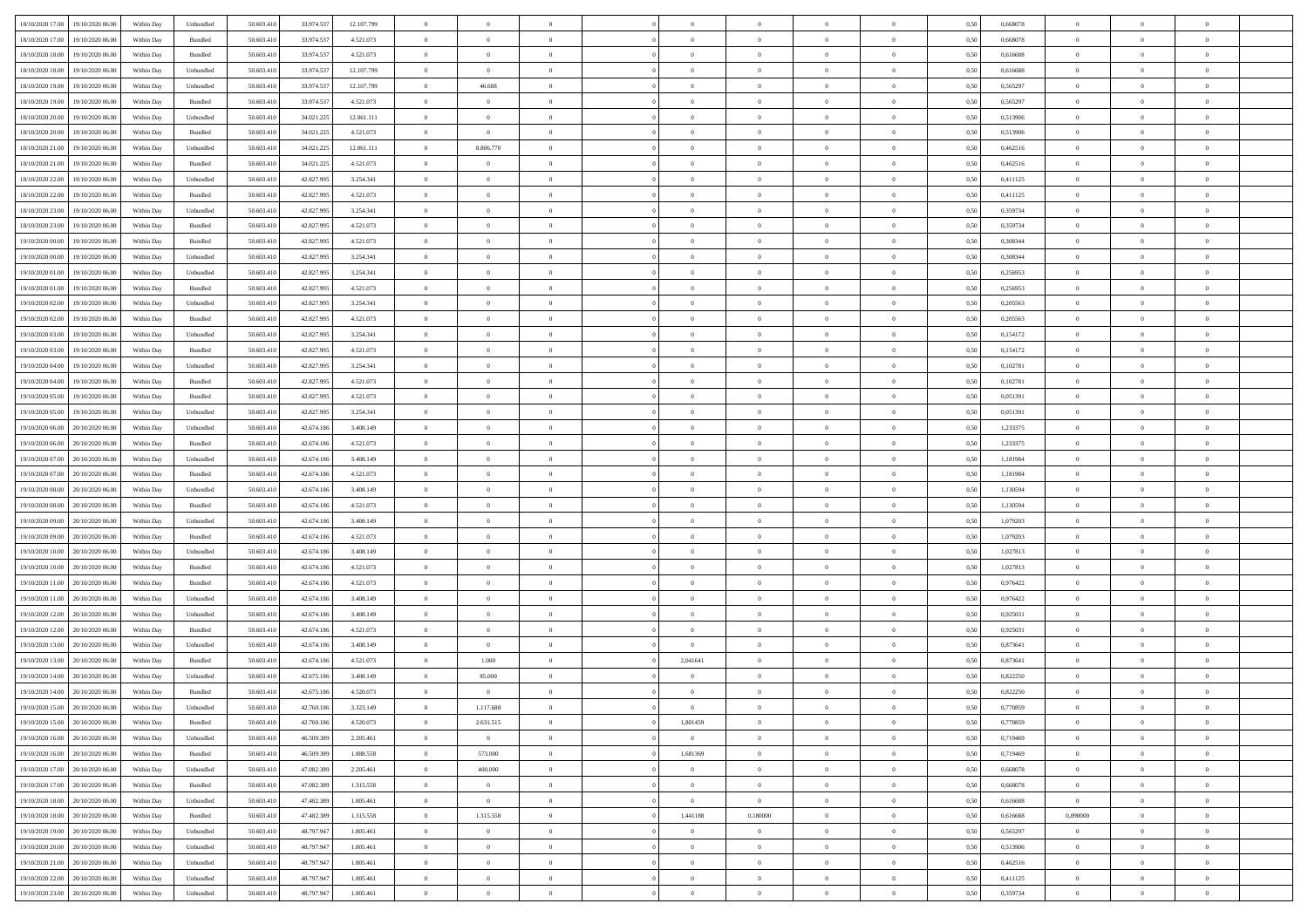| | | | | | | | | | | | | | | | | | | | | |
|---|---|---|---|---|---|---|---|---|---|---|---|---|---|---|---|---|---|---|---|---|
| 18/10/2020 17.00 | 19/10/2020 06.00 | Within Day | Unbundled | 50.603.410 | 33.974.537 | 12.107.799 | 0 | 0 | 0 | | 0 | 0 | 0 | 0 | 0,50 | 0,668078 | 0 | 0 | 0 | |
| 18/10/2020 17.00 | 19/10/2020 06.00 | Within Day | Bundled | 50.603.410 | 33.974.537 | 4.521.073 | 0 | 0 | 0 | | 0 | 0 | 0 | 0 | 0,50 | 0,668078 | 0 | 0 | 0 | |
| 18/10/2020 18.00 | 19/10/2020 06.00 | Within Day | Bundled | 50.603.410 | 33.974.537 | 4.521.073 | 0 | 0 | 0 | | 0 | 0 | 0 | 0 | 0,50 | 0,616688 | 0 | 0 | 0 | |
| 18/10/2020 18.00 | 19/10/2020 06.00 | Within Day | Unbundled | 50.603.410 | 33.974.537 | 12.107.799 | 0 | 0 | 0 | | 0 | 0 | 0 | 0 | 0,50 | 0,616688 | 0 | 0 | 0 | |
| 18/10/2020 19.00 | 19/10/2020 06.00 | Within Day | Unbundled | 50.603.410 | 33.974.537 | 12.107.799 | 0 | 46.688 | 0 | | 0 | 0 | 0 | 0 | 0,50 | 0,565297 | 0 | 0 | 0 | |
| 18/10/2020 19.00 | 19/10/2020 06.00 | Within Day | Bundled | 50.603.410 | 33.974.537 | 4.521.073 | 0 | 0 | 0 | | 0 | 0 | 0 | 0 | 0,50 | 0,565297 | 0 | 0 | 0 | |
| 18/10/2020 20.00 | 19/10/2020 06.00 | Within Day | Unbundled | 50.603.410 | 34.021.225 | 12.061.111 | 0 | 0 | 0 | | 0 | 0 | 0 | 0 | 0,50 | 0,513906 | 0 | 0 | 0 | |
| 18/10/2020 20.00 | 19/10/2020 06.00 | Within Day | Bundled | 50.603.410 | 34.021.225 | 4.521.073 | 0 | 0 | 0 | | 0 | 0 | 0 | 0 | 0,50 | 0,513906 | 0 | 0 | 0 | |
| 18/10/2020 21.00 | 19/10/2020 06.00 | Within Day | Unbundled | 50.603.410 | 34.021.225 | 12.061.111 | 0 | 8.806.770 | 0 | | 0 | 0 | 0 | 0 | 0,50 | 0,462516 | 0 | 0 | 0 | |
| 18/10/2020 21.00 | 19/10/2020 06.00 | Within Day | Bundled | 50.603.410 | 34.021.225 | 4.521.073 | 0 | 0 | 0 | | 0 | 0 | 0 | 0 | 0,50 | 0,462516 | 0 | 0 | 0 | |
| 18/10/2020 22.00 | 19/10/2020 06.00 | Within Day | Unbundled | 50.603.410 | 42.827.995 | 3.254.341 | 0 | 0 | 0 | | 0 | 0 | 0 | 0 | 0,50 | 0,411125 | 0 | 0 | 0 | |
| 18/10/2020 22.00 | 19/10/2020 06.00 | Within Day | Bundled | 50.603.410 | 42.827.995 | 4.521.073 | 0 | 0 | 0 | | 0 | 0 | 0 | 0 | 0,50 | 0,411125 | 0 | 0 | 0 | |
| 18/10/2020 23.00 | 19/10/2020 06.00 | Within Day | Unbundled | 50.603.410 | 42.827.995 | 3.254.341 | 0 | 0 | 0 | | 0 | 0 | 0 | 0 | 0,50 | 0,359734 | 0 | 0 | 0 | |
| 18/10/2020 23.00 | 19/10/2020 06.00 | Within Day | Bundled | 50.603.410 | 42.827.995 | 4.521.073 | 0 | 0 | 0 | | 0 | 0 | 0 | 0 | 0,50 | 0,359734 | 0 | 0 | 0 | |
| 19/10/2020 00.00 | 19/10/2020 06.00 | Within Day | Bundled | 50.603.410 | 42.827.995 | 4.521.073 | 0 | 0 | 0 | | 0 | 0 | 0 | 0 | 0,50 | 0,308344 | 0 | 0 | 0 | |
| 19/10/2020 00.00 | 19/10/2020 06.00 | Within Day | Unbundled | 50.603.410 | 42.827.995 | 3.254.341 | 0 | 0 | 0 | | 0 | 0 | 0 | 0 | 0,50 | 0,308344 | 0 | 0 | 0 | |
| 19/10/2020 01.00 | 19/10/2020 06.00 | Within Day | Unbundled | 50.603.410 | 42.827.995 | 3.254.341 | 0 | 0 | 0 | | 0 | 0 | 0 | 0 | 0,50 | 0,256953 | 0 | 0 | 0 | |
| 19/10/2020 01.00 | 19/10/2020 06.00 | Within Day | Bundled | 50.603.410 | 42.827.995 | 4.521.073 | 0 | 0 | 0 | | 0 | 0 | 0 | 0 | 0,50 | 0,256953 | 0 | 0 | 0 | |
| 19/10/2020 02.00 | 19/10/2020 06.00 | Within Day | Unbundled | 50.603.410 | 42.827.995 | 3.254.341 | 0 | 0 | 0 | | 0 | 0 | 0 | 0 | 0,50 | 0,205563 | 0 | 0 | 0 | |
| 19/10/2020 02.00 | 19/10/2020 06.00 | Within Day | Bundled | 50.603.410 | 42.827.995 | 4.521.073 | 0 | 0 | 0 | | 0 | 0 | 0 | 0 | 0,50 | 0,205563 | 0 | 0 | 0 | |
| 19/10/2020 03.00 | 19/10/2020 06.00 | Within Day | Unbundled | 50.603.410 | 42.827.995 | 3.254.341 | 0 | 0 | 0 | | 0 | 0 | 0 | 0 | 0,50 | 0,154172 | 0 | 0 | 0 | |
| 19/10/2020 03.00 | 19/10/2020 06.00 | Within Day | Bundled | 50.603.410 | 42.827.995 | 4.521.073 | 0 | 0 | 0 | | 0 | 0 | 0 | 0 | 0,50 | 0,154172 | 0 | 0 | 0 | |
| 19/10/2020 04.00 | 19/10/2020 06.00 | Within Day | Unbundled | 50.603.410 | 42.827.995 | 3.254.341 | 0 | 0 | 0 | | 0 | 0 | 0 | 0 | 0,50 | 0,102781 | 0 | 0 | 0 | |
| 19/10/2020 04.00 | 19/10/2020 06.00 | Within Day | Bundled | 50.603.410 | 42.827.995 | 4.521.073 | 0 | 0 | 0 | | 0 | 0 | 0 | 0 | 0,50 | 0,102781 | 0 | 0 | 0 | |
| 19/10/2020 05.00 | 19/10/2020 06.00 | Within Day | Bundled | 50.603.410 | 42.827.995 | 4.521.073 | 0 | 0 | 0 | | 0 | 0 | 0 | 0 | 0,50 | 0,051391 | 0 | 0 | 0 | |
| 19/10/2020 05.00 | 19/10/2020 06.00 | Within Day | Unbundled | 50.603.410 | 42.827.995 | 3.254.341 | 0 | 0 | 0 | | 0 | 0 | 0 | 0 | 0,50 | 0,051391 | 0 | 0 | 0 | |
| 19/10/2020 06.00 | 20/10/2020 06.00 | Within Day | Unbundled | 50.603.410 | 42.674.186 | 3.408.149 | 0 | 0 | 0 | | 0 | 0 | 0 | 0 | 0,50 | 1,233375 | 0 | 0 | 0 | |
| 19/10/2020 06.00 | 20/10/2020 06.00 | Within Day | Bundled | 50.603.410 | 42.674.186 | 4.521.073 | 0 | 0 | 0 | | 0 | 0 | 0 | 0 | 0,50 | 1,233375 | 0 | 0 | 0 | |
| 19/10/2020 07.00 | 20/10/2020 06.00 | Within Day | Unbundled | 50.603.410 | 42.674.186 | 3.408.149 | 0 | 0 | 0 | | 0 | 0 | 0 | 0 | 0,50 | 1,181984 | 0 | 0 | 0 | |
| 19/10/2020 07.00 | 20/10/2020 06.00 | Within Day | Bundled | 50.603.410 | 42.674.186 | 4.521.073 | 0 | 0 | 0 | | 0 | 0 | 0 | 0 | 0,50 | 1,181984 | 0 | 0 | 0 | |
| 19/10/2020 08.00 | 20/10/2020 06.00 | Within Day | Unbundled | 50.603.410 | 42.674.186 | 3.408.149 | 0 | 0 | 0 | | 0 | 0 | 0 | 0 | 0,50 | 1,130594 | 0 | 0 | 0 | |
| 19/10/2020 08.00 | 20/10/2020 06.00 | Within Day | Bundled | 50.603.410 | 42.674.186 | 4.521.073 | 0 | 0 | 0 | | 0 | 0 | 0 | 0 | 0,50 | 1,130594 | 0 | 0 | 0 | |
| 19/10/2020 09.00 | 20/10/2020 06.00 | Within Day | Unbundled | 50.603.410 | 42.674.186 | 3.408.149 | 0 | 0 | 0 | | 0 | 0 | 0 | 0 | 0,50 | 1,079203 | 0 | 0 | 0 | |
| 19/10/2020 09.00 | 20/10/2020 06.00 | Within Day | Bundled | 50.603.410 | 42.674.186 | 4.521.073 | 0 | 0 | 0 | | 0 | 0 | 0 | 0 | 0,50 | 1,079203 | 0 | 0 | 0 | |
| 19/10/2020 10.00 | 20/10/2020 06.00 | Within Day | Unbundled | 50.603.410 | 42.674.186 | 3.408.149 | 0 | 0 | 0 | | 0 | 0 | 0 | 0 | 0,50 | 1,027813 | 0 | 0 | 0 | |
| 19/10/2020 10.00 | 20/10/2020 06.00 | Within Day | Bundled | 50.603.410 | 42.674.186 | 4.521.073 | 0 | 0 | 0 | | 0 | 0 | 0 | 0 | 0,50 | 1,027813 | 0 | 0 | 0 | |
| 19/10/2020 11.00 | 20/10/2020 06.00 | Within Day | Bundled | 50.603.410 | 42.674.186 | 4.521.073 | 0 | 0 | 0 | | 0 | 0 | 0 | 0 | 0,50 | 0,976422 | 0 | 0 | 0 | |
| 19/10/2020 11.00 | 20/10/2020 06.00 | Within Day | Unbundled | 50.603.410 | 42.674.186 | 3.408.149 | 0 | 0 | 0 | | 0 | 0 | 0 | 0 | 0,50 | 0,976422 | 0 | 0 | 0 | |
| 19/10/2020 12.00 | 20/10/2020 06.00 | Within Day | Unbundled | 50.603.410 | 42.674.186 | 3.408.149 | 0 | 0 | 0 | | 0 | 0 | 0 | 0 | 0,50 | 0,925031 | 0 | 0 | 0 | |
| 19/10/2020 12.00 | 20/10/2020 06.00 | Within Day | Bundled | 50.603.410 | 42.674.186 | 4.521.073 | 0 | 0 | 0 | | 0 | 0 | 0 | 0 | 0,50 | 0,925031 | 0 | 0 | 0 | |
| 19/10/2020 13.00 | 20/10/2020 06.00 | Within Day | Unbundled | 50.603.410 | 42.674.186 | 3.408.149 | 0 | 0 | 0 | | 0 | 0 | 0 | 0 | 0,50 | 0,873641 | 0 | 0 | 0 | |
| 19/10/2020 13.00 | 20/10/2020 06.00 | Within Day | Bundled | 50.603.410 | 42.674.186 | 4.521.073 | 0 | 1.000 | 0 | | 2,041641 | 0 | 0 | 0 | 0,50 | 0,873641 | 0 | 0 | 0 | |
| 19/10/2020 14.00 | 20/10/2020 06.00 | Within Day | Unbundled | 50.603.410 | 42.675.186 | 3.408.149 | 0 | 85.000 | 0 | | 0 | 0 | 0 | 0 | 0,50 | 0,822250 | 0 | 0 | 0 | |
| 19/10/2020 14.00 | 20/10/2020 06.00 | Within Day | Bundled | 50.603.410 | 42.675.186 | 4.520.073 | 0 | 0 | 0 | | 0 | 0 | 0 | 0 | 0,50 | 0,822250 | 0 | 0 | 0 | |
| 19/10/2020 15.00 | 20/10/2020 06.00 | Within Day | Unbundled | 50.603.410 | 42.760.186 | 3.323.149 | 0 | 1.117.688 | 0 | | 0 | 0 | 0 | 0 | 0,50 | 0,770859 | 0 | 0 | 0 | |
| 19/10/2020 15.00 | 20/10/2020 06.00 | Within Day | Bundled | 50.603.410 | 42.760.186 | 4.520.073 | 0 | 2.631.515 | 0 | | 1,801459 | 0 | 0 | 0 | 0,50 | 0,770859 | 0 | 0 | 0 | |
| 19/10/2020 16.00 | 20/10/2020 06.00 | Within Day | Unbundled | 50.603.410 | 46.509.389 | 2.205.461 | 0 | 0 | 0 | | 0 | 0 | 0 | 0 | 0,50 | 0,719469 | 0 | 0 | 0 | |
| 19/10/2020 16.00 | 20/10/2020 06.00 | Within Day | Bundled | 50.603.410 | 46.509.389 | 1.888.558 | 0 | 573.000 | 0 | | 1,681369 | 0 | 0 | 0 | 0,50 | 0,719469 | 0 | 0 | 0 | |
| 19/10/2020 17.00 | 20/10/2020 06.00 | Within Day | Unbundled | 50.603.410 | 47.082.389 | 2.205.461 | 0 | 400.000 | 0 | | 0 | 0 | 0 | 0 | 0,50 | 0,668078 | 0 | 0 | 0 | |
| 19/10/2020 17.00 | 20/10/2020 06.00 | Within Day | Bundled | 50.603.410 | 47.082.389 | 1.315.558 | 0 | 0 | 0 | | 0 | 0 | 0 | 0 | 0,50 | 0,668078 | 0 | 0 | 0 | |
| 19/10/2020 18.00 | 20/10/2020 06.00 | Within Day | Unbundled | 50.603.410 | 47.482.389 | 1.805.461 | 0 | 0 | 0 | | 0 | 0 | 0 | 0 | 0,50 | 0,616688 | 0 | 0 | 0 | |
| 19/10/2020 18.00 | 20/10/2020 06.00 | Within Day | Bundled | 50.603.410 | 47.482.389 | 1.315.558 | 0 | 1.315.558 | 0 | | 1,441188 | 0,180000 | 0 | 0 | 0,50 | 0,616688 | 0,090000 | 0 | 0 | |
| 19/10/2020 19.00 | 20/10/2020 06.00 | Within Day | Unbundled | 50.603.410 | 48.797.947 | 1.805.461 | 0 | 0 | 0 | | 0 | 0 | 0 | 0 | 0,50 | 0,565297 | 0 | 0 | 0 | |
| 19/10/2020 20.00 | 20/10/2020 06.00 | Within Day | Unbundled | 50.603.410 | 48.797.947 | 1.805.461 | 0 | 0 | 0 | | 0 | 0 | 0 | 0 | 0,50 | 0,513906 | 0 | 0 | 0 | |
| 19/10/2020 21.00 | 20/10/2020 06.00 | Within Day | Unbundled | 50.603.410 | 48.797.947 | 1.805.461 | 0 | 0 | 0 | | 0 | 0 | 0 | 0 | 0,50 | 0,462516 | 0 | 0 | 0 | |
| 19/10/2020 22.00 | 20/10/2020 06.00 | Within Day | Unbundled | 50.603.410 | 48.797.947 | 1.805.461 | 0 | 0 | 0 | | 0 | 0 | 0 | 0 | 0,50 | 0,411125 | 0 | 0 | 0 | |
| 19/10/2020 23.00 | 20/10/2020 06.00 | Within Day | Unbundled | 50.603.410 | 48.797.947 | 1.805.461 | 0 | 0 | 0 | | 0 | 0 | 0 | 0 | 0,50 | 0,359734 | 0 | 0 | 0 | |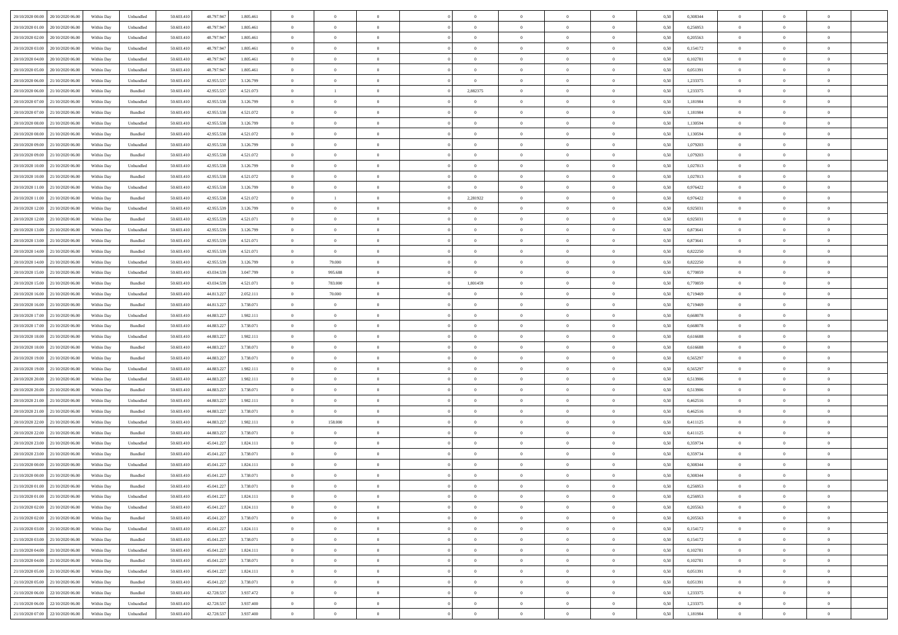| | | | | | | | | | | | | | | | | | | | | | |
|---|---|---|---|---|---|---|---|---|---|---|---|---|---|---|---|---|---|---|---|---|---|
| 20/10/2020 00.00 | 20/10/2020 06.00 | Within Day | Unbundled | 50.603.410 | 48.797.947 | 1.805.461 | 0 | 0 | 0 | | 0 | 0 | 0 | 0 | 0,50 | 0,308344 | 0 | 0 | 0 | |
| 20/10/2020 01.00 | 20/10/2020 06.00 | Within Day | Unbundled | 50.603.410 | 48.797.947 | 1.805.461 | 0 | 0 | 0 | | 0 | 0 | 0 | 0 | 0,50 | 0,256953 | 0 | 0 | 0 | |
| 20/10/2020 02.00 | 20/10/2020 06.00 | Within Day | Unbundled | 50.603.410 | 48.797.947 | 1.805.461 | 0 | 0 | 0 | | 0 | 0 | 0 | 0 | 0,50 | 0,205563 | 0 | 0 | 0 | |
| 20/10/2020 03.00 | 20/10/2020 06.00 | Within Day | Unbundled | 50.603.410 | 48.797.947 | 1.805.461 | 0 | 0 | 0 | | 0 | 0 | 0 | 0 | 0,50 | 0,154172 | 0 | 0 | 0 | |
| 20/10/2020 04.00 | 20/10/2020 06.00 | Within Day | Unbundled | 50.603.410 | 48.797.947 | 1.805.461 | 0 | 0 | 0 | | 0 | 0 | 0 | 0 | 0,50 | 0,102781 | 0 | 0 | 0 | |
| 20/10/2020 05.00 | 20/10/2020 06.00 | Within Day | Unbundled | 50.603.410 | 48.797.947 | 1.805.461 | 0 | 0 | 0 | | 0 | 0 | 0 | 0 | 0,50 | 0,051391 | 0 | 0 | 0 | |
| 20/10/2020 06.00 | 21/10/2020 06.00 | Within Day | Unbundled | 50.603.410 | 42.955.537 | 3.126.799 | 0 | 0 | 0 | | 0 | 0 | 0 | 0 | 0,50 | 1,233375 | 0 | 0 | 0 | |
| 20/10/2020 06.00 | 21/10/2020 06.00 | Within Day | Bundled | 50.603.410 | 42.955.537 | 4.521.073 | 0 | 1 | 0 | | 2,882375 | 0 | 0 | 0 | 0,50 | 1,233375 | 0 | 0 | 0 | |
| 20/10/2020 07.00 | 21/10/2020 06.00 | Within Day | Unbundled | 50.603.410 | 42.955.538 | 3.126.799 | 0 | 0 | 0 | | 0 | 0 | 0 | 0 | 0,50 | 1,181984 | 0 | 0 | 0 | |
| 20/10/2020 07.00 | 21/10/2020 06.00 | Within Day | Bundled | 50.603.410 | 42.955.538 | 4.521.072 | 0 | 0 | 0 | | 0 | 0 | 0 | 0 | 0,50 | 1,181984 | 0 | 0 | 0 | |
| 20/10/2020 08.00 | 21/10/2020 06.00 | Within Day | Unbundled | 50.603.410 | 42.955.538 | 3.126.799 | 0 | 0 | 0 | | 0 | 0 | 0 | 0 | 0,50 | 1,130594 | 0 | 0 | 0 | |
| 20/10/2020 08.00 | 21/10/2020 06.00 | Within Day | Bundled | 50.603.410 | 42.955.538 | 4.521.072 | 0 | 0 | 0 | | 0 | 0 | 0 | 0 | 0,50 | 1,130594 | 0 | 0 | 0 | |
| 20/10/2020 09.00 | 21/10/2020 06.00 | Within Day | Unbundled | 50.603.410 | 42.955.538 | 3.126.799 | 0 | 0 | 0 | | 0 | 0 | 0 | 0 | 0,50 | 1,079203 | 0 | 0 | 0 | |
| 20/10/2020 09.00 | 21/10/2020 06.00 | Within Day | Bundled | 50.603.410 | 42.955.538 | 4.521.072 | 0 | 0 | 0 | | 0 | 0 | 0 | 0 | 0,50 | 1,079203 | 0 | 0 | 0 | |
| 20/10/2020 10.00 | 21/10/2020 06.00 | Within Day | Unbundled | 50.603.410 | 42.955.538 | 3.126.799 | 0 | 0 | 0 | | 0 | 0 | 0 | 0 | 0,50 | 1,027813 | 0 | 0 | 0 | |
| 20/10/2020 10.00 | 21/10/2020 06.00 | Within Day | Bundled | 50.603.410 | 42.955.538 | 4.521.072 | 0 | 0 | 0 | | 0 | 0 | 0 | 0 | 0,50 | 1,027813 | 0 | 0 | 0 | |
| 20/10/2020 11.00 | 21/10/2020 06.00 | Within Day | Unbundled | 50.603.410 | 42.955.538 | 3.126.799 | 0 | 0 | 0 | | 0 | 0 | 0 | 0 | 0,50 | 0,976422 | 0 | 0 | 0 | |
| 20/10/2020 11.00 | 21/10/2020 06.00 | Within Day | Bundled | 50.603.410 | 42.955.538 | 4.521.072 | 0 | 1 | 0 | | 2,281922 | 0 | 0 | 0 | 0,50 | 0,976422 | 0 | 0 | 0 | |
| 20/10/2020 12.00 | 21/10/2020 06.00 | Within Day | Unbundled | 50.603.410 | 42.955.539 | 3.126.799 | 0 | 0 | 0 | | 0 | 0 | 0 | 0 | 0,50 | 0,925031 | 0 | 0 | 0 | |
| 20/10/2020 12.00 | 21/10/2020 06.00 | Within Day | Bundled | 50.603.410 | 42.955.539 | 4.521.071 | 0 | 0 | 0 | | 0 | 0 | 0 | 0 | 0,50 | 0,925031 | 0 | 0 | 0 | |
| 20/10/2020 13.00 | 21/10/2020 06.00 | Within Day | Unbundled | 50.603.410 | 42.955.539 | 3.126.799 | 0 | 0 | 0 | | 0 | 0 | 0 | 0 | 0,50 | 0,873641 | 0 | 0 | 0 | |
| 20/10/2020 13.00 | 21/10/2020 06.00 | Within Day | Bundled | 50.603.410 | 42.955.539 | 4.521.071 | 0 | 0 | 0 | | 0 | 0 | 0 | 0 | 0,50 | 0,873641 | 0 | 0 | 0 | |
| 20/10/2020 14.00 | 21/10/2020 06.00 | Within Day | Bundled | 50.603.410 | 42.955.539 | 4.521.071 | 0 | 0 | 0 | | 0 | 0 | 0 | 0 | 0,50 | 0,822250 | 0 | 0 | 0 | |
| 20/10/2020 14.00 | 21/10/2020 06.00 | Within Day | Unbundled | 50.603.410 | 42.955.539 | 3.126.799 | 0 | 79.000 | 0 | | 0 | 0 | 0 | 0 | 0,50 | 0,822250 | 0 | 0 | 0 | |
| 20/10/2020 15.00 | 21/10/2020 06.00 | Within Day | Unbundled | 50.603.410 | 43.034.539 | 3.047.799 | 0 | 995.688 | 0 | | 0 | 0 | 0 | 0 | 0,50 | 0,770859 | 0 | 0 | 0 | |
| 20/10/2020 15.00 | 21/10/2020 06.00 | Within Day | Bundled | 50.603.410 | 43.034.539 | 4.521.071 | 0 | 783.000 | 0 | | 1,801459 | 0 | 0 | 0 | 0,50 | 0,770859 | 0 | 0 | 0 | |
| 20/10/2020 16.00 | 21/10/2020 06.00 | Within Day | Unbundled | 50.603.410 | 44.813.227 | 2.052.111 | 0 | 70.000 | 0 | | 0 | 0 | 0 | 0 | 0,50 | 0,719469 | 0 | 0 | 0 | |
| 20/10/2020 16.00 | 21/10/2020 06.00 | Within Day | Bundled | 50.603.410 | 44.813.227 | 3.738.071 | 0 | 0 | 0 | | 0 | 0 | 0 | 0 | 0,50 | 0,719469 | 0 | 0 | 0 | |
| 20/10/2020 17.00 | 21/10/2020 06.00 | Within Day | Unbundled | 50.603.410 | 44.883.227 | 1.982.111 | 0 | 0 | 0 | | 0 | 0 | 0 | 0 | 0,50 | 0,668078 | 0 | 0 | 0 | |
| 20/10/2020 17.00 | 21/10/2020 06.00 | Within Day | Bundled | 50.603.410 | 44.883.227 | 3.738.071 | 0 | 0 | 0 | | 0 | 0 | 0 | 0 | 0,50 | 0,668078 | 0 | 0 | 0 | |
| 20/10/2020 18.00 | 21/10/2020 06.00 | Within Day | Unbundled | 50.603.410 | 44.883.227 | 1.982.111 | 0 | 0 | 0 | | 0 | 0 | 0 | 0 | 0,50 | 0,616688 | 0 | 0 | 0 | |
| 20/10/2020 18.00 | 21/10/2020 06.00 | Within Day | Bundled | 50.603.410 | 44.883.227 | 3.738.071 | 0 | 0 | 0 | | 0 | 0 | 0 | 0 | 0,50 | 0,616688 | 0 | 0 | 0 | |
| 20/10/2020 19.00 | 21/10/2020 06.00 | Within Day | Bundled | 50.603.410 | 44.883.227 | 3.738.071 | 0 | 0 | 0 | | 0 | 0 | 0 | 0 | 0,50 | 0,565297 | 0 | 0 | 0 | |
| 20/10/2020 19.00 | 21/10/2020 06.00 | Within Day | Unbundled | 50.603.410 | 44.883.227 | 1.982.111 | 0 | 0 | 0 | | 0 | 0 | 0 | 0 | 0,50 | 0,565297 | 0 | 0 | 0 | |
| 20/10/2020 20.00 | 21/10/2020 06.00 | Within Day | Unbundled | 50.603.410 | 44.883.227 | 1.982.111 | 0 | 0 | 0 | | 0 | 0 | 0 | 0 | 0,50 | 0,513906 | 0 | 0 | 0 | |
| 20/10/2020 20.00 | 21/10/2020 06.00 | Within Day | Bundled | 50.603.410 | 44.883.227 | 3.738.071 | 0 | 0 | 0 | | 0 | 0 | 0 | 0 | 0,50 | 0,513906 | 0 | 0 | 0 | |
| 20/10/2020 21.00 | 21/10/2020 06.00 | Within Day | Unbundled | 50.603.410 | 44.883.227 | 1.982.111 | 0 | 0 | 0 | | 0 | 0 | 0 | 0 | 0,50 | 0,462516 | 0 | 0 | 0 | |
| 20/10/2020 21.00 | 21/10/2020 06.00 | Within Day | Bundled | 50.603.410 | 44.883.227 | 3.738.071 | 0 | 0 | 0 | | 0 | 0 | 0 | 0 | 0,50 | 0,462516 | 0 | 0 | 0 | |
| 20/10/2020 22.00 | 21/10/2020 06.00 | Within Day | Unbundled | 50.603.410 | 44.883.227 | 1.982.111 | 0 | 158.000 | 0 | | 0 | 0 | 0 | 0 | 0,50 | 0,411125 | 0 | 0 | 0 | |
| 20/10/2020 22.00 | 21/10/2020 06.00 | Within Day | Bundled | 50.603.410 | 44.883.227 | 3.738.071 | 0 | 0 | 0 | | 0 | 0 | 0 | 0 | 0,50 | 0,411125 | 0 | 0 | 0 | |
| 20/10/2020 23.00 | 21/10/2020 06.00 | Within Day | Unbundled | 50.603.410 | 45.041.227 | 1.824.111 | 0 | 0 | 0 | | 0 | 0 | 0 | 0 | 0,50 | 0,359734 | 0 | 0 | 0 | |
| 20/10/2020 23.00 | 21/10/2020 06.00 | Within Day | Bundled | 50.603.410 | 45.041.227 | 3.738.071 | 0 | 0 | 0 | | 0 | 0 | 0 | 0 | 0,50 | 0,359734 | 0 | 0 | 0 | |
| 21/10/2020 00.00 | 21/10/2020 06.00 | Within Day | Unbundled | 50.603.410 | 45.041.227 | 1.824.111 | 0 | 0 | 0 | | 0 | 0 | 0 | 0 | 0,50 | 0,308344 | 0 | 0 | 0 | |
| 21/10/2020 00.00 | 21/10/2020 06.00 | Within Day | Bundled | 50.603.410 | 45.041.227 | 3.738.071 | 0 | 0 | 0 | | 0 | 0 | 0 | 0 | 0,50 | 0,308344 | 0 | 0 | 0 | |
| 21/10/2020 01.00 | 21/10/2020 06.00 | Within Day | Bundled | 50.603.410 | 45.041.227 | 3.738.071 | 0 | 0 | 0 | | 0 | 0 | 0 | 0 | 0,50 | 0,256953 | 0 | 0 | 0 | |
| 21/10/2020 01.00 | 21/10/2020 06.00 | Within Day | Unbundled | 50.603.410 | 45.041.227 | 1.824.111 | 0 | 0 | 0 | | 0 | 0 | 0 | 0 | 0,50 | 0,256953 | 0 | 0 | 0 | |
| 21/10/2020 02.00 | 21/10/2020 06.00 | Within Day | Unbundled | 50.603.410 | 45.041.227 | 1.824.111 | 0 | 0 | 0 | | 0 | 0 | 0 | 0 | 0,50 | 0,205563 | 0 | 0 | 0 | |
| 21/10/2020 02.00 | 21/10/2020 06.00 | Within Day | Bundled | 50.603.410 | 45.041.227 | 3.738.071 | 0 | 0 | 0 | | 0 | 0 | 0 | 0 | 0,50 | 0,205563 | 0 | 0 | 0 | |
| 21/10/2020 03.00 | 21/10/2020 06.00 | Within Day | Unbundled | 50.603.410 | 45.041.227 | 1.824.111 | 0 | 0 | 0 | | 0 | 0 | 0 | 0 | 0,50 | 0,154172 | 0 | 0 | 0 | |
| 21/10/2020 03.00 | 21/10/2020 06.00 | Within Day | Bundled | 50.603.410 | 45.041.227 | 3.738.071 | 0 | 0 | 0 | | 0 | 0 | 0 | 0 | 0,50 | 0,154172 | 0 | 0 | 0 | |
| 21/10/2020 04.00 | 21/10/2020 06.00 | Within Day | Unbundled | 50.603.410 | 45.041.227 | 1.824.111 | 0 | 0 | 0 | | 0 | 0 | 0 | 0 | 0,50 | 0,102781 | 0 | 0 | 0 | |
| 21/10/2020 04.00 | 21/10/2020 06.00 | Within Day | Bundled | 50.603.410 | 45.041.227 | 3.738.071 | 0 | 0 | 0 | | 0 | 0 | 0 | 0 | 0,50 | 0,102781 | 0 | 0 | 0 | |
| 21/10/2020 05.00 | 21/10/2020 06.00 | Within Day | Unbundled | 50.603.410 | 45.041.227 | 1.824.111 | 0 | 0 | 0 | | 0 | 0 | 0 | 0 | 0,50 | 0,051391 | 0 | 0 | 0 | |
| 21/10/2020 05.00 | 21/10/2020 06.00 | Within Day | Bundled | 50.603.410 | 45.041.227 | 3.738.071 | 0 | 0 | 0 | | 0 | 0 | 0 | 0 | 0,50 | 0,051391 | 0 | 0 | 0 | |
| 21/10/2020 06.00 | 22/10/2020 06.00 | Within Day | Bundled | 50.603.410 | 42.728.537 | 3.937.472 | 0 | 0 | 0 | | 0 | 0 | 0 | 0 | 0,50 | 1,233375 | 0 | 0 | 0 | |
| 21/10/2020 06.00 | 22/10/2020 06.00 | Within Day | Unbundled | 50.603.410 | 42.728.537 | 3.937.400 | 0 | 0 | 0 | | 0 | 0 | 0 | 0 | 0,50 | 1,233375 | 0 | 0 | 0 | |
| 21/10/2020 07.00 | 22/10/2020 06.00 | Within Day | Unbundled | 50.603.410 | 42.728.537 | 3.937.400 | 0 | 0 | 0 | | 0 | 0 | 0 | 0 | 0,50 | 1,181984 | 0 | 0 | 0 | |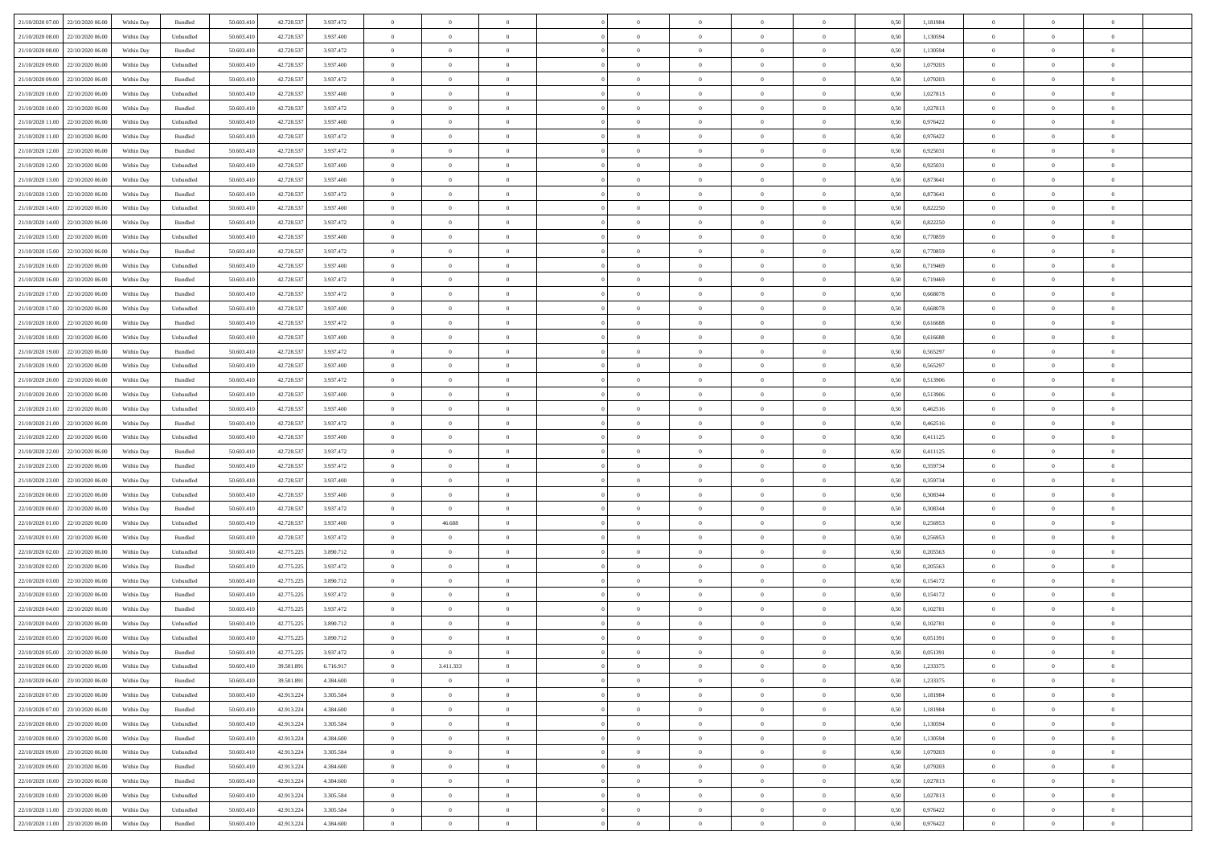| | | | | | | | | | | | | | | | | | | | | |
|---|---|---|---|---|---|---|---|---|---|---|---|---|---|---|---|---|---|---|---|---|
| 21/10/2020 07.00 | 22/10/2020 06.00 | Within Day | Bundled | 50.603.410 | 42.728.537 | 3.937.472 | 0 | 0 | 0 | | 0 | 0 | 0 | 0 | 0,50 | 1,181984 | 0 | 0 | 0 | |
| 21/10/2020 08.00 | 22/10/2020 06.00 | Within Day | Unbundled | 50.603.410 | 42.728.537 | 3.937.400 | 0 | 0 | 0 | | 0 | 0 | 0 | 0 | 0,50 | 1,130594 | 0 | 0 | 0 | |
| 21/10/2020 08.00 | 22/10/2020 06.00 | Within Day | Bundled | 50.603.410 | 42.728.537 | 3.937.472 | 0 | 0 | 0 | | 0 | 0 | 0 | 0 | 0,50 | 1,130594 | 0 | 0 | 0 | |
| 21/10/2020 09.00 | 22/10/2020 06.00 | Within Day | Unbundled | 50.603.410 | 42.728.537 | 3.937.400 | 0 | 0 | 0 | | 0 | 0 | 0 | 0 | 0,50 | 1,079203 | 0 | 0 | 0 | |
| 21/10/2020 09.00 | 22/10/2020 06.00 | Within Day | Bundled | 50.603.410 | 42.728.537 | 3.937.472 | 0 | 0 | 0 | | 0 | 0 | 0 | 0 | 0,50 | 1,079203 | 0 | 0 | 0 | |
| 21/10/2020 10.00 | 22/10/2020 06.00 | Within Day | Unbundled | 50.603.410 | 42.728.537 | 3.937.400 | 0 | 0 | 0 | | 0 | 0 | 0 | 0 | 0,50 | 1,027813 | 0 | 0 | 0 | |
| 21/10/2020 10.00 | 22/10/2020 06.00 | Within Day | Bundled | 50.603.410 | 42.728.537 | 3.937.472 | 0 | 0 | 0 | | 0 | 0 | 0 | 0 | 0,50 | 1,027813 | 0 | 0 | 0 | |
| 21/10/2020 11.00 | 22/10/2020 06.00 | Within Day | Unbundled | 50.603.410 | 42.728.537 | 3.937.400 | 0 | 0 | 0 | | 0 | 0 | 0 | 0 | 0,50 | 0,976422 | 0 | 0 | 0 | |
| 21/10/2020 11.00 | 22/10/2020 06.00 | Within Day | Bundled | 50.603.410 | 42.728.537 | 3.937.472 | 0 | 0 | 0 | | 0 | 0 | 0 | 0 | 0,50 | 0,976422 | 0 | 0 | 0 | |
| 21/10/2020 12.00 | 22/10/2020 06.00 | Within Day | Bundled | 50.603.410 | 42.728.537 | 3.937.472 | 0 | 0 | 0 | | 0 | 0 | 0 | 0 | 0,50 | 0,925031 | 0 | 0 | 0 | |
| 21/10/2020 12.00 | 22/10/2020 06.00 | Within Day | Unbundled | 50.603.410 | 42.728.537 | 3.937.400 | 0 | 0 | 0 | | 0 | 0 | 0 | 0 | 0,50 | 0,925031 | 0 | 0 | 0 | |
| 21/10/2020 13.00 | 22/10/2020 06.00 | Within Day | Unbundled | 50.603.410 | 42.728.537 | 3.937.400 | 0 | 0 | 0 | | 0 | 0 | 0 | 0 | 0,50 | 0,873641 | 0 | 0 | 0 | |
| 21/10/2020 13.00 | 22/10/2020 06.00 | Within Day | Bundled | 50.603.410 | 42.728.537 | 3.937.472 | 0 | 0 | 0 | | 0 | 0 | 0 | 0 | 0,50 | 0,873641 | 0 | 0 | 0 | |
| 21/10/2020 14.00 | 22/10/2020 06.00 | Within Day | Unbundled | 50.603.410 | 42.728.537 | 3.937.400 | 0 | 0 | 0 | | 0 | 0 | 0 | 0 | 0,50 | 0,822250 | 0 | 0 | 0 | |
| 21/10/2020 14.00 | 22/10/2020 06.00 | Within Day | Bundled | 50.603.410 | 42.728.537 | 3.937.472 | 0 | 0 | 0 | | 0 | 0 | 0 | 0 | 0,50 | 0,822250 | 0 | 0 | 0 | |
| 21/10/2020 15.00 | 22/10/2020 06.00 | Within Day | Unbundled | 50.603.410 | 42.728.537 | 3.937.400 | 0 | 0 | 0 | | 0 | 0 | 0 | 0 | 0,50 | 0,770859 | 0 | 0 | 0 | |
| 21/10/2020 15.00 | 22/10/2020 06.00 | Within Day | Bundled | 50.603.410 | 42.728.537 | 3.937.472 | 0 | 0 | 0 | | 0 | 0 | 0 | 0 | 0,50 | 0,770859 | 0 | 0 | 0 | |
| 21/10/2020 16.00 | 22/10/2020 06.00 | Within Day | Unbundled | 50.603.410 | 42.728.537 | 3.937.400 | 0 | 0 | 0 | | 0 | 0 | 0 | 0 | 0,50 | 0,719469 | 0 | 0 | 0 | |
| 21/10/2020 16.00 | 22/10/2020 06.00 | Within Day | Bundled | 50.603.410 | 42.728.537 | 3.937.472 | 0 | 0 | 0 | | 0 | 0 | 0 | 0 | 0,50 | 0,719469 | 0 | 0 | 0 | |
| 21/10/2020 17.00 | 22/10/2020 06.00 | Within Day | Bundled | 50.603.410 | 42.728.537 | 3.937.472 | 0 | 0 | 0 | | 0 | 0 | 0 | 0 | 0,50 | 0,668078 | 0 | 0 | 0 | |
| 21/10/2020 17.00 | 22/10/2020 06.00 | Within Day | Unbundled | 50.603.410 | 42.728.537 | 3.937.400 | 0 | 0 | 0 | | 0 | 0 | 0 | 0 | 0,50 | 0,668078 | 0 | 0 | 0 | |
| 21/10/2020 18.00 | 22/10/2020 06.00 | Within Day | Bundled | 50.603.410 | 42.728.537 | 3.937.472 | 0 | 0 | 0 | | 0 | 0 | 0 | 0 | 0,50 | 0,616688 | 0 | 0 | 0 | |
| 21/10/2020 18.00 | 22/10/2020 06.00 | Within Day | Unbundled | 50.603.410 | 42.728.537 | 3.937.400 | 0 | 0 | 0 | | 0 | 0 | 0 | 0 | 0,50 | 0,616688 | 0 | 0 | 0 | |
| 21/10/2020 19.00 | 22/10/2020 06.00 | Within Day | Bundled | 50.603.410 | 42.728.537 | 3.937.472 | 0 | 0 | 0 | | 0 | 0 | 0 | 0 | 0,50 | 0,565297 | 0 | 0 | 0 | |
| 21/10/2020 19.00 | 22/10/2020 06.00 | Within Day | Unbundled | 50.603.410 | 42.728.537 | 3.937.400 | 0 | 0 | 0 | | 0 | 0 | 0 | 0 | 0,50 | 0,565297 | 0 | 0 | 0 | |
| 21/10/2020 20.00 | 22/10/2020 06.00 | Within Day | Bundled | 50.603.410 | 42.728.537 | 3.937.472 | 0 | 0 | 0 | | 0 | 0 | 0 | 0 | 0,50 | 0,513906 | 0 | 0 | 0 | |
| 21/10/2020 20.00 | 22/10/2020 06.00 | Within Day | Unbundled | 50.603.410 | 42.728.537 | 3.937.400 | 0 | 0 | 0 | | 0 | 0 | 0 | 0 | 0,50 | 0,513906 | 0 | 0 | 0 | |
| 21/10/2020 21.00 | 22/10/2020 06.00 | Within Day | Unbundled | 50.603.410 | 42.728.537 | 3.937.400 | 0 | 0 | 0 | | 0 | 0 | 0 | 0 | 0,50 | 0,462516 | 0 | 0 | 0 | |
| 21/10/2020 21.00 | 22/10/2020 06.00 | Within Day | Bundled | 50.603.410 | 42.728.537 | 3.937.472 | 0 | 0 | 0 | | 0 | 0 | 0 | 0 | 0,50 | 0,462516 | 0 | 0 | 0 | |
| 21/10/2020 22.00 | 22/10/2020 06.00 | Within Day | Unbundled | 50.603.410 | 42.728.537 | 3.937.400 | 0 | 0 | 0 | | 0 | 0 | 0 | 0 | 0,50 | 0,411125 | 0 | 0 | 0 | |
| 21/10/2020 22.00 | 22/10/2020 06.00 | Within Day | Bundled | 50.603.410 | 42.728.537 | 3.937.472 | 0 | 0 | 0 | | 0 | 0 | 0 | 0 | 0,50 | 0,411125 | 0 | 0 | 0 | |
| 21/10/2020 23.00 | 22/10/2020 06.00 | Within Day | Bundled | 50.603.410 | 42.728.537 | 3.937.472 | 0 | 0 | 0 | | 0 | 0 | 0 | 0 | 0,50 | 0,359734 | 0 | 0 | 0 | |
| 21/10/2020 23.00 | 22/10/2020 06.00 | Within Day | Unbundled | 50.603.410 | 42.728.537 | 3.937.400 | 0 | 0 | 0 | | 0 | 0 | 0 | 0 | 0,50 | 0,359734 | 0 | 0 | 0 | |
| 22/10/2020 00.00 | 22/10/2020 06.00 | Within Day | Unbundled | 50.603.410 | 42.728.537 | 3.937.400 | 0 | 0 | 0 | | 0 | 0 | 0 | 0 | 0,50 | 0,308344 | 0 | 0 | 0 | |
| 22/10/2020 00.00 | 22/10/2020 06.00 | Within Day | Bundled | 50.603.410 | 42.728.537 | 3.937.472 | 0 | 0 | 0 | | 0 | 0 | 0 | 0 | 0,50 | 0,308344 | 0 | 0 | 0 | |
| 22/10/2020 01.00 | 22/10/2020 06.00 | Within Day | Unbundled | 50.603.410 | 42.728.537 | 3.937.400 | 0 | 46.688 | 0 | | 0 | 0 | 0 | 0 | 0,50 | 0,256953 | 0 | 0 | 0 | |
| 22/10/2020 01.00 | 22/10/2020 06.00 | Within Day | Bundled | 50.603.410 | 42.728.537 | 3.937.472 | 0 | 0 | 0 | | 0 | 0 | 0 | 0 | 0,50 | 0,256953 | 0 | 0 | 0 | |
| 22/10/2020 02.00 | 22/10/2020 06.00 | Within Day | Unbundled | 50.603.410 | 42.775.225 | 3.890.712 | 0 | 0 | 0 | | 0 | 0 | 0 | 0 | 0,50 | 0,205563 | 0 | 0 | 0 | |
| 22/10/2020 02.00 | 22/10/2020 06.00 | Within Day | Bundled | 50.603.410 | 42.775.225 | 3.937.472 | 0 | 0 | 0 | | 0 | 0 | 0 | 0 | 0,50 | 0,205563 | 0 | 0 | 0 | |
| 22/10/2020 03.00 | 22/10/2020 06.00 | Within Day | Unbundled | 50.603.410 | 42.775.225 | 3.890.712 | 0 | 0 | 0 | | 0 | 0 | 0 | 0 | 0,50 | 0,154172 | 0 | 0 | 0 | |
| 22/10/2020 03.00 | 22/10/2020 06.00 | Within Day | Bundled | 50.603.410 | 42.775.225 | 3.937.472 | 0 | 0 | 0 | | 0 | 0 | 0 | 0 | 0,50 | 0,154172 | 0 | 0 | 0 | |
| 22/10/2020 04.00 | 22/10/2020 06.00 | Within Day | Bundled | 50.603.410 | 42.775.225 | 3.937.472 | 0 | 0 | 0 | | 0 | 0 | 0 | 0 | 0,50 | 0,102781 | 0 | 0 | 0 | |
| 22/10/2020 04.00 | 22/10/2020 06.00 | Within Day | Unbundled | 50.603.410 | 42.775.225 | 3.890.712 | 0 | 0 | 0 | | 0 | 0 | 0 | 0 | 0,50 | 0,102781 | 0 | 0 | 0 | |
| 22/10/2020 05.00 | 22/10/2020 06.00 | Within Day | Unbundled | 50.603.410 | 42.775.225 | 3.890.712 | 0 | 0 | 0 | | 0 | 0 | 0 | 0 | 0,50 | 0,051391 | 0 | 0 | 0 | |
| 22/10/2020 05.00 | 22/10/2020 06.00 | Within Day | Bundled | 50.603.410 | 42.775.225 | 3.937.472 | 0 | 0 | 0 | | 0 | 0 | 0 | 0 | 0,50 | 0,051391 | 0 | 0 | 0 | |
| 22/10/2020 06.00 | 23/10/2020 06.00 | Within Day | Unbundled | 50.603.410 | 39.501.891 | 6.716.917 | 0 | 3.411.333 | 0 | | 0 | 0 | 0 | 0 | 0,50 | 1,233375 | 0 | 0 | 0 | |
| 22/10/2020 06.00 | 23/10/2020 06.00 | Within Day | Bundled | 50.603.410 | 39.501.891 | 4.384.600 | 0 | 0 | 0 | | 0 | 0 | 0 | 0 | 0,50 | 1,233375 | 0 | 0 | 0 | |
| 22/10/2020 07.00 | 23/10/2020 06.00 | Within Day | Unbundled | 50.603.410 | 42.913.224 | 3.305.584 | 0 | 0 | 0 | | 0 | 0 | 0 | 0 | 0,50 | 1,181984 | 0 | 0 | 0 | |
| 22/10/2020 07.00 | 23/10/2020 06.00 | Within Day | Bundled | 50.603.410 | 42.913.224 | 4.384.600 | 0 | 0 | 0 | | 0 | 0 | 0 | 0 | 0,50 | 1,181984 | 0 | 0 | 0 | |
| 22/10/2020 08.00 | 23/10/2020 06.00 | Within Day | Unbundled | 50.603.410 | 42.913.224 | 3.305.584 | 0 | 0 | 0 | | 0 | 0 | 0 | 0 | 0,50 | 1,130594 | 0 | 0 | 0 | |
| 22/10/2020 08.00 | 23/10/2020 06.00 | Within Day | Bundled | 50.603.410 | 42.913.224 | 4.384.600 | 0 | 0 | 0 | | 0 | 0 | 0 | 0 | 0,50 | 1,130594 | 0 | 0 | 0 | |
| 22/10/2020 09.00 | 23/10/2020 06.00 | Within Day | Unbundled | 50.603.410 | 42.913.224 | 3.305.584 | 0 | 0 | 0 | | 0 | 0 | 0 | 0 | 0,50 | 1,079203 | 0 | 0 | 0 | |
| 22/10/2020 09.00 | 23/10/2020 06.00 | Within Day | Bundled | 50.603.410 | 42.913.224 | 4.384.600 | 0 | 0 | 0 | | 0 | 0 | 0 | 0 | 0,50 | 1,079203 | 0 | 0 | 0 | |
| 22/10/2020 10.00 | 23/10/2020 06.00 | Within Day | Bundled | 50.603.410 | 42.913.224 | 4.384.600 | 0 | 0 | 0 | | 0 | 0 | 0 | 0 | 0,50 | 1,027813 | 0 | 0 | 0 | |
| 22/10/2020 10.00 | 23/10/2020 06.00 | Within Day | Unbundled | 50.603.410 | 42.913.224 | 3.305.584 | 0 | 0 | 0 | | 0 | 0 | 0 | 0 | 0,50 | 1,027813 | 0 | 0 | 0 | |
| 22/10/2020 11.00 | 23/10/2020 06.00 | Within Day | Unbundled | 50.603.410 | 42.913.224 | 3.305.584 | 0 | 0 | 0 | | 0 | 0 | 0 | 0 | 0,50 | 0,976422 | 0 | 0 | 0 | |
| 22/10/2020 11.00 | 23/10/2020 06.00 | Within Day | Bundled | 50.603.410 | 42.913.224 | 4.384.600 | 0 | 0 | 0 | | 0 | 0 | 0 | 0 | 0,50 | 0,976422 | 0 | 0 | 0 | |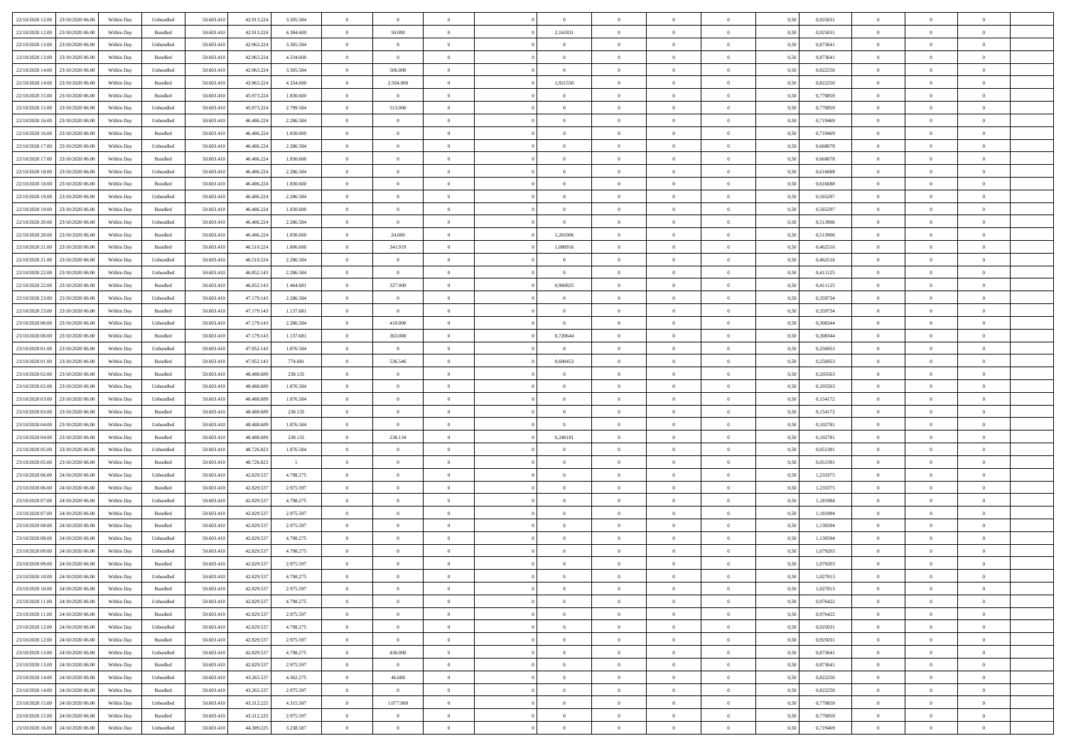| | | | | | | | | | | | | | | | | | | | | |
|---|---|---|---|---|---|---|---|---|---|---|---|---|---|---|---|---|---|---|---|---|
| 22/10/2020 12.00 | 23/10/2020 06.00 | Within Day | Unbundled | 50.603.410 | 42.913.224 | 3.305.584 | 0 | 0 | 0 | | 0 | 0 | 0 | 0 | 0 | 0,50 | 0,925031 | 0 | 0 | 0 |
| 22/10/2020 12.00 | 23/10/2020 06.00 | Within Day | Bundled | 50.603.410 | 42.913.224 | 4.384.600 | 0 | 50.000 | 0 | | 2,161831 | 0 | 0 | 0 | 0 | 0,50 | 0,925031 | 0 | 0 | 0 |
| 22/10/2020 13.00 | 23/10/2020 06.00 | Within Day | Unbundled | 50.603.410 | 42.963.224 | 3.305.584 | 0 | 0 | 0 | | 0 | 0 | 0 | 0 | 0 | 0,50 | 0,873641 | 0 | 0 | 0 |
| 22/10/2020 13.00 | 23/10/2020 06.00 | Within Day | Bundled | 50.603.410 | 42.963.224 | 4.334.600 | 0 | 0 | 0 | | 0 | 0 | 0 | 0 | 0 | 0,50 | 0,873641 | 0 | 0 | 0 |
| 22/10/2020 14.00 | 23/10/2020 06.00 | Within Day | Unbundled | 50.603.410 | 42.963.224 | 3.305.584 | 0 | 506.000 | 0 | | 0 | 0 | 0 | 0 | 0 | 0,50 | 0,822250 | 0 | 0 | 0 |
| 22/10/2020 14.00 | 23/10/2020 06.00 | Within Day | Bundled | 50.603.410 | 42.963.224 | 4.334.600 | 0 | 2.504.000 | 0 | | 1,921550 | 0 | 0 | 0 | 0 | 0,50 | 0,822250 | 0 | 0 | 0 |
| 22/10/2020 15.00 | 23/10/2020 06.00 | Within Day | Bundled | 50.603.410 | 45.973.224 | 1.830.600 | 0 | 0 | 0 | | 0 | 0 | 0 | 0 | 0 | 0,50 | 0,770859 | 0 | 0 | 0 |
| 22/10/2020 15.00 | 23/10/2020 06.00 | Within Day | Unbundled | 50.603.410 | 45.973.224 | 2.799.584 | 0 | 513.000 | 0 | | 0 | 0 | 0 | 0 | 0 | 0,50 | 0,770859 | 0 | 0 | 0 |
| 22/10/2020 16.00 | 23/10/2020 06.00 | Within Day | Unbundled | 50.603.410 | 46.486.224 | 2.286.584 | 0 | 0 | 0 | | 0 | 0 | 0 | 0 | 0 | 0,50 | 0,719469 | 0 | 0 | 0 |
| 22/10/2020 16.00 | 23/10/2020 06.00 | Within Day | Bundled | 50.603.410 | 46.486.224 | 1.830.600 | 0 | 0 | 0 | | 0 | 0 | 0 | 0 | 0 | 0,50 | 0,719469 | 0 | 0 | 0 |
| 22/10/2020 17.00 | 23/10/2020 06.00 | Within Day | Unbundled | 50.603.410 | 46.486.224 | 2.286.584 | 0 | 0 | 0 | | 0 | 0 | 0 | 0 | 0 | 0,50 | 0,668078 | 0 | 0 | 0 |
| 22/10/2020 17.00 | 23/10/2020 06.00 | Within Day | Bundled | 50.603.410 | 46.486.224 | 1.830.600 | 0 | 0 | 0 | | 0 | 0 | 0 | 0 | 0 | 0,50 | 0,668078 | 0 | 0 | 0 |
| 22/10/2020 18.00 | 23/10/2020 06.00 | Within Day | Unbundled | 50.603.410 | 46.486.224 | 2.286.584 | 0 | 0 | 0 | | 0 | 0 | 0 | 0 | 0 | 0,50 | 0,616688 | 0 | 0 | 0 |
| 22/10/2020 18.00 | 23/10/2020 06.00 | Within Day | Bundled | 50.603.410 | 46.486.224 | 1.830.600 | 0 | 0 | 0 | | 0 | 0 | 0 | 0 | 0 | 0,50 | 0,616688 | 0 | 0 | 0 |
| 22/10/2020 19.00 | 23/10/2020 06.00 | Within Day | Unbundled | 50.603.410 | 46.486.224 | 2.286.584 | 0 | 0 | 0 | | 0 | 0 | 0 | 0 | 0 | 0,50 | 0,565297 | 0 | 0 | 0 |
| 22/10/2020 19.00 | 23/10/2020 06.00 | Within Day | Bundled | 50.603.410 | 46.486.224 | 1.830.600 | 0 | 0 | 0 | | 0 | 0 | 0 | 0 | 0 | 0,50 | 0,565297 | 0 | 0 | 0 |
| 22/10/2020 20.00 | 23/10/2020 06.00 | Within Day | Unbundled | 50.603.410 | 46.486.224 | 2.286.584 | 0 | 0 | 0 | | 0 | 0 | 0 | 0 | 0 | 0,50 | 0,513906 | 0 | 0 | 0 |
| 22/10/2020 20.00 | 23/10/2020 06.00 | Within Day | Bundled | 50.603.410 | 46.486.224 | 1.830.600 | 0 | 24.000 | 0 | | 1,201006 | 0 | 0 | 0 | 0 | 0,50 | 0,513906 | 0 | 0 | 0 |
| 22/10/2020 21.00 | 23/10/2020 06.00 | Within Day | Bundled | 50.603.410 | 46.510.224 | 1.806.600 | 0 | 341.919 | 0 | | 1,080916 | 0 | 0 | 0 | 0 | 0,50 | 0,462516 | 0 | 0 | 0 |
| 22/10/2020 21.00 | 23/10/2020 06.00 | Within Day | Unbundled | 50.603.410 | 46.510.224 | 2.286.584 | 0 | 0 | 0 | | 0 | 0 | 0 | 0 | 0 | 0,50 | 0,462516 | 0 | 0 | 0 |
| 22/10/2020 22.00 | 23/10/2020 06.00 | Within Day | Unbundled | 50.603.410 | 46.852.143 | 2.286.584 | 0 | 0 | 0 | | 0 | 0 | 0 | 0 | 0 | 0,50 | 0,411125 | 0 | 0 | 0 |
| 22/10/2020 22.00 | 23/10/2020 06.00 | Within Day | Bundled | 50.603.410 | 46.852.143 | 1.464.681 | 0 | 327.000 | 0 | | 0,960825 | 0 | 0 | 0 | 0 | 0,50 | 0,411125 | 0 | 0 | 0 |
| 22/10/2020 23.00 | 23/10/2020 06.00 | Within Day | Unbundled | 50.603.410 | 47.179.143 | 2.286.584 | 0 | 0 | 0 | | 0 | 0 | 0 | 0 | 0 | 0,50 | 0,359734 | 0 | 0 | 0 |
| 22/10/2020 23.00 | 23/10/2020 06.00 | Within Day | Bundled | 50.603.410 | 47.179.143 | 1.137.681 | 0 | 0 | 0 | | 0 | 0 | 0 | 0 | 0 | 0,50 | 0,359734 | 0 | 0 | 0 |
| 23/10/2020 00.00 | 23/10/2020 06.00 | Within Day | Unbundled | 50.603.410 | 47.179.143 | 2.286.584 | 0 | 410.000 | 0 | | 0 | 0 | 0 | 0 | 0 | 0,50 | 0,308344 | 0 | 0 | 0 |
| 23/10/2020 00.00 | 23/10/2020 06.00 | Within Day | Bundled | 50.603.410 | 47.179.143 | 1.137.681 | 0 | 363.000 | 0 | | 0,720644 | 0 | 0 | 0 | 0 | 0,50 | 0,308344 | 0 | 0 | 0 |
| 23/10/2020 01.00 | 23/10/2020 06.00 | Within Day | Unbundled | 50.603.410 | 47.952.143 | 1.876.584 | 0 | 0 | 0 | | 0 | 0 | 0 | 0 | 0 | 0,50 | 0,256953 | 0 | 0 | 0 |
| 23/10/2020 01.00 | 23/10/2020 06.00 | Within Day | Bundled | 50.603.410 | 47.952.143 | 774.681 | 0 | 536.546 | 0 | | 0,600453 | 0 | 0 | 0 | 0 | 0,50 | 0,256953 | 0 | 0 | 0 |
| 23/10/2020 02.00 | 23/10/2020 06.00 | Within Day | Bundled | 50.603.410 | 48.488.689 | 238.135 | 0 | 0 | 0 | | 0 | 0 | 0 | 0 | 0 | 0,50 | 0,205563 | 0 | 0 | 0 |
| 23/10/2020 02.00 | 23/10/2020 06.00 | Within Day | Unbundled | 50.603.410 | 48.488.689 | 1.876.584 | 0 | 0 | 0 | | 0 | 0 | 0 | 0 | 0 | 0,50 | 0,205563 | 0 | 0 | 0 |
| 23/10/2020 03.00 | 23/10/2020 06.00 | Within Day | Unbundled | 50.603.410 | 48.488.689 | 1.876.584 | 0 | 0 | 0 | | 0 | 0 | 0 | 0 | 0 | 0,50 | 0,154172 | 0 | 0 | 0 |
| 23/10/2020 03.00 | 23/10/2020 06.00 | Within Day | Bundled | 50.603.410 | 48.488.689 | 238.135 | 0 | 0 | 0 | | 0 | 0 | 0 | 0 | 0 | 0,50 | 0,154172 | 0 | 0 | 0 |
| 23/10/2020 04.00 | 23/10/2020 06.00 | Within Day | Unbundled | 50.603.410 | 48.488.689 | 1.876.584 | 0 | 0 | 0 | | 0 | 0 | 0 | 0 | 0 | 0,50 | 0,102781 | 0 | 0 | 0 |
| 23/10/2020 04.00 | 23/10/2020 06.00 | Within Day | Bundled | 50.603.410 | 48.488.689 | 238.135 | 0 | 238.134 | 0 | | 0,240181 | 0 | 0 | 0 | 0 | 0,50 | 0,102781 | 0 | 0 | 0 |
| 23/10/2020 05.00 | 23/10/2020 06.00 | Within Day | Unbundled | 50.603.410 | 48.726.823 | 1.876.584 | 0 | 0 | 0 | | 0 | 0 | 0 | 0 | 0 | 0,50 | 0,051391 | 0 | 0 | 0 |
| 23/10/2020 05.00 | 23/10/2020 06.00 | Within Day | Bundled | 50.603.410 | 48.726.823 | 1 | 0 | 0 | 0 | | 0 | 0 | 0 | 0 | 0 | 0,50 | 0,051391 | 0 | 0 | 0 |
| 23/10/2020 06.00 | 24/10/2020 06.00 | Within Day | Unbundled | 50.603.410 | 42.829.537 | 4.798.275 | 0 | 0 | 0 | | 0 | 0 | 0 | 0 | 0 | 0,50 | 1,233375 | 0 | 0 | 0 |
| 23/10/2020 06.00 | 24/10/2020 06.00 | Within Day | Bundled | 50.603.410 | 42.829.537 | 2.975.597 | 0 | 0 | 0 | | 0 | 0 | 0 | 0 | 0 | 0,50 | 1,233375 | 0 | 0 | 0 |
| 23/10/2020 07.00 | 24/10/2020 06.00 | Within Day | Unbundled | 50.603.410 | 42.829.537 | 4.798.275 | 0 | 0 | 0 | | 0 | 0 | 0 | 0 | 0 | 0,50 | 1,181984 | 0 | 0 | 0 |
| 23/10/2020 07.00 | 24/10/2020 06.00 | Within Day | Bundled | 50.603.410 | 42.829.537 | 2.975.597 | 0 | 0 | 0 | | 0 | 0 | 0 | 0 | 0 | 0,50 | 1,181984 | 0 | 0 | 0 |
| 23/10/2020 08.00 | 24/10/2020 06.00 | Within Day | Bundled | 50.603.410 | 42.829.537 | 2.975.597 | 0 | 0 | 0 | | 0 | 0 | 0 | 0 | 0 | 0,50 | 1,130594 | 0 | 0 | 0 |
| 23/10/2020 08.00 | 24/10/2020 06.00 | Within Day | Unbundled | 50.603.410 | 42.829.537 | 4.798.275 | 0 | 0 | 0 | | 0 | 0 | 0 | 0 | 0 | 0,50 | 1,130594 | 0 | 0 | 0 |
| 23/10/2020 09.00 | 24/10/2020 06.00 | Within Day | Unbundled | 50.603.410 | 42.829.537 | 4.798.275 | 0 | 0 | 0 | | 0 | 0 | 0 | 0 | 0 | 0,50 | 1,079203 | 0 | 0 | 0 |
| 23/10/2020 09.00 | 24/10/2020 06.00 | Within Day | Bundled | 50.603.410 | 42.829.537 | 2.975.597 | 0 | 0 | 0 | | 0 | 0 | 0 | 0 | 0 | 0,50 | 1,079203 | 0 | 0 | 0 |
| 23/10/2020 10.00 | 24/10/2020 06.00 | Within Day | Unbundled | 50.603.410 | 42.829.537 | 4.798.275 | 0 | 0 | 0 | | 0 | 0 | 0 | 0 | 0 | 0,50 | 1,027813 | 0 | 0 | 0 |
| 23/10/2020 10.00 | 24/10/2020 06.00 | Within Day | Bundled | 50.603.410 | 42.829.537 | 2.975.597 | 0 | 0 | 0 | | 0 | 0 | 0 | 0 | 0 | 0,50 | 1,027813 | 0 | 0 | 0 |
| 23/10/2020 11.00 | 24/10/2020 06.00 | Within Day | Unbundled | 50.603.410 | 42.829.537 | 4.798.275 | 0 | 0 | 0 | | 0 | 0 | 0 | 0 | 0 | 0,50 | 0,976422 | 0 | 0 | 0 |
| 23/10/2020 11.00 | 24/10/2020 06.00 | Within Day | Bundled | 50.603.410 | 42.829.537 | 2.975.597 | 0 | 0 | 0 | | 0 | 0 | 0 | 0 | 0 | 0,50 | 0,976422 | 0 | 0 | 0 |
| 23/10/2020 12.00 | 24/10/2020 06.00 | Within Day | Unbundled | 50.603.410 | 42.829.537 | 4.798.275 | 0 | 0 | 0 | | 0 | 0 | 0 | 0 | 0 | 0,50 | 0,925031 | 0 | 0 | 0 |
| 23/10/2020 12.00 | 24/10/2020 06.00 | Within Day | Bundled | 50.603.410 | 42.829.537 | 2.975.597 | 0 | 0 | 0 | | 0 | 0 | 0 | 0 | 0 | 0,50 | 0,925031 | 0 | 0 | 0 |
| 23/10/2020 13.00 | 24/10/2020 06.00 | Within Day | Unbundled | 50.603.410 | 42.829.537 | 4.798.275 | 0 | 436.000 | 0 | | 0 | 0 | 0 | 0 | 0 | 0,50 | 0,873641 | 0 | 0 | 0 |
| 23/10/2020 13.00 | 24/10/2020 06.00 | Within Day | Bundled | 50.603.410 | 42.829.537 | 2.975.597 | 0 | 0 | 0 | | 0 | 0 | 0 | 0 | 0 | 0,50 | 0,873641 | 0 | 0 | 0 |
| 23/10/2020 14.00 | 24/10/2020 06.00 | Within Day | Unbundled | 50.603.410 | 43.265.537 | 4.362.275 | 0 | 46.688 | 0 | | 0 | 0 | 0 | 0 | 0 | 0,50 | 0,822250 | 0 | 0 | 0 |
| 23/10/2020 14.00 | 24/10/2020 06.00 | Within Day | Bundled | 50.603.410 | 43.265.537 | 2.975.597 | 0 | 0 | 0 | | 0 | 0 | 0 | 0 | 0 | 0,50 | 0,822250 | 0 | 0 | 0 |
| 23/10/2020 15.00 | 24/10/2020 06.00 | Within Day | Unbundled | 50.603.410 | 43.312.225 | 4.315.587 | 0 | 1.077.000 | 0 | | 0 | 0 | 0 | 0 | 0 | 0,50 | 0,770859 | 0 | 0 | 0 |
| 23/10/2020 15.00 | 24/10/2020 06.00 | Within Day | Bundled | 50.603.410 | 43.312.225 | 2.975.597 | 0 | 0 | 0 | | 0 | 0 | 0 | 0 | 0 | 0,50 | 0,770859 | 0 | 0 | 0 |
| 23/10/2020 16.00 | 24/10/2020 06.00 | Within Day | Unbundled | 50.603.410 | 44.389.225 | 3.238.587 | 0 | 0 | 0 | | 0 | 0 | 0 | 0 | 0 | 0,50 | 0,719469 | 0 | 0 | 0 |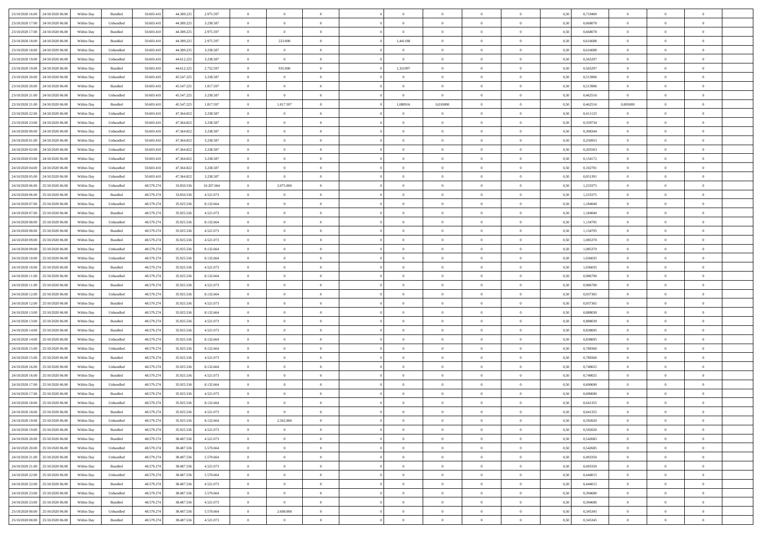| | | | | | | | | | | | | | | | | | | | | | |
|---|---|---|---|---|---|---|---|---|---|---|---|---|---|---|---|---|---|---|---|---|---|
| 23/10/2020 16:00 | 24/10/2020 06.00 | Within Day | Bundled | 50.603.410 | 44.389.225 | 2.975.597 | 0 | 0 | 0 | | 0 | 0 | 0 | 0 | 0,50 | 0,719469 | 0 | 0 | 0 | |
| 23/10/2020 17.00 | 24/10/2020 06.00 | Within Day | Unbundled | 50.603.410 | 44.389.225 | 3.238.587 | 0 | 0 | 0 | | 0 | 0 | 0 | 0 | 0,50 | 0,668078 | 0 | 0 | 0 | |
| 23/10/2020 17.00 | 24/10/2020 06.00 | Within Day | Bundled | 50.603.410 | 44.389.225 | 2.975.597 | 0 | 0 | 0 | | 0 | 0 | 0 | 0 | 0,50 | 0,668078 | 0 | 0 | 0 | |
| 23/10/2020 18.00 | 24/10/2020 06.00 | Within Day | Bundled | 50.603.410 | 44.389.225 | 2.975.597 | 0 | 223.000 | 0 | | 1,441188 | 0 | 0 | 0 | 0,50 | 0,616688 | 0 | 0 | 0 | |
| 23/10/2020 18.00 | 24/10/2020 06.00 | Within Day | Unbundled | 50.603.410 | 44.389.225 | 3.238.587 | 0 | 0 | 0 | | 0 | 0 | 0 | 0 | 0,50 | 0,616688 | 0 | 0 | 0 | |
| 23/10/2020 19.00 | 24/10/2020 06.00 | Within Day | Unbundled | 50.603.410 | 44.612.225 | 3.238.587 | 0 | 0 | 0 | | 0 | 0 | 0 | 0 | 0,50 | 0,565297 | 0 | 0 | 0 | |
| 23/10/2020 19.00 | 24/10/2020 06.00 | Within Day | Bundled | 50.603.410 | 44.612.225 | 2.752.597 | 0 | 935.000 | 0 | | 1,321097 | 0 | 0 | 0 | 0,50 | 0,565297 | 0 | 0 | 0 | |
| 23/10/2020 20.00 | 24/10/2020 06.00 | Within Day | Unbundled | 50.603.410 | 45.547.225 | 3.238.587 | 0 | 0 | 0 | | 0 | 0 | 0 | 0 | 0,50 | 0,513906 | 0 | 0 | 0 | |
| 23/10/2020 20.00 | 24/10/2020 06.00 | Within Day | Bundled | 50.603.410 | 45.547.225 | 1.817.597 | 0 | 0 | 0 | | 0 | 0 | 0 | 0 | 0,50 | 0,513906 | 0 | 0 | 0 | |
| 23/10/2020 21.00 | 24/10/2020 06.00 | Within Day | Unbundled | 50.603.410 | 45.547.225 | 3.238.587 | 0 | 0 | 0 | | 0 | 0 | 0 | 0 | 0,50 | 0,462516 | 0 | 0 | 0 | |
| 23/10/2020 21.00 | 24/10/2020 06.00 | Within Day | Bundled | 50.603.410 | 45.547.225 | 1.817.597 | 0 | 1.817.597 | 0 | | 1,080916 | 0,010000 | 0 | 0 | 0,50 | 0,462516 | 0,005000 | 0 | 0 | |
| 23/10/2020 22.00 | 24/10/2020 06.00 | Within Day | Unbundled | 50.603.410 | 47.364.822 | 3.238.587 | 0 | 0 | 0 | | 0 | 0 | 0 | 0 | 0,50 | 0,411125 | 0 | 0 | 0 | |
| 23/10/2020 23.00 | 24/10/2020 06.00 | Within Day | Unbundled | 50.603.410 | 47.364.822 | 3.238.587 | 0 | 0 | 0 | | 0 | 0 | 0 | 0 | 0,50 | 0,359734 | 0 | 0 | 0 | |
| 24/10/2020 00.00 | 24/10/2020 06.00 | Within Day | Unbundled | 50.603.410 | 47.364.822 | 3.238.587 | 0 | 0 | 0 | | 0 | 0 | 0 | 0 | 0,50 | 0,308344 | 0 | 0 | 0 | |
| 24/10/2020 01.00 | 24/10/2020 06.00 | Within Day | Unbundled | 50.603.410 | 47.364.822 | 3.238.587 | 0 | 0 | 0 | | 0 | 0 | 0 | 0 | 0,50 | 0,256953 | 0 | 0 | 0 | |
| 24/10/2020 02.00 | 24/10/2020 06.00 | Within Day | Unbundled | 50.603.410 | 47.364.822 | 3.238.587 | 0 | 0 | 0 | | 0 | 0 | 0 | 0 | 0,50 | 0,205563 | 0 | 0 | 0 | |
| 24/10/2020 03.00 | 24/10/2020 06.00 | Within Day | Unbundled | 50.603.410 | 47.364.822 | 3.238.587 | 0 | 0 | 0 | | 0 | 0 | 0 | 0 | 0,50 | 0,154172 | 0 | 0 | 0 | |
| 24/10/2020 04.00 | 24/10/2020 06.00 | Within Day | Unbundled | 50.603.410 | 47.364.822 | 3.238.587 | 0 | 0 | 0 | | 0 | 0 | 0 | 0 | 0,50 | 0,102781 | 0 | 0 | 0 | |
| 24/10/2020 05.00 | 24/10/2020 06.00 | Within Day | Unbundled | 50.603.410 | 47.364.822 | 3.238.587 | 0 | 0 | 0 | | 0 | 0 | 0 | 0 | 0,50 | 0,051391 | 0 | 0 | 0 | |
| 24/10/2020 06.00 | 25/10/2020 06.00 | Within Day | Unbundled | 48.579.274 | 33.850.536 | 10.207.664 | 0 | 2.075.000 | 0 | | 0 | 0 | 0 | 0 | 0,50 | 1,233375 | 0 | 0 | 0 | |
| 24/10/2020 06.00 | 25/10/2020 06.00 | Within Day | Bundled | 48.579.274 | 33.850.536 | 4.521.073 | 0 | 0 | 0 | | 0 | 0 | 0 | 0 | 0,50 | 1,233375 | 0 | 0 | 0 | |
| 24/10/2020 07.00 | 25/10/2020 06.00 | Within Day | Unbundled | 48.579.274 | 35.925.536 | 8.132.664 | 0 | 0 | 0 | | 0 | 0 | 0 | 0 | 0,50 | 1,184040 | 0 | 0 | 0 | |
| 24/10/2020 07.00 | 25/10/2020 06.00 | Within Day | Bundled | 48.579.274 | 35.925.536 | 4.521.073 | 0 | 0 | 0 | | 0 | 0 | 0 | 0 | 0,50 | 1,184040 | 0 | 0 | 0 | |
| 24/10/2020 08.00 | 25/10/2020 06.00 | Within Day | Unbundled | 48.579.274 | 35.925.536 | 8.132.664 | 0 | 0 | 0 | | 0 | 0 | 0 | 0 | 0,50 | 1,134705 | 0 | 0 | 0 | |
| 24/10/2020 08.00 | 25/10/2020 06.00 | Within Day | Bundled | 48.579.274 | 35.925.536 | 4.521.073 | 0 | 0 | 0 | | 0 | 0 | 0 | 0 | 0,50 | 1,134705 | 0 | 0 | 0 | |
| 24/10/2020 09.00 | 25/10/2020 06.00 | Within Day | Bundled | 48.579.274 | 35.925.536 | 4.521.073 | 0 | 0 | 0 | | 0 | 0 | 0 | 0 | 0,50 | 1,085370 | 0 | 0 | 0 | |
| 24/10/2020 09.00 | 25/10/2020 06.00 | Within Day | Unbundled | 48.579.274 | 35.925.536 | 8.132.664 | 0 | 0 | 0 | | 0 | 0 | 0 | 0 | 0,50 | 1,085370 | 0 | 0 | 0 | |
| 24/10/2020 10.00 | 25/10/2020 06.00 | Within Day | Unbundled | 48.579.274 | 35.925.536 | 8.132.664 | 0 | 0 | 0 | | 0 | 0 | 0 | 0 | 0,50 | 1,036035 | 0 | 0 | 0 | |
| 24/10/2020 10.00 | 25/10/2020 06.00 | Within Day | Bundled | 48.579.274 | 35.925.536 | 4.521.073 | 0 | 0 | 0 | | 0 | 0 | 0 | 0 | 0,50 | 1,036035 | 0 | 0 | 0 | |
| 24/10/2020 11.00 | 25/10/2020 06.00 | Within Day | Unbundled | 48.579.274 | 35.925.536 | 8.132.664 | 0 | 0 | 0 | | 0 | 0 | 0 | 0 | 0,50 | 0,986700 | 0 | 0 | 0 | |
| 24/10/2020 11.00 | 25/10/2020 06.00 | Within Day | Bundled | 48.579.274 | 35.925.536 | 4.521.073 | 0 | 0 | 0 | | 0 | 0 | 0 | 0 | 0,50 | 0,986700 | 0 | 0 | 0 | |
| 24/10/2020 12.00 | 25/10/2020 06.00 | Within Day | Unbundled | 48.579.274 | 35.925.536 | 8.132.664 | 0 | 0 | 0 | | 0 | 0 | 0 | 0 | 0,50 | 0,937365 | 0 | 0 | 0 | |
| 24/10/2020 12.00 | 25/10/2020 06.00 | Within Day | Bundled | 48.579.274 | 35.925.536 | 4.521.073 | 0 | 0 | 0 | | 0 | 0 | 0 | 0 | 0,50 | 0,937365 | 0 | 0 | 0 | |
| 24/10/2020 13.00 | 25/10/2020 06.00 | Within Day | Unbundled | 48.579.274 | 35.925.536 | 8.132.664 | 0 | 0 | 0 | | 0 | 0 | 0 | 0 | 0,50 | 0,888030 | 0 | 0 | 0 | |
| 24/10/2020 13.00 | 25/10/2020 06.00 | Within Day | Bundled | 48.579.274 | 35.925.536 | 4.521.073 | 0 | 0 | 0 | | 0 | 0 | 0 | 0 | 0,50 | 0,888030 | 0 | 0 | 0 | |
| 24/10/2020 14.00 | 25/10/2020 06.00 | Within Day | Bundled | 48.579.274 | 35.925.536 | 4.521.073 | 0 | 0 | 0 | | 0 | 0 | 0 | 0 | 0,50 | 0,838695 | 0 | 0 | 0 | |
| 24/10/2020 14.00 | 25/10/2020 06.00 | Within Day | Unbundled | 48.579.274 | 35.925.536 | 8.132.664 | 0 | 0 | 0 | | 0 | 0 | 0 | 0 | 0,50 | 0,838695 | 0 | 0 | 0 | |
| 24/10/2020 15.00 | 25/10/2020 06.00 | Within Day | Unbundled | 48.579.274 | 35.925.536 | 8.132.664 | 0 | 0 | 0 | | 0 | 0 | 0 | 0 | 0,50 | 0,789360 | 0 | 0 | 0 | |
| 24/10/2020 15.00 | 25/10/2020 06.00 | Within Day | Bundled | 48.579.274 | 35.925.536 | 4.521.073 | 0 | 0 | 0 | | 0 | 0 | 0 | 0 | 0,50 | 0,789360 | 0 | 0 | 0 | |
| 24/10/2020 16.00 | 25/10/2020 06.00 | Within Day | Unbundled | 48.579.274 | 35.925.536 | 8.132.664 | 0 | 0 | 0 | | 0 | 0 | 0 | 0 | 0,50 | 0,740025 | 0 | 0 | 0 | |
| 24/10/2020 16.00 | 25/10/2020 06.00 | Within Day | Bundled | 48.579.274 | 35.925.536 | 4.521.073 | 0 | 0 | 0 | | 0 | 0 | 0 | 0 | 0,50 | 0,740025 | 0 | 0 | 0 | |
| 24/10/2020 17.00 | 25/10/2020 06.00 | Within Day | Unbundled | 48.579.274 | 35.925.536 | 8.132.664 | 0 | 0 | 0 | | 0 | 0 | 0 | 0 | 0,50 | 0,690690 | 0 | 0 | 0 | |
| 24/10/2020 17.00 | 25/10/2020 06.00 | Within Day | Bundled | 48.579.274 | 35.925.536 | 4.521.073 | 0 | 0 | 0 | | 0 | 0 | 0 | 0 | 0,50 | 0,690690 | 0 | 0 | 0 | |
| 24/10/2020 18.00 | 25/10/2020 06.00 | Within Day | Unbundled | 48.579.274 | 35.925.536 | 8.132.664 | 0 | 0 | 0 | | 0 | 0 | 0 | 0 | 0,50 | 0,641355 | 0 | 0 | 0 | |
| 24/10/2020 18.00 | 25/10/2020 06.00 | Within Day | Bundled | 48.579.274 | 35.925.536 | 4.521.073 | 0 | 0 | 0 | | 0 | 0 | 0 | 0 | 0,50 | 0,641355 | 0 | 0 | 0 | |
| 24/10/2020 19.00 | 25/10/2020 06.00 | Within Day | Unbundled | 48.579.274 | 35.925.536 | 8.132.664 | 0 | 2.562.000 | 0 | | 0 | 0 | 0 | 0 | 0,50 | 0,592020 | 0 | 0 | 0 | |
| 24/10/2020 19.00 | 25/10/2020 06.00 | Within Day | Bundled | 48.579.274 | 35.925.536 | 4.521.073 | 0 | 0 | 0 | | 0 | 0 | 0 | 0 | 0,50 | 0,592020 | 0 | 0 | 0 | |
| 24/10/2020 20.00 | 25/10/2020 06.00 | Within Day | Bundled | 48.579.274 | 38.487.536 | 4.521.073 | 0 | 0 | 0 | | 0 | 0 | 0 | 0 | 0,50 | 0,542685 | 0 | 0 | 0 | |
| 24/10/2020 20.00 | 25/10/2020 06.00 | Within Day | Unbundled | 48.579.274 | 38.487.536 | 5.570.664 | 0 | 0 | 0 | | 0 | 0 | 0 | 0 | 0,50 | 0,542685 | 0 | 0 | 0 | |
| 24/10/2020 21.00 | 25/10/2020 06.00 | Within Day | Unbundled | 48.579.274 | 38.487.536 | 5.570.664 | 0 | 0 | 0 | | 0 | 0 | 0 | 0 | 0,50 | 0,493350 | 0 | 0 | 0 | |
| 24/10/2020 21.00 | 25/10/2020 06.00 | Within Day | Bundled | 48.579.274 | 38.487.536 | 4.521.073 | 0 | 0 | 0 | | 0 | 0 | 0 | 0 | 0,50 | 0,493350 | 0 | 0 | 0 | |
| 24/10/2020 22.00 | 25/10/2020 06.00 | Within Day | Unbundled | 48.579.274 | 38.487.536 | 5.570.664 | 0 | 0 | 0 | | 0 | 0 | 0 | 0 | 0,50 | 0,444015 | 0 | 0 | 0 | |
| 24/10/2020 22.00 | 25/10/2020 06.00 | Within Day | Bundled | 48.579.274 | 38.487.536 | 4.521.073 | 0 | 0 | 0 | | 0 | 0 | 0 | 0 | 0,50 | 0,444015 | 0 | 0 | 0 | |
| 24/10/2020 23.00 | 25/10/2020 06.00 | Within Day | Unbundled | 48.579.274 | 38.487.536 | 5.570.664 | 0 | 0 | 0 | | 0 | 0 | 0 | 0 | 0,50 | 0,394680 | 0 | 0 | 0 | |
| 24/10/2020 23.00 | 25/10/2020 06.00 | Within Day | Bundled | 48.579.274 | 38.487.536 | 4.521.073 | 0 | 0 | 0 | | 0 | 0 | 0 | 0 | 0,50 | 0,394680 | 0 | 0 | 0 | |
| 25/10/2020 00.00 | 25/10/2020 06.00 | Within Day | Unbundled | 48.579.274 | 38.487.536 | 5.570.664 | 0 | 2.608.000 | 0 | | 0 | 0 | 0 | 0 | 0,50 | 0,345345 | 0 | 0 | 0 | |
| 25/10/2020 00.00 | 25/10/2020 06.00 | Within Day | Bundled | 48.579.274 | 38.487.536 | 4.521.073 | 0 | 0 | 0 | | 0 | 0 | 0 | 0 | 0,50 | 0,345345 | 0 | 0 | 0 | |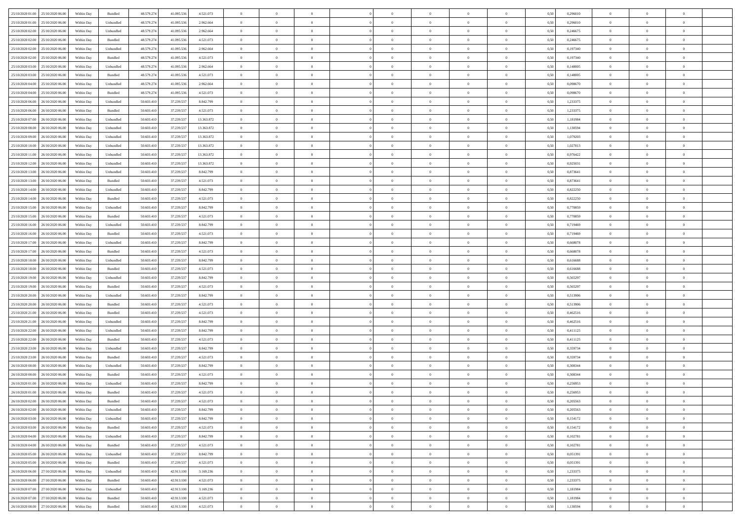| | | | | | | | | | | | | | | | | | | | | | |
|---|---|---|---|---|---|---|---|---|---|---|---|---|---|---|---|---|---|---|---|---|---|
| 25/10/2020 01.00 | 25/10/2020 06.00 | Within Day | Bundled | 48.579.274 | 41.095.536 | 4.521.073 | 0 | 0 | 0 | | 0 | 0 | 0 | 0 | 0,50 | 0,296010 | 0 | 0 | 0 | |
| 25/10/2020 01.00 | 25/10/2020 06.00 | Within Day | Unbundled | 48.579.274 | 41.095.536 | 2.962.664 | 0 | 0 | 0 | | 0 | 0 | 0 | 0 | 0,50 | 0,296010 | 0 | 0 | 0 | |
| 25/10/2020 02.00 | 25/10/2020 06.00 | Within Day | Unbundled | 48.579.274 | 41.095.536 | 2.962.664 | 0 | 0 | 0 | | 0 | 0 | 0 | 0 | 0,50 | 0,246675 | 0 | 0 | 0 | |
| 25/10/2020 02.00 | 25/10/2020 06.00 | Within Day | Bundled | 48.579.274 | 41.095.536 | 4.521.073 | 0 | 0 | 0 | | 0 | 0 | 0 | 0 | 0,50 | 0,246675 | 0 | 0 | 0 | |
| 25/10/2020 02.00 | 25/10/2020 06.00 | Within Day | Unbundled | 48.579.274 | 41.095.536 | 2.962.664 | 0 | 0 | 0 | | 0 | 0 | 0 | 0 | 0,50 | 0,197340 | 0 | 0 | 0 | |
| 25/10/2020 02.00 | 25/10/2020 06.00 | Within Day | Bundled | 48.579.274 | 41.095.536 | 4.521.073 | 0 | 0 | 0 | | 0 | 0 | 0 | 0 | 0,50 | 0,197340 | 0 | 0 | 0 | |
| 25/10/2020 03.00 | 25/10/2020 06.00 | Within Day | Unbundled | 48.579.274 | 41.095.536 | 2.962.664 | 0 | 0 | 0 | | 0 | 0 | 0 | 0 | 0,50 | 0,148005 | 0 | 0 | 0 | |
| 25/10/2020 03.00 | 25/10/2020 06.00 | Within Day | Bundled | 48.579.274 | 41.095.536 | 4.521.073 | 0 | 0 | 0 | | 0 | 0 | 0 | 0 | 0,50 | 0,148005 | 0 | 0 | 0 | |
| 25/10/2020 04.00 | 25/10/2020 06.00 | Within Day | Unbundled | 48.579.274 | 41.095.536 | 2.962.664 | 0 | 0 | 0 | | 0 | 0 | 0 | 0 | 0,50 | 0,098670 | 0 | 0 | 0 | |
| 25/10/2020 04.00 | 25/10/2020 06.00 | Within Day | Bundled | 48.579.274 | 41.095.536 | 4.521.073 | 0 | 0 | 0 | | 0 | 0 | 0 | 0 | 0,50 | 0,098670 | 0 | 0 | 0 | |
| 25/10/2020 06.00 | 26/10/2020 06.00 | Within Day | Unbundled | 50.603.410 | 37.239.537 | 8.842.799 | 0 | 0 | 0 | | 0 | 0 | 0 | 0 | 0,50 | 1,233375 | 0 | 0 | 0 | |
| 25/10/2020 06.00 | 26/10/2020 06.00 | Within Day | Bundled | 50.603.410 | 37.239.537 | 4.521.073 | 0 | 0 | 0 | | 0 | 0 | 0 | 0 | 0,50 | 1,233375 | 0 | 0 | 0 | |
| 25/10/2020 07.00 | 26/10/2020 06.00 | Within Day | Unbundled | 50.603.410 | 37.239.537 | 13.363.872 | 0 | 0 | 0 | | 0 | 0 | 0 | 0 | 0,50 | 1,181984 | 0 | 0 | 0 | |
| 25/10/2020 08.00 | 26/10/2020 06.00 | Within Day | Unbundled | 50.603.410 | 37.239.537 | 13.363.872 | 0 | 0 | 0 | | 0 | 0 | 0 | 0 | 0,50 | 1,130594 | 0 | 0 | 0 | |
| 25/10/2020 09.00 | 26/10/2020 06.00 | Within Day | Unbundled | 50.603.410 | 37.239.537 | 13.363.872 | 0 | 0 | 0 | | 0 | 0 | 0 | 0 | 0,50 | 1,079203 | 0 | 0 | 0 | |
| 25/10/2020 10.00 | 26/10/2020 06.00 | Within Day | Unbundled | 50.603.410 | 37.239.537 | 13.363.872 | 0 | 0 | 0 | | 0 | 0 | 0 | 0 | 0,50 | 1,027813 | 0 | 0 | 0 | |
| 25/10/2020 11.00 | 26/10/2020 06.00 | Within Day | Unbundled | 50.603.410 | 37.239.537 | 13.363.872 | 0 | 0 | 0 | | 0 | 0 | 0 | 0 | 0,50 | 0,976422 | 0 | 0 | 0 | |
| 25/10/2020 12.00 | 26/10/2020 06.00 | Within Day | Unbundled | 50.603.410 | 37.239.537 | 13.363.872 | 0 | 0 | 0 | | 0 | 0 | 0 | 0 | 0,50 | 0,925031 | 0 | 0 | 0 | |
| 25/10/2020 13.00 | 26/10/2020 06.00 | Within Day | Unbundled | 50.603.410 | 37.239.537 | 8.842.799 | 0 | 0 | 0 | | 0 | 0 | 0 | 0 | 0,50 | 0,873641 | 0 | 0 | 0 | |
| 25/10/2020 13.00 | 26/10/2020 06.00 | Within Day | Bundled | 50.603.410 | 37.239.537 | 4.521.073 | 0 | 0 | 0 | | 0 | 0 | 0 | 0 | 0,50 | 0,873641 | 0 | 0 | 0 | |
| 25/10/2020 14.00 | 26/10/2020 06.00 | Within Day | Unbundled | 50.603.410 | 37.239.537 | 8.842.799 | 0 | 0 | 0 | | 0 | 0 | 0 | 0 | 0,50 | 0,822250 | 0 | 0 | 0 | |
| 25/10/2020 14.00 | 26/10/2020 06.00 | Within Day | Bundled | 50.603.410 | 37.239.537 | 4.521.073 | 0 | 0 | 0 | | 0 | 0 | 0 | 0 | 0,50 | 0,822250 | 0 | 0 | 0 | |
| 25/10/2020 15.00 | 26/10/2020 06.00 | Within Day | Unbundled | 50.603.410 | 37.239.537 | 8.842.799 | 0 | 0 | 0 | | 0 | 0 | 0 | 0 | 0,50 | 0,770859 | 0 | 0 | 0 | |
| 25/10/2020 15.00 | 26/10/2020 06.00 | Within Day | Bundled | 50.603.410 | 37.239.537 | 4.521.073 | 0 | 0 | 0 | | 0 | 0 | 0 | 0 | 0,50 | 0,770859 | 0 | 0 | 0 | |
| 25/10/2020 16.00 | 26/10/2020 06.00 | Within Day | Unbundled | 50.603.410 | 37.239.537 | 8.842.799 | 0 | 0 | 0 | | 0 | 0 | 0 | 0 | 0,50 | 0,719469 | 0 | 0 | 0 | |
| 25/10/2020 16.00 | 26/10/2020 06.00 | Within Day | Bundled | 50.603.410 | 37.239.537 | 4.521.073 | 0 | 0 | 0 | | 0 | 0 | 0 | 0 | 0,50 | 0,719469 | 0 | 0 | 0 | |
| 25/10/2020 17.00 | 26/10/2020 06.00 | Within Day | Unbundled | 50.603.410 | 37.239.537 | 8.842.799 | 0 | 0 | 0 | | 0 | 0 | 0 | 0 | 0,50 | 0,668078 | 0 | 0 | 0 | |
| 25/10/2020 17.00 | 26/10/2020 06.00 | Within Day | Bundled | 50.603.410 | 37.239.537 | 4.521.073 | 0 | 0 | 0 | | 0 | 0 | 0 | 0 | 0,50 | 0,668078 | 0 | 0 | 0 | |
| 25/10/2020 18.00 | 26/10/2020 06.00 | Within Day | Unbundled | 50.603.410 | 37.239.537 | 8.842.799 | 0 | 0 | 0 | | 0 | 0 | 0 | 0 | 0,50 | 0,616688 | 0 | 0 | 0 | |
| 25/10/2020 18.00 | 26/10/2020 06.00 | Within Day | Bundled | 50.603.410 | 37.239.537 | 4.521.073 | 0 | 0 | 0 | | 0 | 0 | 0 | 0 | 0,50 | 0,616688 | 0 | 0 | 0 | |
| 25/10/2020 19.00 | 26/10/2020 06.00 | Within Day | Unbundled | 50.603.410 | 37.239.537 | 8.842.799 | 0 | 0 | 0 | | 0 | 0 | 0 | 0 | 0,50 | 0,565297 | 0 | 0 | 0 | |
| 25/10/2020 19.00 | 26/10/2020 06.00 | Within Day | Bundled | 50.603.410 | 37.239.537 | 4.521.073 | 0 | 0 | 0 | | 0 | 0 | 0 | 0 | 0,50 | 0,565297 | 0 | 0 | 0 | |
| 25/10/2020 20.00 | 26/10/2020 06.00 | Within Day | Unbundled | 50.603.410 | 37.239.537 | 8.842.799 | 0 | 0 | 0 | | 0 | 0 | 0 | 0 | 0,50 | 0,513906 | 0 | 0 | 0 | |
| 25/10/2020 20.00 | 26/10/2020 06.00 | Within Day | Bundled | 50.603.410 | 37.239.537 | 4.521.073 | 0 | 0 | 0 | | 0 | 0 | 0 | 0 | 0,50 | 0,513906 | 0 | 0 | 0 | |
| 25/10/2020 21.00 | 26/10/2020 06.00 | Within Day | Bundled | 50.603.410 | 37.239.537 | 4.521.073 | 0 | 0 | 0 | | 0 | 0 | 0 | 0 | 0,50 | 0,462516 | 0 | 0 | 0 | |
| 25/10/2020 21.00 | 26/10/2020 06.00 | Within Day | Unbundled | 50.603.410 | 37.239.537 | 8.842.799 | 0 | 0 | 0 | | 0 | 0 | 0 | 0 | 0,50 | 0,462516 | 0 | 0 | 0 | |
| 25/10/2020 22.00 | 26/10/2020 06.00 | Within Day | Unbundled | 50.603.410 | 37.239.537 | 8.842.799 | 0 | 0 | 0 | | 0 | 0 | 0 | 0 | 0,50 | 0,411125 | 0 | 0 | 0 | |
| 25/10/2020 22.00 | 26/10/2020 06.00 | Within Day | Bundled | 50.603.410 | 37.239.537 | 4.521.073 | 0 | 0 | 0 | | 0 | 0 | 0 | 0 | 0,50 | 0,411125 | 0 | 0 | 0 | |
| 25/10/2020 23.00 | 26/10/2020 06.00 | Within Day | Unbundled | 50.603.410 | 37.239.537 | 8.842.799 | 0 | 0 | 0 | | 0 | 0 | 0 | 0 | 0,50 | 0,359734 | 0 | 0 | 0 | |
| 25/10/2020 23.00 | 26/10/2020 06.00 | Within Day | Bundled | 50.603.410 | 37.239.537 | 4.521.073 | 0 | 0 | 0 | | 0 | 0 | 0 | 0 | 0,50 | 0,359734 | 0 | 0 | 0 | |
| 26/10/2020 00.00 | 26/10/2020 06.00 | Within Day | Unbundled | 50.603.410 | 37.239.537 | 8.842.799 | 0 | 0 | 0 | | 0 | 0 | 0 | 0 | 0,50 | 0,308344 | 0 | 0 | 0 | |
| 26/10/2020 00.00 | 26/10/2020 06.00 | Within Day | Bundled | 50.603.410 | 37.239.537 | 4.521.073 | 0 | 0 | 0 | | 0 | 0 | 0 | 0 | 0,50 | 0,308344 | 0 | 0 | 0 | |
| 26/10/2020 01.00 | 26/10/2020 06.00 | Within Day | Unbundled | 50.603.410 | 37.239.537 | 8.842.799 | 0 | 0 | 0 | | 0 | 0 | 0 | 0 | 0,50 | 0,256953 | 0 | 0 | 0 | |
| 26/10/2020 01.00 | 26/10/2020 06.00 | Within Day | Bundled | 50.603.410 | 37.239.537 | 4.521.073 | 0 | 0 | 0 | | 0 | 0 | 0 | 0 | 0,50 | 0,256953 | 0 | 0 | 0 | |
| 26/10/2020 02.00 | 26/10/2020 06.00 | Within Day | Bundled | 50.603.410 | 37.239.537 | 4.521.073 | 0 | 0 | 0 | | 0 | 0 | 0 | 0 | 0,50 | 0,205563 | 0 | 0 | 0 | |
| 26/10/2020 02.00 | 26/10/2020 06.00 | Within Day | Unbundled | 50.603.410 | 37.239.537 | 8.842.799 | 0 | 0 | 0 | | 0 | 0 | 0 | 0 | 0,50 | 0,205563 | 0 | 0 | 0 | |
| 26/10/2020 03.00 | 26/10/2020 06.00 | Within Day | Unbundled | 50.603.410 | 37.239.537 | 8.842.799 | 0 | 0 | 0 | | 0 | 0 | 0 | 0 | 0,50 | 0,154172 | 0 | 0 | 0 | |
| 26/10/2020 03.00 | 26/10/2020 06.00 | Within Day | Bundled | 50.603.410 | 37.239.537 | 4.521.073 | 0 | 0 | 0 | | 0 | 0 | 0 | 0 | 0,50 | 0,154172 | 0 | 0 | 0 | |
| 26/10/2020 04.00 | 26/10/2020 06.00 | Within Day | Unbundled | 50.603.410 | 37.239.537 | 8.842.799 | 0 | 0 | 0 | | 0 | 0 | 0 | 0 | 0,50 | 0,102781 | 0 | 0 | 0 | |
| 26/10/2020 04.00 | 26/10/2020 06.00 | Within Day | Bundled | 50.603.410 | 37.239.537 | 4.521.073 | 0 | 0 | 0 | | 0 | 0 | 0 | 0 | 0,50 | 0,102781 | 0 | 0 | 0 | |
| 26/10/2020 05.00 | 26/10/2020 06.00 | Within Day | Unbundled | 50.603.410 | 37.239.537 | 8.842.799 | 0 | 0 | 0 | | 0 | 0 | 0 | 0 | 0,50 | 0,051391 | 0 | 0 | 0 | |
| 26/10/2020 05.00 | 26/10/2020 06.00 | Within Day | Bundled | 50.603.410 | 37.239.537 | 4.521.073 | 0 | 0 | 0 | | 0 | 0 | 0 | 0 | 0,50 | 0,051391 | 0 | 0 | 0 | |
| 26/10/2020 06.00 | 27/10/2020 06.00 | Within Day | Unbundled | 50.603.410 | 42.913.100 | 3.169.236 | 0 | 0 | 0 | | 0 | 0 | 0 | 0 | 0,50 | 1,233375 | 0 | 0 | 0 | |
| 26/10/2020 06.00 | 27/10/2020 06.00 | Within Day | Bundled | 50.603.410 | 42.913.100 | 4.521.073 | 0 | 0 | 0 | | 0 | 0 | 0 | 0 | 0,50 | 1,233375 | 0 | 0 | 0 | |
| 26/10/2020 07.00 | 27/10/2020 06.00 | Within Day | Unbundled | 50.603.410 | 42.913.100 | 3.169.236 | 0 | 0 | 0 | | 0 | 0 | 0 | 0 | 0,50 | 1,181984 | 0 | 0 | 0 | |
| 26/10/2020 07.00 | 27/10/2020 06.00 | Within Day | Bundled | 50.603.410 | 42.913.100 | 4.521.073 | 0 | 0 | 0 | | 0 | 0 | 0 | 0 | 0,50 | 1,181984 | 0 | 0 | 0 | |
| 26/10/2020 08.00 | 27/10/2020 06.00 | Within Day | Bundled | 50.603.410 | 42.913.100 | 4.521.073 | 0 | 0 | 0 | | 0 | 0 | 0 | 0 | 0,50 | 1,130594 | 0 | 0 | 0 | |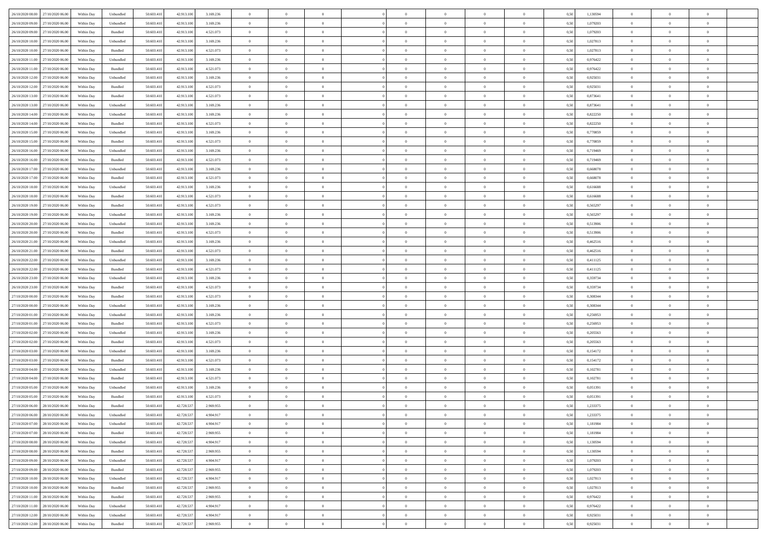| | | | | | | | | | | | | | | | | | | | | | |
|---|---|---|---|---|---|---|---|---|---|---|---|---|---|---|---|---|---|---|---|---|---|
| 26/10/2020 08:00 | 27/10/2020 06:00 | Within Day | Unbundled | 50.603.410 | 42.913.100 | 3.169.236 | 0 | 0 | 0 | | 0 | 0 | 0 | 0 | 0,50 | 1,130594 | 0 | 0 | 0 | |
| 26/10/2020 09:00 | 27/10/2020 06:00 | Within Day | Unbundled | 50.603.410 | 42.913.100 | 3.169.236 | 0 | 0 | 0 | | 0 | 0 | 0 | 0 | 0,50 | 1,079203 | 0 | 0 | 0 | |
| 26/10/2020 09:00 | 27/10/2020 06:00 | Within Day | Bundled | 50.603.410 | 42.913.100 | 4.521.073 | 0 | 0 | 0 | | 0 | 0 | 0 | 0 | 0,50 | 1,079203 | 0 | 0 | 0 | |
| 26/10/2020 10:00 | 27/10/2020 06:00 | Within Day | Unbundled | 50.603.410 | 42.913.100 | 3.169.236 | 0 | 0 | 0 | | 0 | 0 | 0 | 0 | 0,50 | 1,027813 | 0 | 0 | 0 | |
| 26/10/2020 10:00 | 27/10/2020 06:00 | Within Day | Bundled | 50.603.410 | 42.913.100 | 4.521.073 | 0 | 0 | 0 | | 0 | 0 | 0 | 0 | 0,50 | 1,027813 | 0 | 0 | 0 | |
| 26/10/2020 11:00 | 27/10/2020 06:00 | Within Day | Unbundled | 50.603.410 | 42.913.100 | 3.169.236 | 0 | 0 | 0 | | 0 | 0 | 0 | 0 | 0,50 | 0,976422 | 0 | 0 | 0 | |
| 26/10/2020 11:00 | 27/10/2020 06:00 | Within Day | Bundled | 50.603.410 | 42.913.100 | 4.521.073 | 0 | 0 | 0 | | 0 | 0 | 0 | 0 | 0,50 | 0,976422 | 0 | 0 | 0 | |
| 26/10/2020 12:00 | 27/10/2020 06:00 | Within Day | Unbundled | 50.603.410 | 42.913.100 | 3.169.236 | 0 | 0 | 0 | | 0 | 0 | 0 | 0 | 0,50 | 0,925031 | 0 | 0 | 0 | |
| 26/10/2020 12:00 | 27/10/2020 06:00 | Within Day | Bundled | 50.603.410 | 42.913.100 | 4.521.073 | 0 | 0 | 0 | | 0 | 0 | 0 | 0 | 0,50 | 0,925031 | 0 | 0 | 0 | |
| 26/10/2020 13:00 | 27/10/2020 06:00 | Within Day | Bundled | 50.603.410 | 42.913.100 | 4.521.073 | 0 | 0 | 0 | | 0 | 0 | 0 | 0 | 0,50 | 0,873641 | 0 | 0 | 0 | |
| 26/10/2020 13:00 | 27/10/2020 06:00 | Within Day | Unbundled | 50.603.410 | 42.913.100 | 3.169.236 | 0 | 0 | 0 | | 0 | 0 | 0 | 0 | 0,50 | 0,873641 | 0 | 0 | 0 | |
| 26/10/2020 14:00 | 27/10/2020 06:00 | Within Day | Unbundled | 50.603.410 | 42.913.100 | 3.169.236 | 0 | 0 | 0 | | 0 | 0 | 0 | 0 | 0,50 | 0,822250 | 0 | 0 | 0 | |
| 26/10/2020 14:00 | 27/10/2020 06:00 | Within Day | Bundled | 50.603.410 | 42.913.100 | 4.521.073 | 0 | 0 | 0 | | 0 | 0 | 0 | 0 | 0,50 | 0,822250 | 0 | 0 | 0 | |
| 26/10/2020 15:00 | 27/10/2020 06:00 | Within Day | Unbundled | 50.603.410 | 42.913.100 | 3.169.236 | 0 | 0 | 0 | | 0 | 0 | 0 | 0 | 0,50 | 0,770859 | 0 | 0 | 0 | |
| 26/10/2020 15:00 | 27/10/2020 06:00 | Within Day | Bundled | 50.603.410 | 42.913.100 | 4.521.073 | 0 | 0 | 0 | | 0 | 0 | 0 | 0 | 0,50 | 0,770859 | 0 | 0 | 0 | |
| 26/10/2020 16:00 | 27/10/2020 06:00 | Within Day | Unbundled | 50.603.410 | 42.913.100 | 3.169.236 | 0 | 0 | 0 | | 0 | 0 | 0 | 0 | 0,50 | 0,719469 | 0 | 0 | 0 | |
| 26/10/2020 16:00 | 27/10/2020 06:00 | Within Day | Bundled | 50.603.410 | 42.913.100 | 4.521.073 | 0 | 0 | 0 | | 0 | 0 | 0 | 0 | 0,50 | 0,719469 | 0 | 0 | 0 | |
| 26/10/2020 17:00 | 27/10/2020 06:00 | Within Day | Unbundled | 50.603.410 | 42.913.100 | 3.169.236 | 0 | 0 | 0 | | 0 | 0 | 0 | 0 | 0,50 | 0,668078 | 0 | 0 | 0 | |
| 26/10/2020 17:00 | 27/10/2020 06:00 | Within Day | Bundled | 50.603.410 | 42.913.100 | 4.521.073 | 0 | 0 | 0 | | 0 | 0 | 0 | 0 | 0,50 | 0,668078 | 0 | 0 | 0 | |
| 26/10/2020 18:00 | 27/10/2020 06:00 | Within Day | Unbundled | 50.603.410 | 42.913.100 | 3.169.236 | 0 | 0 | 0 | | 0 | 0 | 0 | 0 | 0,50 | 0,616688 | 0 | 0 | 0 | |
| 26/10/2020 18:00 | 27/10/2020 06:00 | Within Day | Bundled | 50.603.410 | 42.913.100 | 4.521.073 | 0 | 0 | 0 | | 0 | 0 | 0 | 0 | 0,50 | 0,616688 | 0 | 0 | 0 | |
| 26/10/2020 19:00 | 27/10/2020 06:00 | Within Day | Bundled | 50.603.410 | 42.913.100 | 4.521.073 | 0 | 0 | 0 | | 0 | 0 | 0 | 0 | 0,50 | 0,565297 | 0 | 0 | 0 | |
| 26/10/2020 19:00 | 27/10/2020 06:00 | Within Day | Unbundled | 50.603.410 | 42.913.100 | 3.169.236 | 0 | 0 | 0 | | 0 | 0 | 0 | 0 | 0,50 | 0,565297 | 0 | 0 | 0 | |
| 26/10/2020 20:00 | 27/10/2020 06:00 | Within Day | Unbundled | 50.603.410 | 42.913.100 | 3.169.236 | 0 | 0 | 0 | | 0 | 0 | 0 | 0 | 0,50 | 0,513906 | 0 | 0 | 0 | |
| 26/10/2020 20:00 | 27/10/2020 06:00 | Within Day | Bundled | 50.603.410 | 42.913.100 | 4.521.073 | 0 | 0 | 0 | | 0 | 0 | 0 | 0 | 0,50 | 0,513906 | 0 | 0 | 0 | |
| 26/10/2020 21:00 | 27/10/2020 06:00 | Within Day | Unbundled | 50.603.410 | 42.913.100 | 3.169.236 | 0 | 0 | 0 | | 0 | 0 | 0 | 0 | 0,50 | 0,462516 | 0 | 0 | 0 | |
| 26/10/2020 21:00 | 27/10/2020 06:00 | Within Day | Bundled | 50.603.410 | 42.913.100 | 4.521.073 | 0 | 0 | 0 | | 0 | 0 | 0 | 0 | 0,50 | 0,462516 | 0 | 0 | 0 | |
| 26/10/2020 22:00 | 27/10/2020 06:00 | Within Day | Unbundled | 50.603.410 | 42.913.100 | 3.169.236 | 0 | 0 | 0 | | 0 | 0 | 0 | 0 | 0,50 | 0,411125 | 0 | 0 | 0 | |
| 26/10/2020 22:00 | 27/10/2020 06:00 | Within Day | Bundled | 50.603.410 | 42.913.100 | 4.521.073 | 0 | 0 | 0 | | 0 | 0 | 0 | 0 | 0,50 | 0,411125 | 0 | 0 | 0 | |
| 26/10/2020 23:00 | 27/10/2020 06:00 | Within Day | Unbundled | 50.603.410 | 42.913.100 | 3.169.236 | 0 | 0 | 0 | | 0 | 0 | 0 | 0 | 0,50 | 0,359734 | 0 | 0 | 0 | |
| 26/10/2020 23:00 | 27/10/2020 06:00 | Within Day | Bundled | 50.603.410 | 42.913.100 | 4.521.073 | 0 | 0 | 0 | | 0 | 0 | 0 | 0 | 0,50 | 0,359734 | 0 | 0 | 0 | |
| 27/10/2020 00:00 | 27/10/2020 06:00 | Within Day | Bundled | 50.603.410 | 42.913.100 | 4.521.073 | 0 | 0 | 0 | | 0 | 0 | 0 | 0 | 0,50 | 0,308344 | 0 | 0 | 0 | |
| 27/10/2020 00:00 | 27/10/2020 06:00 | Within Day | Unbundled | 50.603.410 | 42.913.100 | 3.169.236 | 0 | 0 | 0 | | 0 | 0 | 0 | 0 | 0,50 | 0,308344 | 0 | 0 | 0 | |
| 27/10/2020 01:00 | 27/10/2020 06:00 | Within Day | Unbundled | 50.603.410 | 42.913.100 | 3.169.236 | 0 | 0 | 0 | | 0 | 0 | 0 | 0 | 0,50 | 0,256953 | 0 | 0 | 0 | |
| 27/10/2020 01:00 | 27/10/2020 06:00 | Within Day | Bundled | 50.603.410 | 42.913.100 | 4.521.073 | 0 | 0 | 0 | | 0 | 0 | 0 | 0 | 0,50 | 0,256953 | 0 | 0 | 0 | |
| 27/10/2020 02:00 | 27/10/2020 06:00 | Within Day | Unbundled | 50.603.410 | 42.913.100 | 3.169.236 | 0 | 0 | 0 | | 0 | 0 | 0 | 0 | 0,50 | 0,205563 | 0 | 0 | 0 | |
| 27/10/2020 02:00 | 27/10/2020 06:00 | Within Day | Bundled | 50.603.410 | 42.913.100 | 4.521.073 | 0 | 0 | 0 | | 0 | 0 | 0 | 0 | 0,50 | 0,205563 | 0 | 0 | 0 | |
| 27/10/2020 03:00 | 27/10/2020 06:00 | Within Day | Unbundled | 50.603.410 | 42.913.100 | 3.169.236 | 0 | 0 | 0 | | 0 | 0 | 0 | 0 | 0,50 | 0,154172 | 0 | 0 | 0 | |
| 27/10/2020 03:00 | 27/10/2020 06:00 | Within Day | Bundled | 50.603.410 | 42.913.100 | 4.521.073 | 0 | 0 | 0 | | 0 | 0 | 0 | 0 | 0,50 | 0,154172 | 0 | 0 | 0 | |
| 27/10/2020 04:00 | 27/10/2020 06:00 | Within Day | Unbundled | 50.603.410 | 42.913.100 | 3.169.236 | 0 | 0 | 0 | | 0 | 0 | 0 | 0 | 0,50 | 0,102781 | 0 | 0 | 0 | |
| 27/10/2020 04:00 | 27/10/2020 06:00 | Within Day | Bundled | 50.603.410 | 42.913.100 | 4.521.073 | 0 | 0 | 0 | | 0 | 0 | 0 | 0 | 0,50 | 0,102781 | 0 | 0 | 0 | |
| 27/10/2020 05:00 | 27/10/2020 06:00 | Within Day | Unbundled | 50.603.410 | 42.913.100 | 3.169.236 | 0 | 0 | 0 | | 0 | 0 | 0 | 0 | 0,50 | 0,051391 | 0 | 0 | 0 | |
| 27/10/2020 05:00 | 27/10/2020 06:00 | Within Day | Bundled | 50.603.410 | 42.913.100 | 4.521.073 | 0 | 0 | 0 | | 0 | 0 | 0 | 0 | 0,50 | 0,051391 | 0 | 0 | 0 | |
| 27/10/2020 06:00 | 28/10/2020 06:00 | Within Day | Bundled | 50.603.410 | 42.728.537 | 2.969.955 | 0 | 0 | 0 | | 0 | 0 | 0 | 0 | 0,50 | 1,233375 | 0 | 0 | 0 | |
| 27/10/2020 06:00 | 28/10/2020 06:00 | Within Day | Unbundled | 50.603.410 | 42.728.537 | 4.904.917 | 0 | 0 | 0 | | 0 | 0 | 0 | 0 | 0,50 | 1,233375 | 0 | 0 | 0 | |
| 27/10/2020 07:00 | 28/10/2020 06:00 | Within Day | Unbundled | 50.603.410 | 42.728.537 | 4.904.917 | 0 | 0 | 0 | | 0 | 0 | 0 | 0 | 0,50 | 1,181984 | 0 | 0 | 0 | |
| 27/10/2020 07:00 | 28/10/2020 06:00 | Within Day | Bundled | 50.603.410 | 42.728.537 | 2.969.955 | 0 | 0 | 0 | | 0 | 0 | 0 | 0 | 0,50 | 1,181984 | 0 | 0 | 0 | |
| 27/10/2020 08:00 | 28/10/2020 06:00 | Within Day | Unbundled | 50.603.410 | 42.728.537 | 4.904.917 | 0 | 0 | 0 | | 0 | 0 | 0 | 0 | 0,50 | 1,130594 | 0 | 0 | 0 | |
| 27/10/2020 08:00 | 28/10/2020 06:00 | Within Day | Bundled | 50.603.410 | 42.728.537 | 2.969.955 | 0 | 0 | 0 | | 0 | 0 | 0 | 0 | 0,50 | 1,130594 | 0 | 0 | 0 | |
| 27/10/2020 09:00 | 28/10/2020 06:00 | Within Day | Unbundled | 50.603.410 | 42.728.537 | 4.904.917 | 0 | 0 | 0 | | 0 | 0 | 0 | 0 | 0,50 | 1,079203 | 0 | 0 | 0 | |
| 27/10/2020 09:00 | 28/10/2020 06:00 | Within Day | Bundled | 50.603.410 | 42.728.537 | 2.969.955 | 0 | 0 | 0 | | 0 | 0 | 0 | 0 | 0,50 | 1,079203 | 0 | 0 | 0 | |
| 27/10/2020 10:00 | 28/10/2020 06:00 | Within Day | Unbundled | 50.603.410 | 42.728.537 | 4.904.917 | 0 | 0 | 0 | | 0 | 0 | 0 | 0 | 0,50 | 1,027813 | 0 | 0 | 0 | |
| 27/10/2020 10:00 | 28/10/2020 06:00 | Within Day | Bundled | 50.603.410 | 42.728.537 | 2.969.955 | 0 | 0 | 0 | | 0 | 0 | 0 | 0 | 0,50 | 1,027813 | 0 | 0 | 0 | |
| 27/10/2020 11:00 | 28/10/2020 06:00 | Within Day | Bundled | 50.603.410 | 42.728.537 | 2.969.955 | 0 | 0 | 0 | | 0 | 0 | 0 | 0 | 0,50 | 0,976422 | 0 | 0 | 0 | |
| 27/10/2020 11:00 | 28/10/2020 06:00 | Within Day | Unbundled | 50.603.410 | 42.728.537 | 4.904.917 | 0 | 0 | 0 | | 0 | 0 | 0 | 0 | 0,50 | 0,976422 | 0 | 0 | 0 | |
| 27/10/2020 12:00 | 28/10/2020 06:00 | Within Day | Unbundled | 50.603.410 | 42.728.537 | 4.904.917 | 0 | 0 | 0 | | 0 | 0 | 0 | 0 | 0,50 | 0,925031 | 0 | 0 | 0 | |
| 27/10/2020 12:00 | 28/10/2020 06:00 | Within Day | Bundled | 50.603.410 | 42.728.537 | 2.969.955 | 0 | 0 | 0 | | 0 | 0 | 0 | 0 | 0,50 | 0,925031 | 0 | 0 | 0 | |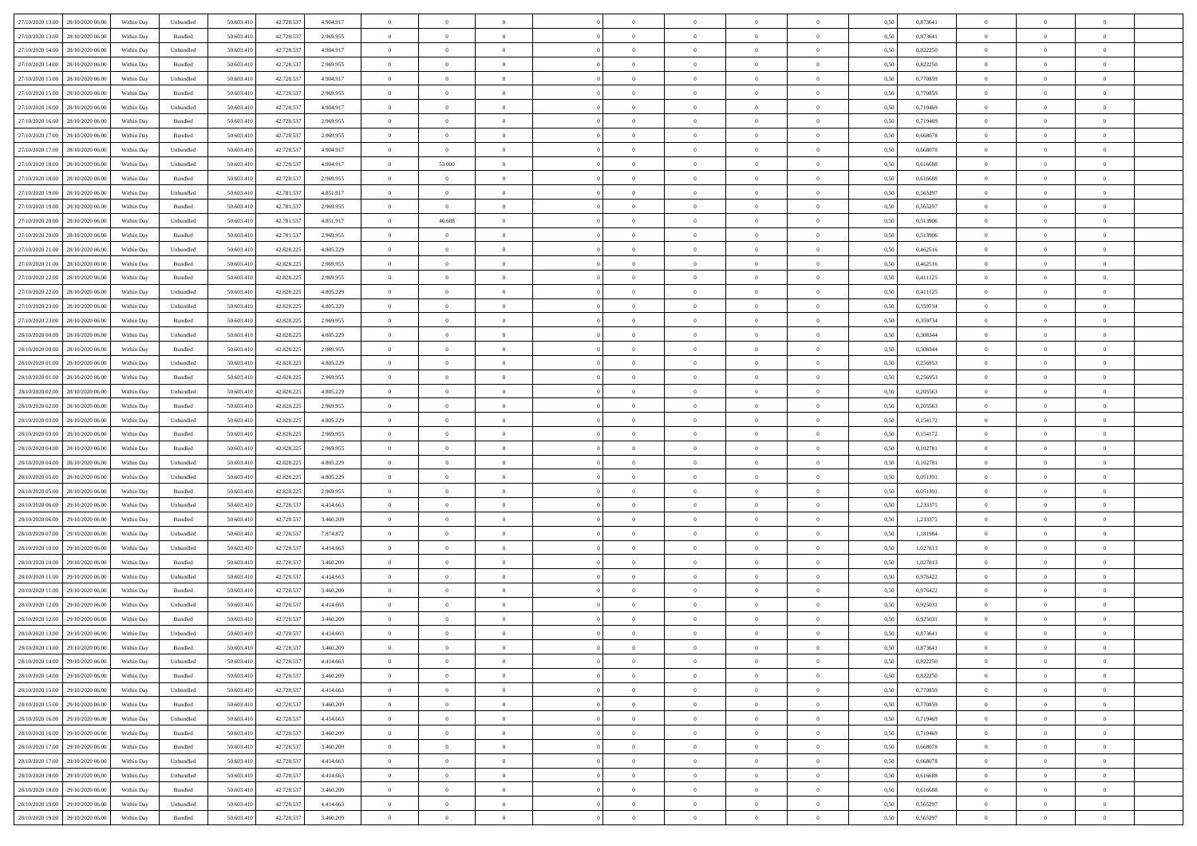| | | | | | | | | | | | | | | | | | | | | |
|---|---|---|---|---|---|---|---|---|---|---|---|---|---|---|---|---|---|---|---|---|
| 27/10/2020 13.00 | 28/10/2020 06.00 | Within Day | Unbundled | 50.603.410 | 42.728.537 | 4.904.917 | 0 | 0 | 0 | | 0 | 0 | 0 | 0 | 0,50 | 0,873641 | 0 | 0 | 0 | |
| 27/10/2020 13.00 | 28/10/2020 06.00 | Within Day | Bundled | 50.603.410 | 42.728.537 | 2.969.955 | 0 | 0 | 0 | | 0 | 0 | 0 | 0 | 0,50 | 0,873641 | 0 | 0 | 0 | |
| 27/10/2020 14.00 | 28/10/2020 06.00 | Within Day | Unbundled | 50.603.410 | 42.728.537 | 4.904.917 | 0 | 0 | 0 | | 0 | 0 | 0 | 0 | 0,50 | 0,822250 | 0 | 0 | 0 | |
| 27/10/2020 14.00 | 28/10/2020 06.00 | Within Day | Bundled | 50.603.410 | 42.728.537 | 2.969.955 | 0 | 0 | 0 | | 0 | 0 | 0 | 0 | 0,50 | 0,822250 | 0 | 0 | 0 | |
| 27/10/2020 15.00 | 28/10/2020 06.00 | Within Day | Unbundled | 50.603.410 | 42.728.537 | 4.904.917 | 0 | 0 | 0 | | 0 | 0 | 0 | 0 | 0,50 | 0,770859 | 0 | 0 | 0 | |
| 27/10/2020 15.00 | 28/10/2020 06.00 | Within Day | Bundled | 50.603.410 | 42.728.537 | 2.969.955 | 0 | 0 | 0 | | 0 | 0 | 0 | 0 | 0,50 | 0,770859 | 0 | 0 | 0 | |
| 27/10/2020 16.00 | 28/10/2020 06.00 | Within Day | Unbundled | 50.603.410 | 42.728.537 | 4.904.917 | 0 | 0 | 0 | | 0 | 0 | 0 | 0 | 0,50 | 0,719469 | 0 | 0 | 0 | |
| 27/10/2020 16.00 | 28/10/2020 06.00 | Within Day | Bundled | 50.603.410 | 42.728.537 | 2.969.955 | 0 | 0 | 0 | | 0 | 0 | 0 | 0 | 0,50 | 0,719469 | 0 | 0 | 0 | |
| 27/10/2020 17.00 | 28/10/2020 06.00 | Within Day | Bundled | 50.603.410 | 42.728.537 | 2.969.955 | 0 | 0 | 0 | | 0 | 0 | 0 | 0 | 0,50 | 0,668078 | 0 | 0 | 0 | |
| 27/10/2020 17.00 | 28/10/2020 06.00 | Within Day | Unbundled | 50.603.410 | 42.728.537 | 4.904.917 | 0 | 0 | 0 | | 0 | 0 | 0 | 0 | 0,50 | 0,668078 | 0 | 0 | 0 | |
| 27/10/2020 18.00 | 28/10/2020 06.00 | Within Day | Unbundled | 50.603.410 | 42.728.537 | 4.904.917 | 0 | 53.000 | 0 | | 0 | 0 | 0 | 0 | 0,50 | 0,616688 | 0 | 0 | 0 | |
| 27/10/2020 18.00 | 28/10/2020 06.00 | Within Day | Bundled | 50.603.410 | 42.728.537 | 2.969.955 | 0 | 0 | 0 | | 0 | 0 | 0 | 0 | 0,50 | 0,616688 | 0 | 0 | 0 | |
| 27/10/2020 19.00 | 28/10/2020 06.00 | Within Day | Unbundled | 50.603.410 | 42.781.537 | 4.851.917 | 0 | 0 | 0 | | 0 | 0 | 0 | 0 | 0,50 | 0,565297 | 0 | 0 | 0 | |
| 27/10/2020 19.00 | 28/10/2020 06.00 | Within Day | Bundled | 50.603.410 | 42.781.537 | 2.969.955 | 0 | 0 | 0 | | 0 | 0 | 0 | 0 | 0,50 | 0,565297 | 0 | 0 | 0 | |
| 27/10/2020 20.00 | 28/10/2020 06.00 | Within Day | Unbundled | 50.603.410 | 42.781.537 | 4.851.917 | 0 | 46.688 | 0 | | 0 | 0 | 0 | 0 | 0,50 | 0,513906 | 0 | 0 | 0 | |
| 27/10/2020 20.00 | 28/10/2020 06.00 | Within Day | Bundled | 50.603.410 | 42.781.537 | 2.969.955 | 0 | 0 | 0 | | 0 | 0 | 0 | 0 | 0,50 | 0,513906 | 0 | 0 | 0 | |
| 27/10/2020 21.00 | 28/10/2020 06.00 | Within Day | Unbundled | 50.603.410 | 42.828.225 | 4.805.229 | 0 | 0 | 0 | | 0 | 0 | 0 | 0 | 0,50 | 0,462516 | 0 | 0 | 0 | |
| 27/10/2020 21.00 | 28/10/2020 06.00 | Within Day | Bundled | 50.603.410 | 42.828.225 | 2.969.955 | 0 | 0 | 0 | | 0 | 0 | 0 | 0 | 0,50 | 0,462516 | 0 | 0 | 0 | |
| 27/10/2020 22.00 | 28/10/2020 06.00 | Within Day | Bundled | 50.603.410 | 42.828.225 | 2.969.955 | 0 | 0 | 0 | | 0 | 0 | 0 | 0 | 0,50 | 0,411125 | 0 | 0 | 0 | |
| 27/10/2020 22.00 | 28/10/2020 06.00 | Within Day | Unbundled | 50.603.410 | 42.828.225 | 4.805.229 | 0 | 0 | 0 | | 0 | 0 | 0 | 0 | 0,50 | 0,411125 | 0 | 0 | 0 | |
| 27/10/2020 23.00 | 28/10/2020 06.00 | Within Day | Unbundled | 50.603.410 | 42.828.225 | 4.805.229 | 0 | 0 | 0 | | 0 | 0 | 0 | 0 | 0,50 | 0,359734 | 0 | 0 | 0 | |
| 27/10/2020 23.00 | 28/10/2020 06.00 | Within Day | Bundled | 50.603.410 | 42.828.225 | 2.969.955 | 0 | 0 | 0 | | 0 | 0 | 0 | 0 | 0,50 | 0,359734 | 0 | 0 | 0 | |
| 28/10/2020 00.00 | 28/10/2020 06.00 | Within Day | Unbundled | 50.603.410 | 42.828.225 | 4.805.229 | 0 | 0 | 0 | | 0 | 0 | 0 | 0 | 0,50 | 0,308344 | 0 | 0 | 0 | |
| 28/10/2020 00.00 | 28/10/2020 06.00 | Within Day | Bundled | 50.603.410 | 42.828.225 | 2.969.955 | 0 | 0 | 0 | | 0 | 0 | 0 | 0 | 0,50 | 0,308344 | 0 | 0 | 0 | |
| 28/10/2020 01.00 | 28/10/2020 06.00 | Within Day | Unbundled | 50.603.410 | 42.828.225 | 4.805.229 | 0 | 0 | 0 | | 0 | 0 | 0 | 0 | 0,50 | 0,256953 | 0 | 0 | 0 | |
| 28/10/2020 01.00 | 28/10/2020 06.00 | Within Day | Bundled | 50.603.410 | 42.828.225 | 2.969.955 | 0 | 0 | 0 | | 0 | 0 | 0 | 0 | 0,50 | 0,256953 | 0 | 0 | 0 | |
| 28/10/2020 02.00 | 28/10/2020 06.00 | Within Day | Unbundled | 50.603.410 | 42.828.225 | 4.805.229 | 0 | 0 | 0 | | 0 | 0 | 0 | 0 | 0,50 | 0,205563 | 0 | 0 | 0 | |
| 28/10/2020 02.00 | 28/10/2020 06.00 | Within Day | Bundled | 50.603.410 | 42.828.225 | 2.969.955 | 0 | 0 | 0 | | 0 | 0 | 0 | 0 | 0,50 | 0,205563 | 0 | 0 | 0 | |
| 28/10/2020 03.00 | 28/10/2020 06.00 | Within Day | Unbundled | 50.603.410 | 42.828.225 | 4.805.229 | 0 | 0 | 0 | | 0 | 0 | 0 | 0 | 0,50 | 0,154172 | 0 | 0 | 0 | |
| 28/10/2020 03.00 | 28/10/2020 06.00 | Within Day | Bundled | 50.603.410 | 42.828.225 | 2.969.955 | 0 | 0 | 0 | | 0 | 0 | 0 | 0 | 0,50 | 0,154172 | 0 | 0 | 0 | |
| 28/10/2020 04.00 | 28/10/2020 06.00 | Within Day | Bundled | 50.603.410 | 42.828.225 | 2.969.955 | 0 | 0 | 0 | | 0 | 0 | 0 | 0 | 0,50 | 0,102781 | 0 | 0 | 0 | |
| 28/10/2020 04.00 | 28/10/2020 06.00 | Within Day | Unbundled | 50.603.410 | 42.828.225 | 4.805.229 | 0 | 0 | 0 | | 0 | 0 | 0 | 0 | 0,50 | 0,102781 | 0 | 0 | 0 | |
| 28/10/2020 05.00 | 28/10/2020 06.00 | Within Day | Unbundled | 50.603.410 | 42.828.225 | 4.805.229 | 0 | 0 | 0 | | 0 | 0 | 0 | 0 | 0,50 | 0,051391 | 0 | 0 | 0 | |
| 28/10/2020 05.00 | 28/10/2020 06.00 | Within Day | Bundled | 50.603.410 | 42.828.225 | 2.969.955 | 0 | 0 | 0 | | 0 | 0 | 0 | 0 | 0,50 | 0,051391 | 0 | 0 | 0 | |
| 28/10/2020 06.00 | 29/10/2020 06.00 | Within Day | Unbundled | 50.603.410 | 42.728.537 | 4.414.663 | 0 | 0 | 0 | | 0 | 0 | 0 | 0 | 0,50 | 1,233375 | 0 | 0 | 0 | |
| 28/10/2020 06.00 | 29/10/2020 06.00 | Within Day | Bundled | 50.603.410 | 42.728.537 | 3.460.209 | 0 | 0 | 0 | | 0 | 0 | 0 | 0 | 0,50 | 1,233375 | 0 | 0 | 0 | |
| 28/10/2020 07.00 | 29/10/2020 06.00 | Within Day | Unbundled | 50.603.410 | 42.728.537 | 7.874.872 | 0 | 0 | 0 | | 0 | 0 | 0 | 0 | 0,50 | 1,181984 | 0 | 0 | 0 | |
| 28/10/2020 10.00 | 29/10/2020 06.00 | Within Day | Unbundled | 50.603.410 | 42.728.537 | 4.414.663 | 0 | 0 | 0 | | 0 | 0 | 0 | 0 | 0,50 | 1,027813 | 0 | 0 | 0 | |
| 28/10/2020 10.00 | 29/10/2020 06.00 | Within Day | Bundled | 50.603.410 | 42.728.537 | 3.460.209 | 0 | 0 | 0 | | 0 | 0 | 0 | 0 | 0,50 | 1,027813 | 0 | 0 | 0 | |
| 28/10/2020 11.00 | 29/10/2020 06.00 | Within Day | Unbundled | 50.603.410 | 42.728.537 | 4.414.663 | 0 | 0 | 0 | | 0 | 0 | 0 | 0 | 0,50 | 0,976422 | 0 | 0 | 0 | |
| 28/10/2020 11.00 | 29/10/2020 06.00 | Within Day | Bundled | 50.603.410 | 42.728.537 | 3.460.209 | 0 | 0 | 0 | | 0 | 0 | 0 | 0 | 0,50 | 0,976422 | 0 | 0 | 0 | |
| 28/10/2020 12.00 | 29/10/2020 06.00 | Within Day | Unbundled | 50.603.410 | 42.728.537 | 4.414.663 | 0 | 0 | 0 | | 0 | 0 | 0 | 0 | 0,50 | 0,925031 | 0 | 0 | 0 | |
| 28/10/2020 12.00 | 29/10/2020 06.00 | Within Day | Bundled | 50.603.410 | 42.728.537 | 3.460.209 | 0 | 0 | 0 | | 0 | 0 | 0 | 0 | 0,50 | 0,925031 | 0 | 0 | 0 | |
| 28/10/2020 13.00 | 29/10/2020 06.00 | Within Day | Unbundled | 50.603.410 | 42.728.537 | 4.414.663 | 0 | 0 | 0 | | 0 | 0 | 0 | 0 | 0,50 | 0,873641 | 0 | 0 | 0 | |
| 28/10/2020 13.00 | 29/10/2020 06.00 | Within Day | Bundled | 50.603.410 | 42.728.537 | 3.460.209 | 0 | 0 | 0 | | 0 | 0 | 0 | 0 | 0,50 | 0,873641 | 0 | 0 | 0 | |
| 28/10/2020 14.00 | 29/10/2020 06.00 | Within Day | Unbundled | 50.603.410 | 42.728.537 | 4.414.663 | 0 | 0 | 0 | | 0 | 0 | 0 | 0 | 0,50 | 0,822250 | 0 | 0 | 0 | |
| 28/10/2020 14.00 | 29/10/2020 06.00 | Within Day | Bundled | 50.603.410 | 42.728.537 | 3.460.209 | 0 | 0 | 0 | | 0 | 0 | 0 | 0 | 0,50 | 0,822250 | 0 | 0 | 0 | |
| 28/10/2020 15.00 | 29/10/2020 06.00 | Within Day | Unbundled | 50.603.410 | 42.728.537 | 4.414.663 | 0 | 0 | 0 | | 0 | 0 | 0 | 0 | 0,50 | 0,770859 | 0 | 0 | 0 | |
| 28/10/2020 15.00 | 29/10/2020 06.00 | Within Day | Bundled | 50.603.410 | 42.728.537 | 3.460.209 | 0 | 0 | 0 | | 0 | 0 | 0 | 0 | 0,50 | 0,770859 | 0 | 0 | 0 | |
| 28/10/2020 16.00 | 29/10/2020 06.00 | Within Day | Unbundled | 50.603.410 | 42.728.537 | 4.414.663 | 0 | 0 | 0 | | 0 | 0 | 0 | 0 | 0,50 | 0,719469 | 0 | 0 | 0 | |
| 28/10/2020 16.00 | 29/10/2020 06.00 | Within Day | Bundled | 50.603.410 | 42.728.537 | 3.460.209 | 0 | 0 | 0 | | 0 | 0 | 0 | 0 | 0,50 | 0,719469 | 0 | 0 | 0 | |
| 28/10/2020 17.00 | 29/10/2020 06.00 | Within Day | Bundled | 50.603.410 | 42.728.537 | 3.460.209 | 0 | 0 | 0 | | 0 | 0 | 0 | 0 | 0,50 | 0,668078 | 0 | 0 | 0 | |
| 28/10/2020 17.00 | 29/10/2020 06.00 | Within Day | Unbundled | 50.603.410 | 42.728.537 | 4.414.663 | 0 | 0 | 0 | | 0 | 0 | 0 | 0 | 0,50 | 0,668078 | 0 | 0 | 0 | |
| 28/10/2020 18.00 | 29/10/2020 06.00 | Within Day | Unbundled | 50.603.410 | 42.728.537 | 4.414.663 | 0 | 0 | 0 | | 0 | 0 | 0 | 0 | 0,50 | 0,616688 | 0 | 0 | 0 | |
| 28/10/2020 18.00 | 29/10/2020 06.00 | Within Day | Bundled | 50.603.410 | 42.728.537 | 3.460.209 | 0 | 0 | 0 | | 0 | 0 | 0 | 0 | 0,50 | 0,616688 | 0 | 0 | 0 | |
| 28/10/2020 19.00 | 29/10/2020 06.00 | Within Day | Unbundled | 50.603.410 | 42.728.537 | 4.414.663 | 0 | 0 | 0 | | 0 | 0 | 0 | 0 | 0,50 | 0,565297 | 0 | 0 | 0 | |
| 28/10/2020 19.00 | 29/10/2020 06.00 | Within Day | Bundled | 50.603.410 | 42.728.537 | 3.460.209 | 0 | 0 | 0 | | 0 | 0 | 0 | 0 | 0,50 | 0,565297 | 0 | 0 | 0 | |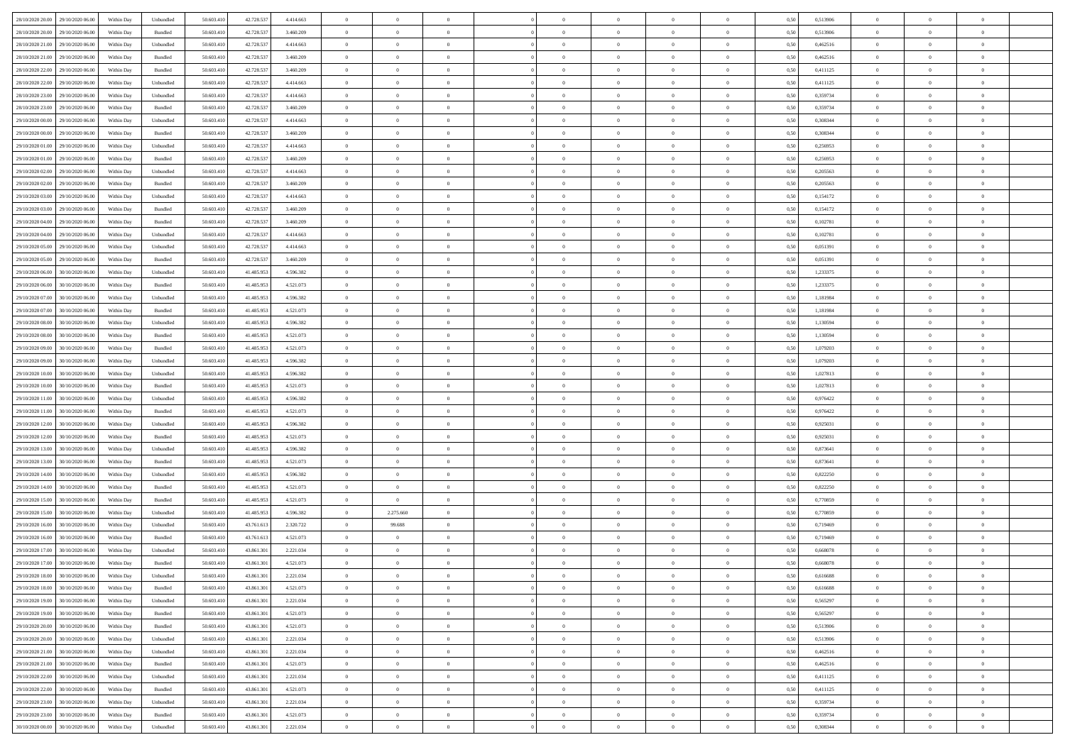| | | | | | | | | | | | | | | | | | | | | |
|---|---|---|---|---|---|---|---|---|---|---|---|---|---|---|---|---|---|---|---|---|
| 28/10/2020 20:00 | 29/10/2020 06:00 | Within Day | Unbundled | 50.603.410 | 42.728.537 | 4.414.663 | 0 | 0 | 0 | | 0 | 0 | 0 | 0 | 0,50 | 0,513906 | 0 | 0 | 0 | |
| 28/10/2020 20:00 | 29/10/2020 06:00 | Within Day | Bundled | 50.603.410 | 42.728.537 | 3.460.209 | 0 | 0 | 0 | | 0 | 0 | 0 | 0 | 0,50 | 0,513906 | 0 | 0 | 0 | |
| 28/10/2020 21:00 | 29/10/2020 06:00 | Within Day | Unbundled | 50.603.410 | 42.728.537 | 4.414.663 | 0 | 0 | 0 | | 0 | 0 | 0 | 0 | 0,50 | 0,462516 | 0 | 0 | 0 | |
| 28/10/2020 21:00 | 29/10/2020 06:00 | Within Day | Bundled | 50.603.410 | 42.728.537 | 3.460.209 | 0 | 0 | 0 | | 0 | 0 | 0 | 0 | 0,50 | 0,462516 | 0 | 0 | 0 | |
| 28/10/2020 22:00 | 29/10/2020 06:00 | Within Day | Bundled | 50.603.410 | 42.728.537 | 3.460.209 | 0 | 0 | 0 | | 0 | 0 | 0 | 0 | 0,50 | 0,411125 | 0 | 0 | 0 | |
| 28/10/2020 22:00 | 29/10/2020 06:00 | Within Day | Unbundled | 50.603.410 | 42.728.537 | 4.414.663 | 0 | 0 | 0 | | 0 | 0 | 0 | 0 | 0,50 | 0,411125 | 0 | 0 | 0 | |
| 28/10/2020 23:00 | 29/10/2020 06:00 | Within Day | Unbundled | 50.603.410 | 42.728.537 | 4.414.663 | 0 | 0 | 0 | | 0 | 0 | 0 | 0 | 0,50 | 0,359734 | 0 | 0 | 0 | |
| 28/10/2020 23:00 | 29/10/2020 06:00 | Within Day | Bundled | 50.603.410 | 42.728.537 | 3.460.209 | 0 | 0 | 0 | | 0 | 0 | 0 | 0 | 0,50 | 0,359734 | 0 | 0 | 0 | |
| 29/10/2020 00:00 | 29/10/2020 06:00 | Within Day | Unbundled | 50.603.410 | 42.728.537 | 4.414.663 | 0 | 0 | 0 | | 0 | 0 | 0 | 0 | 0,50 | 0,308344 | 0 | 0 | 0 | |
| 29/10/2020 00:00 | 29/10/2020 06:00 | Within Day | Bundled | 50.603.410 | 42.728.537 | 3.460.209 | 0 | 0 | 0 | | 0 | 0 | 0 | 0 | 0,50 | 0,308344 | 0 | 0 | 0 | |
| 29/10/2020 01:00 | 29/10/2020 06:00 | Within Day | Unbundled | 50.603.410 | 42.728.537 | 4.414.663 | 0 | 0 | 0 | | 0 | 0 | 0 | 0 | 0,50 | 0,256953 | 0 | 0 | 0 | |
| 29/10/2020 01:00 | 29/10/2020 06:00 | Within Day | Bundled | 50.603.410 | 42.728.537 | 3.460.209 | 0 | 0 | 0 | | 0 | 0 | 0 | 0 | 0,50 | 0,256953 | 0 | 0 | 0 | |
| 29/10/2020 02:00 | 29/10/2020 06:00 | Within Day | Unbundled | 50.603.410 | 42.728.537 | 4.414.663 | 0 | 0 | 0 | | 0 | 0 | 0 | 0 | 0,50 | 0,205563 | 0 | 0 | 0 | |
| 29/10/2020 02:00 | 29/10/2020 06:00 | Within Day | Bundled | 50.603.410 | 42.728.537 | 3.460.209 | 0 | 0 | 0 | | 0 | 0 | 0 | 0 | 0,50 | 0,205563 | 0 | 0 | 0 | |
| 29/10/2020 03:00 | 29/10/2020 06:00 | Within Day | Unbundled | 50.603.410 | 42.728.537 | 4.414.663 | 0 | 0 | 0 | | 0 | 0 | 0 | 0 | 0,50 | 0,154172 | 0 | 0 | 0 | |
| 29/10/2020 03:00 | 29/10/2020 06:00 | Within Day | Bundled | 50.603.410 | 42.728.537 | 3.460.209 | 0 | 0 | 0 | | 0 | 0 | 0 | 0 | 0,50 | 0,154172 | 0 | 0 | 0 | |
| 29/10/2020 04:00 | 29/10/2020 06:00 | Within Day | Bundled | 50.603.410 | 42.728.537 | 3.460.209 | 0 | 0 | 0 | | 0 | 0 | 0 | 0 | 0,50 | 0,102781 | 0 | 0 | 0 | |
| 29/10/2020 04:00 | 29/10/2020 06:00 | Within Day | Unbundled | 50.603.410 | 42.728.537 | 4.414.663 | 0 | 0 | 0 | | 0 | 0 | 0 | 0 | 0,50 | 0,102781 | 0 | 0 | 0 | |
| 29/10/2020 05:00 | 29/10/2020 06:00 | Within Day | Unbundled | 50.603.410 | 42.728.537 | 4.414.663 | 0 | 0 | 0 | | 0 | 0 | 0 | 0 | 0,50 | 0,051391 | 0 | 0 | 0 | |
| 29/10/2020 05:00 | 29/10/2020 06:00 | Within Day | Bundled | 50.603.410 | 42.728.537 | 3.460.209 | 0 | 0 | 0 | | 0 | 0 | 0 | 0 | 0,50 | 0,051391 | 0 | 0 | 0 | |
| 29/10/2020 06:00 | 30/10/2020 06:00 | Within Day | Unbundled | 50.603.410 | 41.485.953 | 4.596.382 | 0 | 0 | 0 | | 0 | 0 | 0 | 0 | 0,50 | 1,233375 | 0 | 0 | 0 | |
| 29/10/2020 06:00 | 30/10/2020 06:00 | Within Day | Bundled | 50.603.410 | 41.485.953 | 4.521.073 | 0 | 0 | 0 | | 0 | 0 | 0 | 0 | 0,50 | 1,233375 | 0 | 0 | 0 | |
| 29/10/2020 07:00 | 30/10/2020 06:00 | Within Day | Unbundled | 50.603.410 | 41.485.953 | 4.596.382 | 0 | 0 | 0 | | 0 | 0 | 0 | 0 | 0,50 | 1,181984 | 0 | 0 | 0 | |
| 29/10/2020 07:00 | 30/10/2020 06:00 | Within Day | Bundled | 50.603.410 | 41.485.953 | 4.521.073 | 0 | 0 | 0 | | 0 | 0 | 0 | 0 | 0,50 | 1,181984 | 0 | 0 | 0 | |
| 29/10/2020 08:00 | 30/10/2020 06:00 | Within Day | Unbundled | 50.603.410 | 41.485.953 | 4.596.382 | 0 | 0 | 0 | | 0 | 0 | 0 | 0 | 0,50 | 1,130594 | 0 | 0 | 0 | |
| 29/10/2020 08:00 | 30/10/2020 06:00 | Within Day | Bundled | 50.603.410 | 41.485.953 | 4.521.073 | 0 | 0 | 0 | | 0 | 0 | 0 | 0 | 0,50 | 1,130594 | 0 | 0 | 0 | |
| 29/10/2020 09:00 | 30/10/2020 06:00 | Within Day | Bundled | 50.603.410 | 41.485.953 | 4.521.073 | 0 | 0 | 0 | | 0 | 0 | 0 | 0 | 0,50 | 1,079203 | 0 | 0 | 0 | |
| 29/10/2020 09:00 | 30/10/2020 06:00 | Within Day | Unbundled | 50.603.410 | 41.485.953 | 4.596.382 | 0 | 0 | 0 | | 0 | 0 | 0 | 0 | 0,50 | 1,079203 | 0 | 0 | 0 | |
| 29/10/2020 10:00 | 30/10/2020 06:00 | Within Day | Unbundled | 50.603.410 | 41.485.953 | 4.596.382 | 0 | 0 | 0 | | 0 | 0 | 0 | 0 | 0,50 | 1,027813 | 0 | 0 | 0 | |
| 29/10/2020 10:00 | 30/10/2020 06:00 | Within Day | Bundled | 50.603.410 | 41.485.953 | 4.521.073 | 0 | 0 | 0 | | 0 | 0 | 0 | 0 | 0,50 | 1,027813 | 0 | 0 | 0 | |
| 29/10/2020 11:00 | 30/10/2020 06:00 | Within Day | Unbundled | 50.603.410 | 41.485.953 | 4.596.382 | 0 | 0 | 0 | | 0 | 0 | 0 | 0 | 0,50 | 0,976422 | 0 | 0 | 0 | |
| 29/10/2020 11:00 | 30/10/2020 06:00 | Within Day | Bundled | 50.603.410 | 41.485.953 | 4.521.073 | 0 | 0 | 0 | | 0 | 0 | 0 | 0 | 0,50 | 0,976422 | 0 | 0 | 0 | |
| 29/10/2020 12:00 | 30/10/2020 06:00 | Within Day | Unbundled | 50.603.410 | 41.485.953 | 4.596.382 | 0 | 0 | 0 | | 0 | 0 | 0 | 0 | 0,50 | 0,925031 | 0 | 0 | 0 | |
| 29/10/2020 12:00 | 30/10/2020 06:00 | Within Day | Bundled | 50.603.410 | 41.485.953 | 4.521.073 | 0 | 0 | 0 | | 0 | 0 | 0 | 0 | 0,50 | 0,925031 | 0 | 0 | 0 | |
| 29/10/2020 13:00 | 30/10/2020 06:00 | Within Day | Unbundled | 50.603.410 | 41.485.953 | 4.596.382 | 0 | 0 | 0 | | 0 | 0 | 0 | 0 | 0,50 | 0,873641 | 0 | 0 | 0 | |
| 29/10/2020 13:00 | 30/10/2020 06:00 | Within Day | Bundled | 50.603.410 | 41.485.953 | 4.521.073 | 0 | 0 | 0 | | 0 | 0 | 0 | 0 | 0,50 | 0,873641 | 0 | 0 | 0 | |
| 29/10/2020 14:00 | 30/10/2020 06:00 | Within Day | Unbundled | 50.603.410 | 41.485.953 | 4.596.382 | 0 | 0 | 0 | | 0 | 0 | 0 | 0 | 0,50 | 0,822250 | 0 | 0 | 0 | |
| 29/10/2020 14:00 | 30/10/2020 06:00 | Within Day | Bundled | 50.603.410 | 41.485.953 | 4.521.073 | 0 | 0 | 0 | | 0 | 0 | 0 | 0 | 0,50 | 0,822250 | 0 | 0 | 0 | |
| 29/10/2020 15:00 | 30/10/2020 06:00 | Within Day | Bundled | 50.603.410 | 41.485.953 | 4.521.073 | 0 | 0 | 0 | | 0 | 0 | 0 | 0 | 0,50 | 0,770859 | 0 | 0 | 0 | |
| 29/10/2020 15:00 | 30/10/2020 06:00 | Within Day | Unbundled | 50.603.410 | 41.485.953 | 4.596.382 | 0 | 2.275.660 | 0 | | 0 | 0 | 0 | 0 | 0,50 | 0,770859 | 0 | 0 | 0 | |
| 29/10/2020 16:00 | 30/10/2020 06:00 | Within Day | Unbundled | 50.603.410 | 43.761.613 | 2.320.722 | 0 | 99.688 | 0 | | 0 | 0 | 0 | 0 | 0,50 | 0,719469 | 0 | 0 | 0 | |
| 29/10/2020 16:00 | 30/10/2020 06:00 | Within Day | Bundled | 50.603.410 | 43.761.613 | 4.521.073 | 0 | 0 | 0 | | 0 | 0 | 0 | 0 | 0,50 | 0,719469 | 0 | 0 | 0 | |
| 29/10/2020 17:00 | 30/10/2020 06:00 | Within Day | Unbundled | 50.603.410 | 43.861.301 | 2.221.034 | 0 | 0 | 0 | | 0 | 0 | 0 | 0 | 0,50 | 0,668078 | 0 | 0 | 0 | |
| 29/10/2020 17:00 | 30/10/2020 06:00 | Within Day | Bundled | 50.603.410 | 43.861.301 | 4.521.073 | 0 | 0 | 0 | | 0 | 0 | 0 | 0 | 0,50 | 0,668078 | 0 | 0 | 0 | |
| 29/10/2020 18:00 | 30/10/2020 06:00 | Within Day | Unbundled | 50.603.410 | 43.861.301 | 2.221.034 | 0 | 0 | 0 | | 0 | 0 | 0 | 0 | 0,50 | 0,616688 | 0 | 0 | 0 | |
| 29/10/2020 18:00 | 30/10/2020 06:00 | Within Day | Bundled | 50.603.410 | 43.861.301 | 4.521.073 | 0 | 0 | 0 | | 0 | 0 | 0 | 0 | 0,50 | 0,616688 | 0 | 0 | 0 | |
| 29/10/2020 19:00 | 30/10/2020 06:00 | Within Day | Unbundled | 50.603.410 | 43.861.301 | 2.221.034 | 0 | 0 | 0 | | 0 | 0 | 0 | 0 | 0,50 | 0,565297 | 0 | 0 | 0 | |
| 29/10/2020 19:00 | 30/10/2020 06:00 | Within Day | Bundled | 50.603.410 | 43.861.301 | 4.521.073 | 0 | 0 | 0 | | 0 | 0 | 0 | 0 | 0,50 | 0,565297 | 0 | 0 | 0 | |
| 29/10/2020 20:00 | 30/10/2020 06:00 | Within Day | Bundled | 50.603.410 | 43.861.301 | 4.521.073 | 0 | 0 | 0 | | 0 | 0 | 0 | 0 | 0,50 | 0,513906 | 0 | 0 | 0 | |
| 29/10/2020 20:00 | 30/10/2020 06:00 | Within Day | Unbundled | 50.603.410 | 43.861.301 | 2.221.034 | 0 | 0 | 0 | | 0 | 0 | 0 | 0 | 0,50 | 0,513906 | 0 | 0 | 0 | |
| 29/10/2020 21:00 | 30/10/2020 06:00 | Within Day | Unbundled | 50.603.410 | 43.861.301 | 2.221.034 | 0 | 0 | 0 | | 0 | 0 | 0 | 0 | 0,50 | 0,462516 | 0 | 0 | 0 | |
| 29/10/2020 21:00 | 30/10/2020 06:00 | Within Day | Bundled | 50.603.410 | 43.861.301 | 4.521.073 | 0 | 0 | 0 | | 0 | 0 | 0 | 0 | 0,50 | 0,462516 | 0 | 0 | 0 | |
| 29/10/2020 22:00 | 30/10/2020 06:00 | Within Day | Unbundled | 50.603.410 | 43.861.301 | 2.221.034 | 0 | 0 | 0 | | 0 | 0 | 0 | 0 | 0,50 | 0,411125 | 0 | 0 | 0 | |
| 29/10/2020 22:00 | 30/10/2020 06:00 | Within Day | Bundled | 50.603.410 | 43.861.301 | 4.521.073 | 0 | 0 | 0 | | 0 | 0 | 0 | 0 | 0,50 | 0,411125 | 0 | 0 | 0 | |
| 29/10/2020 23:00 | 30/10/2020 06:00 | Within Day | Unbundled | 50.603.410 | 43.861.301 | 2.221.034 | 0 | 0 | 0 | | 0 | 0 | 0 | 0 | 0,50 | 0,359734 | 0 | 0 | 0 | |
| 29/10/2020 23:00 | 30/10/2020 06:00 | Within Day | Bundled | 50.603.410 | 43.861.301 | 4.521.073 | 0 | 0 | 0 | | 0 | 0 | 0 | 0 | 0,50 | 0,359734 | 0 | 0 | 0 | |
| 30/10/2020 00:00 | 30/10/2020 06:00 | Within Day | Unbundled | 50.603.410 | 43.861.301 | 2.221.034 | 0 | 0 | 0 | | 0 | 0 | 0 | 0 | 0,50 | 0,308344 | 0 | 0 | 0 | |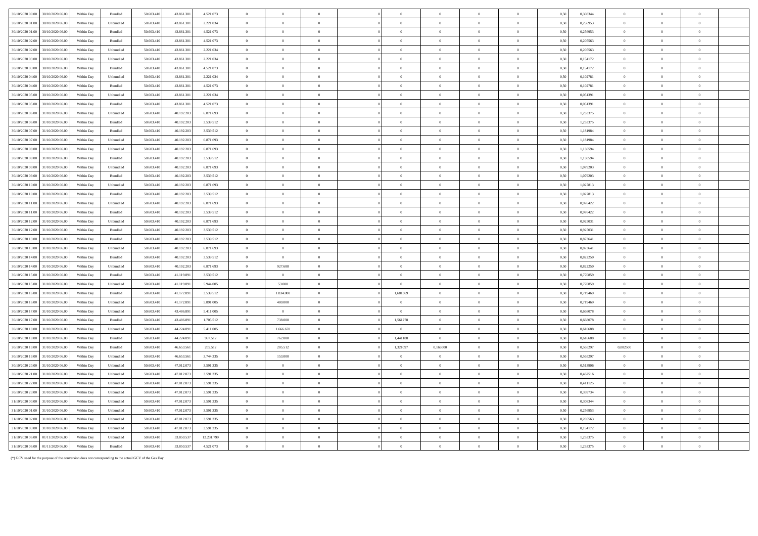| | | | | | | | | | | | | | | | | | | | | |
|---|---|---|---|---|---|---|---|---|---|---|---|---|---|---|---|---|---|---|---|---|
| 30/10/2020 00.00 | 30/10/2020 06.00 | Within Day | Bundled | 50.603.410 | 43.861.301 | 4.521.073 | 0 | 0 | 0 | 0 | 0 | 0 | 0 | 0 | 0,50 | 0,308344 | 0 | 0 | 0 | |
| 30/10/2020 01.00 | 30/10/2020 06.00 | Within Day | Unbundled | 50.603.410 | 43.861.301 | 2.221.034 | 0 | 0 | 0 | 0 | 0 | 0 | 0 | 0 | 0,50 | 0,256953 | 0 | 0 | 0 | |
| 30/10/2020 01.00 | 30/10/2020 06.00 | Within Day | Bundled | 50.603.410 | 43.861.301 | 4.521.073 | 0 | 0 | 0 | 0 | 0 | 0 | 0 | 0 | 0,50 | 0,256953 | 0 | 0 | 0 | |
| 30/10/2020 02.00 | 30/10/2020 06.00 | Within Day | Bundled | 50.603.410 | 43.861.301 | 4.521.073 | 0 | 0 | 0 | 0 | 0 | 0 | 0 | 0 | 0,50 | 0,205563 | 0 | 0 | 0 | |
| 30/10/2020 02.00 | 30/10/2020 06.00 | Within Day | Unbundled | 50.603.410 | 43.861.301 | 2.221.034 | 0 | 0 | 0 | 0 | 0 | 0 | 0 | 0 | 0,50 | 0,205563 | 0 | 0 | 0 | |
| 30/10/2020 03.00 | 30/10/2020 06.00 | Within Day | Unbundled | 50.603.410 | 43.861.301 | 2.221.034 | 0 | 0 | 0 | 0 | 0 | 0 | 0 | 0 | 0,50 | 0,154172 | 0 | 0 | 0 | |
| 30/10/2020 03.00 | 30/10/2020 06.00 | Within Day | Bundled | 50.603.410 | 43.861.301 | 4.521.073 | 0 | 0 | 0 | 0 | 0 | 0 | 0 | 0 | 0,50 | 0,154172 | 0 | 0 | 0 | |
| 30/10/2020 04.00 | 30/10/2020 06.00 | Within Day | Unbundled | 50.603.410 | 43.861.301 | 2.221.034 | 0 | 0 | 0 | 0 | 0 | 0 | 0 | 0 | 0,50 | 0,102781 | 0 | 0 | 0 | |
| 30/10/2020 04.00 | 30/10/2020 06.00 | Within Day | Bundled | 50.603.410 | 43.861.301 | 4.521.073 | 0 | 0 | 0 | 0 | 0 | 0 | 0 | 0 | 0,50 | 0,102781 | 0 | 0 | 0 | |
| 30/10/2020 05.00 | 30/10/2020 06.00 | Within Day | Unbundled | 50.603.410 | 43.861.301 | 2.221.034 | 0 | 0 | 0 | 0 | 0 | 0 | 0 | 0 | 0,50 | 0,051391 | 0 | 0 | 0 | |
| 30/10/2020 05.00 | 30/10/2020 06.00 | Within Day | Bundled | 50.603.410 | 43.861.301 | 4.521.073 | 0 | 0 | 0 | 0 | 0 | 0 | 0 | 0 | 0,50 | 0,051391 | 0 | 0 | 0 | |
| 30/10/2020 06.00 | 31/10/2020 06.00 | Within Day | Unbundled | 50.603.410 | 40.192.203 | 6.871.693 | 0 | 0 | 0 | 0 | 0 | 0 | 0 | 0 | 0,50 | 1,233375 | 0 | 0 | 0 | |
| 30/10/2020 06.00 | 31/10/2020 06.00 | Within Day | Bundled | 50.603.410 | 40.192.203 | 3.539.512 | 0 | 0 | 0 | 0 | 0 | 0 | 0 | 0 | 0,50 | 1,233375 | 0 | 0 | 0 | |
| 30/10/2020 07.00 | 31/10/2020 06.00 | Within Day | Bundled | 50.603.410 | 40.192.203 | 3.539.512 | 0 | 0 | 0 | 0 | 0 | 0 | 0 | 0 | 0,50 | 1,181984 | 0 | 0 | 0 | |
| 30/10/2020 07.00 | 31/10/2020 06.00 | Within Day | Unbundled | 50.603.410 | 40.192.203 | 6.871.693 | 0 | 0 | 0 | 0 | 0 | 0 | 0 | 0 | 0,50 | 1,181984 | 0 | 0 | 0 | |
| 30/10/2020 08.00 | 31/10/2020 06.00 | Within Day | Unbundled | 50.603.410 | 40.192.203 | 6.871.693 | 0 | 0 | 0 | 0 | 0 | 0 | 0 | 0 | 0,50 | 1,130594 | 0 | 0 | 0 | |
| 30/10/2020 08.00 | 31/10/2020 06.00 | Within Day | Bundled | 50.603.410 | 40.192.203 | 3.539.512 | 0 | 0 | 0 | 0 | 0 | 0 | 0 | 0 | 0,50 | 1,130594 | 0 | 0 | 0 | |
| 30/10/2020 09.00 | 31/10/2020 06.00 | Within Day | Unbundled | 50.603.410 | 40.192.203 | 6.871.693 | 0 | 0 | 0 | 0 | 0 | 0 | 0 | 0 | 0,50 | 1,079203 | 0 | 0 | 0 | |
| 30/10/2020 09.00 | 31/10/2020 06.00 | Within Day | Bundled | 50.603.410 | 40.192.203 | 3.539.512 | 0 | 0 | 0 | 0 | 0 | 0 | 0 | 0 | 0,50 | 1,079203 | 0 | 0 | 0 | |
| 30/10/2020 10.00 | 31/10/2020 06.00 | Within Day | Unbundled | 50.603.410 | 40.192.203 | 6.871.693 | 0 | 0 | 0 | 0 | 0 | 0 | 0 | 0 | 0,50 | 1,027813 | 0 | 0 | 0 | |
| 30/10/2020 10.00 | 31/10/2020 06.00 | Within Day | Bundled | 50.603.410 | 40.192.203 | 3.539.512 | 0 | 0 | 0 | 0 | 0 | 0 | 0 | 0 | 0,50 | 1,027813 | 0 | 0 | 0 | |
| 30/10/2020 11.00 | 31/10/2020 06.00 | Within Day | Unbundled | 50.603.410 | 40.192.203 | 6.871.693 | 0 | 0 | 0 | 0 | 0 | 0 | 0 | 0 | 0,50 | 0,976422 | 0 | 0 | 0 | |
| 30/10/2020 11.00 | 31/10/2020 06.00 | Within Day | Bundled | 50.603.410 | 40.192.203 | 3.539.512 | 0 | 0 | 0 | 0 | 0 | 0 | 0 | 0 | 0,50 | 0,976422 | 0 | 0 | 0 | |
| 30/10/2020 12.00 | 31/10/2020 06.00 | Within Day | Unbundled | 50.603.410 | 40.192.203 | 6.871.693 | 0 | 0 | 0 | 0 | 0 | 0 | 0 | 0 | 0,50 | 0,925031 | 0 | 0 | 0 | |
| 30/10/2020 12.00 | 31/10/2020 06.00 | Within Day | Bundled | 50.603.410 | 40.192.203 | 3.539.512 | 0 | 0 | 0 | 0 | 0 | 0 | 0 | 0 | 0,50 | 0,925031 | 0 | 0 | 0 | |
| 30/10/2020 13.00 | 31/10/2020 06.00 | Within Day | Bundled | 50.603.410 | 40.192.203 | 3.539.512 | 0 | 0 | 0 | 0 | 0 | 0 | 0 | 0 | 0,50 | 0,873641 | 0 | 0 | 0 | |
| 30/10/2020 13.00 | 31/10/2020 06.00 | Within Day | Unbundled | 50.603.410 | 40.192.203 | 6.871.693 | 0 | 0 | 0 | 0 | 0 | 0 | 0 | 0 | 0,50 | 0,873641 | 0 | 0 | 0 | |
| 30/10/2020 14.00 | 31/10/2020 06.00 | Within Day | Bundled | 50.603.410 | 40.192.203 | 3.539.512 | 0 | 0 | 0 | 0 | 0 | 0 | 0 | 0 | 0,50 | 0,822250 | 0 | 0 | 0 | |
| 30/10/2020 14.00 | 31/10/2020 06.00 | Within Day | Unbundled | 50.603.410 | 40.192.203 | 6.871.693 | 0 | 927.688 | 0 | 0 | 0 | 0 | 0 | 0 | 0,50 | 0,822250 | 0 | 0 | 0 | |
| 30/10/2020 15.00 | 31/10/2020 06.00 | Within Day | Bundled | 50.603.410 | 41.119.891 | 3.539.512 | 0 | 0 | 0 | 0 | 0 | 0 | 0 | 0 | 0,50 | 0,770859 | 0 | 0 | 0 | |
| 30/10/2020 15.00 | 31/10/2020 06.00 | Within Day | Unbundled | 50.603.410 | 41.119.891 | 5.944.005 | 0 | 53.000 | 0 | 0 | 0 | 0 | 0 | 0 | 0,50 | 0,770859 | 0 | 0 | 0 | |
| 30/10/2020 16.00 | 31/10/2020 06.00 | Within Day | Bundled | 50.603.410 | 41.172.891 | 3.539.512 | 0 | 1.834.000 | 0 | 0 | 1,681369 | 0 | 0 | 0 | 0,50 | 0,719469 | 0 | 0 | 0 | |
| 30/10/2020 16.00 | 31/10/2020 06.00 | Within Day | Unbundled | 50.603.410 | 41.172.891 | 5.891.005 | 0 | 480.000 | 0 | 0 | 0 | 0 | 0 | 0 | 0,50 | 0,719469 | 0 | 0 | 0 | |
| 30/10/2020 17.00 | 31/10/2020 06.00 | Within Day | Unbundled | 50.603.410 | 43.486.891 | 5.411.005 | 0 | 0 | 0 | 0 | 0 | 0 | 0 | 0 | 0,50 | 0,668078 | 0 | 0 | 0 | |
| 30/10/2020 17.00 | 31/10/2020 06.00 | Within Day | Bundled | 50.603.410 | 43.486.891 | 1.705.512 | 0 | 738.000 | 0 | 0 | 1,561278 | 0 | 0 | 0 | 0,50 | 0,668078 | 0 | 0 | 0 | |
| 30/10/2020 18.00 | 31/10/2020 06.00 | Within Day | Unbundled | 50.603.410 | 44.224.891 | 5.411.005 | 0 | 1.666.670 | 0 | 0 | 0 | 0 | 0 | 0 | 0,50 | 0,616688 | 0 | 0 | 0 | |
| 30/10/2020 18.00 | 31/10/2020 06.00 | Within Day | Bundled | 50.603.410 | 44.224.891 | 967.512 | 0 | 762.000 | 0 | 0 | 1,441188 | 0 | 0 | 0 | 0,50 | 0,616688 | 0 | 0 | 0 | |
| 30/10/2020 19.00 | 31/10/2020 06.00 | Within Day | Bundled | 50.603.410 | 46.653.561 | 205.512 | 0 | 205.512 | 0 | 0 | 1,321097 | 0,165000 | 0 | 0 | 0,50 | 0,565297 | 0,082500 | 0 | 0 | |
| 30/10/2020 19.00 | 31/10/2020 06.00 | Within Day | Unbundled | 50.603.410 | 46.653.561 | 3.744.335 | 0 | 153.000 | 0 | 0 | 0 | 0 | 0 | 0 | 0,50 | 0,565297 | 0 | 0 | 0 | |
| 30/10/2020 20.00 | 31/10/2020 06.00 | Within Day | Unbundled | 50.603.410 | 47.012.073 | 3.591.335 | 0 | 0 | 0 | 0 | 0 | 0 | 0 | 0 | 0,50 | 0,513906 | 0 | 0 | 0 | |
| 30/10/2020 21.00 | 31/10/2020 06.00 | Within Day | Unbundled | 50.603.410 | 47.012.073 | 3.591.335 | 0 | 0 | 0 | 0 | 0 | 0 | 0 | 0 | 0,50 | 0,462516 | 0 | 0 | 0 | |
| 30/10/2020 22.00 | 31/10/2020 06.00 | Within Day | Unbundled | 50.603.410 | 47.012.073 | 3.591.335 | 0 | 0 | 0 | 0 | 0 | 0 | 0 | 0 | 0,50 | 0,411125 | 0 | 0 | 0 | |
| 30/10/2020 23.00 | 31/10/2020 06.00 | Within Day | Unbundled | 50.603.410 | 47.012.073 | 3.591.335 | 0 | 0 | 0 | 0 | 0 | 0 | 0 | 0 | 0,50 | 0,359734 | 0 | 0 | 0 | |
| 31/10/2020 00.00 | 31/10/2020 06.00 | Within Day | Unbundled | 50.603.410 | 47.012.073 | 3.591.335 | 0 | 0 | 0 | 0 | 0 | 0 | 0 | 0 | 0,50 | 0,308344 | 0 | 0 | 0 | |
| 31/10/2020 01.00 | 31/10/2020 06.00 | Within Day | Unbundled | 50.603.410 | 47.012.073 | 3.591.335 | 0 | 0 | 0 | 0 | 0 | 0 | 0 | 0 | 0,50 | 0,256953 | 0 | 0 | 0 | |
| 31/10/2020 02.00 | 31/10/2020 06.00 | Within Day | Unbundled | 50.603.410 | 47.012.073 | 3.591.335 | 0 | 0 | 0 | 0 | 0 | 0 | 0 | 0 | 0,50 | 0,205563 | 0 | 0 | 0 | |
| 31/10/2020 03.00 | 31/10/2020 06.00 | Within Day | Unbundled | 50.603.410 | 47.012.073 | 3.591.335 | 0 | 0 | 0 | 0 | 0 | 0 | 0 | 0 | 0,50 | 0,154172 | 0 | 0 | 0 | |
| 31/10/2020 06.00 | 01/11/2020 06.00 | Within Day | Unbundled | 50.603.410 | 33.850.537 | 12.231.799 | 0 | 0 | 0 | 0 | 0 | 0 | 0 | 0 | 0,50 | 1,233375 | 0 | 0 | 0 | |
| 31/10/2020 06.00 | 01/11/2020 06.00 | Within Day | Bundled | 50.603.410 | 33.850.537 | 4.521.073 | 0 | 0 | 0 | 0 | 0 | 0 | 0 | 0 | 0,50 | 1,233375 | 0 | 0 | 0 | |

(*) GCV used for the purpose of the conversion does not corresponding to the actual GCV of the Gas Day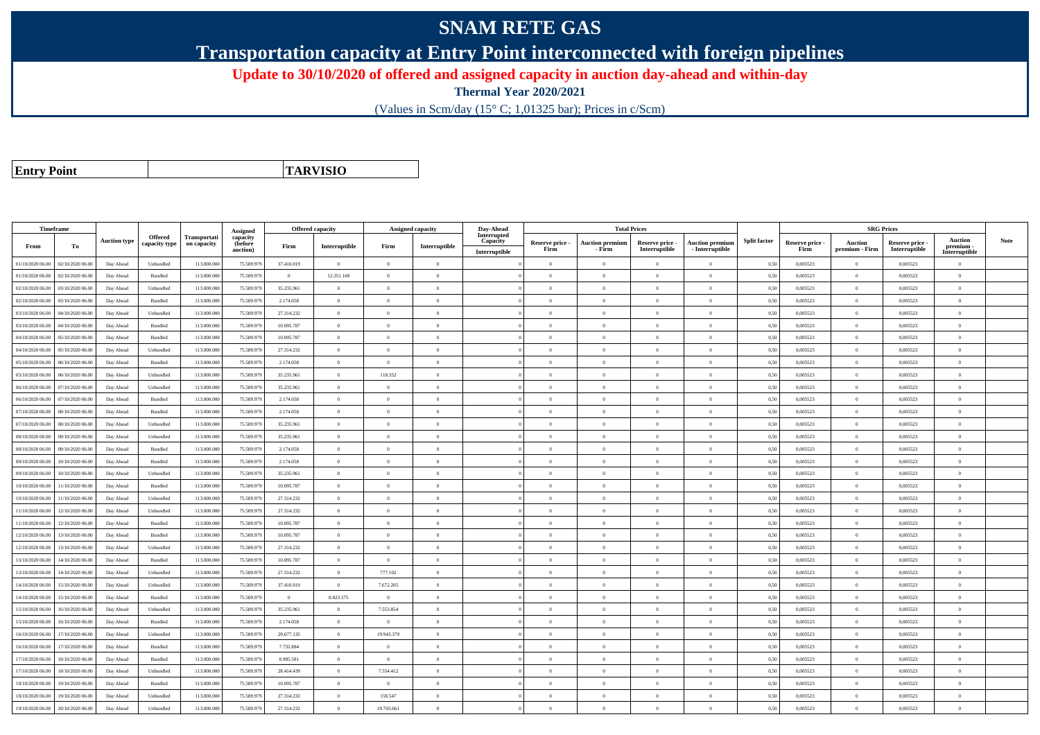# SNAM RETE GAS

## Transportation capacity at Entry Point interconnected with foreign pipelines

### Update to 30/10/2020 of offered and assigned capacity in auction day-ahead and within-day

**Thermal Year 2020/2021**

(Values in Scm/day (15° C; 1,01325 bar); Prices in c/Scm)

| **Entry Point** | | **TARVISIO** |
|---|---|---|

| Timeframe | | Auction type | Offered capacity type | Transportation capacity | Assigned capacity (before auction) | Offered capacity | | Assigned capacity | | Day-Ahead Interrupted Capacity | Total Prices | | | | Split factor | SRG Prices | | | | Note |
|---|---|---|---|---|---|---|---|---|---|---|---|---|---|---|---|---|---|---|---|---|
| From | To | | | | | Firm | Interruptible | Firm | Interruptible | Interruptible | Reserve price - Firm | Auction premium - Firm | Reserve price - Interruptible | Auction premium - Interruptible | | Reserve price - Firm | Auction premium - Firm | Reserve price - Interruptible | Auction premium - Interruptible | |
| 01/10/2020 06.00 | 02/10/2020 06.00 | Day Ahead | Unbundled | 113.000.000 | 75.589.979 | 37.410.019 | 0 | 0 | 0 | 0 | 0 | 0 | 0 | 0 | 0,50 | 0,005523 | 0 | 0,005523 | 0 | |
| 01/10/2020 06.00 | 02/10/2020 06.00 | Day Ahead | Bundled | 113.000.000 | 75.589.979 | 0 | 12.351.169 | 0 | 0 | 0 | 0 | 0 | 0 | 0 | 0,50 | 0,005523 | 0 | 0,005523 | 0 | |
| 02/10/2020 06.00 | 03/10/2020 06.00 | Day Ahead | Unbundled | 113.000.000 | 75.589.979 | 35.235.961 | 0 | 0 | 0 | 0 | 0 | 0 | 0 | 0 | 0,50 | 0,005523 | 0 | 0,005523 | 0 | |
| 02/10/2020 06.00 | 03/10/2020 06.00 | Day Ahead | Bundled | 113.000.000 | 75.589.979 | 2.174.058 | 0 | 0 | 0 | 0 | 0 | 0 | 0 | 0 | 0,50 | 0,005523 | 0 | 0,005523 | 0 | |
| 03/10/2020 06.00 | 04/10/2020 06.00 | Day Ahead | Unbundled | 113.000.000 | 75.589.979 | 27.314.232 | 0 | 0 | 0 | 0 | 0 | 0 | 0 | 0 | 0,50 | 0,005523 | 0 | 0,005523 | 0 | |
| 03/10/2020 06.00 | 04/10/2020 06.00 | Day Ahead | Bundled | 113.000.000 | 75.589.979 | 10.095.787 | 0 | 0 | 0 | 0 | 0 | 0 | 0 | 0 | 0,50 | 0,005523 | 0 | 0,005523 | 0 | |
| 04/10/2020 06.00 | 05/10/2020 06.00 | Day Ahead | Bundled | 113.000.000 | 75.589.979 | 10.095.787 | 0 | 0 | 0 | 0 | 0 | 0 | 0 | 0 | 0,50 | 0,005523 | 0 | 0,005523 | 0 | |
| 04/10/2020 06.00 | 05/10/2020 06.00 | Day Ahead | Unbundled | 113.000.000 | 75.589.979 | 27.314.232 | 0 | 0 | 0 | 0 | 0 | 0 | 0 | 0 | 0,50 | 0,005523 | 0 | 0,005523 | 0 | |
| 05/10/2020 06.00 | 06/10/2020 06.00 | Day Ahead | Bundled | 113.000.000 | 75.589.979 | 2.174.058 | 0 | 0 | 0 | 0 | 0 | 0 | 0 | 0 | 0,50 | 0,005523 | 0 | 0,005523 | 0 | |
| 05/10/2020 06.00 | 06/10/2020 06.00 | Day Ahead | Unbundled | 113.000.000 | 75.589.979 | 35.235.961 | 0 | 118.352 | 0 | 0 | 0 | 0 | 0 | 0 | 0,50 | 0,005523 | 0 | 0,005523 | 0 | |
| 06/10/2020 06.00 | 07/10/2020 06.00 | Day Ahead | Unbundled | 113.000.000 | 75.589.979 | 35.235.961 | 0 | 0 | 0 | 0 | 0 | 0 | 0 | 0 | 0,50 | 0,005523 | 0 | 0,005523 | 0 | |
| 06/10/2020 06.00 | 07/10/2020 06.00 | Day Ahead | Bundled | 113.000.000 | 75.589.979 | 2.174.058 | 0 | 0 | 0 | 0 | 0 | 0 | 0 | 0 | 0,50 | 0,005523 | 0 | 0,005523 | 0 | |
| 07/10/2020 06.00 | 08/10/2020 06.00 | Day Ahead | Bundled | 113.000.000 | 75.589.979 | 2.174.058 | 0 | 0 | 0 | 0 | 0 | 0 | 0 | 0 | 0,50 | 0,005523 | 0 | 0,005523 | 0 | |
| 07/10/2020 06.00 | 08/10/2020 06.00 | Day Ahead | Unbundled | 113.000.000 | 75.589.979 | 35.235.961 | 0 | 0 | 0 | 0 | 0 | 0 | 0 | 0 | 0,50 | 0,005523 | 0 | 0,005523 | 0 | |
| 08/10/2020 06.00 | 09/10/2020 06.00 | Day Ahead | Unbundled | 113.000.000 | 75.589.979 | 35.235.961 | 0 | 0 | 0 | 0 | 0 | 0 | 0 | 0 | 0,50 | 0,005523 | 0 | 0,005523 | 0 | |
| 08/10/2020 06.00 | 09/10/2020 06.00 | Day Ahead | Bundled | 113.000.000 | 75.589.979 | 2.174.058 | 0 | 0 | 0 | 0 | 0 | 0 | 0 | 0 | 0,50 | 0,005523 | 0 | 0,005523 | 0 | |
| 09/10/2020 06.00 | 10/10/2020 06.00 | Day Ahead | Bundled | 113.000.000 | 75.589.979 | 2.174.058 | 0 | 0 | 0 | 0 | 0 | 0 | 0 | 0 | 0,50 | 0,005523 | 0 | 0,005523 | 0 | |
| 09/10/2020 06.00 | 10/10/2020 06.00 | Day Ahead | Unbundled | 113.000.000 | 75.589.979 | 35.235.961 | 0 | 0 | 0 | 0 | 0 | 0 | 0 | 0 | 0,50 | 0,005523 | 0 | 0,005523 | 0 | |
| 10/10/2020 06.00 | 11/10/2020 06.00 | Day Ahead | Bundled | 113.000.000 | 75.589.979 | 10.095.787 | 0 | 0 | 0 | 0 | 0 | 0 | 0 | 0 | 0,50 | 0,005523 | 0 | 0,005523 | 0 | |
| 10/10/2020 06.00 | 11/10/2020 06.00 | Day Ahead | Unbundled | 113.000.000 | 75.589.979 | 27.314.232 | 0 | 0 | 0 | 0 | 0 | 0 | 0 | 0 | 0,50 | 0,005523 | 0 | 0,005523 | 0 | |
| 11/10/2020 06.00 | 12/10/2020 06.00 | Day Ahead | Unbundled | 113.000.000 | 75.589.979 | 27.314.232 | 0 | 0 | 0 | 0 | 0 | 0 | 0 | 0 | 0,50 | 0,005523 | 0 | 0,005523 | 0 | |
| 11/10/2020 06.00 | 12/10/2020 06.00 | Day Ahead | Bundled | 113.000.000 | 75.589.979 | 10.095.787 | 0 | 0 | 0 | 0 | 0 | 0 | 0 | 0 | 0,50 | 0,005523 | 0 | 0,005523 | 0 | |
| 12/10/2020 06.00 | 13/10/2020 06.00 | Day Ahead | Bundled | 113.000.000 | 75.589.979 | 10.095.787 | 0 | 0 | 0 | 0 | 0 | 0 | 0 | 0 | 0,50 | 0,005523 | 0 | 0,005523 | 0 | |
| 12/10/2020 06.00 | 13/10/2020 06.00 | Day Ahead | Unbundled | 113.000.000 | 75.589.979 | 27.314.232 | 0 | 0 | 0 | 0 | 0 | 0 | 0 | 0 | 0,50 | 0,005523 | 0 | 0,005523 | 0 | |
| 13/10/2020 06.00 | 14/10/2020 06.00 | Day Ahead | Bundled | 113.000.000 | 75.589.979 | 10.095.787 | 0 | 0 | 0 | 0 | 0 | 0 | 0 | 0 | 0,50 | 0,005523 | 0 | 0,005523 | 0 | |
| 13/10/2020 06.00 | 14/10/2020 06.00 | Day Ahead | Unbundled | 113.000.000 | 75.589.979 | 27.314.232 | 0 | 777.102 | 0 | 0 | 0 | 0 | 0 | 0 | 0,50 | 0,005523 | 0 | 0,005523 | 0 | |
| 14/10/2020 06.00 | 15/10/2020 06.00 | Day Ahead | Unbundled | 113.000.000 | 75.589.979 | 37.410.019 | 0 | 7.672.205 | 0 | 0 | 0 | 0 | 0 | 0 | 0,50 | 0,005523 | 0 | 0,005523 | 0 | |
| 14/10/2020 06.00 | 15/10/2020 06.00 | Day Ahead | Bundled | 113.000.000 | 75.589.979 | 0 | 8.823.575 | 0 | 0 | 0 | 0 | 0 | 0 | 0 | 0,50 | 0,005523 | 0 | 0,005523 | 0 | |
| 15/10/2020 06.00 | 16/10/2020 06.00 | Day Ahead | Unbundled | 113.000.000 | 75.589.979 | 35.235.961 | 0 | 7.553.854 | 0 | 0 | 0 | 0 | 0 | 0 | 0,50 | 0,005523 | 0 | 0,005523 | 0 | |
| 15/10/2020 06.00 | 16/10/2020 06.00 | Day Ahead | Bundled | 113.000.000 | 75.589.979 | 2.174.058 | 0 | 0 | 0 | 0 | 0 | 0 | 0 | 0 | 0,50 | 0,005523 | 0 | 0,005523 | 0 | |
| 16/10/2020 06.00 | 17/10/2020 06.00 | Day Ahead | Unbundled | 113.000.000 | 75.589.979 | 29.677.135 | 0 | 19.943.379 | 0 | 0 | 0 | 0 | 0 | 0 | 0,50 | 0,005523 | 0 | 0,005523 | 0 | |
| 16/10/2020 06.00 | 17/10/2020 06.00 | Day Ahead | Bundled | 113.000.000 | 75.589.979 | 7.732.884 | 0 | 0 | 0 | 0 | 0 | 0 | 0 | 0 | 0,50 | 0,005523 | 0 | 0,005523 | 0 | |
| 17/10/2020 06.00 | 18/10/2020 06.00 | Day Ahead | Bundled | 113.000.000 | 75.589.979 | 8.995.581 | 0 | 0 | 0 | 0 | 0 | 0 | 0 | 0 | 0,50 | 0,005523 | 0 | 0,005523 | 0 | |
| 17/10/2020 06.00 | 18/10/2020 06.00 | Day Ahead | Unbundled | 113.000.000 | 75.589.979 | 28.414.439 | 0 | 7.554.412 | 0 | 0 | 0 | 0 | 0 | 0 | 0,50 | 0,005523 | 0 | 0,005523 | 0 | |
| 18/10/2020 06.00 | 19/10/2020 06.00 | Day Ahead | Bundled | 113.000.000 | 75.589.979 | 10.095.787 | 0 | 0 | 0 | 0 | 0 | 0 | 0 | 0 | 0,50 | 0,005523 | 0 | 0,005523 | 0 | |
| 18/10/2020 06.00 | 19/10/2020 06.00 | Day Ahead | Unbundled | 113.000.000 | 75.589.979 | 27.314.232 | 0 | 158.547 | 0 | 0 | 0 | 0 | 0 | 0 | 0,50 | 0,005523 | 0 | 0,005523 | 0 | |
| 19/10/2020 06.00 | 20/10/2020 06.00 | Day Ahead | Unbundled | 113.000.000 | 75.589.979 | 27.314.232 | 0 | 19.703.661 | 0 | 0 | 0 | 0 | 0 | 0 | 0,50 | 0,005523 | 0 | 0,005523 | 0 | |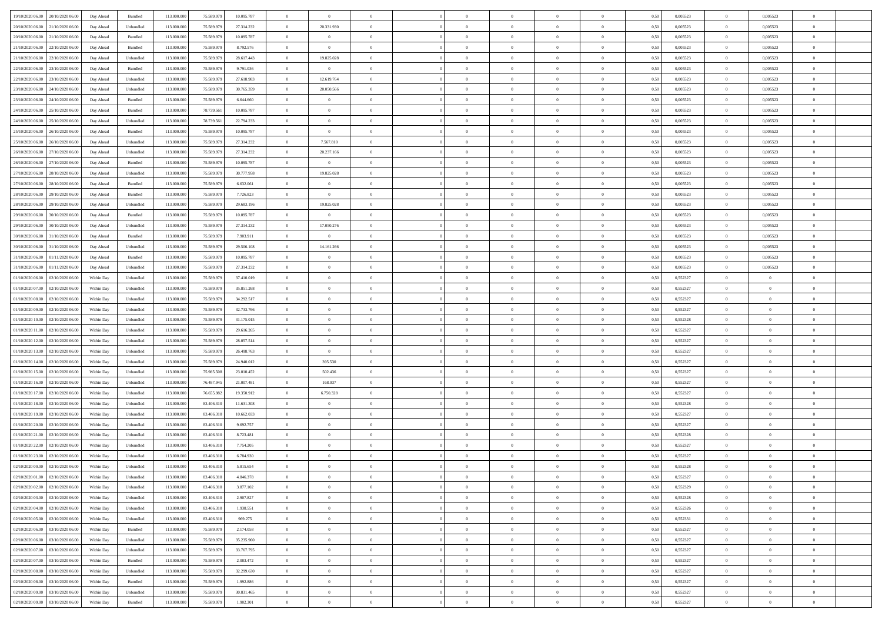| | | | | | | | | | | | | | | | | | | | | |
|---|---|---|---|---|---|---|---|---|---|---|---|---|---|---|---|---|---|---|---|---|
| 19/10/2020 06:00 | 20/10/2020 06:00 | Day Ahead | Bundled | 113.000.000 | 75.589.979 | 10.095.787 | 0 | 0 | 0 | | 0 | 0 | 0 | 0 | 0,50 | 0,005523 | 0 | 0,005523 | 0 | |
| 20/10/2020 06:00 | 21/10/2020 06:00 | Day Ahead | Unbundled | 113.000.000 | 75.589.979 | 27.314.232 | 0 | 20.331.930 | 0 | | 0 | 0 | 0 | 0 | 0,50 | 0,005523 | 0 | 0,005523 | 0 | |
| 20/10/2020 06:00 | 21/10/2020 06:00 | Day Ahead | Bundled | 113.000.000 | 75.589.979 | 10.095.787 | 0 | 0 | 0 | | 0 | 0 | 0 | 0 | 0,50 | 0,005523 | 0 | 0,005523 | 0 | |
| 21/10/2020 06:00 | 22/10/2020 06:00 | Day Ahead | Bundled | 113.000.000 | 75.589.979 | 8.792.576 | 0 | 0 | 0 | | 0 | 0 | 0 | 0 | 0,50 | 0,005523 | 0 | 0,005523 | 0 | |
| 21/10/2020 06:00 | 22/10/2020 06:00 | Day Ahead | Unbundled | 113.000.000 | 75.589.979 | 28.617.443 | 0 | 19.825.028 | 0 | | 0 | 0 | 0 | 0 | 0,50 | 0,005523 | 0 | 0,005523 | 0 | |
| 22/10/2020 06:00 | 23/10/2020 06:00 | Day Ahead | Bundled | 113.000.000 | 75.589.979 | 9.791.036 | 0 | 0 | 0 | | 0 | 0 | 0 | 0 | 0,50 | 0,005523 | 0 | 0,005523 | 0 | |
| 22/10/2020 06:00 | 23/10/2020 06:00 | Day Ahead | Unbundled | 113.000.000 | 75.589.979 | 27.618.983 | 0 | 12.619.764 | 0 | | 0 | 0 | 0 | 0 | 0,50 | 0,005523 | 0 | 0,005523 | 0 | |
| 23/10/2020 06:00 | 24/10/2020 06:00 | Day Ahead | Unbundled | 113.000.000 | 75.589.979 | 30.765.359 | 0 | 20.050.566 | 0 | | 0 | 0 | 0 | 0 | 0,50 | 0,005523 | 0 | 0,005523 | 0 | |
| 23/10/2020 06:00 | 24/10/2020 06:00 | Day Ahead | Bundled | 113.000.000 | 75.589.979 | 6.644.660 | 0 | 0 | 0 | | 0 | 0 | 0 | 0 | 0,50 | 0,005523 | 0 | 0,005523 | 0 | |
| 24/10/2020 06:00 | 25/10/2020 06:00 | Day Ahead | Bundled | 113.000.000 | 78.739.561 | 10.095.787 | 0 | 0 | 0 | | 0 | 0 | 0 | 0 | 0,50 | 0,005523 | 0 | 0,005523 | 0 | |
| 24/10/2020 06:00 | 25/10/2020 06:00 | Day Ahead | Unbundled | 113.000.000 | 78.739.561 | 22.794.233 | 0 | 0 | 0 | | 0 | 0 | 0 | 0 | 0,50 | 0,005523 | 0 | 0,005523 | 0 | |
| 25/10/2020 06:00 | 26/10/2020 06:00 | Day Ahead | Bundled | 113.000.000 | 75.589.979 | 10.095.787 | 0 | 0 | 0 | | 0 | 0 | 0 | 0 | 0,50 | 0,005523 | 0 | 0,005523 | 0 | |
| 25/10/2020 06:00 | 26/10/2020 06:00 | Day Ahead | Unbundled | 113.000.000 | 75.589.979 | 27.314.232 | 0 | 7.567.810 | 0 | | 0 | 0 | 0 | 0 | 0,50 | 0,005523 | 0 | 0,005523 | 0 | |
| 26/10/2020 06:00 | 27/10/2020 06:00 | Day Ahead | Unbundled | 113.000.000 | 75.589.979 | 27.314.232 | 0 | 20.237.166 | 0 | | 0 | 0 | 0 | 0 | 0,50 | 0,005523 | 0 | 0,005523 | 0 | |
| 26/10/2020 06:00 | 27/10/2020 06:00 | Day Ahead | Bundled | 113.000.000 | 75.589.979 | 10.095.787 | 0 | 0 | 0 | | 0 | 0 | 0 | 0 | 0,50 | 0,005523 | 0 | 0,005523 | 0 | |
| 27/10/2020 06:00 | 28/10/2020 06:00 | Day Ahead | Unbundled | 113.000.000 | 75.589.979 | 30.777.958 | 0 | 19.825.028 | 0 | | 0 | 0 | 0 | 0 | 0,50 | 0,005523 | 0 | 0,005523 | 0 | |
| 27/10/2020 06:00 | 28/10/2020 06:00 | Day Ahead | Bundled | 113.000.000 | 75.589.979 | 6.632.061 | 0 | 0 | 0 | | 0 | 0 | 0 | 0 | 0,50 | 0,005523 | 0 | 0,005523 | 0 | |
| 28/10/2020 06:00 | 29/10/2020 06:00 | Day Ahead | Bundled | 113.000.000 | 75.589.979 | 7.726.823 | 0 | 0 | 0 | | 0 | 0 | 0 | 0 | 0,50 | 0,005523 | 0 | 0,005523 | 0 | |
| 28/10/2020 06:00 | 29/10/2020 06:00 | Day Ahead | Unbundled | 113.000.000 | 75.589.979 | 29.683.196 | 0 | 19.825.028 | 0 | | 0 | 0 | 0 | 0 | 0,50 | 0,005523 | 0 | 0,005523 | 0 | |
| 29/10/2020 06:00 | 30/10/2020 06:00 | Day Ahead | Bundled | 113.000.000 | 75.589.979 | 10.095.787 | 0 | 0 | 0 | | 0 | 0 | 0 | 0 | 0,50 | 0,005523 | 0 | 0,005523 | 0 | |
| 29/10/2020 06:00 | 30/10/2020 06:00 | Day Ahead | Unbundled | 113.000.000 | 75.589.979 | 27.314.232 | 0 | 17.050.276 | 0 | | 0 | 0 | 0 | 0 | 0,50 | 0,005523 | 0 | 0,005523 | 0 | |
| 30/10/2020 06:00 | 31/10/2020 06:00 | Day Ahead | Bundled | 113.000.000 | 75.589.979 | 7.903.911 | 0 | 0 | 0 | | 0 | 0 | 0 | 0 | 0,50 | 0,005523 | 0 | 0,005523 | 0 | |
| 30/10/2020 06:00 | 31/10/2020 06:00 | Day Ahead | Unbundled | 113.000.000 | 75.589.979 | 29.506.108 | 0 | 14.161.266 | 0 | | 0 | 0 | 0 | 0 | 0,50 | 0,005523 | 0 | 0,005523 | 0 | |
| 31/10/2020 06:00 | 01/11/2020 06:00 | Day Ahead | Bundled | 113.000.000 | 75.589.979 | 10.095.787 | 0 | 0 | 0 | | 0 | 0 | 0 | 0 | 0,50 | 0,005523 | 0 | 0,005523 | 0 | |
| 31/10/2020 06:00 | 01/11/2020 06:00 | Day Ahead | Unbundled | 113.000.000 | 75.589.979 | 27.314.232 | 0 | 0 | 0 | | 0 | 0 | 0 | 0 | 0,50 | 0,005523 | 0 | 0,005523 | 0 | |
| 01/10/2020 06:00 | 02/10/2020 06:00 | Within Day | Unbundled | 113.000.000 | 75.589.979 | 37.410.019 | 0 | 0 | 0 | | 0 | 0 | 0 | 0 | 0,50 | 0,552327 | 0 | 0 | 0 | |
| 01/10/2020 07:00 | 02/10/2020 06:00 | Within Day | Unbundled | 113.000.000 | 75.589.979 | 35.851.268 | 0 | 0 | 0 | | 0 | 0 | 0 | 0 | 0,50 | 0,552327 | 0 | 0 | 0 | |
| 01/10/2020 08:00 | 02/10/2020 06:00 | Within Day | Unbundled | 113.000.000 | 75.589.979 | 34.292.517 | 0 | 0 | 0 | | 0 | 0 | 0 | 0 | 0,50 | 0,552327 | 0 | 0 | 0 | |
| 01/10/2020 09:00 | 02/10/2020 06:00 | Within Day | Unbundled | 113.000.000 | 75.589.979 | 32.733.766 | 0 | 0 | 0 | | 0 | 0 | 0 | 0 | 0,50 | 0,552327 | 0 | 0 | 0 | |
| 01/10/2020 10:00 | 02/10/2020 06:00 | Within Day | Unbundled | 113.000.000 | 75.589.979 | 31.175.015 | 0 | 0 | 0 | | 0 | 0 | 0 | 0 | 0,50 | 0,552328 | 0 | 0 | 0 | |
| 01/10/2020 11:00 | 02/10/2020 06:00 | Within Day | Unbundled | 113.000.000 | 75.589.979 | 29.616.265 | 0 | 0 | 0 | | 0 | 0 | 0 | 0 | 0,50 | 0,552327 | 0 | 0 | 0 | |
| 01/10/2020 12:00 | 02/10/2020 06:00 | Within Day | Unbundled | 113.000.000 | 75.589.979 | 28.057.514 | 0 | 0 | 0 | | 0 | 0 | 0 | 0 | 0,50 | 0,552327 | 0 | 0 | 0 | |
| 01/10/2020 13:00 | 02/10/2020 06:00 | Within Day | Unbundled | 113.000.000 | 75.589.979 | 26.498.763 | 0 | 0 | 0 | | 0 | 0 | 0 | 0 | 0,50 | 0,552327 | 0 | 0 | 0 | |
| 01/10/2020 14:00 | 02/10/2020 06:00 | Within Day | Unbundled | 113.000.000 | 75.589.979 | 24.940.012 | 0 | 395.530 | 0 | | 0 | 0 | 0 | 0 | 0,50 | 0,552327 | 0 | 0 | 0 | |
| 01/10/2020 15:00 | 02/10/2020 06:00 | Within Day | Unbundled | 113.000.000 | 75.985.508 | 23.010.452 | 0 | 502.436 | 0 | | 0 | 0 | 0 | 0 | 0,50 | 0,552327 | 0 | 0 | 0 | |
| 01/10/2020 16:00 | 02/10/2020 06:00 | Within Day | Unbundled | 113.000.000 | 76.487.945 | 21.007.481 | 0 | 168.037 | 0 | | 0 | 0 | 0 | 0 | 0,50 | 0,552327 | 0 | 0 | 0 | |
| 01/10/2020 17:00 | 02/10/2020 06:00 | Within Day | Unbundled | 113.000.000 | 76.655.982 | 19.350.912 | 0 | 6.750.328 | 0 | | 0 | 0 | 0 | 0 | 0,50 | 0,552327 | 0 | 0 | 0 | |
| 01/10/2020 18:00 | 02/10/2020 06:00 | Within Day | Unbundled | 113.000.000 | 83.406.310 | 11.631.308 | 0 | 0 | 0 | | 0 | 0 | 0 | 0 | 0,50 | 0,552328 | 0 | 0 | 0 | |
| 01/10/2020 19:00 | 02/10/2020 06:00 | Within Day | Unbundled | 113.000.000 | 83.406.310 | 10.662.033 | 0 | 0 | 0 | | 0 | 0 | 0 | 0 | 0,50 | 0,552327 | 0 | 0 | 0 | |
| 01/10/2020 20:00 | 02/10/2020 06:00 | Within Day | Unbundled | 113.000.000 | 83.406.310 | 9.692.757 | 0 | 0 | 0 | | 0 | 0 | 0 | 0 | 0,50 | 0,552327 | 0 | 0 | 0 | |
| 01/10/2020 21:00 | 02/10/2020 06:00 | Within Day | Unbundled | 113.000.000 | 83.406.310 | 8.723.481 | 0 | 0 | 0 | | 0 | 0 | 0 | 0 | 0,50 | 0,552328 | 0 | 0 | 0 | |
| 01/10/2020 22:00 | 02/10/2020 06:00 | Within Day | Unbundled | 113.000.000 | 83.406.310 | 7.754.205 | 0 | 0 | 0 | | 0 | 0 | 0 | 0 | 0,50 | 0,552327 | 0 | 0 | 0 | |
| 01/10/2020 23:00 | 02/10/2020 06:00 | Within Day | Unbundled | 113.000.000 | 83.406.310 | 6.784.930 | 0 | 0 | 0 | | 0 | 0 | 0 | 0 | 0,50 | 0,552327 | 0 | 0 | 0 | |
| 02/10/2020 00:00 | 02/10/2020 06:00 | Within Day | Unbundled | 113.000.000 | 83.406.310 | 5.815.654 | 0 | 0 | 0 | | 0 | 0 | 0 | 0 | 0,50 | 0,552328 | 0 | 0 | 0 | |
| 02/10/2020 01:00 | 02/10/2020 06:00 | Within Day | Unbundled | 113.000.000 | 83.406.310 | 4.846.378 | 0 | 0 | 0 | | 0 | 0 | 0 | 0 | 0,50 | 0,552327 | 0 | 0 | 0 | |
| 02/10/2020 02:00 | 02/10/2020 06:00 | Within Day | Unbundled | 113.000.000 | 83.406.310 | 3.877.102 | 0 | 0 | 0 | | 0 | 0 | 0 | 0 | 0,50 | 0,552329 | 0 | 0 | 0 | |
| 02/10/2020 03:00 | 02/10/2020 06:00 | Within Day | Unbundled | 113.000.000 | 83.406.310 | 2.907.827 | 0 | 0 | 0 | | 0 | 0 | 0 | 0 | 0,50 | 0,552328 | 0 | 0 | 0 | |
| 02/10/2020 04:00 | 02/10/2020 06:00 | Within Day | Unbundled | 113.000.000 | 83.406.310 | 1.938.551 | 0 | 0 | 0 | | 0 | 0 | 0 | 0 | 0,50 | 0,552326 | 0 | 0 | 0 | |
| 02/10/2020 05:00 | 02/10/2020 06:00 | Within Day | Unbundled | 113.000.000 | 83.406.310 | 969.275 | 0 | 0 | 0 | | 0 | 0 | 0 | 0 | 0,50 | 0,552331 | 0 | 0 | 0 | |
| 02/10/2020 06:00 | 03/10/2020 06:00 | Within Day | Bundled | 113.000.000 | 75.589.979 | 2.174.058 | 0 | 0 | 0 | | 0 | 0 | 0 | 0 | 0,50 | 0,552327 | 0 | 0 | 0 | |
| 02/10/2020 06:00 | 03/10/2020 06:00 | Within Day | Unbundled | 113.000.000 | 75.589.979 | 35.235.960 | 0 | 0 | 0 | | 0 | 0 | 0 | 0 | 0,50 | 0,552327 | 0 | 0 | 0 | |
| 02/10/2020 07:00 | 03/10/2020 06:00 | Within Day | Unbundled | 113.000.000 | 75.589.979 | 33.767.795 | 0 | 0 | 0 | | 0 | 0 | 0 | 0 | 0,50 | 0,552327 | 0 | 0 | 0 | |
| 02/10/2020 07:00 | 03/10/2020 06:00 | Within Day | Bundled | 113.000.000 | 75.589.979 | 2.083.472 | 0 | 0 | 0 | | 0 | 0 | 0 | 0 | 0,50 | 0,552327 | 0 | 0 | 0 | |
| 02/10/2020 08:00 | 03/10/2020 06:00 | Within Day | Unbundled | 113.000.000 | 75.589.979 | 32.299.630 | 0 | 0 | 0 | | 0 | 0 | 0 | 0 | 0,50 | 0,552327 | 0 | 0 | 0 | |
| 02/10/2020 08:00 | 03/10/2020 06:00 | Within Day | Bundled | 113.000.000 | 75.589.979 | 1.992.886 | 0 | 0 | 0 | | 0 | 0 | 0 | 0 | 0,50 | 0,552327 | 0 | 0 | 0 | |
| 02/10/2020 09:00 | 03/10/2020 06:00 | Within Day | Unbundled | 113.000.000 | 75.589.979 | 30.831.465 | 0 | 0 | 0 | | 0 | 0 | 0 | 0 | 0,50 | 0,552327 | 0 | 0 | 0 | |
| 02/10/2020 09:00 | 03/10/2020 06:00 | Within Day | Bundled | 113.000.000 | 75.589.979 | 1.902.301 | 0 | 0 | 0 | | 0 | 0 | 0 | 0 | 0,50 | 0,552327 | 0 | 0 | 0 | |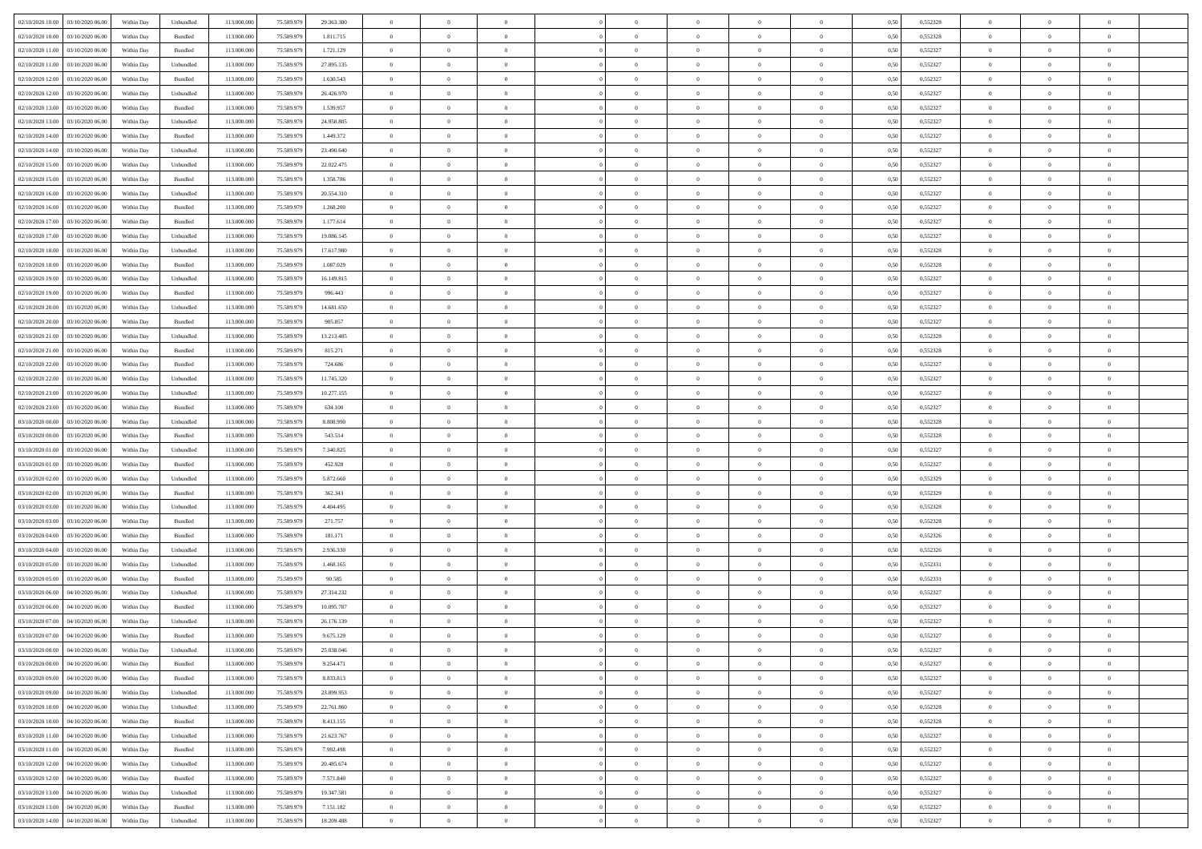| | | | | | | | | | | | | | | | | | | | | | | |
|---|---|---|---|---|---|---|---|---|---|---|---|---|---|---|---|---|---|---|---|---|---|---|
| 02/10/2020 10:00 | 03/10/2020 06:00 | Within Day | Unbundled | 113.000.000 | 75.589.979 | 29.363.300 | 0 | 0 | 0 | | 0 | 0 | 0 | 0 | 0 | 0,50 | 0,552328 | 0 | 0 | 0 | |
| 02/10/2020 10:00 | 03/10/2020 06:00 | Within Day | Bundled | 113.000.000 | 75.589.979 | 1.811.715 | 0 | 0 | 0 | | 0 | 0 | 0 | 0 | 0 | 0,50 | 0,552328 | 0 | 0 | 0 | |
| 02/10/2020 11:00 | 03/10/2020 06:00 | Within Day | Bundled | 113.000.000 | 75.589.979 | 1.721.129 | 0 | 0 | 0 | | 0 | 0 | 0 | 0 | 0 | 0,50 | 0,552327 | 0 | 0 | 0 | |
| 02/10/2020 11:00 | 03/10/2020 06:00 | Within Day | Unbundled | 113.000.000 | 75.589.979 | 27.895.135 | 0 | 0 | 0 | | 0 | 0 | 0 | 0 | 0 | 0,50 | 0,552327 | 0 | 0 | 0 | |
| 02/10/2020 12:00 | 03/10/2020 06:00 | Within Day | Bundled | 113.000.000 | 75.589.979 | 1.630.543 | 0 | 0 | 0 | | 0 | 0 | 0 | 0 | 0 | 0,50 | 0,552327 | 0 | 0 | 0 | |
| 02/10/2020 12:00 | 03/10/2020 06:00 | Within Day | Unbundled | 113.000.000 | 75.589.979 | 26.426.970 | 0 | 0 | 0 | | 0 | 0 | 0 | 0 | 0 | 0,50 | 0,552327 | 0 | 0 | 0 | |
| 02/10/2020 13:00 | 03/10/2020 06:00 | Within Day | Bundled | 113.000.000 | 75.589.979 | 1.539.957 | 0 | 0 | 0 | | 0 | 0 | 0 | 0 | 0 | 0,50 | 0,552327 | 0 | 0 | 0 | |
| 02/10/2020 13:00 | 03/10/2020 06:00 | Within Day | Unbundled | 113.000.000 | 75.589.979 | 24.958.805 | 0 | 0 | 0 | | 0 | 0 | 0 | 0 | 0 | 0,50 | 0,552327 | 0 | 0 | 0 | |
| 02/10/2020 14:00 | 03/10/2020 06:00 | Within Day | Bundled | 113.000.000 | 75.589.979 | 1.449.372 | 0 | 0 | 0 | | 0 | 0 | 0 | 0 | 0 | 0,50 | 0,552327 | 0 | 0 | 0 | |
| 02/10/2020 14:00 | 03/10/2020 06:00 | Within Day | Unbundled | 113.000.000 | 75.589.979 | 23.490.640 | 0 | 0 | 0 | | 0 | 0 | 0 | 0 | 0 | 0,50 | 0,552327 | 0 | 0 | 0 | |
| 02/10/2020 15:00 | 03/10/2020 06:00 | Within Day | Unbundled | 113.000.000 | 75.589.979 | 22.022.475 | 0 | 0 | 0 | | 0 | 0 | 0 | 0 | 0 | 0,50 | 0,552327 | 0 | 0 | 0 | |
| 02/10/2020 15:00 | 03/10/2020 06:00 | Within Day | Bundled | 113.000.000 | 75.589.979 | 1.358.786 | 0 | 0 | 0 | | 0 | 0 | 0 | 0 | 0 | 0,50 | 0,552327 | 0 | 0 | 0 | |
| 02/10/2020 16:00 | 03/10/2020 06:00 | Within Day | Unbundled | 113.000.000 | 75.589.979 | 20.554.310 | 0 | 0 | 0 | | 0 | 0 | 0 | 0 | 0 | 0,50 | 0,552327 | 0 | 0 | 0 | |
| 02/10/2020 16:00 | 03/10/2020 06:00 | Within Day | Bundled | 113.000.000 | 75.589.979 | 1.268.200 | 0 | 0 | 0 | | 0 | 0 | 0 | 0 | 0 | 0,50 | 0,552327 | 0 | 0 | 0 | |
| 02/10/2020 17:00 | 03/10/2020 06:00 | Within Day | Bundled | 113.000.000 | 75.589.979 | 1.177.614 | 0 | 0 | 0 | | 0 | 0 | 0 | 0 | 0 | 0,50 | 0,552327 | 0 | 0 | 0 | |
| 02/10/2020 17:00 | 03/10/2020 06:00 | Within Day | Unbundled | 113.000.000 | 75.589.979 | 19.086.145 | 0 | 0 | 0 | | 0 | 0 | 0 | 0 | 0 | 0,50 | 0,552327 | 0 | 0 | 0 | |
| 02/10/2020 18:00 | 03/10/2020 06:00 | Within Day | Unbundled | 113.000.000 | 75.589.979 | 17.617.980 | 0 | 0 | 0 | | 0 | 0 | 0 | 0 | 0 | 0,50 | 0,552328 | 0 | 0 | 0 | |
| 02/10/2020 18:00 | 03/10/2020 06:00 | Within Day | Bundled | 113.000.000 | 75.589.979 | 1.087.029 | 0 | 0 | 0 | | 0 | 0 | 0 | 0 | 0 | 0,50 | 0,552328 | 0 | 0 | 0 | |
| 02/10/2020 19:00 | 03/10/2020 06:00 | Within Day | Unbundled | 113.000.000 | 75.589.979 | 16.149.815 | 0 | 0 | 0 | | 0 | 0 | 0 | 0 | 0 | 0,50 | 0,552327 | 0 | 0 | 0 | |
| 02/10/2020 19:00 | 03/10/2020 06:00 | Within Day | Bundled | 113.000.000 | 75.589.979 | 996.443 | 0 | 0 | 0 | | 0 | 0 | 0 | 0 | 0 | 0,50 | 0,552327 | 0 | 0 | 0 | |
| 02/10/2020 20:00 | 03/10/2020 06:00 | Within Day | Unbundled | 113.000.000 | 75.589.979 | 14.681.650 | 0 | 0 | 0 | | 0 | 0 | 0 | 0 | 0 | 0,50 | 0,552327 | 0 | 0 | 0 | |
| 02/10/2020 20:00 | 03/10/2020 06:00 | Within Day | Bundled | 113.000.000 | 75.589.979 | 905.857 | 0 | 0 | 0 | | 0 | 0 | 0 | 0 | 0 | 0,50 | 0,552327 | 0 | 0 | 0 | |
| 02/10/2020 21:00 | 03/10/2020 06:00 | Within Day | Unbundled | 113.000.000 | 75.589.979 | 13.213.485 | 0 | 0 | 0 | | 0 | 0 | 0 | 0 | 0 | 0,50 | 0,552328 | 0 | 0 | 0 | |
| 02/10/2020 21:00 | 03/10/2020 06:00 | Within Day | Bundled | 113.000.000 | 75.589.979 | 815.271 | 0 | 0 | 0 | | 0 | 0 | 0 | 0 | 0 | 0,50 | 0,552328 | 0 | 0 | 0 | |
| 02/10/2020 22:00 | 03/10/2020 06:00 | Within Day | Bundled | 113.000.000 | 75.589.979 | 724.686 | 0 | 0 | 0 | | 0 | 0 | 0 | 0 | 0 | 0,50 | 0,552327 | 0 | 0 | 0 | |
| 02/10/2020 22:00 | 03/10/2020 06:00 | Within Day | Unbundled | 113.000.000 | 75.589.979 | 11.745.320 | 0 | 0 | 0 | | 0 | 0 | 0 | 0 | 0 | 0,50 | 0,552327 | 0 | 0 | 0 | |
| 02/10/2020 23:00 | 03/10/2020 06:00 | Within Day | Unbundled | 113.000.000 | 75.589.979 | 10.277.155 | 0 | 0 | 0 | | 0 | 0 | 0 | 0 | 0 | 0,50 | 0,552327 | 0 | 0 | 0 | |
| 02/10/2020 23:00 | 03/10/2020 06:00 | Within Day | Bundled | 113.000.000 | 75.589.979 | 634.100 | 0 | 0 | 0 | | 0 | 0 | 0 | 0 | 0 | 0,50 | 0,552327 | 0 | 0 | 0 | |
| 03/10/2020 00:00 | 03/10/2020 06:00 | Within Day | Unbundled | 113.000.000 | 75.589.979 | 8.808.990 | 0 | 0 | 0 | | 0 | 0 | 0 | 0 | 0 | 0,50 | 0,552328 | 0 | 0 | 0 | |
| 03/10/2020 00:00 | 03/10/2020 06:00 | Within Day | Bundled | 113.000.000 | 75.589.979 | 543.514 | 0 | 0 | 0 | | 0 | 0 | 0 | 0 | 0 | 0,50 | 0,552328 | 0 | 0 | 0 | |
| 03/10/2020 01:00 | 03/10/2020 06:00 | Within Day | Unbundled | 113.000.000 | 75.589.979 | 7.340.825 | 0 | 0 | 0 | | 0 | 0 | 0 | 0 | 0 | 0,50 | 0,552327 | 0 | 0 | 0 | |
| 03/10/2020 01:00 | 03/10/2020 06:00 | Within Day | Bundled | 113.000.000 | 75.589.979 | 452.928 | 0 | 0 | 0 | | 0 | 0 | 0 | 0 | 0 | 0,50 | 0,552327 | 0 | 0 | 0 | |
| 03/10/2020 02:00 | 03/10/2020 06:00 | Within Day | Unbundled | 113.000.000 | 75.589.979 | 5.872.660 | 0 | 0 | 0 | | 0 | 0 | 0 | 0 | 0 | 0,50 | 0,552329 | 0 | 0 | 0 | |
| 03/10/2020 02:00 | 03/10/2020 06:00 | Within Day | Bundled | 113.000.000 | 75.589.979 | 362.343 | 0 | 0 | 0 | | 0 | 0 | 0 | 0 | 0 | 0,50 | 0,552329 | 0 | 0 | 0 | |
| 03/10/2020 03:00 | 03/10/2020 06:00 | Within Day | Unbundled | 113.000.000 | 75.589.979 | 4.404.495 | 0 | 0 | 0 | | 0 | 0 | 0 | 0 | 0 | 0,50 | 0,552328 | 0 | 0 | 0 | |
| 03/10/2020 03:00 | 03/10/2020 06:00 | Within Day | Bundled | 113.000.000 | 75.589.979 | 271.757 | 0 | 0 | 0 | | 0 | 0 | 0 | 0 | 0 | 0,50 | 0,552328 | 0 | 0 | 0 | |
| 03/10/2020 04:00 | 03/10/2020 06:00 | Within Day | Bundled | 113.000.000 | 75.589.979 | 181.171 | 0 | 0 | 0 | | 0 | 0 | 0 | 0 | 0 | 0,50 | 0,552326 | 0 | 0 | 0 | |
| 03/10/2020 04:00 | 03/10/2020 06:00 | Within Day | Unbundled | 113.000.000 | 75.589.979 | 2.936.330 | 0 | 0 | 0 | | 0 | 0 | 0 | 0 | 0 | 0,50 | 0,552326 | 0 | 0 | 0 | |
| 03/10/2020 05:00 | 03/10/2020 06:00 | Within Day | Unbundled | 113.000.000 | 75.589.979 | 1.468.165 | 0 | 0 | 0 | | 0 | 0 | 0 | 0 | 0 | 0,50 | 0,552331 | 0 | 0 | 0 | |
| 03/10/2020 05:00 | 03/10/2020 06:00 | Within Day | Bundled | 113.000.000 | 75.589.979 | 90.585 | 0 | 0 | 0 | | 0 | 0 | 0 | 0 | 0 | 0,50 | 0,552331 | 0 | 0 | 0 | |
| 03/10/2020 06:00 | 04/10/2020 06:00 | Within Day | Unbundled | 113.000.000 | 75.589.979 | 27.314.232 | 0 | 0 | 0 | | 0 | 0 | 0 | 0 | 0 | 0,50 | 0,552327 | 0 | 0 | 0 | |
| 03/10/2020 06:00 | 04/10/2020 06:00 | Within Day | Bundled | 113.000.000 | 75.589.979 | 10.095.787 | 0 | 0 | 0 | | 0 | 0 | 0 | 0 | 0 | 0,50 | 0,552327 | 0 | 0 | 0 | |
| 03/10/2020 07:00 | 04/10/2020 06:00 | Within Day | Unbundled | 113.000.000 | 75.589.979 | 26.176.139 | 0 | 0 | 0 | | 0 | 0 | 0 | 0 | 0 | 0,50 | 0,552327 | 0 | 0 | 0 | |
| 03/10/2020 07:00 | 04/10/2020 06:00 | Within Day | Bundled | 113.000.000 | 75.589.979 | 9.675.129 | 0 | 0 | 0 | | 0 | 0 | 0 | 0 | 0 | 0,50 | 0,552327 | 0 | 0 | 0 | |
| 03/10/2020 08:00 | 04/10/2020 06:00 | Within Day | Unbundled | 113.000.000 | 75.589.979 | 25.038.046 | 0 | 0 | 0 | | 0 | 0 | 0 | 0 | 0 | 0,50 | 0,552327 | 0 | 0 | 0 | |
| 03/10/2020 08:00 | 04/10/2020 06:00 | Within Day | Bundled | 113.000.000 | 75.589.979 | 9.254.471 | 0 | 0 | 0 | | 0 | 0 | 0 | 0 | 0 | 0,50 | 0,552327 | 0 | 0 | 0 | |
| 03/10/2020 09:00 | 04/10/2020 06:00 | Within Day | Bundled | 113.000.000 | 75.589.979 | 8.833.813 | 0 | 0 | 0 | | 0 | 0 | 0 | 0 | 0 | 0,50 | 0,552327 | 0 | 0 | 0 | |
| 03/10/2020 09:00 | 04/10/2020 06:00 | Within Day | Unbundled | 113.000.000 | 75.589.979 | 23.899.953 | 0 | 0 | 0 | | 0 | 0 | 0 | 0 | 0 | 0,50 | 0,552327 | 0 | 0 | 0 | |
| 03/10/2020 10:00 | 04/10/2020 06:00 | Within Day | Unbundled | 113.000.000 | 75.589.979 | 22.761.860 | 0 | 0 | 0 | | 0 | 0 | 0 | 0 | 0 | 0,50 | 0,552328 | 0 | 0 | 0 | |
| 03/10/2020 10:00 | 04/10/2020 06:00 | Within Day | Bundled | 113.000.000 | 75.589.979 | 8.413.155 | 0 | 0 | 0 | | 0 | 0 | 0 | 0 | 0 | 0,50 | 0,552328 | 0 | 0 | 0 | |
| 03/10/2020 11:00 | 04/10/2020 06:00 | Within Day | Unbundled | 113.000.000 | 75.589.979 | 21.623.767 | 0 | 0 | 0 | | 0 | 0 | 0 | 0 | 0 | 0,50 | 0,552327 | 0 | 0 | 0 | |
| 03/10/2020 11:00 | 04/10/2020 06:00 | Within Day | Bundled | 113.000.000 | 75.589.979 | 7.992.498 | 0 | 0 | 0 | | 0 | 0 | 0 | 0 | 0 | 0,50 | 0,552327 | 0 | 0 | 0 | |
| 03/10/2020 12:00 | 04/10/2020 06:00 | Within Day | Unbundled | 113.000.000 | 75.589.979 | 20.485.674 | 0 | 0 | 0 | | 0 | 0 | 0 | 0 | 0 | 0,50 | 0,552327 | 0 | 0 | 0 | |
| 03/10/2020 12:00 | 04/10/2020 06:00 | Within Day | Bundled | 113.000.000 | 75.589.979 | 7.571.840 | 0 | 0 | 0 | | 0 | 0 | 0 | 0 | 0 | 0,50 | 0,552327 | 0 | 0 | 0 | |
| 03/10/2020 13:00 | 04/10/2020 06:00 | Within Day | Unbundled | 113.000.000 | 75.589.979 | 19.347.581 | 0 | 0 | 0 | | 0 | 0 | 0 | 0 | 0 | 0,50 | 0,552327 | 0 | 0 | 0 | |
| 03/10/2020 13:00 | 04/10/2020 06:00 | Within Day | Bundled | 113.000.000 | 75.589.979 | 7.151.182 | 0 | 0 | 0 | | 0 | 0 | 0 | 0 | 0 | 0,50 | 0,552327 | 0 | 0 | 0 | |
| 03/10/2020 14:00 | 04/10/2020 06:00 | Within Day | Unbundled | 113.000.000 | 75.589.979 | 18.209.488 | 0 | 0 | 0 | | 0 | 0 | 0 | 0 | 0 | 0,50 | 0,552327 | 0 | 0 | 0 | |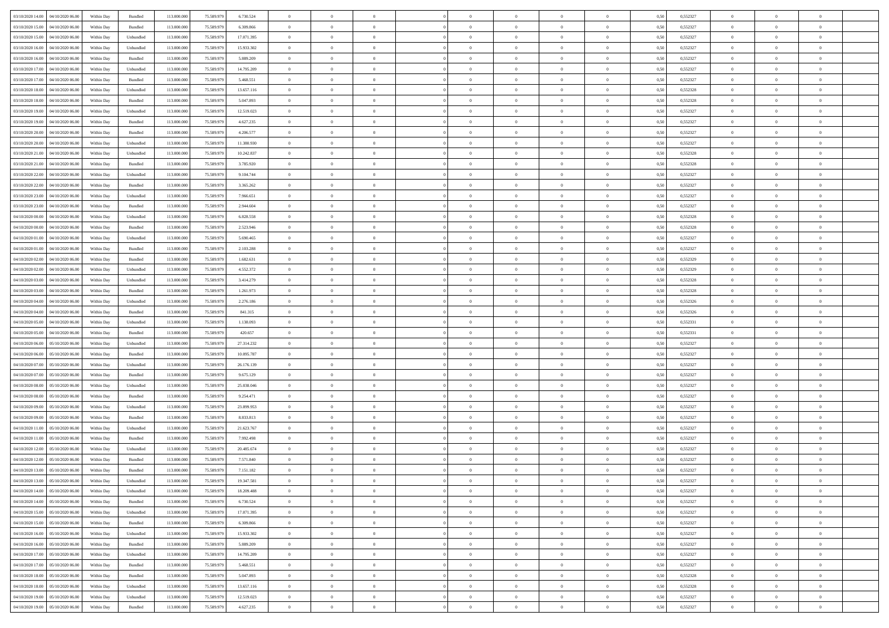| 03/10/2020 14:00 | 04/10/2020 06:00 | Within Day | Bundled | 113.000.000 | 75.589.979 | 6.730.524 | 0 | 0 | 0 | | 0 | 0 | 0 | 0 | 0,50 | 0,552327 | 0 | 0 | 0 | |
|---|---|---|---|---|---|---|---|---|---|---|---|---|---|---|---|---|---|---|---|---|
| 03/10/2020 15:00 | 04/10/2020 06:00 | Within Day | Bundled | 113.000.000 | 75.589.979 | 6.309.866 | 0 | 0 | 0 | | 0 | 0 | 0 | 0 | 0,50 | 0,552327 | 0 | 0 | 0 | |
| 03/10/2020 15:00 | 04/10/2020 06:00 | Within Day | Unbundled | 113.000.000 | 75.589.979 | 17.071.395 | 0 | 0 | 0 | | 0 | 0 | 0 | 0 | 0,50 | 0,552327 | 0 | 0 | 0 | |
| 03/10/2020 16:00 | 04/10/2020 06:00 | Within Day | Unbundled | 113.000.000 | 75.589.979 | 15.933.302 | 0 | 0 | 0 | | 0 | 0 | 0 | 0 | 0,50 | 0,552327 | 0 | 0 | 0 | |
| 03/10/2020 16:00 | 04/10/2020 06:00 | Within Day | Bundled | 113.000.000 | 75.589.979 | 5.889.209 | 0 | 0 | 0 | | 0 | 0 | 0 | 0 | 0,50 | 0,552327 | 0 | 0 | 0 | |
| 03/10/2020 17:00 | 04/10/2020 06:00 | Within Day | Unbundled | 113.000.000 | 75.589.979 | 14.795.209 | 0 | 0 | 0 | | 0 | 0 | 0 | 0 | 0,50 | 0,552327 | 0 | 0 | 0 | |
| 03/10/2020 17:00 | 04/10/2020 06:00 | Within Day | Bundled | 113.000.000 | 75.589.979 | 5.468.551 | 0 | 0 | 0 | | 0 | 0 | 0 | 0 | 0,50 | 0,552327 | 0 | 0 | 0 | |
| 03/10/2020 18:00 | 04/10/2020 06:00 | Within Day | Unbundled | 113.000.000 | 75.589.979 | 13.657.116 | 0 | 0 | 0 | | 0 | 0 | 0 | 0 | 0,50 | 0,552328 | 0 | 0 | 0 | |
| 03/10/2020 18:00 | 04/10/2020 06:00 | Within Day | Bundled | 113.000.000 | 75.589.979 | 5.047.893 | 0 | 0 | 0 | | 0 | 0 | 0 | 0 | 0,50 | 0,552328 | 0 | 0 | 0 | |
| 03/10/2020 19:00 | 04/10/2020 06:00 | Within Day | Unbundled | 113.000.000 | 75.589.979 | 12.519.023 | 0 | 0 | 0 | | 0 | 0 | 0 | 0 | 0,50 | 0,552327 | 0 | 0 | 0 | |
| 03/10/2020 19:00 | 04/10/2020 06:00 | Within Day | Bundled | 113.000.000 | 75.589.979 | 4.627.235 | 0 | 0 | 0 | | 0 | 0 | 0 | 0 | 0,50 | 0,552327 | 0 | 0 | 0 | |
| 03/10/2020 20:00 | 04/10/2020 06:00 | Within Day | Bundled | 113.000.000 | 75.589.979 | 4.206.577 | 0 | 0 | 0 | | 0 | 0 | 0 | 0 | 0,50 | 0,552327 | 0 | 0 | 0 | |
| 03/10/2020 20:00 | 04/10/2020 06:00 | Within Day | Unbundled | 113.000.000 | 75.589.979 | 11.380.930 | 0 | 0 | 0 | | 0 | 0 | 0 | 0 | 0,50 | 0,552327 | 0 | 0 | 0 | |
| 03/10/2020 21:00 | 04/10/2020 06:00 | Within Day | Unbundled | 113.000.000 | 75.589.979 | 10.242.837 | 0 | 0 | 0 | | 0 | 0 | 0 | 0 | 0,50 | 0,552328 | 0 | 0 | 0 | |
| 03/10/2020 21:00 | 04/10/2020 06:00 | Within Day | Bundled | 113.000.000 | 75.589.979 | 3.785.920 | 0 | 0 | 0 | | 0 | 0 | 0 | 0 | 0,50 | 0,552328 | 0 | 0 | 0 | |
| 03/10/2020 22:00 | 04/10/2020 06:00 | Within Day | Unbundled | 113.000.000 | 75.589.979 | 9.104.744 | 0 | 0 | 0 | | 0 | 0 | 0 | 0 | 0,50 | 0,552327 | 0 | 0 | 0 | |
| 03/10/2020 22:00 | 04/10/2020 06:00 | Within Day | Bundled | 113.000.000 | 75.589.979 | 3.365.262 | 0 | 0 | 0 | | 0 | 0 | 0 | 0 | 0,50 | 0,552327 | 0 | 0 | 0 | |
| 03/10/2020 23:00 | 04/10/2020 06:00 | Within Day | Unbundled | 113.000.000 | 75.589.979 | 7.966.651 | 0 | 0 | 0 | | 0 | 0 | 0 | 0 | 0,50 | 0,552327 | 0 | 0 | 0 | |
| 03/10/2020 23:00 | 04/10/2020 06:00 | Within Day | Bundled | 113.000.000 | 75.589.979 | 2.944.604 | 0 | 0 | 0 | | 0 | 0 | 0 | 0 | 0,50 | 0,552327 | 0 | 0 | 0 | |
| 04/10/2020 00:00 | 04/10/2020 06:00 | Within Day | Unbundled | 113.000.000 | 75.589.979 | 6.828.558 | 0 | 0 | 0 | | 0 | 0 | 0 | 0 | 0,50 | 0,552328 | 0 | 0 | 0 | |
| 04/10/2020 00:00 | 04/10/2020 06:00 | Within Day | Bundled | 113.000.000 | 75.589.979 | 2.523.946 | 0 | 0 | 0 | | 0 | 0 | 0 | 0 | 0,50 | 0,552328 | 0 | 0 | 0 | |
| 04/10/2020 01:00 | 04/10/2020 06:00 | Within Day | Unbundled | 113.000.000 | 75.589.979 | 5.690.465 | 0 | 0 | 0 | | 0 | 0 | 0 | 0 | 0,50 | 0,552327 | 0 | 0 | 0 | |
| 04/10/2020 01:00 | 04/10/2020 06:00 | Within Day | Bundled | 113.000.000 | 75.589.979 | 2.103.288 | 0 | 0 | 0 | | 0 | 0 | 0 | 0 | 0,50 | 0,552327 | 0 | 0 | 0 | |
| 04/10/2020 02:00 | 04/10/2020 06:00 | Within Day | Bundled | 113.000.000 | 75.589.979 | 1.682.631 | 0 | 0 | 0 | | 0 | 0 | 0 | 0 | 0,50 | 0,552329 | 0 | 0 | 0 | |
| 04/10/2020 02:00 | 04/10/2020 06:00 | Within Day | Unbundled | 113.000.000 | 75.589.979 | 4.552.372 | 0 | 0 | 0 | | 0 | 0 | 0 | 0 | 0,50 | 0,552329 | 0 | 0 | 0 | |
| 04/10/2020 03:00 | 04/10/2020 06:00 | Within Day | Unbundled | 113.000.000 | 75.589.979 | 3.414.279 | 0 | 0 | 0 | | 0 | 0 | 0 | 0 | 0,50 | 0,552328 | 0 | 0 | 0 | |
| 04/10/2020 03:00 | 04/10/2020 06:00 | Within Day | Bundled | 113.000.000 | 75.589.979 | 1.261.973 | 0 | 0 | 0 | | 0 | 0 | 0 | 0 | 0,50 | 0,552328 | 0 | 0 | 0 | |
| 04/10/2020 04:00 | 04/10/2020 06:00 | Within Day | Unbundled | 113.000.000 | 75.589.979 | 2.276.186 | 0 | 0 | 0 | | 0 | 0 | 0 | 0 | 0,50 | 0,552326 | 0 | 0 | 0 | |
| 04/10/2020 04:00 | 04/10/2020 06:00 | Within Day | Bundled | 113.000.000 | 75.589.979 | 841.315 | 0 | 0 | 0 | | 0 | 0 | 0 | 0 | 0,50 | 0,552326 | 0 | 0 | 0 | |
| 04/10/2020 05:00 | 04/10/2020 06:00 | Within Day | Unbundled | 113.000.000 | 75.589.979 | 1.138.093 | 0 | 0 | 0 | | 0 | 0 | 0 | 0 | 0,50 | 0,552331 | 0 | 0 | 0 | |
| 04/10/2020 05:00 | 04/10/2020 06:00 | Within Day | Bundled | 113.000.000 | 75.589.979 | 420.657 | 0 | 0 | 0 | | 0 | 0 | 0 | 0 | 0,50 | 0,552331 | 0 | 0 | 0 | |
| 04/10/2020 06:00 | 05/10/2020 06:00 | Within Day | Unbundled | 113.000.000 | 75.589.979 | 27.314.232 | 0 | 0 | 0 | | 0 | 0 | 0 | 0 | 0,50 | 0,552327 | 0 | 0 | 0 | |
| 04/10/2020 06:00 | 05/10/2020 06:00 | Within Day | Bundled | 113.000.000 | 75.589.979 | 10.095.787 | 0 | 0 | 0 | | 0 | 0 | 0 | 0 | 0,50 | 0,552327 | 0 | 0 | 0 | |
| 04/10/2020 07:00 | 05/10/2020 06:00 | Within Day | Unbundled | 113.000.000 | 75.589.979 | 26.176.139 | 0 | 0 | 0 | | 0 | 0 | 0 | 0 | 0,50 | 0,552327 | 0 | 0 | 0 | |
| 04/10/2020 07:00 | 05/10/2020 06:00 | Within Day | Bundled | 113.000.000 | 75.589.979 | 9.675.129 | 0 | 0 | 0 | | 0 | 0 | 0 | 0 | 0,50 | 0,552327 | 0 | 0 | 0 | |
| 04/10/2020 08:00 | 05/10/2020 06:00 | Within Day | Unbundled | 113.000.000 | 75.589.979 | 25.038.046 | 0 | 0 | 0 | | 0 | 0 | 0 | 0 | 0,50 | 0,552327 | 0 | 0 | 0 | |
| 04/10/2020 08:00 | 05/10/2020 06:00 | Within Day | Bundled | 113.000.000 | 75.589.979 | 9.254.471 | 0 | 0 | 0 | | 0 | 0 | 0 | 0 | 0,50 | 0,552327 | 0 | 0 | 0 | |
| 04/10/2020 09:00 | 05/10/2020 06:00 | Within Day | Unbundled | 113.000.000 | 75.589.979 | 23.899.953 | 0 | 0 | 0 | | 0 | 0 | 0 | 0 | 0,50 | 0,552327 | 0 | 0 | 0 | |
| 04/10/2020 09:00 | 05/10/2020 06:00 | Within Day | Bundled | 113.000.000 | 75.589.979 | 8.833.813 | 0 | 0 | 0 | | 0 | 0 | 0 | 0 | 0,50 | 0,552327 | 0 | 0 | 0 | |
| 04/10/2020 11:00 | 05/10/2020 06:00 | Within Day | Unbundled | 113.000.000 | 75.589.979 | 21.623.767 | 0 | 0 | 0 | | 0 | 0 | 0 | 0 | 0,50 | 0,552327 | 0 | 0 | 0 | |
| 04/10/2020 11:00 | 05/10/2020 06:00 | Within Day | Bundled | 113.000.000 | 75.589.979 | 7.992.498 | 0 | 0 | 0 | | 0 | 0 | 0 | 0 | 0,50 | 0,552327 | 0 | 0 | 0 | |
| 04/10/2020 12:00 | 05/10/2020 06:00 | Within Day | Unbundled | 113.000.000 | 75.589.979 | 20.485.674 | 0 | 0 | 0 | | 0 | 0 | 0 | 0 | 0,50 | 0,552327 | 0 | 0 | 0 | |
| 04/10/2020 12:00 | 05/10/2020 06:00 | Within Day | Bundled | 113.000.000 | 75.589.979 | 7.571.840 | 0 | 0 | 0 | | 0 | 0 | 0 | 0 | 0,50 | 0,552327 | 0 | 0 | 0 | |
| 04/10/2020 13:00 | 05/10/2020 06:00 | Within Day | Bundled | 113.000.000 | 75.589.979 | 7.151.182 | 0 | 0 | 0 | | 0 | 0 | 0 | 0 | 0,50 | 0,552327 | 0 | 0 | 0 | |
| 04/10/2020 13:00 | 05/10/2020 06:00 | Within Day | Unbundled | 113.000.000 | 75.589.979 | 19.347.581 | 0 | 0 | 0 | | 0 | 0 | 0 | 0 | 0,50 | 0,552327 | 0 | 0 | 0 | |
| 04/10/2020 14:00 | 05/10/2020 06:00 | Within Day | Unbundled | 113.000.000 | 75.589.979 | 18.209.488 | 0 | 0 | 0 | | 0 | 0 | 0 | 0 | 0,50 | 0,552327 | 0 | 0 | 0 | |
| 04/10/2020 14:00 | 05/10/2020 06:00 | Within Day | Bundled | 113.000.000 | 75.589.979 | 6.730.524 | 0 | 0 | 0 | | 0 | 0 | 0 | 0 | 0,50 | 0,552327 | 0 | 0 | 0 | |
| 04/10/2020 15:00 | 05/10/2020 06:00 | Within Day | Unbundled | 113.000.000 | 75.589.979 | 17.071.395 | 0 | 0 | 0 | | 0 | 0 | 0 | 0 | 0,50 | 0,552327 | 0 | 0 | 0 | |
| 04/10/2020 15:00 | 05/10/2020 06:00 | Within Day | Bundled | 113.000.000 | 75.589.979 | 6.309.866 | 0 | 0 | 0 | | 0 | 0 | 0 | 0 | 0,50 | 0,552327 | 0 | 0 | 0 | |
| 04/10/2020 16:00 | 05/10/2020 06:00 | Within Day | Unbundled | 113.000.000 | 75.589.979 | 15.933.302 | 0 | 0 | 0 | | 0 | 0 | 0 | 0 | 0,50 | 0,552327 | 0 | 0 | 0 | |
| 04/10/2020 16:00 | 05/10/2020 06:00 | Within Day | Bundled | 113.000.000 | 75.589.979 | 5.889.209 | 0 | 0 | 0 | | 0 | 0 | 0 | 0 | 0,50 | 0,552327 | 0 | 0 | 0 | |
| 04/10/2020 17:00 | 05/10/2020 06:00 | Within Day | Unbundled | 113.000.000 | 75.589.979 | 14.795.209 | 0 | 0 | 0 | | 0 | 0 | 0 | 0 | 0,50 | 0,552327 | 0 | 0 | 0 | |
| 04/10/2020 17:00 | 05/10/2020 06:00 | Within Day | Bundled | 113.000.000 | 75.589.979 | 5.468.551 | 0 | 0 | 0 | | 0 | 0 | 0 | 0 | 0,50 | 0,552327 | 0 | 0 | 0 | |
| 04/10/2020 18:00 | 05/10/2020 06:00 | Within Day | Bundled | 113.000.000 | 75.589.979 | 5.047.893 | 0 | 0 | 0 | | 0 | 0 | 0 | 0 | 0,50 | 0,552328 | 0 | 0 | 0 | |
| 04/10/2020 18:00 | 05/10/2020 06:00 | Within Day | Unbundled | 113.000.000 | 75.589.979 | 13.657.116 | 0 | 0 | 0 | | 0 | 0 | 0 | 0 | 0,50 | 0,552328 | 0 | 0 | 0 | |
| 04/10/2020 19:00 | 05/10/2020 06:00 | Within Day | Unbundled | 113.000.000 | 75.589.979 | 12.519.023 | 0 | 0 | 0 | | 0 | 0 | 0 | 0 | 0,50 | 0,552327 | 0 | 0 | 0 | |
| 04/10/2020 19:00 | 05/10/2020 06:00 | Within Day | Bundled | 113.000.000 | 75.589.979 | 4.627.235 | 0 | 0 | 0 | | 0 | 0 | 0 | 0 | 0,50 | 0,552327 | 0 | 0 | 0 | |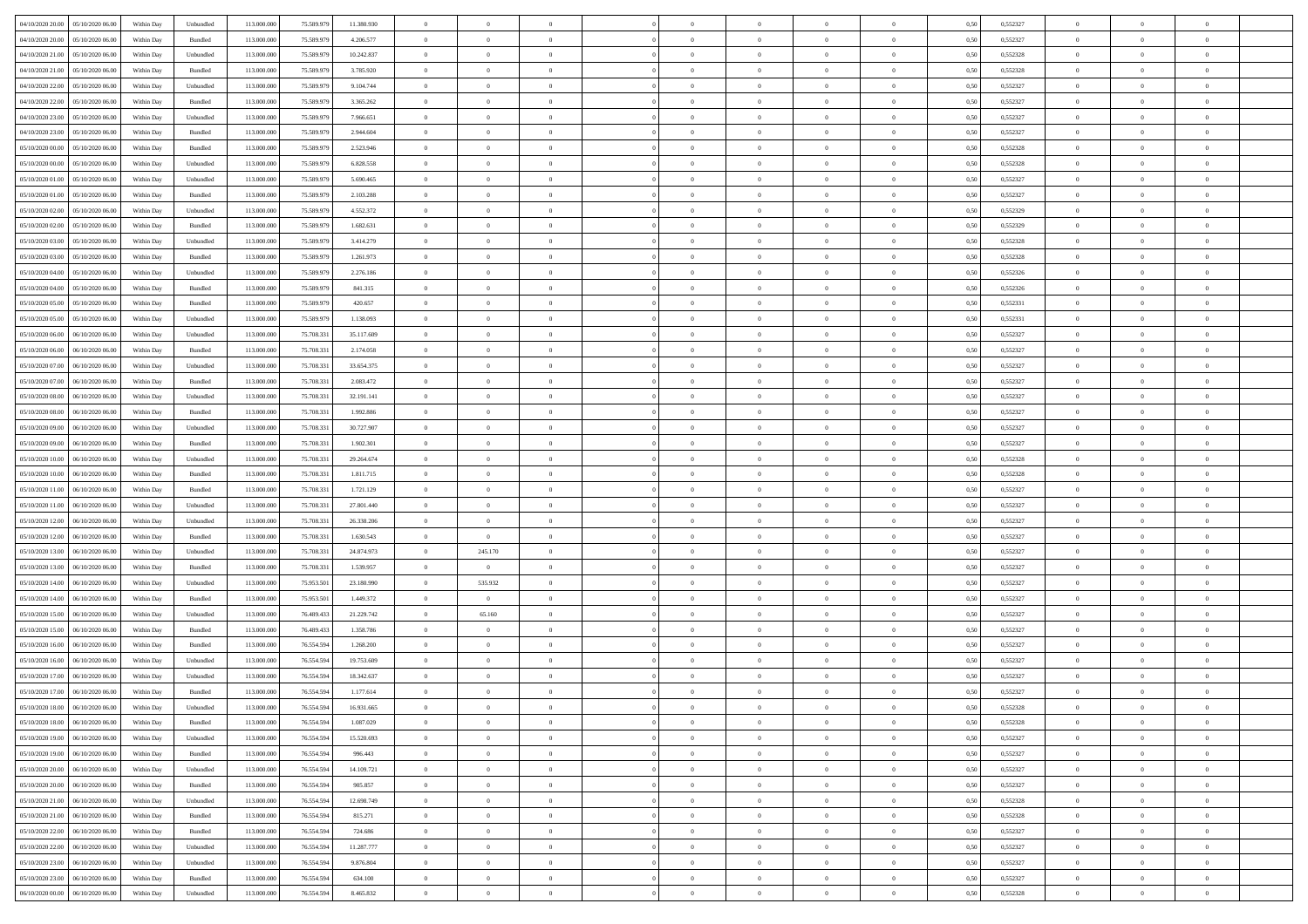| | | | | | | | | | | | | | | | | | | | | | |
|---|---|---|---|---|---|---|---|---|---|---|---|---|---|---|---|---|---|---|---|---|---|
| 04/10/2020 20:00 | 05/10/2020 06:00 | Within Day | Unbundled | 113.000.000 | 75.589.979 | 11.380.930 | 0 | 0 | 0 | | 0 | 0 | 0 | 0 | 0,50 | 0,552327 | 0 | 0 | 0 | |
| 04/10/2020 20:00 | 05/10/2020 06:00 | Within Day | Bundled | 113.000.000 | 75.589.979 | 4.206.577 | 0 | 0 | 0 | | 0 | 0 | 0 | 0 | 0,50 | 0,552327 | 0 | 0 | 0 | |
| 04/10/2020 21:00 | 05/10/2020 06:00 | Within Day | Unbundled | 113.000.000 | 75.589.979 | 10.242.837 | 0 | 0 | 0 | | 0 | 0 | 0 | 0 | 0,50 | 0,552328 | 0 | 0 | 0 | |
| 04/10/2020 21:00 | 05/10/2020 06:00 | Within Day | Bundled | 113.000.000 | 75.589.979 | 3.785.920 | 0 | 0 | 0 | | 0 | 0 | 0 | 0 | 0,50 | 0,552328 | 0 | 0 | 0 | |
| 04/10/2020 22:00 | 05/10/2020 06:00 | Within Day | Unbundled | 113.000.000 | 75.589.979 | 9.104.744 | 0 | 0 | 0 | | 0 | 0 | 0 | 0 | 0,50 | 0,552327 | 0 | 0 | 0 | |
| 04/10/2020 22:00 | 05/10/2020 06:00 | Within Day | Bundled | 113.000.000 | 75.589.979 | 3.365.262 | 0 | 0 | 0 | | 0 | 0 | 0 | 0 | 0,50 | 0,552327 | 0 | 0 | 0 | |
| 04/10/2020 23:00 | 05/10/2020 06:00 | Within Day | Unbundled | 113.000.000 | 75.589.979 | 7.966.651 | 0 | 0 | 0 | | 0 | 0 | 0 | 0 | 0,50 | 0,552327 | 0 | 0 | 0 | |
| 04/10/2020 23:00 | 05/10/2020 06:00 | Within Day | Bundled | 113.000.000 | 75.589.979 | 2.944.604 | 0 | 0 | 0 | | 0 | 0 | 0 | 0 | 0,50 | 0,552327 | 0 | 0 | 0 | |
| 05/10/2020 00:00 | 05/10/2020 06:00 | Within Day | Bundled | 113.000.000 | 75.589.979 | 2.523.946 | 0 | 0 | 0 | | 0 | 0 | 0 | 0 | 0,50 | 0,552328 | 0 | 0 | 0 | |
| 05/10/2020 00:00 | 05/10/2020 06:00 | Within Day | Unbundled | 113.000.000 | 75.589.979 | 6.828.558 | 0 | 0 | 0 | | 0 | 0 | 0 | 0 | 0,50 | 0,552328 | 0 | 0 | 0 | |
| 05/10/2020 01:00 | 05/10/2020 06:00 | Within Day | Unbundled | 113.000.000 | 75.589.979 | 5.690.465 | 0 | 0 | 0 | | 0 | 0 | 0 | 0 | 0,50 | 0,552327 | 0 | 0 | 0 | |
| 05/10/2020 01:00 | 05/10/2020 06:00 | Within Day | Bundled | 113.000.000 | 75.589.979 | 2.103.288 | 0 | 0 | 0 | | 0 | 0 | 0 | 0 | 0,50 | 0,552327 | 0 | 0 | 0 | |
| 05/10/2020 02:00 | 05/10/2020 06:00 | Within Day | Unbundled | 113.000.000 | 75.589.979 | 4.552.372 | 0 | 0 | 0 | | 0 | 0 | 0 | 0 | 0,50 | 0,552329 | 0 | 0 | 0 | |
| 05/10/2020 02:00 | 05/10/2020 06:00 | Within Day | Bundled | 113.000.000 | 75.589.979 | 1.682.631 | 0 | 0 | 0 | | 0 | 0 | 0 | 0 | 0,50 | 0,552329 | 0 | 0 | 0 | |
| 05/10/2020 03:00 | 05/10/2020 06:00 | Within Day | Unbundled | 113.000.000 | 75.589.979 | 3.414.279 | 0 | 0 | 0 | | 0 | 0 | 0 | 0 | 0,50 | 0,552328 | 0 | 0 | 0 | |
| 05/10/2020 03:00 | 05/10/2020 06:00 | Within Day | Bundled | 113.000.000 | 75.589.979 | 1.261.973 | 0 | 0 | 0 | | 0 | 0 | 0 | 0 | 0,50 | 0,552328 | 0 | 0 | 0 | |
| 05/10/2020 04:00 | 05/10/2020 06:00 | Within Day | Unbundled | 113.000.000 | 75.589.979 | 2.276.186 | 0 | 0 | 0 | | 0 | 0 | 0 | 0 | 0,50 | 0,552326 | 0 | 0 | 0 | |
| 05/10/2020 04:00 | 05/10/2020 06:00 | Within Day | Bundled | 113.000.000 | 75.589.979 | 841.315 | 0 | 0 | 0 | | 0 | 0 | 0 | 0 | 0,50 | 0,552326 | 0 | 0 | 0 | |
| 05/10/2020 05:00 | 05/10/2020 06:00 | Within Day | Bundled | 113.000.000 | 75.589.979 | 420.657 | 0 | 0 | 0 | | 0 | 0 | 0 | 0 | 0,50 | 0,552331 | 0 | 0 | 0 | |
| 05/10/2020 05:00 | 05/10/2020 06:00 | Within Day | Unbundled | 113.000.000 | 75.589.979 | 1.138.093 | 0 | 0 | 0 | | 0 | 0 | 0 | 0 | 0,50 | 0,552331 | 0 | 0 | 0 | |
| 05/10/2020 06:00 | 06/10/2020 06:00 | Within Day | Unbundled | 113.000.000 | 75.708.331 | 35.117.609 | 0 | 0 | 0 | | 0 | 0 | 0 | 0 | 0,50 | 0,552327 | 0 | 0 | 0 | |
| 05/10/2020 06:00 | 06/10/2020 06:00 | Within Day | Bundled | 113.000.000 | 75.708.331 | 2.174.058 | 0 | 0 | 0 | | 0 | 0 | 0 | 0 | 0,50 | 0,552327 | 0 | 0 | 0 | |
| 05/10/2020 07:00 | 06/10/2020 06:00 | Within Day | Unbundled | 113.000.000 | 75.708.331 | 33.654.375 | 0 | 0 | 0 | | 0 | 0 | 0 | 0 | 0,50 | 0,552327 | 0 | 0 | 0 | |
| 05/10/2020 07:00 | 06/10/2020 06:00 | Within Day | Bundled | 113.000.000 | 75.708.331 | 2.083.472 | 0 | 0 | 0 | | 0 | 0 | 0 | 0 | 0,50 | 0,552327 | 0 | 0 | 0 | |
| 05/10/2020 08:00 | 06/10/2020 06:00 | Within Day | Unbundled | 113.000.000 | 75.708.331 | 32.191.141 | 0 | 0 | 0 | | 0 | 0 | 0 | 0 | 0,50 | 0,552327 | 0 | 0 | 0 | |
| 05/10/2020 08:00 | 06/10/2020 06:00 | Within Day | Bundled | 113.000.000 | 75.708.331 | 1.992.886 | 0 | 0 | 0 | | 0 | 0 | 0 | 0 | 0,50 | 0,552327 | 0 | 0 | 0 | |
| 05/10/2020 09:00 | 06/10/2020 06:00 | Within Day | Unbundled | 113.000.000 | 75.708.331 | 30.727.907 | 0 | 0 | 0 | | 0 | 0 | 0 | 0 | 0,50 | 0,552327 | 0 | 0 | 0 | |
| 05/10/2020 09:00 | 06/10/2020 06:00 | Within Day | Bundled | 113.000.000 | 75.708.331 | 1.902.301 | 0 | 0 | 0 | | 0 | 0 | 0 | 0 | 0,50 | 0,552327 | 0 | 0 | 0 | |
| 05/10/2020 10:00 | 06/10/2020 06:00 | Within Day | Unbundled | 113.000.000 | 75.708.331 | 29.264.674 | 0 | 0 | 0 | | 0 | 0 | 0 | 0 | 0,50 | 0,552328 | 0 | 0 | 0 | |
| 05/10/2020 10:00 | 06/10/2020 06:00 | Within Day | Bundled | 113.000.000 | 75.708.331 | 1.811.715 | 0 | 0 | 0 | | 0 | 0 | 0 | 0 | 0,50 | 0,552328 | 0 | 0 | 0 | |
| 05/10/2020 11:00 | 06/10/2020 06:00 | Within Day | Bundled | 113.000.000 | 75.708.331 | 1.721.129 | 0 | 0 | 0 | | 0 | 0 | 0 | 0 | 0,50 | 0,552327 | 0 | 0 | 0 | |
| 05/10/2020 11:00 | 06/10/2020 06:00 | Within Day | Unbundled | 113.000.000 | 75.708.331 | 27.801.440 | 0 | 0 | 0 | | 0 | 0 | 0 | 0 | 0,50 | 0,552327 | 0 | 0 | 0 | |
| 05/10/2020 12:00 | 06/10/2020 06:00 | Within Day | Unbundled | 113.000.000 | 75.708.331 | 26.338.206 | 0 | 0 | 0 | | 0 | 0 | 0 | 0 | 0,50 | 0,552327 | 0 | 0 | 0 | |
| 05/10/2020 12:00 | 06/10/2020 06:00 | Within Day | Bundled | 113.000.000 | 75.708.331 | 1.630.543 | 0 | 0 | 0 | | 0 | 0 | 0 | 0 | 0,50 | 0,552327 | 0 | 0 | 0 | |
| 05/10/2020 13:00 | 06/10/2020 06:00 | Within Day | Unbundled | 113.000.000 | 75.708.331 | 24.874.973 | 0 | 245.170 | 0 | | 0 | 0 | 0 | 0 | 0,50 | 0,552327 | 0 | 0 | 0 | |
| 05/10/2020 13:00 | 06/10/2020 06:00 | Within Day | Bundled | 113.000.000 | 75.708.331 | 1.539.957 | 0 | 0 | 0 | | 0 | 0 | 0 | 0 | 0,50 | 0,552327 | 0 | 0 | 0 | |
| 05/10/2020 14:00 | 06/10/2020 06:00 | Within Day | Unbundled | 113.000.000 | 75.953.501 | 23.180.990 | 0 | 535.932 | 0 | | 0 | 0 | 0 | 0 | 0,50 | 0,552327 | 0 | 0 | 0 | |
| 05/10/2020 14:00 | 06/10/2020 06:00 | Within Day | Bundled | 113.000.000 | 75.953.501 | 1.449.372 | 0 | 0 | 0 | | 0 | 0 | 0 | 0 | 0,50 | 0,552327 | 0 | 0 | 0 | |
| 05/10/2020 15:00 | 06/10/2020 06:00 | Within Day | Unbundled | 113.000.000 | 76.489.433 | 21.229.742 | 0 | 65.160 | 0 | | 0 | 0 | 0 | 0 | 0,50 | 0,552327 | 0 | 0 | 0 | |
| 05/10/2020 15:00 | 06/10/2020 06:00 | Within Day | Bundled | 113.000.000 | 76.489.433 | 1.358.786 | 0 | 0 | 0 | | 0 | 0 | 0 | 0 | 0,50 | 0,552327 | 0 | 0 | 0 | |
| 05/10/2020 16:00 | 06/10/2020 06:00 | Within Day | Bundled | 113.000.000 | 76.554.594 | 1.268.200 | 0 | 0 | 0 | | 0 | 0 | 0 | 0 | 0,50 | 0,552327 | 0 | 0 | 0 | |
| 05/10/2020 16:00 | 06/10/2020 06:00 | Within Day | Unbundled | 113.000.000 | 76.554.594 | 19.753.609 | 0 | 0 | 0 | | 0 | 0 | 0 | 0 | 0,50 | 0,552327 | 0 | 0 | 0 | |
| 05/10/2020 17:00 | 06/10/2020 06:00 | Within Day | Unbundled | 113.000.000 | 76.554.594 | 18.342.637 | 0 | 0 | 0 | | 0 | 0 | 0 | 0 | 0,50 | 0,552327 | 0 | 0 | 0 | |
| 05/10/2020 17:00 | 06/10/2020 06:00 | Within Day | Bundled | 113.000.000 | 76.554.594 | 1.177.614 | 0 | 0 | 0 | | 0 | 0 | 0 | 0 | 0,50 | 0,552327 | 0 | 0 | 0 | |
| 05/10/2020 18:00 | 06/10/2020 06:00 | Within Day | Unbundled | 113.000.000 | 76.554.594 | 16.931.665 | 0 | 0 | 0 | | 0 | 0 | 0 | 0 | 0,50 | 0,552328 | 0 | 0 | 0 | |
| 05/10/2020 18:00 | 06/10/2020 06:00 | Within Day | Bundled | 113.000.000 | 76.554.594 | 1.087.029 | 0 | 0 | 0 | | 0 | 0 | 0 | 0 | 0,50 | 0,552328 | 0 | 0 | 0 | |
| 05/10/2020 19:00 | 06/10/2020 06:00 | Within Day | Unbundled | 113.000.000 | 76.554.594 | 15.520.693 | 0 | 0 | 0 | | 0 | 0 | 0 | 0 | 0,50 | 0,552327 | 0 | 0 | 0 | |
| 05/10/2020 19:00 | 06/10/2020 06:00 | Within Day | Bundled | 113.000.000 | 76.554.594 | 996.443 | 0 | 0 | 0 | | 0 | 0 | 0 | 0 | 0,50 | 0,552327 | 0 | 0 | 0 | |
| 05/10/2020 20:00 | 06/10/2020 06:00 | Within Day | Unbundled | 113.000.000 | 76.554.594 | 14.109.721 | 0 | 0 | 0 | | 0 | 0 | 0 | 0 | 0,50 | 0,552327 | 0 | 0 | 0 | |
| 05/10/2020 20:00 | 06/10/2020 06:00 | Within Day | Bundled | 113.000.000 | 76.554.594 | 905.857 | 0 | 0 | 0 | | 0 | 0 | 0 | 0 | 0,50 | 0,552327 | 0 | 0 | 0 | |
| 05/10/2020 21:00 | 06/10/2020 06:00 | Within Day | Unbundled | 113.000.000 | 76.554.594 | 12.698.749 | 0 | 0 | 0 | | 0 | 0 | 0 | 0 | 0,50 | 0,552328 | 0 | 0 | 0 | |
| 05/10/2020 21:00 | 06/10/2020 06:00 | Within Day | Bundled | 113.000.000 | 76.554.594 | 815.271 | 0 | 0 | 0 | | 0 | 0 | 0 | 0 | 0,50 | 0,552328 | 0 | 0 | 0 | |
| 05/10/2020 22:00 | 06/10/2020 06:00 | Within Day | Bundled | 113.000.000 | 76.554.594 | 724.686 | 0 | 0 | 0 | | 0 | 0 | 0 | 0 | 0,50 | 0,552327 | 0 | 0 | 0 | |
| 05/10/2020 22:00 | 06/10/2020 06:00 | Within Day | Unbundled | 113.000.000 | 76.554.594 | 11.287.777 | 0 | 0 | 0 | | 0 | 0 | 0 | 0 | 0,50 | 0,552327 | 0 | 0 | 0 | |
| 05/10/2020 23:00 | 06/10/2020 06:00 | Within Day | Unbundled | 113.000.000 | 76.554.594 | 9.876.804 | 0 | 0 | 0 | | 0 | 0 | 0 | 0 | 0,50 | 0,552327 | 0 | 0 | 0 | |
| 05/10/2020 23:00 | 06/10/2020 06:00 | Within Day | Bundled | 113.000.000 | 76.554.594 | 634.100 | 0 | 0 | 0 | | 0 | 0 | 0 | 0 | 0,50 | 0,552327 | 0 | 0 | 0 | |
| 06/10/2020 00:00 | 06/10/2020 06:00 | Within Day | Unbundled | 113.000.000 | 76.554.594 | 8.465.832 | 0 | 0 | 0 | | 0 | 0 | 0 | 0 | 0,50 | 0,552328 | 0 | 0 | 0 | |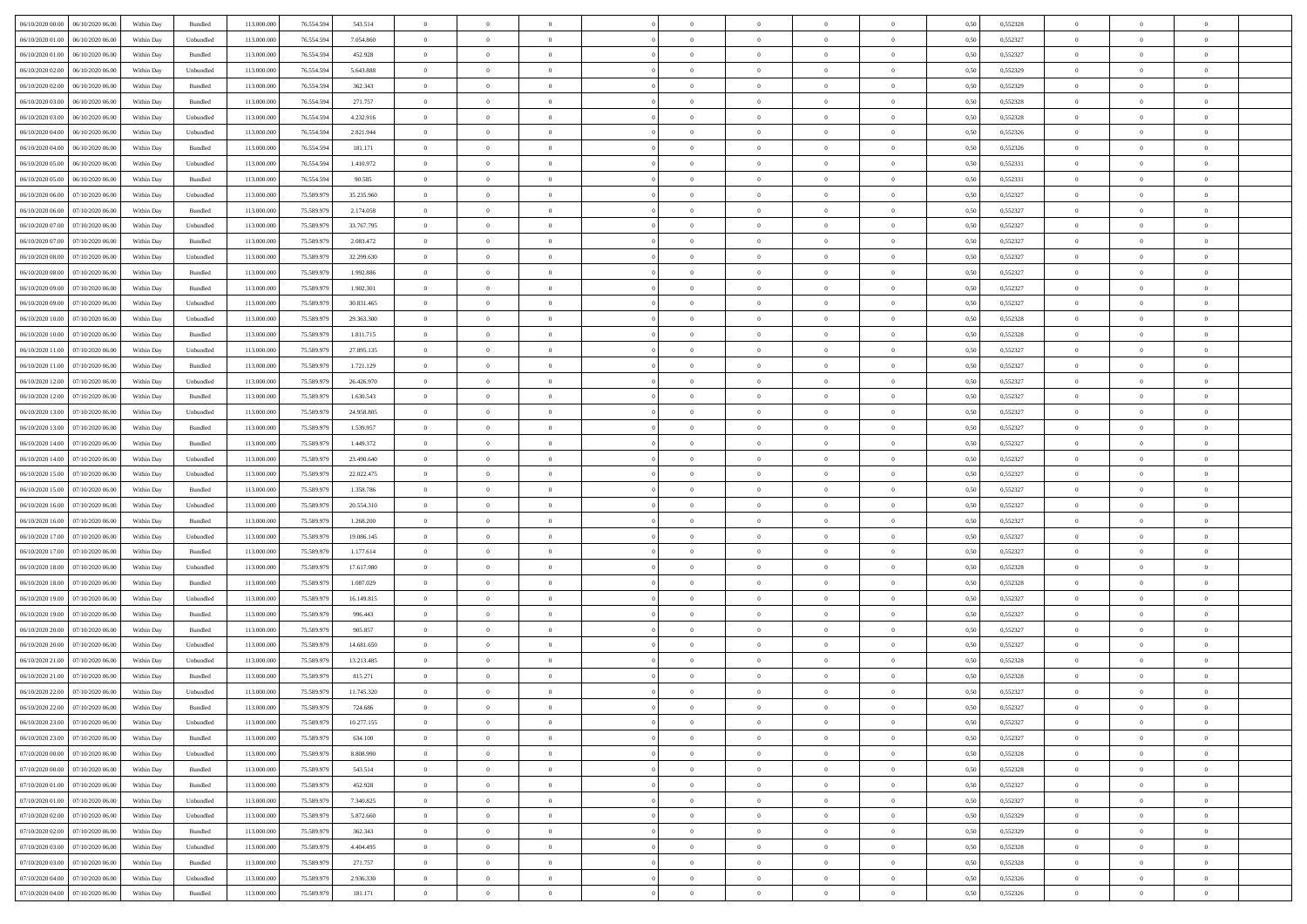| | | | | | | | | | | | | | | | | | | | | | |
|---|---|---|---|---|---|---|---|---|---|---|---|---|---|---|---|---|---|---|---|---|---|
| 06/10/2020 00.00 | 06/10/2020 06.00 | Within Day | Bundled | 113.000.000 | 76.554.594 | 543.514 | 0 | 0 | 0 | | 0 | 0 | 0 | 0 | 0 | 0,50 | 0,552328 | 0 | 0 | 0 | |
| 06/10/2020 01.00 | 06/10/2020 06.00 | Within Day | Unbundled | 113.000.000 | 76.554.594 | 7.054.860 | 0 | 0 | 0 | | 0 | 0 | 0 | 0 | 0 | 0,50 | 0,552327 | 0 | 0 | 0 | |
| 06/10/2020 01.00 | 06/10/2020 06.00 | Within Day | Bundled | 113.000.000 | 76.554.594 | 452.928 | 0 | 0 | 0 | | 0 | 0 | 0 | 0 | 0 | 0,50 | 0,552327 | 0 | 0 | 0 | |
| 06/10/2020 02.00 | 06/10/2020 06.00 | Within Day | Unbundled | 113.000.000 | 76.554.594 | 5.643.888 | 0 | 0 | 0 | | 0 | 0 | 0 | 0 | 0 | 0,50 | 0,552329 | 0 | 0 | 0 | |
| 06/10/2020 02.00 | 06/10/2020 06.00 | Within Day | Bundled | 113.000.000 | 76.554.594 | 362.343 | 0 | 0 | 0 | | 0 | 0 | 0 | 0 | 0 | 0,50 | 0,552329 | 0 | 0 | 0 | |
| 06/10/2020 03.00 | 06/10/2020 06.00 | Within Day | Bundled | 113.000.000 | 76.554.594 | 271.757 | 0 | 0 | 0 | | 0 | 0 | 0 | 0 | 0 | 0,50 | 0,552328 | 0 | 0 | 0 | |
| 06/10/2020 03.00 | 06/10/2020 06.00 | Within Day | Unbundled | 113.000.000 | 76.554.594 | 4.232.916 | 0 | 0 | 0 | | 0 | 0 | 0 | 0 | 0 | 0,50 | 0,552328 | 0 | 0 | 0 | |
| 06/10/2020 04.00 | 06/10/2020 06.00 | Within Day | Unbundled | 113.000.000 | 76.554.594 | 2.821.944 | 0 | 0 | 0 | | 0 | 0 | 0 | 0 | 0 | 0,50 | 0,552326 | 0 | 0 | 0 | |
| 06/10/2020 04.00 | 06/10/2020 06.00 | Within Day | Bundled | 113.000.000 | 76.554.594 | 181.171 | 0 | 0 | 0 | | 0 | 0 | 0 | 0 | 0 | 0,50 | 0,552326 | 0 | 0 | 0 | |
| 06/10/2020 05.00 | 06/10/2020 06.00 | Within Day | Unbundled | 113.000.000 | 76.554.594 | 1.410.972 | 0 | 0 | 0 | | 0 | 0 | 0 | 0 | 0 | 0,50 | 0,552331 | 0 | 0 | 0 | |
| 06/10/2020 05.00 | 06/10/2020 06.00 | Within Day | Bundled | 113.000.000 | 76.554.594 | 90.585 | 0 | 0 | 0 | | 0 | 0 | 0 | 0 | 0 | 0,50 | 0,552331 | 0 | 0 | 0 | |
| 06/10/2020 06.00 | 07/10/2020 06.00 | Within Day | Unbundled | 113.000.000 | 75.589.979 | 35.235.960 | 0 | 0 | 0 | | 0 | 0 | 0 | 0 | 0 | 0,50 | 0,552327 | 0 | 0 | 0 | |
| 06/10/2020 06.00 | 07/10/2020 06.00 | Within Day | Bundled | 113.000.000 | 75.589.979 | 2.174.058 | 0 | 0 | 0 | | 0 | 0 | 0 | 0 | 0 | 0,50 | 0,552327 | 0 | 0 | 0 | |
| 06/10/2020 07.00 | 07/10/2020 06.00 | Within Day | Unbundled | 113.000.000 | 75.589.979 | 33.767.795 | 0 | 0 | 0 | | 0 | 0 | 0 | 0 | 0 | 0,50 | 0,552327 | 0 | 0 | 0 | |
| 06/10/2020 07.00 | 07/10/2020 06.00 | Within Day | Bundled | 113.000.000 | 75.589.979 | 2.083.472 | 0 | 0 | 0 | | 0 | 0 | 0 | 0 | 0 | 0,50 | 0,552327 | 0 | 0 | 0 | |
| 06/10/2020 08.00 | 07/10/2020 06.00 | Within Day | Unbundled | 113.000.000 | 75.589.979 | 32.299.630 | 0 | 0 | 0 | | 0 | 0 | 0 | 0 | 0 | 0,50 | 0,552327 | 0 | 0 | 0 | |
| 06/10/2020 08.00 | 07/10/2020 06.00 | Within Day | Bundled | 113.000.000 | 75.589.979 | 1.992.886 | 0 | 0 | 0 | | 0 | 0 | 0 | 0 | 0 | 0,50 | 0,552327 | 0 | 0 | 0 | |
| 06/10/2020 09.00 | 07/10/2020 06.00 | Within Day | Bundled | 113.000.000 | 75.589.979 | 1.902.301 | 0 | 0 | 0 | | 0 | 0 | 0 | 0 | 0 | 0,50 | 0,552327 | 0 | 0 | 0 | |
| 06/10/2020 09.00 | 07/10/2020 06.00 | Within Day | Unbundled | 113.000.000 | 75.589.979 | 30.831.465 | 0 | 0 | 0 | | 0 | 0 | 0 | 0 | 0 | 0,50 | 0,552327 | 0 | 0 | 0 | |
| 06/10/2020 10.00 | 07/10/2020 06.00 | Within Day | Unbundled | 113.000.000 | 75.589.979 | 29.363.300 | 0 | 0 | 0 | | 0 | 0 | 0 | 0 | 0 | 0,50 | 0,552328 | 0 | 0 | 0 | |
| 06/10/2020 10.00 | 07/10/2020 06.00 | Within Day | Bundled | 113.000.000 | 75.589.979 | 1.811.715 | 0 | 0 | 0 | | 0 | 0 | 0 | 0 | 0 | 0,50 | 0,552328 | 0 | 0 | 0 | |
| 06/10/2020 11.00 | 07/10/2020 06.00 | Within Day | Unbundled | 113.000.000 | 75.589.979 | 27.895.135 | 0 | 0 | 0 | | 0 | 0 | 0 | 0 | 0 | 0,50 | 0,552327 | 0 | 0 | 0 | |
| 06/10/2020 11.00 | 07/10/2020 06.00 | Within Day | Bundled | 113.000.000 | 75.589.979 | 1.721.129 | 0 | 0 | 0 | | 0 | 0 | 0 | 0 | 0 | 0,50 | 0,552327 | 0 | 0 | 0 | |
| 06/10/2020 12.00 | 07/10/2020 06.00 | Within Day | Unbundled | 113.000.000 | 75.589.979 | 26.426.970 | 0 | 0 | 0 | | 0 | 0 | 0 | 0 | 0 | 0,50 | 0,552327 | 0 | 0 | 0 | |
| 06/10/2020 12.00 | 07/10/2020 06.00 | Within Day | Bundled | 113.000.000 | 75.589.979 | 1.630.543 | 0 | 0 | 0 | | 0 | 0 | 0 | 0 | 0 | 0,50 | 0,552327 | 0 | 0 | 0 | |
| 06/10/2020 13.00 | 07/10/2020 06.00 | Within Day | Unbundled | 113.000.000 | 75.589.979 | 24.958.805 | 0 | 0 | 0 | | 0 | 0 | 0 | 0 | 0 | 0,50 | 0,552327 | 0 | 0 | 0 | |
| 06/10/2020 13.00 | 07/10/2020 06.00 | Within Day | Bundled | 113.000.000 | 75.589.979 | 1.539.957 | 0 | 0 | 0 | | 0 | 0 | 0 | 0 | 0 | 0,50 | 0,552327 | 0 | 0 | 0 | |
| 06/10/2020 14.00 | 07/10/2020 06.00 | Within Day | Bundled | 113.000.000 | 75.589.979 | 1.449.372 | 0 | 0 | 0 | | 0 | 0 | 0 | 0 | 0 | 0,50 | 0,552327 | 0 | 0 | 0 | |
| 06/10/2020 14.00 | 07/10/2020 06.00 | Within Day | Unbundled | 113.000.000 | 75.589.979 | 23.490.640 | 0 | 0 | 0 | | 0 | 0 | 0 | 0 | 0 | 0,50 | 0,552327 | 0 | 0 | 0 | |
| 06/10/2020 15.00 | 07/10/2020 06.00 | Within Day | Unbundled | 113.000.000 | 75.589.979 | 22.022.475 | 0 | 0 | 0 | | 0 | 0 | 0 | 0 | 0 | 0,50 | 0,552327 | 0 | 0 | 0 | |
| 06/10/2020 15.00 | 07/10/2020 06.00 | Within Day | Bundled | 113.000.000 | 75.589.979 | 1.358.786 | 0 | 0 | 0 | | 0 | 0 | 0 | 0 | 0 | 0,50 | 0,552327 | 0 | 0 | 0 | |
| 06/10/2020 16.00 | 07/10/2020 06.00 | Within Day | Unbundled | 113.000.000 | 75.589.979 | 20.554.310 | 0 | 0 | 0 | | 0 | 0 | 0 | 0 | 0 | 0,50 | 0,552327 | 0 | 0 | 0 | |
| 06/10/2020 16.00 | 07/10/2020 06.00 | Within Day | Bundled | 113.000.000 | 75.589.979 | 1.268.200 | 0 | 0 | 0 | | 0 | 0 | 0 | 0 | 0 | 0,50 | 0,552327 | 0 | 0 | 0 | |
| 06/10/2020 17.00 | 07/10/2020 06.00 | Within Day | Unbundled | 113.000.000 | 75.589.979 | 19.086.145 | 0 | 0 | 0 | | 0 | 0 | 0 | 0 | 0 | 0,50 | 0,552327 | 0 | 0 | 0 | |
| 06/10/2020 17.00 | 07/10/2020 06.00 | Within Day | Bundled | 113.000.000 | 75.589.979 | 1.177.614 | 0 | 0 | 0 | | 0 | 0 | 0 | 0 | 0 | 0,50 | 0,552327 | 0 | 0 | 0 | |
| 06/10/2020 18.00 | 07/10/2020 06.00 | Within Day | Unbundled | 113.000.000 | 75.589.979 | 17.617.980 | 0 | 0 | 0 | | 0 | 0 | 0 | 0 | 0 | 0,50 | 0,552328 | 0 | 0 | 0 | |
| 06/10/2020 18.00 | 07/10/2020 06.00 | Within Day | Bundled | 113.000.000 | 75.589.979 | 1.087.029 | 0 | 0 | 0 | | 0 | 0 | 0 | 0 | 0 | 0,50 | 0,552328 | 0 | 0 | 0 | |
| 06/10/2020 19.00 | 07/10/2020 06.00 | Within Day | Unbundled | 113.000.000 | 75.589.979 | 16.149.815 | 0 | 0 | 0 | | 0 | 0 | 0 | 0 | 0 | 0,50 | 0,552327 | 0 | 0 | 0 | |
| 06/10/2020 19.00 | 07/10/2020 06.00 | Within Day | Bundled | 113.000.000 | 75.589.979 | 996.443 | 0 | 0 | 0 | | 0 | 0 | 0 | 0 | 0 | 0,50 | 0,552327 | 0 | 0 | 0 | |
| 06/10/2020 20.00 | 07/10/2020 06.00 | Within Day | Bundled | 113.000.000 | 75.589.979 | 905.857 | 0 | 0 | 0 | | 0 | 0 | 0 | 0 | 0 | 0,50 | 0,552327 | 0 | 0 | 0 | |
| 06/10/2020 20.00 | 07/10/2020 06.00 | Within Day | Unbundled | 113.000.000 | 75.589.979 | 14.681.650 | 0 | 0 | 0 | | 0 | 0 | 0 | 0 | 0 | 0,50 | 0,552327 | 0 | 0 | 0 | |
| 06/10/2020 21.00 | 07/10/2020 06.00 | Within Day | Unbundled | 113.000.000 | 75.589.979 | 13.213.485 | 0 | 0 | 0 | | 0 | 0 | 0 | 0 | 0 | 0,50 | 0,552328 | 0 | 0 | 0 | |
| 06/10/2020 21.00 | 07/10/2020 06.00 | Within Day | Bundled | 113.000.000 | 75.589.979 | 815.271 | 0 | 0 | 0 | | 0 | 0 | 0 | 0 | 0 | 0,50 | 0,552328 | 0 | 0 | 0 | |
| 06/10/2020 22.00 | 07/10/2020 06.00 | Within Day | Unbundled | 113.000.000 | 75.589.979 | 11.745.320 | 0 | 0 | 0 | | 0 | 0 | 0 | 0 | 0 | 0,50 | 0,552327 | 0 | 0 | 0 | |
| 06/10/2020 22.00 | 07/10/2020 06.00 | Within Day | Bundled | 113.000.000 | 75.589.979 | 724.686 | 0 | 0 | 0 | | 0 | 0 | 0 | 0 | 0 | 0,50 | 0,552327 | 0 | 0 | 0 | |
| 06/10/2020 23.00 | 07/10/2020 06.00 | Within Day | Unbundled | 113.000.000 | 75.589.979 | 10.277.155 | 0 | 0 | 0 | | 0 | 0 | 0 | 0 | 0 | 0,50 | 0,552327 | 0 | 0 | 0 | |
| 06/10/2020 23.00 | 07/10/2020 06.00 | Within Day | Bundled | 113.000.000 | 75.589.979 | 634.100 | 0 | 0 | 0 | | 0 | 0 | 0 | 0 | 0 | 0,50 | 0,552327 | 0 | 0 | 0 | |
| 07/10/2020 00.00 | 07/10/2020 06.00 | Within Day | Unbundled | 113.000.000 | 75.589.979 | 8.808.990 | 0 | 0 | 0 | | 0 | 0 | 0 | 0 | 0 | 0,50 | 0,552328 | 0 | 0 | 0 | |
| 07/10/2020 00.00 | 07/10/2020 06.00 | Within Day | Bundled | 113.000.000 | 75.589.979 | 543.514 | 0 | 0 | 0 | | 0 | 0 | 0 | 0 | 0 | 0,50 | 0,552328 | 0 | 0 | 0 | |
| 07/10/2020 01.00 | 07/10/2020 06.00 | Within Day | Bundled | 113.000.000 | 75.589.979 | 452.928 | 0 | 0 | 0 | | 0 | 0 | 0 | 0 | 0 | 0,50 | 0,552327 | 0 | 0 | 0 | |
| 07/10/2020 01.00 | 07/10/2020 06.00 | Within Day | Unbundled | 113.000.000 | 75.589.979 | 7.340.825 | 0 | 0 | 0 | | 0 | 0 | 0 | 0 | 0 | 0,50 | 0,552327 | 0 | 0 | 0 | |
| 07/10/2020 02.00 | 07/10/2020 06.00 | Within Day | Unbundled | 113.000.000 | 75.589.979 | 5.872.660 | 0 | 0 | 0 | | 0 | 0 | 0 | 0 | 0 | 0,50 | 0,552329 | 0 | 0 | 0 | |
| 07/10/2020 02.00 | 07/10/2020 06.00 | Within Day | Bundled | 113.000.000 | 75.589.979 | 362.343 | 0 | 0 | 0 | | 0 | 0 | 0 | 0 | 0 | 0,50 | 0,552329 | 0 | 0 | 0 | |
| 07/10/2020 03.00 | 07/10/2020 06.00 | Within Day | Unbundled | 113.000.000 | 75.589.979 | 4.404.495 | 0 | 0 | 0 | | 0 | 0 | 0 | 0 | 0 | 0,50 | 0,552328 | 0 | 0 | 0 | |
| 07/10/2020 03.00 | 07/10/2020 06.00 | Within Day | Bundled | 113.000.000 | 75.589.979 | 271.757 | 0 | 0 | 0 | | 0 | 0 | 0 | 0 | 0 | 0,50 | 0,552328 | 0 | 0 | 0 | |
| 07/10/2020 04.00 | 07/10/2020 06.00 | Within Day | Unbundled | 113.000.000 | 75.589.979 | 2.936.330 | 0 | 0 | 0 | | 0 | 0 | 0 | 0 | 0 | 0,50 | 0,552326 | 0 | 0 | 0 | |
| 07/10/2020 04.00 | 07/10/2020 06.00 | Within Day | Bundled | 113.000.000 | 75.589.979 | 181.171 | 0 | 0 | 0 | | 0 | 0 | 0 | 0 | 0 | 0,50 | 0,552326 | 0 | 0 | 0 | |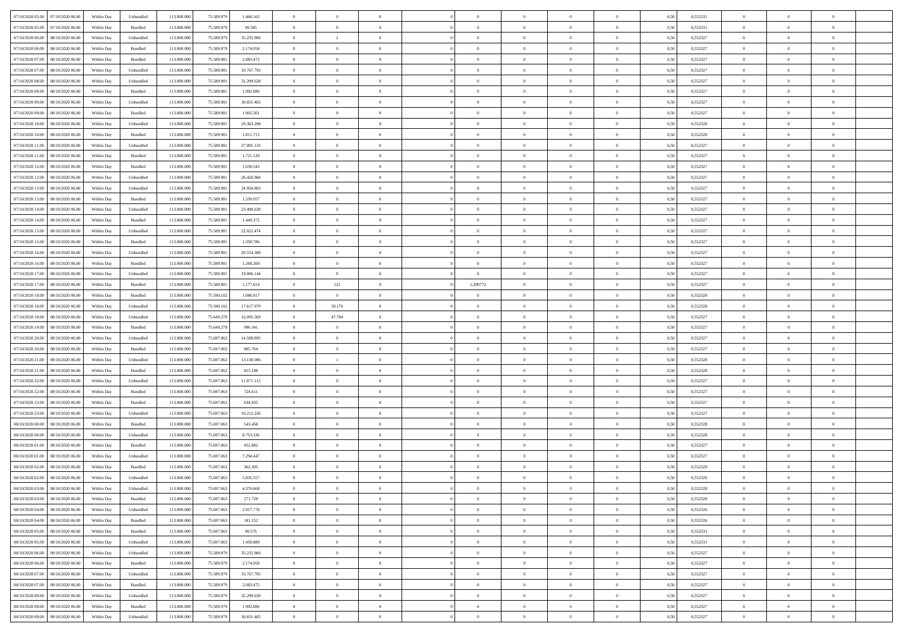| | | | | | | | | | | | | | | | | | | | | | |
|---|---|---|---|---|---|---|---|---|---|---|---|---|---|---|---|---|---|---|---|---|---|
| 07/10/2020 05.00 | 07/10/2020 06.00 | Within Day | Unbundled | 113.000.000 | 75.589.979 | 1.468.165 | 0 | 0 | 0 | | 0 | 0 | 0 | 0 | 0 | 0,50 | 0,552331 | 0 | 0 | 0 | |
| 07/10/2020 05.00 | 07/10/2020 06.00 | Within Day | Bundled | 113.000.000 | 75.589.979 | 90.585 | 0 | 0 | 0 | | 0 | 0 | 0 | 0 | 0 | 0,50 | 0,552331 | 0 | 0 | 0 | |
| 07/10/2020 06.00 | 08/10/2020 06.00 | Within Day | Unbundled | 113.000.000 | 75.589.979 | 35.235.960 | 0 | 2 | 0 | | 0 | 0 | 0 | 0 | 0 | 0,50 | 0,552327 | 0 | 0 | 0 | |
| 07/10/2020 06.00 | 08/10/2020 06.00 | Within Day | Bundled | 113.000.000 | 75.589.979 | 2.174.058 | 0 | 0 | 0 | | 0 | 0 | 0 | 0 | 0 | 0,50 | 0,552327 | 0 | 0 | 0 | |
| 07/10/2020 07.00 | 08/10/2020 06.00 | Within Day | Bundled | 113.000.000 | 75.589.981 | 2.083.472 | 0 | 0 | 0 | | 0 | 0 | 0 | 0 | 0 | 0,50 | 0,552327 | 0 | 0 | 0 | |
| 07/10/2020 07.00 | 08/10/2020 06.00 | Within Day | Unbundled | 113.000.000 | 75.589.981 | 33.767.793 | 0 | 0 | 0 | | 0 | 0 | 0 | 0 | 0 | 0,50 | 0,552327 | 0 | 0 | 0 | |
| 07/10/2020 08.00 | 08/10/2020 06.00 | Within Day | Unbundled | 113.000.000 | 75.589.981 | 32.299.628 | 0 | 0 | 0 | | 0 | 0 | 0 | 0 | 0 | 0,50 | 0,552327 | 0 | 0 | 0 | |
| 07/10/2020 08.00 | 08/10/2020 06.00 | Within Day | Bundled | 113.000.000 | 75.589.981 | 1.992.886 | 0 | 0 | 0 | | 0 | 0 | 0 | 0 | 0 | 0,50 | 0,552327 | 0 | 0 | 0 | |
| 07/10/2020 09.00 | 08/10/2020 06.00 | Within Day | Unbundled | 113.000.000 | 75.589.981 | 30.831.463 | 0 | 0 | 0 | | 0 | 0 | 0 | 0 | 0 | 0,50 | 0,552327 | 0 | 0 | 0 | |
| 07/10/2020 09.00 | 08/10/2020 06.00 | Within Day | Bundled | 113.000.000 | 75.589.981 | 1.902.301 | 0 | 0 | 0 | | 0 | 0 | 0 | 0 | 0 | 0,50 | 0,552327 | 0 | 0 | 0 | |
| 07/10/2020 10.00 | 08/10/2020 06.00 | Within Day | Unbundled | 113.000.000 | 75.589.981 | 29.363.298 | 0 | 0 | 0 | | 0 | 0 | 0 | 0 | 0 | 0,50 | 0,552328 | 0 | 0 | 0 | |
| 07/10/2020 10.00 | 08/10/2020 06.00 | Within Day | Bundled | 113.000.000 | 75.589.981 | 1.811.715 | 0 | 0 | 0 | | 0 | 0 | 0 | 0 | 0 | 0,50 | 0,552328 | 0 | 0 | 0 | |
| 07/10/2020 11.00 | 08/10/2020 06.00 | Within Day | Unbundled | 113.000.000 | 75.589.981 | 27.895.133 | 0 | 0 | 0 | | 0 | 0 | 0 | 0 | 0 | 0,50 | 0,552327 | 0 | 0 | 0 | |
| 07/10/2020 11.00 | 08/10/2020 06.00 | Within Day | Bundled | 113.000.000 | 75.589.981 | 1.721.129 | 0 | 0 | 0 | | 0 | 0 | 0 | 0 | 0 | 0,50 | 0,552327 | 0 | 0 | 0 | |
| 07/10/2020 12.00 | 08/10/2020 06.00 | Within Day | Bundled | 113.000.000 | 75.589.981 | 1.630.543 | 0 | 0 | 0 | | 0 | 0 | 0 | 0 | 0 | 0,50 | 0,552327 | 0 | 0 | 0 | |
| 07/10/2020 12.00 | 08/10/2020 06.00 | Within Day | Unbundled | 113.000.000 | 75.589.981 | 26.426.968 | 0 | 0 | 0 | | 0 | 0 | 0 | 0 | 0 | 0,50 | 0,552327 | 0 | 0 | 0 | |
| 07/10/2020 13.00 | 08/10/2020 06.00 | Within Day | Unbundled | 113.000.000 | 75.589.981 | 24.958.803 | 0 | 0 | 0 | | 0 | 0 | 0 | 0 | 0 | 0,50 | 0,552327 | 0 | 0 | 0 | |
| 07/10/2020 13.00 | 08/10/2020 06.00 | Within Day | Bundled | 113.000.000 | 75.589.981 | 1.539.957 | 0 | 0 | 0 | | 0 | 0 | 0 | 0 | 0 | 0,50 | 0,552327 | 0 | 0 | 0 | |
| 07/10/2020 14.00 | 08/10/2020 06.00 | Within Day | Unbundled | 113.000.000 | 75.589.981 | 23.490.639 | 0 | 0 | 0 | | 0 | 0 | 0 | 0 | 0 | 0,50 | 0,552327 | 0 | 0 | 0 | |
| 07/10/2020 14.00 | 08/10/2020 06.00 | Within Day | Bundled | 113.000.000 | 75.589.981 | 1.449.372 | 0 | 0 | 0 | | 0 | 0 | 0 | 0 | 0 | 0,50 | 0,552327 | 0 | 0 | 0 | |
| 07/10/2020 15.00 | 08/10/2020 06.00 | Within Day | Unbundled | 113.000.000 | 75.589.981 | 22.022.474 | 0 | 0 | 0 | | 0 | 0 | 0 | 0 | 0 | 0,50 | 0,552327 | 0 | 0 | 0 | |
| 07/10/2020 15.00 | 08/10/2020 06.00 | Within Day | Bundled | 113.000.000 | 75.589.981 | 1.358.786 | 0 | 0 | 0 | | 0 | 0 | 0 | 0 | 0 | 0,50 | 0,552327 | 0 | 0 | 0 | |
| 07/10/2020 16.00 | 08/10/2020 06.00 | Within Day | Unbundled | 113.000.000 | 75.589.981 | 20.554.309 | 0 | 0 | 0 | | 0 | 0 | 0 | 0 | 0 | 0,50 | 0,552327 | 0 | 0 | 0 | |
| 07/10/2020 16.00 | 08/10/2020 06.00 | Within Day | Bundled | 113.000.000 | 75.589.981 | 1.268.200 | 0 | 0 | 0 | | 0 | 0 | 0 | 0 | 0 | 0,50 | 0,552327 | 0 | 0 | 0 | |
| 07/10/2020 17.00 | 08/10/2020 06.00 | Within Day | Unbundled | 113.000.000 | 75.589.981 | 19.086.144 | 0 | 0 | 0 | | 0 | 0 | 0 | 0 | 0 | 0,50 | 0,552327 | 0 | 0 | 0 | |
| 07/10/2020 17.00 | 08/10/2020 06.00 | Within Day | Bundled | 113.000.000 | 75.589.981 | 1.177.614 | 0 | 121 | 0 | | 1,290772 | 0 | 0 | 0 | 0 | 0,50 | 0,552327 | 0 | 0 | 0 | |
| 07/10/2020 18.00 | 08/10/2020 06.00 | Within Day | Bundled | 113.000.000 | 75.590.102 | 1.086.917 | 0 | 0 | 0 | | 0 | 0 | 0 | 0 | 0 | 0,50 | 0,552328 | 0 | 0 | 0 | |
| 07/10/2020 18.00 | 08/10/2020 06.00 | Within Day | Unbundled | 113.000.000 | 75.590.102 | 17.617.979 | 0 | 59.176 | 0 | | 0 | 0 | 0 | 0 | 0 | 0,50 | 0,552328 | 0 | 0 | 0 | |
| 07/10/2020 19.00 | 08/10/2020 06.00 | Within Day | Unbundled | 113.000.000 | 75.649.278 | 16.095.569 | 0 | 47.784 | 0 | | 0 | 0 | 0 | 0 | 0 | 0,50 | 0,552327 | 0 | 0 | 0 | |
| 07/10/2020 19.00 | 08/10/2020 06.00 | Within Day | Bundled | 113.000.000 | 75.649.278 | 996.341 | 0 | 0 | 0 | | 0 | 0 | 0 | 0 | 0 | 0,50 | 0,552327 | 0 | 0 | 0 | |
| 07/10/2020 20.00 | 08/10/2020 06.00 | Within Day | Unbundled | 113.000.000 | 75.697.062 | 14.588.895 | 0 | 0 | 0 | | 0 | 0 | 0 | 0 | 0 | 0,50 | 0,552327 | 0 | 0 | 0 | |
| 07/10/2020 20.00 | 08/10/2020 06.00 | Within Day | Bundled | 113.000.000 | 75.697.062 | 905.764 | 0 | 0 | 0 | | 0 | 0 | 0 | 0 | 0 | 0,50 | 0,552327 | 0 | 0 | 0 | |
| 07/10/2020 21.00 | 08/10/2020 06.00 | Within Day | Unbundled | 113.000.000 | 75.697.062 | 13.130.006 | 0 | 1 | 0 | | 0 | 0 | 0 | 0 | 0 | 0,50 | 0,552328 | 0 | 0 | 0 | |
| 07/10/2020 21.00 | 08/10/2020 06.00 | Within Day | Bundled | 113.000.000 | 75.697.062 | 815.188 | 0 | 0 | 0 | | 0 | 0 | 0 | 0 | 0 | 0,50 | 0,552328 | 0 | 0 | 0 | |
| 07/10/2020 22.00 | 08/10/2020 06.00 | Within Day | Unbundled | 113.000.000 | 75.697.063 | 11.671.115 | 0 | 0 | 0 | | 0 | 0 | 0 | 0 | 0 | 0,50 | 0,552327 | 0 | 0 | 0 | |
| 07/10/2020 22.00 | 08/10/2020 06.00 | Within Day | Bundled | 113.000.000 | 75.697.063 | 724.611 | 0 | 0 | 0 | | 0 | 0 | 0 | 0 | 0 | 0,50 | 0,552327 | 0 | 0 | 0 | |
| 07/10/2020 23.00 | 08/10/2020 06.00 | Within Day | Bundled | 113.000.000 | 75.697.063 | 634.035 | 0 | 0 | 0 | | 0 | 0 | 0 | 0 | 0 | 0,50 | 0,552327 | 0 | 0 | 0 | |
| 07/10/2020 23.00 | 08/10/2020 06.00 | Within Day | Unbundled | 113.000.000 | 75.697.063 | 10.212.226 | 0 | 0 | 0 | | 0 | 0 | 0 | 0 | 0 | 0,50 | 0,552327 | 0 | 0 | 0 | |
| 08/10/2020 00.00 | 08/10/2020 06.00 | Within Day | Bundled | 113.000.000 | 75.697.063 | 543.458 | 0 | 0 | 0 | | 0 | 0 | 0 | 0 | 0 | 0,50 | 0,552328 | 0 | 0 | 0 | |
| 08/10/2020 00.00 | 08/10/2020 06.00 | Within Day | Unbundled | 113.000.000 | 75.697.063 | 8.753.336 | 0 | 0 | 0 | | 0 | 0 | 0 | 0 | 0 | 0,50 | 0,552328 | 0 | 0 | 0 | |
| 08/10/2020 01.00 | 08/10/2020 06.00 | Within Day | Bundled | 113.000.000 | 75.697.063 | 452.882 | 0 | 0 | 0 | | 0 | 0 | 0 | 0 | 0 | 0,50 | 0,552327 | 0 | 0 | 0 | |
| 08/10/2020 01.00 | 08/10/2020 06.00 | Within Day | Unbundled | 113.000.000 | 75.697.063 | 7.294.447 | 0 | 0 | 0 | | 0 | 0 | 0 | 0 | 0 | 0,50 | 0,552327 | 0 | 0 | 0 | |
| 08/10/2020 02.00 | 08/10/2020 06.00 | Within Day | Bundled | 113.000.000 | 75.697.063 | 362.305 | 0 | 0 | 0 | | 0 | 0 | 0 | 0 | 0 | 0,50 | 0,552329 | 0 | 0 | 0 | |
| 08/10/2020 02.00 | 08/10/2020 06.00 | Within Day | Unbundled | 113.000.000 | 75.697.063 | 5.835.557 | 0 | 0 | 0 | | 0 | 0 | 0 | 0 | 0 | 0,50 | 0,552329 | 0 | 0 | 0 | |
| 08/10/2020 03.00 | 08/10/2020 06.00 | Within Day | Unbundled | 113.000.000 | 75.697.063 | 4.376.668 | 0 | 0 | 0 | | 0 | 0 | 0 | 0 | 0 | 0,50 | 0,552328 | 0 | 0 | 0 | |
| 08/10/2020 03.00 | 08/10/2020 06.00 | Within Day | Bundled | 113.000.000 | 75.697.063 | 271.729 | 0 | 0 | 0 | | 0 | 0 | 0 | 0 | 0 | 0,50 | 0,552328 | 0 | 0 | 0 | |
| 08/10/2020 04.00 | 08/10/2020 06.00 | Within Day | Unbundled | 113.000.000 | 75.697.063 | 2.917.778 | 0 | 0 | 0 | | 0 | 0 | 0 | 0 | 0 | 0,50 | 0,552326 | 0 | 0 | 0 | |
| 08/10/2020 04.00 | 08/10/2020 06.00 | Within Day | Bundled | 113.000.000 | 75.697.063 | 181.152 | 0 | 0 | 0 | | 0 | 0 | 0 | 0 | 0 | 0,50 | 0,552326 | 0 | 0 | 0 | |
| 08/10/2020 05.00 | 08/10/2020 06.00 | Within Day | Bundled | 113.000.000 | 75.697.063 | 90.576 | 0 | 0 | 0 | | 0 | 0 | 0 | 0 | 0 | 0,50 | 0,552331 | 0 | 0 | 0 | |
| 08/10/2020 05.00 | 08/10/2020 06.00 | Within Day | Unbundled | 113.000.000 | 75.697.063 | 1.458.889 | 0 | 0 | 0 | | 0 | 0 | 0 | 0 | 0 | 0,50 | 0,552331 | 0 | 0 | 0 | |
| 08/10/2020 06.00 | 09/10/2020 06.00 | Within Day | Unbundled | 113.000.000 | 75.589.979 | 35.235.960 | 0 | 0 | 0 | | 0 | 0 | 0 | 0 | 0 | 0,50 | 0,552327 | 0 | 0 | 0 | |
| 08/10/2020 06.00 | 09/10/2020 06.00 | Within Day | Bundled | 113.000.000 | 75.589.979 | 2.174.058 | 0 | 0 | 0 | | 0 | 0 | 0 | 0 | 0 | 0,50 | 0,552327 | 0 | 0 | 0 | |
| 08/10/2020 07.00 | 09/10/2020 06.00 | Within Day | Unbundled | 113.000.000 | 75.589.979 | 33.767.795 | 0 | 0 | 0 | | 0 | 0 | 0 | 0 | 0 | 0,50 | 0,552327 | 0 | 0 | 0 | |
| 08/10/2020 07.00 | 09/10/2020 06.00 | Within Day | Bundled | 113.000.000 | 75.589.979 | 2.083.472 | 0 | 0 | 0 | | 0 | 0 | 0 | 0 | 0 | 0,50 | 0,552327 | 0 | 0 | 0 | |
| 08/10/2020 08.00 | 09/10/2020 06.00 | Within Day | Unbundled | 113.000.000 | 75.589.979 | 32.299.630 | 0 | 0 | 0 | | 0 | 0 | 0 | 0 | 0 | 0,50 | 0,552327 | 0 | 0 | 0 | |
| 08/10/2020 08.00 | 09/10/2020 06.00 | Within Day | Bundled | 113.000.000 | 75.589.979 | 1.992.886 | 0 | 0 | 0 | | 0 | 0 | 0 | 0 | 0 | 0,50 | 0,552327 | 0 | 0 | 0 | |
| 08/10/2020 09.00 | 09/10/2020 06.00 | Within Day | Unbundled | 113.000.000 | 75.589.979 | 30.831.465 | 0 | 0 | 0 | | 0 | 0 | 0 | 0 | 0 | 0,50 | 0,552327 | 0 | 0 | 0 | |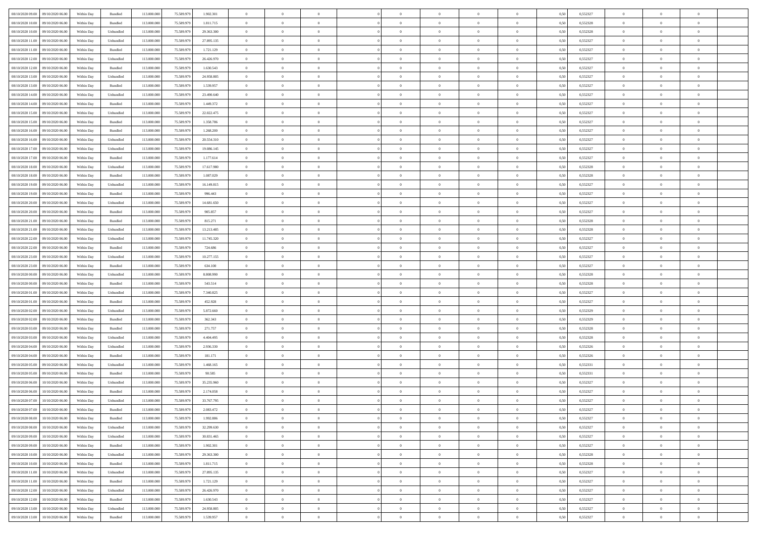| | | | | | | | | | | | | | | | | | | | | | |
|---|---|---|---|---|---|---|---|---|---|---|---|---|---|---|---|---|---|---|---|---|---|
| 08/10/2020 09:00 | 09/10/2020 06:00 | Within Day | Bundled | 113.000.000 | 75.589.979 | 1.902.301 | 0 | 0 | 0 | | 0 | 0 | 0 | 0 | 0,50 | 0,552327 | 0 | 0 | 0 | |
| 08/10/2020 10:00 | 09/10/2020 06:00 | Within Day | Bundled | 113.000.000 | 75.589.979 | 1.811.715 | 0 | 0 | 0 | | 0 | 0 | 0 | 0 | 0,50 | 0,552328 | 0 | 0 | 0 | |
| 08/10/2020 10:00 | 09/10/2020 06:00 | Within Day | Unbundled | 113.000.000 | 75.589.979 | 29.363.300 | 0 | 0 | 0 | | 0 | 0 | 0 | 0 | 0,50 | 0,552328 | 0 | 0 | 0 | |
| 08/10/2020 11:00 | 09/10/2020 06:00 | Within Day | Unbundled | 113.000.000 | 75.589.979 | 27.895.135 | 0 | 0 | 0 | | 0 | 0 | 0 | 0 | 0,50 | 0,552327 | 0 | 0 | 0 | |
| 08/10/2020 11:00 | 09/10/2020 06:00 | Within Day | Bundled | 113.000.000 | 75.589.979 | 1.721.129 | 0 | 0 | 0 | | 0 | 0 | 0 | 0 | 0,50 | 0,552327 | 0 | 0 | 0 | |
| 08/10/2020 12:00 | 09/10/2020 06:00 | Within Day | Unbundled | 113.000.000 | 75.589.979 | 26.426.970 | 0 | 0 | 0 | | 0 | 0 | 0 | 0 | 0,50 | 0,552327 | 0 | 0 | 0 | |
| 08/10/2020 12:00 | 09/10/2020 06:00 | Within Day | Bundled | 113.000.000 | 75.589.979 | 1.630.543 | 0 | 0 | 0 | | 0 | 0 | 0 | 0 | 0,50 | 0,552327 | 0 | 0 | 0 | |
| 08/10/2020 13:00 | 09/10/2020 06:00 | Within Day | Unbundled | 113.000.000 | 75.589.979 | 24.958.805 | 0 | 0 | 0 | | 0 | 0 | 0 | 0 | 0,50 | 0,552327 | 0 | 0 | 0 | |
| 08/10/2020 13:00 | 09/10/2020 06:00 | Within Day | Bundled | 113.000.000 | 75.589.979 | 1.539.957 | 0 | 0 | 0 | | 0 | 0 | 0 | 0 | 0,50 | 0,552327 | 0 | 0 | 0 | |
| 08/10/2020 14:00 | 09/10/2020 06:00 | Within Day | Unbundled | 113.000.000 | 75.589.979 | 23.490.640 | 0 | 0 | 0 | | 0 | 0 | 0 | 0 | 0,50 | 0,552327 | 0 | 0 | 0 | |
| 08/10/2020 14:00 | 09/10/2020 06:00 | Within Day | Bundled | 113.000.000 | 75.589.979 | 1.449.372 | 0 | 0 | 0 | | 0 | 0 | 0 | 0 | 0,50 | 0,552327 | 0 | 0 | 0 | |
| 08/10/2020 15:00 | 09/10/2020 06:00 | Within Day | Unbundled | 113.000.000 | 75.589.979 | 22.022.475 | 0 | 0 | 0 | | 0 | 0 | 0 | 0 | 0,50 | 0,552327 | 0 | 0 | 0 | |
| 08/10/2020 15:00 | 09/10/2020 06:00 | Within Day | Bundled | 113.000.000 | 75.589.979 | 1.358.786 | 0 | 0 | 0 | | 0 | 0 | 0 | 0 | 0,50 | 0,552327 | 0 | 0 | 0 | |
| 08/10/2020 16:00 | 09/10/2020 06:00 | Within Day | Bundled | 113.000.000 | 75.589.979 | 1.268.200 | 0 | 0 | 0 | | 0 | 0 | 0 | 0 | 0,50 | 0,552327 | 0 | 0 | 0 | |
| 08/10/2020 16:00 | 09/10/2020 06:00 | Within Day | Unbundled | 113.000.000 | 75.589.979 | 20.554.310 | 0 | 0 | 0 | | 0 | 0 | 0 | 0 | 0,50 | 0,552327 | 0 | 0 | 0 | |
| 08/10/2020 17:00 | 09/10/2020 06:00 | Within Day | Unbundled | 113.000.000 | 75.589.979 | 19.086.145 | 0 | 0 | 0 | | 0 | 0 | 0 | 0 | 0,50 | 0,552327 | 0 | 0 | 0 | |
| 08/10/2020 17:00 | 09/10/2020 06:00 | Within Day | Bundled | 113.000.000 | 75.589.979 | 1.177.614 | 0 | 0 | 0 | | 0 | 0 | 0 | 0 | 0,50 | 0,552327 | 0 | 0 | 0 | |
| 08/10/2020 18:00 | 09/10/2020 06:00 | Within Day | Unbundled | 113.000.000 | 75.589.979 | 17.617.980 | 0 | 0 | 0 | | 0 | 0 | 0 | 0 | 0,50 | 0,552328 | 0 | 0 | 0 | |
| 08/10/2020 18:00 | 09/10/2020 06:00 | Within Day | Bundled | 113.000.000 | 75.589.979 | 1.087.029 | 0 | 0 | 0 | | 0 | 0 | 0 | 0 | 0,50 | 0,552328 | 0 | 0 | 0 | |
| 08/10/2020 19:00 | 09/10/2020 06:00 | Within Day | Unbundled | 113.000.000 | 75.589.979 | 16.149.815 | 0 | 0 | 0 | | 0 | 0 | 0 | 0 | 0,50 | 0,552327 | 0 | 0 | 0 | |
| 08/10/2020 19:00 | 09/10/2020 06:00 | Within Day | Bundled | 113.000.000 | 75.589.979 | 996.443 | 0 | 0 | 0 | | 0 | 0 | 0 | 0 | 0,50 | 0,552327 | 0 | 0 | 0 | |
| 08/10/2020 20:00 | 09/10/2020 06:00 | Within Day | Unbundled | 113.000.000 | 75.589.979 | 14.681.650 | 0 | 0 | 0 | | 0 | 0 | 0 | 0 | 0,50 | 0,552327 | 0 | 0 | 0 | |
| 08/10/2020 20:00 | 09/10/2020 06:00 | Within Day | Bundled | 113.000.000 | 75.589.979 | 905.857 | 0 | 0 | 0 | | 0 | 0 | 0 | 0 | 0,50 | 0,552327 | 0 | 0 | 0 | |
| 08/10/2020 21:00 | 09/10/2020 06:00 | Within Day | Bundled | 113.000.000 | 75.589.979 | 815.271 | 0 | 0 | 0 | | 0 | 0 | 0 | 0 | 0,50 | 0,552328 | 0 | 0 | 0 | |
| 08/10/2020 21:00 | 09/10/2020 06:00 | Within Day | Unbundled | 113.000.000 | 75.589.979 | 13.213.485 | 0 | 0 | 0 | | 0 | 0 | 0 | 0 | 0,50 | 0,552328 | 0 | 0 | 0 | |
| 08/10/2020 22:00 | 09/10/2020 06:00 | Within Day | Unbundled | 113.000.000 | 75.589.979 | 11.745.320 | 0 | 0 | 0 | | 0 | 0 | 0 | 0 | 0,50 | 0,552327 | 0 | 0 | 0 | |
| 08/10/2020 22:00 | 09/10/2020 06:00 | Within Day | Bundled | 113.000.000 | 75.589.979 | 724.686 | 0 | 0 | 0 | | 0 | 0 | 0 | 0 | 0,50 | 0,552327 | 0 | 0 | 0 | |
| 08/10/2020 23:00 | 09/10/2020 06:00 | Within Day | Unbundled | 113.000.000 | 75.589.979 | 10.277.155 | 0 | 0 | 0 | | 0 | 0 | 0 | 0 | 0,50 | 0,552327 | 0 | 0 | 0 | |
| 08/10/2020 23:00 | 09/10/2020 06:00 | Within Day | Bundled | 113.000.000 | 75.589.979 | 634.100 | 0 | 0 | 0 | | 0 | 0 | 0 | 0 | 0,50 | 0,552327 | 0 | 0 | 0 | |
| 09/10/2020 00:00 | 09/10/2020 06:00 | Within Day | Unbundled | 113.000.000 | 75.589.979 | 8.808.990 | 0 | 0 | 0 | | 0 | 0 | 0 | 0 | 0,50 | 0,552328 | 0 | 0 | 0 | |
| 09/10/2020 00:00 | 09/10/2020 06:00 | Within Day | Bundled | 113.000.000 | 75.589.979 | 543.514 | 0 | 0 | 0 | | 0 | 0 | 0 | 0 | 0,50 | 0,552328 | 0 | 0 | 0 | |
| 09/10/2020 01:00 | 09/10/2020 06:00 | Within Day | Unbundled | 113.000.000 | 75.589.979 | 7.340.825 | 0 | 0 | 0 | | 0 | 0 | 0 | 0 | 0,50 | 0,552327 | 0 | 0 | 0 | |
| 09/10/2020 01:00 | 09/10/2020 06:00 | Within Day | Bundled | 113.000.000 | 75.589.979 | 452.928 | 0 | 0 | 0 | | 0 | 0 | 0 | 0 | 0,50 | 0,552327 | 0 | 0 | 0 | |
| 09/10/2020 02:00 | 09/10/2020 06:00 | Within Day | Unbundled | 113.000.000 | 75.589.979 | 5.872.660 | 0 | 0 | 0 | | 0 | 0 | 0 | 0 | 0,50 | 0,552329 | 0 | 0 | 0 | |
| 09/10/2020 02:00 | 09/10/2020 06:00 | Within Day | Bundled | 113.000.000 | 75.589.979 | 362.343 | 0 | 0 | 0 | | 0 | 0 | 0 | 0 | 0,50 | 0,552329 | 0 | 0 | 0 | |
| 09/10/2020 03:00 | 09/10/2020 06:00 | Within Day | Bundled | 113.000.000 | 75.589.979 | 271.757 | 0 | 0 | 0 | | 0 | 0 | 0 | 0 | 0,50 | 0,552328 | 0 | 0 | 0 | |
| 09/10/2020 03:00 | 09/10/2020 06:00 | Within Day | Unbundled | 113.000.000 | 75.589.979 | 4.404.495 | 0 | 0 | 0 | | 0 | 0 | 0 | 0 | 0,50 | 0,552328 | 0 | 0 | 0 | |
| 09/10/2020 04:00 | 09/10/2020 06:00 | Within Day | Unbundled | 113.000.000 | 75.589.979 | 2.936.330 | 0 | 0 | 0 | | 0 | 0 | 0 | 0 | 0,50 | 0,552326 | 0 | 0 | 0 | |
| 09/10/2020 04:00 | 09/10/2020 06:00 | Within Day | Bundled | 113.000.000 | 75.589.979 | 181.171 | 0 | 0 | 0 | | 0 | 0 | 0 | 0 | 0,50 | 0,552326 | 0 | 0 | 0 | |
| 09/10/2020 05:00 | 09/10/2020 06:00 | Within Day | Unbundled | 113.000.000 | 75.589.979 | 1.468.165 | 0 | 0 | 0 | | 0 | 0 | 0 | 0 | 0,50 | 0,552331 | 0 | 0 | 0 | |
| 09/10/2020 05:00 | 09/10/2020 06:00 | Within Day | Bundled | 113.000.000 | 75.589.979 | 90.585 | 0 | 0 | 0 | | 0 | 0 | 0 | 0 | 0,50 | 0,552331 | 0 | 0 | 0 | |
| 09/10/2020 06:00 | 10/10/2020 06:00 | Within Day | Unbundled | 113.000.000 | 75.589.979 | 35.235.960 | 0 | 0 | 0 | | 0 | 0 | 0 | 0 | 0,50 | 0,552327 | 0 | 0 | 0 | |
| 09/10/2020 06:00 | 10/10/2020 06:00 | Within Day | Bundled | 113.000.000 | 75.589.979 | 2.174.058 | 0 | 0 | 0 | | 0 | 0 | 0 | 0 | 0,50 | 0,552327 | 0 | 0 | 0 | |
| 09/10/2020 07:00 | 10/10/2020 06:00 | Within Day | Unbundled | 113.000.000 | 75.589.979 | 33.767.795 | 0 | 0 | 0 | | 0 | 0 | 0 | 0 | 0,50 | 0,552327 | 0 | 0 | 0 | |
| 09/10/2020 07:00 | 10/10/2020 06:00 | Within Day | Bundled | 113.000.000 | 75.589.979 | 2.083.472 | 0 | 0 | 0 | | 0 | 0 | 0 | 0 | 0,50 | 0,552327 | 0 | 0 | 0 | |
| 09/10/2020 08:00 | 10/10/2020 06:00 | Within Day | Bundled | 113.000.000 | 75.589.979 | 1.992.886 | 0 | 0 | 0 | | 0 | 0 | 0 | 0 | 0,50 | 0,552327 | 0 | 0 | 0 | |
| 09/10/2020 08:00 | 10/10/2020 06:00 | Within Day | Unbundled | 113.000.000 | 75.589.979 | 32.299.630 | 0 | 0 | 0 | | 0 | 0 | 0 | 0 | 0,50 | 0,552327 | 0 | 0 | 0 | |
| 09/10/2020 09:00 | 10/10/2020 06:00 | Within Day | Unbundled | 113.000.000 | 75.589.979 | 30.831.465 | 0 | 0 | 0 | | 0 | 0 | 0 | 0 | 0,50 | 0,552327 | 0 | 0 | 0 | |
| 09/10/2020 09:00 | 10/10/2020 06:00 | Within Day | Bundled | 113.000.000 | 75.589.979 | 1.902.301 | 0 | 0 | 0 | | 0 | 0 | 0 | 0 | 0,50 | 0,552327 | 0 | 0 | 0 | |
| 09/10/2020 10:00 | 10/10/2020 06:00 | Within Day | Unbundled | 113.000.000 | 75.589.979 | 29.363.300 | 0 | 0 | 0 | | 0 | 0 | 0 | 0 | 0,50 | 0,552328 | 0 | 0 | 0 | |
| 09/10/2020 10:00 | 10/10/2020 06:00 | Within Day | Bundled | 113.000.000 | 75.589.979 | 1.811.715 | 0 | 0 | 0 | | 0 | 0 | 0 | 0 | 0,50 | 0,552328 | 0 | 0 | 0 | |
| 09/10/2020 11:00 | 10/10/2020 06:00 | Within Day | Unbundled | 113.000.000 | 75.589.979 | 27.895.135 | 0 | 0 | 0 | | 0 | 0 | 0 | 0 | 0,50 | 0,552327 | 0 | 0 | 0 | |
| 09/10/2020 11:00 | 10/10/2020 06:00 | Within Day | Bundled | 113.000.000 | 75.589.979 | 1.721.129 | 0 | 0 | 0 | | 0 | 0 | 0 | 0 | 0,50 | 0,552327 | 0 | 0 | 0 | |
| 09/10/2020 12:00 | 10/10/2020 06:00 | Within Day | Unbundled | 113.000.000 | 75.589.979 | 26.426.970 | 0 | 0 | 0 | | 0 | 0 | 0 | 0 | 0,50 | 0,552327 | 0 | 0 | 0 | |
| 09/10/2020 12:00 | 10/10/2020 06:00 | Within Day | Bundled | 113.000.000 | 75.589.979 | 1.630.543 | 0 | 0 | 0 | | 0 | 0 | 0 | 0 | 0,50 | 0,552327 | 0 | 0 | 0 | |
| 09/10/2020 13:00 | 10/10/2020 06:00 | Within Day | Unbundled | 113.000.000 | 75.589.979 | 24.958.805 | 0 | 0 | 0 | | 0 | 0 | 0 | 0 | 0,50 | 0,552327 | 0 | 0 | 0 | |
| 09/10/2020 13:00 | 10/10/2020 06:00 | Within Day | Bundled | 113.000.000 | 75.589.979 | 1.539.957 | 0 | 0 | 0 | | 0 | 0 | 0 | 0 | 0,50 | 0,552327 | 0 | 0 | 0 | |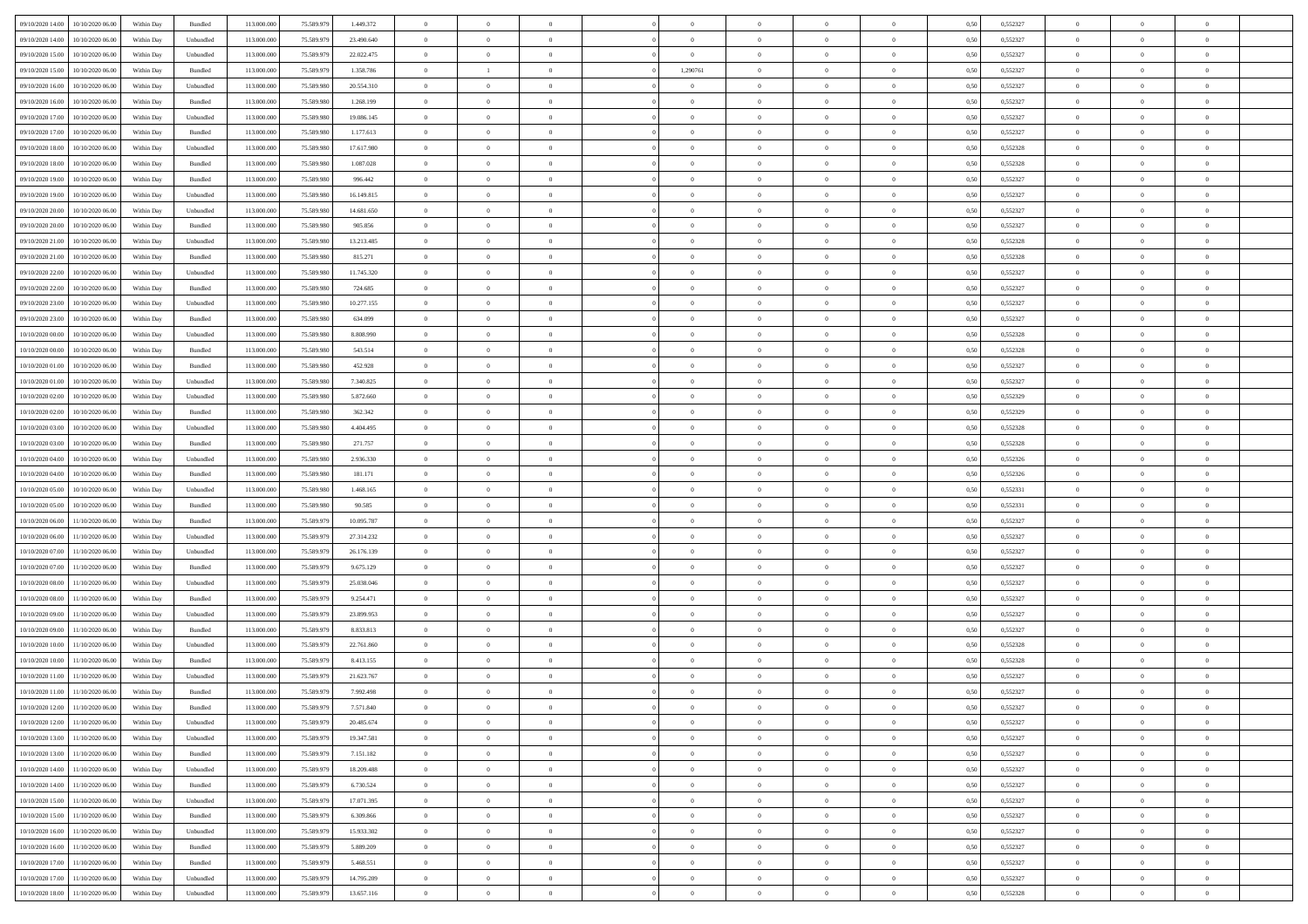| | | | | | | | | | | | | | | | | | | | | | |
|---|---|---|---|---|---|---|---|---|---|---|---|---|---|---|---|---|---|---|---|---|---|
| 09/10/2020 14:00 | 10/10/2020 06:00 | Within Day | Bundled | 113.000.000 | 75.589.979 | 1.449.372 | 0 | 0 | 0 | | 0 | 0 | 0 | 0 | 0 | 0,50 | 0,552327 | 0 | 0 | 0 | |
| 09/10/2020 14:00 | 10/10/2020 06:00 | Within Day | Unbundled | 113.000.000 | 75.589.979 | 23.490.640 | 0 | 0 | 0 | | 0 | 0 | 0 | 0 | 0 | 0,50 | 0,552327 | 0 | 0 | 0 | |
| 09/10/2020 15:00 | 10/10/2020 06:00 | Within Day | Unbundled | 113.000.000 | 75.589.979 | 22.022.475 | 0 | 0 | 0 | | 0 | 0 | 0 | 0 | 0 | 0,50 | 0,552327 | 0 | 0 | 0 | |
| 09/10/2020 15:00 | 10/10/2020 06:00 | Within Day | Bundled | 113.000.000 | 75.589.979 | 1.358.786 | 0 | 1 | 0 | | 1,290761 | 0 | 0 | 0 | 0 | 0,50 | 0,552327 | 0 | 0 | 0 | |
| 09/10/2020 16:00 | 10/10/2020 06:00 | Within Day | Unbundled | 113.000.000 | 75.589.980 | 20.554.310 | 0 | 0 | 0 | | 0 | 0 | 0 | 0 | 0 | 0,50 | 0,552327 | 0 | 0 | 0 | |
| 09/10/2020 16:00 | 10/10/2020 06:00 | Within Day | Bundled | 113.000.000 | 75.589.980 | 1.268.199 | 0 | 0 | 0 | | 0 | 0 | 0 | 0 | 0 | 0,50 | 0,552327 | 0 | 0 | 0 | |
| 09/10/2020 17:00 | 10/10/2020 06:00 | Within Day | Unbundled | 113.000.000 | 75.589.980 | 19.086.145 | 0 | 0 | 0 | | 0 | 0 | 0 | 0 | 0 | 0,50 | 0,552327 | 0 | 0 | 0 | |
| 09/10/2020 17:00 | 10/10/2020 06:00 | Within Day | Bundled | 113.000.000 | 75.589.980 | 1.177.613 | 0 | 0 | 0 | | 0 | 0 | 0 | 0 | 0 | 0,50 | 0,552327 | 0 | 0 | 0 | |
| 09/10/2020 18:00 | 10/10/2020 06:00 | Within Day | Unbundled | 113.000.000 | 75.589.980 | 17.617.980 | 0 | 0 | 0 | | 0 | 0 | 0 | 0 | 0 | 0,50 | 0,552328 | 0 | 0 | 0 | |
| 09/10/2020 18:00 | 10/10/2020 06:00 | Within Day | Bundled | 113.000.000 | 75.589.980 | 1.087.028 | 0 | 0 | 0 | | 0 | 0 | 0 | 0 | 0 | 0,50 | 0,552328 | 0 | 0 | 0 | |
| 09/10/2020 19:00 | 10/10/2020 06:00 | Within Day | Bundled | 113.000.000 | 75.589.980 | 996.442 | 0 | 0 | 0 | | 0 | 0 | 0 | 0 | 0 | 0,50 | 0,552327 | 0 | 0 | 0 | |
| 09/10/2020 19:00 | 10/10/2020 06:00 | Within Day | Unbundled | 113.000.000 | 75.589.980 | 16.149.815 | 0 | 0 | 0 | | 0 | 0 | 0 | 0 | 0 | 0,50 | 0,552327 | 0 | 0 | 0 | |
| 09/10/2020 20:00 | 10/10/2020 06:00 | Within Day | Unbundled | 113.000.000 | 75.589.980 | 14.681.650 | 0 | 0 | 0 | | 0 | 0 | 0 | 0 | 0 | 0,50 | 0,552327 | 0 | 0 | 0 | |
| 09/10/2020 20:00 | 10/10/2020 06:00 | Within Day | Bundled | 113.000.000 | 75.589.980 | 905.856 | 0 | 0 | 0 | | 0 | 0 | 0 | 0 | 0 | 0,50 | 0,552327 | 0 | 0 | 0 | |
| 09/10/2020 21:00 | 10/10/2020 06:00 | Within Day | Unbundled | 113.000.000 | 75.589.980 | 13.213.485 | 0 | 0 | 0 | | 0 | 0 | 0 | 0 | 0 | 0,50 | 0,552328 | 0 | 0 | 0 | |
| 09/10/2020 21:00 | 10/10/2020 06:00 | Within Day | Bundled | 113.000.000 | 75.589.980 | 815.271 | 0 | 0 | 0 | | 0 | 0 | 0 | 0 | 0 | 0,50 | 0,552328 | 0 | 0 | 0 | |
| 09/10/2020 22:00 | 10/10/2020 06:00 | Within Day | Unbundled | 113.000.000 | 75.589.980 | 11.745.320 | 0 | 0 | 0 | | 0 | 0 | 0 | 0 | 0 | 0,50 | 0,552327 | 0 | 0 | 0 | |
| 09/10/2020 22:00 | 10/10/2020 06:00 | Within Day | Bundled | 113.000.000 | 75.589.980 | 724.685 | 0 | 0 | 0 | | 0 | 0 | 0 | 0 | 0 | 0,50 | 0,552327 | 0 | 0 | 0 | |
| 09/10/2020 23:00 | 10/10/2020 06:00 | Within Day | Unbundled | 113.000.000 | 75.589.980 | 10.277.155 | 0 | 0 | 0 | | 0 | 0 | 0 | 0 | 0 | 0,50 | 0,552327 | 0 | 0 | 0 | |
| 09/10/2020 23:00 | 10/10/2020 06:00 | Within Day | Bundled | 113.000.000 | 75.589.980 | 634.099 | 0 | 0 | 0 | | 0 | 0 | 0 | 0 | 0 | 0,50 | 0,552327 | 0 | 0 | 0 | |
| 10/10/2020 00:00 | 10/10/2020 06:00 | Within Day | Unbundled | 113.000.000 | 75.589.980 | 8.808.990 | 0 | 0 | 0 | | 0 | 0 | 0 | 0 | 0 | 0,50 | 0,552328 | 0 | 0 | 0 | |
| 10/10/2020 00:00 | 10/10/2020 06:00 | Within Day | Bundled | 113.000.000 | 75.589.980 | 543.514 | 0 | 0 | 0 | | 0 | 0 | 0 | 0 | 0 | 0,50 | 0,552328 | 0 | 0 | 0 | |
| 10/10/2020 01:00 | 10/10/2020 06:00 | Within Day | Bundled | 113.000.000 | 75.589.980 | 452.928 | 0 | 0 | 0 | | 0 | 0 | 0 | 0 | 0 | 0,50 | 0,552327 | 0 | 0 | 0 | |
| 10/10/2020 01:00 | 10/10/2020 06:00 | Within Day | Unbundled | 113.000.000 | 75.589.980 | 7.340.825 | 0 | 0 | 0 | | 0 | 0 | 0 | 0 | 0 | 0,50 | 0,552327 | 0 | 0 | 0 | |
| 10/10/2020 02:00 | 10/10/2020 06:00 | Within Day | Unbundled | 113.000.000 | 75.589.980 | 5.872.660 | 0 | 0 | 0 | | 0 | 0 | 0 | 0 | 0 | 0,50 | 0,552329 | 0 | 0 | 0 | |
| 10/10/2020 02:00 | 10/10/2020 06:00 | Within Day | Bundled | 113.000.000 | 75.589.980 | 362.342 | 0 | 0 | 0 | | 0 | 0 | 0 | 0 | 0 | 0,50 | 0,552329 | 0 | 0 | 0 | |
| 10/10/2020 03:00 | 10/10/2020 06:00 | Within Day | Unbundled | 113.000.000 | 75.589.980 | 4.404.495 | 0 | 0 | 0 | | 0 | 0 | 0 | 0 | 0 | 0,50 | 0,552328 | 0 | 0 | 0 | |
| 10/10/2020 03:00 | 10/10/2020 06:00 | Within Day | Bundled | 113.000.000 | 75.589.980 | 271.757 | 0 | 0 | 0 | | 0 | 0 | 0 | 0 | 0 | 0,50 | 0,552328 | 0 | 0 | 0 | |
| 10/10/2020 04:00 | 10/10/2020 06:00 | Within Day | Unbundled | 113.000.000 | 75.589.980 | 2.936.330 | 0 | 0 | 0 | | 0 | 0 | 0 | 0 | 0 | 0,50 | 0,552326 | 0 | 0 | 0 | |
| 10/10/2020 04:00 | 10/10/2020 06:00 | Within Day | Bundled | 113.000.000 | 75.589.980 | 181.171 | 0 | 0 | 0 | | 0 | 0 | 0 | 0 | 0 | 0,50 | 0,552326 | 0 | 0 | 0 | |
| 10/10/2020 05:00 | 10/10/2020 06:00 | Within Day | Unbundled | 113.000.000 | 75.589.980 | 1.468.165 | 0 | 0 | 0 | | 0 | 0 | 0 | 0 | 0 | 0,50 | 0,552331 | 0 | 0 | 0 | |
| 10/10/2020 05:00 | 10/10/2020 06:00 | Within Day | Bundled | 113.000.000 | 75.589.980 | 90.585 | 0 | 0 | 0 | | 0 | 0 | 0 | 0 | 0 | 0,50 | 0,552331 | 0 | 0 | 0 | |
| 10/10/2020 06:00 | 11/10/2020 06:00 | Within Day | Bundled | 113.000.000 | 75.589.979 | 10.095.787 | 0 | 0 | 0 | | 0 | 0 | 0 | 0 | 0 | 0,50 | 0,552327 | 0 | 0 | 0 | |
| 10/10/2020 06:00 | 11/10/2020 06:00 | Within Day | Unbundled | 113.000.000 | 75.589.979 | 27.314.232 | 0 | 0 | 0 | | 0 | 0 | 0 | 0 | 0 | 0,50 | 0,552327 | 0 | 0 | 0 | |
| 10/10/2020 07:00 | 11/10/2020 06:00 | Within Day | Unbundled | 113.000.000 | 75.589.979 | 26.176.139 | 0 | 0 | 0 | | 0 | 0 | 0 | 0 | 0 | 0,50 | 0,552327 | 0 | 0 | 0 | |
| 10/10/2020 07:00 | 11/10/2020 06:00 | Within Day | Bundled | 113.000.000 | 75.589.979 | 9.675.129 | 0 | 0 | 0 | | 0 | 0 | 0 | 0 | 0 | 0,50 | 0,552327 | 0 | 0 | 0 | |
| 10/10/2020 08:00 | 11/10/2020 06:00 | Within Day | Unbundled | 113.000.000 | 75.589.979 | 25.038.046 | 0 | 0 | 0 | | 0 | 0 | 0 | 0 | 0 | 0,50 | 0,552327 | 0 | 0 | 0 | |
| 10/10/2020 08:00 | 11/10/2020 06:00 | Within Day | Bundled | 113.000.000 | 75.589.979 | 9.254.471 | 0 | 0 | 0 | | 0 | 0 | 0 | 0 | 0 | 0,50 | 0,552327 | 0 | 0 | 0 | |
| 10/10/2020 09:00 | 11/10/2020 06:00 | Within Day | Unbundled | 113.000.000 | 75.589.979 | 23.899.953 | 0 | 0 | 0 | | 0 | 0 | 0 | 0 | 0 | 0,50 | 0,552327 | 0 | 0 | 0 | |
| 10/10/2020 09:00 | 11/10/2020 06:00 | Within Day | Bundled | 113.000.000 | 75.589.979 | 8.833.813 | 0 | 0 | 0 | | 0 | 0 | 0 | 0 | 0 | 0,50 | 0,552327 | 0 | 0 | 0 | |
| 10/10/2020 10:00 | 11/10/2020 06:00 | Within Day | Unbundled | 113.000.000 | 75.589.979 | 22.761.860 | 0 | 0 | 0 | | 0 | 0 | 0 | 0 | 0 | 0,50 | 0,552328 | 0 | 0 | 0 | |
| 10/10/2020 10:00 | 11/10/2020 06:00 | Within Day | Bundled | 113.000.000 | 75.589.979 | 8.413.155 | 0 | 0 | 0 | | 0 | 0 | 0 | 0 | 0 | 0,50 | 0,552328 | 0 | 0 | 0 | |
| 10/10/2020 11:00 | 11/10/2020 06:00 | Within Day | Unbundled | 113.000.000 | 75.589.979 | 21.623.767 | 0 | 0 | 0 | | 0 | 0 | 0 | 0 | 0 | 0,50 | 0,552327 | 0 | 0 | 0 | |
| 10/10/2020 11:00 | 11/10/2020 06:00 | Within Day | Bundled | 113.000.000 | 75.589.979 | 7.992.498 | 0 | 0 | 0 | | 0 | 0 | 0 | 0 | 0 | 0,50 | 0,552327 | 0 | 0 | 0 | |
| 10/10/2020 12:00 | 11/10/2020 06:00 | Within Day | Bundled | 113.000.000 | 75.589.979 | 7.571.840 | 0 | 0 | 0 | | 0 | 0 | 0 | 0 | 0 | 0,50 | 0,552327 | 0 | 0 | 0 | |
| 10/10/2020 12:00 | 11/10/2020 06:00 | Within Day | Unbundled | 113.000.000 | 75.589.979 | 20.485.674 | 0 | 0 | 0 | | 0 | 0 | 0 | 0 | 0 | 0,50 | 0,552327 | 0 | 0 | 0 | |
| 10/10/2020 13:00 | 11/10/2020 06:00 | Within Day | Unbundled | 113.000.000 | 75.589.979 | 19.347.581 | 0 | 0 | 0 | | 0 | 0 | 0 | 0 | 0 | 0,50 | 0,552327 | 0 | 0 | 0 | |
| 10/10/2020 13:00 | 11/10/2020 06:00 | Within Day | Bundled | 113.000.000 | 75.589.979 | 7.151.182 | 0 | 0 | 0 | | 0 | 0 | 0 | 0 | 0 | 0,50 | 0,552327 | 0 | 0 | 0 | |
| 10/10/2020 14:00 | 11/10/2020 06:00 | Within Day | Unbundled | 113.000.000 | 75.589.979 | 18.209.488 | 0 | 0 | 0 | | 0 | 0 | 0 | 0 | 0 | 0,50 | 0,552327 | 0 | 0 | 0 | |
| 10/10/2020 14:00 | 11/10/2020 06:00 | Within Day | Bundled | 113.000.000 | 75.589.979 | 6.730.524 | 0 | 0 | 0 | | 0 | 0 | 0 | 0 | 0 | 0,50 | 0,552327 | 0 | 0 | 0 | |
| 10/10/2020 15:00 | 11/10/2020 06:00 | Within Day | Unbundled | 113.000.000 | 75.589.979 | 17.071.395 | 0 | 0 | 0 | | 0 | 0 | 0 | 0 | 0 | 0,50 | 0,552327 | 0 | 0 | 0 | |
| 10/10/2020 15:00 | 11/10/2020 06:00 | Within Day | Bundled | 113.000.000 | 75.589.979 | 6.309.866 | 0 | 0 | 0 | | 0 | 0 | 0 | 0 | 0 | 0,50 | 0,552327 | 0 | 0 | 0 | |
| 10/10/2020 16:00 | 11/10/2020 06:00 | Within Day | Unbundled | 113.000.000 | 75.589.979 | 15.933.302 | 0 | 0 | 0 | | 0 | 0 | 0 | 0 | 0 | 0,50 | 0,552327 | 0 | 0 | 0 | |
| 10/10/2020 16:00 | 11/10/2020 06:00 | Within Day | Bundled | 113.000.000 | 75.589.979 | 5.889.209 | 0 | 0 | 0 | | 0 | 0 | 0 | 0 | 0 | 0,50 | 0,552327 | 0 | 0 | 0 | |
| 10/10/2020 17:00 | 11/10/2020 06:00 | Within Day | Bundled | 113.000.000 | 75.589.979 | 5.468.551 | 0 | 0 | 0 | | 0 | 0 | 0 | 0 | 0 | 0,50 | 0,552327 | 0 | 0 | 0 | |
| 10/10/2020 17:00 | 11/10/2020 06:00 | Within Day | Unbundled | 113.000.000 | 75.589.979 | 14.795.209 | 0 | 0 | 0 | | 0 | 0 | 0 | 0 | 0 | 0,50 | 0,552327 | 0 | 0 | 0 | |
| 10/10/2020 18:00 | 11/10/2020 06:00 | Within Day | Unbundled | 113.000.000 | 75.589.979 | 13.657.116 | 0 | 0 | 0 | | 0 | 0 | 0 | 0 | 0 | 0,50 | 0,552328 | 0 | 0 | 0 | |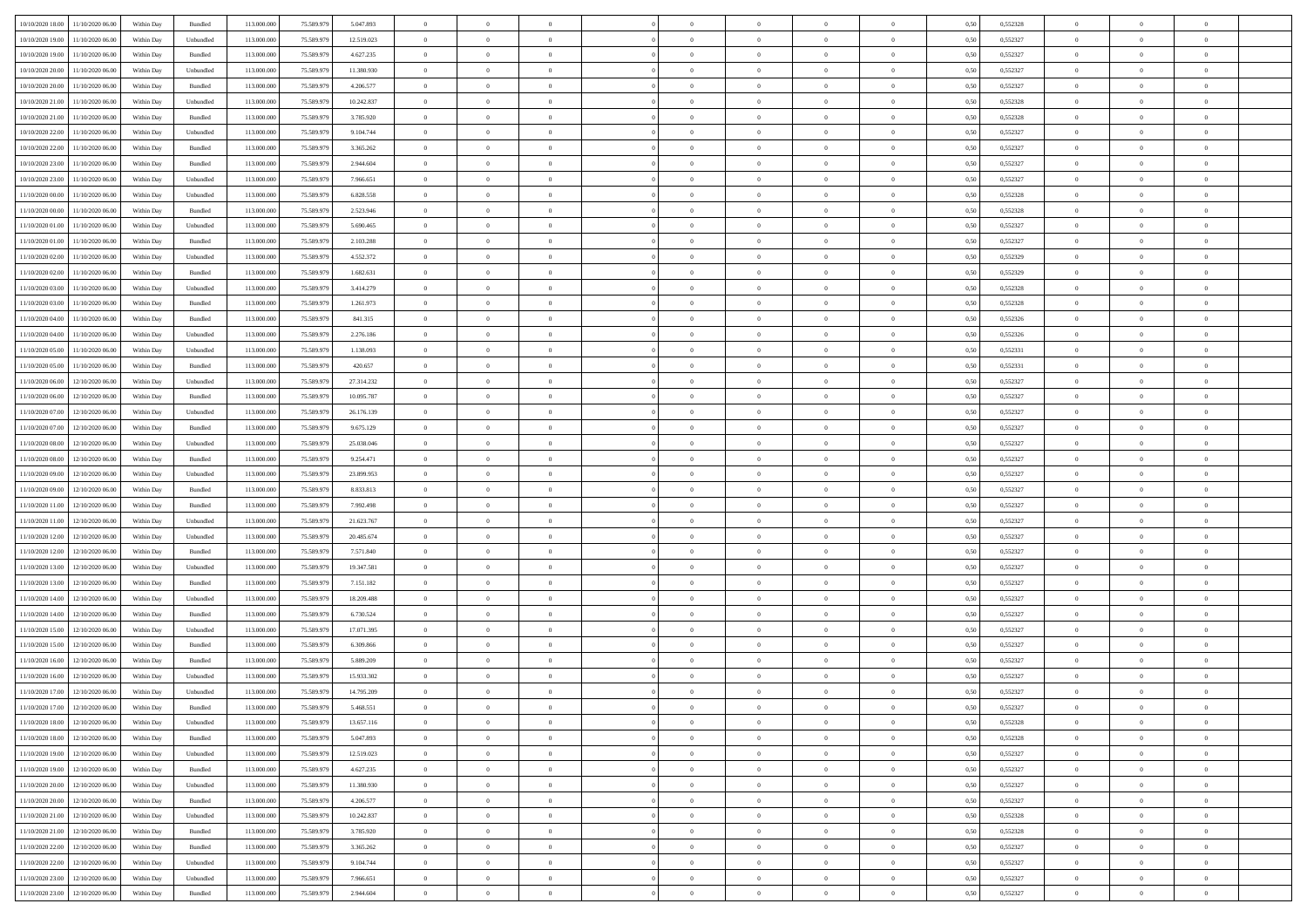| | | | | | | | | | | | | | | | | | | | | | |
|---|---|---|---|---|---|---|---|---|---|---|---|---|---|---|---|---|---|---|---|---|---|
| 10/10/2020 18:00 | 11/10/2020 06:00 | Within Day | Bundled | 113.000.000 | 75.589.979 | 5.047.893 | 0 | 0 | 0 | | 0 | 0 | 0 | 0 | 0 | 0,50 | 0,552328 | 0 | 0 | 0 | |
| 10/10/2020 19:00 | 11/10/2020 06:00 | Within Day | Unbundled | 113.000.000 | 75.589.979 | 12.519.023 | 0 | 0 | 0 | | 0 | 0 | 0 | 0 | 0 | 0,50 | 0,552327 | 0 | 0 | 0 | |
| 10/10/2020 19:00 | 11/10/2020 06:00 | Within Day | Bundled | 113.000.000 | 75.589.979 | 4.627.235 | 0 | 0 | 0 | | 0 | 0 | 0 | 0 | 0 | 0,50 | 0,552327 | 0 | 0 | 0 | |
| 10/10/2020 20:00 | 11/10/2020 06:00 | Within Day | Unbundled | 113.000.000 | 75.589.979 | 11.380.930 | 0 | 0 | 0 | | 0 | 0 | 0 | 0 | 0 | 0,50 | 0,552327 | 0 | 0 | 0 | |
| 10/10/2020 20:00 | 11/10/2020 06:00 | Within Day | Bundled | 113.000.000 | 75.589.979 | 4.206.577 | 0 | 0 | 0 | | 0 | 0 | 0 | 0 | 0 | 0,50 | 0,552327 | 0 | 0 | 0 | |
| 10/10/2020 21:00 | 11/10/2020 06:00 | Within Day | Unbundled | 113.000.000 | 75.589.979 | 10.242.837 | 0 | 0 | 0 | | 0 | 0 | 0 | 0 | 0 | 0,50 | 0,552328 | 0 | 0 | 0 | |
| 10/10/2020 21:00 | 11/10/2020 06:00 | Within Day | Bundled | 113.000.000 | 75.589.979 | 3.785.920 | 0 | 0 | 0 | | 0 | 0 | 0 | 0 | 0 | 0,50 | 0,552328 | 0 | 0 | 0 | |
| 10/10/2020 22:00 | 11/10/2020 06:00 | Within Day | Unbundled | 113.000.000 | 75.589.979 | 9.104.744 | 0 | 0 | 0 | | 0 | 0 | 0 | 0 | 0 | 0,50 | 0,552327 | 0 | 0 | 0 | |
| 10/10/2020 22:00 | 11/10/2020 06:00 | Within Day | Bundled | 113.000.000 | 75.589.979 | 3.365.262 | 0 | 0 | 0 | | 0 | 0 | 0 | 0 | 0 | 0,50 | 0,552327 | 0 | 0 | 0 | |
| 10/10/2020 23:00 | 11/10/2020 06:00 | Within Day | Bundled | 113.000.000 | 75.589.979 | 2.944.604 | 0 | 0 | 0 | | 0 | 0 | 0 | 0 | 0 | 0,50 | 0,552327 | 0 | 0 | 0 | |
| 10/10/2020 23:00 | 11/10/2020 06:00 | Within Day | Unbundled | 113.000.000 | 75.589.979 | 7.966.651 | 0 | 0 | 0 | | 0 | 0 | 0 | 0 | 0 | 0,50 | 0,552327 | 0 | 0 | 0 | |
| 11/10/2020 00:00 | 11/10/2020 06:00 | Within Day | Unbundled | 113.000.000 | 75.589.979 | 6.828.558 | 0 | 0 | 0 | | 0 | 0 | 0 | 0 | 0 | 0,50 | 0,552328 | 0 | 0 | 0 | |
| 11/10/2020 00:00 | 11/10/2020 06:00 | Within Day | Bundled | 113.000.000 | 75.589.979 | 2.523.946 | 0 | 0 | 0 | | 0 | 0 | 0 | 0 | 0 | 0,50 | 0,552328 | 0 | 0 | 0 | |
| 11/10/2020 01:00 | 11/10/2020 06:00 | Within Day | Unbundled | 113.000.000 | 75.589.979 | 5.690.465 | 0 | 0 | 0 | | 0 | 0 | 0 | 0 | 0 | 0,50 | 0,552327 | 0 | 0 | 0 | |
| 11/10/2020 01:00 | 11/10/2020 06:00 | Within Day | Bundled | 113.000.000 | 75.589.979 | 2.103.288 | 0 | 0 | 0 | | 0 | 0 | 0 | 0 | 0 | 0,50 | 0,552327 | 0 | 0 | 0 | |
| 11/10/2020 02:00 | 11/10/2020 06:00 | Within Day | Unbundled | 113.000.000 | 75.589.979 | 4.552.372 | 0 | 0 | 0 | | 0 | 0 | 0 | 0 | 0 | 0,50 | 0,552329 | 0 | 0 | 0 | |
| 11/10/2020 02:00 | 11/10/2020 06:00 | Within Day | Bundled | 113.000.000 | 75.589.979 | 1.682.631 | 0 | 0 | 0 | | 0 | 0 | 0 | 0 | 0 | 0,50 | 0,552329 | 0 | 0 | 0 | |
| 11/10/2020 03:00 | 11/10/2020 06:00 | Within Day | Unbundled | 113.000.000 | 75.589.979 | 3.414.279 | 0 | 0 | 0 | | 0 | 0 | 0 | 0 | 0 | 0,50 | 0,552328 | 0 | 0 | 0 | |
| 11/10/2020 03:00 | 11/10/2020 06:00 | Within Day | Bundled | 113.000.000 | 75.589.979 | 1.261.973 | 0 | 0 | 0 | | 0 | 0 | 0 | 0 | 0 | 0,50 | 0,552328 | 0 | 0 | 0 | |
| 11/10/2020 04:00 | 11/10/2020 06:00 | Within Day | Bundled | 113.000.000 | 75.589.979 | 841.315 | 0 | 0 | 0 | | 0 | 0 | 0 | 0 | 0 | 0,50 | 0,552326 | 0 | 0 | 0 | |
| 11/10/2020 04:00 | 11/10/2020 06:00 | Within Day | Unbundled | 113.000.000 | 75.589.979 | 2.276.186 | 0 | 0 | 0 | | 0 | 0 | 0 | 0 | 0 | 0,50 | 0,552326 | 0 | 0 | 0 | |
| 11/10/2020 05:00 | 11/10/2020 06:00 | Within Day | Unbundled | 113.000.000 | 75.589.979 | 1.138.093 | 0 | 0 | 0 | | 0 | 0 | 0 | 0 | 0 | 0,50 | 0,552331 | 0 | 0 | 0 | |
| 11/10/2020 05:00 | 11/10/2020 06:00 | Within Day | Bundled | 113.000.000 | 75.589.979 | 420.657 | 0 | 0 | 0 | | 0 | 0 | 0 | 0 | 0 | 0,50 | 0,552331 | 0 | 0 | 0 | |
| 11/10/2020 06:00 | 12/10/2020 06:00 | Within Day | Unbundled | 113.000.000 | 75.589.979 | 27.314.232 | 0 | 0 | 0 | | 0 | 0 | 0 | 0 | 0 | 0,50 | 0,552327 | 0 | 0 | 0 | |
| 11/10/2020 06:00 | 12/10/2020 06:00 | Within Day | Bundled | 113.000.000 | 75.589.979 | 10.095.787 | 0 | 0 | 0 | | 0 | 0 | 0 | 0 | 0 | 0,50 | 0,552327 | 0 | 0 | 0 | |
| 11/10/2020 07:00 | 12/10/2020 06:00 | Within Day | Unbundled | 113.000.000 | 75.589.979 | 26.176.139 | 0 | 0 | 0 | | 0 | 0 | 0 | 0 | 0 | 0,50 | 0,552327 | 0 | 0 | 0 | |
| 11/10/2020 07:00 | 12/10/2020 06:00 | Within Day | Bundled | 113.000.000 | 75.589.979 | 9.675.129 | 0 | 0 | 0 | | 0 | 0 | 0 | 0 | 0 | 0,50 | 0,552327 | 0 | 0 | 0 | |
| 11/10/2020 08:00 | 12/10/2020 06:00 | Within Day | Unbundled | 113.000.000 | 75.589.979 | 25.038.046 | 0 | 0 | 0 | | 0 | 0 | 0 | 0 | 0 | 0,50 | 0,552327 | 0 | 0 | 0 | |
| 11/10/2020 08:00 | 12/10/2020 06:00 | Within Day | Bundled | 113.000.000 | 75.589.979 | 9.254.471 | 0 | 0 | 0 | | 0 | 0 | 0 | 0 | 0 | 0,50 | 0,552327 | 0 | 0 | 0 | |
| 11/10/2020 09:00 | 12/10/2020 06:00 | Within Day | Unbundled | 113.000.000 | 75.589.979 | 23.899.953 | 0 | 0 | 0 | | 0 | 0 | 0 | 0 | 0 | 0,50 | 0,552327 | 0 | 0 | 0 | |
| 11/10/2020 09:00 | 12/10/2020 06:00 | Within Day | Bundled | 113.000.000 | 75.589.979 | 8.833.813 | 0 | 0 | 0 | | 0 | 0 | 0 | 0 | 0 | 0,50 | 0,552327 | 0 | 0 | 0 | |
| 11/10/2020 11:00 | 12/10/2020 06:00 | Within Day | Bundled | 113.000.000 | 75.589.979 | 7.992.498 | 0 | 0 | 0 | | 0 | 0 | 0 | 0 | 0 | 0,50 | 0,552327 | 0 | 0 | 0 | |
| 11/10/2020 11:00 | 12/10/2020 06:00 | Within Day | Unbundled | 113.000.000 | 75.589.979 | 21.623.767 | 0 | 0 | 0 | | 0 | 0 | 0 | 0 | 0 | 0,50 | 0,552327 | 0 | 0 | 0 | |
| 11/10/2020 12:00 | 12/10/2020 06:00 | Within Day | Unbundled | 113.000.000 | 75.589.979 | 20.485.674 | 0 | 0 | 0 | | 0 | 0 | 0 | 0 | 0 | 0,50 | 0,552327 | 0 | 0 | 0 | |
| 11/10/2020 12:00 | 12/10/2020 06:00 | Within Day | Bundled | 113.000.000 | 75.589.979 | 7.571.840 | 0 | 0 | 0 | | 0 | 0 | 0 | 0 | 0 | 0,50 | 0,552327 | 0 | 0 | 0 | |
| 11/10/2020 13:00 | 12/10/2020 06:00 | Within Day | Unbundled | 113.000.000 | 75.589.979 | 19.347.581 | 0 | 0 | 0 | | 0 | 0 | 0 | 0 | 0 | 0,50 | 0,552327 | 0 | 0 | 0 | |
| 11/10/2020 13:00 | 12/10/2020 06:00 | Within Day | Bundled | 113.000.000 | 75.589.979 | 7.151.182 | 0 | 0 | 0 | | 0 | 0 | 0 | 0 | 0 | 0,50 | 0,552327 | 0 | 0 | 0 | |
| 11/10/2020 14:00 | 12/10/2020 06:00 | Within Day | Unbundled | 113.000.000 | 75.589.979 | 18.209.488 | 0 | 0 | 0 | | 0 | 0 | 0 | 0 | 0 | 0,50 | 0,552327 | 0 | 0 | 0 | |
| 11/10/2020 14:00 | 12/10/2020 06:00 | Within Day | Bundled | 113.000.000 | 75.589.979 | 6.730.524 | 0 | 0 | 0 | | 0 | 0 | 0 | 0 | 0 | 0,50 | 0,552327 | 0 | 0 | 0 | |
| 11/10/2020 15:00 | 12/10/2020 06:00 | Within Day | Unbundled | 113.000.000 | 75.589.979 | 17.071.395 | 0 | 0 | 0 | | 0 | 0 | 0 | 0 | 0 | 0,50 | 0,552327 | 0 | 0 | 0 | |
| 11/10/2020 15:00 | 12/10/2020 06:00 | Within Day | Bundled | 113.000.000 | 75.589.979 | 6.309.866 | 0 | 0 | 0 | | 0 | 0 | 0 | 0 | 0 | 0,50 | 0,552327 | 0 | 0 | 0 | |
| 11/10/2020 16:00 | 12/10/2020 06:00 | Within Day | Bundled | 113.000.000 | 75.589.979 | 5.889.209 | 0 | 0 | 0 | | 0 | 0 | 0 | 0 | 0 | 0,50 | 0,552327 | 0 | 0 | 0 | |
| 11/10/2020 16:00 | 12/10/2020 06:00 | Within Day | Unbundled | 113.000.000 | 75.589.979 | 15.933.302 | 0 | 0 | 0 | | 0 | 0 | 0 | 0 | 0 | 0,50 | 0,552327 | 0 | 0 | 0 | |
| 11/10/2020 17:00 | 12/10/2020 06:00 | Within Day | Unbundled | 113.000.000 | 75.589.979 | 14.795.209 | 0 | 0 | 0 | | 0 | 0 | 0 | 0 | 0 | 0,50 | 0,552327 | 0 | 0 | 0 | |
| 11/10/2020 17:00 | 12/10/2020 06:00 | Within Day | Bundled | 113.000.000 | 75.589.979 | 5.468.551 | 0 | 0 | 0 | | 0 | 0 | 0 | 0 | 0 | 0,50 | 0,552327 | 0 | 0 | 0 | |
| 11/10/2020 18:00 | 12/10/2020 06:00 | Within Day | Unbundled | 113.000.000 | 75.589.979 | 13.657.116 | 0 | 0 | 0 | | 0 | 0 | 0 | 0 | 0 | 0,50 | 0,552328 | 0 | 0 | 0 | |
| 11/10/2020 18:00 | 12/10/2020 06:00 | Within Day | Bundled | 113.000.000 | 75.589.979 | 5.047.893 | 0 | 0 | 0 | | 0 | 0 | 0 | 0 | 0 | 0,50 | 0,552328 | 0 | 0 | 0 | |
| 11/10/2020 19:00 | 12/10/2020 06:00 | Within Day | Unbundled | 113.000.000 | 75.589.979 | 12.519.023 | 0 | 0 | 0 | | 0 | 0 | 0 | 0 | 0 | 0,50 | 0,552327 | 0 | 0 | 0 | |
| 11/10/2020 19:00 | 12/10/2020 06:00 | Within Day | Bundled | 113.000.000 | 75.589.979 | 4.627.235 | 0 | 0 | 0 | | 0 | 0 | 0 | 0 | 0 | 0,50 | 0,552327 | 0 | 0 | 0 | |
| 11/10/2020 20:00 | 12/10/2020 06:00 | Within Day | Unbundled | 113.000.000 | 75.589.979 | 11.380.930 | 0 | 0 | 0 | | 0 | 0 | 0 | 0 | 0 | 0,50 | 0,552327 | 0 | 0 | 0 | |
| 11/10/2020 20:00 | 12/10/2020 06:00 | Within Day | Bundled | 113.000.000 | 75.589.979 | 4.206.577 | 0 | 0 | 0 | | 0 | 0 | 0 | 0 | 0 | 0,50 | 0,552327 | 0 | 0 | 0 | |
| 11/10/2020 21:00 | 12/10/2020 06:00 | Within Day | Unbundled | 113.000.000 | 75.589.979 | 10.242.837 | 0 | 0 | 0 | | 0 | 0 | 0 | 0 | 0 | 0,50 | 0,552328 | 0 | 0 | 0 | |
| 11/10/2020 21:00 | 12/10/2020 06:00 | Within Day | Bundled | 113.000.000 | 75.589.979 | 3.785.920 | 0 | 0 | 0 | | 0 | 0 | 0 | 0 | 0 | 0,50 | 0,552328 | 0 | 0 | 0 | |
| 11/10/2020 22:00 | 12/10/2020 06:00 | Within Day | Bundled | 113.000.000 | 75.589.979 | 3.365.262 | 0 | 0 | 0 | | 0 | 0 | 0 | 0 | 0 | 0,50 | 0,552327 | 0 | 0 | 0 | |
| 11/10/2020 22:00 | 12/10/2020 06:00 | Within Day | Unbundled | 113.000.000 | 75.589.979 | 9.104.744 | 0 | 0 | 0 | | 0 | 0 | 0 | 0 | 0 | 0,50 | 0,552327 | 0 | 0 | 0 | |
| 11/10/2020 23:00 | 12/10/2020 06:00 | Within Day | Unbundled | 113.000.000 | 75.589.979 | 7.966.651 | 0 | 0 | 0 | | 0 | 0 | 0 | 0 | 0 | 0,50 | 0,552327 | 0 | 0 | 0 | |
| 11/10/2020 23:00 | 12/10/2020 06:00 | Within Day | Bundled | 113.000.000 | 75.589.979 | 2.944.604 | 0 | 0 | 0 | | 0 | 0 | 0 | 0 | 0 | 0,50 | 0,552327 | 0 | 0 | 0 | |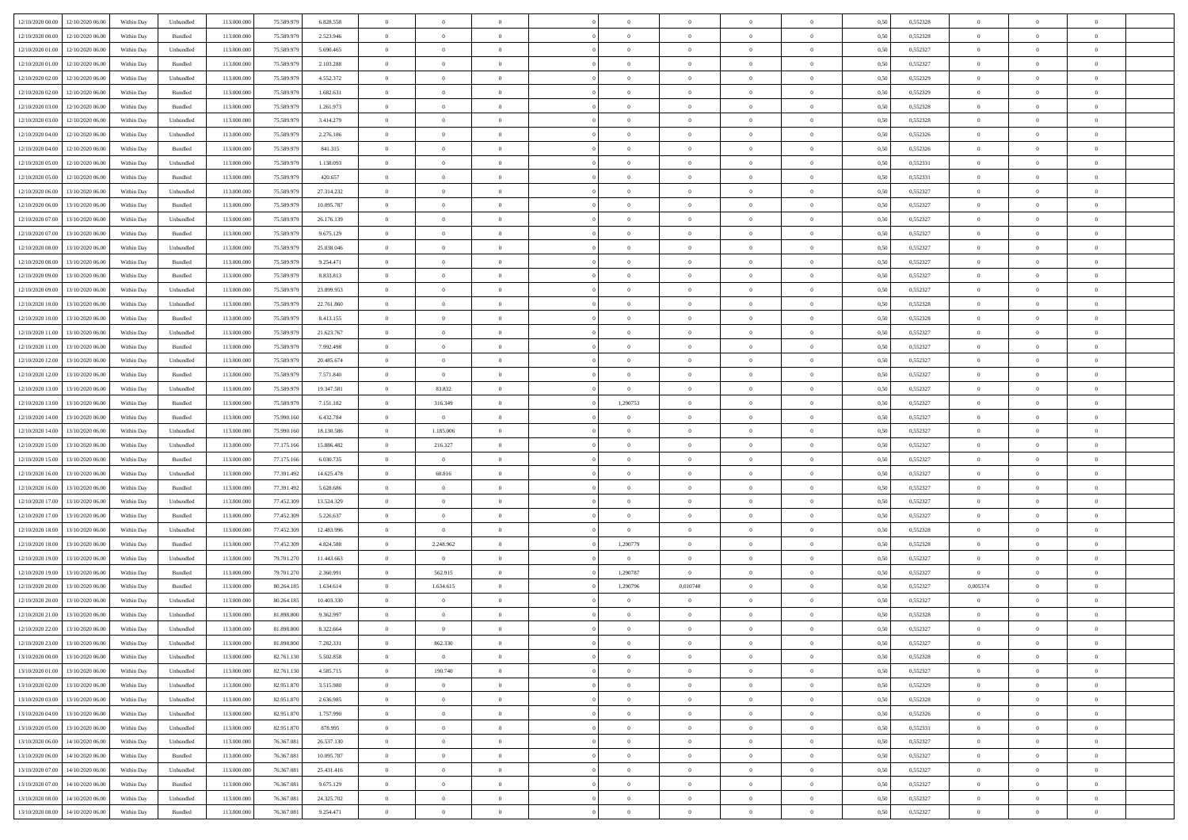| | | | | | | | | | | | | | | | | | | | | |
|---|---|---|---|---|---|---|---|---|---|---|---|---|---|---|---|---|---|---|---|---|
| 12/10/2020 00.00 | 12/10/2020 06.00 | Within Day | Unbundled | 113.000.000 | 75.589.979 | 6.828.558 | 0 | 0 | 0 | | 0 | 0 | 0 | 0 | 0,50 | 0,552328 | 0 | 0 | 0 | |
| 12/10/2020 00.00 | 12/10/2020 06.00 | Within Day | Bundled | 113.000.000 | 75.589.979 | 2.523.946 | 0 | 0 | 0 | | 0 | 0 | 0 | 0 | 0,50 | 0,552328 | 0 | 0 | 0 | |
| 12/10/2020 01.00 | 12/10/2020 06.00 | Within Day | Unbundled | 113.000.000 | 75.589.979 | 5.690.465 | 0 | 0 | 0 | | 0 | 0 | 0 | 0 | 0,50 | 0,552327 | 0 | 0 | 0 | |
| 12/10/2020 01.00 | 12/10/2020 06.00 | Within Day | Bundled | 113.000.000 | 75.589.979 | 2.103.288 | 0 | 0 | 0 | | 0 | 0 | 0 | 0 | 0,50 | 0,552327 | 0 | 0 | 0 | |
| 12/10/2020 02.00 | 12/10/2020 06.00 | Within Day | Unbundled | 113.000.000 | 75.589.979 | 4.552.372 | 0 | 0 | 0 | | 0 | 0 | 0 | 0 | 0,50 | 0,552329 | 0 | 0 | 0 | |
| 12/10/2020 02.00 | 12/10/2020 06.00 | Within Day | Bundled | 113.000.000 | 75.589.979 | 1.682.631 | 0 | 0 | 0 | | 0 | 0 | 0 | 0 | 0,50 | 0,552329 | 0 | 0 | 0 | |
| 12/10/2020 03.00 | 12/10/2020 06.00 | Within Day | Bundled | 113.000.000 | 75.589.979 | 1.261.973 | 0 | 0 | 0 | | 0 | 0 | 0 | 0 | 0,50 | 0,552328 | 0 | 0 | 0 | |
| 12/10/2020 03.00 | 12/10/2020 06.00 | Within Day | Unbundled | 113.000.000 | 75.589.979 | 3.414.279 | 0 | 0 | 0 | | 0 | 0 | 0 | 0 | 0,50 | 0,552328 | 0 | 0 | 0 | |
| 12/10/2020 04.00 | 12/10/2020 06.00 | Within Day | Unbundled | 113.000.000 | 75.589.979 | 2.276.186 | 0 | 0 | 0 | | 0 | 0 | 0 | 0 | 0,50 | 0,552326 | 0 | 0 | 0 | |
| 12/10/2020 04.00 | 12/10/2020 06.00 | Within Day | Bundled | 113.000.000 | 75.589.979 | 841.315 | 0 | 0 | 0 | | 0 | 0 | 0 | 0 | 0,50 | 0,552326 | 0 | 0 | 0 | |
| 12/10/2020 05.00 | 12/10/2020 06.00 | Within Day | Unbundled | 113.000.000 | 75.589.979 | 1.138.093 | 0 | 0 | 0 | | 0 | 0 | 0 | 0 | 0,50 | 0,552331 | 0 | 0 | 0 | |
| 12/10/2020 05.00 | 12/10/2020 06.00 | Within Day | Bundled | 113.000.000 | 75.589.979 | 420.657 | 0 | 0 | 0 | | 0 | 0 | 0 | 0 | 0,50 | 0,552331 | 0 | 0 | 0 | |
| 12/10/2020 06.00 | 13/10/2020 06.00 | Within Day | Unbundled | 113.000.000 | 75.589.979 | 27.314.232 | 0 | 0 | 0 | | 0 | 0 | 0 | 0 | 0,50 | 0,552327 | 0 | 0 | 0 | |
| 12/10/2020 06.00 | 13/10/2020 06.00 | Within Day | Bundled | 113.000.000 | 75.589.979 | 10.095.787 | 0 | 0 | 0 | | 0 | 0 | 0 | 0 | 0,50 | 0,552327 | 0 | 0 | 0 | |
| 12/10/2020 07.00 | 13/10/2020 06.00 | Within Day | Unbundled | 113.000.000 | 75.589.979 | 26.176.139 | 0 | 0 | 0 | | 0 | 0 | 0 | 0 | 0,50 | 0,552327 | 0 | 0 | 0 | |
| 12/10/2020 07.00 | 13/10/2020 06.00 | Within Day | Bundled | 113.000.000 | 75.589.979 | 9.675.129 | 0 | 0 | 0 | | 0 | 0 | 0 | 0 | 0,50 | 0,552327 | 0 | 0 | 0 | |
| 12/10/2020 08.00 | 13/10/2020 06.00 | Within Day | Unbundled | 113.000.000 | 75.589.979 | 25.038.046 | 0 | 0 | 0 | | 0 | 0 | 0 | 0 | 0,50 | 0,552327 | 0 | 0 | 0 | |
| 12/10/2020 08.00 | 13/10/2020 06.00 | Within Day | Bundled | 113.000.000 | 75.589.979 | 9.254.471 | 0 | 0 | 0 | | 0 | 0 | 0 | 0 | 0,50 | 0,552327 | 0 | 0 | 0 | |
| 12/10/2020 09.00 | 13/10/2020 06.00 | Within Day | Bundled | 113.000.000 | 75.589.979 | 8.833.813 | 0 | 0 | 0 | | 0 | 0 | 0 | 0 | 0,50 | 0,552327 | 0 | 0 | 0 | |
| 12/10/2020 09.00 | 13/10/2020 06.00 | Within Day | Unbundled | 113.000.000 | 75.589.979 | 23.899.953 | 0 | 0 | 0 | | 0 | 0 | 0 | 0 | 0,50 | 0,552327 | 0 | 0 | 0 | |
| 12/10/2020 10.00 | 13/10/2020 06.00 | Within Day | Unbundled | 113.000.000 | 75.589.979 | 22.761.860 | 0 | 0 | 0 | | 0 | 0 | 0 | 0 | 0,50 | 0,552328 | 0 | 0 | 0 | |
| 12/10/2020 10.00 | 13/10/2020 06.00 | Within Day | Bundled | 113.000.000 | 75.589.979 | 8.413.155 | 0 | 0 | 0 | | 0 | 0 | 0 | 0 | 0,50 | 0,552328 | 0 | 0 | 0 | |
| 12/10/2020 11.00 | 13/10/2020 06.00 | Within Day | Unbundled | 113.000.000 | 75.589.979 | 21.623.767 | 0 | 0 | 0 | | 0 | 0 | 0 | 0 | 0,50 | 0,552327 | 0 | 0 | 0 | |
| 12/10/2020 11.00 | 13/10/2020 06.00 | Within Day | Bundled | 113.000.000 | 75.589.979 | 7.992.498 | 0 | 0 | 0 | | 0 | 0 | 0 | 0 | 0,50 | 0,552327 | 0 | 0 | 0 | |
| 12/10/2020 12.00 | 13/10/2020 06.00 | Within Day | Unbundled | 113.000.000 | 75.589.979 | 20.485.674 | 0 | 0 | 0 | | 0 | 0 | 0 | 0 | 0,50 | 0,552327 | 0 | 0 | 0 | |
| 12/10/2020 12.00 | 13/10/2020 06.00 | Within Day | Bundled | 113.000.000 | 75.589.979 | 7.571.840 | 0 | 0 | 0 | | 0 | 0 | 0 | 0 | 0,50 | 0,552327 | 0 | 0 | 0 | |
| 12/10/2020 13.00 | 13/10/2020 06.00 | Within Day | Unbundled | 113.000.000 | 75.589.979 | 19.347.581 | 0 | 83.832 | 0 | | 0 | 0 | 0 | 0 | 0,50 | 0,552327 | 0 | 0 | 0 | |
| 12/10/2020 13.00 | 13/10/2020 06.00 | Within Day | Bundled | 113.000.000 | 75.589.979 | 7.151.182 | 0 | 316.349 | 0 | | 1,290753 | 0 | 0 | 0 | 0,50 | 0,552327 | 0 | 0 | 0 | |
| 12/10/2020 14.00 | 13/10/2020 06.00 | Within Day | Bundled | 113.000.000 | 75.990.160 | 6.432.784 | 0 | 0 | 0 | | 0 | 0 | 0 | 0 | 0,50 | 0,552327 | 0 | 0 | 0 | |
| 12/10/2020 14.00 | 13/10/2020 06.00 | Within Day | Unbundled | 113.000.000 | 75.990.160 | 18.130.586 | 0 | 1.185.006 | 0 | | 0 | 0 | 0 | 0 | 0,50 | 0,552327 | 0 | 0 | 0 | |
| 12/10/2020 15.00 | 13/10/2020 06.00 | Within Day | Unbundled | 113.000.000 | 77.175.166 | 15.886.482 | 0 | 216.327 | 0 | | 0 | 0 | 0 | 0 | 0,50 | 0,552327 | 0 | 0 | 0 | |
| 12/10/2020 15.00 | 13/10/2020 06.00 | Within Day | Bundled | 113.000.000 | 77.175.166 | 6.030.735 | 0 | 0 | 0 | | 0 | 0 | 0 | 0 | 0,50 | 0,552327 | 0 | 0 | 0 | |
| 12/10/2020 16.00 | 13/10/2020 06.00 | Within Day | Unbundled | 113.000.000 | 77.391.492 | 14.625.478 | 0 | 60.816 | 0 | | 0 | 0 | 0 | 0 | 0,50 | 0,552327 | 0 | 0 | 0 | |
| 12/10/2020 16.00 | 13/10/2020 06.00 | Within Day | Bundled | 113.000.000 | 77.391.492 | 5.628.686 | 0 | 0 | 0 | | 0 | 0 | 0 | 0 | 0,50 | 0,552327 | 0 | 0 | 0 | |
| 12/10/2020 17.00 | 13/10/2020 06.00 | Within Day | Unbundled | 113.000.000 | 77.452.309 | 13.524.329 | 0 | 0 | 0 | | 0 | 0 | 0 | 0 | 0,50 | 0,552327 | 0 | 0 | 0 | |
| 12/10/2020 17.00 | 13/10/2020 06.00 | Within Day | Bundled | 113.000.000 | 77.452.309 | 5.226.637 | 0 | 0 | 0 | | 0 | 0 | 0 | 0 | 0,50 | 0,552327 | 0 | 0 | 0 | |
| 12/10/2020 18.00 | 13/10/2020 06.00 | Within Day | Unbundled | 113.000.000 | 77.452.309 | 12.483.996 | 0 | 0 | 0 | | 0 | 0 | 0 | 0 | 0,50 | 0,552328 | 0 | 0 | 0 | |
| 12/10/2020 18.00 | 13/10/2020 06.00 | Within Day | Bundled | 113.000.000 | 77.452.309 | 4.824.588 | 0 | 2.248.962 | 0 | | 1,290779 | 0 | 0 | 0 | 0,50 | 0,552328 | 0 | 0 | 0 | |
| 12/10/2020 19.00 | 13/10/2020 06.00 | Within Day | Unbundled | 113.000.000 | 79.701.270 | 11.443.663 | 0 | 0 | 0 | | 0 | 0 | 0 | 0 | 0,50 | 0,552327 | 0 | 0 | 0 | |
| 12/10/2020 19.00 | 13/10/2020 06.00 | Within Day | Bundled | 113.000.000 | 79.701.270 | 2.360.991 | 0 | 562.915 | 0 | | 1,290787 | 0 | 0 | 0 | 0,50 | 0,552327 | 0 | 0 | 0 | |
| 12/10/2020 20.00 | 13/10/2020 06.00 | Within Day | Bundled | 113.000.000 | 80.264.185 | 1.634.614 | 0 | 1.634.615 | 0 | | 1,290796 | 0,010748 | 0 | 0 | 0,50 | 0,552327 | 0,005374 | 0 | 0 | |
| 12/10/2020 20.00 | 13/10/2020 06.00 | Within Day | Unbundled | 113.000.000 | 80.264.185 | 10.403.330 | 0 | 0 | 0 | | 0 | 0 | 0 | 0 | 0,50 | 0,552327 | 0 | 0 | 0 | |
| 12/10/2020 21.00 | 13/10/2020 06.00 | Within Day | Unbundled | 113.000.000 | 81.898.800 | 9.362.997 | 0 | 0 | 0 | | 0 | 0 | 0 | 0 | 0,50 | 0,552328 | 0 | 0 | 0 | |
| 12/10/2020 22.00 | 13/10/2020 06.00 | Within Day | Unbundled | 113.000.000 | 81.898.800 | 8.322.664 | 0 | 0 | 0 | | 0 | 0 | 0 | 0 | 0,50 | 0,552327 | 0 | 0 | 0 | |
| 12/10/2020 23.00 | 13/10/2020 06.00 | Within Day | Unbundled | 113.000.000 | 81.898.800 | 7.282.331 | 0 | 862.330 | 0 | | 0 | 0 | 0 | 0 | 0,50 | 0,552327 | 0 | 0 | 0 | |
| 13/10/2020 00.00 | 13/10/2020 06.00 | Within Day | Unbundled | 113.000.000 | 82.761.130 | 5.502.858 | 0 | 0 | 0 | | 0 | 0 | 0 | 0 | 0,50 | 0,552328 | 0 | 0 | 0 | |
| 13/10/2020 01.00 | 13/10/2020 06.00 | Within Day | Unbundled | 113.000.000 | 82.761.130 | 4.585.715 | 0 | 190.740 | 0 | | 0 | 0 | 0 | 0 | 0,50 | 0,552327 | 0 | 0 | 0 | |
| 13/10/2020 02.00 | 13/10/2020 06.00 | Within Day | Unbundled | 113.000.000 | 82.951.870 | 3.515.980 | 0 | 0 | 0 | | 0 | 0 | 0 | 0 | 0,50 | 0,552329 | 0 | 0 | 0 | |
| 13/10/2020 03.00 | 13/10/2020 06.00 | Within Day | Unbundled | 113.000.000 | 82.951.870 | 2.636.985 | 0 | 0 | 0 | | 0 | 0 | 0 | 0 | 0,50 | 0,552328 | 0 | 0 | 0 | |
| 13/10/2020 04.00 | 13/10/2020 06.00 | Within Day | Unbundled | 113.000.000 | 82.951.870 | 1.757.990 | 0 | 0 | 0 | | 0 | 0 | 0 | 0 | 0,50 | 0,552326 | 0 | 0 | 0 | |
| 13/10/2020 05.00 | 13/10/2020 06.00 | Within Day | Unbundled | 113.000.000 | 82.951.870 | 878.995 | 0 | 0 | 0 | | 0 | 0 | 0 | 0 | 0,50 | 0,552331 | 0 | 0 | 0 | |
| 13/10/2020 06.00 | 14/10/2020 06.00 | Within Day | Unbundled | 113.000.000 | 76.367.081 | 26.537.130 | 0 | 0 | 0 | | 0 | 0 | 0 | 0 | 0,50 | 0,552327 | 0 | 0 | 0 | |
| 13/10/2020 06.00 | 14/10/2020 06.00 | Within Day | Bundled | 113.000.000 | 76.367.081 | 10.095.787 | 0 | 0 | 0 | | 0 | 0 | 0 | 0 | 0,50 | 0,552327 | 0 | 0 | 0 | |
| 13/10/2020 07.00 | 14/10/2020 06.00 | Within Day | Unbundled | 113.000.000 | 76.367.081 | 25.431.416 | 0 | 0 | 0 | | 0 | 0 | 0 | 0 | 0,50 | 0,552327 | 0 | 0 | 0 | |
| 13/10/2020 07.00 | 14/10/2020 06.00 | Within Day | Bundled | 113.000.000 | 76.367.081 | 9.675.129 | 0 | 0 | 0 | | 0 | 0 | 0 | 0 | 0,50 | 0,552327 | 0 | 0 | 0 | |
| 13/10/2020 08.00 | 14/10/2020 06.00 | Within Day | Unbundled | 113.000.000 | 76.367.081 | 24.325.702 | 0 | 0 | 0 | | 0 | 0 | 0 | 0 | 0,50 | 0,552327 | 0 | 0 | 0 | |
| 13/10/2020 08.00 | 14/10/2020 06.00 | Within Day | Bundled | 113.000.000 | 76.367.081 | 9.254.471 | 0 | 0 | 0 | | 0 | 0 | 0 | 0 | 0,50 | 0,552327 | 0 | 0 | 0 | |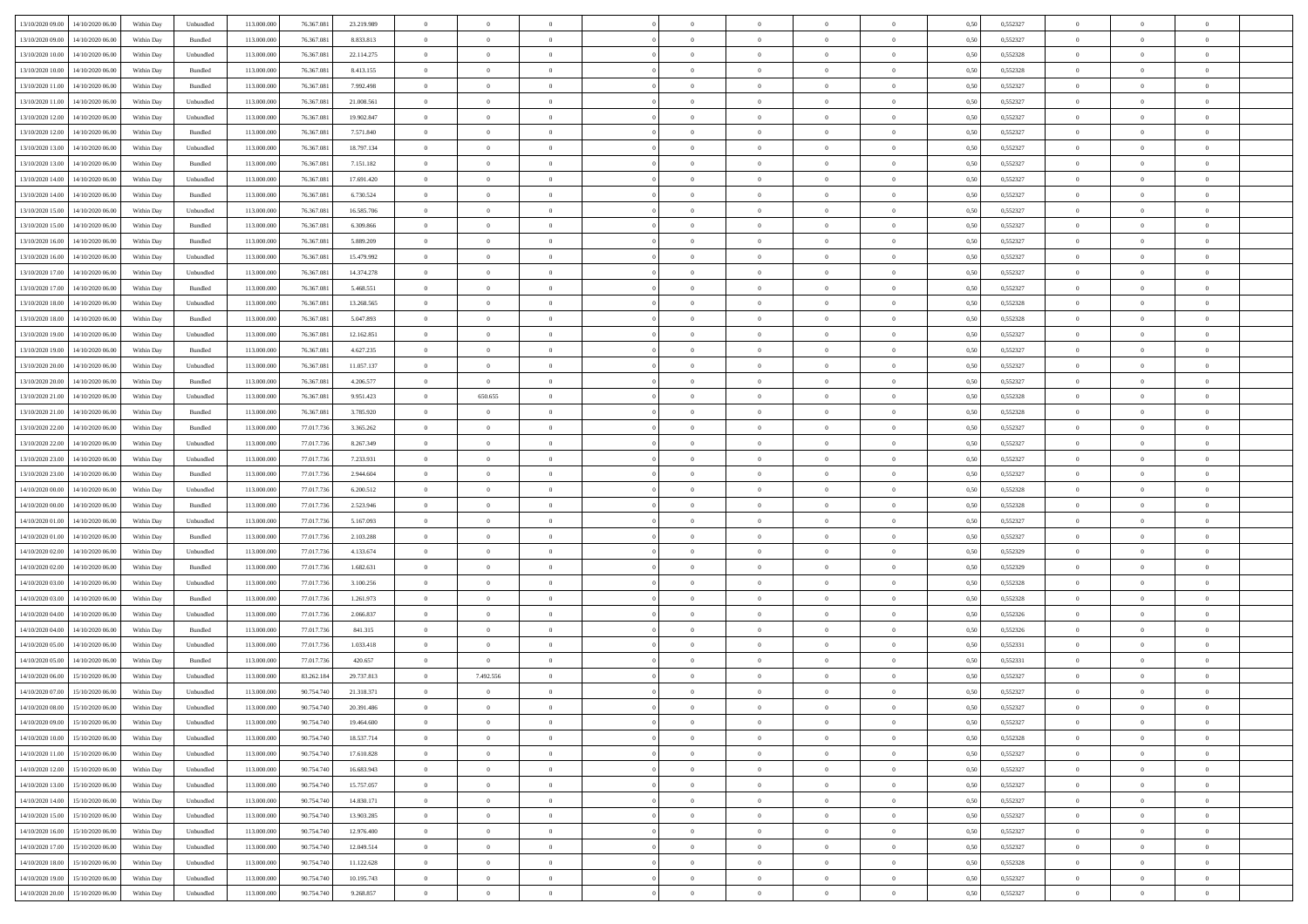| | | | | | | | | | | | | | | | | | | | | | |
|---|---|---|---|---|---|---|---|---|---|---|---|---|---|---|---|---|---|---|---|---|---|
| 13/10/2020 09:00 | 14/10/2020 06:00 | Within Day | Unbundled | 113.000.000 | 76.367.081 | 23.219.989 | 0 | 0 | 0 | | 0 | 0 | 0 | 0 | 0,50 | 0,552327 | 0 | 0 | 0 | |
| 13/10/2020 09:00 | 14/10/2020 06:00 | Within Day | Bundled | 113.000.000 | 76.367.081 | 8.833.813 | 0 | 0 | 0 | | 0 | 0 | 0 | 0 | 0,50 | 0,552327 | 0 | 0 | 0 | |
| 13/10/2020 10:00 | 14/10/2020 06:00 | Within Day | Unbundled | 113.000.000 | 76.367.081 | 22.114.275 | 0 | 0 | 0 | | 0 | 0 | 0 | 0 | 0,50 | 0,552328 | 0 | 0 | 0 | |
| 13/10/2020 10:00 | 14/10/2020 06:00 | Within Day | Bundled | 113.000.000 | 76.367.081 | 8.413.155 | 0 | 0 | 0 | | 0 | 0 | 0 | 0 | 0,50 | 0,552328 | 0 | 0 | 0 | |
| 13/10/2020 11:00 | 14/10/2020 06:00 | Within Day | Bundled | 113.000.000 | 76.367.081 | 7.992.498 | 0 | 0 | 0 | | 0 | 0 | 0 | 0 | 0,50 | 0,552327 | 0 | 0 | 0 | |
| 13/10/2020 11:00 | 14/10/2020 06:00 | Within Day | Unbundled | 113.000.000 | 76.367.081 | 21.008.561 | 0 | 0 | 0 | | 0 | 0 | 0 | 0 | 0,50 | 0,552327 | 0 | 0 | 0 | |
| 13/10/2020 12:00 | 14/10/2020 06:00 | Within Day | Unbundled | 113.000.000 | 76.367.081 | 19.902.847 | 0 | 0 | 0 | | 0 | 0 | 0 | 0 | 0,50 | 0,552327 | 0 | 0 | 0 | |
| 13/10/2020 12:00 | 14/10/2020 06:00 | Within Day | Bundled | 113.000.000 | 76.367.081 | 7.571.840 | 0 | 0 | 0 | | 0 | 0 | 0 | 0 | 0,50 | 0,552327 | 0 | 0 | 0 | |
| 13/10/2020 13:00 | 14/10/2020 06:00 | Within Day | Unbundled | 113.000.000 | 76.367.081 | 18.797.134 | 0 | 0 | 0 | | 0 | 0 | 0 | 0 | 0,50 | 0,552327 | 0 | 0 | 0 | |
| 13/10/2020 13:00 | 14/10/2020 06:00 | Within Day | Bundled | 113.000.000 | 76.367.081 | 7.151.182 | 0 | 0 | 0 | | 0 | 0 | 0 | 0 | 0,50 | 0,552327 | 0 | 0 | 0 | |
| 13/10/2020 14:00 | 14/10/2020 06:00 | Within Day | Unbundled | 113.000.000 | 76.367.081 | 17.691.420 | 0 | 0 | 0 | | 0 | 0 | 0 | 0 | 0,50 | 0,552327 | 0 | 0 | 0 | |
| 13/10/2020 14:00 | 14/10/2020 06:00 | Within Day | Bundled | 113.000.000 | 76.367.081 | 6.730.524 | 0 | 0 | 0 | | 0 | 0 | 0 | 0 | 0,50 | 0,552327 | 0 | 0 | 0 | |
| 13/10/2020 15:00 | 14/10/2020 06:00 | Within Day | Unbundled | 113.000.000 | 76.367.081 | 16.585.706 | 0 | 0 | 0 | | 0 | 0 | 0 | 0 | 0,50 | 0,552327 | 0 | 0 | 0 | |
| 13/10/2020 15:00 | 14/10/2020 06:00 | Within Day | Bundled | 113.000.000 | 76.367.081 | 6.309.866 | 0 | 0 | 0 | | 0 | 0 | 0 | 0 | 0,50 | 0,552327 | 0 | 0 | 0 | |
| 13/10/2020 16:00 | 14/10/2020 06:00 | Within Day | Bundled | 113.000.000 | 76.367.081 | 5.889.209 | 0 | 0 | 0 | | 0 | 0 | 0 | 0 | 0,50 | 0,552327 | 0 | 0 | 0 | |
| 13/10/2020 16:00 | 14/10/2020 06:00 | Within Day | Unbundled | 113.000.000 | 76.367.081 | 15.479.992 | 0 | 0 | 0 | | 0 | 0 | 0 | 0 | 0,50 | 0,552327 | 0 | 0 | 0 | |
| 13/10/2020 17:00 | 14/10/2020 06:00 | Within Day | Unbundled | 113.000.000 | 76.367.081 | 14.374.278 | 0 | 0 | 0 | | 0 | 0 | 0 | 0 | 0,50 | 0,552327 | 0 | 0 | 0 | |
| 13/10/2020 17:00 | 14/10/2020 06:00 | Within Day | Bundled | 113.000.000 | 76.367.081 | 5.468.551 | 0 | 0 | 0 | | 0 | 0 | 0 | 0 | 0,50 | 0,552327 | 0 | 0 | 0 | |
| 13/10/2020 18:00 | 14/10/2020 06:00 | Within Day | Unbundled | 113.000.000 | 76.367.081 | 13.268.565 | 0 | 0 | 0 | | 0 | 0 | 0 | 0 | 0,50 | 0,552328 | 0 | 0 | 0 | |
| 13/10/2020 18:00 | 14/10/2020 06:00 | Within Day | Bundled | 113.000.000 | 76.367.081 | 5.047.893 | 0 | 0 | 0 | | 0 | 0 | 0 | 0 | 0,50 | 0,552328 | 0 | 0 | 0 | |
| 13/10/2020 19:00 | 14/10/2020 06:00 | Within Day | Unbundled | 113.000.000 | 76.367.081 | 12.162.851 | 0 | 0 | 0 | | 0 | 0 | 0 | 0 | 0,50 | 0,552327 | 0 | 0 | 0 | |
| 13/10/2020 19:00 | 14/10/2020 06:00 | Within Day | Bundled | 113.000.000 | 76.367.081 | 4.627.235 | 0 | 0 | 0 | | 0 | 0 | 0 | 0 | 0,50 | 0,552327 | 0 | 0 | 0 | |
| 13/10/2020 20:00 | 14/10/2020 06:00 | Within Day | Unbundled | 113.000.000 | 76.367.081 | 11.057.137 | 0 | 0 | 0 | | 0 | 0 | 0 | 0 | 0,50 | 0,552327 | 0 | 0 | 0 | |
| 13/10/2020 20:00 | 14/10/2020 06:00 | Within Day | Bundled | 113.000.000 | 76.367.081 | 4.206.577 | 0 | 0 | 0 | | 0 | 0 | 0 | 0 | 0,50 | 0,552327 | 0 | 0 | 0 | |
| 13/10/2020 21:00 | 14/10/2020 06:00 | Within Day | Unbundled | 113.000.000 | 76.367.081 | 9.951.423 | 0 | 650.655 | 0 | | 0 | 0 | 0 | 0 | 0,50 | 0,552328 | 0 | 0 | 0 | |
| 13/10/2020 21:00 | 14/10/2020 06:00 | Within Day | Bundled | 113.000.000 | 76.367.081 | 3.785.920 | 0 | 0 | 0 | | 0 | 0 | 0 | 0 | 0,50 | 0,552328 | 0 | 0 | 0 | |
| 13/10/2020 22:00 | 14/10/2020 06:00 | Within Day | Bundled | 113.000.000 | 77.017.736 | 3.365.262 | 0 | 0 | 0 | | 0 | 0 | 0 | 0 | 0,50 | 0,552327 | 0 | 0 | 0 | |
| 13/10/2020 22:00 | 14/10/2020 06:00 | Within Day | Unbundled | 113.000.000 | 77.017.736 | 8.267.349 | 0 | 0 | 0 | | 0 | 0 | 0 | 0 | 0,50 | 0,552327 | 0 | 0 | 0 | |
| 13/10/2020 23:00 | 14/10/2020 06:00 | Within Day | Unbundled | 113.000.000 | 77.017.736 | 7.233.931 | 0 | 0 | 0 | | 0 | 0 | 0 | 0 | 0,50 | 0,552327 | 0 | 0 | 0 | |
| 13/10/2020 23:00 | 14/10/2020 06:00 | Within Day | Bundled | 113.000.000 | 77.017.736 | 2.944.604 | 0 | 0 | 0 | | 0 | 0 | 0 | 0 | 0,50 | 0,552327 | 0 | 0 | 0 | |
| 14/10/2020 00:00 | 14/10/2020 06:00 | Within Day | Unbundled | 113.000.000 | 77.017.736 | 6.200.512 | 0 | 0 | 0 | | 0 | 0 | 0 | 0 | 0,50 | 0,552328 | 0 | 0 | 0 | |
| 14/10/2020 00:00 | 14/10/2020 06:00 | Within Day | Bundled | 113.000.000 | 77.017.736 | 2.523.946 | 0 | 0 | 0 | | 0 | 0 | 0 | 0 | 0,50 | 0,552328 | 0 | 0 | 0 | |
| 14/10/2020 01:00 | 14/10/2020 06:00 | Within Day | Unbundled | 113.000.000 | 77.017.736 | 5.167.093 | 0 | 0 | 0 | | 0 | 0 | 0 | 0 | 0,50 | 0,552327 | 0 | 0 | 0 | |
| 14/10/2020 01:00 | 14/10/2020 06:00 | Within Day | Bundled | 113.000.000 | 77.017.736 | 2.103.288 | 0 | 0 | 0 | | 0 | 0 | 0 | 0 | 0,50 | 0,552327 | 0 | 0 | 0 | |
| 14/10/2020 02:00 | 14/10/2020 06:00 | Within Day | Unbundled | 113.000.000 | 77.017.736 | 4.133.674 | 0 | 0 | 0 | | 0 | 0 | 0 | 0 | 0,50 | 0,552329 | 0 | 0 | 0 | |
| 14/10/2020 02:00 | 14/10/2020 06:00 | Within Day | Bundled | 113.000.000 | 77.017.736 | 1.682.631 | 0 | 0 | 0 | | 0 | 0 | 0 | 0 | 0,50 | 0,552329 | 0 | 0 | 0 | |
| 14/10/2020 03:00 | 14/10/2020 06:00 | Within Day | Unbundled | 113.000.000 | 77.017.736 | 3.100.256 | 0 | 0 | 0 | | 0 | 0 | 0 | 0 | 0,50 | 0,552328 | 0 | 0 | 0 | |
| 14/10/2020 03:00 | 14/10/2020 06:00 | Within Day | Bundled | 113.000.000 | 77.017.736 | 1.261.973 | 0 | 0 | 0 | | 0 | 0 | 0 | 0 | 0,50 | 0,552328 | 0 | 0 | 0 | |
| 14/10/2020 04:00 | 14/10/2020 06:00 | Within Day | Unbundled | 113.000.000 | 77.017.736 | 2.066.837 | 0 | 0 | 0 | | 0 | 0 | 0 | 0 | 0,50 | 0,552326 | 0 | 0 | 0 | |
| 14/10/2020 04:00 | 14/10/2020 06:00 | Within Day | Bundled | 113.000.000 | 77.017.736 | 841.315 | 0 | 0 | 0 | | 0 | 0 | 0 | 0 | 0,50 | 0,552326 | 0 | 0 | 0 | |
| 14/10/2020 05:00 | 14/10/2020 06:00 | Within Day | Unbundled | 113.000.000 | 77.017.736 | 1.033.418 | 0 | 0 | 0 | | 0 | 0 | 0 | 0 | 0,50 | 0,552331 | 0 | 0 | 0 | |
| 14/10/2020 05:00 | 14/10/2020 06:00 | Within Day | Bundled | 113.000.000 | 77.017.736 | 420.657 | 0 | 0 | 0 | | 0 | 0 | 0 | 0 | 0,50 | 0,552331 | 0 | 0 | 0 | |
| 14/10/2020 06:00 | 15/10/2020 06:00 | Within Day | Unbundled | 113.000.000 | 83.262.184 | 29.737.813 | 0 | 7.492.556 | 0 | | 0 | 0 | 0 | 0 | 0,50 | 0,552327 | 0 | 0 | 0 | |
| 14/10/2020 07:00 | 15/10/2020 06:00 | Within Day | Unbundled | 113.000.000 | 90.754.740 | 21.318.371 | 0 | 0 | 0 | | 0 | 0 | 0 | 0 | 0,50 | 0,552327 | 0 | 0 | 0 | |
| 14/10/2020 08:00 | 15/10/2020 06:00 | Within Day | Unbundled | 113.000.000 | 90.754.740 | 20.391.486 | 0 | 0 | 0 | | 0 | 0 | 0 | 0 | 0,50 | 0,552327 | 0 | 0 | 0 | |
| 14/10/2020 09:00 | 15/10/2020 06:00 | Within Day | Unbundled | 113.000.000 | 90.754.740 | 19.464.600 | 0 | 0 | 0 | | 0 | 0 | 0 | 0 | 0,50 | 0,552327 | 0 | 0 | 0 | |
| 14/10/2020 10:00 | 15/10/2020 06:00 | Within Day | Unbundled | 113.000.000 | 90.754.740 | 18.537.714 | 0 | 0 | 0 | | 0 | 0 | 0 | 0 | 0,50 | 0,552328 | 0 | 0 | 0 | |
| 14/10/2020 11:00 | 15/10/2020 06:00 | Within Day | Unbundled | 113.000.000 | 90.754.740 | 17.610.828 | 0 | 0 | 0 | | 0 | 0 | 0 | 0 | 0,50 | 0,552327 | 0 | 0 | 0 | |
| 14/10/2020 12:00 | 15/10/2020 06:00 | Within Day | Unbundled | 113.000.000 | 90.754.740 | 16.683.943 | 0 | 0 | 0 | | 0 | 0 | 0 | 0 | 0,50 | 0,552327 | 0 | 0 | 0 | |
| 14/10/2020 13:00 | 15/10/2020 06:00 | Within Day | Unbundled | 113.000.000 | 90.754.740 | 15.757.057 | 0 | 0 | 0 | | 0 | 0 | 0 | 0 | 0,50 | 0,552327 | 0 | 0 | 0 | |
| 14/10/2020 14:00 | 15/10/2020 06:00 | Within Day | Unbundled | 113.000.000 | 90.754.740 | 14.830.171 | 0 | 0 | 0 | | 0 | 0 | 0 | 0 | 0,50 | 0,552327 | 0 | 0 | 0 | |
| 14/10/2020 15:00 | 15/10/2020 06:00 | Within Day | Unbundled | 113.000.000 | 90.754.740 | 13.903.285 | 0 | 0 | 0 | | 0 | 0 | 0 | 0 | 0,50 | 0,552327 | 0 | 0 | 0 | |
| 14/10/2020 16:00 | 15/10/2020 06:00 | Within Day | Unbundled | 113.000.000 | 90.754.740 | 12.976.400 | 0 | 0 | 0 | | 0 | 0 | 0 | 0 | 0,50 | 0,552327 | 0 | 0 | 0 | |
| 14/10/2020 17:00 | 15/10/2020 06:00 | Within Day | Unbundled | 113.000.000 | 90.754.740 | 12.049.514 | 0 | 0 | 0 | | 0 | 0 | 0 | 0 | 0,50 | 0,552327 | 0 | 0 | 0 | |
| 14/10/2020 18:00 | 15/10/2020 06:00 | Within Day | Unbundled | 113.000.000 | 90.754.740 | 11.122.628 | 0 | 0 | 0 | | 0 | 0 | 0 | 0 | 0,50 | 0,552328 | 0 | 0 | 0 | |
| 14/10/2020 19:00 | 15/10/2020 06:00 | Within Day | Unbundled | 113.000.000 | 90.754.740 | 10.195.743 | 0 | 0 | 0 | | 0 | 0 | 0 | 0 | 0,50 | 0,552327 | 0 | 0 | 0 | |
| 14/10/2020 20:00 | 15/10/2020 06:00 | Within Day | Unbundled | 113.000.000 | 90.754.740 | 9.268.857 | 0 | 0 | 0 | | 0 | 0 | 0 | 0 | 0,50 | 0,552327 | 0 | 0 | 0 | |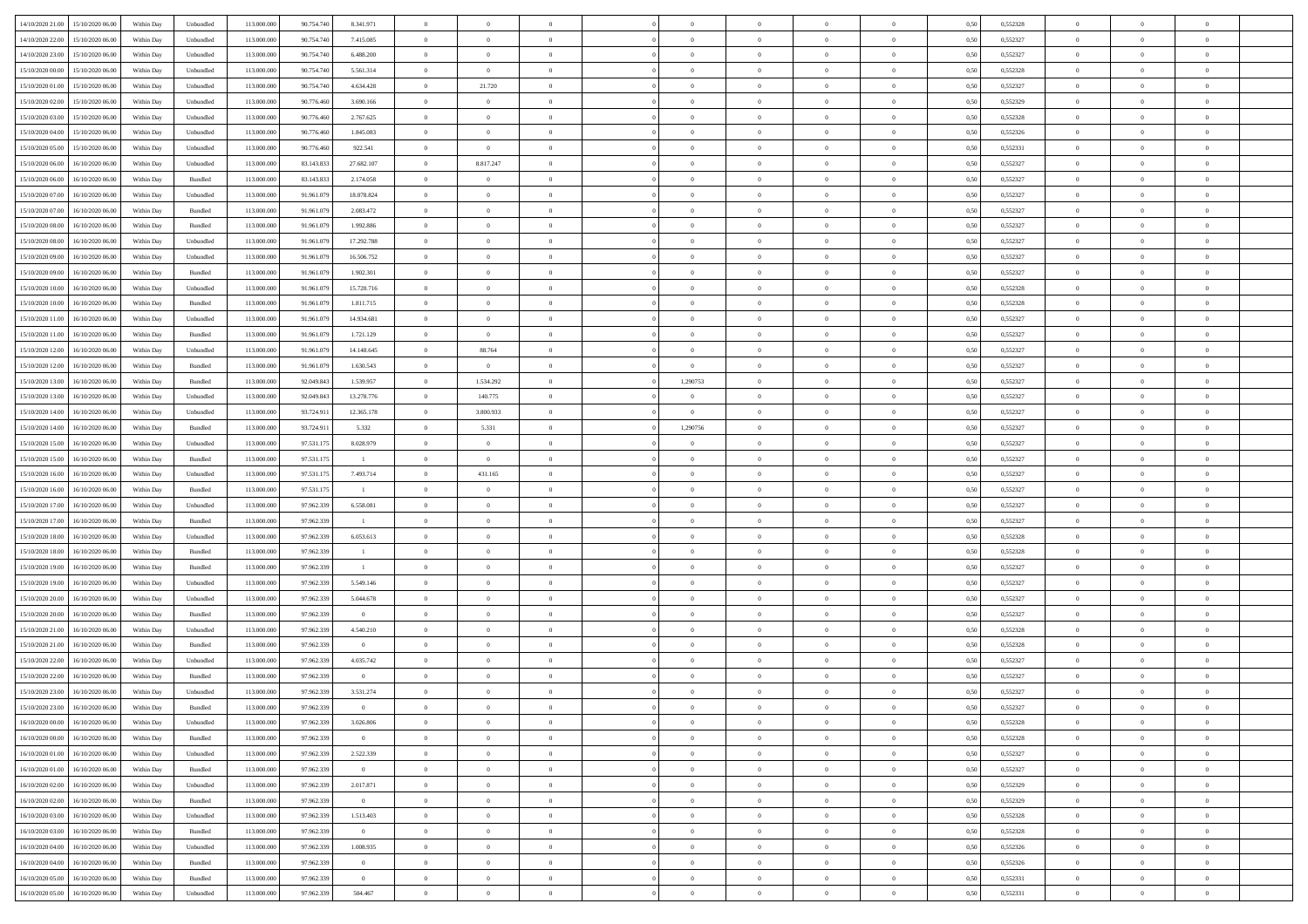| | | | | | | | | | | | | | | | | | | | | |
|---|---|---|---|---|---|---|---|---|---|---|---|---|---|---|---|---|---|---|---|---|
| 14/10/2020 21.00 | 15/10/2020 06.00 | Within Day | Unbundled | 113.000.000 | 90.754.740 | 8.341.971 | 0 | 0 | 0 | | 0 | 0 | 0 | 0 | 0,50 | 0,552328 | 0 | 0 | 0 | |
| 14/10/2020 22.00 | 15/10/2020 06.00 | Within Day | Unbundled | 113.000.000 | 90.754.740 | 7.415.085 | 0 | 0 | 0 | | 0 | 0 | 0 | 0 | 0,50 | 0,552327 | 0 | 0 | 0 | |
| 14/10/2020 23.00 | 15/10/2020 06.00 | Within Day | Unbundled | 113.000.000 | 90.754.740 | 6.488.200 | 0 | 0 | 0 | | 0 | 0 | 0 | 0 | 0,50 | 0,552327 | 0 | 0 | 0 | |
| 15/10/2020 00.00 | 15/10/2020 06.00 | Within Day | Unbundled | 113.000.000 | 90.754.740 | 5.561.314 | 0 | 0 | 0 | | 0 | 0 | 0 | 0 | 0,50 | 0,552328 | 0 | 0 | 0 | |
| 15/10/2020 01.00 | 15/10/2020 06.00 | Within Day | Unbundled | 113.000.000 | 90.754.740 | 4.634.428 | 0 | 21.720 | 0 | | 0 | 0 | 0 | 0 | 0,50 | 0,552327 | 0 | 0 | 0 | |
| 15/10/2020 02.00 | 15/10/2020 06.00 | Within Day | Unbundled | 113.000.000 | 90.776.460 | 3.690.166 | 0 | 0 | 0 | | 0 | 0 | 0 | 0 | 0,50 | 0,552329 | 0 | 0 | 0 | |
| 15/10/2020 03.00 | 15/10/2020 06.00 | Within Day | Unbundled | 113.000.000 | 90.776.460 | 2.767.625 | 0 | 0 | 0 | | 0 | 0 | 0 | 0 | 0,50 | 0,552328 | 0 | 0 | 0 | |
| 15/10/2020 04.00 | 15/10/2020 06.00 | Within Day | Unbundled | 113.000.000 | 90.776.460 | 1.845.083 | 0 | 0 | 0 | | 0 | 0 | 0 | 0 | 0,50 | 0,552326 | 0 | 0 | 0 | |
| 15/10/2020 05.00 | 15/10/2020 06.00 | Within Day | Unbundled | 113.000.000 | 90.776.460 | 922.541 | 0 | 0 | 0 | | 0 | 0 | 0 | 0 | 0,50 | 0,552331 | 0 | 0 | 0 | |
| 15/10/2020 06.00 | 16/10/2020 06.00 | Within Day | Unbundled | 113.000.000 | 83.143.833 | 27.682.107 | 0 | 8.817.247 | 0 | | 0 | 0 | 0 | 0 | 0,50 | 0,552327 | 0 | 0 | 0 | |
| 15/10/2020 06.00 | 16/10/2020 06.00 | Within Day | Bundled | 113.000.000 | 83.143.833 | 2.174.058 | 0 | 0 | 0 | | 0 | 0 | 0 | 0 | 0,50 | 0,552327 | 0 | 0 | 0 | |
| 15/10/2020 07.00 | 16/10/2020 06.00 | Within Day | Unbundled | 113.000.000 | 91.961.079 | 18.078.824 | 0 | 0 | 0 | | 0 | 0 | 0 | 0 | 0,50 | 0,552327 | 0 | 0 | 0 | |
| 15/10/2020 07.00 | 16/10/2020 06.00 | Within Day | Bundled | 113.000.000 | 91.961.079 | 2.083.472 | 0 | 0 | 0 | | 0 | 0 | 0 | 0 | 0,50 | 0,552327 | 0 | 0 | 0 | |
| 15/10/2020 08.00 | 16/10/2020 06.00 | Within Day | Bundled | 113.000.000 | 91.961.079 | 1.992.886 | 0 | 0 | 0 | | 0 | 0 | 0 | 0 | 0,50 | 0,552327 | 0 | 0 | 0 | |
| 15/10/2020 08.00 | 16/10/2020 06.00 | Within Day | Unbundled | 113.000.000 | 91.961.079 | 17.292.788 | 0 | 0 | 0 | | 0 | 0 | 0 | 0 | 0,50 | 0,552327 | 0 | 0 | 0 | |
| 15/10/2020 09.00 | 16/10/2020 06.00 | Within Day | Unbundled | 113.000.000 | 91.961.079 | 16.506.752 | 0 | 0 | 0 | | 0 | 0 | 0 | 0 | 0,50 | 0,552327 | 0 | 0 | 0 | |
| 15/10/2020 09.00 | 16/10/2020 06.00 | Within Day | Bundled | 113.000.000 | 91.961.079 | 1.902.301 | 0 | 0 | 0 | | 0 | 0 | 0 | 0 | 0,50 | 0,552327 | 0 | 0 | 0 | |
| 15/10/2020 10.00 | 16/10/2020 06.00 | Within Day | Unbundled | 113.000.000 | 91.961.079 | 15.720.716 | 0 | 0 | 0 | | 0 | 0 | 0 | 0 | 0,50 | 0,552328 | 0 | 0 | 0 | |
| 15/10/2020 10.00 | 16/10/2020 06.00 | Within Day | Bundled | 113.000.000 | 91.961.079 | 1.811.715 | 0 | 0 | 0 | | 0 | 0 | 0 | 0 | 0,50 | 0,552328 | 0 | 0 | 0 | |
| 15/10/2020 11.00 | 16/10/2020 06.00 | Within Day | Unbundled | 113.000.000 | 91.961.079 | 14.934.681 | 0 | 0 | 0 | | 0 | 0 | 0 | 0 | 0,50 | 0,552327 | 0 | 0 | 0 | |
| 15/10/2020 11.00 | 16/10/2020 06.00 | Within Day | Bundled | 113.000.000 | 91.961.079 | 1.721.129 | 0 | 0 | 0 | | 0 | 0 | 0 | 0 | 0,50 | 0,552327 | 0 | 0 | 0 | |
| 15/10/2020 12.00 | 16/10/2020 06.00 | Within Day | Unbundled | 113.000.000 | 91.961.079 | 14.148.645 | 0 | 88.764 | 0 | | 0 | 0 | 0 | 0 | 0,50 | 0,552327 | 0 | 0 | 0 | |
| 15/10/2020 12.00 | 16/10/2020 06.00 | Within Day | Bundled | 113.000.000 | 91.961.079 | 1.630.543 | 0 | 0 | 0 | | 0 | 0 | 0 | 0 | 0,50 | 0,552327 | 0 | 0 | 0 | |
| 15/10/2020 13.00 | 16/10/2020 06.00 | Within Day | Bundled | 113.000.000 | 92.049.843 | 1.539.957 | 0 | 1.534.292 | 0 | | 1,290753 | 0 | 0 | 0 | 0,50 | 0,552327 | 0 | 0 | 0 | |
| 15/10/2020 13.00 | 16/10/2020 06.00 | Within Day | Unbundled | 113.000.000 | 92.049.843 | 13.278.776 | 0 | 140.775 | 0 | | 0 | 0 | 0 | 0 | 0,50 | 0,552327 | 0 | 0 | 0 | |
| 15/10/2020 14.00 | 16/10/2020 06.00 | Within Day | Unbundled | 113.000.000 | 93.724.911 | 12.365.178 | 0 | 3.800.933 | 0 | | 0 | 0 | 0 | 0 | 0,50 | 0,552327 | 0 | 0 | 0 | |
| 15/10/2020 14.00 | 16/10/2020 06.00 | Within Day | Bundled | 113.000.000 | 93.724.911 | 5.332 | 0 | 5.331 | 0 | | 1,290756 | 0 | 0 | 0 | 0,50 | 0,552327 | 0 | 0 | 0 | |
| 15/10/2020 15.00 | 16/10/2020 06.00 | Within Day | Unbundled | 113.000.000 | 97.531.175 | 8.028.979 | 0 | 0 | 0 | | 0 | 0 | 0 | 0 | 0,50 | 0,552327 | 0 | 0 | 0 | |
| 15/10/2020 15.00 | 16/10/2020 06.00 | Within Day | Bundled | 113.000.000 | 97.531.175 | 1 | 0 | 0 | 0 | | 0 | 0 | 0 | 0 | 0,50 | 0,552327 | 0 | 0 | 0 | |
| 15/10/2020 16.00 | 16/10/2020 06.00 | Within Day | Unbundled | 113.000.000 | 97.531.175 | 7.493.714 | 0 | 431.165 | 0 | | 0 | 0 | 0 | 0 | 0,50 | 0,552327 | 0 | 0 | 0 | |
| 15/10/2020 16.00 | 16/10/2020 06.00 | Within Day | Bundled | 113.000.000 | 97.531.175 | 1 | 0 | 0 | 0 | | 0 | 0 | 0 | 0 | 0,50 | 0,552327 | 0 | 0 | 0 | |
| 15/10/2020 17.00 | 16/10/2020 06.00 | Within Day | Unbundled | 113.000.000 | 97.962.339 | 6.558.081 | 0 | 0 | 0 | | 0 | 0 | 0 | 0 | 0,50 | 0,552327 | 0 | 0 | 0 | |
| 15/10/2020 17.00 | 16/10/2020 06.00 | Within Day | Bundled | 113.000.000 | 97.962.339 | 1 | 0 | 0 | 0 | | 0 | 0 | 0 | 0 | 0,50 | 0,552327 | 0 | 0 | 0 | |
| 15/10/2020 18.00 | 16/10/2020 06.00 | Within Day | Unbundled | 113.000.000 | 97.962.339 | 6.053.613 | 0 | 0 | 0 | | 0 | 0 | 0 | 0 | 0,50 | 0,552328 | 0 | 0 | 0 | |
| 15/10/2020 18.00 | 16/10/2020 06.00 | Within Day | Bundled | 113.000.000 | 97.962.339 | 1 | 0 | 0 | 0 | | 0 | 0 | 0 | 0 | 0,50 | 0,552328 | 0 | 0 | 0 | |
| 15/10/2020 19.00 | 16/10/2020 06.00 | Within Day | Bundled | 113.000.000 | 97.962.339 | 1 | 0 | 0 | 0 | | 0 | 0 | 0 | 0 | 0,50 | 0,552327 | 0 | 0 | 0 | |
| 15/10/2020 19.00 | 16/10/2020 06.00 | Within Day | Unbundled | 113.000.000 | 97.962.339 | 5.549.146 | 0 | 0 | 0 | | 0 | 0 | 0 | 0 | 0,50 | 0,552327 | 0 | 0 | 0 | |
| 15/10/2020 20.00 | 16/10/2020 06.00 | Within Day | Unbundled | 113.000.000 | 97.962.339 | 5.044.678 | 0 | 0 | 0 | | 0 | 0 | 0 | 0 | 0,50 | 0,552327 | 0 | 0 | 0 | |
| 15/10/2020 20.00 | 16/10/2020 06.00 | Within Day | Bundled | 113.000.000 | 97.962.339 | 0 | 0 | 0 | 0 | | 0 | 0 | 0 | 0 | 0,50 | 0,552327 | 0 | 0 | 0 | |
| 15/10/2020 21.00 | 16/10/2020 06.00 | Within Day | Unbundled | 113.000.000 | 97.962.339 | 4.540.210 | 0 | 0 | 0 | | 0 | 0 | 0 | 0 | 0,50 | 0,552328 | 0 | 0 | 0 | |
| 15/10/2020 21.00 | 16/10/2020 06.00 | Within Day | Bundled | 113.000.000 | 97.962.339 | 0 | 0 | 0 | 0 | | 0 | 0 | 0 | 0 | 0,50 | 0,552328 | 0 | 0 | 0 | |
| 15/10/2020 22.00 | 16/10/2020 06.00 | Within Day | Unbundled | 113.000.000 | 97.962.339 | 4.035.742 | 0 | 0 | 0 | | 0 | 0 | 0 | 0 | 0,50 | 0,552327 | 0 | 0 | 0 | |
| 15/10/2020 22.00 | 16/10/2020 06.00 | Within Day | Bundled | 113.000.000 | 97.962.339 | 0 | 0 | 0 | 0 | | 0 | 0 | 0 | 0 | 0,50 | 0,552327 | 0 | 0 | 0 | |
| 15/10/2020 23.00 | 16/10/2020 06.00 | Within Day | Unbundled | 113.000.000 | 97.962.339 | 3.531.274 | 0 | 0 | 0 | | 0 | 0 | 0 | 0 | 0,50 | 0,552327 | 0 | 0 | 0 | |
| 15/10/2020 23.00 | 16/10/2020 06.00 | Within Day | Bundled | 113.000.000 | 97.962.339 | 0 | 0 | 0 | 0 | | 0 | 0 | 0 | 0 | 0,50 | 0,552327 | 0 | 0 | 0 | |
| 16/10/2020 00.00 | 16/10/2020 06.00 | Within Day | Unbundled | 113.000.000 | 97.962.339 | 3.026.806 | 0 | 0 | 0 | | 0 | 0 | 0 | 0 | 0,50 | 0,552328 | 0 | 0 | 0 | |
| 16/10/2020 00.00 | 16/10/2020 06.00 | Within Day | Bundled | 113.000.000 | 97.962.339 | 0 | 0 | 0 | 0 | | 0 | 0 | 0 | 0 | 0,50 | 0,552328 | 0 | 0 | 0 | |
| 16/10/2020 01.00 | 16/10/2020 06.00 | Within Day | Unbundled | 113.000.000 | 97.962.339 | 2.522.339 | 0 | 0 | 0 | | 0 | 0 | 0 | 0 | 0,50 | 0,552327 | 0 | 0 | 0 | |
| 16/10/2020 01.00 | 16/10/2020 06.00 | Within Day | Bundled | 113.000.000 | 97.962.339 | 0 | 0 | 0 | 0 | | 0 | 0 | 0 | 0 | 0,50 | 0,552327 | 0 | 0 | 0 | |
| 16/10/2020 02.00 | 16/10/2020 06.00 | Within Day | Unbundled | 113.000.000 | 97.962.339 | 2.017.871 | 0 | 0 | 0 | | 0 | 0 | 0 | 0 | 0,50 | 0,552329 | 0 | 0 | 0 | |
| 16/10/2020 02.00 | 16/10/2020 06.00 | Within Day | Bundled | 113.000.000 | 97.962.339 | 0 | 0 | 0 | 0 | | 0 | 0 | 0 | 0 | 0,50 | 0,552329 | 0 | 0 | 0 | |
| 16/10/2020 03.00 | 16/10/2020 06.00 | Within Day | Unbundled | 113.000.000 | 97.962.339 | 1.513.403 | 0 | 0 | 0 | | 0 | 0 | 0 | 0 | 0,50 | 0,552328 | 0 | 0 | 0 | |
| 16/10/2020 03.00 | 16/10/2020 06.00 | Within Day | Bundled | 113.000.000 | 97.962.339 | 0 | 0 | 0 | 0 | | 0 | 0 | 0 | 0 | 0,50 | 0,552328 | 0 | 0 | 0 | |
| 16/10/2020 04.00 | 16/10/2020 06.00 | Within Day | Unbundled | 113.000.000 | 97.962.339 | 1.008.935 | 0 | 0 | 0 | | 0 | 0 | 0 | 0 | 0,50 | 0,552326 | 0 | 0 | 0 | |
| 16/10/2020 04.00 | 16/10/2020 06.00 | Within Day | Bundled | 113.000.000 | 97.962.339 | 0 | 0 | 0 | 0 | | 0 | 0 | 0 | 0 | 0,50 | 0,552326 | 0 | 0 | 0 | |
| 16/10/2020 05.00 | 16/10/2020 06.00 | Within Day | Bundled | 113.000.000 | 97.962.339 | 0 | 0 | 0 | 0 | | 0 | 0 | 0 | 0 | 0,50 | 0,552331 | 0 | 0 | 0 | |
| 16/10/2020 05.00 | 16/10/2020 06.00 | Within Day | Unbundled | 113.000.000 | 97.962.339 | 504.467 | 0 | 0 | 0 | | 0 | 0 | 0 | 0 | 0,50 | 0,552331 | 0 | 0 | 0 | |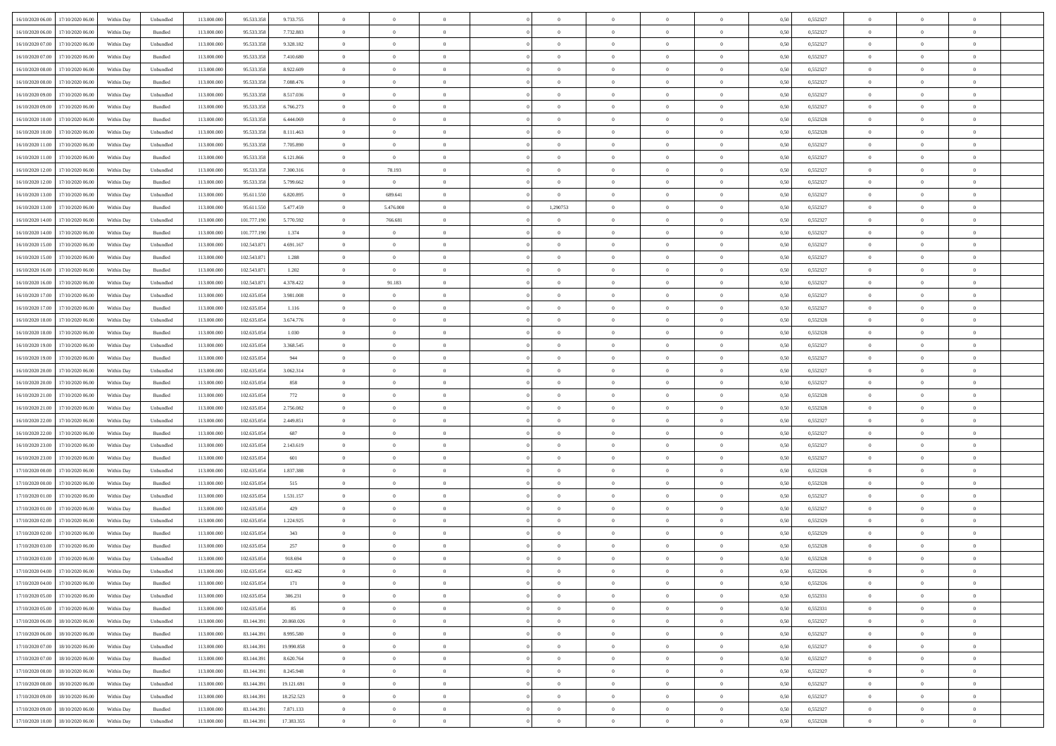| | | | | | | | | | | | | | | | | | | | | |
|---|---|---|---|---|---|---|---|---|---|---|---|---|---|---|---|---|---|---|---|---|
| 16/10/2020 06:00 | 17/10/2020 06:00 | Within Day | Unbundled | 113.000.000 | 95.533.358 | 9.733.755 | 0 | 0 | 0 | | 0 | 0 | 0 | 0 | 0,50 | 0,552327 | 0 | 0 | 0 | |
| 16/10/2020 06:00 | 17/10/2020 06:00 | Within Day | Bundled | 113.000.000 | 95.533.358 | 7.732.883 | 0 | 0 | 0 | | 0 | 0 | 0 | 0 | 0,50 | 0,552327 | 0 | 0 | 0 | |
| 16/10/2020 07:00 | 17/10/2020 06:00 | Within Day | Unbundled | 113.000.000 | 95.533.358 | 9.328.182 | 0 | 0 | 0 | | 0 | 0 | 0 | 0 | 0,50 | 0,552327 | 0 | 0 | 0 | |
| 16/10/2020 07:00 | 17/10/2020 06:00 | Within Day | Bundled | 113.000.000 | 95.533.358 | 7.410.680 | 0 | 0 | 0 | | 0 | 0 | 0 | 0 | 0,50 | 0,552327 | 0 | 0 | 0 | |
| 16/10/2020 08:00 | 17/10/2020 06:00 | Within Day | Unbundled | 113.000.000 | 95.533.358 | 8.922.609 | 0 | 0 | 0 | | 0 | 0 | 0 | 0 | 0,50 | 0,552327 | 0 | 0 | 0 | |
| 16/10/2020 08:00 | 17/10/2020 06:00 | Within Day | Bundled | 113.000.000 | 95.533.358 | 7.088.476 | 0 | 0 | 0 | | 0 | 0 | 0 | 0 | 0,50 | 0,552327 | 0 | 0 | 0 | |
| 16/10/2020 09:00 | 17/10/2020 06:00 | Within Day | Unbundled | 113.000.000 | 95.533.358 | 8.517.036 | 0 | 0 | 0 | | 0 | 0 | 0 | 0 | 0,50 | 0,552327 | 0 | 0 | 0 | |
| 16/10/2020 09:00 | 17/10/2020 06:00 | Within Day | Bundled | 113.000.000 | 95.533.358 | 6.766.273 | 0 | 0 | 0 | | 0 | 0 | 0 | 0 | 0,50 | 0,552327 | 0 | 0 | 0 | |
| 16/10/2020 10:00 | 17/10/2020 06:00 | Within Day | Bundled | 113.000.000 | 95.533.358 | 6.444.069 | 0 | 0 | 0 | | 0 | 0 | 0 | 0 | 0,50 | 0,552328 | 0 | 0 | 0 | |
| 16/10/2020 10:00 | 17/10/2020 06:00 | Within Day | Unbundled | 113.000.000 | 95.533.358 | 8.111.463 | 0 | 0 | 0 | | 0 | 0 | 0 | 0 | 0,50 | 0,552328 | 0 | 0 | 0 | |
| 16/10/2020 11:00 | 17/10/2020 06:00 | Within Day | Unbundled | 113.000.000 | 95.533.358 | 7.705.890 | 0 | 0 | 0 | | 0 | 0 | 0 | 0 | 0,50 | 0,552327 | 0 | 0 | 0 | |
| 16/10/2020 11:00 | 17/10/2020 06:00 | Within Day | Bundled | 113.000.000 | 95.533.358 | 6.121.866 | 0 | 0 | 0 | | 0 | 0 | 0 | 0 | 0,50 | 0,552327 | 0 | 0 | 0 | |
| 16/10/2020 12:00 | 17/10/2020 06:00 | Within Day | Unbundled | 113.000.000 | 95.533.358 | 7.300.316 | 0 | 78.193 | 0 | | 0 | 0 | 0 | 0 | 0,50 | 0,552327 | 0 | 0 | 0 | |
| 16/10/2020 12:00 | 17/10/2020 06:00 | Within Day | Bundled | 113.000.000 | 95.533.358 | 5.799.662 | 0 | 0 | 0 | | 0 | 0 | 0 | 0 | 0,50 | 0,552327 | 0 | 0 | 0 | |
| 16/10/2020 13:00 | 17/10/2020 06:00 | Within Day | Unbundled | 113.000.000 | 95.611.550 | 6.820.895 | 0 | 689.641 | 0 | | 0 | 0 | 0 | 0 | 0,50 | 0,552327 | 0 | 0 | 0 | |
| 16/10/2020 13:00 | 17/10/2020 06:00 | Within Day | Bundled | 113.000.000 | 95.611.550 | 5.477.459 | 0 | 5.476.000 | 0 | | 1,290753 | 0 | 0 | 0 | 0,50 | 0,552327 | 0 | 0 | 0 | |
| 16/10/2020 14:00 | 17/10/2020 06:00 | Within Day | Unbundled | 113.000.000 | 101.777.190 | 5.770.592 | 0 | 766.681 | 0 | | 0 | 0 | 0 | 0 | 0,50 | 0,552327 | 0 | 0 | 0 | |
| 16/10/2020 14:00 | 17/10/2020 06:00 | Within Day | Bundled | 113.000.000 | 101.777.190 | 1.374 | 0 | 0 | 0 | | 0 | 0 | 0 | 0 | 0,50 | 0,552327 | 0 | 0 | 0 | |
| 16/10/2020 15:00 | 17/10/2020 06:00 | Within Day | Unbundled | 113.000.000 | 102.543.871 | 4.691.167 | 0 | 0 | 0 | | 0 | 0 | 0 | 0 | 0,50 | 0,552327 | 0 | 0 | 0 | |
| 16/10/2020 15:00 | 17/10/2020 06:00 | Within Day | Bundled | 113.000.000 | 102.543.871 | 1.288 | 0 | 0 | 0 | | 0 | 0 | 0 | 0 | 0,50 | 0,552327 | 0 | 0 | 0 | |
| 16/10/2020 16:00 | 17/10/2020 06:00 | Within Day | Bundled | 113.000.000 | 102.543.871 | 1.202 | 0 | 0 | 0 | | 0 | 0 | 0 | 0 | 0,50 | 0,552327 | 0 | 0 | 0 | |
| 16/10/2020 16:00 | 17/10/2020 06:00 | Within Day | Unbundled | 113.000.000 | 102.543.871 | 4.378.422 | 0 | 91.183 | 0 | | 0 | 0 | 0 | 0 | 0,50 | 0,552327 | 0 | 0 | 0 | |
| 16/10/2020 17:00 | 17/10/2020 06:00 | Within Day | Unbundled | 113.000.000 | 102.635.054 | 3.981.008 | 0 | 0 | 0 | | 0 | 0 | 0 | 0 | 0,50 | 0,552327 | 0 | 0 | 0 | |
| 16/10/2020 17:00 | 17/10/2020 06:00 | Within Day | Bundled | 113.000.000 | 102.635.054 | 1.116 | 0 | 0 | 0 | | 0 | 0 | 0 | 0 | 0,50 | 0,552327 | 0 | 0 | 0 | |
| 16/10/2020 18:00 | 17/10/2020 06:00 | Within Day | Unbundled | 113.000.000 | 102.635.054 | 3.674.776 | 0 | 0 | 0 | | 0 | 0 | 0 | 0 | 0,50 | 0,552328 | 0 | 0 | 0 | |
| 16/10/2020 18:00 | 17/10/2020 06:00 | Within Day | Bundled | 113.000.000 | 102.635.054 | 1.030 | 0 | 0 | 0 | | 0 | 0 | 0 | 0 | 0,50 | 0,552328 | 0 | 0 | 0 | |
| 16/10/2020 19:00 | 17/10/2020 06:00 | Within Day | Unbundled | 113.000.000 | 102.635.054 | 3.368.545 | 0 | 0 | 0 | | 0 | 0 | 0 | 0 | 0,50 | 0,552327 | 0 | 0 | 0 | |
| 16/10/2020 19:00 | 17/10/2020 06:00 | Within Day | Bundled | 113.000.000 | 102.635.054 | 944 | 0 | 0 | 0 | | 0 | 0 | 0 | 0 | 0,50 | 0,552327 | 0 | 0 | 0 | |
| 16/10/2020 20:00 | 17/10/2020 06:00 | Within Day | Unbundled | 113.000.000 | 102.635.054 | 3.062.314 | 0 | 0 | 0 | | 0 | 0 | 0 | 0 | 0,50 | 0,552327 | 0 | 0 | 0 | |
| 16/10/2020 20:00 | 17/10/2020 06:00 | Within Day | Bundled | 113.000.000 | 102.635.054 | 858 | 0 | 0 | 0 | | 0 | 0 | 0 | 0 | 0,50 | 0,552327 | 0 | 0 | 0 | |
| 16/10/2020 21:00 | 17/10/2020 06:00 | Within Day | Bundled | 113.000.000 | 102.635.054 | 772 | 0 | 0 | 0 | | 0 | 0 | 0 | 0 | 0,50 | 0,552328 | 0 | 0 | 0 | |
| 16/10/2020 21:00 | 17/10/2020 06:00 | Within Day | Unbundled | 113.000.000 | 102.635.054 | 2.756.082 | 0 | 0 | 0 | | 0 | 0 | 0 | 0 | 0,50 | 0,552328 | 0 | 0 | 0 | |
| 16/10/2020 22:00 | 17/10/2020 06:00 | Within Day | Unbundled | 113.000.000 | 102.635.054 | 2.449.851 | 0 | 0 | 0 | | 0 | 0 | 0 | 0 | 0,50 | 0,552327 | 0 | 0 | 0 | |
| 16/10/2020 22:00 | 17/10/2020 06:00 | Within Day | Bundled | 113.000.000 | 102.635.054 | 687 | 0 | 0 | 0 | | 0 | 0 | 0 | 0 | 0,50 | 0,552327 | 0 | 0 | 0 | |
| 16/10/2020 23:00 | 17/10/2020 06:00 | Within Day | Unbundled | 113.000.000 | 102.635.054 | 2.143.619 | 0 | 0 | 0 | | 0 | 0 | 0 | 0 | 0,50 | 0,552327 | 0 | 0 | 0 | |
| 16/10/2020 23:00 | 17/10/2020 06:00 | Within Day | Bundled | 113.000.000 | 102.635.054 | 601 | 0 | 0 | 0 | | 0 | 0 | 0 | 0 | 0,50 | 0,552327 | 0 | 0 | 0 | |
| 17/10/2020 00:00 | 17/10/2020 06:00 | Within Day | Unbundled | 113.000.000 | 102.635.054 | 1.837.388 | 0 | 0 | 0 | | 0 | 0 | 0 | 0 | 0,50 | 0,552328 | 0 | 0 | 0 | |
| 17/10/2020 00:00 | 17/10/2020 06:00 | Within Day | Bundled | 113.000.000 | 102.635.054 | 515 | 0 | 0 | 0 | | 0 | 0 | 0 | 0 | 0,50 | 0,552328 | 0 | 0 | 0 | |
| 17/10/2020 01:00 | 17/10/2020 06:00 | Within Day | Unbundled | 113.000.000 | 102.635.054 | 1.531.157 | 0 | 0 | 0 | | 0 | 0 | 0 | 0 | 0,50 | 0,552327 | 0 | 0 | 0 | |
| 17/10/2020 01:00 | 17/10/2020 06:00 | Within Day | Bundled | 113.000.000 | 102.635.054 | 429 | 0 | 0 | 0 | | 0 | 0 | 0 | 0 | 0,50 | 0,552327 | 0 | 0 | 0 | |
| 17/10/2020 02:00 | 17/10/2020 06:00 | Within Day | Unbundled | 113.000.000 | 102.635.054 | 1.224.925 | 0 | 0 | 0 | | 0 | 0 | 0 | 0 | 0,50 | 0,552329 | 0 | 0 | 0 | |
| 17/10/2020 02:00 | 17/10/2020 06:00 | Within Day | Bundled | 113.000.000 | 102.635.054 | 343 | 0 | 0 | 0 | | 0 | 0 | 0 | 0 | 0,50 | 0,552329 | 0 | 0 | 0 | |
| 17/10/2020 03:00 | 17/10/2020 06:00 | Within Day | Bundled | 113.000.000 | 102.635.054 | 257 | 0 | 0 | 0 | | 0 | 0 | 0 | 0 | 0,50 | 0,552328 | 0 | 0 | 0 | |
| 17/10/2020 03:00 | 17/10/2020 06:00 | Within Day | Unbundled | 113.000.000 | 102.635.054 | 918.694 | 0 | 0 | 0 | | 0 | 0 | 0 | 0 | 0,50 | 0,552328 | 0 | 0 | 0 | |
| 17/10/2020 04:00 | 17/10/2020 06:00 | Within Day | Unbundled | 113.000.000 | 102.635.054 | 612.462 | 0 | 0 | 0 | | 0 | 0 | 0 | 0 | 0,50 | 0,552326 | 0 | 0 | 0 | |
| 17/10/2020 04:00 | 17/10/2020 06:00 | Within Day | Bundled | 113.000.000 | 102.635.054 | 171 | 0 | 0 | 0 | | 0 | 0 | 0 | 0 | 0,50 | 0,552326 | 0 | 0 | 0 | |
| 17/10/2020 05:00 | 17/10/2020 06:00 | Within Day | Unbundled | 113.000.000 | 102.635.054 | 306.231 | 0 | 0 | 0 | | 0 | 0 | 0 | 0 | 0,50 | 0,552331 | 0 | 0 | 0 | |
| 17/10/2020 05:00 | 17/10/2020 06:00 | Within Day | Bundled | 113.000.000 | 102.635.054 | 85 | 0 | 0 | 0 | | 0 | 0 | 0 | 0 | 0,50 | 0,552331 | 0 | 0 | 0 | |
| 17/10/2020 06:00 | 18/10/2020 06:00 | Within Day | Unbundled | 113.000.000 | 83.144.391 | 20.860.026 | 0 | 0 | 0 | | 0 | 0 | 0 | 0 | 0,50 | 0,552327 | 0 | 0 | 0 | |
| 17/10/2020 06:00 | 18/10/2020 06:00 | Within Day | Bundled | 113.000.000 | 83.144.391 | 8.995.580 | 0 | 0 | 0 | | 0 | 0 | 0 | 0 | 0,50 | 0,552327 | 0 | 0 | 0 | |
| 17/10/2020 07:00 | 18/10/2020 06:00 | Within Day | Unbundled | 113.000.000 | 83.144.391 | 19.990.858 | 0 | 0 | 0 | | 0 | 0 | 0 | 0 | 0,50 | 0,552327 | 0 | 0 | 0 | |
| 17/10/2020 07:00 | 18/10/2020 06:00 | Within Day | Bundled | 113.000.000 | 83.144.391 | 8.620.764 | 0 | 0 | 0 | | 0 | 0 | 0 | 0 | 0,50 | 0,552327 | 0 | 0 | 0 | |
| 17/10/2020 08:00 | 18/10/2020 06:00 | Within Day | Bundled | 113.000.000 | 83.144.391 | 8.245.948 | 0 | 0 | 0 | | 0 | 0 | 0 | 0 | 0,50 | 0,552327 | 0 | 0 | 0 | |
| 17/10/2020 08:00 | 18/10/2020 06:00 | Within Day | Unbundled | 113.000.000 | 83.144.391 | 19.121.691 | 0 | 0 | 0 | | 0 | 0 | 0 | 0 | 0,50 | 0,552327 | 0 | 0 | 0 | |
| 17/10/2020 09:00 | 18/10/2020 06:00 | Within Day | Unbundled | 113.000.000 | 83.144.391 | 18.252.523 | 0 | 0 | 0 | | 0 | 0 | 0 | 0 | 0,50 | 0,552327 | 0 | 0 | 0 | |
| 17/10/2020 09:00 | 18/10/2020 06:00 | Within Day | Bundled | 113.000.000 | 83.144.391 | 7.871.133 | 0 | 0 | 0 | | 0 | 0 | 0 | 0 | 0,50 | 0,552327 | 0 | 0 | 0 | |
| 17/10/2020 10:00 | 18/10/2020 06:00 | Within Day | Unbundled | 113.000.000 | 83.144.391 | 17.383.355 | 0 | 0 | 0 | | 0 | 0 | 0 | 0 | 0,50 | 0,552328 | 0 | 0 | 0 | |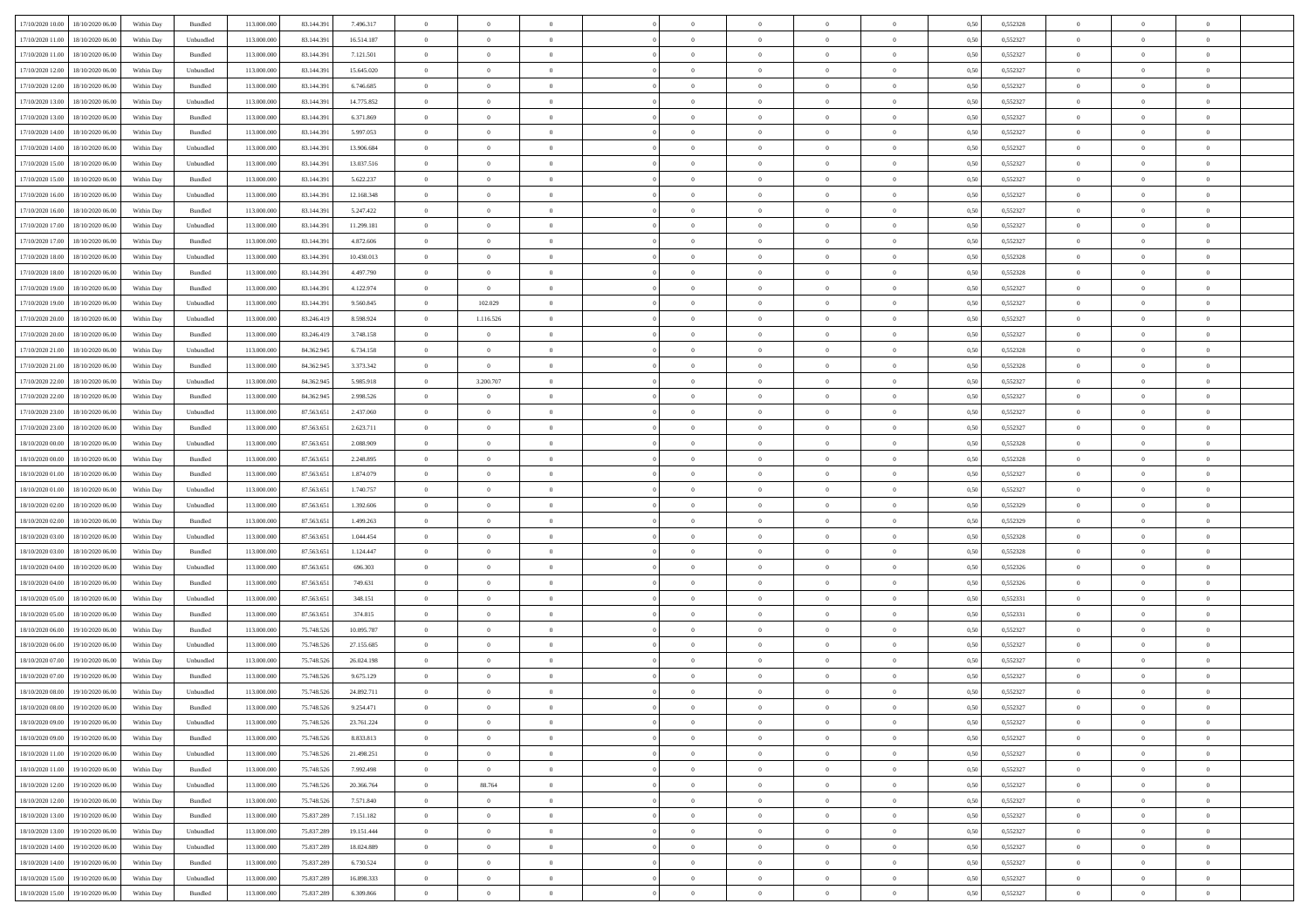| | | | | | | | | | | | | | | | | | | | | | |
|---|---|---|---|---|---|---|---|---|---|---|---|---|---|---|---|---|---|---|---|---|---|
| 17/10/2020 10:00 | 18/10/2020 06:00 | Within Day | Bundled | 113.000.000 | 83.144.391 | 7.496.317 | 0 | 0 | 0 | | 0 | 0 | 0 | 0 | 0,50 | 0,552328 | 0 | 0 | 0 | |
| 17/10/2020 11:00 | 18/10/2020 06:00 | Within Day | Unbundled | 113.000.000 | 83.144.391 | 16.514.187 | 0 | 0 | 0 | | 0 | 0 | 0 | 0 | 0,50 | 0,552327 | 0 | 0 | 0 | |
| 17/10/2020 11:00 | 18/10/2020 06:00 | Within Day | Bundled | 113.000.000 | 83.144.391 | 7.121.501 | 0 | 0 | 0 | | 0 | 0 | 0 | 0 | 0,50 | 0,552327 | 0 | 0 | 0 | |
| 17/10/2020 12:00 | 18/10/2020 06:00 | Within Day | Unbundled | 113.000.000 | 83.144.391 | 15.645.020 | 0 | 0 | 0 | | 0 | 0 | 0 | 0 | 0,50 | 0,552327 | 0 | 0 | 0 | |
| 17/10/2020 12:00 | 18/10/2020 06:00 | Within Day | Bundled | 113.000.000 | 83.144.391 | 6.746.685 | 0 | 0 | 0 | | 0 | 0 | 0 | 0 | 0,50 | 0,552327 | 0 | 0 | 0 | |
| 17/10/2020 13:00 | 18/10/2020 06:00 | Within Day | Unbundled | 113.000.000 | 83.144.391 | 14.775.852 | 0 | 0 | 0 | | 0 | 0 | 0 | 0 | 0,50 | 0,552327 | 0 | 0 | 0 | |
| 17/10/2020 13:00 | 18/10/2020 06:00 | Within Day | Bundled | 113.000.000 | 83.144.391 | 6.371.869 | 0 | 0 | 0 | | 0 | 0 | 0 | 0 | 0,50 | 0,552327 | 0 | 0 | 0 | |
| 17/10/2020 14:00 | 18/10/2020 06:00 | Within Day | Bundled | 113.000.000 | 83.144.391 | 5.997.053 | 0 | 0 | 0 | | 0 | 0 | 0 | 0 | 0,50 | 0,552327 | 0 | 0 | 0 | |
| 17/10/2020 14:00 | 18/10/2020 06:00 | Within Day | Unbundled | 113.000.000 | 83.144.391 | 13.906.684 | 0 | 0 | 0 | | 0 | 0 | 0 | 0 | 0,50 | 0,552327 | 0 | 0 | 0 | |
| 17/10/2020 15:00 | 18/10/2020 06:00 | Within Day | Unbundled | 113.000.000 | 83.144.391 | 13.037.516 | 0 | 0 | 0 | | 0 | 0 | 0 | 0 | 0,50 | 0,552327 | 0 | 0 | 0 | |
| 17/10/2020 15:00 | 18/10/2020 06:00 | Within Day | Bundled | 113.000.000 | 83.144.391 | 5.622.237 | 0 | 0 | 0 | | 0 | 0 | 0 | 0 | 0,50 | 0,552327 | 0 | 0 | 0 | |
| 17/10/2020 16:00 | 18/10/2020 06:00 | Within Day | Unbundled | 113.000.000 | 83.144.391 | 12.168.348 | 0 | 0 | 0 | | 0 | 0 | 0 | 0 | 0,50 | 0,552327 | 0 | 0 | 0 | |
| 17/10/2020 16:00 | 18/10/2020 06:00 | Within Day | Bundled | 113.000.000 | 83.144.391 | 5.247.422 | 0 | 0 | 0 | | 0 | 0 | 0 | 0 | 0,50 | 0,552327 | 0 | 0 | 0 | |
| 17/10/2020 17:00 | 18/10/2020 06:00 | Within Day | Unbundled | 113.000.000 | 83.144.391 | 11.299.181 | 0 | 0 | 0 | | 0 | 0 | 0 | 0 | 0,50 | 0,552327 | 0 | 0 | 0 | |
| 17/10/2020 17:00 | 18/10/2020 06:00 | Within Day | Bundled | 113.000.000 | 83.144.391 | 4.872.606 | 0 | 0 | 0 | | 0 | 0 | 0 | 0 | 0,50 | 0,552327 | 0 | 0 | 0 | |
| 17/10/2020 18:00 | 18/10/2020 06:00 | Within Day | Unbundled | 113.000.000 | 83.144.391 | 10.430.013 | 0 | 0 | 0 | | 0 | 0 | 0 | 0 | 0,50 | 0,552328 | 0 | 0 | 0 | |
| 17/10/2020 18:00 | 18/10/2020 06:00 | Within Day | Bundled | 113.000.000 | 83.144.391 | 4.497.790 | 0 | 0 | 0 | | 0 | 0 | 0 | 0 | 0,50 | 0,552328 | 0 | 0 | 0 | |
| 17/10/2020 19:00 | 18/10/2020 06:00 | Within Day | Bundled | 113.000.000 | 83.144.391 | 4.122.974 | 0 | 0 | 0 | | 0 | 0 | 0 | 0 | 0,50 | 0,552327 | 0 | 0 | 0 | |
| 17/10/2020 19:00 | 18/10/2020 06:00 | Within Day | Unbundled | 113.000.000 | 83.144.391 | 9.560.845 | 0 | 102.029 | 0 | | 0 | 0 | 0 | 0 | 0,50 | 0,552327 | 0 | 0 | 0 | |
| 17/10/2020 20:00 | 18/10/2020 06:00 | Within Day | Unbundled | 113.000.000 | 83.246.419 | 8.598.924 | 0 | 1.116.526 | 0 | | 0 | 0 | 0 | 0 | 0,50 | 0,552327 | 0 | 0 | 0 | |
| 17/10/2020 20:00 | 18/10/2020 06:00 | Within Day | Bundled | 113.000.000 | 83.246.419 | 3.748.158 | 0 | 0 | 0 | | 0 | 0 | 0 | 0 | 0,50 | 0,552327 | 0 | 0 | 0 | |
| 17/10/2020 21:00 | 18/10/2020 06:00 | Within Day | Unbundled | 113.000.000 | 84.362.945 | 6.734.158 | 0 | 0 | 0 | | 0 | 0 | 0 | 0 | 0,50 | 0,552328 | 0 | 0 | 0 | |
| 17/10/2020 21:00 | 18/10/2020 06:00 | Within Day | Bundled | 113.000.000 | 84.362.945 | 3.373.342 | 0 | 0 | 0 | | 0 | 0 | 0 | 0 | 0,50 | 0,552328 | 0 | 0 | 0 | |
| 17/10/2020 22:00 | 18/10/2020 06:00 | Within Day | Unbundled | 113.000.000 | 84.362.945 | 5.985.918 | 0 | 3.200.707 | 0 | | 0 | 0 | 0 | 0 | 0,50 | 0,552327 | 0 | 0 | 0 | |
| 17/10/2020 22:00 | 18/10/2020 06:00 | Within Day | Bundled | 113.000.000 | 84.362.945 | 2.998.526 | 0 | 0 | 0 | | 0 | 0 | 0 | 0 | 0,50 | 0,552327 | 0 | 0 | 0 | |
| 17/10/2020 23:00 | 18/10/2020 06:00 | Within Day | Unbundled | 113.000.000 | 87.563.651 | 2.437.060 | 0 | 0 | 0 | | 0 | 0 | 0 | 0 | 0,50 | 0,552327 | 0 | 0 | 0 | |
| 17/10/2020 23:00 | 18/10/2020 06:00 | Within Day | Bundled | 113.000.000 | 87.563.651 | 2.623.711 | 0 | 0 | 0 | | 0 | 0 | 0 | 0 | 0,50 | 0,552327 | 0 | 0 | 0 | |
| 18/10/2020 00:00 | 18/10/2020 06:00 | Within Day | Unbundled | 113.000.000 | 87.563.651 | 2.088.909 | 0 | 0 | 0 | | 0 | 0 | 0 | 0 | 0,50 | 0,552328 | 0 | 0 | 0 | |
| 18/10/2020 00:00 | 18/10/2020 06:00 | Within Day | Bundled | 113.000.000 | 87.563.651 | 2.248.895 | 0 | 0 | 0 | | 0 | 0 | 0 | 0 | 0,50 | 0,552328 | 0 | 0 | 0 | |
| 18/10/2020 01:00 | 18/10/2020 06:00 | Within Day | Bundled | 113.000.000 | 87.563.651 | 1.874.079 | 0 | 0 | 0 | | 0 | 0 | 0 | 0 | 0,50 | 0,552327 | 0 | 0 | 0 | |
| 18/10/2020 01:00 | 18/10/2020 06:00 | Within Day | Unbundled | 113.000.000 | 87.563.651 | 1.740.757 | 0 | 0 | 0 | | 0 | 0 | 0 | 0 | 0,50 | 0,552327 | 0 | 0 | 0 | |
| 18/10/2020 02:00 | 18/10/2020 06:00 | Within Day | Unbundled | 113.000.000 | 87.563.651 | 1.392.606 | 0 | 0 | 0 | | 0 | 0 | 0 | 0 | 0,50 | 0,552329 | 0 | 0 | 0 | |
| 18/10/2020 02:00 | 18/10/2020 06:00 | Within Day | Bundled | 113.000.000 | 87.563.651 | 1.499.263 | 0 | 0 | 0 | | 0 | 0 | 0 | 0 | 0,50 | 0,552329 | 0 | 0 | 0 | |
| 18/10/2020 03:00 | 18/10/2020 06:00 | Within Day | Unbundled | 113.000.000 | 87.563.651 | 1.044.454 | 0 | 0 | 0 | | 0 | 0 | 0 | 0 | 0,50 | 0,552328 | 0 | 0 | 0 | |
| 18/10/2020 03:00 | 18/10/2020 06:00 | Within Day | Bundled | 113.000.000 | 87.563.651 | 1.124.447 | 0 | 0 | 0 | | 0 | 0 | 0 | 0 | 0,50 | 0,552328 | 0 | 0 | 0 | |
| 18/10/2020 04:00 | 18/10/2020 06:00 | Within Day | Unbundled | 113.000.000 | 87.563.651 | 696.303 | 0 | 0 | 0 | | 0 | 0 | 0 | 0 | 0,50 | 0,552326 | 0 | 0 | 0 | |
| 18/10/2020 04:00 | 18/10/2020 06:00 | Within Day | Bundled | 113.000.000 | 87.563.651 | 749.631 | 0 | 0 | 0 | | 0 | 0 | 0 | 0 | 0,50 | 0,552326 | 0 | 0 | 0 | |
| 18/10/2020 05:00 | 18/10/2020 06:00 | Within Day | Unbundled | 113.000.000 | 87.563.651 | 348.151 | 0 | 0 | 0 | | 0 | 0 | 0 | 0 | 0,50 | 0,552331 | 0 | 0 | 0 | |
| 18/10/2020 05:00 | 18/10/2020 06:00 | Within Day | Bundled | 113.000.000 | 87.563.651 | 374.815 | 0 | 0 | 0 | | 0 | 0 | 0 | 0 | 0,50 | 0,552331 | 0 | 0 | 0 | |
| 18/10/2020 06:00 | 19/10/2020 06:00 | Within Day | Bundled | 113.000.000 | 75.748.526 | 10.095.787 | 0 | 0 | 0 | | 0 | 0 | 0 | 0 | 0,50 | 0,552327 | 0 | 0 | 0 | |
| 18/10/2020 06:00 | 19/10/2020 06:00 | Within Day | Unbundled | 113.000.000 | 75.748.526 | 27.155.685 | 0 | 0 | 0 | | 0 | 0 | 0 | 0 | 0,50 | 0,552327 | 0 | 0 | 0 | |
| 18/10/2020 07:00 | 19/10/2020 06:00 | Within Day | Unbundled | 113.000.000 | 75.748.526 | 26.024.198 | 0 | 0 | 0 | | 0 | 0 | 0 | 0 | 0,50 | 0,552327 | 0 | 0 | 0 | |
| 18/10/2020 07:00 | 19/10/2020 06:00 | Within Day | Bundled | 113.000.000 | 75.748.526 | 9.675.129 | 0 | 0 | 0 | | 0 | 0 | 0 | 0 | 0,50 | 0,552327 | 0 | 0 | 0 | |
| 18/10/2020 08:00 | 19/10/2020 06:00 | Within Day | Unbundled | 113.000.000 | 75.748.526 | 24.892.711 | 0 | 0 | 0 | | 0 | 0 | 0 | 0 | 0,50 | 0,552327 | 0 | 0 | 0 | |
| 18/10/2020 08:00 | 19/10/2020 06:00 | Within Day | Bundled | 113.000.000 | 75.748.526 | 9.254.471 | 0 | 0 | 0 | | 0 | 0 | 0 | 0 | 0,50 | 0,552327 | 0 | 0 | 0 | |
| 18/10/2020 09:00 | 19/10/2020 06:00 | Within Day | Unbundled | 113.000.000 | 75.748.526 | 23.761.224 | 0 | 0 | 0 | | 0 | 0 | 0 | 0 | 0,50 | 0,552327 | 0 | 0 | 0 | |
| 18/10/2020 09:00 | 19/10/2020 06:00 | Within Day | Bundled | 113.000.000 | 75.748.526 | 8.833.813 | 0 | 0 | 0 | | 0 | 0 | 0 | 0 | 0,50 | 0,552327 | 0 | 0 | 0 | |
| 18/10/2020 11:00 | 19/10/2020 06:00 | Within Day | Unbundled | 113.000.000 | 75.748.526 | 21.498.251 | 0 | 0 | 0 | | 0 | 0 | 0 | 0 | 0,50 | 0,552327 | 0 | 0 | 0 | |
| 18/10/2020 11:00 | 19/10/2020 06:00 | Within Day | Bundled | 113.000.000 | 75.748.526 | 7.992.498 | 0 | 0 | 0 | | 0 | 0 | 0 | 0 | 0,50 | 0,552327 | 0 | 0 | 0 | |
| 18/10/2020 12:00 | 19/10/2020 06:00 | Within Day | Unbundled | 113.000.000 | 75.748.526 | 20.366.764 | 0 | 88.764 | 0 | | 0 | 0 | 0 | 0 | 0,50 | 0,552327 | 0 | 0 | 0 | |
| 18/10/2020 12:00 | 19/10/2020 06:00 | Within Day | Bundled | 113.000.000 | 75.748.526 | 7.571.840 | 0 | 0 | 0 | | 0 | 0 | 0 | 0 | 0,50 | 0,552327 | 0 | 0 | 0 | |
| 18/10/2020 13:00 | 19/10/2020 06:00 | Within Day | Bundled | 113.000.000 | 75.837.289 | 7.151.182 | 0 | 0 | 0 | | 0 | 0 | 0 | 0 | 0,50 | 0,552327 | 0 | 0 | 0 | |
| 18/10/2020 13:00 | 19/10/2020 06:00 | Within Day | Unbundled | 113.000.000 | 75.837.289 | 19.151.444 | 0 | 0 | 0 | | 0 | 0 | 0 | 0 | 0,50 | 0,552327 | 0 | 0 | 0 | |
| 18/10/2020 14:00 | 19/10/2020 06:00 | Within Day | Unbundled | 113.000.000 | 75.837.289 | 18.024.889 | 0 | 0 | 0 | | 0 | 0 | 0 | 0 | 0,50 | 0,552327 | 0 | 0 | 0 | |
| 18/10/2020 14:00 | 19/10/2020 06:00 | Within Day | Bundled | 113.000.000 | 75.837.289 | 6.730.524 | 0 | 0 | 0 | | 0 | 0 | 0 | 0 | 0,50 | 0,552327 | 0 | 0 | 0 | |
| 18/10/2020 15:00 | 19/10/2020 06:00 | Within Day | Unbundled | 113.000.000 | 75.837.289 | 16.898.333 | 0 | 0 | 0 | | 0 | 0 | 0 | 0 | 0,50 | 0,552327 | 0 | 0 | 0 | |
| 18/10/2020 15:00 | 19/10/2020 06:00 | Within Day | Bundled | 113.000.000 | 75.837.289 | 6.309.866 | 0 | 0 | 0 | | 0 | 0 | 0 | 0 | 0,50 | 0,552327 | 0 | 0 | 0 | |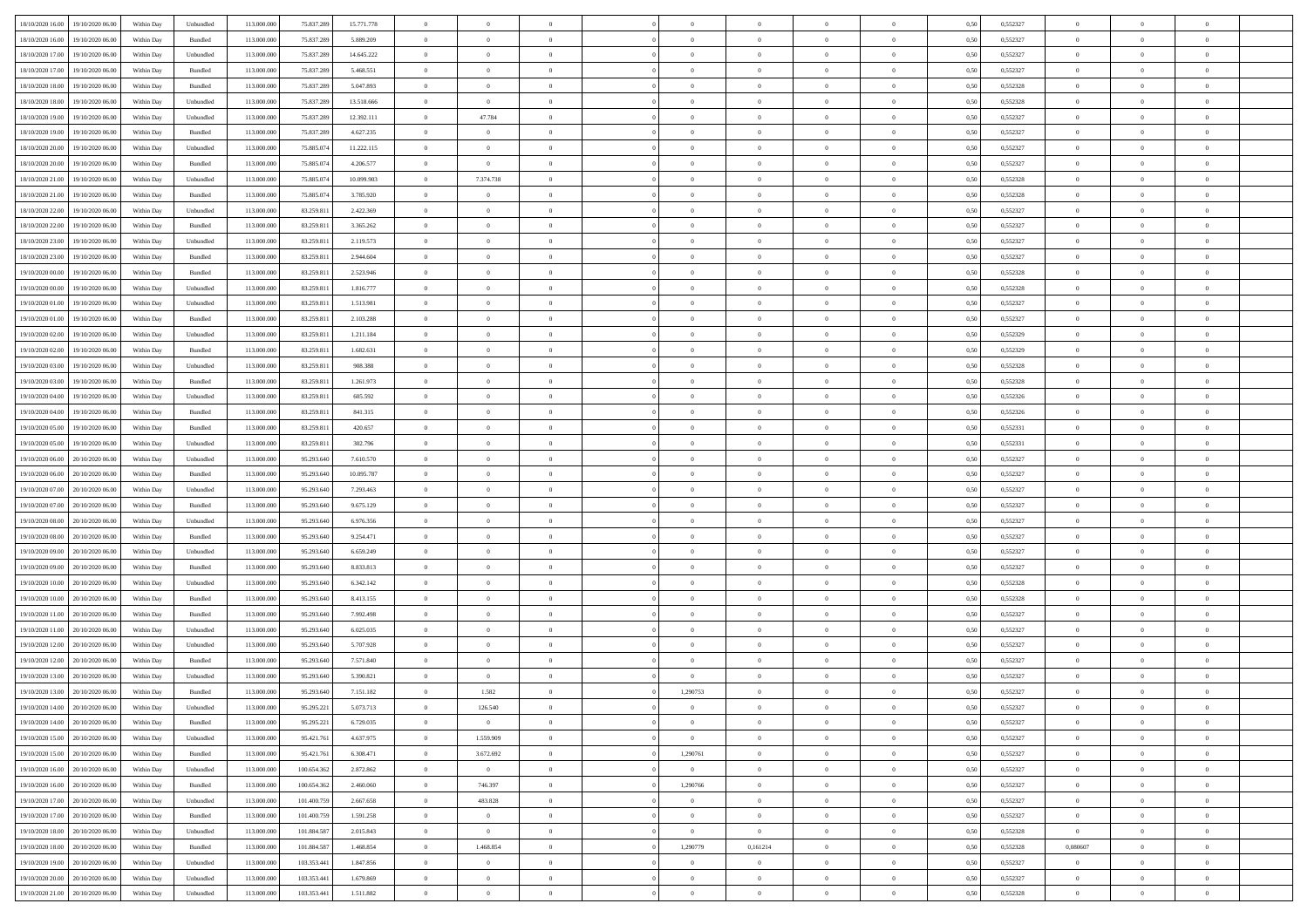| | | | | | | | | | | | | | | | | | | | | | |
|---|---|---|---|---|---|---|---|---|---|---|---|---|---|---|---|---|---|---|---|---|---|
| 18/10/2020 16:00 | 19/10/2020 06:00 | Within Day | Unbundled | 113.000.000 | 75.837.289 | 15.771.778 | 0 | 0 | 0 | | 0 | 0 | 0 | 0 | 0 | 0,50 | 0,552327 | 0 | 0 | 0 | |
| 18/10/2020 16:00 | 19/10/2020 06:00 | Within Day | Bundled | 113.000.000 | 75.837.289 | 5.889.209 | 0 | 0 | 0 | | 0 | 0 | 0 | 0 | 0 | 0,50 | 0,552327 | 0 | 0 | 0 | |
| 18/10/2020 17:00 | 19/10/2020 06:00 | Within Day | Unbundled | 113.000.000 | 75.837.289 | 14.645.222 | 0 | 0 | 0 | | 0 | 0 | 0 | 0 | 0 | 0,50 | 0,552327 | 0 | 0 | 0 | |
| 18/10/2020 17:00 | 19/10/2020 06:00 | Within Day | Bundled | 113.000.000 | 75.837.289 | 5.468.551 | 0 | 0 | 0 | | 0 | 0 | 0 | 0 | 0 | 0,50 | 0,552327 | 0 | 0 | 0 | |
| 18/10/2020 18:00 | 19/10/2020 06:00 | Within Day | Bundled | 113.000.000 | 75.837.289 | 5.047.893 | 0 | 0 | 0 | | 0 | 0 | 0 | 0 | 0 | 0,50 | 0,552328 | 0 | 0 | 0 | |
| 18/10/2020 18:00 | 19/10/2020 06:00 | Within Day | Unbundled | 113.000.000 | 75.837.289 | 13.518.666 | 0 | 0 | 0 | | 0 | 0 | 0 | 0 | 0 | 0,50 | 0,552328 | 0 | 0 | 0 | |
| 18/10/2020 19:00 | 19/10/2020 06:00 | Within Day | Unbundled | 113.000.000 | 75.837.289 | 12.392.111 | 0 | 47.784 | 0 | | 0 | 0 | 0 | 0 | 0 | 0,50 | 0,552327 | 0 | 0 | 0 | |
| 18/10/2020 19:00 | 19/10/2020 06:00 | Within Day | Bundled | 113.000.000 | 75.837.289 | 4.627.235 | 0 | 0 | 0 | | 0 | 0 | 0 | 0 | 0 | 0,50 | 0,552327 | 0 | 0 | 0 | |
| 18/10/2020 20:00 | 19/10/2020 06:00 | Within Day | Unbundled | 113.000.000 | 75.885.074 | 11.222.115 | 0 | 0 | 0 | | 0 | 0 | 0 | 0 | 0 | 0,50 | 0,552327 | 0 | 0 | 0 | |
| 18/10/2020 20:00 | 19/10/2020 06:00 | Within Day | Bundled | 113.000.000 | 75.885.074 | 4.206.577 | 0 | 0 | 0 | | 0 | 0 | 0 | 0 | 0 | 0,50 | 0,552327 | 0 | 0 | 0 | |
| 18/10/2020 21:00 | 19/10/2020 06:00 | Within Day | Unbundled | 113.000.000 | 75.885.074 | 10.099.903 | 0 | 7.374.738 | 0 | | 0 | 0 | 0 | 0 | 0 | 0,50 | 0,552328 | 0 | 0 | 0 | |
| 18/10/2020 21:00 | 19/10/2020 06:00 | Within Day | Bundled | 113.000.000 | 75.885.074 | 3.785.920 | 0 | 0 | 0 | | 0 | 0 | 0 | 0 | 0 | 0,50 | 0,552328 | 0 | 0 | 0 | |
| 18/10/2020 22:00 | 19/10/2020 06:00 | Within Day | Unbundled | 113.000.000 | 83.259.811 | 2.422.369 | 0 | 0 | 0 | | 0 | 0 | 0 | 0 | 0 | 0,50 | 0,552327 | 0 | 0 | 0 | |
| 18/10/2020 22:00 | 19/10/2020 06:00 | Within Day | Bundled | 113.000.000 | 83.259.811 | 3.365.262 | 0 | 0 | 0 | | 0 | 0 | 0 | 0 | 0 | 0,50 | 0,552327 | 0 | 0 | 0 | |
| 18/10/2020 23:00 | 19/10/2020 06:00 | Within Day | Unbundled | 113.000.000 | 83.259.811 | 2.119.573 | 0 | 0 | 0 | | 0 | 0 | 0 | 0 | 0 | 0,50 | 0,552327 | 0 | 0 | 0 | |
| 18/10/2020 23:00 | 19/10/2020 06:00 | Within Day | Bundled | 113.000.000 | 83.259.811 | 2.944.604 | 0 | 0 | 0 | | 0 | 0 | 0 | 0 | 0 | 0,50 | 0,552327 | 0 | 0 | 0 | |
| 19/10/2020 00:00 | 19/10/2020 06:00 | Within Day | Bundled | 113.000.000 | 83.259.811 | 2.523.946 | 0 | 0 | 0 | | 0 | 0 | 0 | 0 | 0 | 0,50 | 0,552328 | 0 | 0 | 0 | |
| 19/10/2020 00:00 | 19/10/2020 06:00 | Within Day | Unbundled | 113.000.000 | 83.259.811 | 1.816.777 | 0 | 0 | 0 | | 0 | 0 | 0 | 0 | 0 | 0,50 | 0,552328 | 0 | 0 | 0 | |
| 19/10/2020 01:00 | 19/10/2020 06:00 | Within Day | Unbundled | 113.000.000 | 83.259.811 | 1.513.981 | 0 | 0 | 0 | | 0 | 0 | 0 | 0 | 0 | 0,50 | 0,552327 | 0 | 0 | 0 | |
| 19/10/2020 01:00 | 19/10/2020 06:00 | Within Day | Bundled | 113.000.000 | 83.259.811 | 2.103.288 | 0 | 0 | 0 | | 0 | 0 | 0 | 0 | 0 | 0,50 | 0,552327 | 0 | 0 | 0 | |
| 19/10/2020 02:00 | 19/10/2020 06:00 | Within Day | Unbundled | 113.000.000 | 83.259.811 | 1.211.184 | 0 | 0 | 0 | | 0 | 0 | 0 | 0 | 0 | 0,50 | 0,552329 | 0 | 0 | 0 | |
| 19/10/2020 02:00 | 19/10/2020 06:00 | Within Day | Bundled | 113.000.000 | 83.259.811 | 1.682.631 | 0 | 0 | 0 | | 0 | 0 | 0 | 0 | 0 | 0,50 | 0,552329 | 0 | 0 | 0 | |
| 19/10/2020 03:00 | 19/10/2020 06:00 | Within Day | Unbundled | 113.000.000 | 83.259.811 | 908.388 | 0 | 0 | 0 | | 0 | 0 | 0 | 0 | 0 | 0,50 | 0,552328 | 0 | 0 | 0 | |
| 19/10/2020 03:00 | 19/10/2020 06:00 | Within Day | Bundled | 113.000.000 | 83.259.811 | 1.261.973 | 0 | 0 | 0 | | 0 | 0 | 0 | 0 | 0 | 0,50 | 0,552328 | 0 | 0 | 0 | |
| 19/10/2020 04:00 | 19/10/2020 06:00 | Within Day | Unbundled | 113.000.000 | 83.259.811 | 605.592 | 0 | 0 | 0 | | 0 | 0 | 0 | 0 | 0 | 0,50 | 0,552326 | 0 | 0 | 0 | |
| 19/10/2020 04:00 | 19/10/2020 06:00 | Within Day | Bundled | 113.000.000 | 83.259.811 | 841.315 | 0 | 0 | 0 | | 0 | 0 | 0 | 0 | 0 | 0,50 | 0,552326 | 0 | 0 | 0 | |
| 19/10/2020 05:00 | 19/10/2020 06:00 | Within Day | Bundled | 113.000.000 | 83.259.811 | 420.657 | 0 | 0 | 0 | | 0 | 0 | 0 | 0 | 0 | 0,50 | 0,552331 | 0 | 0 | 0 | |
| 19/10/2020 05:00 | 19/10/2020 06:00 | Within Day | Unbundled | 113.000.000 | 83.259.811 | 302.796 | 0 | 0 | 0 | | 0 | 0 | 0 | 0 | 0 | 0,50 | 0,552331 | 0 | 0 | 0 | |
| 19/10/2020 06:00 | 20/10/2020 06:00 | Within Day | Unbundled | 113.000.000 | 95.293.640 | 7.610.570 | 0 | 0 | 0 | | 0 | 0 | 0 | 0 | 0 | 0,50 | 0,552327 | 0 | 0 | 0 | |
| 19/10/2020 06:00 | 20/10/2020 06:00 | Within Day | Bundled | 113.000.000 | 95.293.640 | 10.095.787 | 0 | 0 | 0 | | 0 | 0 | 0 | 0 | 0 | 0,50 | 0,552327 | 0 | 0 | 0 | |
| 19/10/2020 07:00 | 20/10/2020 06:00 | Within Day | Unbundled | 113.000.000 | 95.293.640 | 7.293.463 | 0 | 0 | 0 | | 0 | 0 | 0 | 0 | 0 | 0,50 | 0,552327 | 0 | 0 | 0 | |
| 19/10/2020 07:00 | 20/10/2020 06:00 | Within Day | Bundled | 113.000.000 | 95.293.640 | 9.675.129 | 0 | 0 | 0 | | 0 | 0 | 0 | 0 | 0 | 0,50 | 0,552327 | 0 | 0 | 0 | |
| 19/10/2020 08:00 | 20/10/2020 06:00 | Within Day | Unbundled | 113.000.000 | 95.293.640 | 6.976.356 | 0 | 0 | 0 | | 0 | 0 | 0 | 0 | 0 | 0,50 | 0,552327 | 0 | 0 | 0 | |
| 19/10/2020 08:00 | 20/10/2020 06:00 | Within Day | Bundled | 113.000.000 | 95.293.640 | 9.254.471 | 0 | 0 | 0 | | 0 | 0 | 0 | 0 | 0 | 0,50 | 0,552327 | 0 | 0 | 0 | |
| 19/10/2020 09:00 | 20/10/2020 06:00 | Within Day | Unbundled | 113.000.000 | 95.293.640 | 6.659.249 | 0 | 0 | 0 | | 0 | 0 | 0 | 0 | 0 | 0,50 | 0,552327 | 0 | 0 | 0 | |
| 19/10/2020 09:00 | 20/10/2020 06:00 | Within Day | Bundled | 113.000.000 | 95.293.640 | 8.833.813 | 0 | 0 | 0 | | 0 | 0 | 0 | 0 | 0 | 0,50 | 0,552327 | 0 | 0 | 0 | |
| 19/10/2020 10:00 | 20/10/2020 06:00 | Within Day | Unbundled | 113.000.000 | 95.293.640 | 6.342.142 | 0 | 0 | 0 | | 0 | 0 | 0 | 0 | 0 | 0,50 | 0,552328 | 0 | 0 | 0 | |
| 19/10/2020 10:00 | 20/10/2020 06:00 | Within Day | Bundled | 113.000.000 | 95.293.640 | 8.413.155 | 0 | 0 | 0 | | 0 | 0 | 0 | 0 | 0 | 0,50 | 0,552328 | 0 | 0 | 0 | |
| 19/10/2020 11:00 | 20/10/2020 06:00 | Within Day | Bundled | 113.000.000 | 95.293.640 | 7.992.498 | 0 | 0 | 0 | | 0 | 0 | 0 | 0 | 0 | 0,50 | 0,552327 | 0 | 0 | 0 | |
| 19/10/2020 11:00 | 20/10/2020 06:00 | Within Day | Unbundled | 113.000.000 | 95.293.640 | 6.025.035 | 0 | 0 | 0 | | 0 | 0 | 0 | 0 | 0 | 0,50 | 0,552327 | 0 | 0 | 0 | |
| 19/10/2020 12:00 | 20/10/2020 06:00 | Within Day | Unbundled | 113.000.000 | 95.293.640 | 5.707.928 | 0 | 0 | 0 | | 0 | 0 | 0 | 0 | 0 | 0,50 | 0,552327 | 0 | 0 | 0 | |
| 19/10/2020 12:00 | 20/10/2020 06:00 | Within Day | Bundled | 113.000.000 | 95.293.640 | 7.571.840 | 0 | 0 | 0 | | 0 | 0 | 0 | 0 | 0 | 0,50 | 0,552327 | 0 | 0 | 0 | |
| 19/10/2020 13:00 | 20/10/2020 06:00 | Within Day | Unbundled | 113.000.000 | 95.293.640 | 5.390.821 | 0 | 0 | 0 | | 0 | 0 | 0 | 0 | 0 | 0,50 | 0,552327 | 0 | 0 | 0 | |
| 19/10/2020 13:00 | 20/10/2020 06:00 | Within Day | Bundled | 113.000.000 | 95.293.640 | 7.151.182 | 0 | 1.582 | 0 | | 1,290753 | 0 | 0 | 0 | 0 | 0,50 | 0,552327 | 0 | 0 | 0 | |
| 19/10/2020 14:00 | 20/10/2020 06:00 | Within Day | Unbundled | 113.000.000 | 95.295.221 | 5.073.713 | 0 | 126.540 | 0 | | 0 | 0 | 0 | 0 | 0 | 0,50 | 0,552327 | 0 | 0 | 0 | |
| 19/10/2020 14:00 | 20/10/2020 06:00 | Within Day | Bundled | 113.000.000 | 95.295.221 | 6.729.035 | 0 | 0 | 0 | | 0 | 0 | 0 | 0 | 0 | 0,50 | 0,552327 | 0 | 0 | 0 | |
| 19/10/2020 15:00 | 20/10/2020 06:00 | Within Day | Unbundled | 113.000.000 | 95.421.761 | 4.637.975 | 0 | 1.559.909 | 0 | | 0 | 0 | 0 | 0 | 0 | 0,50 | 0,552327 | 0 | 0 | 0 | |
| 19/10/2020 15:00 | 20/10/2020 06:00 | Within Day | Bundled | 113.000.000 | 95.421.761 | 6.308.471 | 0 | 3.672.692 | 0 | | 1,290761 | 0 | 0 | 0 | 0 | 0,50 | 0,552327 | 0 | 0 | 0 | |
| 19/10/2020 16:00 | 20/10/2020 06:00 | Within Day | Unbundled | 113.000.000 | 100.654.362 | 2.872.862 | 0 | 0 | 0 | | 0 | 0 | 0 | 0 | 0 | 0,50 | 0,552327 | 0 | 0 | 0 | |
| 19/10/2020 16:00 | 20/10/2020 06:00 | Within Day | Bundled | 113.000.000 | 100.654.362 | 2.460.060 | 0 | 746.397 | 0 | | 1,290766 | 0 | 0 | 0 | 0 | 0,50 | 0,552327 | 0 | 0 | 0 | |
| 19/10/2020 17:00 | 20/10/2020 06:00 | Within Day | Unbundled | 113.000.000 | 101.400.759 | 2.667.658 | 0 | 483.828 | 0 | | 0 | 0 | 0 | 0 | 0 | 0,50 | 0,552327 | 0 | 0 | 0 | |
| 19/10/2020 17:00 | 20/10/2020 06:00 | Within Day | Bundled | 113.000.000 | 101.400.759 | 1.591.258 | 0 | 0 | 0 | | 0 | 0 | 0 | 0 | 0 | 0,50 | 0,552327 | 0 | 0 | 0 | |
| 19/10/2020 18:00 | 20/10/2020 06:00 | Within Day | Unbundled | 113.000.000 | 101.884.587 | 2.015.843 | 0 | 0 | 0 | | 0 | 0 | 0 | 0 | 0 | 0,50 | 0,552328 | 0 | 0 | 0 | |
| 19/10/2020 18:00 | 20/10/2020 06:00 | Within Day | Bundled | 113.000.000 | 101.884.587 | 1.468.854 | 0 | 1.468.854 | 0 | | 1,290779 | 0,161214 | 0 | 0 | 0 | 0,50 | 0,552328 | 0,080607 | 0 | 0 | |
| 19/10/2020 19:00 | 20/10/2020 06:00 | Within Day | Unbundled | 113.000.000 | 103.353.441 | 1.847.856 | 0 | 0 | 0 | | 0 | 0 | 0 | 0 | 0 | 0,50 | 0,552327 | 0 | 0 | 0 | |
| 19/10/2020 20:00 | 20/10/2020 06:00 | Within Day | Unbundled | 113.000.000 | 103.353.441 | 1.679.869 | 0 | 0 | 0 | | 0 | 0 | 0 | 0 | 0 | 0,50 | 0,552327 | 0 | 0 | 0 | |
| 19/10/2020 21:00 | 20/10/2020 06:00 | Within Day | Unbundled | 113.000.000 | 103.353.441 | 1.511.882 | 0 | 0 | 0 | | 0 | 0 | 0 | 0 | 0 | 0,50 | 0,552328 | 0 | 0 | 0 | |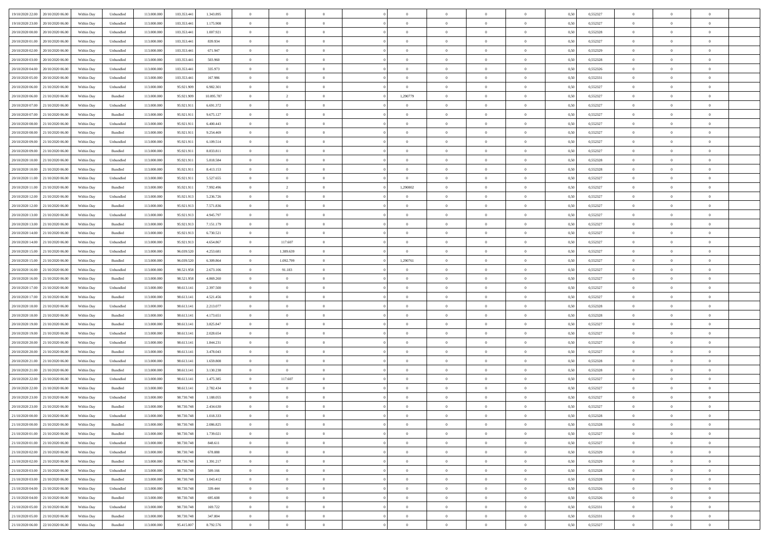| | | | | | | | | | | | | | | | | | | | | | |
|---|---|---|---|---|---|---|---|---|---|---|---|---|---|---|---|---|---|---|---|---|---|
| 19/10/2020 22.00 | 20/10/2020 06.00 | Within Day | Unbundled | 113.000.000 | 103.353.441 | 1.343.895 | 0 | 0 | 0 | | 0 | 0 | 0 | 0 | 0 | 0,50 | 0,552327 | 0 | 0 | 0 | |
| 19/10/2020 23.00 | 20/10/2020 06.00 | Within Day | Unbundled | 113.000.000 | 103.353.441 | 1.175.908 | 0 | 0 | 0 | | 0 | 0 | 0 | 0 | 0 | 0,50 | 0,552327 | 0 | 0 | 0 | |
| 20/10/2020 00.00 | 20/10/2020 06.00 | Within Day | Unbundled | 113.000.000 | 103.353.441 | 1.007.921 | 0 | 0 | 0 | | 0 | 0 | 0 | 0 | 0 | 0,50 | 0,552328 | 0 | 0 | 0 | |
| 20/10/2020 01.00 | 20/10/2020 06.00 | Within Day | Unbundled | 113.000.000 | 103.353.441 | 839.934 | 0 | 0 | 0 | | 0 | 0 | 0 | 0 | 0 | 0,50 | 0,552327 | 0 | 0 | 0 | |
| 20/10/2020 02.00 | 20/10/2020 06.00 | Within Day | Unbundled | 113.000.000 | 103.353.441 | 671.947 | 0 | 0 | 0 | | 0 | 0 | 0 | 0 | 0 | 0,50 | 0,552329 | 0 | 0 | 0 | |
| 20/10/2020 03.00 | 20/10/2020 06.00 | Within Day | Unbundled | 113.000.000 | 103.353.441 | 503.960 | 0 | 0 | 0 | | 0 | 0 | 0 | 0 | 0 | 0,50 | 0,552328 | 0 | 0 | 0 | |
| 20/10/2020 04.00 | 20/10/2020 06.00 | Within Day | Unbundled | 113.000.000 | 103.353.441 | 335.973 | 0 | 0 | 0 | | 0 | 0 | 0 | 0 | 0 | 0,50 | 0,552326 | 0 | 0 | 0 | |
| 20/10/2020 05.00 | 20/10/2020 06.00 | Within Day | Unbundled | 113.000.000 | 103.353.441 | 167.986 | 0 | 0 | 0 | | 0 | 0 | 0 | 0 | 0 | 0,50 | 0,552331 | 0 | 0 | 0 | |
| 20/10/2020 06.00 | 21/10/2020 06.00 | Within Day | Unbundled | 113.000.000 | 95.921.909 | 6.982.301 | 0 | 0 | 0 | | 0 | 0 | 0 | 0 | 0 | 0,50 | 0,552327 | 0 | 0 | 0 | |
| 20/10/2020 06.00 | 21/10/2020 06.00 | Within Day | Bundled | 113.000.000 | 95.921.909 | 10.095.787 | 0 | 2 | 0 | | 1,290779 | 0 | 0 | 0 | 0 | 0,50 | 0,552327 | 0 | 0 | 0 | |
| 20/10/2020 07.00 | 21/10/2020 06.00 | Within Day | Unbundled | 113.000.000 | 95.921.911 | 6.691.372 | 0 | 0 | 0 | | 0 | 0 | 0 | 0 | 0 | 0,50 | 0,552327 | 0 | 0 | 0 | |
| 20/10/2020 07.00 | 21/10/2020 06.00 | Within Day | Bundled | 113.000.000 | 95.921.911 | 9.675.127 | 0 | 0 | 0 | | 0 | 0 | 0 | 0 | 0 | 0,50 | 0,552327 | 0 | 0 | 0 | |
| 20/10/2020 08.00 | 21/10/2020 06.00 | Within Day | Unbundled | 113.000.000 | 95.921.911 | 6.400.443 | 0 | 0 | 0 | | 0 | 0 | 0 | 0 | 0 | 0,50 | 0,552327 | 0 | 0 | 0 | |
| 20/10/2020 08.00 | 21/10/2020 06.00 | Within Day | Bundled | 113.000.000 | 95.921.911 | 9.254.469 | 0 | 0 | 0 | | 0 | 0 | 0 | 0 | 0 | 0,50 | 0,552327 | 0 | 0 | 0 | |
| 20/10/2020 09.00 | 21/10/2020 06.00 | Within Day | Unbundled | 113.000.000 | 95.921.911 | 6.109.514 | 0 | 0 | 0 | | 0 | 0 | 0 | 0 | 0 | 0,50 | 0,552327 | 0 | 0 | 0 | |
| 20/10/2020 09.00 | 21/10/2020 06.00 | Within Day | Bundled | 113.000.000 | 95.921.911 | 8.833.811 | 0 | 0 | 0 | | 0 | 0 | 0 | 0 | 0 | 0,50 | 0,552327 | 0 | 0 | 0 | |
| 20/10/2020 10.00 | 21/10/2020 06.00 | Within Day | Unbundled | 113.000.000 | 95.921.911 | 5.818.584 | 0 | 0 | 0 | | 0 | 0 | 0 | 0 | 0 | 0,50 | 0,552328 | 0 | 0 | 0 | |
| 20/10/2020 10.00 | 21/10/2020 06.00 | Within Day | Bundled | 113.000.000 | 95.921.911 | 8.413.153 | 0 | 0 | 0 | | 0 | 0 | 0 | 0 | 0 | 0,50 | 0,552328 | 0 | 0 | 0 | |
| 20/10/2020 11.00 | 21/10/2020 06.00 | Within Day | Unbundled | 113.000.000 | 95.921.911 | 5.527.655 | 0 | 0 | 0 | | 0 | 0 | 0 | 0 | 0 | 0,50 | 0,552327 | 0 | 0 | 0 | |
| 20/10/2020 11.00 | 21/10/2020 06.00 | Within Day | Bundled | 113.000.000 | 95.921.911 | 7.992.496 | 0 | 2 | 0 | | 1,290802 | 0 | 0 | 0 | 0 | 0,50 | 0,552327 | 0 | 0 | 0 | |
| 20/10/2020 12.00 | 21/10/2020 06.00 | Within Day | Unbundled | 113.000.000 | 95.921.913 | 5.236.726 | 0 | 0 | 0 | | 0 | 0 | 0 | 0 | 0 | 0,50 | 0,552327 | 0 | 0 | 0 | |
| 20/10/2020 12.00 | 21/10/2020 06.00 | Within Day | Bundled | 113.000.000 | 95.921.913 | 7.571.836 | 0 | 0 | 0 | | 0 | 0 | 0 | 0 | 0 | 0,50 | 0,552327 | 0 | 0 | 0 | |
| 20/10/2020 13.00 | 21/10/2020 06.00 | Within Day | Unbundled | 113.000.000 | 95.921.913 | 4.945.797 | 0 | 0 | 0 | | 0 | 0 | 0 | 0 | 0 | 0,50 | 0,552327 | 0 | 0 | 0 | |
| 20/10/2020 13.00 | 21/10/2020 06.00 | Within Day | Bundled | 113.000.000 | 95.921.913 | 7.151.179 | 0 | 0 | 0 | | 0 | 0 | 0 | 0 | 0 | 0,50 | 0,552327 | 0 | 0 | 0 | |
| 20/10/2020 14.00 | 21/10/2020 06.00 | Within Day | Bundled | 113.000.000 | 95.921.913 | 6.730.521 | 0 | 0 | 0 | | 0 | 0 | 0 | 0 | 0 | 0,50 | 0,552327 | 0 | 0 | 0 | |
| 20/10/2020 14.00 | 21/10/2020 06.00 | Within Day | Unbundled | 113.000.000 | 95.921.913 | 4.654.867 | 0 | 117.607 | 0 | | 0 | 0 | 0 | 0 | 0 | 0,50 | 0,552327 | 0 | 0 | 0 | |
| 20/10/2020 15.00 | 21/10/2020 06.00 | Within Day | Unbundled | 113.000.000 | 96.039.520 | 4.253.681 | 0 | 1.389.639 | 0 | | 0 | 0 | 0 | 0 | 0 | 0,50 | 0,552327 | 0 | 0 | 0 | |
| 20/10/2020 15.00 | 21/10/2020 06.00 | Within Day | Bundled | 113.000.000 | 96.039.520 | 6.309.864 | 0 | 1.092.799 | 0 | | 1,290761 | 0 | 0 | 0 | 0 | 0,50 | 0,552327 | 0 | 0 | 0 | |
| 20/10/2020 16.00 | 21/10/2020 06.00 | Within Day | Unbundled | 113.000.000 | 98.521.958 | 2.673.106 | 0 | 91.183 | 0 | | 0 | 0 | 0 | 0 | 0 | 0,50 | 0,552327 | 0 | 0 | 0 | |
| 20/10/2020 16.00 | 21/10/2020 06.00 | Within Day | Bundled | 113.000.000 | 98.521.958 | 4.869.260 | 0 | 0 | 0 | | 0 | 0 | 0 | 0 | 0 | 0,50 | 0,552327 | 0 | 0 | 0 | |
| 20/10/2020 17.00 | 21/10/2020 06.00 | Within Day | Unbundled | 113.000.000 | 98.613.141 | 2.397.500 | 0 | 0 | 0 | | 0 | 0 | 0 | 0 | 0 | 0,50 | 0,552327 | 0 | 0 | 0 | |
| 20/10/2020 17.00 | 21/10/2020 06.00 | Within Day | Bundled | 113.000.000 | 98.613.141 | 4.521.456 | 0 | 0 | 0 | | 0 | 0 | 0 | 0 | 0 | 0,50 | 0,552327 | 0 | 0 | 0 | |
| 20/10/2020 18.00 | 21/10/2020 06.00 | Within Day | Unbundled | 113.000.000 | 98.613.141 | 2.213.077 | 0 | 0 | 0 | | 0 | 0 | 0 | 0 | 0 | 0,50 | 0,552328 | 0 | 0 | 0 | |
| 20/10/2020 18.00 | 21/10/2020 06.00 | Within Day | Bundled | 113.000.000 | 98.613.141 | 4.173.651 | 0 | 0 | 0 | | 0 | 0 | 0 | 0 | 0 | 0,50 | 0,552328 | 0 | 0 | 0 | |
| 20/10/2020 19.00 | 21/10/2020 06.00 | Within Day | Bundled | 113.000.000 | 98.613.141 | 3.825.847 | 0 | 0 | 0 | | 0 | 0 | 0 | 0 | 0 | 0,50 | 0,552327 | 0 | 0 | 0 | |
| 20/10/2020 19.00 | 21/10/2020 06.00 | Within Day | Unbundled | 113.000.000 | 98.613.141 | 2.028.654 | 0 | 0 | 0 | | 0 | 0 | 0 | 0 | 0 | 0,50 | 0,552327 | 0 | 0 | 0 | |
| 20/10/2020 20.00 | 21/10/2020 06.00 | Within Day | Unbundled | 113.000.000 | 98.613.141 | 1.844.231 | 0 | 0 | 0 | | 0 | 0 | 0 | 0 | 0 | 0,50 | 0,552327 | 0 | 0 | 0 | |
| 20/10/2020 20.00 | 21/10/2020 06.00 | Within Day | Bundled | 113.000.000 | 98.613.141 | 3.478.043 | 0 | 0 | 0 | | 0 | 0 | 0 | 0 | 0 | 0,50 | 0,552327 | 0 | 0 | 0 | |
| 20/10/2020 21.00 | 21/10/2020 06.00 | Within Day | Unbundled | 113.000.000 | 98.613.141 | 1.659.808 | 0 | 0 | 0 | | 0 | 0 | 0 | 0 | 0 | 0,50 | 0,552328 | 0 | 0 | 0 | |
| 20/10/2020 21.00 | 21/10/2020 06.00 | Within Day | Bundled | 113.000.000 | 98.613.141 | 3.130.238 | 0 | 0 | 0 | | 0 | 0 | 0 | 0 | 0 | 0,50 | 0,552328 | 0 | 0 | 0 | |
| 20/10/2020 22.00 | 21/10/2020 06.00 | Within Day | Unbundled | 113.000.000 | 98.613.141 | 1.475.385 | 0 | 117.607 | 0 | | 0 | 0 | 0 | 0 | 0 | 0,50 | 0,552327 | 0 | 0 | 0 | |
| 20/10/2020 22.00 | 21/10/2020 06.00 | Within Day | Bundled | 113.000.000 | 98.613.141 | 2.782.434 | 0 | 0 | 0 | | 0 | 0 | 0 | 0 | 0 | 0,50 | 0,552327 | 0 | 0 | 0 | |
| 20/10/2020 23.00 | 21/10/2020 06.00 | Within Day | Unbundled | 113.000.000 | 98.730.748 | 1.188.055 | 0 | 0 | 0 | | 0 | 0 | 0 | 0 | 0 | 0,50 | 0,552327 | 0 | 0 | 0 | |
| 20/10/2020 23.00 | 21/10/2020 06.00 | Within Day | Bundled | 113.000.000 | 98.730.748 | 2.434.630 | 0 | 0 | 0 | | 0 | 0 | 0 | 0 | 0 | 0,50 | 0,552327 | 0 | 0 | 0 | |
| 21/10/2020 00.00 | 21/10/2020 06.00 | Within Day | Unbundled | 113.000.000 | 98.730.748 | 1.018.333 | 0 | 0 | 0 | | 0 | 0 | 0 | 0 | 0 | 0,50 | 0,552328 | 0 | 0 | 0 | |
| 21/10/2020 00.00 | 21/10/2020 06.00 | Within Day | Bundled | 113.000.000 | 98.730.748 | 2.086.825 | 0 | 0 | 0 | | 0 | 0 | 0 | 0 | 0 | 0,50 | 0,552328 | 0 | 0 | 0 | |
| 21/10/2020 01.00 | 21/10/2020 06.00 | Within Day | Bundled | 113.000.000 | 98.730.748 | 1.739.021 | 0 | 0 | 0 | | 0 | 0 | 0 | 0 | 0 | 0,50 | 0,552327 | 0 | 0 | 0 | |
| 21/10/2020 01.00 | 21/10/2020 06.00 | Within Day | Unbundled | 113.000.000 | 98.730.748 | 848.611 | 0 | 0 | 0 | | 0 | 0 | 0 | 0 | 0 | 0,50 | 0,552327 | 0 | 0 | 0 | |
| 21/10/2020 02.00 | 21/10/2020 06.00 | Within Day | Unbundled | 113.000.000 | 98.730.748 | 678.888 | 0 | 0 | 0 | | 0 | 0 | 0 | 0 | 0 | 0,50 | 0,552329 | 0 | 0 | 0 | |
| 21/10/2020 02.00 | 21/10/2020 06.00 | Within Day | Bundled | 113.000.000 | 98.730.748 | 1.391.217 | 0 | 0 | 0 | | 0 | 0 | 0 | 0 | 0 | 0,50 | 0,552329 | 0 | 0 | 0 | |
| 21/10/2020 03.00 | 21/10/2020 06.00 | Within Day | Unbundled | 113.000.000 | 98.730.748 | 509.166 | 0 | 0 | 0 | | 0 | 0 | 0 | 0 | 0 | 0,50 | 0,552328 | 0 | 0 | 0 | |
| 21/10/2020 03.00 | 21/10/2020 06.00 | Within Day | Bundled | 113.000.000 | 98.730.748 | 1.043.412 | 0 | 0 | 0 | | 0 | 0 | 0 | 0 | 0 | 0,50 | 0,552328 | 0 | 0 | 0 | |
| 21/10/2020 04.00 | 21/10/2020 06.00 | Within Day | Unbundled | 113.000.000 | 98.730.748 | 339.444 | 0 | 0 | 0 | | 0 | 0 | 0 | 0 | 0 | 0,50 | 0,552326 | 0 | 0 | 0 | |
| 21/10/2020 04.00 | 21/10/2020 06.00 | Within Day | Bundled | 113.000.000 | 98.730.748 | 695.608 | 0 | 0 | 0 | | 0 | 0 | 0 | 0 | 0 | 0,50 | 0,552326 | 0 | 0 | 0 | |
| 21/10/2020 05.00 | 21/10/2020 06.00 | Within Day | Unbundled | 113.000.000 | 98.730.748 | 169.722 | 0 | 0 | 0 | | 0 | 0 | 0 | 0 | 0 | 0,50 | 0,552331 | 0 | 0 | 0 | |
| 21/10/2020 05.00 | 21/10/2020 06.00 | Within Day | Bundled | 113.000.000 | 98.730.748 | 347.804 | 0 | 0 | 0 | | 0 | 0 | 0 | 0 | 0 | 0,50 | 0,552331 | 0 | 0 | 0 | |
| 21/10/2020 06.00 | 22/10/2020 06.00 | Within Day | Bundled | 113.000.000 | 95.415.007 | 8.792.576 | 0 | 0 | 0 | | 0 | 0 | 0 | 0 | 0 | 0,50 | 0,552327 | 0 | 0 | 0 | |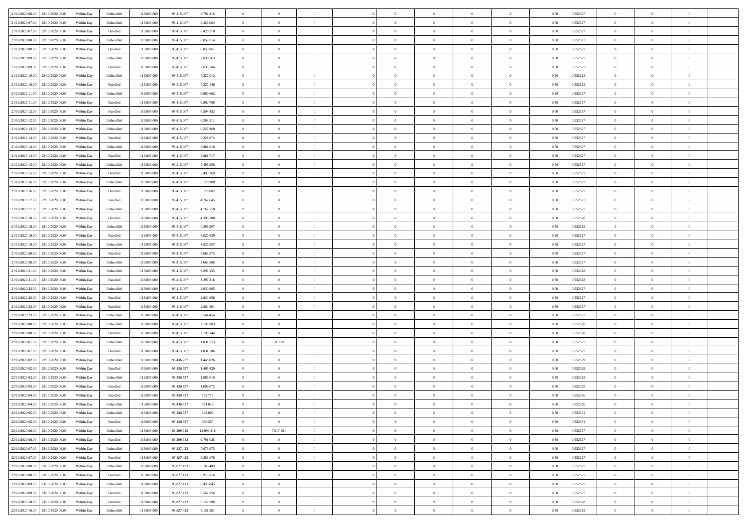| 21/10/2020 06:00 | 22/10/2020 06:00 | Within Day | Unbundled | 113.000.000 | 95.415.007 | 8.792.415 | 0 | 0 | 0 | | 0 | 0 | 0 | 0 | 0,50 | 0,552327 | 0 | 0 | 0 | |
|---|---|---|---|---|---|---|---|---|---|---|---|---|---|---|---|---|---|---|---|---|
| 21/10/2020 07:00 | 22/10/2020 06:00 | Within Day | Unbundled | 113.000.000 | 95.415.007 | 8.426.064 | 0 | 0 | 0 | | 0 | 0 | 0 | 0 | 0,50 | 0,552327 | 0 | 0 | 0 | |
| 21/10/2020 07:00 | 22/10/2020 06:00 | Within Day | Bundled | 113.000.000 | 95.415.007 | 8.426.218 | 0 | 0 | 0 | | 0 | 0 | 0 | 0 | 0,50 | 0,552327 | 0 | 0 | 0 | |
| 21/10/2020 08:00 | 22/10/2020 06:00 | Within Day | Unbundled | 113.000.000 | 95.415.007 | 8.059.714 | 0 | 0 | 0 | | 0 | 0 | 0 | 0 | 0,50 | 0,552327 | 0 | 0 | 0 | |
| 21/10/2020 08:00 | 22/10/2020 06:00 | Within Day | Bundled | 113.000.000 | 95.415.007 | 8.059.861 | 0 | 0 | 0 | | 0 | 0 | 0 | 0 | 0,50 | 0,552327 | 0 | 0 | 0 | |
| 21/10/2020 09:00 | 22/10/2020 06:00 | Within Day | Unbundled | 113.000.000 | 95.415.007 | 7.693.363 | 0 | 0 | 0 | | 0 | 0 | 0 | 0 | 0,50 | 0,552327 | 0 | 0 | 0 | |
| 21/10/2020 09:00 | 22/10/2020 06:00 | Within Day | Bundled | 113.000.000 | 95.415.007 | 7.693.504 | 0 | 0 | 0 | | 0 | 0 | 0 | 0 | 0,50 | 0,552327 | 0 | 0 | 0 | |
| 21/10/2020 10:00 | 22/10/2020 06:00 | Within Day | Unbundled | 113.000.000 | 95.415.007 | 7.327.012 | 0 | 0 | 0 | | 0 | 0 | 0 | 0 | 0,50 | 0,552328 | 0 | 0 | 0 | |
| 21/10/2020 10:00 | 22/10/2020 06:00 | Within Day | Bundled | 113.000.000 | 95.415.007 | 7.327.146 | 0 | 0 | 0 | | 0 | 0 | 0 | 0 | 0,50 | 0,552328 | 0 | 0 | 0 | |
| 21/10/2020 11:00 | 22/10/2020 06:00 | Within Day | Unbundled | 113.000.000 | 95.415.007 | 6.960.662 | 0 | 0 | 0 | | 0 | 0 | 0 | 0 | 0,50 | 0,552327 | 0 | 0 | 0 | |
| 21/10/2020 11:00 | 22/10/2020 06:00 | Within Day | Bundled | 113.000.000 | 95.415.007 | 6.960.789 | 0 | 0 | 0 | | 0 | 0 | 0 | 0 | 0,50 | 0,552327 | 0 | 0 | 0 | |
| 21/10/2020 12:00 | 22/10/2020 06:00 | Within Day | Bundled | 113.000.000 | 95.415.007 | 6.594.432 | 0 | 0 | 0 | | 0 | 0 | 0 | 0 | 0,50 | 0,552327 | 0 | 0 | 0 | |
| 21/10/2020 12:00 | 22/10/2020 06:00 | Within Day | Unbundled | 113.000.000 | 95.415.007 | 6.594.311 | 0 | 0 | 0 | | 0 | 0 | 0 | 0 | 0,50 | 0,552327 | 0 | 0 | 0 | |
| 21/10/2020 13:00 | 22/10/2020 06:00 | Within Day | Unbundled | 113.000.000 | 95.415.007 | 6.227.960 | 0 | 0 | 0 | | 0 | 0 | 0 | 0 | 0,50 | 0,552327 | 0 | 0 | 0 | |
| 21/10/2020 13:00 | 22/10/2020 06:00 | Within Day | Bundled | 113.000.000 | 95.415.007 | 6.228.074 | 0 | 0 | 0 | | 0 | 0 | 0 | 0 | 0,50 | 0,552327 | 0 | 0 | 0 | |
| 21/10/2020 14:00 | 22/10/2020 06:00 | Within Day | Unbundled | 113.000.000 | 95.415.007 | 5.861.610 | 0 | 0 | 0 | | 0 | 0 | 0 | 0 | 0,50 | 0,552327 | 0 | 0 | 0 | |
| 21/10/2020 14:00 | 22/10/2020 06:00 | Within Day | Bundled | 113.000.000 | 95.415.007 | 5.861.717 | 0 | 0 | 0 | | 0 | 0 | 0 | 0 | 0,50 | 0,552327 | 0 | 0 | 0 | |
| 21/10/2020 15:00 | 22/10/2020 06:00 | Within Day | Unbundled | 113.000.000 | 95.415.007 | 5.495.259 | 0 | 0 | 0 | | 0 | 0 | 0 | 0 | 0,50 | 0,552327 | 0 | 0 | 0 | |
| 21/10/2020 15:00 | 22/10/2020 06:00 | Within Day | Bundled | 113.000.000 | 95.415.007 | 5.495.360 | 0 | 0 | 0 | | 0 | 0 | 0 | 0 | 0,50 | 0,552327 | 0 | 0 | 0 | |
| 21/10/2020 16:00 | 22/10/2020 06:00 | Within Day | Unbundled | 113.000.000 | 95.415.007 | 5.128.908 | 0 | 0 | 0 | | 0 | 0 | 0 | 0 | 0,50 | 0,552327 | 0 | 0 | 0 | |
| 21/10/2020 16:00 | 22/10/2020 06:00 | Within Day | Bundled | 113.000.000 | 95.415.007 | 5.129.002 | 0 | 0 | 0 | | 0 | 0 | 0 | 0 | 0,50 | 0,552327 | 0 | 0 | 0 | |
| 21/10/2020 17:00 | 22/10/2020 06:00 | Within Day | Bundled | 113.000.000 | 95.415.007 | 4.762.645 | 0 | 0 | 0 | | 0 | 0 | 0 | 0 | 0,50 | 0,552327 | 0 | 0 | 0 | |
| 21/10/2020 17:00 | 22/10/2020 06:00 | Within Day | Unbundled | 113.000.000 | 95.415.007 | 4.762.558 | 0 | 0 | 0 | | 0 | 0 | 0 | 0 | 0,50 | 0,552327 | 0 | 0 | 0 | |
| 21/10/2020 18:00 | 22/10/2020 06:00 | Within Day | Bundled | 113.000.000 | 95.415.007 | 4.396.288 | 0 | 0 | 0 | | 0 | 0 | 0 | 0 | 0,50 | 0,552328 | 0 | 0 | 0 | |
| 21/10/2020 18:00 | 22/10/2020 06:00 | Within Day | Unbundled | 113.000.000 | 95.415.007 | 4.396.207 | 0 | 0 | 0 | | 0 | 0 | 0 | 0 | 0,50 | 0,552328 | 0 | 0 | 0 | |
| 21/10/2020 19:00 | 22/10/2020 06:00 | Within Day | Bundled | 113.000.000 | 95.415.007 | 4.029.930 | 0 | 0 | 0 | | 0 | 0 | 0 | 0 | 0,50 | 0,552327 | 0 | 0 | 0 | |
| 21/10/2020 19:00 | 22/10/2020 06:00 | Within Day | Unbundled | 113.000.000 | 95.415.007 | 4.029.857 | 0 | 0 | 0 | | 0 | 0 | 0 | 0 | 0,50 | 0,552327 | 0 | 0 | 0 | |
| 21/10/2020 20:00 | 22/10/2020 06:00 | Within Day | Bundled | 113.000.000 | 95.415.007 | 3.663.573 | 0 | 0 | 0 | | 0 | 0 | 0 | 0 | 0,50 | 0,552327 | 0 | 0 | 0 | |
| 21/10/2020 20:00 | 22/10/2020 06:00 | Within Day | Unbundled | 113.000.000 | 95.415.007 | 3.663.506 | 0 | 0 | 0 | | 0 | 0 | 0 | 0 | 0,50 | 0,552327 | 0 | 0 | 0 | |
| 21/10/2020 21:00 | 22/10/2020 06:00 | Within Day | Unbundled | 113.000.000 | 95.415.007 | 3.297.155 | 0 | 0 | 0 | | 0 | 0 | 0 | 0 | 0,50 | 0,552328 | 0 | 0 | 0 | |
| 21/10/2020 21:00 | 22/10/2020 06:00 | Within Day | Bundled | 113.000.000 | 95.415.007 | 3.297.216 | 0 | 0 | 0 | | 0 | 0 | 0 | 0 | 0,50 | 0,552328 | 0 | 0 | 0 | |
| 21/10/2020 22:00 | 22/10/2020 06:00 | Within Day | Unbundled | 113.000.000 | 95.415.007 | 2.930.805 | 0 | 0 | 0 | | 0 | 0 | 0 | 0 | 0,50 | 0,552327 | 0 | 0 | 0 | |
| 21/10/2020 22:00 | 22/10/2020 06:00 | Within Day | Bundled | 113.000.000 | 95.415.007 | 2.930.858 | 0 | 0 | 0 | | 0 | 0 | 0 | 0 | 0,50 | 0,552327 | 0 | 0 | 0 | |
| 21/10/2020 23:00 | 22/10/2020 06:00 | Within Day | Bundled | 113.000.000 | 95.415.007 | 2.564.501 | 0 | 0 | 0 | | 0 | 0 | 0 | 0 | 0,50 | 0,552327 | 0 | 0 | 0 | |
| 21/10/2020 23:00 | 22/10/2020 06:00 | Within Day | Unbundled | 113.000.000 | 95.415.007 | 2.564.454 | 0 | 0 | 0 | | 0 | 0 | 0 | 0 | 0,50 | 0,552327 | 0 | 0 | 0 | |
| 22/10/2020 00:00 | 22/10/2020 06:00 | Within Day | Unbundled | 113.000.000 | 95.415.007 | 2.198.103 | 0 | 0 | 0 | | 0 | 0 | 0 | 0 | 0,50 | 0,552328 | 0 | 0 | 0 | |
| 22/10/2020 00:00 | 22/10/2020 06:00 | Within Day | Bundled | 113.000.000 | 95.415.007 | 2.198.144 | 0 | 0 | 0 | | 0 | 0 | 0 | 0 | 0,50 | 0,552328 | 0 | 0 | 0 | |
| 22/10/2020 01:00 | 22/10/2020 06:00 | Within Day | Unbundled | 113.000.000 | 95.415.007 | 1.831.753 | 0 | 21.720 | 0 | | 0 | 0 | 0 | 0 | 0,50 | 0,552327 | 0 | 0 | 0 | |
| 22/10/2020 01:00 | 22/10/2020 06:00 | Within Day | Bundled | 113.000.000 | 95.415.007 | 1.831.786 | 0 | 0 | 0 | | 0 | 0 | 0 | 0 | 0,50 | 0,552327 | 0 | 0 | 0 | |
| 22/10/2020 02:00 | 22/10/2020 06:00 | Within Day | Unbundled | 113.000.000 | 95.436.727 | 1.448.026 | 0 | 0 | 0 | | 0 | 0 | 0 | 0 | 0,50 | 0,552329 | 0 | 0 | 0 | |
| 22/10/2020 02:00 | 22/10/2020 06:00 | Within Day | Bundled | 113.000.000 | 95.436.727 | 1.465.429 | 0 | 0 | 0 | | 0 | 0 | 0 | 0 | 0,50 | 0,552329 | 0 | 0 | 0 | |
| 22/10/2020 03:00 | 22/10/2020 06:00 | Within Day | Unbundled | 113.000.000 | 95.436.727 | 1.086.019 | 0 | 0 | 0 | | 0 | 0 | 0 | 0 | 0,50 | 0,552328 | 0 | 0 | 0 | |
| 22/10/2020 03:00 | 22/10/2020 06:00 | Within Day | Bundled | 113.000.000 | 95.436.727 | 1.099.072 | 0 | 0 | 0 | | 0 | 0 | 0 | 0 | 0,50 | 0,552328 | 0 | 0 | 0 | |
| 22/10/2020 04:00 | 22/10/2020 06:00 | Within Day | Bundled | 113.000.000 | 95.436.727 | 732.714 | 0 | 0 | 0 | | 0 | 0 | 0 | 0 | 0,50 | 0,552326 | 0 | 0 | 0 | |
| 22/10/2020 04:00 | 22/10/2020 06:00 | Within Day | Unbundled | 113.000.000 | 95.436.727 | 724.013 | 0 | 0 | 0 | | 0 | 0 | 0 | 0 | 0,50 | 0,552326 | 0 | 0 | 0 | |
| 22/10/2020 05:00 | 22/10/2020 06:00 | Within Day | Unbundled | 113.000.000 | 95.436.727 | 362.006 | 0 | 0 | 0 | | 0 | 0 | 0 | 0 | 0,50 | 0,552331 | 0 | 0 | 0 | |
| 22/10/2020 05:00 | 22/10/2020 06:00 | Within Day | Bundled | 113.000.000 | 95.436.727 | 366.357 | 0 | 0 | 0 | | 0 | 0 | 0 | 0 | 0,50 | 0,552331 | 0 | 0 | 0 | |
| 22/10/2020 06:00 | 23/10/2020 06:00 | Within Day | Unbundled | 113.000.000 | 88.209.743 | 14.999.218 | 0 | 7.617.681 | 0 | | 0 | 0 | 0 | 0 | 0,50 | 0,552327 | 0 | 0 | 0 | |
| 22/10/2020 06:00 | 23/10/2020 06:00 | Within Day | Bundled | 113.000.000 | 88.209.743 | 9.791.035 | 0 | 0 | 0 | | 0 | 0 | 0 | 0 | 0,50 | 0,552327 | 0 | 0 | 0 | |
| 22/10/2020 07:00 | 23/10/2020 06:00 | Within Day | Unbundled | 113.000.000 | 95.827.423 | 7.073.973 | 0 | 0 | 0 | | 0 | 0 | 0 | 0 | 0,50 | 0,552327 | 0 | 0 | 0 | |
| 22/10/2020 07:00 | 23/10/2020 06:00 | Within Day | Bundled | 113.000.000 | 95.827.423 | 9.383.076 | 0 | 0 | 0 | | 0 | 0 | 0 | 0 | 0,50 | 0,552327 | 0 | 0 | 0 | |
| 22/10/2020 08:00 | 23/10/2020 06:00 | Within Day | Unbundled | 113.000.000 | 95.827.423 | 6.766.409 | 0 | 0 | 0 | | 0 | 0 | 0 | 0 | 0,50 | 0,552327 | 0 | 0 | 0 | |
| 22/10/2020 08:00 | 23/10/2020 06:00 | Within Day | Bundled | 113.000.000 | 95.827.423 | 8.975.116 | 0 | 0 | 0 | | 0 | 0 | 0 | 0 | 0,50 | 0,552327 | 0 | 0 | 0 | |
| 22/10/2020 09:00 | 23/10/2020 06:00 | Within Day | Unbundled | 113.000.000 | 95.827.423 | 6.458.845 | 0 | 0 | 0 | | 0 | 0 | 0 | 0 | 0,50 | 0,552327 | 0 | 0 | 0 | |
| 22/10/2020 09:00 | 23/10/2020 06:00 | Within Day | Bundled | 113.000.000 | 95.827.423 | 8.567.156 | 0 | 0 | 0 | | 0 | 0 | 0 | 0 | 0,50 | 0,552327 | 0 | 0 | 0 | |
| 22/10/2020 10:00 | 23/10/2020 06:00 | Within Day | Bundled | 113.000.000 | 95.827.423 | 8.159.196 | 0 | 0 | 0 | | 0 | 0 | 0 | 0 | 0,50 | 0,552328 | 0 | 0 | 0 | |
| 22/10/2020 10:00 | 23/10/2020 06:00 | Within Day | Unbundled | 113.000.000 | 95.827.423 | 6.151.281 | 0 | 0 | 0 | | 0 | 0 | 0 | 0 | 0,50 | 0,552328 | 0 | 0 | 0 | |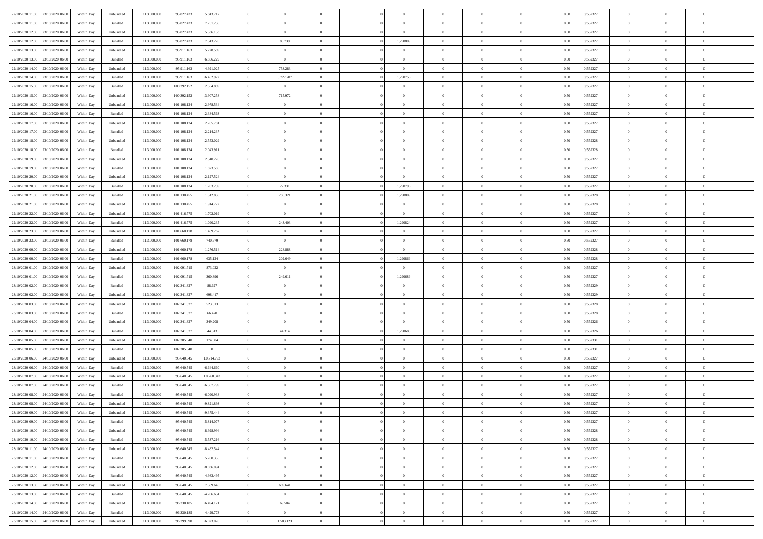| | | | | | | | | | | | | | | | | | | | | |
|---|---|---|---|---|---|---|---|---|---|---|---|---|---|---|---|---|---|---|---|---|
| 22/10/2020 11.00 | 23/10/2020 06.00 | Within Day | Unbundled | 113.000.000 | 95.827.423 | 5.843.717 | 0 | 0 | 0 | | 0 | 0 | 0 | 0 | 0,50 | 0,552327 | 0 | 0 | 0 | |
| 22/10/2020 11.00 | 23/10/2020 06.00 | Within Day | Bundled | 113.000.000 | 95.827.423 | 7.751.236 | 0 | 0 | 0 | | 0 | 0 | 0 | 0 | 0,50 | 0,552327 | 0 | 0 | 0 | |
| 22/10/2020 12.00 | 23/10/2020 06.00 | Within Day | Unbundled | 113.000.000 | 95.827.423 | 5.536.153 | 0 | 0 | 0 | | 0 | 0 | 0 | 0 | 0,50 | 0,552327 | 0 | 0 | 0 | |
| 22/10/2020 12.00 | 23/10/2020 06.00 | Within Day | Bundled | 113.000.000 | 95.827.423 | 7.343.276 | 0 | 83.739 | 0 | | 1,290809 | 0 | 0 | 0 | 0,50 | 0,552327 | 0 | 0 | 0 | |
| 22/10/2020 13.00 | 23/10/2020 06.00 | Within Day | Unbundled | 113.000.000 | 95.911.163 | 5.228.589 | 0 | 0 | 0 | | 0 | 0 | 0 | 0 | 0,50 | 0,552327 | 0 | 0 | 0 | |
| 22/10/2020 13.00 | 23/10/2020 06.00 | Within Day | Bundled | 113.000.000 | 95.911.163 | 6.856.229 | 0 | 0 | 0 | | 0 | 0 | 0 | 0 | 0,50 | 0,552327 | 0 | 0 | 0 | |
| 22/10/2020 14.00 | 23/10/2020 06.00 | Within Day | Unbundled | 113.000.000 | 95.911.163 | 4.921.025 | 0 | 753.283 | 0 | | 0 | 0 | 0 | 0 | 0,50 | 0,552327 | 0 | 0 | 0 | |
| 22/10/2020 14.00 | 23/10/2020 06.00 | Within Day | Bundled | 113.000.000 | 95.911.163 | 6.452.922 | 0 | 3.727.707 | 0 | | 1,290756 | 0 | 0 | 0 | 0,50 | 0,552327 | 0 | 0 | 0 | |
| 22/10/2020 15.00 | 23/10/2020 06.00 | Within Day | Bundled | 113.000.000 | 100.392.152 | 2.554.889 | 0 | 0 | 0 | | 0 | 0 | 0 | 0 | 0,50 | 0,552327 | 0 | 0 | 0 | |
| 22/10/2020 15.00 | 23/10/2020 06.00 | Within Day | Unbundled | 113.000.000 | 100.392.152 | 3.907.258 | 0 | 715.972 | 0 | | 0 | 0 | 0 | 0 | 0,50 | 0,552327 | 0 | 0 | 0 | |
| 22/10/2020 16.00 | 23/10/2020 06.00 | Within Day | Unbundled | 113.000.000 | 101.108.124 | 2.978.534 | 0 | 0 | 0 | | 0 | 0 | 0 | 0 | 0,50 | 0,552327 | 0 | 0 | 0 | |
| 22/10/2020 16.00 | 23/10/2020 06.00 | Within Day | Bundled | 113.000.000 | 101.108.124 | 2.384.563 | 0 | 0 | 0 | | 0 | 0 | 0 | 0 | 0,50 | 0,552327 | 0 | 0 | 0 | |
| 22/10/2020 17.00 | 23/10/2020 06.00 | Within Day | Unbundled | 113.000.000 | 101.108.124 | 2.765.781 | 0 | 0 | 0 | | 0 | 0 | 0 | 0 | 0,50 | 0,552327 | 0 | 0 | 0 | |
| 22/10/2020 17.00 | 23/10/2020 06.00 | Within Day | Bundled | 113.000.000 | 101.108.124 | 2.214.237 | 0 | 0 | 0 | | 0 | 0 | 0 | 0 | 0,50 | 0,552327 | 0 | 0 | 0 | |
| 22/10/2020 18.00 | 23/10/2020 06.00 | Within Day | Unbundled | 113.000.000 | 101.108.124 | 2.553.029 | 0 | 0 | 0 | | 0 | 0 | 0 | 0 | 0,50 | 0,552328 | 0 | 0 | 0 | |
| 22/10/2020 18.00 | 23/10/2020 06.00 | Within Day | Bundled | 113.000.000 | 101.108.124 | 2.043.911 | 0 | 0 | 0 | | 0 | 0 | 0 | 0 | 0,50 | 0,552328 | 0 | 0 | 0 | |
| 22/10/2020 19.00 | 23/10/2020 06.00 | Within Day | Unbundled | 113.000.000 | 101.108.124 | 2.340.276 | 0 | 0 | 0 | | 0 | 0 | 0 | 0 | 0,50 | 0,552327 | 0 | 0 | 0 | |
| 22/10/2020 19.00 | 23/10/2020 06.00 | Within Day | Bundled | 113.000.000 | 101.108.124 | 1.873.585 | 0 | 0 | 0 | | 0 | 0 | 0 | 0 | 0,50 | 0,552327 | 0 | 0 | 0 | |
| 22/10/2020 20.00 | 23/10/2020 06.00 | Within Day | Unbundled | 113.000.000 | 101.108.124 | 2.127.524 | 0 | 0 | 0 | | 0 | 0 | 0 | 0 | 0,50 | 0,552327 | 0 | 0 | 0 | |
| 22/10/2020 20.00 | 23/10/2020 06.00 | Within Day | Bundled | 113.000.000 | 101.108.124 | 1.703.259 | 0 | 22.331 | 0 | | 1,290796 | 0 | 0 | 0 | 0,50 | 0,552327 | 0 | 0 | 0 | |
| 22/10/2020 21.00 | 23/10/2020 06.00 | Within Day | Bundled | 113.000.000 | 101.130.455 | 1.512.836 | 0 | 286.321 | 0 | | 1,290809 | 0 | 0 | 0 | 0,50 | 0,552328 | 0 | 0 | 0 | |
| 22/10/2020 21.00 | 23/10/2020 06.00 | Within Day | Unbundled | 113.000.000 | 101.130.455 | 1.914.772 | 0 | 0 | 0 | | 0 | 0 | 0 | 0 | 0,50 | 0,552328 | 0 | 0 | 0 | |
| 22/10/2020 22.00 | 23/10/2020 06.00 | Within Day | Unbundled | 113.000.000 | 101.416.775 | 1.702.019 | 0 | 0 | 0 | | 0 | 0 | 0 | 0 | 0,50 | 0,552327 | 0 | 0 | 0 | |
| 22/10/2020 22.00 | 23/10/2020 06.00 | Within Day | Bundled | 113.000.000 | 101.416.775 | 1.090.235 | 0 | 243.403 | 0 | | 1,290824 | 0 | 0 | 0 | 0,50 | 0,552327 | 0 | 0 | 0 | |
| 22/10/2020 23.00 | 23/10/2020 06.00 | Within Day | Unbundled | 113.000.000 | 101.660.178 | 1.489.267 | 0 | 0 | 0 | | 0 | 0 | 0 | 0 | 0,50 | 0,552327 | 0 | 0 | 0 | |
| 22/10/2020 23.00 | 23/10/2020 06.00 | Within Day | Bundled | 113.000.000 | 101.660.178 | 740.979 | 0 | 0 | 0 | | 0 | 0 | 0 | 0 | 0,50 | 0,552327 | 0 | 0 | 0 | |
| 23/10/2020 00.00 | 23/10/2020 06.00 | Within Day | Unbundled | 113.000.000 | 101.660.178 | 1.276.514 | 0 | 228.888 | 0 | | 0 | 0 | 0 | 0 | 0,50 | 0,552328 | 0 | 0 | 0 | |
| 23/10/2020 00.00 | 23/10/2020 06.00 | Within Day | Bundled | 113.000.000 | 101.660.178 | 635.124 | 0 | 202.649 | 0 | | 1,290869 | 0 | 0 | 0 | 0,50 | 0,552328 | 0 | 0 | 0 | |
| 23/10/2020 01.00 | 23/10/2020 06.00 | Within Day | Unbundled | 113.000.000 | 102.091.715 | 873.022 | 0 | 0 | 0 | | 0 | 0 | 0 | 0 | 0,50 | 0,552327 | 0 | 0 | 0 | |
| 23/10/2020 01.00 | 23/10/2020 06.00 | Within Day | Bundled | 113.000.000 | 102.091.715 | 360.396 | 0 | 249.611 | 0 | | 1,290689 | 0 | 0 | 0 | 0,50 | 0,552327 | 0 | 0 | 0 | |
| 23/10/2020 02.00 | 23/10/2020 06.00 | Within Day | Bundled | 113.000.000 | 102.341.327 | 88.627 | 0 | 0 | 0 | | 0 | 0 | 0 | 0 | 0,50 | 0,552329 | 0 | 0 | 0 | |
| 23/10/2020 02.00 | 23/10/2020 06.00 | Within Day | Unbundled | 113.000.000 | 102.341.327 | 698.417 | 0 | 0 | 0 | | 0 | 0 | 0 | 0 | 0,50 | 0,552329 | 0 | 0 | 0 | |
| 23/10/2020 03.00 | 23/10/2020 06.00 | Within Day | Unbundled | 113.000.000 | 102.341.327 | 523.813 | 0 | 0 | 0 | | 0 | 0 | 0 | 0 | 0,50 | 0,552328 | 0 | 0 | 0 | |
| 23/10/2020 03.00 | 23/10/2020 06.00 | Within Day | Bundled | 113.000.000 | 102.341.327 | 66.470 | 0 | 0 | 0 | | 0 | 0 | 0 | 0 | 0,50 | 0,552328 | 0 | 0 | 0 | |
| 23/10/2020 04.00 | 23/10/2020 06.00 | Within Day | Unbundled | 113.000.000 | 102.341.327 | 349.208 | 0 | 0 | 0 | | 0 | 0 | 0 | 0 | 0,50 | 0,552326 | 0 | 0 | 0 | |
| 23/10/2020 04.00 | 23/10/2020 06.00 | Within Day | Bundled | 113.000.000 | 102.341.327 | 44.313 | 0 | 44.314 | 0 | | 1,290688 | 0 | 0 | 0 | 0,50 | 0,552326 | 0 | 0 | 0 | |
| 23/10/2020 05.00 | 23/10/2020 06.00 | Within Day | Unbundled | 113.000.000 | 102.385.640 | 174.604 | 0 | 0 | 0 | | 0 | 0 | 0 | 0 | 0,50 | 0,552331 | 0 | 0 | 0 | |
| 23/10/2020 05.00 | 23/10/2020 06.00 | Within Day | Bundled | 113.000.000 | 102.385.640 | 0 | 0 | 0 | 0 | | 0 | 0 | 0 | 0 | 0,50 | 0,552331 | 0 | 0 | 0 | |
| 23/10/2020 06.00 | 24/10/2020 06.00 | Within Day | Unbundled | 113.000.000 | 95.640.545 | 10.714.793 | 0 | 0 | 0 | | 0 | 0 | 0 | 0 | 0,50 | 0,552327 | 0 | 0 | 0 | |
| 23/10/2020 06.00 | 24/10/2020 06.00 | Within Day | Bundled | 113.000.000 | 95.640.545 | 6.644.660 | 0 | 0 | 0 | | 0 | 0 | 0 | 0 | 0,50 | 0,552327 | 0 | 0 | 0 | |
| 23/10/2020 07.00 | 24/10/2020 06.00 | Within Day | Unbundled | 113.000.000 | 95.640.545 | 10.268.343 | 0 | 0 | 0 | | 0 | 0 | 0 | 0 | 0,50 | 0,552327 | 0 | 0 | 0 | |
| 23/10/2020 07.00 | 24/10/2020 06.00 | Within Day | Bundled | 113.000.000 | 95.640.545 | 6.367.799 | 0 | 0 | 0 | | 0 | 0 | 0 | 0 | 0,50 | 0,552327 | 0 | 0 | 0 | |
| 23/10/2020 08.00 | 24/10/2020 06.00 | Within Day | Bundled | 113.000.000 | 95.640.545 | 6.090.938 | 0 | 0 | 0 | | 0 | 0 | 0 | 0 | 0,50 | 0,552327 | 0 | 0 | 0 | |
| 23/10/2020 08.00 | 24/10/2020 06.00 | Within Day | Unbundled | 113.000.000 | 95.640.545 | 9.821.893 | 0 | 0 | 0 | | 0 | 0 | 0 | 0 | 0,50 | 0,552327 | 0 | 0 | 0 | |
| 23/10/2020 09.00 | 24/10/2020 06.00 | Within Day | Unbundled | 113.000.000 | 95.640.545 | 9.375.444 | 0 | 0 | 0 | | 0 | 0 | 0 | 0 | 0,50 | 0,552327 | 0 | 0 | 0 | |
| 23/10/2020 09.00 | 24/10/2020 06.00 | Within Day | Bundled | 113.000.000 | 95.640.545 | 5.814.077 | 0 | 0 | 0 | | 0 | 0 | 0 | 0 | 0,50 | 0,552327 | 0 | 0 | 0 | |
| 23/10/2020 10.00 | 24/10/2020 06.00 | Within Day | Unbundled | 113.000.000 | 95.640.545 | 8.928.994 | 0 | 0 | 0 | | 0 | 0 | 0 | 0 | 0,50 | 0,552328 | 0 | 0 | 0 | |
| 23/10/2020 10.00 | 24/10/2020 06.00 | Within Day | Bundled | 113.000.000 | 95.640.545 | 5.537.216 | 0 | 0 | 0 | | 0 | 0 | 0 | 0 | 0,50 | 0,552328 | 0 | 0 | 0 | |
| 23/10/2020 11.00 | 24/10/2020 06.00 | Within Day | Unbundled | 113.000.000 | 95.640.545 | 8.482.544 | 0 | 0 | 0 | | 0 | 0 | 0 | 0 | 0,50 | 0,552327 | 0 | 0 | 0 | |
| 23/10/2020 11.00 | 24/10/2020 06.00 | Within Day | Bundled | 113.000.000 | 95.640.545 | 5.260.355 | 0 | 0 | 0 | | 0 | 0 | 0 | 0 | 0,50 | 0,552327 | 0 | 0 | 0 | |
| 23/10/2020 12.00 | 24/10/2020 06.00 | Within Day | Unbundled | 113.000.000 | 95.640.545 | 8.036.094 | 0 | 0 | 0 | | 0 | 0 | 0 | 0 | 0,50 | 0,552327 | 0 | 0 | 0 | |
| 23/10/2020 12.00 | 24/10/2020 06.00 | Within Day | Bundled | 113.000.000 | 95.640.545 | 4.983.495 | 0 | 0 | 0 | | 0 | 0 | 0 | 0 | 0,50 | 0,552327 | 0 | 0 | 0 | |
| 23/10/2020 13.00 | 24/10/2020 06.00 | Within Day | Unbundled | 113.000.000 | 95.640.545 | 7.589.645 | 0 | 689.641 | 0 | | 0 | 0 | 0 | 0 | 0,50 | 0,552327 | 0 | 0 | 0 | |
| 23/10/2020 13.00 | 24/10/2020 06.00 | Within Day | Bundled | 113.000.000 | 95.640.545 | 4.706.634 | 0 | 0 | 0 | | 0 | 0 | 0 | 0 | 0,50 | 0,552327 | 0 | 0 | 0 | |
| 23/10/2020 14.00 | 24/10/2020 06.00 | Within Day | Unbundled | 113.000.000 | 96.330.185 | 6.494.121 | 0 | 69.504 | 0 | | 0 | 0 | 0 | 0 | 0,50 | 0,552327 | 0 | 0 | 0 | |
| 23/10/2020 14.00 | 24/10/2020 06.00 | Within Day | Bundled | 113.000.000 | 96.330.185 | 4.429.773 | 0 | 0 | 0 | | 0 | 0 | 0 | 0 | 0,50 | 0,552327 | 0 | 0 | 0 | |
| 23/10/2020 15.00 | 24/10/2020 06.00 | Within Day | Unbundled | 113.000.000 | 96.399.690 | 6.023.078 | 0 | 1.503.123 | 0 | | 0 | 0 | 0 | 0 | 0,50 | 0,552327 | 0 | 0 | 0 | |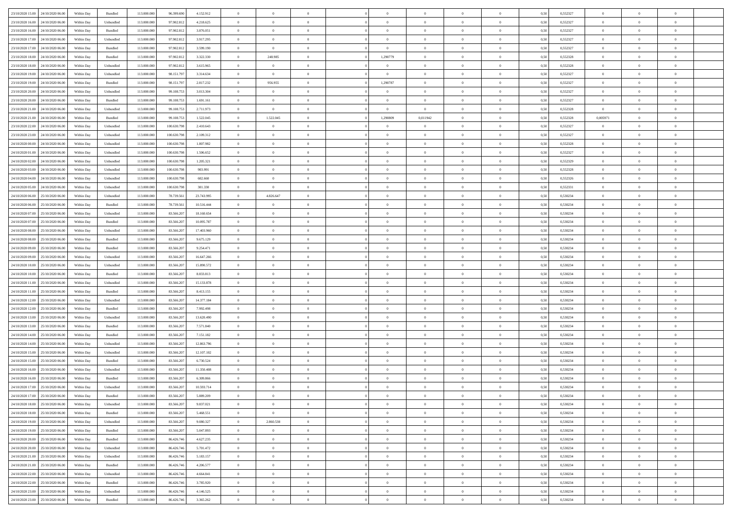| | | | | | | | | | | | | | | | | | | | | |
|---|---|---|---|---|---|---|---|---|---|---|---|---|---|---|---|---|---|---|---|---|
| 23/10/2020 15.00 | 24/10/2020 06.00 | Within Day | Bundled | 113.000.000 | 96.399.690 | 4.152.912 | 0 | 0 | 0 | | 0 | 0 | 0 | 0 | 0,50 | 0,552327 | 0 | 0 | 0 | |
| 23/10/2020 16.00 | 24/10/2020 06.00 | Within Day | Unbundled | 113.000.000 | 97.902.812 | 4.218.625 | 0 | 0 | 0 | | 0 | 0 | 0 | 0 | 0,50 | 0,552327 | 0 | 0 | 0 | |
| 23/10/2020 16.00 | 24/10/2020 06.00 | Within Day | Bundled | 113.000.000 | 97.902.812 | 3.876.051 | 0 | 0 | 0 | | 0 | 0 | 0 | 0 | 0,50 | 0,552327 | 0 | 0 | 0 | |
| 23/10/2020 17.00 | 24/10/2020 06.00 | Within Day | Unbundled | 113.000.000 | 97.902.812 | 3.917.295 | 0 | 0 | 0 | | 0 | 0 | 0 | 0 | 0,50 | 0,552327 | 0 | 0 | 0 | |
| 23/10/2020 17.00 | 24/10/2020 06.00 | Within Day | Bundled | 113.000.000 | 97.902.812 | 3.599.190 | 0 | 0 | 0 | | 0 | 0 | 0 | 0 | 0,50 | 0,552327 | 0 | 0 | 0 | |
| 23/10/2020 18.00 | 24/10/2020 06.00 | Within Day | Bundled | 113.000.000 | 97.902.812 | 3.322.330 | 0 | 248.985 | 0 | | 1,290779 | 0 | 0 | 0 | 0,50 | 0,552328 | 0 | 0 | 0 | |
| 23/10/2020 18.00 | 24/10/2020 06.00 | Within Day | Unbundled | 113.000.000 | 97.902.812 | 3.615.965 | 0 | 0 | 0 | | 0 | 0 | 0 | 0 | 0,50 | 0,552328 | 0 | 0 | 0 | |
| 23/10/2020 19.00 | 24/10/2020 06.00 | Within Day | Unbundled | 113.000.000 | 98.151.797 | 3.314.634 | 0 | 0 | 0 | | 0 | 0 | 0 | 0 | 0,50 | 0,552327 | 0 | 0 | 0 | |
| 23/10/2020 19.00 | 24/10/2020 06.00 | Within Day | Bundled | 113.000.000 | 98.151.797 | 2.817.232 | 0 | 956.955 | 0 | | 1,290787 | 0 | 0 | 0 | 0,50 | 0,552327 | 0 | 0 | 0 | |
| 23/10/2020 20.00 | 24/10/2020 06.00 | Within Day | Unbundled | 113.000.000 | 99.108.753 | 3.013.304 | 0 | 0 | 0 | | 0 | 0 | 0 | 0 | 0,50 | 0,552327 | 0 | 0 | 0 | |
| 23/10/2020 20.00 | 24/10/2020 06.00 | Within Day | Bundled | 113.000.000 | 99.108.753 | 1.691.161 | 0 | 0 | 0 | | 0 | 0 | 0 | 0 | 0,50 | 0,552327 | 0 | 0 | 0 | |
| 23/10/2020 21.00 | 24/10/2020 06.00 | Within Day | Unbundled | 113.000.000 | 99.108.753 | 2.711.973 | 0 | 0 | 0 | | 0 | 0 | 0 | 0 | 0,50 | 0,552328 | 0 | 0 | 0 | |
| 23/10/2020 21.00 | 24/10/2020 06.00 | Within Day | Bundled | 113.000.000 | 99.108.753 | 1.522.045 | 0 | 1.522.045 | 0 | | 1,290809 | 0,011942 | 0 | 0 | 0,50 | 0,552328 | 0,005971 | 0 | 0 | |
| 23/10/2020 22.00 | 24/10/2020 06.00 | Within Day | Unbundled | 113.000.000 | 100.630.798 | 2.410.643 | 0 | 0 | 0 | | 0 | 0 | 0 | 0 | 0,50 | 0,552327 | 0 | 0 | 0 | |
| 23/10/2020 23.00 | 24/10/2020 06.00 | Within Day | Unbundled | 113.000.000 | 100.630.798 | 2.109.312 | 0 | 0 | 0 | | 0 | 0 | 0 | 0 | 0,50 | 0,552327 | 0 | 0 | 0 | |
| 24/10/2020 00.00 | 24/10/2020 06.00 | Within Day | Unbundled | 113.000.000 | 100.630.798 | 1.807.982 | 0 | 0 | 0 | | 0 | 0 | 0 | 0 | 0,50 | 0,552328 | 0 | 0 | 0 | |
| 24/10/2020 01.00 | 24/10/2020 06.00 | Within Day | Unbundled | 113.000.000 | 100.630.798 | 1.506.652 | 0 | 0 | 0 | | 0 | 0 | 0 | 0 | 0,50 | 0,552327 | 0 | 0 | 0 | |
| 24/10/2020 02.00 | 24/10/2020 06.00 | Within Day | Unbundled | 113.000.000 | 100.630.798 | 1.205.321 | 0 | 0 | 0 | | 0 | 0 | 0 | 0 | 0,50 | 0,552329 | 0 | 0 | 0 | |
| 24/10/2020 03.00 | 24/10/2020 06.00 | Within Day | Unbundled | 113.000.000 | 100.630.798 | 903.991 | 0 | 0 | 0 | | 0 | 0 | 0 | 0 | 0,50 | 0,552328 | 0 | 0 | 0 | |
| 24/10/2020 04.00 | 24/10/2020 06.00 | Within Day | Unbundled | 113.000.000 | 100.630.798 | 602.660 | 0 | 0 | 0 | | 0 | 0 | 0 | 0 | 0,50 | 0,552326 | 0 | 0 | 0 | |
| 24/10/2020 05.00 | 24/10/2020 06.00 | Within Day | Unbundled | 113.000.000 | 100.630.798 | 301.330 | 0 | 0 | 0 | | 0 | 0 | 0 | 0 | 0,50 | 0,552331 | 0 | 0 | 0 | |
| 24/10/2020 06.00 | 25/10/2020 06.00 | Within Day | Unbundled | 113.000.000 | 78.739.561 | 23.743.995 | 0 | 4.826.647 | 0 | | 0 | 0 | 0 | 0 | 0,50 | 0,530234 | 0 | 0 | 0 | |
| 24/10/2020 06.00 | 25/10/2020 06.00 | Within Day | Bundled | 113.000.000 | 78.739.561 | 10.516.444 | 0 | 0 | 0 | | 0 | 0 | 0 | 0 | 0,50 | 0,530234 | 0 | 0 | 0 | |
| 24/10/2020 07.00 | 25/10/2020 06.00 | Within Day | Unbundled | 113.000.000 | 83.566.207 | 18.160.654 | 0 | 0 | 0 | | 0 | 0 | 0 | 0 | 0,50 | 0,530234 | 0 | 0 | 0 | |
| 24/10/2020 07.00 | 25/10/2020 06.00 | Within Day | Bundled | 113.000.000 | 83.566.207 | 10.095.787 | 0 | 0 | 0 | | 0 | 0 | 0 | 0 | 0,50 | 0,530234 | 0 | 0 | 0 | |
| 24/10/2020 08.00 | 25/10/2020 06.00 | Within Day | Unbundled | 113.000.000 | 83.566.207 | 17.403.960 | 0 | 0 | 0 | | 0 | 0 | 0 | 0 | 0,50 | 0,530234 | 0 | 0 | 0 | |
| 24/10/2020 08.00 | 25/10/2020 06.00 | Within Day | Bundled | 113.000.000 | 83.566.207 | 9.675.129 | 0 | 0 | 0 | | 0 | 0 | 0 | 0 | 0,50 | 0,530234 | 0 | 0 | 0 | |
| 24/10/2020 09.00 | 25/10/2020 06.00 | Within Day | Bundled | 113.000.000 | 83.566.207 | 9.254.471 | 0 | 0 | 0 | | 0 | 0 | 0 | 0 | 0,50 | 0,530234 | 0 | 0 | 0 | |
| 24/10/2020 09.00 | 25/10/2020 06.00 | Within Day | Unbundled | 113.000.000 | 83.566.207 | 16.647.266 | 0 | 0 | 0 | | 0 | 0 | 0 | 0 | 0,50 | 0,530234 | 0 | 0 | 0 | |
| 24/10/2020 10.00 | 25/10/2020 06.00 | Within Day | Unbundled | 113.000.000 | 83.566.207 | 15.890.572 | 0 | 0 | 0 | | 0 | 0 | 0 | 0 | 0,50 | 0,530234 | 0 | 0 | 0 | |
| 24/10/2020 10.00 | 25/10/2020 06.00 | Within Day | Bundled | 113.000.000 | 83.566.207 | 8.833.813 | 0 | 0 | 0 | | 0 | 0 | 0 | 0 | 0,50 | 0,530234 | 0 | 0 | 0 | |
| 24/10/2020 11.00 | 25/10/2020 06.00 | Within Day | Unbundled | 113.000.000 | 83.566.207 | 15.133.878 | 0 | 0 | 0 | | 0 | 0 | 0 | 0 | 0,50 | 0,530234 | 0 | 0 | 0 | |
| 24/10/2020 11.00 | 25/10/2020 06.00 | Within Day | Bundled | 113.000.000 | 83.566.207 | 8.413.155 | 0 | 0 | 0 | | 0 | 0 | 0 | 0 | 0,50 | 0,530234 | 0 | 0 | 0 | |
| 24/10/2020 12.00 | 25/10/2020 06.00 | Within Day | Unbundled | 113.000.000 | 83.566.207 | 14.377.184 | 0 | 0 | 0 | | 0 | 0 | 0 | 0 | 0,50 | 0,530234 | 0 | 0 | 0 | |
| 24/10/2020 12.00 | 25/10/2020 06.00 | Within Day | Bundled | 113.000.000 | 83.566.207 | 7.992.498 | 0 | 0 | 0 | | 0 | 0 | 0 | 0 | 0,50 | 0,530234 | 0 | 0 | 0 | |
| 24/10/2020 13.00 | 25/10/2020 06.00 | Within Day | Unbundled | 113.000.000 | 83.566.207 | 13.620.490 | 0 | 0 | 0 | | 0 | 0 | 0 | 0 | 0,50 | 0,530234 | 0 | 0 | 0 | |
| 24/10/2020 13.00 | 25/10/2020 06.00 | Within Day | Bundled | 113.000.000 | 83.566.207 | 7.571.840 | 0 | 0 | 0 | | 0 | 0 | 0 | 0 | 0,50 | 0,530234 | 0 | 0 | 0 | |
| 24/10/2020 14.00 | 25/10/2020 06.00 | Within Day | Bundled | 113.000.000 | 83.566.207 | 7.151.182 | 0 | 0 | 0 | | 0 | 0 | 0 | 0 | 0,50 | 0,530234 | 0 | 0 | 0 | |
| 24/10/2020 14.00 | 25/10/2020 06.00 | Within Day | Unbundled | 113.000.000 | 83.566.207 | 12.863.796 | 0 | 0 | 0 | | 0 | 0 | 0 | 0 | 0,50 | 0,530234 | 0 | 0 | 0 | |
| 24/10/2020 15.00 | 25/10/2020 06.00 | Within Day | Unbundled | 113.000.000 | 83.566.207 | 12.107.102 | 0 | 0 | 0 | | 0 | 0 | 0 | 0 | 0,50 | 0,530234 | 0 | 0 | 0 | |
| 24/10/2020 15.00 | 25/10/2020 06.00 | Within Day | Bundled | 113.000.000 | 83.566.207 | 6.730.524 | 0 | 0 | 0 | | 0 | 0 | 0 | 0 | 0,50 | 0,530234 | 0 | 0 | 0 | |
| 24/10/2020 16.00 | 25/10/2020 06.00 | Within Day | Unbundled | 113.000.000 | 83.566.207 | 11.350.408 | 0 | 0 | 0 | | 0 | 0 | 0 | 0 | 0,50 | 0,530234 | 0 | 0 | 0 | |
| 24/10/2020 16.00 | 25/10/2020 06.00 | Within Day | Bundled | 113.000.000 | 83.566.207 | 6.309.866 | 0 | 0 | 0 | | 0 | 0 | 0 | 0 | 0,50 | 0,530234 | 0 | 0 | 0 | |
| 24/10/2020 17.00 | 25/10/2020 06.00 | Within Day | Unbundled | 113.000.000 | 83.566.207 | 10.593.714 | 0 | 0 | 0 | | 0 | 0 | 0 | 0 | 0,50 | 0,530234 | 0 | 0 | 0 | |
| 24/10/2020 17.00 | 25/10/2020 06.00 | Within Day | Bundled | 113.000.000 | 83.566.207 | 5.889.209 | 0 | 0 | 0 | | 0 | 0 | 0 | 0 | 0,50 | 0,530234 | 0 | 0 | 0 | |
| 24/10/2020 18.00 | 25/10/2020 06.00 | Within Day | Unbundled | 113.000.000 | 83.566.207 | 9.837.021 | 0 | 0 | 0 | | 0 | 0 | 0 | 0 | 0,50 | 0,530234 | 0 | 0 | 0 | |
| 24/10/2020 18.00 | 25/10/2020 06.00 | Within Day | Bundled | 113.000.000 | 83.566.207 | 5.468.551 | 0 | 0 | 0 | | 0 | 0 | 0 | 0 | 0,50 | 0,530234 | 0 | 0 | 0 | |
| 24/10/2020 19.00 | 25/10/2020 06.00 | Within Day | Unbundled | 113.000.000 | 83.566.207 | 9.080.327 | 0 | 2.860.538 | 0 | | 0 | 0 | 0 | 0 | 0,50 | 0,530234 | 0 | 0 | 0 | |
| 24/10/2020 19.00 | 25/10/2020 06.00 | Within Day | Bundled | 113.000.000 | 83.566.207 | 5.047.893 | 0 | 0 | 0 | | 0 | 0 | 0 | 0 | 0,50 | 0,530234 | 0 | 0 | 0 | |
| 24/10/2020 20.00 | 25/10/2020 06.00 | Within Day | Bundled | 113.000.000 | 86.426.746 | 4.627.235 | 0 | 0 | 0 | | 0 | 0 | 0 | 0 | 0,50 | 0,530234 | 0 | 0 | 0 | |
| 24/10/2020 20.00 | 25/10/2020 06.00 | Within Day | Unbundled | 113.000.000 | 86.426.746 | 5.701.472 | 0 | 0 | 0 | | 0 | 0 | 0 | 0 | 0,50 | 0,530234 | 0 | 0 | 0 | |
| 24/10/2020 21.00 | 25/10/2020 06.00 | Within Day | Unbundled | 113.000.000 | 86.426.746 | 5.183.157 | 0 | 0 | 0 | | 0 | 0 | 0 | 0 | 0,50 | 0,530234 | 0 | 0 | 0 | |
| 24/10/2020 21.00 | 25/10/2020 06.00 | Within Day | Bundled | 113.000.000 | 86.426.746 | 4.206.577 | 0 | 0 | 0 | | 0 | 0 | 0 | 0 | 0,50 | 0,530234 | 0 | 0 | 0 | |
| 24/10/2020 22.00 | 25/10/2020 06.00 | Within Day | Unbundled | 113.000.000 | 86.426.746 | 4.664.841 | 0 | 0 | 0 | | 0 | 0 | 0 | 0 | 0,50 | 0,530234 | 0 | 0 | 0 | |
| 24/10/2020 22.00 | 25/10/2020 06.00 | Within Day | Bundled | 113.000.000 | 86.426.746 | 3.785.920 | 0 | 0 | 0 | | 0 | 0 | 0 | 0 | 0,50 | 0,530234 | 0 | 0 | 0 | |
| 24/10/2020 23.00 | 25/10/2020 06.00 | Within Day | Unbundled | 113.000.000 | 86.426.746 | 4.146.525 | 0 | 0 | 0 | | 0 | 0 | 0 | 0 | 0,50 | 0,530234 | 0 | 0 | 0 | |
| 24/10/2020 23.00 | 25/10/2020 06.00 | Within Day | Bundled | 113.000.000 | 86.426.746 | 3.365.262 | 0 | 0 | 0 | | 0 | 0 | 0 | 0 | 0,50 | 0,530234 | 0 | 0 | 0 | |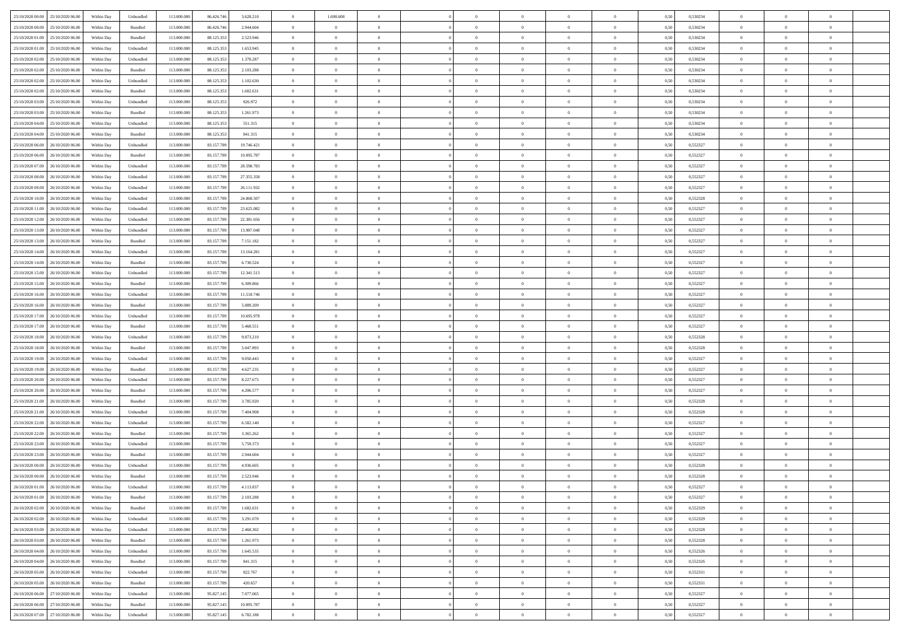| | | | | | | | | | | | | | | | | | | | | |
|---|---|---|---|---|---|---|---|---|---|---|---|---|---|---|---|---|---|---|---|---|
| 25/10/2020 00:00 | 25/10/2020 06:00 | Within Day | Unbundled | 113.000.000 | 86.426.746 | 3.628.210 | 0 | 1.698.608 | 0 | | 0 | 0 | 0 | 0 | 0,50 | 0,530234 | 0 | 0 | 0 | |
| 25/10/2020 00:00 | 25/10/2020 06:00 | Within Day | Bundled | 113.000.000 | 86.426.746 | 2.944.604 | 0 | 0 | 0 | | 0 | 0 | 0 | 0 | 0,50 | 0,530234 | 0 | 0 | 0 | |
| 25/10/2020 01:00 | 25/10/2020 06:00 | Within Day | Bundled | 113.000.000 | 88.125.353 | 2.523.946 | 0 | 0 | 0 | | 0 | 0 | 0 | 0 | 0,50 | 0,530234 | 0 | 0 | 0 | |
| 25/10/2020 01:00 | 25/10/2020 06:00 | Within Day | Unbundled | 113.000.000 | 88.125.353 | 1.653.945 | 0 | 0 | 0 | | 0 | 0 | 0 | 0 | 0,50 | 0,530234 | 0 | 0 | 0 | |
| 25/10/2020 02:00 | 25/10/2020 06:00 | Within Day | Unbundled | 113.000.000 | 88.125.353 | 1.378.287 | 0 | 0 | 0 | | 0 | 0 | 0 | 0 | 0,50 | 0,530234 | 0 | 0 | 0 | |
| 25/10/2020 02:00 | 25/10/2020 06:00 | Within Day | Bundled | 113.000.000 | 88.125.353 | 2.103.288 | 0 | 0 | 0 | | 0 | 0 | 0 | 0 | 0,50 | 0,530234 | 0 | 0 | 0 | |
| 25/10/2020 02:00 | 25/10/2020 06:00 | Within Day | Unbundled | 113.000.000 | 88.125.353 | 1.102.630 | 0 | 0 | 0 | | 0 | 0 | 0 | 0 | 0,50 | 0,530234 | 0 | 0 | 0 | |
| 25/10/2020 02:00 | 25/10/2020 06:00 | Within Day | Bundled | 113.000.000 | 88.125.353 | 1.682.631 | 0 | 0 | 0 | | 0 | 0 | 0 | 0 | 0,50 | 0,530234 | 0 | 0 | 0 | |
| 25/10/2020 03:00 | 25/10/2020 06:00 | Within Day | Unbundled | 113.000.000 | 88.125.353 | 826.972 | 0 | 0 | 0 | | 0 | 0 | 0 | 0 | 0,50 | 0,530234 | 0 | 0 | 0 | |
| 25/10/2020 03:00 | 25/10/2020 06:00 | Within Day | Bundled | 113.000.000 | 88.125.353 | 1.261.973 | 0 | 0 | 0 | | 0 | 0 | 0 | 0 | 0,50 | 0,530234 | 0 | 0 | 0 | |
| 25/10/2020 04:00 | 25/10/2020 06:00 | Within Day | Unbundled | 113.000.000 | 88.125.353 | 551.315 | 0 | 0 | 0 | | 0 | 0 | 0 | 0 | 0,50 | 0,530234 | 0 | 0 | 0 | |
| 25/10/2020 04:00 | 25/10/2020 06:00 | Within Day | Bundled | 113.000.000 | 88.125.353 | 841.315 | 0 | 0 | 0 | | 0 | 0 | 0 | 0 | 0,50 | 0,530234 | 0 | 0 | 0 | |
| 25/10/2020 06:00 | 26/10/2020 06:00 | Within Day | Unbundled | 113.000.000 | 83.157.789 | 19.746.421 | 0 | 0 | 0 | | 0 | 0 | 0 | 0 | 0,50 | 0,552327 | 0 | 0 | 0 | |
| 25/10/2020 06:00 | 26/10/2020 06:00 | Within Day | Bundled | 113.000.000 | 83.157.789 | 10.095.787 | 0 | 0 | 0 | | 0 | 0 | 0 | 0 | 0,50 | 0,552327 | 0 | 0 | 0 | |
| 25/10/2020 07:00 | 26/10/2020 06:00 | Within Day | Unbundled | 113.000.000 | 83.157.789 | 28.598.783 | 0 | 0 | 0 | | 0 | 0 | 0 | 0 | 0,50 | 0,552327 | 0 | 0 | 0 | |
| 25/10/2020 08:00 | 26/10/2020 06:00 | Within Day | Unbundled | 113.000.000 | 83.157.789 | 27.355.358 | 0 | 0 | 0 | | 0 | 0 | 0 | 0 | 0,50 | 0,552327 | 0 | 0 | 0 | |
| 25/10/2020 09:00 | 26/10/2020 06:00 | Within Day | Unbundled | 113.000.000 | 83.157.789 | 26.111.932 | 0 | 0 | 0 | | 0 | 0 | 0 | 0 | 0,50 | 0,552327 | 0 | 0 | 0 | |
| 25/10/2020 10:00 | 26/10/2020 06:00 | Within Day | Unbundled | 113.000.000 | 83.157.789 | 24.868.507 | 0 | 0 | 0 | | 0 | 0 | 0 | 0 | 0,50 | 0,552328 | 0 | 0 | 0 | |
| 25/10/2020 11:00 | 26/10/2020 06:00 | Within Day | Unbundled | 113.000.000 | 83.157.789 | 23.625.082 | 0 | 0 | 0 | | 0 | 0 | 0 | 0 | 0,50 | 0,552327 | 0 | 0 | 0 | |
| 25/10/2020 12:00 | 26/10/2020 06:00 | Within Day | Unbundled | 113.000.000 | 83.157.789 | 22.381.656 | 0 | 0 | 0 | | 0 | 0 | 0 | 0 | 0,50 | 0,552327 | 0 | 0 | 0 | |
| 25/10/2020 13:00 | 26/10/2020 06:00 | Within Day | Unbundled | 113.000.000 | 83.157.789 | 13.987.048 | 0 | 0 | 0 | | 0 | 0 | 0 | 0 | 0,50 | 0,552327 | 0 | 0 | 0 | |
| 25/10/2020 13:00 | 26/10/2020 06:00 | Within Day | Bundled | 113.000.000 | 83.157.789 | 7.151.182 | 0 | 0 | 0 | | 0 | 0 | 0 | 0 | 0,50 | 0,552327 | 0 | 0 | 0 | |
| 25/10/2020 14:00 | 26/10/2020 06:00 | Within Day | Unbundled | 113.000.000 | 83.157.789 | 13.164.281 | 0 | 0 | 0 | | 0 | 0 | 0 | 0 | 0,50 | 0,552327 | 0 | 0 | 0 | |
| 25/10/2020 14:00 | 26/10/2020 06:00 | Within Day | Bundled | 113.000.000 | 83.157.789 | 6.730.524 | 0 | 0 | 0 | | 0 | 0 | 0 | 0 | 0,50 | 0,552327 | 0 | 0 | 0 | |
| 25/10/2020 15:00 | 26/10/2020 06:00 | Within Day | Unbundled | 113.000.000 | 83.157.789 | 12.341.513 | 0 | 0 | 0 | | 0 | 0 | 0 | 0 | 0,50 | 0,552327 | 0 | 0 | 0 | |
| 25/10/2020 15:00 | 26/10/2020 06:00 | Within Day | Bundled | 113.000.000 | 83.157.789 | 6.309.866 | 0 | 0 | 0 | | 0 | 0 | 0 | 0 | 0,50 | 0,552327 | 0 | 0 | 0 | |
| 25/10/2020 16:00 | 26/10/2020 06:00 | Within Day | Unbundled | 113.000.000 | 83.157.789 | 11.518.746 | 0 | 0 | 0 | | 0 | 0 | 0 | 0 | 0,50 | 0,552327 | 0 | 0 | 0 | |
| 25/10/2020 16:00 | 26/10/2020 06:00 | Within Day | Bundled | 113.000.000 | 83.157.789 | 5.889.209 | 0 | 0 | 0 | | 0 | 0 | 0 | 0 | 0,50 | 0,552327 | 0 | 0 | 0 | |
| 25/10/2020 17:00 | 26/10/2020 06:00 | Within Day | Unbundled | 113.000.000 | 83.157.789 | 10.695.978 | 0 | 0 | 0 | | 0 | 0 | 0 | 0 | 0,50 | 0,552327 | 0 | 0 | 0 | |
| 25/10/2020 17:00 | 26/10/2020 06:00 | Within Day | Bundled | 113.000.000 | 83.157.789 | 5.468.551 | 0 | 0 | 0 | | 0 | 0 | 0 | 0 | 0,50 | 0,552327 | 0 | 0 | 0 | |
| 25/10/2020 18:00 | 26/10/2020 06:00 | Within Day | Unbundled | 113.000.000 | 83.157.789 | 9.873.210 | 0 | 0 | 0 | | 0 | 0 | 0 | 0 | 0,50 | 0,552328 | 0 | 0 | 0 | |
| 25/10/2020 18:00 | 26/10/2020 06:00 | Within Day | Bundled | 113.000.000 | 83.157.789 | 5.047.893 | 0 | 0 | 0 | | 0 | 0 | 0 | 0 | 0,50 | 0,552328 | 0 | 0 | 0 | |
| 25/10/2020 19:00 | 26/10/2020 06:00 | Within Day | Unbundled | 113.000.000 | 83.157.789 | 9.050.443 | 0 | 0 | 0 | | 0 | 0 | 0 | 0 | 0,50 | 0,552327 | 0 | 0 | 0 | |
| 25/10/2020 19:00 | 26/10/2020 06:00 | Within Day | Bundled | 113.000.000 | 83.157.789 | 4.627.235 | 0 | 0 | 0 | | 0 | 0 | 0 | 0 | 0,50 | 0,552327 | 0 | 0 | 0 | |
| 25/10/2020 20:00 | 26/10/2020 06:00 | Within Day | Unbundled | 113.000.000 | 83.157.789 | 8.227.675 | 0 | 0 | 0 | | 0 | 0 | 0 | 0 | 0,50 | 0,552327 | 0 | 0 | 0 | |
| 25/10/2020 20:00 | 26/10/2020 06:00 | Within Day | Bundled | 113.000.000 | 83.157.789 | 4.206.577 | 0 | 0 | 0 | | 0 | 0 | 0 | 0 | 0,50 | 0,552327 | 0 | 0 | 0 | |
| 25/10/2020 21:00 | 26/10/2020 06:00 | Within Day | Bundled | 113.000.000 | 83.157.789 | 3.785.920 | 0 | 0 | 0 | | 0 | 0 | 0 | 0 | 0,50 | 0,552328 | 0 | 0 | 0 | |
| 25/10/2020 21:00 | 26/10/2020 06:00 | Within Day | Unbundled | 113.000.000 | 83.157.789 | 7.404.908 | 0 | 0 | 0 | | 0 | 0 | 0 | 0 | 0,50 | 0,552328 | 0 | 0 | 0 | |
| 25/10/2020 22:00 | 26/10/2020 06:00 | Within Day | Unbundled | 113.000.000 | 83.157.789 | 6.582.140 | 0 | 0 | 0 | | 0 | 0 | 0 | 0 | 0,50 | 0,552327 | 0 | 0 | 0 | |
| 25/10/2020 22:00 | 26/10/2020 06:00 | Within Day | Bundled | 113.000.000 | 83.157.789 | 3.365.262 | 0 | 0 | 0 | | 0 | 0 | 0 | 0 | 0,50 | 0,552327 | 0 | 0 | 0 | |
| 25/10/2020 23:00 | 26/10/2020 06:00 | Within Day | Unbundled | 113.000.000 | 83.157.789 | 5.759.373 | 0 | 0 | 0 | | 0 | 0 | 0 | 0 | 0,50 | 0,552327 | 0 | 0 | 0 | |
| 25/10/2020 23:00 | 26/10/2020 06:00 | Within Day | Bundled | 113.000.000 | 83.157.789 | 2.944.604 | 0 | 0 | 0 | | 0 | 0 | 0 | 0 | 0,50 | 0,552327 | 0 | 0 | 0 | |
| 26/10/2020 00:00 | 26/10/2020 06:00 | Within Day | Unbundled | 113.000.000 | 83.157.789 | 4.936.605 | 0 | 0 | 0 | | 0 | 0 | 0 | 0 | 0,50 | 0,552328 | 0 | 0 | 0 | |
| 26/10/2020 00:00 | 26/10/2020 06:00 | Within Day | Bundled | 113.000.000 | 83.157.789 | 2.523.946 | 0 | 0 | 0 | | 0 | 0 | 0 | 0 | 0,50 | 0,552328 | 0 | 0 | 0 | |
| 26/10/2020 01:00 | 26/10/2020 06:00 | Within Day | Unbundled | 113.000.000 | 83.157.789 | 4.113.837 | 0 | 0 | 0 | | 0 | 0 | 0 | 0 | 0,50 | 0,552327 | 0 | 0 | 0 | |
| 26/10/2020 01:00 | 26/10/2020 06:00 | Within Day | Bundled | 113.000.000 | 83.157.789 | 2.103.288 | 0 | 0 | 0 | | 0 | 0 | 0 | 0 | 0,50 | 0,552327 | 0 | 0 | 0 | |
| 26/10/2020 02:00 | 26/10/2020 06:00 | Within Day | Bundled | 113.000.000 | 83.157.789 | 1.682.631 | 0 | 0 | 0 | | 0 | 0 | 0 | 0 | 0,50 | 0,552329 | 0 | 0 | 0 | |
| 26/10/2020 02:00 | 26/10/2020 06:00 | Within Day | Unbundled | 113.000.000 | 83.157.789 | 3.291.070 | 0 | 0 | 0 | | 0 | 0 | 0 | 0 | 0,50 | 0,552329 | 0 | 0 | 0 | |
| 26/10/2020 03:00 | 26/10/2020 06:00 | Within Day | Unbundled | 113.000.000 | 83.157.789 | 2.468.302 | 0 | 0 | 0 | | 0 | 0 | 0 | 0 | 0,50 | 0,552328 | 0 | 0 | 0 | |
| 26/10/2020 03:00 | 26/10/2020 06:00 | Within Day | Bundled | 113.000.000 | 83.157.789 | 1.261.973 | 0 | 0 | 0 | | 0 | 0 | 0 | 0 | 0,50 | 0,552328 | 0 | 0 | 0 | |
| 26/10/2020 04:00 | 26/10/2020 06:00 | Within Day | Unbundled | 113.000.000 | 83.157.789 | 1.645.535 | 0 | 0 | 0 | | 0 | 0 | 0 | 0 | 0,50 | 0,552326 | 0 | 0 | 0 | |
| 26/10/2020 04:00 | 26/10/2020 06:00 | Within Day | Bundled | 113.000.000 | 83.157.789 | 841.315 | 0 | 0 | 0 | | 0 | 0 | 0 | 0 | 0,50 | 0,552326 | 0 | 0 | 0 | |
| 26/10/2020 05:00 | 26/10/2020 06:00 | Within Day | Unbundled | 113.000.000 | 83.157.789 | 822.767 | 0 | 0 | 0 | | 0 | 0 | 0 | 0 | 0,50 | 0,552331 | 0 | 0 | 0 | |
| 26/10/2020 05:00 | 26/10/2020 06:00 | Within Day | Bundled | 113.000.000 | 83.157.789 | 420.657 | 0 | 0 | 0 | | 0 | 0 | 0 | 0 | 0,50 | 0,552331 | 0 | 0 | 0 | |
| 26/10/2020 06:00 | 27/10/2020 06:00 | Within Day | Unbundled | 113.000.000 | 95.827.145 | 7.077.065 | 0 | 0 | 0 | | 0 | 0 | 0 | 0 | 0,50 | 0,552327 | 0 | 0 | 0 | |
| 26/10/2020 06:00 | 27/10/2020 06:00 | Within Day | Bundled | 113.000.000 | 95.827.145 | 10.095.787 | 0 | 0 | 0 | | 0 | 0 | 0 | 0 | 0,50 | 0,552327 | 0 | 0 | 0 | |
| 26/10/2020 07:00 | 27/10/2020 06:00 | Within Day | Unbundled | 113.000.000 | 95.827.145 | 6.782.188 | 0 | 0 | 0 | | 0 | 0 | 0 | 0 | 0,50 | 0,552327 | 0 | 0 | 0 | |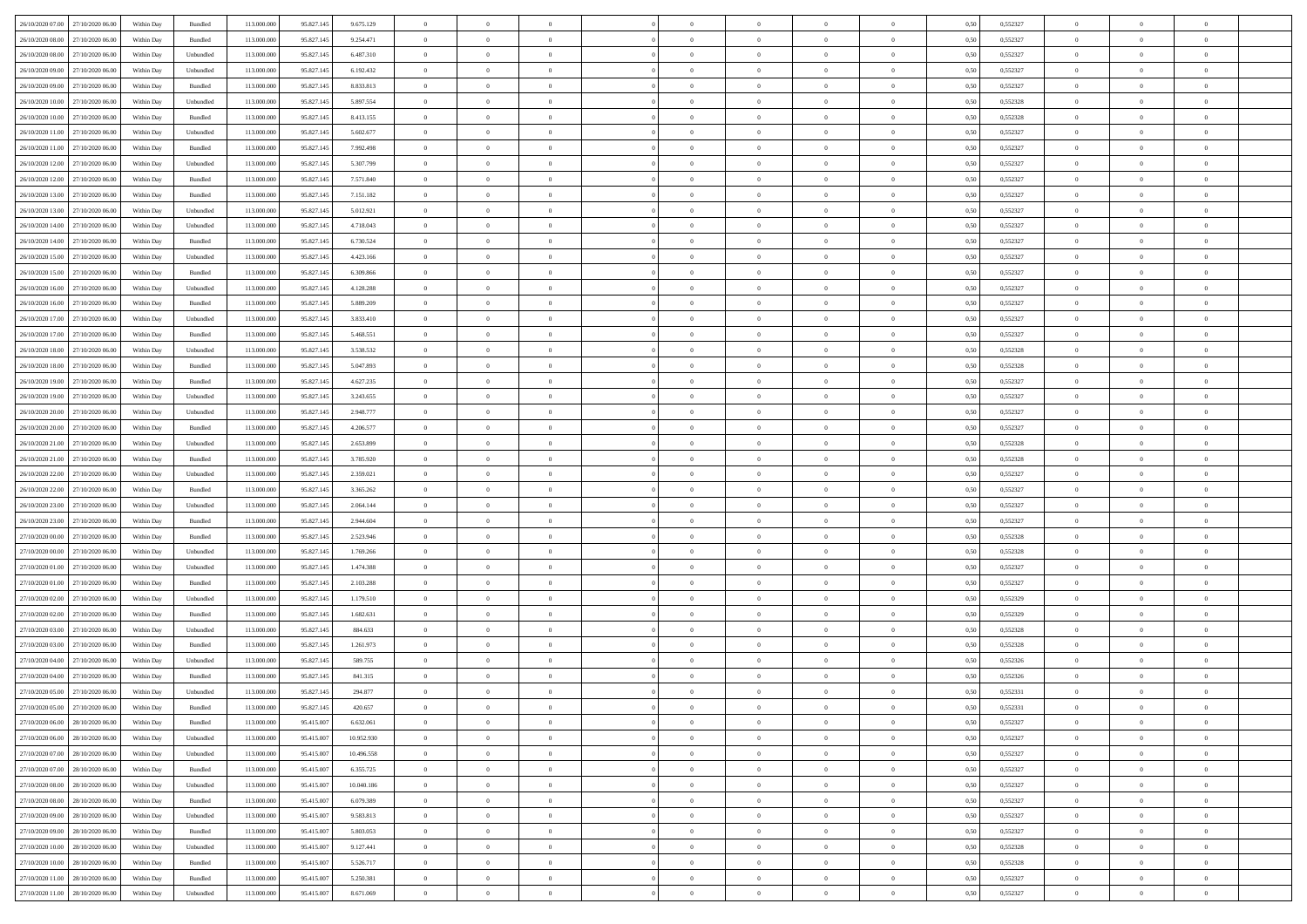| | | | | | | | | | | | | | | | | | | | | |
|---|---|---|---|---|---|---|---|---|---|---|---|---|---|---|---|---|---|---|---|---|
| 26/10/2020 07.00 | 27/10/2020 06.00 | Within Day | Bundled | 113.000.000 | 95.827.145 | 9.675.129 | 0 | 0 | 0 | | 0 | 0 | 0 | 0 | 0,50 | 0,552327 | 0 | 0 | 0 | |
| 26/10/2020 08.00 | 27/10/2020 06.00 | Within Day | Bundled | 113.000.000 | 95.827.145 | 9.254.471 | 0 | 0 | 0 | | 0 | 0 | 0 | 0 | 0,50 | 0,552327 | 0 | 0 | 0 | |
| 26/10/2020 08.00 | 27/10/2020 06.00 | Within Day | Unbundled | 113.000.000 | 95.827.145 | 6.487.310 | 0 | 0 | 0 | | 0 | 0 | 0 | 0 | 0,50 | 0,552327 | 0 | 0 | 0 | |
| 26/10/2020 09.00 | 27/10/2020 06.00 | Within Day | Unbundled | 113.000.000 | 95.827.145 | 6.192.432 | 0 | 0 | 0 | | 0 | 0 | 0 | 0 | 0,50 | 0,552327 | 0 | 0 | 0 | |
| 26/10/2020 09.00 | 27/10/2020 06.00 | Within Day | Bundled | 113.000.000 | 95.827.145 | 8.833.813 | 0 | 0 | 0 | | 0 | 0 | 0 | 0 | 0,50 | 0,552327 | 0 | 0 | 0 | |
| 26/10/2020 10.00 | 27/10/2020 06.00 | Within Day | Unbundled | 113.000.000 | 95.827.145 | 5.897.554 | 0 | 0 | 0 | | 0 | 0 | 0 | 0 | 0,50 | 0,552328 | 0 | 0 | 0 | |
| 26/10/2020 10.00 | 27/10/2020 06.00 | Within Day | Bundled | 113.000.000 | 95.827.145 | 8.413.155 | 0 | 0 | 0 | | 0 | 0 | 0 | 0 | 0,50 | 0,552328 | 0 | 0 | 0 | |
| 26/10/2020 11.00 | 27/10/2020 06.00 | Within Day | Unbundled | 113.000.000 | 95.827.145 | 5.602.677 | 0 | 0 | 0 | | 0 | 0 | 0 | 0 | 0,50 | 0,552327 | 0 | 0 | 0 | |
| 26/10/2020 11.00 | 27/10/2020 06.00 | Within Day | Bundled | 113.000.000 | 95.827.145 | 7.992.498 | 0 | 0 | 0 | | 0 | 0 | 0 | 0 | 0,50 | 0,552327 | 0 | 0 | 0 | |
| 26/10/2020 12.00 | 27/10/2020 06.00 | Within Day | Unbundled | 113.000.000 | 95.827.145 | 5.307.799 | 0 | 0 | 0 | | 0 | 0 | 0 | 0 | 0,50 | 0,552327 | 0 | 0 | 0 | |
| 26/10/2020 12.00 | 27/10/2020 06.00 | Within Day | Bundled | 113.000.000 | 95.827.145 | 7.571.840 | 0 | 0 | 0 | | 0 | 0 | 0 | 0 | 0,50 | 0,552327 | 0 | 0 | 0 | |
| 26/10/2020 13.00 | 27/10/2020 06.00 | Within Day | Bundled | 113.000.000 | 95.827.145 | 7.151.182 | 0 | 0 | 0 | | 0 | 0 | 0 | 0 | 0,50 | 0,552327 | 0 | 0 | 0 | |
| 26/10/2020 13.00 | 27/10/2020 06.00 | Within Day | Unbundled | 113.000.000 | 95.827.145 | 5.012.921 | 0 | 0 | 0 | | 0 | 0 | 0 | 0 | 0,50 | 0,552327 | 0 | 0 | 0 | |
| 26/10/2020 14.00 | 27/10/2020 06.00 | Within Day | Unbundled | 113.000.000 | 95.827.145 | 4.718.043 | 0 | 0 | 0 | | 0 | 0 | 0 | 0 | 0,50 | 0,552327 | 0 | 0 | 0 | |
| 26/10/2020 14.00 | 27/10/2020 06.00 | Within Day | Bundled | 113.000.000 | 95.827.145 | 6.730.524 | 0 | 0 | 0 | | 0 | 0 | 0 | 0 | 0,50 | 0,552327 | 0 | 0 | 0 | |
| 26/10/2020 15.00 | 27/10/2020 06.00 | Within Day | Unbundled | 113.000.000 | 95.827.145 | 4.423.166 | 0 | 0 | 0 | | 0 | 0 | 0 | 0 | 0,50 | 0,552327 | 0 | 0 | 0 | |
| 26/10/2020 15.00 | 27/10/2020 06.00 | Within Day | Bundled | 113.000.000 | 95.827.145 | 6.309.866 | 0 | 0 | 0 | | 0 | 0 | 0 | 0 | 0,50 | 0,552327 | 0 | 0 | 0 | |
| 26/10/2020 16.00 | 27/10/2020 06.00 | Within Day | Unbundled | 113.000.000 | 95.827.145 | 4.128.288 | 0 | 0 | 0 | | 0 | 0 | 0 | 0 | 0,50 | 0,552327 | 0 | 0 | 0 | |
| 26/10/2020 16.00 | 27/10/2020 06.00 | Within Day | Bundled | 113.000.000 | 95.827.145 | 5.889.209 | 0 | 0 | 0 | | 0 | 0 | 0 | 0 | 0,50 | 0,552327 | 0 | 0 | 0 | |
| 26/10/2020 17.00 | 27/10/2020 06.00 | Within Day | Unbundled | 113.000.000 | 95.827.145 | 3.833.410 | 0 | 0 | 0 | | 0 | 0 | 0 | 0 | 0,50 | 0,552327 | 0 | 0 | 0 | |
| 26/10/2020 17.00 | 27/10/2020 06.00 | Within Day | Bundled | 113.000.000 | 95.827.145 | 5.468.551 | 0 | 0 | 0 | | 0 | 0 | 0 | 0 | 0,50 | 0,552327 | 0 | 0 | 0 | |
| 26/10/2020 18.00 | 27/10/2020 06.00 | Within Day | Unbundled | 113.000.000 | 95.827.145 | 3.538.532 | 0 | 0 | 0 | | 0 | 0 | 0 | 0 | 0,50 | 0,552328 | 0 | 0 | 0 | |
| 26/10/2020 18.00 | 27/10/2020 06.00 | Within Day | Bundled | 113.000.000 | 95.827.145 | 5.047.893 | 0 | 0 | 0 | | 0 | 0 | 0 | 0 | 0,50 | 0,552328 | 0 | 0 | 0 | |
| 26/10/2020 19.00 | 27/10/2020 06.00 | Within Day | Bundled | 113.000.000 | 95.827.145 | 4.627.235 | 0 | 0 | 0 | | 0 | 0 | 0 | 0 | 0,50 | 0,552327 | 0 | 0 | 0 | |
| 26/10/2020 19.00 | 27/10/2020 06.00 | Within Day | Unbundled | 113.000.000 | 95.827.145 | 3.243.655 | 0 | 0 | 0 | | 0 | 0 | 0 | 0 | 0,50 | 0,552327 | 0 | 0 | 0 | |
| 26/10/2020 20.00 | 27/10/2020 06.00 | Within Day | Unbundled | 113.000.000 | 95.827.145 | 2.948.777 | 0 | 0 | 0 | | 0 | 0 | 0 | 0 | 0,50 | 0,552327 | 0 | 0 | 0 | |
| 26/10/2020 20.00 | 27/10/2020 06.00 | Within Day | Bundled | 113.000.000 | 95.827.145 | 4.206.577 | 0 | 0 | 0 | | 0 | 0 | 0 | 0 | 0,50 | 0,552327 | 0 | 0 | 0 | |
| 26/10/2020 21.00 | 27/10/2020 06.00 | Within Day | Unbundled | 113.000.000 | 95.827.145 | 2.653.899 | 0 | 0 | 0 | | 0 | 0 | 0 | 0 | 0,50 | 0,552328 | 0 | 0 | 0 | |
| 26/10/2020 21.00 | 27/10/2020 06.00 | Within Day | Bundled | 113.000.000 | 95.827.145 | 3.785.920 | 0 | 0 | 0 | | 0 | 0 | 0 | 0 | 0,50 | 0,552328 | 0 | 0 | 0 | |
| 26/10/2020 22.00 | 27/10/2020 06.00 | Within Day | Unbundled | 113.000.000 | 95.827.145 | 2.359.021 | 0 | 0 | 0 | | 0 | 0 | 0 | 0 | 0,50 | 0,552327 | 0 | 0 | 0 | |
| 26/10/2020 22.00 | 27/10/2020 06.00 | Within Day | Bundled | 113.000.000 | 95.827.145 | 3.365.262 | 0 | 0 | 0 | | 0 | 0 | 0 | 0 | 0,50 | 0,552327 | 0 | 0 | 0 | |
| 26/10/2020 23.00 | 27/10/2020 06.00 | Within Day | Unbundled | 113.000.000 | 95.827.145 | 2.064.144 | 0 | 0 | 0 | | 0 | 0 | 0 | 0 | 0,50 | 0,552327 | 0 | 0 | 0 | |
| 26/10/2020 23.00 | 27/10/2020 06.00 | Within Day | Bundled | 113.000.000 | 95.827.145 | 2.944.604 | 0 | 0 | 0 | | 0 | 0 | 0 | 0 | 0,50 | 0,552327 | 0 | 0 | 0 | |
| 27/10/2020 00.00 | 27/10/2020 06.00 | Within Day | Bundled | 113.000.000 | 95.827.145 | 2.523.946 | 0 | 0 | 0 | | 0 | 0 | 0 | 0 | 0,50 | 0,552328 | 0 | 0 | 0 | |
| 27/10/2020 00.00 | 27/10/2020 06.00 | Within Day | Unbundled | 113.000.000 | 95.827.145 | 1.769.266 | 0 | 0 | 0 | | 0 | 0 | 0 | 0 | 0,50 | 0,552328 | 0 | 0 | 0 | |
| 27/10/2020 01.00 | 27/10/2020 06.00 | Within Day | Unbundled | 113.000.000 | 95.827.145 | 1.474.388 | 0 | 0 | 0 | | 0 | 0 | 0 | 0 | 0,50 | 0,552327 | 0 | 0 | 0 | |
| 27/10/2020 01.00 | 27/10/2020 06.00 | Within Day | Bundled | 113.000.000 | 95.827.145 | 2.103.288 | 0 | 0 | 0 | | 0 | 0 | 0 | 0 | 0,50 | 0,552327 | 0 | 0 | 0 | |
| 27/10/2020 02.00 | 27/10/2020 06.00 | Within Day | Unbundled | 113.000.000 | 95.827.145 | 1.179.510 | 0 | 0 | 0 | | 0 | 0 | 0 | 0 | 0,50 | 0,552329 | 0 | 0 | 0 | |
| 27/10/2020 02.00 | 27/10/2020 06.00 | Within Day | Bundled | 113.000.000 | 95.827.145 | 1.682.631 | 0 | 0 | 0 | | 0 | 0 | 0 | 0 | 0,50 | 0,552329 | 0 | 0 | 0 | |
| 27/10/2020 03.00 | 27/10/2020 06.00 | Within Day | Unbundled | 113.000.000 | 95.827.145 | 884.633 | 0 | 0 | 0 | | 0 | 0 | 0 | 0 | 0,50 | 0,552328 | 0 | 0 | 0 | |
| 27/10/2020 03.00 | 27/10/2020 06.00 | Within Day | Bundled | 113.000.000 | 95.827.145 | 1.261.973 | 0 | 0 | 0 | | 0 | 0 | 0 | 0 | 0,50 | 0,552328 | 0 | 0 | 0 | |
| 27/10/2020 04.00 | 27/10/2020 06.00 | Within Day | Unbundled | 113.000.000 | 95.827.145 | 589.755 | 0 | 0 | 0 | | 0 | 0 | 0 | 0 | 0,50 | 0,552326 | 0 | 0 | 0 | |
| 27/10/2020 04.00 | 27/10/2020 06.00 | Within Day | Bundled | 113.000.000 | 95.827.145 | 841.315 | 0 | 0 | 0 | | 0 | 0 | 0 | 0 | 0,50 | 0,552326 | 0 | 0 | 0 | |
| 27/10/2020 05.00 | 27/10/2020 06.00 | Within Day | Unbundled | 113.000.000 | 95.827.145 | 294.877 | 0 | 0 | 0 | | 0 | 0 | 0 | 0 | 0,50 | 0,552331 | 0 | 0 | 0 | |
| 27/10/2020 05.00 | 27/10/2020 06.00 | Within Day | Bundled | 113.000.000 | 95.827.145 | 420.657 | 0 | 0 | 0 | | 0 | 0 | 0 | 0 | 0,50 | 0,552331 | 0 | 0 | 0 | |
| 27/10/2020 06.00 | 28/10/2020 06.00 | Within Day | Bundled | 113.000.000 | 95.415.007 | 6.632.061 | 0 | 0 | 0 | | 0 | 0 | 0 | 0 | 0,50 | 0,552327 | 0 | 0 | 0 | |
| 27/10/2020 06.00 | 28/10/2020 06.00 | Within Day | Unbundled | 113.000.000 | 95.415.007 | 10.952.930 | 0 | 0 | 0 | | 0 | 0 | 0 | 0 | 0,50 | 0,552327 | 0 | 0 | 0 | |
| 27/10/2020 07.00 | 28/10/2020 06.00 | Within Day | Unbundled | 113.000.000 | 95.415.007 | 10.496.558 | 0 | 0 | 0 | | 0 | 0 | 0 | 0 | 0,50 | 0,552327 | 0 | 0 | 0 | |
| 27/10/2020 07.00 | 28/10/2020 06.00 | Within Day | Bundled | 113.000.000 | 95.415.007 | 6.355.725 | 0 | 0 | 0 | | 0 | 0 | 0 | 0 | 0,50 | 0,552327 | 0 | 0 | 0 | |
| 27/10/2020 08.00 | 28/10/2020 06.00 | Within Day | Unbundled | 113.000.000 | 95.415.007 | 10.040.186 | 0 | 0 | 0 | | 0 | 0 | 0 | 0 | 0,50 | 0,552327 | 0 | 0 | 0 | |
| 27/10/2020 08.00 | 28/10/2020 06.00 | Within Day | Bundled | 113.000.000 | 95.415.007 | 6.079.389 | 0 | 0 | 0 | | 0 | 0 | 0 | 0 | 0,50 | 0,552327 | 0 | 0 | 0 | |
| 27/10/2020 09.00 | 28/10/2020 06.00 | Within Day | Unbundled | 113.000.000 | 95.415.007 | 9.583.813 | 0 | 0 | 0 | | 0 | 0 | 0 | 0 | 0,50 | 0,552327 | 0 | 0 | 0 | |
| 27/10/2020 09.00 | 28/10/2020 06.00 | Within Day | Bundled | 113.000.000 | 95.415.007 | 5.803.053 | 0 | 0 | 0 | | 0 | 0 | 0 | 0 | 0,50 | 0,552327 | 0 | 0 | 0 | |
| 27/10/2020 10.00 | 28/10/2020 06.00 | Within Day | Unbundled | 113.000.000 | 95.415.007 | 9.127.441 | 0 | 0 | 0 | | 0 | 0 | 0 | 0 | 0,50 | 0,552328 | 0 | 0 | 0 | |
| 27/10/2020 10.00 | 28/10/2020 06.00 | Within Day | Bundled | 113.000.000 | 95.415.007 | 5.526.717 | 0 | 0 | 0 | | 0 | 0 | 0 | 0 | 0,50 | 0,552328 | 0 | 0 | 0 | |
| 27/10/2020 11.00 | 28/10/2020 06.00 | Within Day | Bundled | 113.000.000 | 95.415.007 | 5.250.381 | 0 | 0 | 0 | | 0 | 0 | 0 | 0 | 0,50 | 0,552327 | 0 | 0 | 0 | |
| 27/10/2020 11.00 | 28/10/2020 06.00 | Within Day | Unbundled | 113.000.000 | 95.415.007 | 8.671.069 | 0 | 0 | 0 | | 0 | 0 | 0 | 0 | 0,50 | 0,552327 | 0 | 0 | 0 | |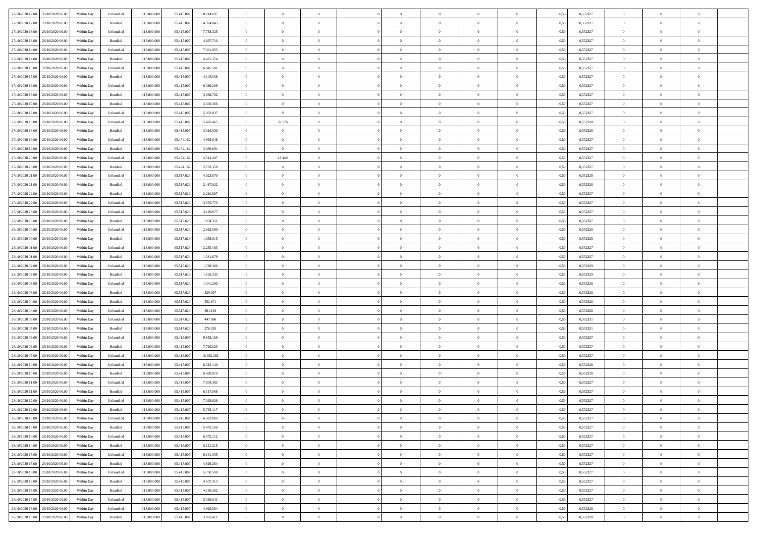| | | | | | | | | | | | | | | | | | | | | |
|---|---|---|---|---|---|---|---|---|---|---|---|---|---|---|---|---|---|---|---|---|
| 27/10/2020 12:00 | 28/10/2020 06:00 | Within Day | Unbundled | 113.000.000 | 95.415.007 | 8.214.697 | 0 | 0 | 0 | | 0 | 0 | 0 | 0 | 0,50 | 0,552327 | 0 | 0 | 0 | |
| 27/10/2020 12:00 | 28/10/2020 06:00 | Within Day | Bundled | 113.000.000 | 95.415.007 | 4.974.045 | 0 | 0 | 0 | | 0 | 0 | 0 | 0 | 0,50 | 0,552327 | 0 | 0 | 0 | |
| 27/10/2020 13:00 | 28/10/2020 06:00 | Within Day | Unbundled | 113.000.000 | 95.415.007 | 7.758.325 | 0 | 0 | 0 | | 0 | 0 | 0 | 0 | 0,50 | 0,552327 | 0 | 0 | 0 | |
| 27/10/2020 13:00 | 28/10/2020 06:00 | Within Day | Bundled | 113.000.000 | 95.415.007 | 4.697.710 | 0 | 0 | 0 | | 0 | 0 | 0 | 0 | 0,50 | 0,552327 | 0 | 0 | 0 | |
| 27/10/2020 14:00 | 28/10/2020 06:00 | Within Day | Unbundled | 113.000.000 | 95.415.007 | 7.301.953 | 0 | 0 | 0 | | 0 | 0 | 0 | 0 | 0,50 | 0,552327 | 0 | 0 | 0 | |
| 27/10/2020 14:00 | 28/10/2020 06:00 | Within Day | Bundled | 113.000.000 | 95.415.007 | 4.421.374 | 0 | 0 | 0 | | 0 | 0 | 0 | 0 | 0,50 | 0,552327 | 0 | 0 | 0 | |
| 27/10/2020 15:00 | 28/10/2020 06:00 | Within Day | Unbundled | 113.000.000 | 95.415.007 | 6.845.581 | 0 | 0 | 0 | | 0 | 0 | 0 | 0 | 0,50 | 0,552327 | 0 | 0 | 0 | |
| 27/10/2020 15:00 | 28/10/2020 06:00 | Within Day | Bundled | 113.000.000 | 95.415.007 | 4.145.038 | 0 | 0 | 0 | | 0 | 0 | 0 | 0 | 0,50 | 0,552327 | 0 | 0 | 0 | |
| 27/10/2020 16:00 | 28/10/2020 06:00 | Within Day | Unbundled | 113.000.000 | 95.415.007 | 6.389.209 | 0 | 0 | 0 | | 0 | 0 | 0 | 0 | 0,50 | 0,552327 | 0 | 0 | 0 | |
| 27/10/2020 16:00 | 28/10/2020 06:00 | Within Day | Bundled | 113.000.000 | 95.415.007 | 3.868.702 | 0 | 0 | 0 | | 0 | 0 | 0 | 0 | 0,50 | 0,552327 | 0 | 0 | 0 | |
| 27/10/2020 17:00 | 28/10/2020 06:00 | Within Day | Bundled | 113.000.000 | 95.415.007 | 3.592.366 | 0 | 0 | 0 | | 0 | 0 | 0 | 0 | 0,50 | 0,552327 | 0 | 0 | 0 | |
| 27/10/2020 17:00 | 28/10/2020 06:00 | Within Day | Unbundled | 113.000.000 | 95.415.007 | 5.932.837 | 0 | 0 | 0 | | 0 | 0 | 0 | 0 | 0,50 | 0,552327 | 0 | 0 | 0 | |
| 27/10/2020 18:00 | 28/10/2020 06:00 | Within Day | Unbundled | 113.000.000 | 95.415.007 | 5.476.465 | 0 | 59.176 | 0 | | 0 | 0 | 0 | 0 | 0,50 | 0,552328 | 0 | 0 | 0 | |
| 27/10/2020 18:00 | 28/10/2020 06:00 | Within Day | Bundled | 113.000.000 | 95.415.007 | 3.316.030 | 0 | 0 | 0 | | 0 | 0 | 0 | 0 | 0,50 | 0,552328 | 0 | 0 | 0 | |
| 27/10/2020 19:00 | 28/10/2020 06:00 | Within Day | Unbundled | 113.000.000 | 95.474.182 | 4.965.848 | 0 | 0 | 0 | | 0 | 0 | 0 | 0 | 0,50 | 0,552327 | 0 | 0 | 0 | |
| 27/10/2020 19:00 | 28/10/2020 06:00 | Within Day | Bundled | 113.000.000 | 95.474.182 | 3.039.694 | 0 | 0 | 0 | | 0 | 0 | 0 | 0 | 0,50 | 0,552327 | 0 | 0 | 0 | |
| 27/10/2020 20:00 | 28/10/2020 06:00 | Within Day | Unbundled | 113.000.000 | 95.474.182 | 4.514.407 | 0 | 43.440 | 0 | | 0 | 0 | 0 | 0 | 0,50 | 0,552327 | 0 | 0 | 0 | |
| 27/10/2020 20:00 | 28/10/2020 06:00 | Within Day | Bundled | 113.000.000 | 95.474.182 | 2.763.358 | 0 | 0 | 0 | | 0 | 0 | 0 | 0 | 0,50 | 0,552327 | 0 | 0 | 0 | |
| 27/10/2020 21:00 | 28/10/2020 06:00 | Within Day | Unbundled | 113.000.000 | 95.517.623 | 4.023.870 | 0 | 0 | 0 | | 0 | 0 | 0 | 0 | 0,50 | 0,552328 | 0 | 0 | 0 | |
| 27/10/2020 21:00 | 28/10/2020 06:00 | Within Day | Bundled | 113.000.000 | 95.517.623 | 2.487.022 | 0 | 0 | 0 | | 0 | 0 | 0 | 0 | 0,50 | 0,552328 | 0 | 0 | 0 | |
| 27/10/2020 22:00 | 28/10/2020 06:00 | Within Day | Bundled | 113.000.000 | 95.517.623 | 2.210.687 | 0 | 0 | 0 | | 0 | 0 | 0 | 0 | 0,50 | 0,552327 | 0 | 0 | 0 | |
| 27/10/2020 22:00 | 28/10/2020 06:00 | Within Day | Unbundled | 113.000.000 | 95.517.623 | 3.576.773 | 0 | 0 | 0 | | 0 | 0 | 0 | 0 | 0,50 | 0,552327 | 0 | 0 | 0 | |
| 27/10/2020 23:00 | 28/10/2020 06:00 | Within Day | Unbundled | 113.000.000 | 95.517.623 | 3.129.677 | 0 | 0 | 0 | | 0 | 0 | 0 | 0 | 0,50 | 0,552327 | 0 | 0 | 0 | |
| 27/10/2020 23:00 | 28/10/2020 06:00 | Within Day | Bundled | 113.000.000 | 95.517.623 | 1.934.351 | 0 | 0 | 0 | | 0 | 0 | 0 | 0 | 0,50 | 0,552327 | 0 | 0 | 0 | |
| 28/10/2020 00:00 | 28/10/2020 06:00 | Within Day | Unbundled | 113.000.000 | 95.517.623 | 2.682.580 | 0 | 0 | 0 | | 0 | 0 | 0 | 0 | 0,50 | 0,552328 | 0 | 0 | 0 | |
| 28/10/2020 00:00 | 28/10/2020 06:00 | Within Day | Bundled | 113.000.000 | 95.517.623 | 1.658.015 | 0 | 0 | 0 | | 0 | 0 | 0 | 0 | 0,50 | 0,552328 | 0 | 0 | 0 | |
| 28/10/2020 01:00 | 28/10/2020 06:00 | Within Day | Unbundled | 113.000.000 | 95.517.623 | 2.235.483 | 0 | 0 | 0 | | 0 | 0 | 0 | 0 | 0,50 | 0,552327 | 0 | 0 | 0 | |
| 28/10/2020 01:00 | 28/10/2020 06:00 | Within Day | Bundled | 113.000.000 | 95.517.623 | 1.381.679 | 0 | 0 | 0 | | 0 | 0 | 0 | 0 | 0,50 | 0,552327 | 0 | 0 | 0 | |
| 28/10/2020 02:00 | 28/10/2020 06:00 | Within Day | Unbundled | 113.000.000 | 95.517.623 | 1.788.386 | 0 | 0 | 0 | | 0 | 0 | 0 | 0 | 0,50 | 0,552329 | 0 | 0 | 0 | |
| 28/10/2020 02:00 | 28/10/2020 06:00 | Within Day | Bundled | 113.000.000 | 95.517.623 | 1.105.343 | 0 | 0 | 0 | | 0 | 0 | 0 | 0 | 0,50 | 0,552329 | 0 | 0 | 0 | |
| 28/10/2020 03:00 | 28/10/2020 06:00 | Within Day | Unbundled | 113.000.000 | 95.517.623 | 1.341.290 | 0 | 0 | 0 | | 0 | 0 | 0 | 0 | 0,50 | 0,552328 | 0 | 0 | 0 | |
| 28/10/2020 03:00 | 28/10/2020 06:00 | Within Day | Bundled | 113.000.000 | 95.517.623 | 829.007 | 0 | 0 | 0 | | 0 | 0 | 0 | 0 | 0,50 | 0,552328 | 0 | 0 | 0 | |
| 28/10/2020 04:00 | 28/10/2020 06:00 | Within Day | Bundled | 113.000.000 | 95.517.623 | 552.671 | 0 | 0 | 0 | | 0 | 0 | 0 | 0 | 0,50 | 0,552326 | 0 | 0 | 0 | |
| 28/10/2020 04:00 | 28/10/2020 06:00 | Within Day | Unbundled | 113.000.000 | 95.517.623 | 894.193 | 0 | 0 | 0 | | 0 | 0 | 0 | 0 | 0,50 | 0,552326 | 0 | 0 | 0 | |
| 28/10/2020 05:00 | 28/10/2020 06:00 | Within Day | Unbundled | 113.000.000 | 95.517.623 | 447.096 | 0 | 0 | 0 | | 0 | 0 | 0 | 0 | 0,50 | 0,552331 | 0 | 0 | 0 | |
| 28/10/2020 05:00 | 28/10/2020 06:00 | Within Day | Bundled | 113.000.000 | 95.517.623 | 276.335 | 0 | 0 | 0 | | 0 | 0 | 0 | 0 | 0,50 | 0,552331 | 0 | 0 | 0 | |
| 28/10/2020 06:00 | 29/10/2020 06:00 | Within Day | Unbundled | 113.000.000 | 95.415.007 | 9.858.168 | 0 | 0 | 0 | | 0 | 0 | 0 | 0 | 0,50 | 0,552327 | 0 | 0 | 0 | |
| 28/10/2020 06:00 | 29/10/2020 06:00 | Within Day | Bundled | 113.000.000 | 95.415.007 | 7.726.823 | 0 | 0 | 0 | | 0 | 0 | 0 | 0 | 0,50 | 0,552327 | 0 | 0 | 0 | |
| 28/10/2020 07:00 | 29/10/2020 06:00 | Within Day | Unbundled | 113.000.000 | 95.415.007 | 16.852.283 | 0 | 0 | 0 | | 0 | 0 | 0 | 0 | 0,50 | 0,552327 | 0 | 0 | 0 | |
| 28/10/2020 10:00 | 29/10/2020 06:00 | Within Day | Unbundled | 113.000.000 | 95.415.007 | 8.215.140 | 0 | 0 | 0 | | 0 | 0 | 0 | 0 | 0,50 | 0,552328 | 0 | 0 | 0 | |
| 28/10/2020 10:00 | 29/10/2020 06:00 | Within Day | Bundled | 113.000.000 | 95.415.007 | 6.439.019 | 0 | 0 | 0 | | 0 | 0 | 0 | 0 | 0,50 | 0,552328 | 0 | 0 | 0 | |
| 28/10/2020 11:00 | 29/10/2020 06:00 | Within Day | Unbundled | 113.000.000 | 95.415.007 | 7.804.383 | 0 | 0 | 0 | | 0 | 0 | 0 | 0 | 0,50 | 0,552327 | 0 | 0 | 0 | |
| 28/10/2020 11:00 | 29/10/2020 06:00 | Within Day | Bundled | 113.000.000 | 95.415.007 | 6.117.068 | 0 | 0 | 0 | | 0 | 0 | 0 | 0 | 0,50 | 0,552327 | 0 | 0 | 0 | |
| 28/10/2020 12:00 | 29/10/2020 06:00 | Within Day | Unbundled | 113.000.000 | 95.415.007 | 7.393.626 | 0 | 0 | 0 | | 0 | 0 | 0 | 0 | 0,50 | 0,552327 | 0 | 0 | 0 | |
| 28/10/2020 12:00 | 29/10/2020 06:00 | Within Day | Bundled | 113.000.000 | 95.415.007 | 5.795.117 | 0 | 0 | 0 | | 0 | 0 | 0 | 0 | 0,50 | 0,552327 | 0 | 0 | 0 | |
| 28/10/2020 13:00 | 29/10/2020 06:00 | Within Day | Unbundled | 113.000.000 | 95.415.007 | 6.982.869 | 0 | 0 | 0 | | 0 | 0 | 0 | 0 | 0,50 | 0,552327 | 0 | 0 | 0 | |
| 28/10/2020 13:00 | 29/10/2020 06:00 | Within Day | Bundled | 113.000.000 | 95.415.007 | 5.473.166 | 0 | 0 | 0 | | 0 | 0 | 0 | 0 | 0,50 | 0,552327 | 0 | 0 | 0 | |
| 28/10/2020 14:00 | 29/10/2020 06:00 | Within Day | Unbundled | 113.000.000 | 95.415.007 | 6.572.112 | 0 | 0 | 0 | | 0 | 0 | 0 | 0 | 0,50 | 0,552327 | 0 | 0 | 0 | |
| 28/10/2020 14:00 | 29/10/2020 06:00 | Within Day | Bundled | 113.000.000 | 95.415.007 | 5.151.215 | 0 | 0 | 0 | | 0 | 0 | 0 | 0 | 0,50 | 0,552327 | 0 | 0 | 0 | |
| 28/10/2020 15:00 | 29/10/2020 06:00 | Within Day | Unbundled | 113.000.000 | 95.415.007 | 6.161.355 | 0 | 0 | 0 | | 0 | 0 | 0 | 0 | 0,50 | 0,552327 | 0 | 0 | 0 | |
| 28/10/2020 15:00 | 29/10/2020 06:00 | Within Day | Bundled | 113.000.000 | 95.415.007 | 4.829.264 | 0 | 0 | 0 | | 0 | 0 | 0 | 0 | 0,50 | 0,552327 | 0 | 0 | 0 | |
| 28/10/2020 16:00 | 29/10/2020 06:00 | Within Day | Unbundled | 113.000.000 | 95.415.007 | 5.750.598 | 0 | 0 | 0 | | 0 | 0 | 0 | 0 | 0,50 | 0,552327 | 0 | 0 | 0 | |
| 28/10/2020 16:00 | 29/10/2020 06:00 | Within Day | Bundled | 113.000.000 | 95.415.007 | 4.507.313 | 0 | 0 | 0 | | 0 | 0 | 0 | 0 | 0,50 | 0,552327 | 0 | 0 | 0 | |
| 28/10/2020 17:00 | 29/10/2020 06:00 | Within Day | Bundled | 113.000.000 | 95.415.007 | 4.185.362 | 0 | 0 | 0 | | 0 | 0 | 0 | 0 | 0,50 | 0,552327 | 0 | 0 | 0 | |
| 28/10/2020 17:00 | 29/10/2020 06:00 | Within Day | Unbundled | 113.000.000 | 95.415.007 | 5.339.841 | 0 | 0 | 0 | | 0 | 0 | 0 | 0 | 0,50 | 0,552327 | 0 | 0 | 0 | |
| 28/10/2020 18:00 | 29/10/2020 06:00 | Within Day | Unbundled | 113.000.000 | 95.415.007 | 4.929.084 | 0 | 0 | 0 | | 0 | 0 | 0 | 0 | 0,50 | 0,552328 | 0 | 0 | 0 | |
| 28/10/2020 18:00 | 29/10/2020 06:00 | Within Day | Bundled | 113.000.000 | 95.415.007 | 3.863.411 | 0 | 0 | 0 | | 0 | 0 | 0 | 0 | 0,50 | 0,552328 | 0 | 0 | 0 | |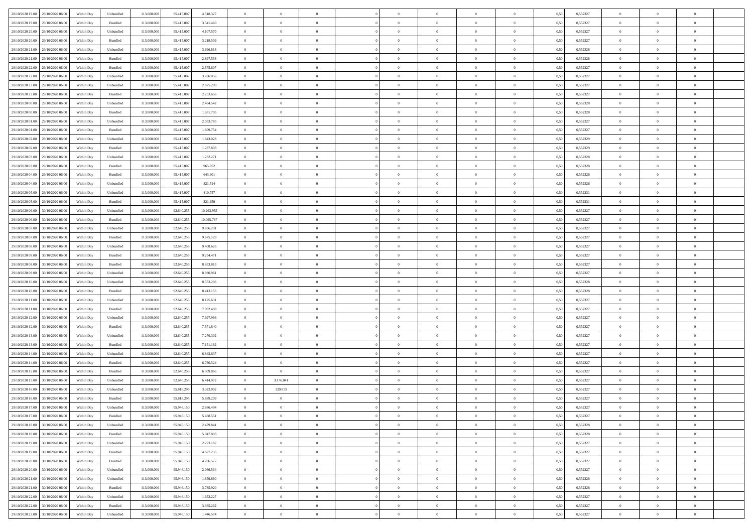| | | | | | | | | | | | | | | | | | | | | |
|---|---|---|---|---|---|---|---|---|---|---|---|---|---|---|---|---|---|---|---|---|
| 28/10/2020 19.00 | 29/10/2020 06.00 | Within Day | Unbundled | 113.000.000 | 95.415.007 | 4.518.327 | 0 | 0 | 0 | | 0 | 0 | 0 | 0 | 0,50 | 0,552327 | 0 | 0 | 0 | |
| 28/10/2020 19.00 | 29/10/2020 06.00 | Within Day | Bundled | 113.000.000 | 95.415.007 | 3.541.460 | 0 | 0 | 0 | | 0 | 0 | 0 | 0 | 0,50 | 0,552327 | 0 | 0 | 0 | |
| 28/10/2020 20.00 | 29/10/2020 06.00 | Within Day | Unbundled | 113.000.000 | 95.415.007 | 4.107.570 | 0 | 0 | 0 | | 0 | 0 | 0 | 0 | 0,50 | 0,552327 | 0 | 0 | 0 | |
| 28/10/2020 20.00 | 29/10/2020 06.00 | Within Day | Bundled | 113.000.000 | 95.415.007 | 3.219.509 | 0 | 0 | 0 | | 0 | 0 | 0 | 0 | 0,50 | 0,552327 | 0 | 0 | 0 | |
| 28/10/2020 21.00 | 29/10/2020 06.00 | Within Day | Unbundled | 113.000.000 | 95.415.007 | 3.696.813 | 0 | 0 | 0 | | 0 | 0 | 0 | 0 | 0,50 | 0,552328 | 0 | 0 | 0 | |
| 28/10/2020 21.00 | 29/10/2020 06.00 | Within Day | Bundled | 113.000.000 | 95.415.007 | 2.897.558 | 0 | 0 | 0 | | 0 | 0 | 0 | 0 | 0,50 | 0,552328 | 0 | 0 | 0 | |
| 28/10/2020 22.00 | 29/10/2020 06.00 | Within Day | Bundled | 113.000.000 | 95.415.007 | 2.575.607 | 0 | 0 | 0 | | 0 | 0 | 0 | 0 | 0,50 | 0,552327 | 0 | 0 | 0 | |
| 28/10/2020 22.00 | 29/10/2020 06.00 | Within Day | Unbundled | 113.000.000 | 95.415.007 | 3.286.056 | 0 | 0 | 0 | | 0 | 0 | 0 | 0 | 0,50 | 0,552327 | 0 | 0 | 0 | |
| 28/10/2020 23.00 | 29/10/2020 06.00 | Within Day | Unbundled | 113.000.000 | 95.415.007 | 2.875.299 | 0 | 0 | 0 | | 0 | 0 | 0 | 0 | 0,50 | 0,552327 | 0 | 0 | 0 | |
| 28/10/2020 23.00 | 29/10/2020 06.00 | Within Day | Bundled | 113.000.000 | 95.415.007 | 2.253.656 | 0 | 0 | 0 | | 0 | 0 | 0 | 0 | 0,50 | 0,552327 | 0 | 0 | 0 | |
| 29/10/2020 00.00 | 29/10/2020 06.00 | Within Day | Unbundled | 113.000.000 | 95.415.007 | 2.464.542 | 0 | 0 | 0 | | 0 | 0 | 0 | 0 | 0,50 | 0,552328 | 0 | 0 | 0 | |
| 29/10/2020 00.00 | 29/10/2020 06.00 | Within Day | Bundled | 113.000.000 | 95.415.007 | 1.931.705 | 0 | 0 | 0 | | 0 | 0 | 0 | 0 | 0,50 | 0,552328 | 0 | 0 | 0 | |
| 29/10/2020 01.00 | 29/10/2020 06.00 | Within Day | Unbundled | 113.000.000 | 95.415.007 | 2.053.785 | 0 | 0 | 0 | | 0 | 0 | 0 | 0 | 0,50 | 0,552327 | 0 | 0 | 0 | |
| 29/10/2020 01.00 | 29/10/2020 06.00 | Within Day | Bundled | 113.000.000 | 95.415.007 | 1.609.754 | 0 | 0 | 0 | | 0 | 0 | 0 | 0 | 0,50 | 0,552327 | 0 | 0 | 0 | |
| 29/10/2020 02.00 | 29/10/2020 06.00 | Within Day | Unbundled | 113.000.000 | 95.415.007 | 1.643.028 | 0 | 0 | 0 | | 0 | 0 | 0 | 0 | 0,50 | 0,552329 | 0 | 0 | 0 | |
| 29/10/2020 02.00 | 29/10/2020 06.00 | Within Day | Bundled | 113.000.000 | 95.415.007 | 1.287.803 | 0 | 0 | 0 | | 0 | 0 | 0 | 0 | 0,50 | 0,552329 | 0 | 0 | 0 | |
| 29/10/2020 03.00 | 29/10/2020 06.00 | Within Day | Unbundled | 113.000.000 | 95.415.007 | 1.232.271 | 0 | 0 | 0 | | 0 | 0 | 0 | 0 | 0,50 | 0,552328 | 0 | 0 | 0 | |
| 29/10/2020 03.00 | 29/10/2020 06.00 | Within Day | Bundled | 113.000.000 | 95.415.007 | 965.852 | 0 | 0 | 0 | | 0 | 0 | 0 | 0 | 0,50 | 0,552328 | 0 | 0 | 0 | |
| 29/10/2020 04.00 | 29/10/2020 06.00 | Within Day | Bundled | 113.000.000 | 95.415.007 | 643.901 | 0 | 0 | 0 | | 0 | 0 | 0 | 0 | 0,50 | 0,552326 | 0 | 0 | 0 | |
| 29/10/2020 04.00 | 29/10/2020 06.00 | Within Day | Unbundled | 113.000.000 | 95.415.007 | 821.514 | 0 | 0 | 0 | | 0 | 0 | 0 | 0 | 0,50 | 0,552326 | 0 | 0 | 0 | |
| 29/10/2020 05.00 | 29/10/2020 06.00 | Within Day | Unbundled | 113.000.000 | 95.415.007 | 410.757 | 0 | 0 | 0 | | 0 | 0 | 0 | 0 | 0,50 | 0,552331 | 0 | 0 | 0 | |
| 29/10/2020 05.00 | 29/10/2020 06.00 | Within Day | Bundled | 113.000.000 | 95.415.007 | 321.950 | 0 | 0 | 0 | | 0 | 0 | 0 | 0 | 0,50 | 0,552331 | 0 | 0 | 0 | |
| 29/10/2020 06.00 | 30/10/2020 06.00 | Within Day | Unbundled | 113.000.000 | 92.640.255 | 10.263.955 | 0 | 0 | 0 | | 0 | 0 | 0 | 0 | 0,50 | 0,552327 | 0 | 0 | 0 | |
| 29/10/2020 06.00 | 30/10/2020 06.00 | Within Day | Bundled | 113.000.000 | 92.640.255 | 10.095.787 | 0 | 0 | 0 | | 0 | 0 | 0 | 0 | 0,50 | 0,552327 | 0 | 0 | 0 | |
| 29/10/2020 07.00 | 30/10/2020 06.00 | Within Day | Unbundled | 113.000.000 | 92.640.255 | 9.836.291 | 0 | 0 | 0 | | 0 | 0 | 0 | 0 | 0,50 | 0,552327 | 0 | 0 | 0 | |
| 29/10/2020 07.00 | 30/10/2020 06.00 | Within Day | Bundled | 113.000.000 | 92.640.255 | 9.675.129 | 0 | 0 | 0 | | 0 | 0 | 0 | 0 | 0,50 | 0,552327 | 0 | 0 | 0 | |
| 29/10/2020 08.00 | 30/10/2020 06.00 | Within Day | Unbundled | 113.000.000 | 92.640.255 | 9.408.626 | 0 | 0 | 0 | | 0 | 0 | 0 | 0 | 0,50 | 0,552327 | 0 | 0 | 0 | |
| 29/10/2020 08.00 | 30/10/2020 06.00 | Within Day | Bundled | 113.000.000 | 92.640.255 | 9.254.471 | 0 | 0 | 0 | | 0 | 0 | 0 | 0 | 0,50 | 0,552327 | 0 | 0 | 0 | |
| 29/10/2020 09.00 | 30/10/2020 06.00 | Within Day | Bundled | 113.000.000 | 92.640.255 | 8.833.813 | 0 | 0 | 0 | | 0 | 0 | 0 | 0 | 0,50 | 0,552327 | 0 | 0 | 0 | |
| 29/10/2020 09.00 | 30/10/2020 06.00 | Within Day | Unbundled | 113.000.000 | 92.640.255 | 8.980.961 | 0 | 0 | 0 | | 0 | 0 | 0 | 0 | 0,50 | 0,552327 | 0 | 0 | 0 | |
| 29/10/2020 10.00 | 30/10/2020 06.00 | Within Day | Unbundled | 113.000.000 | 92.640.255 | 8.553.296 | 0 | 0 | 0 | | 0 | 0 | 0 | 0 | 0,50 | 0,552328 | 0 | 0 | 0 | |
| 29/10/2020 10.00 | 30/10/2020 06.00 | Within Day | Bundled | 113.000.000 | 92.640.255 | 8.413.155 | 0 | 0 | 0 | | 0 | 0 | 0 | 0 | 0,50 | 0,552328 | 0 | 0 | 0 | |
| 29/10/2020 11.00 | 30/10/2020 06.00 | Within Day | Unbundled | 113.000.000 | 92.640.255 | 8.125.631 | 0 | 0 | 0 | | 0 | 0 | 0 | 0 | 0,50 | 0,552327 | 0 | 0 | 0 | |
| 29/10/2020 11.00 | 30/10/2020 06.00 | Within Day | Bundled | 113.000.000 | 92.640.255 | 7.992.498 | 0 | 0 | 0 | | 0 | 0 | 0 | 0 | 0,50 | 0,552327 | 0 | 0 | 0 | |
| 29/10/2020 12.00 | 30/10/2020 06.00 | Within Day | Unbundled | 113.000.000 | 92.640.255 | 7.697.966 | 0 | 0 | 0 | | 0 | 0 | 0 | 0 | 0,50 | 0,552327 | 0 | 0 | 0 | |
| 29/10/2020 12.00 | 30/10/2020 06.00 | Within Day | Bundled | 113.000.000 | 92.640.255 | 7.571.840 | 0 | 0 | 0 | | 0 | 0 | 0 | 0 | 0,50 | 0,552327 | 0 | 0 | 0 | |
| 29/10/2020 13.00 | 30/10/2020 06.00 | Within Day | Unbundled | 113.000.000 | 92.640.255 | 7.270.302 | 0 | 0 | 0 | | 0 | 0 | 0 | 0 | 0,50 | 0,552327 | 0 | 0 | 0 | |
| 29/10/2020 13.00 | 30/10/2020 06.00 | Within Day | Bundled | 113.000.000 | 92.640.255 | 7.151.182 | 0 | 0 | 0 | | 0 | 0 | 0 | 0 | 0,50 | 0,552327 | 0 | 0 | 0 | |
| 29/10/2020 14.00 | 30/10/2020 06.00 | Within Day | Unbundled | 113.000.000 | 92.640.255 | 6.842.637 | 0 | 0 | 0 | | 0 | 0 | 0 | 0 | 0,50 | 0,552327 | 0 | 0 | 0 | |
| 29/10/2020 14.00 | 30/10/2020 06.00 | Within Day | Bundled | 113.000.000 | 92.640.255 | 6.730.524 | 0 | 0 | 0 | | 0 | 0 | 0 | 0 | 0,50 | 0,552327 | 0 | 0 | 0 | |
| 29/10/2020 15.00 | 30/10/2020 06.00 | Within Day | Bundled | 113.000.000 | 92.640.255 | 6.309.866 | 0 | 0 | 0 | | 0 | 0 | 0 | 0 | 0,50 | 0,552327 | 0 | 0 | 0 | |
| 29/10/2020 15.00 | 30/10/2020 06.00 | Within Day | Unbundled | 113.000.000 | 92.640.255 | 6.414.972 | 0 | 3.176.041 | 0 | | 0 | 0 | 0 | 0 | 0,50 | 0,552327 | 0 | 0 | 0 | |
| 29/10/2020 16.00 | 30/10/2020 06.00 | Within Day | Unbundled | 113.000.000 | 95.816.295 | 3.023.002 | 0 | 129.855 | 0 | | 0 | 0 | 0 | 0 | 0,50 | 0,552327 | 0 | 0 | 0 | |
| 29/10/2020 16.00 | 30/10/2020 06.00 | Within Day | Bundled | 113.000.000 | 95.816.295 | 5.889.209 | 0 | 0 | 0 | | 0 | 0 | 0 | 0 | 0,50 | 0,552327 | 0 | 0 | 0 | |
| 29/10/2020 17.00 | 30/10/2020 06.00 | Within Day | Unbundled | 113.000.000 | 95.946.150 | 2.686.494 | 0 | 0 | 0 | | 0 | 0 | 0 | 0 | 0,50 | 0,552327 | 0 | 0 | 0 | |
| 29/10/2020 17.00 | 30/10/2020 06.00 | Within Day | Bundled | 113.000.000 | 95.946.150 | 5.468.551 | 0 | 0 | 0 | | 0 | 0 | 0 | 0 | 0,50 | 0,552327 | 0 | 0 | 0 | |
| 29/10/2020 18.00 | 30/10/2020 06.00 | Within Day | Unbundled | 113.000.000 | 95.946.150 | 2.479.841 | 0 | 0 | 0 | | 0 | 0 | 0 | 0 | 0,50 | 0,552328 | 0 | 0 | 0 | |
| 29/10/2020 18.00 | 30/10/2020 06.00 | Within Day | Bundled | 113.000.000 | 95.946.150 | 5.047.893 | 0 | 0 | 0 | | 0 | 0 | 0 | 0 | 0,50 | 0,552328 | 0 | 0 | 0 | |
| 29/10/2020 19.00 | 30/10/2020 06.00 | Within Day | Unbundled | 113.000.000 | 95.946.150 | 2.273.187 | 0 | 0 | 0 | | 0 | 0 | 0 | 0 | 0,50 | 0,552327 | 0 | 0 | 0 | |
| 29/10/2020 19.00 | 30/10/2020 06.00 | Within Day | Bundled | 113.000.000 | 95.946.150 | 4.627.235 | 0 | 0 | 0 | | 0 | 0 | 0 | 0 | 0,50 | 0,552327 | 0 | 0 | 0 | |
| 29/10/2020 20.00 | 30/10/2020 06.00 | Within Day | Bundled | 113.000.000 | 95.946.150 | 4.206.577 | 0 | 0 | 0 | | 0 | 0 | 0 | 0 | 0,50 | 0,552327 | 0 | 0 | 0 | |
| 29/10/2020 20.00 | 30/10/2020 06.00 | Within Day | Unbundled | 113.000.000 | 95.946.150 | 2.066.534 | 0 | 0 | 0 | | 0 | 0 | 0 | 0 | 0,50 | 0,552327 | 0 | 0 | 0 | |
| 29/10/2020 21.00 | 30/10/2020 06.00 | Within Day | Unbundled | 113.000.000 | 95.946.150 | 1.859.880 | 0 | 0 | 0 | | 0 | 0 | 0 | 0 | 0,50 | 0,552328 | 0 | 0 | 0 | |
| 29/10/2020 21.00 | 30/10/2020 06.00 | Within Day | Bundled | 113.000.000 | 95.946.150 | 3.785.920 | 0 | 0 | 0 | | 0 | 0 | 0 | 0 | 0,50 | 0,552328 | 0 | 0 | 0 | |
| 29/10/2020 22.00 | 30/10/2020 06.00 | Within Day | Unbundled | 113.000.000 | 95.946.150 | 1.653.227 | 0 | 0 | 0 | | 0 | 0 | 0 | 0 | 0,50 | 0,552327 | 0 | 0 | 0 | |
| 29/10/2020 22.00 | 30/10/2020 06.00 | Within Day | Bundled | 113.000.000 | 95.946.150 | 3.365.262 | 0 | 0 | 0 | | 0 | 0 | 0 | 0 | 0,50 | 0,552327 | 0 | 0 | 0 | |
| 29/10/2020 23.00 | 30/10/2020 06.00 | Within Day | Unbundled | 113.000.000 | 95.946.150 | 1.446.574 | 0 | 0 | 0 | | 0 | 0 | 0 | 0 | 0,50 | 0,552327 | 0 | 0 | 0 | |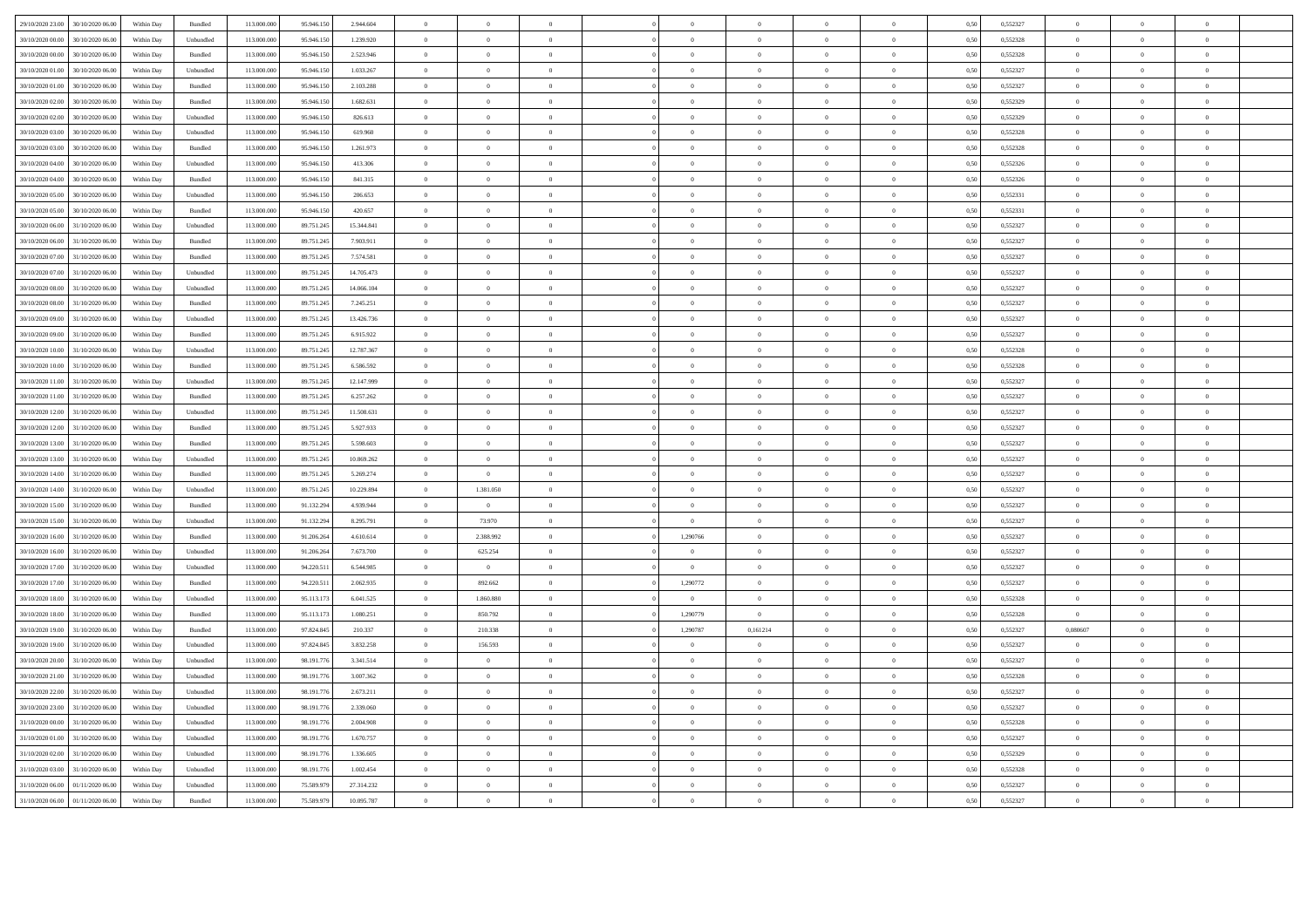| | | | | | | | | | | | | | | | | | | | | |
|---|---|---|---|---|---|---|---|---|---|---|---|---|---|---|---|---|---|---|---|---|
| 29/10/2020 23.00 | 30/10/2020 06.00 | Within Day | Bundled | 113.000.000 | 95.946.150 | 2.944.604 | 0 | 0 | 0 | | 0 | 0 | 0 | 0 | 0,50 | 0,552327 | 0 | 0 | 0 | |
| 30/10/2020 00.00 | 30/10/2020 06.00 | Within Day | Unbundled | 113.000.000 | 95.946.150 | 1.239.920 | 0 | 0 | 0 | | 0 | 0 | 0 | 0 | 0,50 | 0,552328 | 0 | 0 | 0 | |
| 30/10/2020 00.00 | 30/10/2020 06.00 | Within Day | Bundled | 113.000.000 | 95.946.150 | 2.523.946 | 0 | 0 | 0 | | 0 | 0 | 0 | 0 | 0,50 | 0,552328 | 0 | 0 | 0 | |
| 30/10/2020 01.00 | 30/10/2020 06.00 | Within Day | Unbundled | 113.000.000 | 95.946.150 | 1.033.267 | 0 | 0 | 0 | | 0 | 0 | 0 | 0 | 0,50 | 0,552327 | 0 | 0 | 0 | |
| 30/10/2020 01.00 | 30/10/2020 06.00 | Within Day | Bundled | 113.000.000 | 95.946.150 | 2.103.288 | 0 | 0 | 0 | | 0 | 0 | 0 | 0 | 0,50 | 0,552327 | 0 | 0 | 0 | |
| 30/10/2020 02.00 | 30/10/2020 06.00 | Within Day | Bundled | 113.000.000 | 95.946.150 | 1.682.631 | 0 | 0 | 0 | | 0 | 0 | 0 | 0 | 0,50 | 0,552329 | 0 | 0 | 0 | |
| 30/10/2020 02.00 | 30/10/2020 06.00 | Within Day | Unbundled | 113.000.000 | 95.946.150 | 826.613 | 0 | 0 | 0 | | 0 | 0 | 0 | 0 | 0,50 | 0,552329 | 0 | 0 | 0 | |
| 30/10/2020 03.00 | 30/10/2020 06.00 | Within Day | Unbundled | 113.000.000 | 95.946.150 | 619.960 | 0 | 0 | 0 | | 0 | 0 | 0 | 0 | 0,50 | 0,552328 | 0 | 0 | 0 | |
| 30/10/2020 03.00 | 30/10/2020 06.00 | Within Day | Bundled | 113.000.000 | 95.946.150 | 1.261.973 | 0 | 0 | 0 | | 0 | 0 | 0 | 0 | 0,50 | 0,552328 | 0 | 0 | 0 | |
| 30/10/2020 04.00 | 30/10/2020 06.00 | Within Day | Unbundled | 113.000.000 | 95.946.150 | 413.306 | 0 | 0 | 0 | | 0 | 0 | 0 | 0 | 0,50 | 0,552326 | 0 | 0 | 0 | |
| 30/10/2020 04.00 | 30/10/2020 06.00 | Within Day | Bundled | 113.000.000 | 95.946.150 | 841.315 | 0 | 0 | 0 | | 0 | 0 | 0 | 0 | 0,50 | 0,552326 | 0 | 0 | 0 | |
| 30/10/2020 05.00 | 30/10/2020 06.00 | Within Day | Unbundled | 113.000.000 | 95.946.150 | 206.653 | 0 | 0 | 0 | | 0 | 0 | 0 | 0 | 0,50 | 0,552331 | 0 | 0 | 0 | |
| 30/10/2020 05.00 | 30/10/2020 06.00 | Within Day | Bundled | 113.000.000 | 95.946.150 | 420.657 | 0 | 0 | 0 | | 0 | 0 | 0 | 0 | 0,50 | 0,552331 | 0 | 0 | 0 | |
| 30/10/2020 06.00 | 31/10/2020 06.00 | Within Day | Unbundled | 113.000.000 | 89.751.245 | 15.344.841 | 0 | 0 | 0 | | 0 | 0 | 0 | 0 | 0,50 | 0,552327 | 0 | 0 | 0 | |
| 30/10/2020 06.00 | 31/10/2020 06.00 | Within Day | Bundled | 113.000.000 | 89.751.245 | 7.903.911 | 0 | 0 | 0 | | 0 | 0 | 0 | 0 | 0,50 | 0,552327 | 0 | 0 | 0 | |
| 30/10/2020 07.00 | 31/10/2020 06.00 | Within Day | Bundled | 113.000.000 | 89.751.245 | 7.574.581 | 0 | 0 | 0 | | 0 | 0 | 0 | 0 | 0,50 | 0,552327 | 0 | 0 | 0 | |
| 30/10/2020 07.00 | 31/10/2020 06.00 | Within Day | Unbundled | 113.000.000 | 89.751.245 | 14.705.473 | 0 | 0 | 0 | | 0 | 0 | 0 | 0 | 0,50 | 0,552327 | 0 | 0 | 0 | |
| 30/10/2020 08.00 | 31/10/2020 06.00 | Within Day | Unbundled | 113.000.000 | 89.751.245 | 14.066.104 | 0 | 0 | 0 | | 0 | 0 | 0 | 0 | 0,50 | 0,552327 | 0 | 0 | 0 | |
| 30/10/2020 08.00 | 31/10/2020 06.00 | Within Day | Bundled | 113.000.000 | 89.751.245 | 7.245.251 | 0 | 0 | 0 | | 0 | 0 | 0 | 0 | 0,50 | 0,552327 | 0 | 0 | 0 | |
| 30/10/2020 09.00 | 31/10/2020 06.00 | Within Day | Unbundled | 113.000.000 | 89.751.245 | 13.426.736 | 0 | 0 | 0 | | 0 | 0 | 0 | 0 | 0,50 | 0,552327 | 0 | 0 | 0 | |
| 30/10/2020 09.00 | 31/10/2020 06.00 | Within Day | Bundled | 113.000.000 | 89.751.245 | 6.915.922 | 0 | 0 | 0 | | 0 | 0 | 0 | 0 | 0,50 | 0,552327 | 0 | 0 | 0 | |
| 30/10/2020 10.00 | 31/10/2020 06.00 | Within Day | Unbundled | 113.000.000 | 89.751.245 | 12.787.367 | 0 | 0 | 0 | | 0 | 0 | 0 | 0 | 0,50 | 0,552328 | 0 | 0 | 0 | |
| 30/10/2020 10.00 | 31/10/2020 06.00 | Within Day | Bundled | 113.000.000 | 89.751.245 | 6.586.592 | 0 | 0 | 0 | | 0 | 0 | 0 | 0 | 0,50 | 0,552328 | 0 | 0 | 0 | |
| 30/10/2020 11.00 | 31/10/2020 06.00 | Within Day | Unbundled | 113.000.000 | 89.751.245 | 12.147.999 | 0 | 0 | 0 | | 0 | 0 | 0 | 0 | 0,50 | 0,552327 | 0 | 0 | 0 | |
| 30/10/2020 11.00 | 31/10/2020 06.00 | Within Day | Bundled | 113.000.000 | 89.751.245 | 6.257.262 | 0 | 0 | 0 | | 0 | 0 | 0 | 0 | 0,50 | 0,552327 | 0 | 0 | 0 | |
| 30/10/2020 12.00 | 31/10/2020 06.00 | Within Day | Unbundled | 113.000.000 | 89.751.245 | 11.508.631 | 0 | 0 | 0 | | 0 | 0 | 0 | 0 | 0,50 | 0,552327 | 0 | 0 | 0 | |
| 30/10/2020 12.00 | 31/10/2020 06.00 | Within Day | Bundled | 113.000.000 | 89.751.245 | 5.927.933 | 0 | 0 | 0 | | 0 | 0 | 0 | 0 | 0,50 | 0,552327 | 0 | 0 | 0 | |
| 30/10/2020 13.00 | 31/10/2020 06.00 | Within Day | Bundled | 113.000.000 | 89.751.245 | 5.598.603 | 0 | 0 | 0 | | 0 | 0 | 0 | 0 | 0,50 | 0,552327 | 0 | 0 | 0 | |
| 30/10/2020 13.00 | 31/10/2020 06.00 | Within Day | Unbundled | 113.000.000 | 89.751.245 | 10.869.262 | 0 | 0 | 0 | | 0 | 0 | 0 | 0 | 0,50 | 0,552327 | 0 | 0 | 0 | |
| 30/10/2020 14.00 | 31/10/2020 06.00 | Within Day | Bundled | 113.000.000 | 89.751.245 | 5.269.274 | 0 | 0 | 0 | | 0 | 0 | 0 | 0 | 0,50 | 0,552327 | 0 | 0 | 0 | |
| 30/10/2020 14.00 | 31/10/2020 06.00 | Within Day | Unbundled | 113.000.000 | 89.751.245 | 10.229.894 | 0 | 1.381.050 | 0 | | 0 | 0 | 0 | 0 | 0,50 | 0,552327 | 0 | 0 | 0 | |
| 30/10/2020 15.00 | 31/10/2020 06.00 | Within Day | Bundled | 113.000.000 | 91.132.294 | 4.939.944 | 0 | 0 | 0 | | 0 | 0 | 0 | 0 | 0,50 | 0,552327 | 0 | 0 | 0 | |
| 30/10/2020 15.00 | 31/10/2020 06.00 | Within Day | Unbundled | 113.000.000 | 91.132.294 | 8.295.791 | 0 | 73.970 | 0 | | 0 | 0 | 0 | 0 | 0,50 | 0,552327 | 0 | 0 | 0 | |
| 30/10/2020 16.00 | 31/10/2020 06.00 | Within Day | Bundled | 113.000.000 | 91.206.264 | 4.610.614 | 0 | 2.388.992 | 0 | | 1,290766 | 0 | 0 | 0 | 0,50 | 0,552327 | 0 | 0 | 0 | |
| 30/10/2020 16.00 | 31/10/2020 06.00 | Within Day | Unbundled | 113.000.000 | 91.206.264 | 7.673.700 | 0 | 625.254 | 0 | | 0 | 0 | 0 | 0 | 0,50 | 0,552327 | 0 | 0 | 0 | |
| 30/10/2020 17.00 | 31/10/2020 06.00 | Within Day | Unbundled | 113.000.000 | 94.220.511 | 6.544.985 | 0 | 0 | 0 | | 0 | 0 | 0 | 0 | 0,50 | 0,552327 | 0 | 0 | 0 | |
| 30/10/2020 17.00 | 31/10/2020 06.00 | Within Day | Bundled | 113.000.000 | 94.220.511 | 2.062.935 | 0 | 892.662 | 0 | | 1,290772 | 0 | 0 | 0 | 0,50 | 0,552327 | 0 | 0 | 0 | |
| 30/10/2020 18.00 | 31/10/2020 06.00 | Within Day | Unbundled | 113.000.000 | 95.113.173 | 6.041.525 | 0 | 1.860.880 | 0 | | 0 | 0 | 0 | 0 | 0,50 | 0,552328 | 0 | 0 | 0 | |
| 30/10/2020 18.00 | 31/10/2020 06.00 | Within Day | Bundled | 113.000.000 | 95.113.173 | 1.080.251 | 0 | 850.792 | 0 | | 1,290779 | 0 | 0 | 0 | 0,50 | 0,552328 | 0 | 0 | 0 | |
| 30/10/2020 19.00 | 31/10/2020 06.00 | Within Day | Bundled | 113.000.000 | 97.824.845 | 210.337 | 0 | 210.338 | 0 | | 1,290787 | 0,161214 | 0 | 0 | 0,50 | 0,552327 | 0,080607 | 0 | 0 | |
| 30/10/2020 19.00 | 31/10/2020 06.00 | Within Day | Unbundled | 113.000.000 | 97.824.845 | 3.832.258 | 0 | 156.593 | 0 | | 0 | 0 | 0 | 0 | 0,50 | 0,552327 | 0 | 0 | 0 | |
| 30/10/2020 20.00 | 31/10/2020 06.00 | Within Day | Unbundled | 113.000.000 | 98.191.776 | 3.341.514 | 0 | 0 | 0 | | 0 | 0 | 0 | 0 | 0,50 | 0,552327 | 0 | 0 | 0 | |
| 30/10/2020 21.00 | 31/10/2020 06.00 | Within Day | Unbundled | 113.000.000 | 98.191.776 | 3.007.362 | 0 | 0 | 0 | | 0 | 0 | 0 | 0 | 0,50 | 0,552328 | 0 | 0 | 0 | |
| 30/10/2020 22.00 | 31/10/2020 06.00 | Within Day | Unbundled | 113.000.000 | 98.191.776 | 2.673.211 | 0 | 0 | 0 | | 0 | 0 | 0 | 0 | 0,50 | 0,552327 | 0 | 0 | 0 | |
| 30/10/2020 23.00 | 31/10/2020 06.00 | Within Day | Unbundled | 113.000.000 | 98.191.776 | 2.339.060 | 0 | 0 | 0 | | 0 | 0 | 0 | 0 | 0,50 | 0,552327 | 0 | 0 | 0 | |
| 31/10/2020 00.00 | 31/10/2020 06.00 | Within Day | Unbundled | 113.000.000 | 98.191.776 | 2.004.908 | 0 | 0 | 0 | | 0 | 0 | 0 | 0 | 0,50 | 0,552328 | 0 | 0 | 0 | |
| 31/10/2020 01.00 | 31/10/2020 06.00 | Within Day | Unbundled | 113.000.000 | 98.191.776 | 1.670.757 | 0 | 0 | 0 | | 0 | 0 | 0 | 0 | 0,50 | 0,552327 | 0 | 0 | 0 | |
| 31/10/2020 02.00 | 31/10/2020 06.00 | Within Day | Unbundled | 113.000.000 | 98.191.776 | 1.336.605 | 0 | 0 | 0 | | 0 | 0 | 0 | 0 | 0,50 | 0,552329 | 0 | 0 | 0 | |
| 31/10/2020 03.00 | 31/10/2020 06.00 | Within Day | Unbundled | 113.000.000 | 98.191.776 | 1.002.454 | 0 | 0 | 0 | | 0 | 0 | 0 | 0 | 0,50 | 0,552328 | 0 | 0 | 0 | |
| 31/10/2020 06.00 | 01/11/2020 06.00 | Within Day | Unbundled | 113.000.000 | 75.589.979 | 27.314.232 | 0 | 0 | 0 | | 0 | 0 | 0 | 0 | 0,50 | 0,552327 | 0 | 0 | 0 | |
| 31/10/2020 06.00 | 01/11/2020 06.00 | Within Day | Bundled | 113.000.000 | 75.589.979 | 10.095.787 | 0 | 0 | 0 | | 0 | 0 | 0 | 0 | 0,50 | 0,552327 | 0 | 0 | 0 | |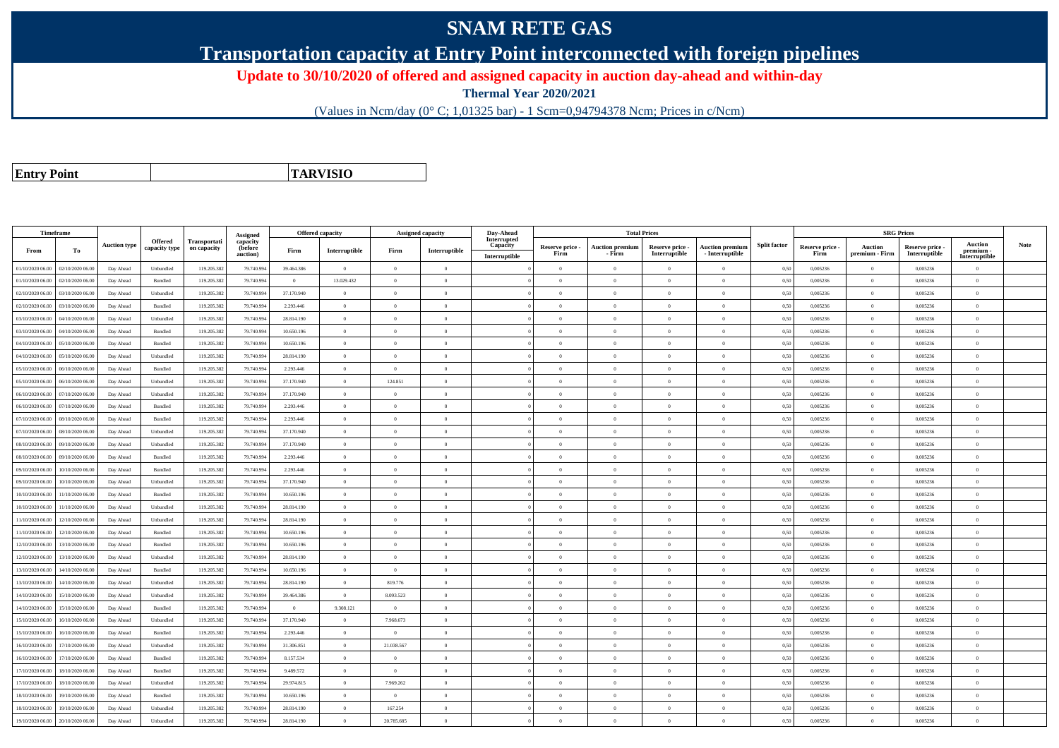# SNAM RETE GAS

## Transportation capacity at Entry Point interconnected with foreign pipelines

**Update to 30/10/2020 of offered and assigned capacity in auction day-ahead and within-day**

**Thermal Year 2020/2021**

(Values in Ncm/day (0° C; 1,01325 bar) - 1 Scm=0,94794378 Ncm; Prices in c/Ncm)

| **Entry Point** | **TARVISIO** |
|---|---|

| Timeframe | | Auction type | Offered capacity type | Transportation capacity | Assigned capacity (before auction) | Offered capacity | | Assigned capacity | | Day-Ahead Interrupted Capacity | Total Prices | | | | Split factor | SRG Prices | | | | Note |
|---|---|---|---|---|---|---|---|---|---|---|---|---|---|---|---|---|---|---|---|---|
| From | To | | | | | Firm | Interruptible | Firm | Interruptible | Interruptible | Reserve price - Firm | Auction premium - Firm | Reserve price - Interruptible | Auction premium - Interruptible | | Reserve price - Firm | Auction premium - Firm | Reserve price - Interruptible | Auction premium - Interruptible | |
| 01/10/2020 06.00 | 02/10/2020 06.00 | Day Ahead | Unbundled | 119.205.382 | 79.740.994 | 39.464.386 | 0 | 0 | 0 | 0 | 0 | 0 | 0 | 0 | 0,50 | 0,005236 | 0 | 0,005236 | 0 | |
| 01/10/2020 06.00 | 02/10/2020 06.00 | Day Ahead | Bundled | 119.205.382 | 79.740.994 | 0 | 13.029.432 | 0 | 0 | 0 | 0 | 0 | 0 | 0 | 0,50 | 0,005236 | 0 | 0,005236 | 0 | |
| 02/10/2020 06.00 | 03/10/2020 06.00 | Day Ahead | Unbundled | 119.205.382 | 79.740.994 | 37.170.940 | 0 | 0 | 0 | 0 | 0 | 0 | 0 | 0 | 0,50 | 0,005236 | 0 | 0,005236 | 0 | |
| 02/10/2020 06.00 | 03/10/2020 06.00 | Day Ahead | Bundled | 119.205.382 | 79.740.994 | 2.293.446 | 0 | 0 | 0 | 0 | 0 | 0 | 0 | 0 | 0,50 | 0,005236 | 0 | 0,005236 | 0 | |
| 03/10/2020 06.00 | 04/10/2020 06.00 | Day Ahead | Unbundled | 119.205.382 | 79.740.994 | 28.814.190 | 0 | 0 | 0 | 0 | 0 | 0 | 0 | 0 | 0,50 | 0,005236 | 0 | 0,005236 | 0 | |
| 03/10/2020 06.00 | 04/10/2020 06.00 | Day Ahead | Bundled | 119.205.382 | 79.740.994 | 10.650.196 | 0 | 0 | 0 | 0 | 0 | 0 | 0 | 0 | 0,50 | 0,005236 | 0 | 0,005236 | 0 | |
| 04/10/2020 06.00 | 05/10/2020 06.00 | Day Ahead | Bundled | 119.205.382 | 79.740.994 | 10.650.196 | 0 | 0 | 0 | 0 | 0 | 0 | 0 | 0 | 0,50 | 0,005236 | 0 | 0,005236 | 0 | |
| 04/10/2020 06.00 | 05/10/2020 06.00 | Day Ahead | Unbundled | 119.205.382 | 79.740.994 | 28.814.190 | 0 | 0 | 0 | 0 | 0 | 0 | 0 | 0 | 0,50 | 0,005236 | 0 | 0,005236 | 0 | |
| 05/10/2020 06.00 | 06/10/2020 06.00 | Day Ahead | Bundled | 119.205.382 | 79.740.994 | 2.293.446 | 0 | 0 | 0 | 0 | 0 | 0 | 0 | 0 | 0,50 | 0,005236 | 0 | 0,005236 | 0 | |
| 05/10/2020 06.00 | 06/10/2020 06.00 | Day Ahead | Unbundled | 119.205.382 | 79.740.994 | 37.170.940 | 0 | 124.851 | 0 | 0 | 0 | 0 | 0 | 0 | 0,50 | 0,005236 | 0 | 0,005236 | 0 | |
| 06/10/2020 06.00 | 07/10/2020 06.00 | Day Ahead | Unbundled | 119.205.382 | 79.740.994 | 37.170.940 | 0 | 0 | 0 | 0 | 0 | 0 | 0 | 0 | 0,50 | 0,005236 | 0 | 0,005236 | 0 | |
| 06/10/2020 06.00 | 07/10/2020 06.00 | Day Ahead | Bundled | 119.205.382 | 79.740.994 | 2.293.446 | 0 | 0 | 0 | 0 | 0 | 0 | 0 | 0 | 0,50 | 0,005236 | 0 | 0,005236 | 0 | |
| 07/10/2020 06.00 | 08/10/2020 06.00 | Day Ahead | Bundled | 119.205.382 | 79.740.994 | 2.293.446 | 0 | 0 | 0 | 0 | 0 | 0 | 0 | 0 | 0,50 | 0,005236 | 0 | 0,005236 | 0 | |
| 07/10/2020 06.00 | 08/10/2020 06.00 | Day Ahead | Unbundled | 119.205.382 | 79.740.994 | 37.170.940 | 0 | 0 | 0 | 0 | 0 | 0 | 0 | 0 | 0,50 | 0,005236 | 0 | 0,005236 | 0 | |
| 08/10/2020 06.00 | 09/10/2020 06.00 | Day Ahead | Unbundled | 119.205.382 | 79.740.994 | 37.170.940 | 0 | 0 | 0 | 0 | 0 | 0 | 0 | 0 | 0,50 | 0,005236 | 0 | 0,005236 | 0 | |
| 08/10/2020 06.00 | 09/10/2020 06.00 | Day Ahead | Bundled | 119.205.382 | 79.740.994 | 2.293.446 | 0 | 0 | 0 | 0 | 0 | 0 | 0 | 0 | 0,50 | 0,005236 | 0 | 0,005236 | 0 | |
| 09/10/2020 06.00 | 10/10/2020 06.00 | Day Ahead | Bundled | 119.205.382 | 79.740.994 | 2.293.446 | 0 | 0 | 0 | 0 | 0 | 0 | 0 | 0 | 0,50 | 0,005236 | 0 | 0,005236 | 0 | |
| 09/10/2020 06.00 | 10/10/2020 06.00 | Day Ahead | Unbundled | 119.205.382 | 79.740.994 | 37.170.940 | 0 | 0 | 0 | 0 | 0 | 0 | 0 | 0 | 0,50 | 0,005236 | 0 | 0,005236 | 0 | |
| 10/10/2020 06.00 | 11/10/2020 06.00 | Day Ahead | Bundled | 119.205.382 | 79.740.994 | 10.650.196 | 0 | 0 | 0 | 0 | 0 | 0 | 0 | 0 | 0,50 | 0,005236 | 0 | 0,005236 | 0 | |
| 10/10/2020 06.00 | 11/10/2020 06.00 | Day Ahead | Unbundled | 119.205.382 | 79.740.994 | 28.814.190 | 0 | 0 | 0 | 0 | 0 | 0 | 0 | 0 | 0,50 | 0,005236 | 0 | 0,005236 | 0 | |
| 11/10/2020 06.00 | 12/10/2020 06.00 | Day Ahead | Unbundled | 119.205.382 | 79.740.994 | 28.814.190 | 0 | 0 | 0 | 0 | 0 | 0 | 0 | 0 | 0,50 | 0,005236 | 0 | 0,005236 | 0 | |
| 11/10/2020 06.00 | 12/10/2020 06.00 | Day Ahead | Bundled | 119.205.382 | 79.740.994 | 10.650.196 | 0 | 0 | 0 | 0 | 0 | 0 | 0 | 0 | 0,50 | 0,005236 | 0 | 0,005236 | 0 | |
| 12/10/2020 06.00 | 13/10/2020 06.00 | Day Ahead | Bundled | 119.205.382 | 79.740.994 | 10.650.196 | 0 | 0 | 0 | 0 | 0 | 0 | 0 | 0 | 0,50 | 0,005236 | 0 | 0,005236 | 0 | |
| 12/10/2020 06.00 | 13/10/2020 06.00 | Day Ahead | Unbundled | 119.205.382 | 79.740.994 | 28.814.190 | 0 | 0 | 0 | 0 | 0 | 0 | 0 | 0 | 0,50 | 0,005236 | 0 | 0,005236 | 0 | |
| 13/10/2020 06.00 | 14/10/2020 06.00 | Day Ahead | Bundled | 119.205.382 | 79.740.994 | 10.650.196 | 0 | 0 | 0 | 0 | 0 | 0 | 0 | 0 | 0,50 | 0,005236 | 0 | 0,005236 | 0 | |
| 13/10/2020 06.00 | 14/10/2020 06.00 | Day Ahead | Unbundled | 119.205.382 | 79.740.994 | 28.814.190 | 0 | 819.776 | 0 | 0 | 0 | 0 | 0 | 0 | 0,50 | 0,005236 | 0 | 0,005236 | 0 | |
| 14/10/2020 06.00 | 15/10/2020 06.00 | Day Ahead | Unbundled | 119.205.382 | 79.740.994 | 39.464.386 | 0 | 8.093.523 | 0 | 0 | 0 | 0 | 0 | 0 | 0,50 | 0,005236 | 0 | 0,005236 | 0 | |
| 14/10/2020 06.00 | 15/10/2020 06.00 | Day Ahead | Bundled | 119.205.382 | 79.740.994 | 0 | 9.308.121 | 0 | 0 | 0 | 0 | 0 | 0 | 0 | 0,50 | 0,005236 | 0 | 0,005236 | 0 | |
| 15/10/2020 06.00 | 16/10/2020 06.00 | Day Ahead | Unbundled | 119.205.382 | 79.740.994 | 37.170.940 | 0 | 7.968.673 | 0 | 0 | 0 | 0 | 0 | 0 | 0,50 | 0,005236 | 0 | 0,005236 | 0 | |
| 15/10/2020 06.00 | 16/10/2020 06.00 | Day Ahead | Bundled | 119.205.382 | 79.740.994 | 2.293.446 | 0 | 0 | 0 | 0 | 0 | 0 | 0 | 0 | 0,50 | 0,005236 | 0 | 0,005236 | 0 | |
| 16/10/2020 06.00 | 17/10/2020 06.00 | Day Ahead | Unbundled | 119.205.382 | 79.740.994 | 31.306.851 | 0 | 21.038.567 | 0 | 0 | 0 | 0 | 0 | 0 | 0,50 | 0,005236 | 0 | 0,005236 | 0 | |
| 16/10/2020 06.00 | 17/10/2020 06.00 | Day Ahead | Bundled | 119.205.382 | 79.740.994 | 8.157.534 | 0 | 0 | 0 | 0 | 0 | 0 | 0 | 0 | 0,50 | 0,005236 | 0 | 0,005236 | 0 | |
| 17/10/2020 06.00 | 18/10/2020 06.00 | Day Ahead | Bundled | 119.205.382 | 79.740.994 | 9.489.572 | 0 | 0 | 0 | 0 | 0 | 0 | 0 | 0 | 0,50 | 0,005236 | 0 | 0,005236 | 0 | |
| 17/10/2020 06.00 | 18/10/2020 06.00 | Day Ahead | Unbundled | 119.205.382 | 79.740.994 | 29.974.815 | 0 | 7.969.262 | 0 | 0 | 0 | 0 | 0 | 0 | 0,50 | 0,005236 | 0 | 0,005236 | 0 | |
| 18/10/2020 06.00 | 19/10/2020 06.00 | Day Ahead | Bundled | 119.205.382 | 79.740.994 | 10.650.196 | 0 | 0 | 0 | 0 | 0 | 0 | 0 | 0 | 0,50 | 0,005236 | 0 | 0,005236 | 0 | |
| 18/10/2020 06.00 | 19/10/2020 06.00 | Day Ahead | Unbundled | 119.205.382 | 79.740.994 | 28.814.190 | 0 | 167.254 | 0 | 0 | 0 | 0 | 0 | 0 | 0,50 | 0,005236 | 0 | 0,005236 | 0 | |
| 19/10/2020 06.00 | 20/10/2020 06.00 | Day Ahead | Unbundled | 119.205.382 | 79.740.994 | 28.814.190 | 0 | 20.785.685 | 0 | 0 | 0 | 0 | 0 | 0 | 0,50 | 0,005236 | 0 | 0,005236 | 0 | |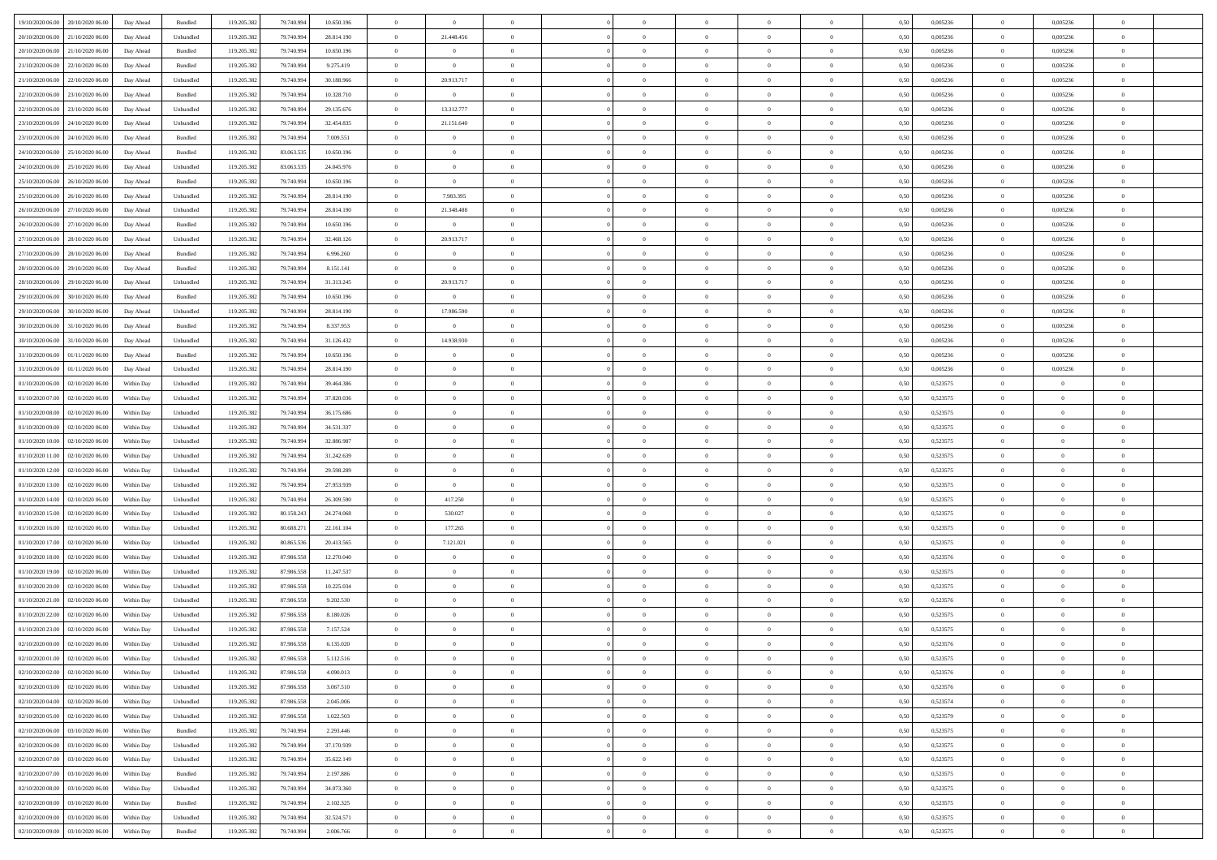| | | | | | | | | | | | | | | | | | | | | | |
|---|---|---|---|---|---|---|---|---|---|---|---|---|---|---|---|---|---|---|---|---|---|
| 19/10/2020 06.00 | 20/10/2020 06.00 | Day Ahead | Bundled | 119.205.382 | 79.740.994 | 10.650.196 | 0 | 0 | 0 | | 0 | 0 | 0 | 0 | 0,50 | 0,005236 | 0 | 0,005236 | 0 | | |
| 20/10/2020 06.00 | 21/10/2020 06.00 | Day Ahead | Unbundled | 119.205.382 | 79.740.994 | 28.814.190 | 0 | 21.448.456 | 0 | | 0 | 0 | 0 | 0 | 0,50 | 0,005236 | 0 | 0,005236 | 0 | | |
| 20/10/2020 06.00 | 21/10/2020 06.00 | Day Ahead | Bundled | 119.205.382 | 79.740.994 | 10.650.196 | 0 | 0 | 0 | | 0 | 0 | 0 | 0 | 0,50 | 0,005236 | 0 | 0,005236 | 0 | | |
| 21/10/2020 06.00 | 22/10/2020 06.00 | Day Ahead | Bundled | 119.205.382 | 79.740.994 | 9.275.419 | 0 | 0 | 0 | | 0 | 0 | 0 | 0 | 0,50 | 0,005236 | 0 | 0,005236 | 0 | | |
| 21/10/2020 06.00 | 22/10/2020 06.00 | Day Ahead | Unbundled | 119.205.382 | 79.740.994 | 30.188.966 | 0 | 20.913.717 | 0 | | 0 | 0 | 0 | 0 | 0,50 | 0,005236 | 0 | 0,005236 | 0 | | |
| 22/10/2020 06.00 | 23/10/2020 06.00 | Day Ahead | Bundled | 119.205.382 | 79.740.994 | 10.328.710 | 0 | 0 | 0 | | 0 | 0 | 0 | 0 | 0,50 | 0,005236 | 0 | 0,005236 | 0 | | |
| 22/10/2020 06.00 | 23/10/2020 06.00 | Day Ahead | Unbundled | 119.205.382 | 79.740.994 | 29.135.676 | 0 | 13.312.777 | 0 | | 0 | 0 | 0 | 0 | 0,50 | 0,005236 | 0 | 0,005236 | 0 | | |
| 23/10/2020 06.00 | 24/10/2020 06.00 | Day Ahead | Unbundled | 119.205.382 | 79.740.994 | 32.454.835 | 0 | 21.151.640 | 0 | | 0 | 0 | 0 | 0 | 0,50 | 0,005236 | 0 | 0,005236 | 0 | | |
| 23/10/2020 06.00 | 24/10/2020 06.00 | Day Ahead | Bundled | 119.205.382 | 79.740.994 | 7.009.551 | 0 | 0 | 0 | | 0 | 0 | 0 | 0 | 0,50 | 0,005236 | 0 | 0,005236 | 0 | | |
| 24/10/2020 06.00 | 25/10/2020 06.00 | Day Ahead | Bundled | 119.205.382 | 83.063.535 | 10.650.196 | 0 | 0 | 0 | | 0 | 0 | 0 | 0 | 0,50 | 0,005236 | 0 | 0,005236 | 0 | | |
| 24/10/2020 06.00 | 25/10/2020 06.00 | Day Ahead | Unbundled | 119.205.382 | 83.063.535 | 24.045.976 | 0 | 0 | 0 | | 0 | 0 | 0 | 0 | 0,50 | 0,005236 | 0 | 0,005236 | 0 | | |
| 25/10/2020 06.00 | 26/10/2020 06.00 | Day Ahead | Bundled | 119.205.382 | 79.740.994 | 10.650.196 | 0 | 0 | 0 | | 0 | 0 | 0 | 0 | 0,50 | 0,005236 | 0 | 0,005236 | 0 | | |
| 25/10/2020 06.00 | 26/10/2020 06.00 | Day Ahead | Unbundled | 119.205.382 | 79.740.994 | 28.814.190 | 0 | 7.983.395 | 0 | | 0 | 0 | 0 | 0 | 0,50 | 0,005236 | 0 | 0,005236 | 0 | | |
| 26/10/2020 06.00 | 27/10/2020 06.00 | Day Ahead | Unbundled | 119.205.382 | 79.740.994 | 28.814.190 | 0 | 21.348.488 | 0 | | 0 | 0 | 0 | 0 | 0,50 | 0,005236 | 0 | 0,005236 | 0 | | |
| 26/10/2020 06.00 | 27/10/2020 06.00 | Day Ahead | Bundled | 119.205.382 | 79.740.994 | 10.650.196 | 0 | 0 | 0 | | 0 | 0 | 0 | 0 | 0,50 | 0,005236 | 0 | 0,005236 | 0 | | |
| 27/10/2020 06.00 | 28/10/2020 06.00 | Day Ahead | Unbundled | 119.205.382 | 79.740.994 | 32.468.126 | 0 | 20.913.717 | 0 | | 0 | 0 | 0 | 0 | 0,50 | 0,005236 | 0 | 0,005236 | 0 | | |
| 27/10/2020 06.00 | 28/10/2020 06.00 | Day Ahead | Bundled | 119.205.382 | 79.740.994 | 6.996.260 | 0 | 0 | 0 | | 0 | 0 | 0 | 0 | 0,50 | 0,005236 | 0 | 0,005236 | 0 | | |
| 28/10/2020 06.00 | 29/10/2020 06.00 | Day Ahead | Bundled | 119.205.382 | 79.740.994 | 8.151.141 | 0 | 0 | 0 | | 0 | 0 | 0 | 0 | 0,50 | 0,005236 | 0 | 0,005236 | 0 | | |
| 28/10/2020 06.00 | 29/10/2020 06.00 | Day Ahead | Unbundled | 119.205.382 | 79.740.994 | 31.313.245 | 0 | 20.913.717 | 0 | | 0 | 0 | 0 | 0 | 0,50 | 0,005236 | 0 | 0,005236 | 0 | | |
| 29/10/2020 06.00 | 30/10/2020 06.00 | Day Ahead | Bundled | 119.205.382 | 79.740.994 | 10.650.196 | 0 | 0 | 0 | | 0 | 0 | 0 | 0 | 0,50 | 0,005236 | 0 | 0,005236 | 0 | | |
| 29/10/2020 06.00 | 30/10/2020 06.00 | Day Ahead | Unbundled | 119.205.382 | 79.740.994 | 28.814.190 | 0 | 17.986.590 | 0 | | 0 | 0 | 0 | 0 | 0,50 | 0,005236 | 0 | 0,005236 | 0 | | |
| 30/10/2020 06.00 | 31/10/2020 06.00 | Day Ahead | Bundled | 119.205.382 | 79.740.994 | 8.337.953 | 0 | 0 | 0 | | 0 | 0 | 0 | 0 | 0,50 | 0,005236 | 0 | 0,005236 | 0 | | |
| 30/10/2020 06.00 | 31/10/2020 06.00 | Day Ahead | Unbundled | 119.205.382 | 79.740.994 | 31.126.432 | 0 | 14.938.930 | 0 | | 0 | 0 | 0 | 0 | 0,50 | 0,005236 | 0 | 0,005236 | 0 | | |
| 31/10/2020 06.00 | 01/11/2020 06.00 | Day Ahead | Bundled | 119.205.382 | 79.740.994 | 10.650.196 | 0 | 0 | 0 | | 0 | 0 | 0 | 0 | 0,50 | 0,005236 | 0 | 0,005236 | 0 | | |
| 31/10/2020 06.00 | 01/11/2020 06.00 | Day Ahead | Unbundled | 119.205.382 | 79.740.994 | 28.814.190 | 0 | 0 | 0 | | 0 | 0 | 0 | 0 | 0,50 | 0,005236 | 0 | 0,005236 | 0 | | |
| 01/10/2020 06.00 | 02/10/2020 06.00 | Within Day | Unbundled | 119.205.382 | 79.740.994 | 39.464.386 | 0 | 0 | 0 | | 0 | 0 | 0 | 0 | 0,50 | 0,523575 | 0 | 0 | 0 | | |
| 01/10/2020 07.00 | 02/10/2020 06.00 | Within Day | Unbundled | 119.205.382 | 79.740.994 | 37.820.036 | 0 | 0 | 0 | | 0 | 0 | 0 | 0 | 0,50 | 0,523575 | 0 | 0 | 0 | | |
| 01/10/2020 08.00 | 02/10/2020 06.00 | Within Day | Unbundled | 119.205.382 | 79.740.994 | 36.175.686 | 0 | 0 | 0 | | 0 | 0 | 0 | 0 | 0,50 | 0,523575 | 0 | 0 | 0 | | |
| 01/10/2020 09.00 | 02/10/2020 06.00 | Within Day | Unbundled | 119.205.382 | 79.740.994 | 34.531.337 | 0 | 0 | 0 | | 0 | 0 | 0 | 0 | 0,50 | 0,523575 | 0 | 0 | 0 | | |
| 01/10/2020 10.00 | 02/10/2020 06.00 | Within Day | Unbundled | 119.205.382 | 79.740.994 | 32.886.987 | 0 | 0 | 0 | | 0 | 0 | 0 | 0 | 0,50 | 0,523575 | 0 | 0 | 0 | | |
| 01/10/2020 11.00 | 02/10/2020 06.00 | Within Day | Unbundled | 119.205.382 | 79.740.994 | 31.242.639 | 0 | 0 | 0 | | 0 | 0 | 0 | 0 | 0,50 | 0,523575 | 0 | 0 | 0 | | |
| 01/10/2020 12.00 | 02/10/2020 06.00 | Within Day | Unbundled | 119.205.382 | 79.740.994 | 29.598.289 | 0 | 0 | 0 | | 0 | 0 | 0 | 0 | 0,50 | 0,523575 | 0 | 0 | 0 | | |
| 01/10/2020 13.00 | 02/10/2020 06.00 | Within Day | Unbundled | 119.205.382 | 79.740.994 | 27.953.939 | 0 | 0 | 0 | | 0 | 0 | 0 | 0 | 0,50 | 0,523575 | 0 | 0 | 0 | | |
| 01/10/2020 14.00 | 02/10/2020 06.00 | Within Day | Unbundled | 119.205.382 | 79.740.994 | 26.309.590 | 0 | 417.250 | 0 | | 0 | 0 | 0 | 0 | 0,50 | 0,523575 | 0 | 0 | 0 | | |
| 01/10/2020 15.00 | 02/10/2020 06.00 | Within Day | Unbundled | 119.205.382 | 80.158.243 | 24.274.068 | 0 | 530.027 | 0 | | 0 | 0 | 0 | 0 | 0,50 | 0,523575 | 0 | 0 | 0 | | |
| 01/10/2020 16.00 | 02/10/2020 06.00 | Within Day | Unbundled | 119.205.382 | 80.688.271 | 22.161.104 | 0 | 177.265 | 0 | | 0 | 0 | 0 | 0 | 0,50 | 0,523575 | 0 | 0 | 0 | | |
| 01/10/2020 17.00 | 02/10/2020 06.00 | Within Day | Unbundled | 119.205.382 | 80.865.536 | 20.413.565 | 0 | 7.121.021 | 0 | | 0 | 0 | 0 | 0 | 0,50 | 0,523575 | 0 | 0 | 0 | | |
| 01/10/2020 18.00 | 02/10/2020 06.00 | Within Day | Unbundled | 119.205.382 | 87.986.558 | 12.270.040 | 0 | 0 | 0 | | 0 | 0 | 0 | 0 | 0,50 | 0,523576 | 0 | 0 | 0 | | |
| 01/10/2020 19.00 | 02/10/2020 06.00 | Within Day | Unbundled | 119.205.382 | 87.986.558 | 11.247.537 | 0 | 0 | 0 | | 0 | 0 | 0 | 0 | 0,50 | 0,523575 | 0 | 0 | 0 | | |
| 01/10/2020 20.00 | 02/10/2020 06.00 | Within Day | Unbundled | 119.205.382 | 87.986.558 | 10.225.034 | 0 | 0 | 0 | | 0 | 0 | 0 | 0 | 0,50 | 0,523575 | 0 | 0 | 0 | | |
| 01/10/2020 21.00 | 02/10/2020 06.00 | Within Day | Unbundled | 119.205.382 | 87.986.558 | 9.202.530 | 0 | 0 | 0 | | 0 | 0 | 0 | 0 | 0,50 | 0,523576 | 0 | 0 | 0 | | |
| 01/10/2020 22.00 | 02/10/2020 06.00 | Within Day | Unbundled | 119.205.382 | 87.986.558 | 8.180.026 | 0 | 0 | 0 | | 0 | 0 | 0 | 0 | 0,50 | 0,523575 | 0 | 0 | 0 | | |
| 01/10/2020 23.00 | 02/10/2020 06.00 | Within Day | Unbundled | 119.205.382 | 87.986.558 | 7.157.524 | 0 | 0 | 0 | | 0 | 0 | 0 | 0 | 0,50 | 0,523575 | 0 | 0 | 0 | | |
| 02/10/2020 00.00 | 02/10/2020 06.00 | Within Day | Unbundled | 119.205.382 | 87.986.558 | 6.135.020 | 0 | 0 | 0 | | 0 | 0 | 0 | 0 | 0,50 | 0,523576 | 0 | 0 | 0 | | |
| 02/10/2020 01.00 | 02/10/2020 06.00 | Within Day | Unbundled | 119.205.382 | 87.986.558 | 5.112.516 | 0 | 0 | 0 | | 0 | 0 | 0 | 0 | 0,50 | 0,523575 | 0 | 0 | 0 | | |
| 02/10/2020 02.00 | 02/10/2020 06.00 | Within Day | Unbundled | 119.205.382 | 87.986.558 | 4.090.013 | 0 | 0 | 0 | | 0 | 0 | 0 | 0 | 0,50 | 0,523576 | 0 | 0 | 0 | | |
| 02/10/2020 03.00 | 02/10/2020 06.00 | Within Day | Unbundled | 119.205.382 | 87.986.558 | 3.067.510 | 0 | 0 | 0 | | 0 | 0 | 0 | 0 | 0,50 | 0,523576 | 0 | 0 | 0 | | |
| 02/10/2020 04.00 | 02/10/2020 06.00 | Within Day | Unbundled | 119.205.382 | 87.986.558 | 2.045.006 | 0 | 0 | 0 | | 0 | 0 | 0 | 0 | 0,50 | 0,523574 | 0 | 0 | 0 | | |
| 02/10/2020 05.00 | 02/10/2020 06.00 | Within Day | Unbundled | 119.205.382 | 87.986.558 | 1.022.503 | 0 | 0 | 0 | | 0 | 0 | 0 | 0 | 0,50 | 0,523579 | 0 | 0 | 0 | | |
| 02/10/2020 06.00 | 03/10/2020 06.00 | Within Day | Bundled | 119.205.382 | 79.740.994 | 2.293.446 | 0 | 0 | 0 | | 0 | 0 | 0 | 0 | 0,50 | 0,523575 | 0 | 0 | 0 | | |
| 02/10/2020 06.00 | 03/10/2020 06.00 | Within Day | Unbundled | 119.205.382 | 79.740.994 | 37.170.939 | 0 | 0 | 0 | | 0 | 0 | 0 | 0 | 0,50 | 0,523575 | 0 | 0 | 0 | | |
| 02/10/2020 07.00 | 03/10/2020 06.00 | Within Day | Unbundled | 119.205.382 | 79.740.994 | 35.622.149 | 0 | 0 | 0 | | 0 | 0 | 0 | 0 | 0,50 | 0,523575 | 0 | 0 | 0 | | |
| 02/10/2020 07.00 | 03/10/2020 06.00 | Within Day | Bundled | 119.205.382 | 79.740.994 | 2.197.886 | 0 | 0 | 0 | | 0 | 0 | 0 | 0 | 0,50 | 0,523575 | 0 | 0 | 0 | | |
| 02/10/2020 08.00 | 03/10/2020 06.00 | Within Day | Unbundled | 119.205.382 | 79.740.994 | 34.073.360 | 0 | 0 | 0 | | 0 | 0 | 0 | 0 | 0,50 | 0,523575 | 0 | 0 | 0 | | |
| 02/10/2020 08.00 | 03/10/2020 06.00 | Within Day | Bundled | 119.205.382 | 79.740.994 | 2.102.325 | 0 | 0 | 0 | | 0 | 0 | 0 | 0 | 0,50 | 0,523575 | 0 | 0 | 0 | | |
| 02/10/2020 09.00 | 03/10/2020 06.00 | Within Day | Unbundled | 119.205.382 | 79.740.994 | 32.524.571 | 0 | 0 | 0 | | 0 | 0 | 0 | 0 | 0,50 | 0,523575 | 0 | 0 | 0 | | |
| 02/10/2020 09.00 | 03/10/2020 06.00 | Within Day | Bundled | 119.205.382 | 79.740.994 | 2.006.766 | 0 | 0 | 0 | | 0 | 0 | 0 | 0 | 0,50 | 0,523575 | 0 | 0 | 0 | | |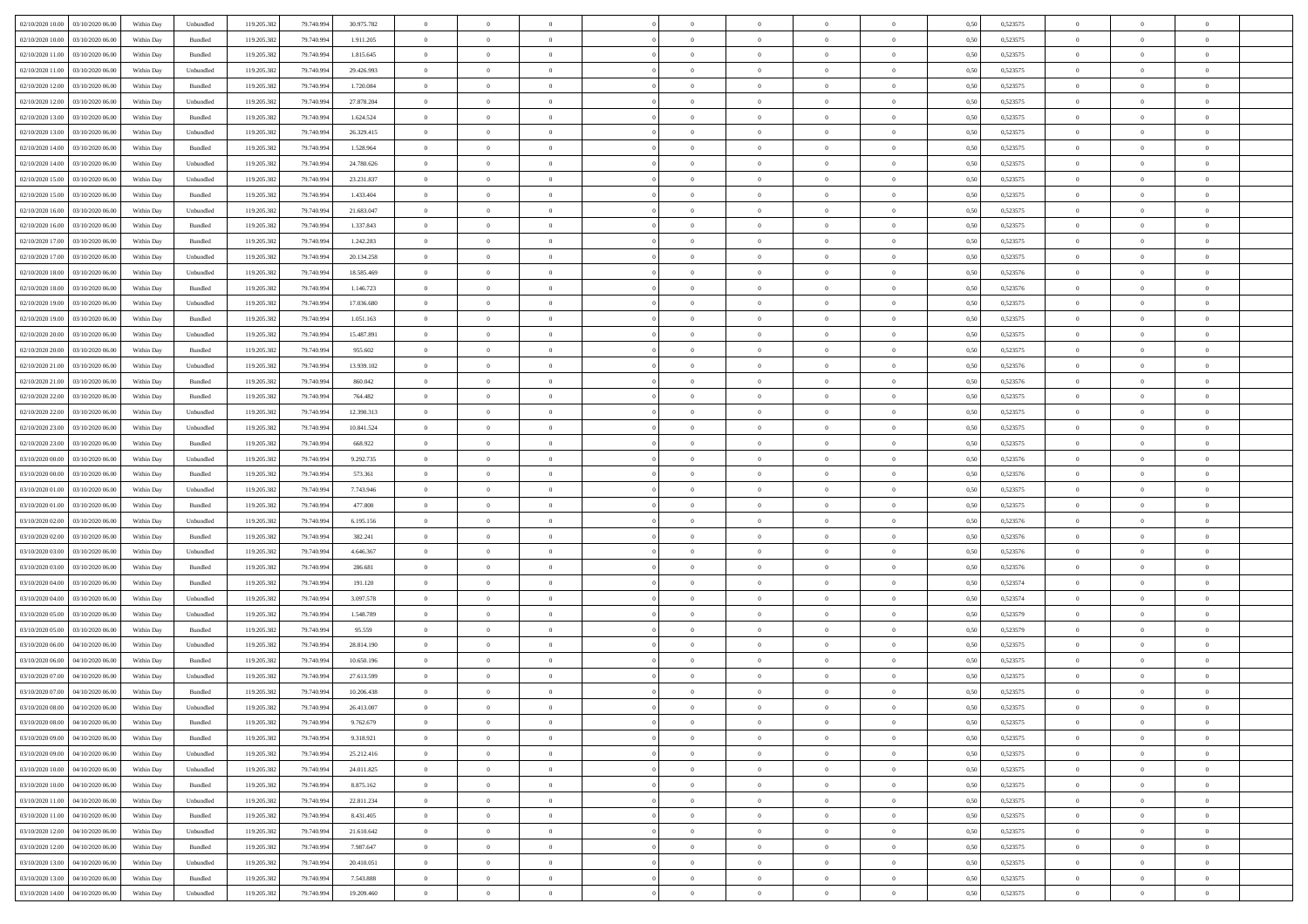| | | | | | | | | | | | | | | | | | | | | | |
|---|---|---|---|---|---|---|---|---|---|---|---|---|---|---|---|---|---|---|---|---|---|
| 02/10/2020 10.00 | 03/10/2020 06.00 | Within Day | Unbundled | 119.205.382 | 79.740.994 | 30.975.782 | 0 | 0 | 0 | | 0 | 0 | 0 | 0 | 0,50 | 0,523575 | 0 | 0 | 0 | |
| 02/10/2020 10.00 | 03/10/2020 06.00 | Within Day | Bundled | 119.205.382 | 79.740.994 | 1.911.205 | 0 | 0 | 0 | | 0 | 0 | 0 | 0 | 0,50 | 0,523575 | 0 | 0 | 0 | |
| 02/10/2020 11.00 | 03/10/2020 06.00 | Within Day | Bundled | 119.205.382 | 79.740.994 | 1.815.645 | 0 | 0 | 0 | | 0 | 0 | 0 | 0 | 0,50 | 0,523575 | 0 | 0 | 0 | |
| 02/10/2020 11.00 | 03/10/2020 06.00 | Within Day | Unbundled | 119.205.382 | 79.740.994 | 29.426.993 | 0 | 0 | 0 | | 0 | 0 | 0 | 0 | 0,50 | 0,523575 | 0 | 0 | 0 | |
| 02/10/2020 12.00 | 03/10/2020 06.00 | Within Day | Bundled | 119.205.382 | 79.740.994 | 1.720.084 | 0 | 0 | 0 | | 0 | 0 | 0 | 0 | 0,50 | 0,523575 | 0 | 0 | 0 | |
| 02/10/2020 12.00 | 03/10/2020 06.00 | Within Day | Unbundled | 119.205.382 | 79.740.994 | 27.878.204 | 0 | 0 | 0 | | 0 | 0 | 0 | 0 | 0,50 | 0,523575 | 0 | 0 | 0 | |
| 02/10/2020 13.00 | 03/10/2020 06.00 | Within Day | Bundled | 119.205.382 | 79.740.994 | 1.624.524 | 0 | 0 | 0 | | 0 | 0 | 0 | 0 | 0,50 | 0,523575 | 0 | 0 | 0 | |
| 02/10/2020 13.00 | 03/10/2020 06.00 | Within Day | Unbundled | 119.205.382 | 79.740.994 | 26.329.415 | 0 | 0 | 0 | | 0 | 0 | 0 | 0 | 0,50 | 0,523575 | 0 | 0 | 0 | |
| 02/10/2020 14.00 | 03/10/2020 06.00 | Within Day | Bundled | 119.205.382 | 79.740.994 | 1.528.964 | 0 | 0 | 0 | | 0 | 0 | 0 | 0 | 0,50 | 0,523575 | 0 | 0 | 0 | |
| 02/10/2020 14.00 | 03/10/2020 06.00 | Within Day | Unbundled | 119.205.382 | 79.740.994 | 24.780.626 | 0 | 0 | 0 | | 0 | 0 | 0 | 0 | 0,50 | 0,523575 | 0 | 0 | 0 | |
| 02/10/2020 15.00 | 03/10/2020 06.00 | Within Day | Unbundled | 119.205.382 | 79.740.994 | 23.231.837 | 0 | 0 | 0 | | 0 | 0 | 0 | 0 | 0,50 | 0,523575 | 0 | 0 | 0 | |
| 02/10/2020 15.00 | 03/10/2020 06.00 | Within Day | Bundled | 119.205.382 | 79.740.994 | 1.433.404 | 0 | 0 | 0 | | 0 | 0 | 0 | 0 | 0,50 | 0,523575 | 0 | 0 | 0 | |
| 02/10/2020 16.00 | 03/10/2020 06.00 | Within Day | Unbundled | 119.205.382 | 79.740.994 | 21.683.047 | 0 | 0 | 0 | | 0 | 0 | 0 | 0 | 0,50 | 0,523575 | 0 | 0 | 0 | |
| 02/10/2020 16.00 | 03/10/2020 06.00 | Within Day | Bundled | 119.205.382 | 79.740.994 | 1.337.843 | 0 | 0 | 0 | | 0 | 0 | 0 | 0 | 0,50 | 0,523575 | 0 | 0 | 0 | |
| 02/10/2020 17.00 | 03/10/2020 06.00 | Within Day | Bundled | 119.205.382 | 79.740.994 | 1.242.283 | 0 | 0 | 0 | | 0 | 0 | 0 | 0 | 0,50 | 0,523575 | 0 | 0 | 0 | |
| 02/10/2020 17.00 | 03/10/2020 06.00 | Within Day | Unbundled | 119.205.382 | 79.740.994 | 20.134.258 | 0 | 0 | 0 | | 0 | 0 | 0 | 0 | 0,50 | 0,523575 | 0 | 0 | 0 | |
| 02/10/2020 18.00 | 03/10/2020 06.00 | Within Day | Unbundled | 119.205.382 | 79.740.994 | 18.585.469 | 0 | 0 | 0 | | 0 | 0 | 0 | 0 | 0,50 | 0,523576 | 0 | 0 | 0 | |
| 02/10/2020 18.00 | 03/10/2020 06.00 | Within Day | Bundled | 119.205.382 | 79.740.994 | 1.146.723 | 0 | 0 | 0 | | 0 | 0 | 0 | 0 | 0,50 | 0,523576 | 0 | 0 | 0 | |
| 02/10/2020 19.00 | 03/10/2020 06.00 | Within Day | Unbundled | 119.205.382 | 79.740.994 | 17.036.680 | 0 | 0 | 0 | | 0 | 0 | 0 | 0 | 0,50 | 0,523575 | 0 | 0 | 0 | |
| 02/10/2020 19.00 | 03/10/2020 06.00 | Within Day | Bundled | 119.205.382 | 79.740.994 | 1.051.163 | 0 | 0 | 0 | | 0 | 0 | 0 | 0 | 0,50 | 0,523575 | 0 | 0 | 0 | |
| 02/10/2020 20.00 | 03/10/2020 06.00 | Within Day | Unbundled | 119.205.382 | 79.740.994 | 15.487.891 | 0 | 0 | 0 | | 0 | 0 | 0 | 0 | 0,50 | 0,523575 | 0 | 0 | 0 | |
| 02/10/2020 20.00 | 03/10/2020 06.00 | Within Day | Bundled | 119.205.382 | 79.740.994 | 955.602 | 0 | 0 | 0 | | 0 | 0 | 0 | 0 | 0,50 | 0,523575 | 0 | 0 | 0 | |
| 02/10/2020 21.00 | 03/10/2020 06.00 | Within Day | Unbundled | 119.205.382 | 79.740.994 | 13.939.102 | 0 | 0 | 0 | | 0 | 0 | 0 | 0 | 0,50 | 0,523576 | 0 | 0 | 0 | |
| 02/10/2020 21.00 | 03/10/2020 06.00 | Within Day | Bundled | 119.205.382 | 79.740.994 | 860.042 | 0 | 0 | 0 | | 0 | 0 | 0 | 0 | 0,50 | 0,523576 | 0 | 0 | 0 | |
| 02/10/2020 22.00 | 03/10/2020 06.00 | Within Day | Bundled | 119.205.382 | 79.740.994 | 764.482 | 0 | 0 | 0 | | 0 | 0 | 0 | 0 | 0,50 | 0,523575 | 0 | 0 | 0 | |
| 02/10/2020 22.00 | 03/10/2020 06.00 | Within Day | Unbundled | 119.205.382 | 79.740.994 | 12.390.313 | 0 | 0 | 0 | | 0 | 0 | 0 | 0 | 0,50 | 0,523575 | 0 | 0 | 0 | |
| 02/10/2020 23.00 | 03/10/2020 06.00 | Within Day | Unbundled | 119.205.382 | 79.740.994 | 10.841.524 | 0 | 0 | 0 | | 0 | 0 | 0 | 0 | 0,50 | 0,523575 | 0 | 0 | 0 | |
| 02/10/2020 23.00 | 03/10/2020 06.00 | Within Day | Bundled | 119.205.382 | 79.740.994 | 668.922 | 0 | 0 | 0 | | 0 | 0 | 0 | 0 | 0,50 | 0,523575 | 0 | 0 | 0 | |
| 03/10/2020 00.00 | 03/10/2020 06.00 | Within Day | Unbundled | 119.205.382 | 79.740.994 | 9.292.735 | 0 | 0 | 0 | | 0 | 0 | 0 | 0 | 0,50 | 0,523576 | 0 | 0 | 0 | |
| 03/10/2020 00.00 | 03/10/2020 06.00 | Within Day | Bundled | 119.205.382 | 79.740.994 | 573.361 | 0 | 0 | 0 | | 0 | 0 | 0 | 0 | 0,50 | 0,523576 | 0 | 0 | 0 | |
| 03/10/2020 01.00 | 03/10/2020 06.00 | Within Day | Unbundled | 119.205.382 | 79.740.994 | 7.743.946 | 0 | 0 | 0 | | 0 | 0 | 0 | 0 | 0,50 | 0,523575 | 0 | 0 | 0 | |
| 03/10/2020 01.00 | 03/10/2020 06.00 | Within Day | Bundled | 119.205.382 | 79.740.994 | 477.800 | 0 | 0 | 0 | | 0 | 0 | 0 | 0 | 0,50 | 0,523575 | 0 | 0 | 0 | |
| 03/10/2020 02.00 | 03/10/2020 06.00 | Within Day | Unbundled | 119.205.382 | 79.740.994 | 6.195.156 | 0 | 0 | 0 | | 0 | 0 | 0 | 0 | 0,50 | 0,523576 | 0 | 0 | 0 | |
| 03/10/2020 02.00 | 03/10/2020 06.00 | Within Day | Bundled | 119.205.382 | 79.740.994 | 382.241 | 0 | 0 | 0 | | 0 | 0 | 0 | 0 | 0,50 | 0,523576 | 0 | 0 | 0 | |
| 03/10/2020 03.00 | 03/10/2020 06.00 | Within Day | Unbundled | 119.205.382 | 79.740.994 | 4.646.367 | 0 | 0 | 0 | | 0 | 0 | 0 | 0 | 0,50 | 0,523576 | 0 | 0 | 0 | |
| 03/10/2020 03.00 | 03/10/2020 06.00 | Within Day | Bundled | 119.205.382 | 79.740.994 | 286.681 | 0 | 0 | 0 | | 0 | 0 | 0 | 0 | 0,50 | 0,523576 | 0 | 0 | 0 | |
| 03/10/2020 04.00 | 03/10/2020 06.00 | Within Day | Bundled | 119.205.382 | 79.740.994 | 191.120 | 0 | 0 | 0 | | 0 | 0 | 0 | 0 | 0,50 | 0,523574 | 0 | 0 | 0 | |
| 03/10/2020 04.00 | 03/10/2020 06.00 | Within Day | Unbundled | 119.205.382 | 79.740.994 | 3.097.578 | 0 | 0 | 0 | | 0 | 0 | 0 | 0 | 0,50 | 0,523574 | 0 | 0 | 0 | |
| 03/10/2020 05.00 | 03/10/2020 06.00 | Within Day | Unbundled | 119.205.382 | 79.740.994 | 1.548.789 | 0 | 0 | 0 | | 0 | 0 | 0 | 0 | 0,50 | 0,523579 | 0 | 0 | 0 | |
| 03/10/2020 05.00 | 03/10/2020 06.00 | Within Day | Bundled | 119.205.382 | 79.740.994 | 95.559 | 0 | 0 | 0 | | 0 | 0 | 0 | 0 | 0,50 | 0,523579 | 0 | 0 | 0 | |
| 03/10/2020 06.00 | 04/10/2020 06.00 | Within Day | Unbundled | 119.205.382 | 79.740.994 | 28.814.190 | 0 | 0 | 0 | | 0 | 0 | 0 | 0 | 0,50 | 0,523575 | 0 | 0 | 0 | |
| 03/10/2020 06.00 | 04/10/2020 06.00 | Within Day | Bundled | 119.205.382 | 79.740.994 | 10.650.196 | 0 | 0 | 0 | | 0 | 0 | 0 | 0 | 0,50 | 0,523575 | 0 | 0 | 0 | |
| 03/10/2020 07.00 | 04/10/2020 06.00 | Within Day | Unbundled | 119.205.382 | 79.740.994 | 27.613.599 | 0 | 0 | 0 | | 0 | 0 | 0 | 0 | 0,50 | 0,523575 | 0 | 0 | 0 | |
| 03/10/2020 07.00 | 04/10/2020 06.00 | Within Day | Bundled | 119.205.382 | 79.740.994 | 10.206.438 | 0 | 0 | 0 | | 0 | 0 | 0 | 0 | 0,50 | 0,523575 | 0 | 0 | 0 | |
| 03/10/2020 08.00 | 04/10/2020 06.00 | Within Day | Unbundled | 119.205.382 | 79.740.994 | 26.413.007 | 0 | 0 | 0 | | 0 | 0 | 0 | 0 | 0,50 | 0,523575 | 0 | 0 | 0 | |
| 03/10/2020 08.00 | 04/10/2020 06.00 | Within Day | Bundled | 119.205.382 | 79.740.994 | 9.762.679 | 0 | 0 | 0 | | 0 | 0 | 0 | 0 | 0,50 | 0,523575 | 0 | 0 | 0 | |
| 03/10/2020 09.00 | 04/10/2020 06.00 | Within Day | Bundled | 119.205.382 | 79.740.994 | 9.318.921 | 0 | 0 | 0 | | 0 | 0 | 0 | 0 | 0,50 | 0,523575 | 0 | 0 | 0 | |
| 03/10/2020 09.00 | 04/10/2020 06.00 | Within Day | Unbundled | 119.205.382 | 79.740.994 | 25.212.416 | 0 | 0 | 0 | | 0 | 0 | 0 | 0 | 0,50 | 0,523575 | 0 | 0 | 0 | |
| 03/10/2020 10.00 | 04/10/2020 06.00 | Within Day | Unbundled | 119.205.382 | 79.740.994 | 24.011.825 | 0 | 0 | 0 | | 0 | 0 | 0 | 0 | 0,50 | 0,523575 | 0 | 0 | 0 | |
| 03/10/2020 10.00 | 04/10/2020 06.00 | Within Day | Bundled | 119.205.382 | 79.740.994 | 8.875.162 | 0 | 0 | 0 | | 0 | 0 | 0 | 0 | 0,50 | 0,523575 | 0 | 0 | 0 | |
| 03/10/2020 11.00 | 04/10/2020 06.00 | Within Day | Unbundled | 119.205.382 | 79.740.994 | 22.811.234 | 0 | 0 | 0 | | 0 | 0 | 0 | 0 | 0,50 | 0,523575 | 0 | 0 | 0 | |
| 03/10/2020 11.00 | 04/10/2020 06.00 | Within Day | Bundled | 119.205.382 | 79.740.994 | 8.431.405 | 0 | 0 | 0 | | 0 | 0 | 0 | 0 | 0,50 | 0,523575 | 0 | 0 | 0 | |
| 03/10/2020 12.00 | 04/10/2020 06.00 | Within Day | Unbundled | 119.205.382 | 79.740.994 | 21.610.642 | 0 | 0 | 0 | | 0 | 0 | 0 | 0 | 0,50 | 0,523575 | 0 | 0 | 0 | |
| 03/10/2020 12.00 | 04/10/2020 06.00 | Within Day | Bundled | 119.205.382 | 79.740.994 | 7.987.647 | 0 | 0 | 0 | | 0 | 0 | 0 | 0 | 0,50 | 0,523575 | 0 | 0 | 0 | |
| 03/10/2020 13.00 | 04/10/2020 06.00 | Within Day | Unbundled | 119.205.382 | 79.740.994 | 20.410.051 | 0 | 0 | 0 | | 0 | 0 | 0 | 0 | 0,50 | 0,523575 | 0 | 0 | 0 | |
| 03/10/2020 13.00 | 04/10/2020 06.00 | Within Day | Bundled | 119.205.382 | 79.740.994 | 7.543.888 | 0 | 0 | 0 | | 0 | 0 | 0 | 0 | 0,50 | 0,523575 | 0 | 0 | 0 | |
| 03/10/2020 14.00 | 04/10/2020 06.00 | Within Day | Unbundled | 119.205.382 | 79.740.994 | 19.209.460 | 0 | 0 | 0 | | 0 | 0 | 0 | 0 | 0,50 | 0,523575 | 0 | 0 | 0 | |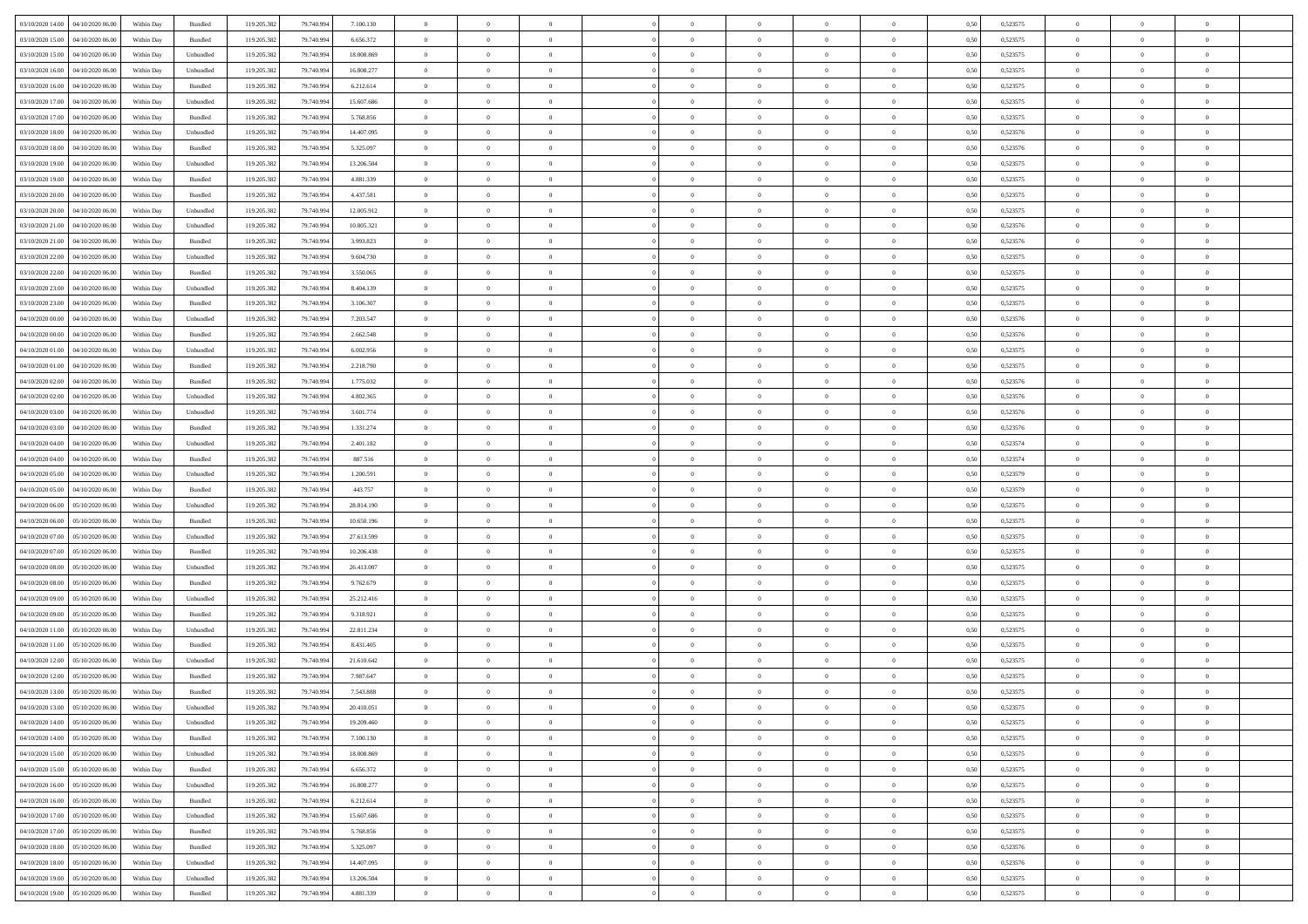| | | | | | | | | | | | | | | | | | | | | | |
|---|---|---|---|---|---|---|---|---|---|---|---|---|---|---|---|---|---|---|---|---|---|
| 03/10/2020 14.00 | 04/10/2020 06.00 | Within Day | Bundled | 119.205.382 | 79.740.994 | 7.100.130 | 0 | 0 | 0 | | 0 | 0 | 0 | 0 | 0 | 0,50 | 0,523575 | 0 | 0 | 0 | |
| 03/10/2020 15.00 | 04/10/2020 06.00 | Within Day | Bundled | 119.205.382 | 79.740.994 | 6.656.372 | 0 | 0 | 0 | | 0 | 0 | 0 | 0 | 0 | 0,50 | 0,523575 | 0 | 0 | 0 | |
| 03/10/2020 15.00 | 04/10/2020 06.00 | Within Day | Unbundled | 119.205.382 | 79.740.994 | 18.008.869 | 0 | 0 | 0 | | 0 | 0 | 0 | 0 | 0 | 0,50 | 0,523575 | 0 | 0 | 0 | |
| 03/10/2020 16.00 | 04/10/2020 06.00 | Within Day | Unbundled | 119.205.382 | 79.740.994 | 16.808.277 | 0 | 0 | 0 | | 0 | 0 | 0 | 0 | 0 | 0,50 | 0,523575 | 0 | 0 | 0 | |
| 03/10/2020 16.00 | 04/10/2020 06.00 | Within Day | Bundled | 119.205.382 | 79.740.994 | 6.212.614 | 0 | 0 | 0 | | 0 | 0 | 0 | 0 | 0 | 0,50 | 0,523575 | 0 | 0 | 0 | |
| 03/10/2020 17.00 | 04/10/2020 06.00 | Within Day | Unbundled | 119.205.382 | 79.740.994 | 15.607.686 | 0 | 0 | 0 | | 0 | 0 | 0 | 0 | 0 | 0,50 | 0,523575 | 0 | 0 | 0 | |
| 03/10/2020 17.00 | 04/10/2020 06.00 | Within Day | Bundled | 119.205.382 | 79.740.994 | 5.768.856 | 0 | 0 | 0 | | 0 | 0 | 0 | 0 | 0 | 0,50 | 0,523575 | 0 | 0 | 0 | |
| 03/10/2020 18.00 | 04/10/2020 06.00 | Within Day | Unbundled | 119.205.382 | 79.740.994 | 14.407.095 | 0 | 0 | 0 | | 0 | 0 | 0 | 0 | 0 | 0,50 | 0,523576 | 0 | 0 | 0 | |
| 03/10/2020 18.00 | 04/10/2020 06.00 | Within Day | Bundled | 119.205.382 | 79.740.994 | 5.325.097 | 0 | 0 | 0 | | 0 | 0 | 0 | 0 | 0 | 0,50 | 0,523576 | 0 | 0 | 0 | |
| 03/10/2020 19.00 | 04/10/2020 06.00 | Within Day | Unbundled | 119.205.382 | 79.740.994 | 13.206.504 | 0 | 0 | 0 | | 0 | 0 | 0 | 0 | 0 | 0,50 | 0,523575 | 0 | 0 | 0 | |
| 03/10/2020 19.00 | 04/10/2020 06.00 | Within Day | Bundled | 119.205.382 | 79.740.994 | 4.881.339 | 0 | 0 | 0 | | 0 | 0 | 0 | 0 | 0 | 0,50 | 0,523575 | 0 | 0 | 0 | |
| 03/10/2020 20.00 | 04/10/2020 06.00 | Within Day | Bundled | 119.205.382 | 79.740.994 | 4.437.581 | 0 | 0 | 0 | | 0 | 0 | 0 | 0 | 0 | 0,50 | 0,523575 | 0 | 0 | 0 | |
| 03/10/2020 20.00 | 04/10/2020 06.00 | Within Day | Unbundled | 119.205.382 | 79.740.994 | 12.005.912 | 0 | 0 | 0 | | 0 | 0 | 0 | 0 | 0 | 0,50 | 0,523575 | 0 | 0 | 0 | |
| 03/10/2020 21.00 | 04/10/2020 06.00 | Within Day | Unbundled | 119.205.382 | 79.740.994 | 10.805.321 | 0 | 0 | 0 | | 0 | 0 | 0 | 0 | 0 | 0,50 | 0,523576 | 0 | 0 | 0 | |
| 03/10/2020 21.00 | 04/10/2020 06.00 | Within Day | Bundled | 119.205.382 | 79.740.994 | 3.993.823 | 0 | 0 | 0 | | 0 | 0 | 0 | 0 | 0 | 0,50 | 0,523576 | 0 | 0 | 0 | |
| 03/10/2020 22.00 | 04/10/2020 06.00 | Within Day | Unbundled | 119.205.382 | 79.740.994 | 9.604.730 | 0 | 0 | 0 | | 0 | 0 | 0 | 0 | 0 | 0,50 | 0,523575 | 0 | 0 | 0 | |
| 03/10/2020 22.00 | 04/10/2020 06.00 | Within Day | Bundled | 119.205.382 | 79.740.994 | 3.550.065 | 0 | 0 | 0 | | 0 | 0 | 0 | 0 | 0 | 0,50 | 0,523575 | 0 | 0 | 0 | |
| 03/10/2020 23.00 | 04/10/2020 06.00 | Within Day | Unbundled | 119.205.382 | 79.740.994 | 8.404.139 | 0 | 0 | 0 | | 0 | 0 | 0 | 0 | 0 | 0,50 | 0,523575 | 0 | 0 | 0 | |
| 03/10/2020 23.00 | 04/10/2020 06.00 | Within Day | Bundled | 119.205.382 | 79.740.994 | 3.106.307 | 0 | 0 | 0 | | 0 | 0 | 0 | 0 | 0 | 0,50 | 0,523575 | 0 | 0 | 0 | |
| 04/10/2020 00.00 | 04/10/2020 06.00 | Within Day | Unbundled | 119.205.382 | 79.740.994 | 7.203.547 | 0 | 0 | 0 | | 0 | 0 | 0 | 0 | 0 | 0,50 | 0,523576 | 0 | 0 | 0 | |
| 04/10/2020 00.00 | 04/10/2020 06.00 | Within Day | Bundled | 119.205.382 | 79.740.994 | 2.662.548 | 0 | 0 | 0 | | 0 | 0 | 0 | 0 | 0 | 0,50 | 0,523576 | 0 | 0 | 0 | |
| 04/10/2020 01.00 | 04/10/2020 06.00 | Within Day | Unbundled | 119.205.382 | 79.740.994 | 6.002.956 | 0 | 0 | 0 | | 0 | 0 | 0 | 0 | 0 | 0,50 | 0,523575 | 0 | 0 | 0 | |
| 04/10/2020 01.00 | 04/10/2020 06.00 | Within Day | Bundled | 119.205.382 | 79.740.994 | 2.218.790 | 0 | 0 | 0 | | 0 | 0 | 0 | 0 | 0 | 0,50 | 0,523575 | 0 | 0 | 0 | |
| 04/10/2020 02.00 | 04/10/2020 06.00 | Within Day | Bundled | 119.205.382 | 79.740.994 | 1.775.032 | 0 | 0 | 0 | | 0 | 0 | 0 | 0 | 0 | 0,50 | 0,523576 | 0 | 0 | 0 | |
| 04/10/2020 02.00 | 04/10/2020 06.00 | Within Day | Unbundled | 119.205.382 | 79.740.994 | 4.802.365 | 0 | 0 | 0 | | 0 | 0 | 0 | 0 | 0 | 0,50 | 0,523576 | 0 | 0 | 0 | |
| 04/10/2020 03.00 | 04/10/2020 06.00 | Within Day | Unbundled | 119.205.382 | 79.740.994 | 3.601.774 | 0 | 0 | 0 | | 0 | 0 | 0 | 0 | 0 | 0,50 | 0,523576 | 0 | 0 | 0 | |
| 04/10/2020 03.00 | 04/10/2020 06.00 | Within Day | Bundled | 119.205.382 | 79.740.994 | 1.331.274 | 0 | 0 | 0 | | 0 | 0 | 0 | 0 | 0 | 0,50 | 0,523576 | 0 | 0 | 0 | |
| 04/10/2020 04.00 | 04/10/2020 06.00 | Within Day | Unbundled | 119.205.382 | 79.740.994 | 2.401.182 | 0 | 0 | 0 | | 0 | 0 | 0 | 0 | 0 | 0,50 | 0,523574 | 0 | 0 | 0 | |
| 04/10/2020 04.00 | 04/10/2020 06.00 | Within Day | Bundled | 119.205.382 | 79.740.994 | 887.516 | 0 | 0 | 0 | | 0 | 0 | 0 | 0 | 0 | 0,50 | 0,523574 | 0 | 0 | 0 | |
| 04/10/2020 05.00 | 04/10/2020 06.00 | Within Day | Unbundled | 119.205.382 | 79.740.994 | 1.200.591 | 0 | 0 | 0 | | 0 | 0 | 0 | 0 | 0 | 0,50 | 0,523579 | 0 | 0 | 0 | |
| 04/10/2020 05.00 | 04/10/2020 06.00 | Within Day | Bundled | 119.205.382 | 79.740.994 | 443.757 | 0 | 0 | 0 | | 0 | 0 | 0 | 0 | 0 | 0,50 | 0,523579 | 0 | 0 | 0 | |
| 04/10/2020 06.00 | 05/10/2020 06.00 | Within Day | Unbundled | 119.205.382 | 79.740.994 | 28.814.190 | 0 | 0 | 0 | | 0 | 0 | 0 | 0 | 0 | 0,50 | 0,523575 | 0 | 0 | 0 | |
| 04/10/2020 06.00 | 05/10/2020 06.00 | Within Day | Bundled | 119.205.382 | 79.740.994 | 10.650.196 | 0 | 0 | 0 | | 0 | 0 | 0 | 0 | 0 | 0,50 | 0,523575 | 0 | 0 | 0 | |
| 04/10/2020 07.00 | 05/10/2020 06.00 | Within Day | Unbundled | 119.205.382 | 79.740.994 | 27.613.599 | 0 | 0 | 0 | | 0 | 0 | 0 | 0 | 0 | 0,50 | 0,523575 | 0 | 0 | 0 | |
| 04/10/2020 07.00 | 05/10/2020 06.00 | Within Day | Bundled | 119.205.382 | 79.740.994 | 10.206.438 | 0 | 0 | 0 | | 0 | 0 | 0 | 0 | 0 | 0,50 | 0,523575 | 0 | 0 | 0 | |
| 04/10/2020 08.00 | 05/10/2020 06.00 | Within Day | Unbundled | 119.205.382 | 79.740.994 | 26.413.007 | 0 | 0 | 0 | | 0 | 0 | 0 | 0 | 0 | 0,50 | 0,523575 | 0 | 0 | 0 | |
| 04/10/2020 08.00 | 05/10/2020 06.00 | Within Day | Bundled | 119.205.382 | 79.740.994 | 9.762.679 | 0 | 0 | 0 | | 0 | 0 | 0 | 0 | 0 | 0,50 | 0,523575 | 0 | 0 | 0 | |
| 04/10/2020 09.00 | 05/10/2020 06.00 | Within Day | Unbundled | 119.205.382 | 79.740.994 | 25.212.416 | 0 | 0 | 0 | | 0 | 0 | 0 | 0 | 0 | 0,50 | 0,523575 | 0 | 0 | 0 | |
| 04/10/2020 09.00 | 05/10/2020 06.00 | Within Day | Bundled | 119.205.382 | 79.740.994 | 9.318.921 | 0 | 0 | 0 | | 0 | 0 | 0 | 0 | 0 | 0,50 | 0,523575 | 0 | 0 | 0 | |
| 04/10/2020 11.00 | 05/10/2020 06.00 | Within Day | Unbundled | 119.205.382 | 79.740.994 | 22.811.234 | 0 | 0 | 0 | | 0 | 0 | 0 | 0 | 0 | 0,50 | 0,523575 | 0 | 0 | 0 | |
| 04/10/2020 11.00 | 05/10/2020 06.00 | Within Day | Bundled | 119.205.382 | 79.740.994 | 8.431.405 | 0 | 0 | 0 | | 0 | 0 | 0 | 0 | 0 | 0,50 | 0,523575 | 0 | 0 | 0 | |
| 04/10/2020 12.00 | 05/10/2020 06.00 | Within Day | Unbundled | 119.205.382 | 79.740.994 | 21.610.642 | 0 | 0 | 0 | | 0 | 0 | 0 | 0 | 0 | 0,50 | 0,523575 | 0 | 0 | 0 | |
| 04/10/2020 12.00 | 05/10/2020 06.00 | Within Day | Bundled | 119.205.382 | 79.740.994 | 7.987.647 | 0 | 0 | 0 | | 0 | 0 | 0 | 0 | 0 | 0,50 | 0,523575 | 0 | 0 | 0 | |
| 04/10/2020 13.00 | 05/10/2020 06.00 | Within Day | Bundled | 119.205.382 | 79.740.994 | 7.543.888 | 0 | 0 | 0 | | 0 | 0 | 0 | 0 | 0 | 0,50 | 0,523575 | 0 | 0 | 0 | |
| 04/10/2020 13.00 | 05/10/2020 06.00 | Within Day | Unbundled | 119.205.382 | 79.740.994 | 20.410.051 | 0 | 0 | 0 | | 0 | 0 | 0 | 0 | 0 | 0,50 | 0,523575 | 0 | 0 | 0 | |
| 04/10/2020 14.00 | 05/10/2020 06.00 | Within Day | Unbundled | 119.205.382 | 79.740.994 | 19.209.460 | 0 | 0 | 0 | | 0 | 0 | 0 | 0 | 0 | 0,50 | 0,523575 | 0 | 0 | 0 | |
| 04/10/2020 14.00 | 05/10/2020 06.00 | Within Day | Bundled | 119.205.382 | 79.740.994 | 7.100.130 | 0 | 0 | 0 | | 0 | 0 | 0 | 0 | 0 | 0,50 | 0,523575 | 0 | 0 | 0 | |
| 04/10/2020 15.00 | 05/10/2020 06.00 | Within Day | Unbundled | 119.205.382 | 79.740.994 | 18.008.869 | 0 | 0 | 0 | | 0 | 0 | 0 | 0 | 0 | 0,50 | 0,523575 | 0 | 0 | 0 | |
| 04/10/2020 15.00 | 05/10/2020 06.00 | Within Day | Bundled | 119.205.382 | 79.740.994 | 6.656.372 | 0 | 0 | 0 | | 0 | 0 | 0 | 0 | 0 | 0,50 | 0,523575 | 0 | 0 | 0 | |
| 04/10/2020 16.00 | 05/10/2020 06.00 | Within Day | Unbundled | 119.205.382 | 79.740.994 | 16.808.277 | 0 | 0 | 0 | | 0 | 0 | 0 | 0 | 0 | 0,50 | 0,523575 | 0 | 0 | 0 | |
| 04/10/2020 16.00 | 05/10/2020 06.00 | Within Day | Bundled | 119.205.382 | 79.740.994 | 6.212.614 | 0 | 0 | 0 | | 0 | 0 | 0 | 0 | 0 | 0,50 | 0,523575 | 0 | 0 | 0 | |
| 04/10/2020 17.00 | 05/10/2020 06.00 | Within Day | Unbundled | 119.205.382 | 79.740.994 | 15.607.686 | 0 | 0 | 0 | | 0 | 0 | 0 | 0 | 0 | 0,50 | 0,523575 | 0 | 0 | 0 | |
| 04/10/2020 17.00 | 05/10/2020 06.00 | Within Day | Bundled | 119.205.382 | 79.740.994 | 5.768.856 | 0 | 0 | 0 | | 0 | 0 | 0 | 0 | 0 | 0,50 | 0,523575 | 0 | 0 | 0 | |
| 04/10/2020 18.00 | 05/10/2020 06.00 | Within Day | Bundled | 119.205.382 | 79.740.994 | 5.325.097 | 0 | 0 | 0 | | 0 | 0 | 0 | 0 | 0 | 0,50 | 0,523576 | 0 | 0 | 0 | |
| 04/10/2020 18.00 | 05/10/2020 06.00 | Within Day | Unbundled | 119.205.382 | 79.740.994 | 14.407.095 | 0 | 0 | 0 | | 0 | 0 | 0 | 0 | 0 | 0,50 | 0,523576 | 0 | 0 | 0 | |
| 04/10/2020 19.00 | 05/10/2020 06.00 | Within Day | Unbundled | 119.205.382 | 79.740.994 | 13.206.504 | 0 | 0 | 0 | | 0 | 0 | 0 | 0 | 0 | 0,50 | 0,523575 | 0 | 0 | 0 | |
| 04/10/2020 19.00 | 05/10/2020 06.00 | Within Day | Bundled | 119.205.382 | 79.740.994 | 4.881.339 | 0 | 0 | 0 | | 0 | 0 | 0 | 0 | 0 | 0,50 | 0,523575 | 0 | 0 | 0 | |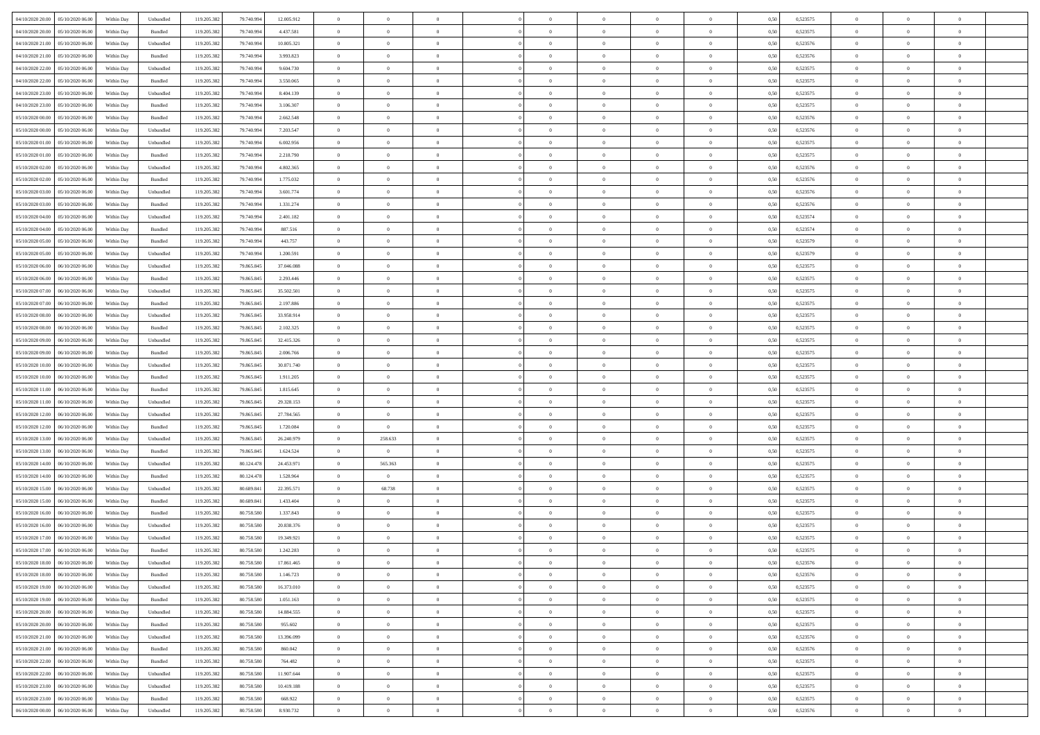| | | | | | | | | | | | | | | | | | | | | | |
|---|---|---|---|---|---|---|---|---|---|---|---|---|---|---|---|---|---|---|---|---|---|
| 04/10/2020 20.00 | 05/10/2020 06.00 | Within Day | Unbundled | 119.205.382 | 79.740.994 | 12.005.912 | 0 | 0 | 0 | | 0 | 0 | 0 | 0 | 0,50 | 0,523575 | 0 | 0 | 0 | |
| 04/10/2020 20.00 | 05/10/2020 06.00 | Within Day | Bundled | 119.205.382 | 79.740.994 | 4.437.581 | 0 | 0 | 0 | | 0 | 0 | 0 | 0 | 0,50 | 0,523575 | 0 | 0 | 0 | |
| 04/10/2020 21.00 | 05/10/2020 06.00 | Within Day | Unbundled | 119.205.382 | 79.740.994 | 10.805.321 | 0 | 0 | 0 | | 0 | 0 | 0 | 0 | 0,50 | 0,523576 | 0 | 0 | 0 | |
| 04/10/2020 21.00 | 05/10/2020 06.00 | Within Day | Bundled | 119.205.382 | 79.740.994 | 3.993.823 | 0 | 0 | 0 | | 0 | 0 | 0 | 0 | 0,50 | 0,523576 | 0 | 0 | 0 | |
| 04/10/2020 22.00 | 05/10/2020 06.00 | Within Day | Unbundled | 119.205.382 | 79.740.994 | 9.604.730 | 0 | 0 | 0 | | 0 | 0 | 0 | 0 | 0,50 | 0,523575 | 0 | 0 | 0 | |
| 04/10/2020 22.00 | 05/10/2020 06.00 | Within Day | Bundled | 119.205.382 | 79.740.994 | 3.550.065 | 0 | 0 | 0 | | 0 | 0 | 0 | 0 | 0,50 | 0,523575 | 0 | 0 | 0 | |
| 04/10/2020 23.00 | 05/10/2020 06.00 | Within Day | Unbundled | 119.205.382 | 79.740.994 | 8.404.139 | 0 | 0 | 0 | | 0 | 0 | 0 | 0 | 0,50 | 0,523575 | 0 | 0 | 0 | |
| 04/10/2020 23.00 | 05/10/2020 06.00 | Within Day | Bundled | 119.205.382 | 79.740.994 | 3.106.307 | 0 | 0 | 0 | | 0 | 0 | 0 | 0 | 0,50 | 0,523575 | 0 | 0 | 0 | |
| 05/10/2020 00.00 | 05/10/2020 06.00 | Within Day | Bundled | 119.205.382 | 79.740.994 | 2.662.548 | 0 | 0 | 0 | | 0 | 0 | 0 | 0 | 0,50 | 0,523576 | 0 | 0 | 0 | |
| 05/10/2020 00.00 | 05/10/2020 06.00 | Within Day | Unbundled | 119.205.382 | 79.740.994 | 7.203.547 | 0 | 0 | 0 | | 0 | 0 | 0 | 0 | 0,50 | 0,523576 | 0 | 0 | 0 | |
| 05/10/2020 01.00 | 05/10/2020 06.00 | Within Day | Unbundled | 119.205.382 | 79.740.994 | 6.002.956 | 0 | 0 | 0 | | 0 | 0 | 0 | 0 | 0,50 | 0,523575 | 0 | 0 | 0 | |
| 05/10/2020 01.00 | 05/10/2020 06.00 | Within Day | Bundled | 119.205.382 | 79.740.994 | 2.218.790 | 0 | 0 | 0 | | 0 | 0 | 0 | 0 | 0,50 | 0,523575 | 0 | 0 | 0 | |
| 05/10/2020 02.00 | 05/10/2020 06.00 | Within Day | Unbundled | 119.205.382 | 79.740.994 | 4.802.365 | 0 | 0 | 0 | | 0 | 0 | 0 | 0 | 0,50 | 0,523576 | 0 | 0 | 0 | |
| 05/10/2020 02.00 | 05/10/2020 06.00 | Within Day | Bundled | 119.205.382 | 79.740.994 | 1.775.032 | 0 | 0 | 0 | | 0 | 0 | 0 | 0 | 0,50 | 0,523576 | 0 | 0 | 0 | |
| 05/10/2020 03.00 | 05/10/2020 06.00 | Within Day | Unbundled | 119.205.382 | 79.740.994 | 3.601.774 | 0 | 0 | 0 | | 0 | 0 | 0 | 0 | 0,50 | 0,523576 | 0 | 0 | 0 | |
| 05/10/2020 03.00 | 05/10/2020 06.00 | Within Day | Bundled | 119.205.382 | 79.740.994 | 1.331.274 | 0 | 0 | 0 | | 0 | 0 | 0 | 0 | 0,50 | 0,523576 | 0 | 0 | 0 | |
| 05/10/2020 04.00 | 05/10/2020 06.00 | Within Day | Unbundled | 119.205.382 | 79.740.994 | 2.401.182 | 0 | 0 | 0 | | 0 | 0 | 0 | 0 | 0,50 | 0,523574 | 0 | 0 | 0 | |
| 05/10/2020 04.00 | 05/10/2020 06.00 | Within Day | Bundled | 119.205.382 | 79.740.994 | 887.516 | 0 | 0 | 0 | | 0 | 0 | 0 | 0 | 0,50 | 0,523574 | 0 | 0 | 0 | |
| 05/10/2020 05.00 | 05/10/2020 06.00 | Within Day | Bundled | 119.205.382 | 79.740.994 | 443.757 | 0 | 0 | 0 | | 0 | 0 | 0 | 0 | 0,50 | 0,523579 | 0 | 0 | 0 | |
| 05/10/2020 05.00 | 05/10/2020 06.00 | Within Day | Unbundled | 119.205.382 | 79.740.994 | 1.200.591 | 0 | 0 | 0 | | 0 | 0 | 0 | 0 | 0,50 | 0,523579 | 0 | 0 | 0 | |
| 05/10/2020 06.00 | 06/10/2020 06.00 | Within Day | Unbundled | 119.205.382 | 79.865.845 | 37.046.088 | 0 | 0 | 0 | | 0 | 0 | 0 | 0 | 0,50 | 0,523575 | 0 | 0 | 0 | |
| 05/10/2020 06.00 | 06/10/2020 06.00 | Within Day | Bundled | 119.205.382 | 79.865.845 | 2.293.446 | 0 | 0 | 0 | | 0 | 0 | 0 | 0 | 0,50 | 0,523575 | 0 | 0 | 0 | |
| 05/10/2020 07.00 | 06/10/2020 06.00 | Within Day | Unbundled | 119.205.382 | 79.865.845 | 35.502.501 | 0 | 0 | 0 | | 0 | 0 | 0 | 0 | 0,50 | 0,523575 | 0 | 0 | 0 | |
| 05/10/2020 07.00 | 06/10/2020 06.00 | Within Day | Bundled | 119.205.382 | 79.865.845 | 2.197.886 | 0 | 0 | 0 | | 0 | 0 | 0 | 0 | 0,50 | 0,523575 | 0 | 0 | 0 | |
| 05/10/2020 08.00 | 06/10/2020 06.00 | Within Day | Unbundled | 119.205.382 | 79.865.845 | 33.958.914 | 0 | 0 | 0 | | 0 | 0 | 0 | 0 | 0,50 | 0,523575 | 0 | 0 | 0 | |
| 05/10/2020 08.00 | 06/10/2020 06.00 | Within Day | Bundled | 119.205.382 | 79.865.845 | 2.102.325 | 0 | 0 | 0 | | 0 | 0 | 0 | 0 | 0,50 | 0,523575 | 0 | 0 | 0 | |
| 05/10/2020 09.00 | 06/10/2020 06.00 | Within Day | Unbundled | 119.205.382 | 79.865.845 | 32.415.326 | 0 | 0 | 0 | | 0 | 0 | 0 | 0 | 0,50 | 0,523575 | 0 | 0 | 0 | |
| 05/10/2020 09.00 | 06/10/2020 06.00 | Within Day | Bundled | 119.205.382 | 79.865.845 | 2.006.766 | 0 | 0 | 0 | | 0 | 0 | 0 | 0 | 0,50 | 0,523575 | 0 | 0 | 0 | |
| 05/10/2020 10.00 | 06/10/2020 06.00 | Within Day | Unbundled | 119.205.382 | 79.865.845 | 30.871.740 | 0 | 0 | 0 | | 0 | 0 | 0 | 0 | 0,50 | 0,523575 | 0 | 0 | 0 | |
| 05/10/2020 10.00 | 06/10/2020 06.00 | Within Day | Bundled | 119.205.382 | 79.865.845 | 1.911.205 | 0 | 0 | 0 | | 0 | 0 | 0 | 0 | 0,50 | 0,523575 | 0 | 0 | 0 | |
| 05/10/2020 11.00 | 06/10/2020 06.00 | Within Day | Bundled | 119.205.382 | 79.865.845 | 1.815.645 | 0 | 0 | 0 | | 0 | 0 | 0 | 0 | 0,50 | 0,523575 | 0 | 0 | 0 | |
| 05/10/2020 11.00 | 06/10/2020 06.00 | Within Day | Unbundled | 119.205.382 | 79.865.845 | 29.328.153 | 0 | 0 | 0 | | 0 | 0 | 0 | 0 | 0,50 | 0,523575 | 0 | 0 | 0 | |
| 05/10/2020 12.00 | 06/10/2020 06.00 | Within Day | Unbundled | 119.205.382 | 79.865.845 | 27.784.565 | 0 | 0 | 0 | | 0 | 0 | 0 | 0 | 0,50 | 0,523575 | 0 | 0 | 0 | |
| 05/10/2020 12.00 | 06/10/2020 06.00 | Within Day | Bundled | 119.205.382 | 79.865.845 | 1.720.084 | 0 | 0 | 0 | | 0 | 0 | 0 | 0 | 0,50 | 0,523575 | 0 | 0 | 0 | |
| 05/10/2020 13.00 | 06/10/2020 06.00 | Within Day | Unbundled | 119.205.382 | 79.865.845 | 26.240.979 | 0 | 258.633 | 0 | | 0 | 0 | 0 | 0 | 0,50 | 0,523575 | 0 | 0 | 0 | |
| 05/10/2020 13.00 | 06/10/2020 06.00 | Within Day | Bundled | 119.205.382 | 79.865.845 | 1.624.524 | 0 | 0 | 0 | | 0 | 0 | 0 | 0 | 0,50 | 0,523575 | 0 | 0 | 0 | |
| 05/10/2020 14.00 | 06/10/2020 06.00 | Within Day | Unbundled | 119.205.382 | 80.124.478 | 24.453.971 | 0 | 565.363 | 0 | | 0 | 0 | 0 | 0 | 0,50 | 0,523575 | 0 | 0 | 0 | |
| 05/10/2020 14.00 | 06/10/2020 06.00 | Within Day | Bundled | 119.205.382 | 80.124.478 | 1.528.964 | 0 | 0 | 0 | | 0 | 0 | 0 | 0 | 0,50 | 0,523575 | 0 | 0 | 0 | |
| 05/10/2020 15.00 | 06/10/2020 06.00 | Within Day | Unbundled | 119.205.382 | 80.689.841 | 22.395.571 | 0 | 68.738 | 0 | | 0 | 0 | 0 | 0 | 0,50 | 0,523575 | 0 | 0 | 0 | |
| 05/10/2020 15.00 | 06/10/2020 06.00 | Within Day | Bundled | 119.205.382 | 80.689.841 | 1.433.404 | 0 | 0 | 0 | | 0 | 0 | 0 | 0 | 0,50 | 0,523575 | 0 | 0 | 0 | |
| 05/10/2020 16.00 | 06/10/2020 06.00 | Within Day | Bundled | 119.205.382 | 80.758.580 | 1.337.843 | 0 | 0 | 0 | | 0 | 0 | 0 | 0 | 0,50 | 0,523575 | 0 | 0 | 0 | |
| 05/10/2020 16.00 | 06/10/2020 06.00 | Within Day | Unbundled | 119.205.382 | 80.758.580 | 20.838.376 | 0 | 0 | 0 | | 0 | 0 | 0 | 0 | 0,50 | 0,523575 | 0 | 0 | 0 | |
| 05/10/2020 17.00 | 06/10/2020 06.00 | Within Day | Unbundled | 119.205.382 | 80.758.580 | 19.349.921 | 0 | 0 | 0 | | 0 | 0 | 0 | 0 | 0,50 | 0,523575 | 0 | 0 | 0 | |
| 05/10/2020 17.00 | 06/10/2020 06.00 | Within Day | Bundled | 119.205.382 | 80.758.580 | 1.242.283 | 0 | 0 | 0 | | 0 | 0 | 0 | 0 | 0,50 | 0,523575 | 0 | 0 | 0 | |
| 05/10/2020 18.00 | 06/10/2020 06.00 | Within Day | Unbundled | 119.205.382 | 80.758.580 | 17.861.465 | 0 | 0 | 0 | | 0 | 0 | 0 | 0 | 0,50 | 0,523576 | 0 | 0 | 0 | |
| 05/10/2020 18.00 | 06/10/2020 06.00 | Within Day | Bundled | 119.205.382 | 80.758.580 | 1.146.723 | 0 | 0 | 0 | | 0 | 0 | 0 | 0 | 0,50 | 0,523576 | 0 | 0 | 0 | |
| 05/10/2020 19.00 | 06/10/2020 06.00 | Within Day | Unbundled | 119.205.382 | 80.758.580 | 16.373.010 | 0 | 0 | 0 | | 0 | 0 | 0 | 0 | 0,50 | 0,523575 | 0 | 0 | 0 | |
| 05/10/2020 19.00 | 06/10/2020 06.00 | Within Day | Bundled | 119.205.382 | 80.758.580 | 1.051.163 | 0 | 0 | 0 | | 0 | 0 | 0 | 0 | 0,50 | 0,523575 | 0 | 0 | 0 | |
| 05/10/2020 20.00 | 06/10/2020 06.00 | Within Day | Unbundled | 119.205.382 | 80.758.580 | 14.884.555 | 0 | 0 | 0 | | 0 | 0 | 0 | 0 | 0,50 | 0,523575 | 0 | 0 | 0 | |
| 05/10/2020 20.00 | 06/10/2020 06.00 | Within Day | Bundled | 119.205.382 | 80.758.580 | 955.602 | 0 | 0 | 0 | | 0 | 0 | 0 | 0 | 0,50 | 0,523575 | 0 | 0 | 0 | |
| 05/10/2020 21.00 | 06/10/2020 06.00 | Within Day | Unbundled | 119.205.382 | 80.758.580 | 13.396.099 | 0 | 0 | 0 | | 0 | 0 | 0 | 0 | 0,50 | 0,523576 | 0 | 0 | 0 | |
| 05/10/2020 21.00 | 06/10/2020 06.00 | Within Day | Bundled | 119.205.382 | 80.758.580 | 860.042 | 0 | 0 | 0 | | 0 | 0 | 0 | 0 | 0,50 | 0,523576 | 0 | 0 | 0 | |
| 05/10/2020 22.00 | 06/10/2020 06.00 | Within Day | Bundled | 119.205.382 | 80.758.580 | 764.482 | 0 | 0 | 0 | | 0 | 0 | 0 | 0 | 0,50 | 0,523575 | 0 | 0 | 0 | |
| 05/10/2020 22.00 | 06/10/2020 06.00 | Within Day | Unbundled | 119.205.382 | 80.758.580 | 11.907.644 | 0 | 0 | 0 | | 0 | 0 | 0 | 0 | 0,50 | 0,523575 | 0 | 0 | 0 | |
| 05/10/2020 23.00 | 06/10/2020 06.00 | Within Day | Unbundled | 119.205.382 | 80.758.580 | 10.419.188 | 0 | 0 | 0 | | 0 | 0 | 0 | 0 | 0,50 | 0,523575 | 0 | 0 | 0 | |
| 05/10/2020 23.00 | 06/10/2020 06.00 | Within Day | Bundled | 119.205.382 | 80.758.580 | 668.922 | 0 | 0 | 0 | | 0 | 0 | 0 | 0 | 0,50 | 0,523575 | 0 | 0 | 0 | |
| 06/10/2020 00.00 | 06/10/2020 06.00 | Within Day | Unbundled | 119.205.382 | 80.758.580 | 8.930.732 | 0 | 0 | 0 | | 0 | 0 | 0 | 0 | 0,50 | 0,523576 | 0 | 0 | 0 | |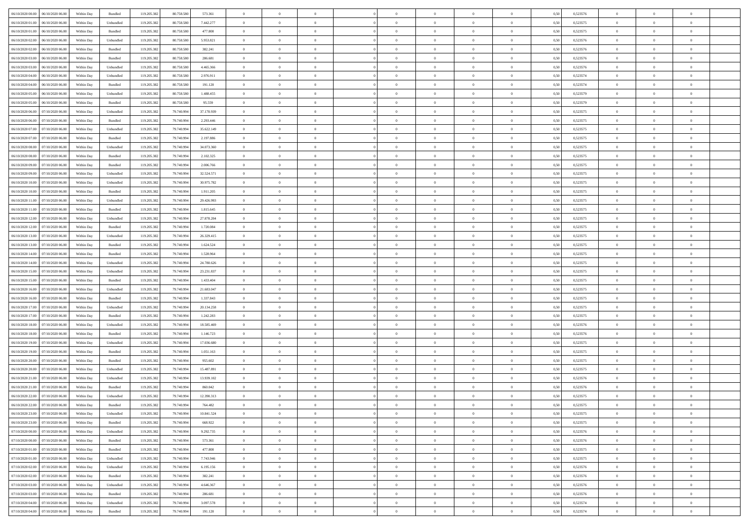| | | | | | | | | | | | | | | | | | | | | | |
|---|---|---|---|---|---|---|---|---|---|---|---|---|---|---|---|---|---|---|---|---|---|
| 06/10/2020 00.00 | 06/10/2020 06.00 | Within Day | Bundled | 119.205.382 | 80.758.580 | 573.361 | 0 | 0 | 0 | | 0 | 0 | 0 | 0 | 0 | 0,50 | 0,523576 | 0 | 0 | 0 | |
| 06/10/2020 01.00 | 06/10/2020 06.00 | Within Day | Unbundled | 119.205.382 | 80.758.580 | 7.442.277 | 0 | 0 | 0 | | 0 | 0 | 0 | 0 | 0 | 0,50 | 0,523575 | 0 | 0 | 0 | |
| 06/10/2020 01.00 | 06/10/2020 06.00 | Within Day | Bundled | 119.205.382 | 80.758.580 | 477.800 | 0 | 0 | 0 | | 0 | 0 | 0 | 0 | 0 | 0,50 | 0,523575 | 0 | 0 | 0 | |
| 06/10/2020 02.00 | 06/10/2020 06.00 | Within Day | Unbundled | 119.205.382 | 80.758.580 | 5.953.821 | 0 | 0 | 0 | | 0 | 0 | 0 | 0 | 0 | 0,50 | 0,523576 | 0 | 0 | 0 | |
| 06/10/2020 02.00 | 06/10/2020 06.00 | Within Day | Bundled | 119.205.382 | 80.758.580 | 382.241 | 0 | 0 | 0 | | 0 | 0 | 0 | 0 | 0 | 0,50 | 0,523576 | 0 | 0 | 0 | |
| 06/10/2020 03.00 | 06/10/2020 06.00 | Within Day | Bundled | 119.205.382 | 80.758.580 | 286.681 | 0 | 0 | 0 | | 0 | 0 | 0 | 0 | 0 | 0,50 | 0,523576 | 0 | 0 | 0 | |
| 06/10/2020 03.00 | 06/10/2020 06.00 | Within Day | Unbundled | 119.205.382 | 80.758.580 | 4.465.366 | 0 | 0 | 0 | | 0 | 0 | 0 | 0 | 0 | 0,50 | 0,523576 | 0 | 0 | 0 | |
| 06/10/2020 04.00 | 06/10/2020 06.00 | Within Day | Unbundled | 119.205.382 | 80.758.580 | 2.976.911 | 0 | 0 | 0 | | 0 | 0 | 0 | 0 | 0 | 0,50 | 0,523574 | 0 | 0 | 0 | |
| 06/10/2020 04.00 | 06/10/2020 06.00 | Within Day | Bundled | 119.205.382 | 80.758.580 | 191.120 | 0 | 0 | 0 | | 0 | 0 | 0 | 0 | 0 | 0,50 | 0,523574 | 0 | 0 | 0 | |
| 06/10/2020 05.00 | 06/10/2020 06.00 | Within Day | Unbundled | 119.205.382 | 80.758.580 | 1.488.455 | 0 | 0 | 0 | | 0 | 0 | 0 | 0 | 0 | 0,50 | 0,523579 | 0 | 0 | 0 | |
| 06/10/2020 05.00 | 06/10/2020 06.00 | Within Day | Bundled | 119.205.382 | 80.758.580 | 95.559 | 0 | 0 | 0 | | 0 | 0 | 0 | 0 | 0 | 0,50 | 0,523579 | 0 | 0 | 0 | |
| 06/10/2020 06.00 | 07/10/2020 06.00 | Within Day | Unbundled | 119.205.382 | 79.740.994 | 37.170.939 | 0 | 0 | 0 | | 0 | 0 | 0 | 0 | 0 | 0,50 | 0,523575 | 0 | 0 | 0 | |
| 06/10/2020 06.00 | 07/10/2020 06.00 | Within Day | Bundled | 119.205.382 | 79.740.994 | 2.293.446 | 0 | 0 | 0 | | 0 | 0 | 0 | 0 | 0 | 0,50 | 0,523575 | 0 | 0 | 0 | |
| 06/10/2020 07.00 | 07/10/2020 06.00 | Within Day | Unbundled | 119.205.382 | 79.740.994 | 35.622.149 | 0 | 0 | 0 | | 0 | 0 | 0 | 0 | 0 | 0,50 | 0,523575 | 0 | 0 | 0 | |
| 06/10/2020 07.00 | 07/10/2020 06.00 | Within Day | Bundled | 119.205.382 | 79.740.994 | 2.197.886 | 0 | 0 | 0 | | 0 | 0 | 0 | 0 | 0 | 0,50 | 0,523575 | 0 | 0 | 0 | |
| 06/10/2020 08.00 | 07/10/2020 06.00 | Within Day | Unbundled | 119.205.382 | 79.740.994 | 34.073.360 | 0 | 0 | 0 | | 0 | 0 | 0 | 0 | 0 | 0,50 | 0,523575 | 0 | 0 | 0 | |
| 06/10/2020 08.00 | 07/10/2020 06.00 | Within Day | Bundled | 119.205.382 | 79.740.994 | 2.102.325 | 0 | 0 | 0 | | 0 | 0 | 0 | 0 | 0 | 0,50 | 0,523575 | 0 | 0 | 0 | |
| 06/10/2020 09.00 | 07/10/2020 06.00 | Within Day | Bundled | 119.205.382 | 79.740.994 | 2.006.766 | 0 | 0 | 0 | | 0 | 0 | 0 | 0 | 0 | 0,50 | 0,523575 | 0 | 0 | 0 | |
| 06/10/2020 09.00 | 07/10/2020 06.00 | Within Day | Unbundled | 119.205.382 | 79.740.994 | 32.524.571 | 0 | 0 | 0 | | 0 | 0 | 0 | 0 | 0 | 0,50 | 0,523575 | 0 | 0 | 0 | |
| 06/10/2020 10.00 | 07/10/2020 06.00 | Within Day | Unbundled | 119.205.382 | 79.740.994 | 30.975.782 | 0 | 0 | 0 | | 0 | 0 | 0 | 0 | 0 | 0,50 | 0,523575 | 0 | 0 | 0 | |
| 06/10/2020 10.00 | 07/10/2020 06.00 | Within Day | Bundled | 119.205.382 | 79.740.994 | 1.911.205 | 0 | 0 | 0 | | 0 | 0 | 0 | 0 | 0 | 0,50 | 0,523575 | 0 | 0 | 0 | |
| 06/10/2020 11.00 | 07/10/2020 06.00 | Within Day | Unbundled | 119.205.382 | 79.740.994 | 29.426.993 | 0 | 0 | 0 | | 0 | 0 | 0 | 0 | 0 | 0,50 | 0,523575 | 0 | 0 | 0 | |
| 06/10/2020 11.00 | 07/10/2020 06.00 | Within Day | Bundled | 119.205.382 | 79.740.994 | 1.815.645 | 0 | 0 | 0 | | 0 | 0 | 0 | 0 | 0 | 0,50 | 0,523575 | 0 | 0 | 0 | |
| 06/10/2020 12.00 | 07/10/2020 06.00 | Within Day | Unbundled | 119.205.382 | 79.740.994 | 27.878.204 | 0 | 0 | 0 | | 0 | 0 | 0 | 0 | 0 | 0,50 | 0,523575 | 0 | 0 | 0 | |
| 06/10/2020 12.00 | 07/10/2020 06.00 | Within Day | Bundled | 119.205.382 | 79.740.994 | 1.720.084 | 0 | 0 | 0 | | 0 | 0 | 0 | 0 | 0 | 0,50 | 0,523575 | 0 | 0 | 0 | |
| 06/10/2020 13.00 | 07/10/2020 06.00 | Within Day | Unbundled | 119.205.382 | 79.740.994 | 26.329.415 | 0 | 0 | 0 | | 0 | 0 | 0 | 0 | 0 | 0,50 | 0,523575 | 0 | 0 | 0 | |
| 06/10/2020 13.00 | 07/10/2020 06.00 | Within Day | Bundled | 119.205.382 | 79.740.994 | 1.624.524 | 0 | 0 | 0 | | 0 | 0 | 0 | 0 | 0 | 0,50 | 0,523575 | 0 | 0 | 0 | |
| 06/10/2020 14.00 | 07/10/2020 06.00 | Within Day | Bundled | 119.205.382 | 79.740.994 | 1.528.964 | 0 | 0 | 0 | | 0 | 0 | 0 | 0 | 0 | 0,50 | 0,523575 | 0 | 0 | 0 | |
| 06/10/2020 14.00 | 07/10/2020 06.00 | Within Day | Unbundled | 119.205.382 | 79.740.994 | 24.780.626 | 0 | 0 | 0 | | 0 | 0 | 0 | 0 | 0 | 0,50 | 0,523575 | 0 | 0 | 0 | |
| 06/10/2020 15.00 | 07/10/2020 06.00 | Within Day | Unbundled | 119.205.382 | 79.740.994 | 23.231.837 | 0 | 0 | 0 | | 0 | 0 | 0 | 0 | 0 | 0,50 | 0,523575 | 0 | 0 | 0 | |
| 06/10/2020 15.00 | 07/10/2020 06.00 | Within Day | Bundled | 119.205.382 | 79.740.994 | 1.433.404 | 0 | 0 | 0 | | 0 | 0 | 0 | 0 | 0 | 0,50 | 0,523575 | 0 | 0 | 0 | |
| 06/10/2020 16.00 | 07/10/2020 06.00 | Within Day | Unbundled | 119.205.382 | 79.740.994 | 21.683.047 | 0 | 0 | 0 | | 0 | 0 | 0 | 0 | 0 | 0,50 | 0,523575 | 0 | 0 | 0 | |
| 06/10/2020 16.00 | 07/10/2020 06.00 | Within Day | Bundled | 119.205.382 | 79.740.994 | 1.337.843 | 0 | 0 | 0 | | 0 | 0 | 0 | 0 | 0 | 0,50 | 0,523575 | 0 | 0 | 0 | |
| 06/10/2020 17.00 | 07/10/2020 06.00 | Within Day | Unbundled | 119.205.382 | 79.740.994 | 20.134.258 | 0 | 0 | 0 | | 0 | 0 | 0 | 0 | 0 | 0,50 | 0,523575 | 0 | 0 | 0 | |
| 06/10/2020 17.00 | 07/10/2020 06.00 | Within Day | Bundled | 119.205.382 | 79.740.994 | 1.242.283 | 0 | 0 | 0 | | 0 | 0 | 0 | 0 | 0 | 0,50 | 0,523575 | 0 | 0 | 0 | |
| 06/10/2020 18.00 | 07/10/2020 06.00 | Within Day | Unbundled | 119.205.382 | 79.740.994 | 18.585.469 | 0 | 0 | 0 | | 0 | 0 | 0 | 0 | 0 | 0,50 | 0,523576 | 0 | 0 | 0 | |
| 06/10/2020 18.00 | 07/10/2020 06.00 | Within Day | Bundled | 119.205.382 | 79.740.994 | 1.146.723 | 0 | 0 | 0 | | 0 | 0 | 0 | 0 | 0 | 0,50 | 0,523576 | 0 | 0 | 0 | |
| 06/10/2020 19.00 | 07/10/2020 06.00 | Within Day | Unbundled | 119.205.382 | 79.740.994 | 17.036.680 | 0 | 0 | 0 | | 0 | 0 | 0 | 0 | 0 | 0,50 | 0,523575 | 0 | 0 | 0 | |
| 06/10/2020 19.00 | 07/10/2020 06.00 | Within Day | Bundled | 119.205.382 | 79.740.994 | 1.051.163 | 0 | 0 | 0 | | 0 | 0 | 0 | 0 | 0 | 0,50 | 0,523575 | 0 | 0 | 0 | |
| 06/10/2020 20.00 | 07/10/2020 06.00 | Within Day | Bundled | 119.205.382 | 79.740.994 | 955.602 | 0 | 0 | 0 | | 0 | 0 | 0 | 0 | 0 | 0,50 | 0,523575 | 0 | 0 | 0 | |
| 06/10/2020 20.00 | 07/10/2020 06.00 | Within Day | Unbundled | 119.205.382 | 79.740.994 | 15.487.891 | 0 | 0 | 0 | | 0 | 0 | 0 | 0 | 0 | 0,50 | 0,523575 | 0 | 0 | 0 | |
| 06/10/2020 21.00 | 07/10/2020 06.00 | Within Day | Unbundled | 119.205.382 | 79.740.994 | 13.939.102 | 0 | 0 | 0 | | 0 | 0 | 0 | 0 | 0 | 0,50 | 0,523576 | 0 | 0 | 0 | |
| 06/10/2020 21.00 | 07/10/2020 06.00 | Within Day | Bundled | 119.205.382 | 79.740.994 | 860.042 | 0 | 0 | 0 | | 0 | 0 | 0 | 0 | 0 | 0,50 | 0,523576 | 0 | 0 | 0 | |
| 06/10/2020 22.00 | 07/10/2020 06.00 | Within Day | Unbundled | 119.205.382 | 79.740.994 | 12.390.313 | 0 | 0 | 0 | | 0 | 0 | 0 | 0 | 0 | 0,50 | 0,523575 | 0 | 0 | 0 | |
| 06/10/2020 22.00 | 07/10/2020 06.00 | Within Day | Bundled | 119.205.382 | 79.740.994 | 764.482 | 0 | 0 | 0 | | 0 | 0 | 0 | 0 | 0 | 0,50 | 0,523575 | 0 | 0 | 0 | |
| 06/10/2020 23.00 | 07/10/2020 06.00 | Within Day | Unbundled | 119.205.382 | 79.740.994 | 10.841.524 | 0 | 0 | 0 | | 0 | 0 | 0 | 0 | 0 | 0,50 | 0,523575 | 0 | 0 | 0 | |
| 06/10/2020 23.00 | 07/10/2020 06.00 | Within Day | Bundled | 119.205.382 | 79.740.994 | 668.922 | 0 | 0 | 0 | | 0 | 0 | 0 | 0 | 0 | 0,50 | 0,523575 | 0 | 0 | 0 | |
| 07/10/2020 00.00 | 07/10/2020 06.00 | Within Day | Unbundled | 119.205.382 | 79.740.994 | 9.292.735 | 0 | 0 | 0 | | 0 | 0 | 0 | 0 | 0 | 0,50 | 0,523576 | 0 | 0 | 0 | |
| 07/10/2020 00.00 | 07/10/2020 06.00 | Within Day | Bundled | 119.205.382 | 79.740.994 | 573.361 | 0 | 0 | 0 | | 0 | 0 | 0 | 0 | 0 | 0,50 | 0,523576 | 0 | 0 | 0 | |
| 07/10/2020 01.00 | 07/10/2020 06.00 | Within Day | Bundled | 119.205.382 | 79.740.994 | 477.800 | 0 | 0 | 0 | | 0 | 0 | 0 | 0 | 0 | 0,50 | 0,523575 | 0 | 0 | 0 | |
| 07/10/2020 01.00 | 07/10/2020 06.00 | Within Day | Unbundled | 119.205.382 | 79.740.994 | 7.743.946 | 0 | 0 | 0 | | 0 | 0 | 0 | 0 | 0 | 0,50 | 0,523575 | 0 | 0 | 0 | |
| 07/10/2020 02.00 | 07/10/2020 06.00 | Within Day | Unbundled | 119.205.382 | 79.740.994 | 6.195.156 | 0 | 0 | 0 | | 0 | 0 | 0 | 0 | 0 | 0,50 | 0,523576 | 0 | 0 | 0 | |
| 07/10/2020 02.00 | 07/10/2020 06.00 | Within Day | Bundled | 119.205.382 | 79.740.994 | 382.241 | 0 | 0 | 0 | | 0 | 0 | 0 | 0 | 0 | 0,50 | 0,523576 | 0 | 0 | 0 | |
| 07/10/2020 03.00 | 07/10/2020 06.00 | Within Day | Unbundled | 119.205.382 | 79.740.994 | 4.646.367 | 0 | 0 | 0 | | 0 | 0 | 0 | 0 | 0 | 0,50 | 0,523576 | 0 | 0 | 0 | |
| 07/10/2020 03.00 | 07/10/2020 06.00 | Within Day | Bundled | 119.205.382 | 79.740.994 | 286.681 | 0 | 0 | 0 | | 0 | 0 | 0 | 0 | 0 | 0,50 | 0,523576 | 0 | 0 | 0 | |
| 07/10/2020 04.00 | 07/10/2020 06.00 | Within Day | Unbundled | 119.205.382 | 79.740.994 | 3.097.578 | 0 | 0 | 0 | | 0 | 0 | 0 | 0 | 0 | 0,50 | 0,523574 | 0 | 0 | 0 | |
| 07/10/2020 04.00 | 07/10/2020 06.00 | Within Day | Bundled | 119.205.382 | 79.740.994 | 191.120 | 0 | 0 | 0 | | 0 | 0 | 0 | 0 | 0 | 0,50 | 0,523574 | 0 | 0 | 0 | |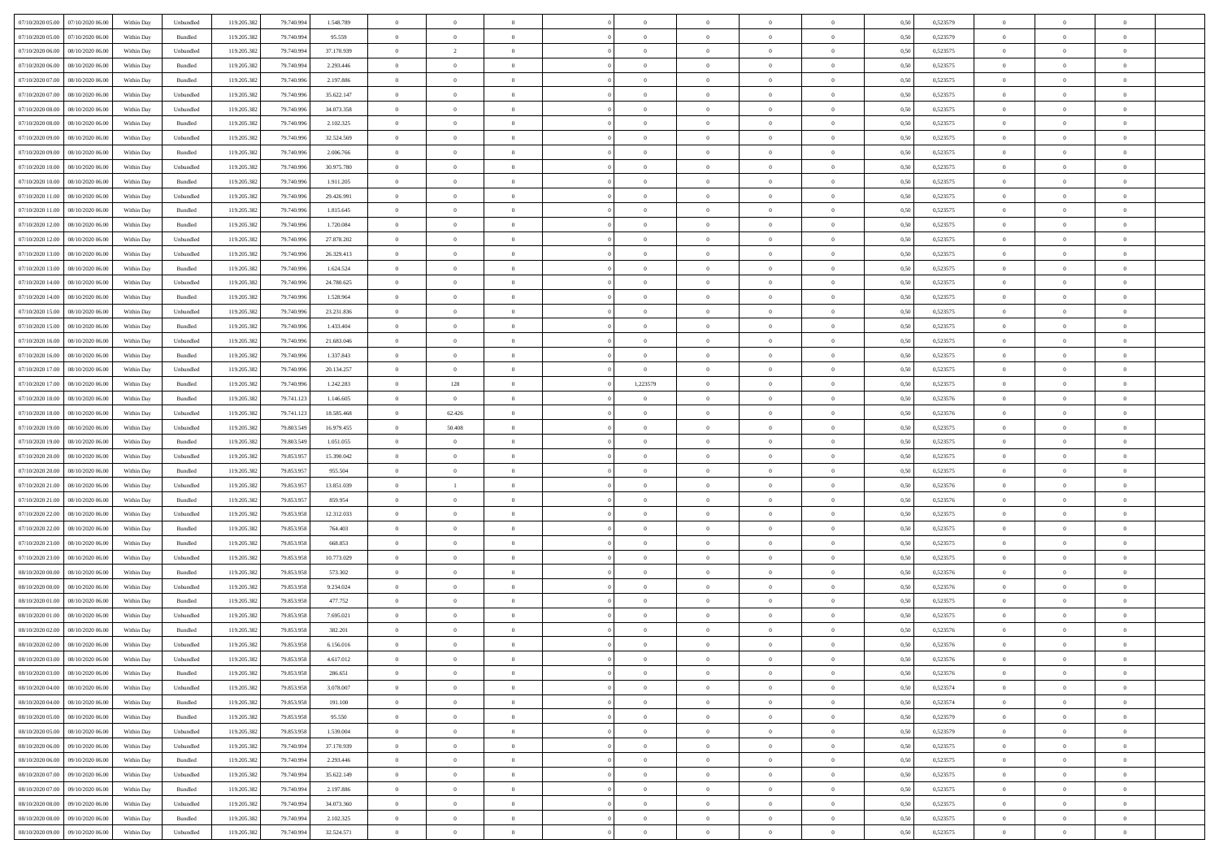| | | | | | | | | | | | | | | | | | | | | | |
|---|---|---|---|---|---|---|---|---|---|---|---|---|---|---|---|---|---|---|---|---|---|
| 07/10/2020 05.00 | 07/10/2020 06.00 | Within Day | Unbundled | 119.205.382 | 79.740.994 | 1.548.789 | 0 | 0 | 0 | | 0 | 0 | 0 | 0 | 0,50 | 0,523579 | 0 | 0 | 0 | |
| 07/10/2020 05.00 | 07/10/2020 06.00 | Within Day | Bundled | 119.205.382 | 79.740.994 | 95.559 | 0 | 0 | 0 | | 0 | 0 | 0 | 0 | 0,50 | 0,523579 | 0 | 0 | 0 | |
| 07/10/2020 06.00 | 08/10/2020 06.00 | Within Day | Unbundled | 119.205.382 | 79.740.994 | 37.170.939 | 0 | 2 | 0 | | 0 | 0 | 0 | 0 | 0,50 | 0,523575 | 0 | 0 | 0 | |
| 07/10/2020 06.00 | 08/10/2020 06.00 | Within Day | Bundled | 119.205.382 | 79.740.994 | 2.293.446 | 0 | 0 | 0 | | 0 | 0 | 0 | 0 | 0,50 | 0,523575 | 0 | 0 | 0 | |
| 07/10/2020 07.00 | 08/10/2020 06.00 | Within Day | Bundled | 119.205.382 | 79.740.996 | 2.197.886 | 0 | 0 | 0 | | 0 | 0 | 0 | 0 | 0,50 | 0,523575 | 0 | 0 | 0 | |
| 07/10/2020 07.00 | 08/10/2020 06.00 | Within Day | Unbundled | 119.205.382 | 79.740.996 | 35.622.147 | 0 | 0 | 0 | | 0 | 0 | 0 | 0 | 0,50 | 0,523575 | 0 | 0 | 0 | |
| 07/10/2020 08.00 | 08/10/2020 06.00 | Within Day | Unbundled | 119.205.382 | 79.740.996 | 34.073.358 | 0 | 0 | 0 | | 0 | 0 | 0 | 0 | 0,50 | 0,523575 | 0 | 0 | 0 | |
| 07/10/2020 08.00 | 08/10/2020 06.00 | Within Day | Bundled | 119.205.382 | 79.740.996 | 2.102.325 | 0 | 0 | 0 | | 0 | 0 | 0 | 0 | 0,50 | 0,523575 | 0 | 0 | 0 | |
| 07/10/2020 09.00 | 08/10/2020 06.00 | Within Day | Unbundled | 119.205.382 | 79.740.996 | 32.524.569 | 0 | 0 | 0 | | 0 | 0 | 0 | 0 | 0,50 | 0,523575 | 0 | 0 | 0 | |
| 07/10/2020 09.00 | 08/10/2020 06.00 | Within Day | Bundled | 119.205.382 | 79.740.996 | 2.006.766 | 0 | 0 | 0 | | 0 | 0 | 0 | 0 | 0,50 | 0,523575 | 0 | 0 | 0 | |
| 07/10/2020 10.00 | 08/10/2020 06.00 | Within Day | Unbundled | 119.205.382 | 79.740.996 | 30.975.780 | 0 | 0 | 0 | | 0 | 0 | 0 | 0 | 0,50 | 0,523575 | 0 | 0 | 0 | |
| 07/10/2020 10.00 | 08/10/2020 06.00 | Within Day | Bundled | 119.205.382 | 79.740.996 | 1.911.205 | 0 | 0 | 0 | | 0 | 0 | 0 | 0 | 0,50 | 0,523575 | 0 | 0 | 0 | |
| 07/10/2020 11.00 | 08/10/2020 06.00 | Within Day | Unbundled | 119.205.382 | 79.740.996 | 29.426.991 | 0 | 0 | 0 | | 0 | 0 | 0 | 0 | 0,50 | 0,523575 | 0 | 0 | 0 | |
| 07/10/2020 11.00 | 08/10/2020 06.00 | Within Day | Bundled | 119.205.382 | 79.740.996 | 1.815.645 | 0 | 0 | 0 | | 0 | 0 | 0 | 0 | 0,50 | 0,523575 | 0 | 0 | 0 | |
| 07/10/2020 12.00 | 08/10/2020 06.00 | Within Day | Bundled | 119.205.382 | 79.740.996 | 1.720.084 | 0 | 0 | 0 | | 0 | 0 | 0 | 0 | 0,50 | 0,523575 | 0 | 0 | 0 | |
| 07/10/2020 12.00 | 08/10/2020 06.00 | Within Day | Unbundled | 119.205.382 | 79.740.996 | 27.878.202 | 0 | 0 | 0 | | 0 | 0 | 0 | 0 | 0,50 | 0,523575 | 0 | 0 | 0 | |
| 07/10/2020 13.00 | 08/10/2020 06.00 | Within Day | Unbundled | 119.205.382 | 79.740.996 | 26.329.413 | 0 | 0 | 0 | | 0 | 0 | 0 | 0 | 0,50 | 0,523575 | 0 | 0 | 0 | |
| 07/10/2020 13.00 | 08/10/2020 06.00 | Within Day | Bundled | 119.205.382 | 79.740.996 | 1.624.524 | 0 | 0 | 0 | | 0 | 0 | 0 | 0 | 0,50 | 0,523575 | 0 | 0 | 0 | |
| 07/10/2020 14.00 | 08/10/2020 06.00 | Within Day | Unbundled | 119.205.382 | 79.740.996 | 24.780.625 | 0 | 0 | 0 | | 0 | 0 | 0 | 0 | 0,50 | 0,523575 | 0 | 0 | 0 | |
| 07/10/2020 14.00 | 08/10/2020 06.00 | Within Day | Bundled | 119.205.382 | 79.740.996 | 1.528.964 | 0 | 0 | 0 | | 0 | 0 | 0 | 0 | 0,50 | 0,523575 | 0 | 0 | 0 | |
| 07/10/2020 15.00 | 08/10/2020 06.00 | Within Day | Unbundled | 119.205.382 | 79.740.996 | 23.231.836 | 0 | 0 | 0 | | 0 | 0 | 0 | 0 | 0,50 | 0,523575 | 0 | 0 | 0 | |
| 07/10/2020 15.00 | 08/10/2020 06.00 | Within Day | Bundled | 119.205.382 | 79.740.996 | 1.433.404 | 0 | 0 | 0 | | 0 | 0 | 0 | 0 | 0,50 | 0,523575 | 0 | 0 | 0 | |
| 07/10/2020 16.00 | 08/10/2020 06.00 | Within Day | Unbundled | 119.205.382 | 79.740.996 | 21.683.046 | 0 | 0 | 0 | | 0 | 0 | 0 | 0 | 0,50 | 0,523575 | 0 | 0 | 0 | |
| 07/10/2020 16.00 | 08/10/2020 06.00 | Within Day | Bundled | 119.205.382 | 79.740.996 | 1.337.843 | 0 | 0 | 0 | | 0 | 0 | 0 | 0 | 0,50 | 0,523575 | 0 | 0 | 0 | |
| 07/10/2020 17.00 | 08/10/2020 06.00 | Within Day | Unbundled | 119.205.382 | 79.740.996 | 20.134.257 | 0 | 0 | 0 | | 0 | 0 | 0 | 0 | 0,50 | 0,523575 | 0 | 0 | 0 | |
| 07/10/2020 17.00 | 08/10/2020 06.00 | Within Day | Bundled | 119.205.382 | 79.740.996 | 1.242.283 | 0 | 128 | 0 | | 1,223579 | 0 | 0 | 0 | 0,50 | 0,523575 | 0 | 0 | 0 | |
| 07/10/2020 18.00 | 08/10/2020 06.00 | Within Day | Bundled | 119.205.382 | 79.741.123 | 1.146.605 | 0 | 0 | 0 | | 0 | 0 | 0 | 0 | 0,50 | 0,523576 | 0 | 0 | 0 | |
| 07/10/2020 18.00 | 08/10/2020 06.00 | Within Day | Unbundled | 119.205.382 | 79.741.123 | 18.585.468 | 0 | 62.426 | 0 | | 0 | 0 | 0 | 0 | 0,50 | 0,523576 | 0 | 0 | 0 | |
| 07/10/2020 19.00 | 08/10/2020 06.00 | Within Day | Unbundled | 119.205.382 | 79.803.549 | 16.979.455 | 0 | 50.408 | 0 | | 0 | 0 | 0 | 0 | 0,50 | 0,523575 | 0 | 0 | 0 | |
| 07/10/2020 19.00 | 08/10/2020 06.00 | Within Day | Bundled | 119.205.382 | 79.803.549 | 1.051.055 | 0 | 0 | 0 | | 0 | 0 | 0 | 0 | 0,50 | 0,523575 | 0 | 0 | 0 | |
| 07/10/2020 20.00 | 08/10/2020 06.00 | Within Day | Unbundled | 119.205.382 | 79.853.957 | 15.390.042 | 0 | 0 | 0 | | 0 | 0 | 0 | 0 | 0,50 | 0,523575 | 0 | 0 | 0 | |
| 07/10/2020 20.00 | 08/10/2020 06.00 | Within Day | Bundled | 119.205.382 | 79.853.957 | 955.504 | 0 | 0 | 0 | | 0 | 0 | 0 | 0 | 0,50 | 0,523575 | 0 | 0 | 0 | |
| 07/10/2020 21.00 | 08/10/2020 06.00 | Within Day | Unbundled | 119.205.382 | 79.853.957 | 13.851.039 | 0 | 1 | 0 | | 0 | 0 | 0 | 0 | 0,50 | 0,523576 | 0 | 0 | 0 | |
| 07/10/2020 21.00 | 08/10/2020 06.00 | Within Day | Bundled | 119.205.382 | 79.853.957 | 859.954 | 0 | 0 | 0 | | 0 | 0 | 0 | 0 | 0,50 | 0,523576 | 0 | 0 | 0 | |
| 07/10/2020 22.00 | 08/10/2020 06.00 | Within Day | Unbundled | 119.205.382 | 79.853.958 | 12.312.033 | 0 | 0 | 0 | | 0 | 0 | 0 | 0 | 0,50 | 0,523575 | 0 | 0 | 0 | |
| 07/10/2020 22.00 | 08/10/2020 06.00 | Within Day | Bundled | 119.205.382 | 79.853.958 | 764.403 | 0 | 0 | 0 | | 0 | 0 | 0 | 0 | 0,50 | 0,523575 | 0 | 0 | 0 | |
| 07/10/2020 23.00 | 08/10/2020 06.00 | Within Day | Bundled | 119.205.382 | 79.853.958 | 668.853 | 0 | 0 | 0 | | 0 | 0 | 0 | 0 | 0,50 | 0,523575 | 0 | 0 | 0 | |
| 07/10/2020 23.00 | 08/10/2020 06.00 | Within Day | Unbundled | 119.205.382 | 79.853.958 | 10.773.029 | 0 | 0 | 0 | | 0 | 0 | 0 | 0 | 0,50 | 0,523575 | 0 | 0 | 0 | |
| 08/10/2020 00.00 | 08/10/2020 06.00 | Within Day | Bundled | 119.205.382 | 79.853.958 | 573.302 | 0 | 0 | 0 | | 0 | 0 | 0 | 0 | 0,50 | 0,523576 | 0 | 0 | 0 | |
| 08/10/2020 00.00 | 08/10/2020 06.00 | Within Day | Unbundled | 119.205.382 | 79.853.958 | 9.234.024 | 0 | 0 | 0 | | 0 | 0 | 0 | 0 | 0,50 | 0,523576 | 0 | 0 | 0 | |
| 08/10/2020 01.00 | 08/10/2020 06.00 | Within Day | Bundled | 119.205.382 | 79.853.958 | 477.752 | 0 | 0 | 0 | | 0 | 0 | 0 | 0 | 0,50 | 0,523575 | 0 | 0 | 0 | |
| 08/10/2020 01.00 | 08/10/2020 06.00 | Within Day | Unbundled | 119.205.382 | 79.853.958 | 7.695.021 | 0 | 0 | 0 | | 0 | 0 | 0 | 0 | 0,50 | 0,523575 | 0 | 0 | 0 | |
| 08/10/2020 02.00 | 08/10/2020 06.00 | Within Day | Bundled | 119.205.382 | 79.853.958 | 382.201 | 0 | 0 | 0 | | 0 | 0 | 0 | 0 | 0,50 | 0,523576 | 0 | 0 | 0 | |
| 08/10/2020 02.00 | 08/10/2020 06.00 | Within Day | Unbundled | 119.205.382 | 79.853.958 | 6.156.016 | 0 | 0 | 0 | | 0 | 0 | 0 | 0 | 0,50 | 0,523576 | 0 | 0 | 0 | |
| 08/10/2020 03.00 | 08/10/2020 06.00 | Within Day | Unbundled | 119.205.382 | 79.853.958 | 4.617.012 | 0 | 0 | 0 | | 0 | 0 | 0 | 0 | 0,50 | 0,523576 | 0 | 0 | 0 | |
| 08/10/2020 03.00 | 08/10/2020 06.00 | Within Day | Bundled | 119.205.382 | 79.853.958 | 286.651 | 0 | 0 | 0 | | 0 | 0 | 0 | 0 | 0,50 | 0,523576 | 0 | 0 | 0 | |
| 08/10/2020 04.00 | 08/10/2020 06.00 | Within Day | Unbundled | 119.205.382 | 79.853.958 | 3.078.007 | 0 | 0 | 0 | | 0 | 0 | 0 | 0 | 0,50 | 0,523574 | 0 | 0 | 0 | |
| 08/10/2020 04.00 | 08/10/2020 06.00 | Within Day | Bundled | 119.205.382 | 79.853.958 | 191.100 | 0 | 0 | 0 | | 0 | 0 | 0 | 0 | 0,50 | 0,523574 | 0 | 0 | 0 | |
| 08/10/2020 05.00 | 08/10/2020 06.00 | Within Day | Bundled | 119.205.382 | 79.853.958 | 95.550 | 0 | 0 | 0 | | 0 | 0 | 0 | 0 | 0,50 | 0,523579 | 0 | 0 | 0 | |
| 08/10/2020 05.00 | 08/10/2020 06.00 | Within Day | Unbundled | 119.205.382 | 79.853.958 | 1.539.004 | 0 | 0 | 0 | | 0 | 0 | 0 | 0 | 0,50 | 0,523579 | 0 | 0 | 0 | |
| 08/10/2020 06.00 | 09/10/2020 06.00 | Within Day | Unbundled | 119.205.382 | 79.740.994 | 37.170.939 | 0 | 0 | 0 | | 0 | 0 | 0 | 0 | 0,50 | 0,523575 | 0 | 0 | 0 | |
| 08/10/2020 06.00 | 09/10/2020 06.00 | Within Day | Bundled | 119.205.382 | 79.740.994 | 2.293.446 | 0 | 0 | 0 | | 0 | 0 | 0 | 0 | 0,50 | 0,523575 | 0 | 0 | 0 | |
| 08/10/2020 07.00 | 09/10/2020 06.00 | Within Day | Unbundled | 119.205.382 | 79.740.994 | 35.622.149 | 0 | 0 | 0 | | 0 | 0 | 0 | 0 | 0,50 | 0,523575 | 0 | 0 | 0 | |
| 08/10/2020 07.00 | 09/10/2020 06.00 | Within Day | Bundled | 119.205.382 | 79.740.994 | 2.197.886 | 0 | 0 | 0 | | 0 | 0 | 0 | 0 | 0,50 | 0,523575 | 0 | 0 | 0 | |
| 08/10/2020 08.00 | 09/10/2020 06.00 | Within Day | Unbundled | 119.205.382 | 79.740.994 | 34.073.360 | 0 | 0 | 0 | | 0 | 0 | 0 | 0 | 0,50 | 0,523575 | 0 | 0 | 0 | |
| 08/10/2020 08.00 | 09/10/2020 06.00 | Within Day | Bundled | 119.205.382 | 79.740.994 | 2.102.325 | 0 | 0 | 0 | | 0 | 0 | 0 | 0 | 0,50 | 0,523575 | 0 | 0 | 0 | |
| 08/10/2020 09.00 | 09/10/2020 06.00 | Within Day | Unbundled | 119.205.382 | 79.740.994 | 32.524.571 | 0 | 0 | 0 | | 0 | 0 | 0 | 0 | 0,50 | 0,523575 | 0 | 0 | 0 | |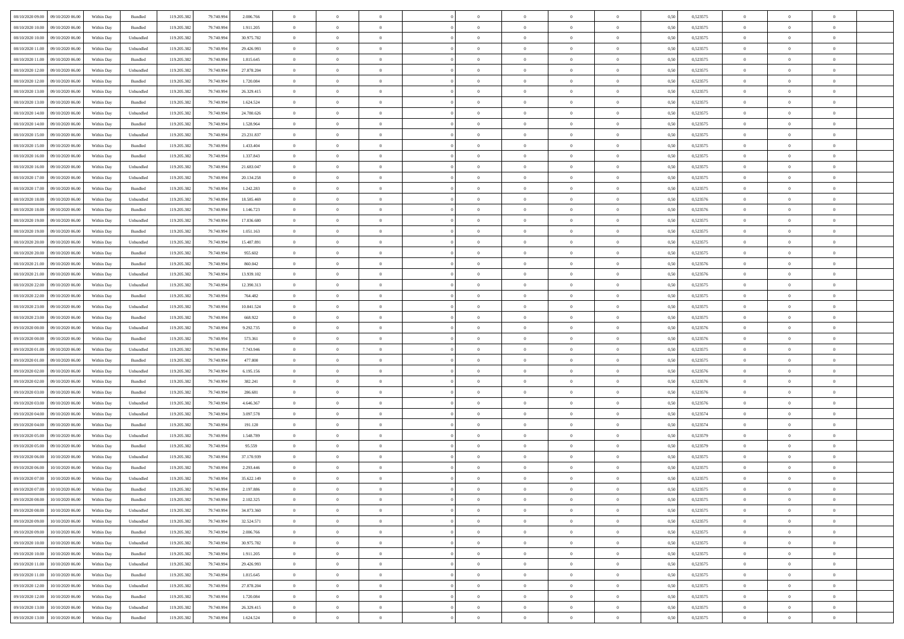| | | | | | | | | | | | | | | | | | | | | |
|---|---|---|---|---|---|---|---|---|---|---|---|---|---|---|---|---|---|---|---|---|
| 08/10/2020 09:00 | 09/10/2020 06:00 | Within Day | Bundled | 119.205.382 | 79.740.994 | 2.006.766 | 0 | 0 | 0 | | 0 | 0 | 0 | 0 | 0,50 | 0,523575 | 0 | 0 | 0 | |
| 08/10/2020 10:00 | 09/10/2020 06:00 | Within Day | Bundled | 119.205.382 | 79.740.994 | 1.911.205 | 0 | 0 | 0 | | 0 | 0 | 0 | 0 | 0,50 | 0,523575 | 0 | 0 | 0 | |
| 08/10/2020 10:00 | 09/10/2020 06:00 | Within Day | Unbundled | 119.205.382 | 79.740.994 | 30.975.782 | 0 | 0 | 0 | | 0 | 0 | 0 | 0 | 0,50 | 0,523575 | 0 | 0 | 0 | |
| 08/10/2020 11:00 | 09/10/2020 06:00 | Within Day | Unbundled | 119.205.382 | 79.740.994 | 29.426.993 | 0 | 0 | 0 | | 0 | 0 | 0 | 0 | 0,50 | 0,523575 | 0 | 0 | 0 | |
| 08/10/2020 11:00 | 09/10/2020 06:00 | Within Day | Bundled | 119.205.382 | 79.740.994 | 1.815.645 | 0 | 0 | 0 | | 0 | 0 | 0 | 0 | 0,50 | 0,523575 | 0 | 0 | 0 | |
| 08/10/2020 12:00 | 09/10/2020 06:00 | Within Day | Unbundled | 119.205.382 | 79.740.994 | 27.878.204 | 0 | 0 | 0 | | 0 | 0 | 0 | 0 | 0,50 | 0,523575 | 0 | 0 | 0 | |
| 08/10/2020 12:00 | 09/10/2020 06:00 | Within Day | Bundled | 119.205.382 | 79.740.994 | 1.720.084 | 0 | 0 | 0 | | 0 | 0 | 0 | 0 | 0,50 | 0,523575 | 0 | 0 | 0 | |
| 08/10/2020 13:00 | 09/10/2020 06:00 | Within Day | Unbundled | 119.205.382 | 79.740.994 | 26.329.415 | 0 | 0 | 0 | | 0 | 0 | 0 | 0 | 0,50 | 0,523575 | 0 | 0 | 0 | |
| 08/10/2020 13:00 | 09/10/2020 06:00 | Within Day | Bundled | 119.205.382 | 79.740.994 | 1.624.524 | 0 | 0 | 0 | | 0 | 0 | 0 | 0 | 0,50 | 0,523575 | 0 | 0 | 0 | |
| 08/10/2020 14:00 | 09/10/2020 06:00 | Within Day | Unbundled | 119.205.382 | 79.740.994 | 24.780.626 | 0 | 0 | 0 | | 0 | 0 | 0 | 0 | 0,50 | 0,523575 | 0 | 0 | 0 | |
| 08/10/2020 14:00 | 09/10/2020 06:00 | Within Day | Bundled | 119.205.382 | 79.740.994 | 1.528.964 | 0 | 0 | 0 | | 0 | 0 | 0 | 0 | 0,50 | 0,523575 | 0 | 0 | 0 | |
| 08/10/2020 15:00 | 09/10/2020 06:00 | Within Day | Unbundled | 119.205.382 | 79.740.994 | 23.231.837 | 0 | 0 | 0 | | 0 | 0 | 0 | 0 | 0,50 | 0,523575 | 0 | 0 | 0 | |
| 08/10/2020 15:00 | 09/10/2020 06:00 | Within Day | Bundled | 119.205.382 | 79.740.994 | 1.433.404 | 0 | 0 | 0 | | 0 | 0 | 0 | 0 | 0,50 | 0,523575 | 0 | 0 | 0 | |
| 08/10/2020 16:00 | 09/10/2020 06:00 | Within Day | Bundled | 119.205.382 | 79.740.994 | 1.337.843 | 0 | 0 | 0 | | 0 | 0 | 0 | 0 | 0,50 | 0,523575 | 0 | 0 | 0 | |
| 08/10/2020 16:00 | 09/10/2020 06:00 | Within Day | Unbundled | 119.205.382 | 79.740.994 | 21.683.047 | 0 | 0 | 0 | | 0 | 0 | 0 | 0 | 0,50 | 0,523575 | 0 | 0 | 0 | |
| 08/10/2020 17:00 | 09/10/2020 06:00 | Within Day | Unbundled | 119.205.382 | 79.740.994 | 20.134.258 | 0 | 0 | 0 | | 0 | 0 | 0 | 0 | 0,50 | 0,523575 | 0 | 0 | 0 | |
| 08/10/2020 17:00 | 09/10/2020 06:00 | Within Day | Bundled | 119.205.382 | 79.740.994 | 1.242.283 | 0 | 0 | 0 | | 0 | 0 | 0 | 0 | 0,50 | 0,523575 | 0 | 0 | 0 | |
| 08/10/2020 18:00 | 09/10/2020 06:00 | Within Day | Unbundled | 119.205.382 | 79.740.994 | 18.585.469 | 0 | 0 | 0 | | 0 | 0 | 0 | 0 | 0,50 | 0,523576 | 0 | 0 | 0 | |
| 08/10/2020 18:00 | 09/10/2020 06:00 | Within Day | Bundled | 119.205.382 | 79.740.994 | 1.146.723 | 0 | 0 | 0 | | 0 | 0 | 0 | 0 | 0,50 | 0,523576 | 0 | 0 | 0 | |
| 08/10/2020 19:00 | 09/10/2020 06:00 | Within Day | Unbundled | 119.205.382 | 79.740.994 | 17.036.680 | 0 | 0 | 0 | | 0 | 0 | 0 | 0 | 0,50 | 0,523575 | 0 | 0 | 0 | |
| 08/10/2020 19:00 | 09/10/2020 06:00 | Within Day | Bundled | 119.205.382 | 79.740.994 | 1.051.163 | 0 | 0 | 0 | | 0 | 0 | 0 | 0 | 0,50 | 0,523575 | 0 | 0 | 0 | |
| 08/10/2020 20:00 | 09/10/2020 06:00 | Within Day | Unbundled | 119.205.382 | 79.740.994 | 15.487.891 | 0 | 0 | 0 | | 0 | 0 | 0 | 0 | 0,50 | 0,523575 | 0 | 0 | 0 | |
| 08/10/2020 20:00 | 09/10/2020 06:00 | Within Day | Bundled | 119.205.382 | 79.740.994 | 955.602 | 0 | 0 | 0 | | 0 | 0 | 0 | 0 | 0,50 | 0,523575 | 0 | 0 | 0 | |
| 08/10/2020 21:00 | 09/10/2020 06:00 | Within Day | Bundled | 119.205.382 | 79.740.994 | 860.042 | 0 | 0 | 0 | | 0 | 0 | 0 | 0 | 0,50 | 0,523576 | 0 | 0 | 0 | |
| 08/10/2020 21:00 | 09/10/2020 06:00 | Within Day | Unbundled | 119.205.382 | 79.740.994 | 13.939.102 | 0 | 0 | 0 | | 0 | 0 | 0 | 0 | 0,50 | 0,523576 | 0 | 0 | 0 | |
| 08/10/2020 22:00 | 09/10/2020 06:00 | Within Day | Unbundled | 119.205.382 | 79.740.994 | 12.390.313 | 0 | 0 | 0 | | 0 | 0 | 0 | 0 | 0,50 | 0,523575 | 0 | 0 | 0 | |
| 08/10/2020 22:00 | 09/10/2020 06:00 | Within Day | Bundled | 119.205.382 | 79.740.994 | 764.482 | 0 | 0 | 0 | | 0 | 0 | 0 | 0 | 0,50 | 0,523575 | 0 | 0 | 0 | |
| 08/10/2020 23:00 | 09/10/2020 06:00 | Within Day | Unbundled | 119.205.382 | 79.740.994 | 10.841.524 | 0 | 0 | 0 | | 0 | 0 | 0 | 0 | 0,50 | 0,523575 | 0 | 0 | 0 | |
| 08/10/2020 23:00 | 09/10/2020 06:00 | Within Day | Bundled | 119.205.382 | 79.740.994 | 668.922 | 0 | 0 | 0 | | 0 | 0 | 0 | 0 | 0,50 | 0,523575 | 0 | 0 | 0 | |
| 09/10/2020 00:00 | 09/10/2020 06:00 | Within Day | Unbundled | 119.205.382 | 79.740.994 | 9.292.735 | 0 | 0 | 0 | | 0 | 0 | 0 | 0 | 0,50 | 0,523576 | 0 | 0 | 0 | |
| 09/10/2020 00:00 | 09/10/2020 06:00 | Within Day | Bundled | 119.205.382 | 79.740.994 | 573.361 | 0 | 0 | 0 | | 0 | 0 | 0 | 0 | 0,50 | 0,523576 | 0 | 0 | 0 | |
| 09/10/2020 01:00 | 09/10/2020 06:00 | Within Day | Unbundled | 119.205.382 | 79.740.994 | 7.743.946 | 0 | 0 | 0 | | 0 | 0 | 0 | 0 | 0,50 | 0,523575 | 0 | 0 | 0 | |
| 09/10/2020 01:00 | 09/10/2020 06:00 | Within Day | Bundled | 119.205.382 | 79.740.994 | 477.800 | 0 | 0 | 0 | | 0 | 0 | 0 | 0 | 0,50 | 0,523575 | 0 | 0 | 0 | |
| 09/10/2020 02:00 | 09/10/2020 06:00 | Within Day | Unbundled | 119.205.382 | 79.740.994 | 6.195.156 | 0 | 0 | 0 | | 0 | 0 | 0 | 0 | 0,50 | 0,523576 | 0 | 0 | 0 | |
| 09/10/2020 02:00 | 09/10/2020 06:00 | Within Day | Bundled | 119.205.382 | 79.740.994 | 382.241 | 0 | 0 | 0 | | 0 | 0 | 0 | 0 | 0,50 | 0,523576 | 0 | 0 | 0 | |
| 09/10/2020 03:00 | 09/10/2020 06:00 | Within Day | Bundled | 119.205.382 | 79.740.994 | 286.681 | 0 | 0 | 0 | | 0 | 0 | 0 | 0 | 0,50 | 0,523576 | 0 | 0 | 0 | |
| 09/10/2020 03:00 | 09/10/2020 06:00 | Within Day | Unbundled | 119.205.382 | 79.740.994 | 4.646.367 | 0 | 0 | 0 | | 0 | 0 | 0 | 0 | 0,50 | 0,523576 | 0 | 0 | 0 | |
| 09/10/2020 04:00 | 09/10/2020 06:00 | Within Day | Unbundled | 119.205.382 | 79.740.994 | 3.097.578 | 0 | 0 | 0 | | 0 | 0 | 0 | 0 | 0,50 | 0,523574 | 0 | 0 | 0 | |
| 09/10/2020 04:00 | 09/10/2020 06:00 | Within Day | Bundled | 119.205.382 | 79.740.994 | 191.120 | 0 | 0 | 0 | | 0 | 0 | 0 | 0 | 0,50 | 0,523574 | 0 | 0 | 0 | |
| 09/10/2020 05:00 | 09/10/2020 06:00 | Within Day | Unbundled | 119.205.382 | 79.740.994 | 1.548.789 | 0 | 0 | 0 | | 0 | 0 | 0 | 0 | 0,50 | 0,523579 | 0 | 0 | 0 | |
| 09/10/2020 05:00 | 09/10/2020 06:00 | Within Day | Bundled | 119.205.382 | 79.740.994 | 95.559 | 0 | 0 | 0 | | 0 | 0 | 0 | 0 | 0,50 | 0,523579 | 0 | 0 | 0 | |
| 09/10/2020 06:00 | 10/10/2020 06:00 | Within Day | Unbundled | 119.205.382 | 79.740.994 | 37.170.939 | 0 | 0 | 0 | | 0 | 0 | 0 | 0 | 0,50 | 0,523575 | 0 | 0 | 0 | |
| 09/10/2020 06:00 | 10/10/2020 06:00 | Within Day | Bundled | 119.205.382 | 79.740.994 | 2.293.446 | 0 | 0 | 0 | | 0 | 0 | 0 | 0 | 0,50 | 0,523575 | 0 | 0 | 0 | |
| 09/10/2020 07:00 | 10/10/2020 06:00 | Within Day | Unbundled | 119.205.382 | 79.740.994 | 35.622.149 | 0 | 0 | 0 | | 0 | 0 | 0 | 0 | 0,50 | 0,523575 | 0 | 0 | 0 | |
| 09/10/2020 07:00 | 10/10/2020 06:00 | Within Day | Bundled | 119.205.382 | 79.740.994 | 2.197.886 | 0 | 0 | 0 | | 0 | 0 | 0 | 0 | 0,50 | 0,523575 | 0 | 0 | 0 | |
| 09/10/2020 08:00 | 10/10/2020 06:00 | Within Day | Bundled | 119.205.382 | 79.740.994 | 2.102.325 | 0 | 0 | 0 | | 0 | 0 | 0 | 0 | 0,50 | 0,523575 | 0 | 0 | 0 | |
| 09/10/2020 08:00 | 10/10/2020 06:00 | Within Day | Unbundled | 119.205.382 | 79.740.994 | 34.073.360 | 0 | 0 | 0 | | 0 | 0 | 0 | 0 | 0,50 | 0,523575 | 0 | 0 | 0 | |
| 09/10/2020 09:00 | 10/10/2020 06:00 | Within Day | Unbundled | 119.205.382 | 79.740.994 | 32.524.571 | 0 | 0 | 0 | | 0 | 0 | 0 | 0 | 0,50 | 0,523575 | 0 | 0 | 0 | |
| 09/10/2020 09:00 | 10/10/2020 06:00 | Within Day | Bundled | 119.205.382 | 79.740.994 | 2.006.766 | 0 | 0 | 0 | | 0 | 0 | 0 | 0 | 0,50 | 0,523575 | 0 | 0 | 0 | |
| 09/10/2020 10:00 | 10/10/2020 06:00 | Within Day | Unbundled | 119.205.382 | 79.740.994 | 30.975.782 | 0 | 0 | 0 | | 0 | 0 | 0 | 0 | 0,50 | 0,523575 | 0 | 0 | 0 | |
| 09/10/2020 10:00 | 10/10/2020 06:00 | Within Day | Bundled | 119.205.382 | 79.740.994 | 1.911.205 | 0 | 0 | 0 | | 0 | 0 | 0 | 0 | 0,50 | 0,523575 | 0 | 0 | 0 | |
| 09/10/2020 11:00 | 10/10/2020 06:00 | Within Day | Unbundled | 119.205.382 | 79.740.994 | 29.426.993 | 0 | 0 | 0 | | 0 | 0 | 0 | 0 | 0,50 | 0,523575 | 0 | 0 | 0 | |
| 09/10/2020 11:00 | 10/10/2020 06:00 | Within Day | Bundled | 119.205.382 | 79.740.994 | 1.815.645 | 0 | 0 | 0 | | 0 | 0 | 0 | 0 | 0,50 | 0,523575 | 0 | 0 | 0 | |
| 09/10/2020 12:00 | 10/10/2020 06:00 | Within Day | Unbundled | 119.205.382 | 79.740.994 | 27.878.204 | 0 | 0 | 0 | | 0 | 0 | 0 | 0 | 0,50 | 0,523575 | 0 | 0 | 0 | |
| 09/10/2020 12:00 | 10/10/2020 06:00 | Within Day | Bundled | 119.205.382 | 79.740.994 | 1.720.084 | 0 | 0 | 0 | | 0 | 0 | 0 | 0 | 0,50 | 0,523575 | 0 | 0 | 0 | |
| 09/10/2020 13:00 | 10/10/2020 06:00 | Within Day | Unbundled | 119.205.382 | 79.740.994 | 26.329.415 | 0 | 0 | 0 | | 0 | 0 | 0 | 0 | 0,50 | 0,523575 | 0 | 0 | 0 | |
| 09/10/2020 13:00 | 10/10/2020 06:00 | Within Day | Bundled | 119.205.382 | 79.740.994 | 1.624.524 | 0 | 0 | 0 | | 0 | 0 | 0 | 0 | 0,50 | 0,523575 | 0 | 0 | 0 | |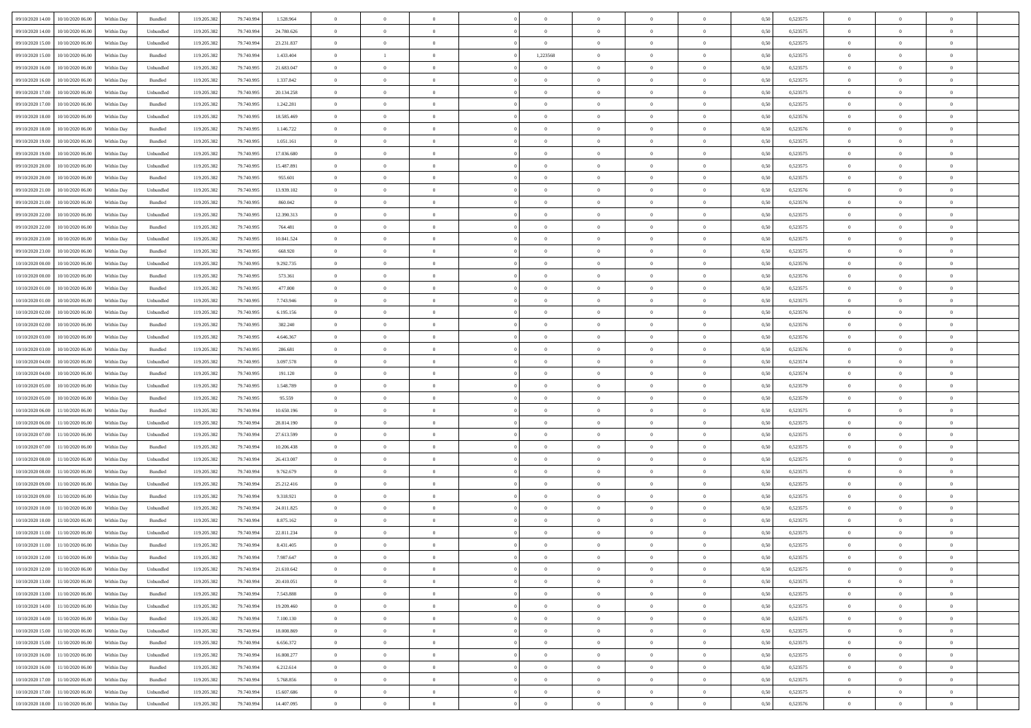| | | | | | | | | | | | | | | | | | | | | |
|---|---|---|---|---|---|---|---|---|---|---|---|---|---|---|---|---|---|---|---|---|
| 09/10/2020 14.00 | 10/10/2020 06.00 | Within Day | Bundled | 119.205.382 | 79.740.994 | 1.528.964 | 0 | 0 | 0 | | 0 | 0 | 0 | 0 | 0,50 | 0,523575 | 0 | 0 | 0 | |
| 09/10/2020 14.00 | 10/10/2020 06.00 | Within Day | Unbundled | 119.205.382 | 79.740.994 | 24.780.626 | 0 | 0 | 0 | | 0 | 0 | 0 | 0 | 0,50 | 0,523575 | 0 | 0 | 0 | |
| 09/10/2020 15.00 | 10/10/2020 06.00 | Within Day | Unbundled | 119.205.382 | 79.740.994 | 23.231.837 | 0 | 0 | 0 | | 0 | 0 | 0 | 0 | 0,50 | 0,523575 | 0 | 0 | 0 | |
| 09/10/2020 15.00 | 10/10/2020 06.00 | Within Day | Bundled | 119.205.382 | 79.740.994 | 1.433.404 | 0 | 1 | 0 | | 1,223568 | 0 | 0 | 0 | 0,50 | 0,523575 | 0 | 0 | 0 | |
| 09/10/2020 16.00 | 10/10/2020 06.00 | Within Day | Unbundled | 119.205.382 | 79.740.995 | 21.683.047 | 0 | 0 | 0 | | 0 | 0 | 0 | 0 | 0,50 | 0,523575 | 0 | 0 | 0 | |
| 09/10/2020 16.00 | 10/10/2020 06.00 | Within Day | Bundled | 119.205.382 | 79.740.995 | 1.337.842 | 0 | 0 | 0 | | 0 | 0 | 0 | 0 | 0,50 | 0,523575 | 0 | 0 | 0 | |
| 09/10/2020 17.00 | 10/10/2020 06.00 | Within Day | Unbundled | 119.205.382 | 79.740.995 | 20.134.258 | 0 | 0 | 0 | | 0 | 0 | 0 | 0 | 0,50 | 0,523575 | 0 | 0 | 0 | |
| 09/10/2020 17.00 | 10/10/2020 06.00 | Within Day | Bundled | 119.205.382 | 79.740.995 | 1.242.281 | 0 | 0 | 0 | | 0 | 0 | 0 | 0 | 0,50 | 0,523575 | 0 | 0 | 0 | |
| 09/10/2020 18.00 | 10/10/2020 06.00 | Within Day | Unbundled | 119.205.382 | 79.740.995 | 18.585.469 | 0 | 0 | 0 | | 0 | 0 | 0 | 0 | 0,50 | 0,523576 | 0 | 0 | 0 | |
| 09/10/2020 18.00 | 10/10/2020 06.00 | Within Day | Bundled | 119.205.382 | 79.740.995 | 1.146.722 | 0 | 0 | 0 | | 0 | 0 | 0 | 0 | 0,50 | 0,523576 | 0 | 0 | 0 | |
| 09/10/2020 19.00 | 10/10/2020 06.00 | Within Day | Bundled | 119.205.382 | 79.740.995 | 1.051.161 | 0 | 0 | 0 | | 0 | 0 | 0 | 0 | 0,50 | 0,523575 | 0 | 0 | 0 | |
| 09/10/2020 19.00 | 10/10/2020 06.00 | Within Day | Unbundled | 119.205.382 | 79.740.995 | 17.036.680 | 0 | 0 | 0 | | 0 | 0 | 0 | 0 | 0,50 | 0,523575 | 0 | 0 | 0 | |
| 09/10/2020 20.00 | 10/10/2020 06.00 | Within Day | Unbundled | 119.205.382 | 79.740.995 | 15.487.891 | 0 | 0 | 0 | | 0 | 0 | 0 | 0 | 0,50 | 0,523575 | 0 | 0 | 0 | |
| 09/10/2020 20.00 | 10/10/2020 06.00 | Within Day | Bundled | 119.205.382 | 79.740.995 | 955.601 | 0 | 0 | 0 | | 0 | 0 | 0 | 0 | 0,50 | 0,523575 | 0 | 0 | 0 | |
| 09/10/2020 21.00 | 10/10/2020 06.00 | Within Day | Unbundled | 119.205.382 | 79.740.995 | 13.939.102 | 0 | 0 | 0 | | 0 | 0 | 0 | 0 | 0,50 | 0,523576 | 0 | 0 | 0 | |
| 09/10/2020 21.00 | 10/10/2020 06.00 | Within Day | Bundled | 119.205.382 | 79.740.995 | 860.042 | 0 | 0 | 0 | | 0 | 0 | 0 | 0 | 0,50 | 0,523576 | 0 | 0 | 0 | |
| 09/10/2020 22.00 | 10/10/2020 06.00 | Within Day | Unbundled | 119.205.382 | 79.740.995 | 12.390.313 | 0 | 0 | 0 | | 0 | 0 | 0 | 0 | 0,50 | 0,523575 | 0 | 0 | 0 | |
| 09/10/2020 22.00 | 10/10/2020 06.00 | Within Day | Bundled | 119.205.382 | 79.740.995 | 764.481 | 0 | 0 | 0 | | 0 | 0 | 0 | 0 | 0,50 | 0,523575 | 0 | 0 | 0 | |
| 09/10/2020 23.00 | 10/10/2020 06.00 | Within Day | Unbundled | 119.205.382 | 79.740.995 | 10.841.524 | 0 | 0 | 0 | | 0 | 0 | 0 | 0 | 0,50 | 0,523575 | 0 | 0 | 0 | |
| 09/10/2020 23.00 | 10/10/2020 06.00 | Within Day | Bundled | 119.205.382 | 79.740.995 | 668.920 | 0 | 0 | 0 | | 0 | 0 | 0 | 0 | 0,50 | 0,523575 | 0 | 0 | 0 | |
| 10/10/2020 00.00 | 10/10/2020 06.00 | Within Day | Unbundled | 119.205.382 | 79.740.995 | 9.292.735 | 0 | 0 | 0 | | 0 | 0 | 0 | 0 | 0,50 | 0,523576 | 0 | 0 | 0 | |
| 10/10/2020 00.00 | 10/10/2020 06.00 | Within Day | Bundled | 119.205.382 | 79.740.995 | 573.361 | 0 | 0 | 0 | | 0 | 0 | 0 | 0 | 0,50 | 0,523576 | 0 | 0 | 0 | |
| 10/10/2020 01.00 | 10/10/2020 06.00 | Within Day | Bundled | 119.205.382 | 79.740.995 | 477.800 | 0 | 0 | 0 | | 0 | 0 | 0 | 0 | 0,50 | 0,523575 | 0 | 0 | 0 | |
| 10/10/2020 01.00 | 10/10/2020 06.00 | Within Day | Unbundled | 119.205.382 | 79.740.995 | 7.743.946 | 0 | 0 | 0 | | 0 | 0 | 0 | 0 | 0,50 | 0,523575 | 0 | 0 | 0 | |
| 10/10/2020 02.00 | 10/10/2020 06.00 | Within Day | Unbundled | 119.205.382 | 79.740.995 | 6.195.156 | 0 | 0 | 0 | | 0 | 0 | 0 | 0 | 0,50 | 0,523576 | 0 | 0 | 0 | |
| 10/10/2020 02.00 | 10/10/2020 06.00 | Within Day | Bundled | 119.205.382 | 79.740.995 | 382.240 | 0 | 0 | 0 | | 0 | 0 | 0 | 0 | 0,50 | 0,523576 | 0 | 0 | 0 | |
| 10/10/2020 03.00 | 10/10/2020 06.00 | Within Day | Unbundled | 119.205.382 | 79.740.995 | 4.646.367 | 0 | 0 | 0 | | 0 | 0 | 0 | 0 | 0,50 | 0,523576 | 0 | 0 | 0 | |
| 10/10/2020 03.00 | 10/10/2020 06.00 | Within Day | Bundled | 119.205.382 | 79.740.995 | 286.681 | 0 | 0 | 0 | | 0 | 0 | 0 | 0 | 0,50 | 0,523576 | 0 | 0 | 0 | |
| 10/10/2020 04.00 | 10/10/2020 06.00 | Within Day | Unbundled | 119.205.382 | 79.740.995 | 3.097.578 | 0 | 0 | 0 | | 0 | 0 | 0 | 0 | 0,50 | 0,523574 | 0 | 0 | 0 | |
| 10/10/2020 04.00 | 10/10/2020 06.00 | Within Day | Bundled | 119.205.382 | 79.740.995 | 191.120 | 0 | 0 | 0 | | 0 | 0 | 0 | 0 | 0,50 | 0,523574 | 0 | 0 | 0 | |
| 10/10/2020 05.00 | 10/10/2020 06.00 | Within Day | Unbundled | 119.205.382 | 79.740.995 | 1.548.789 | 0 | 0 | 0 | | 0 | 0 | 0 | 0 | 0,50 | 0,523579 | 0 | 0 | 0 | |
| 10/10/2020 05.00 | 10/10/2020 06.00 | Within Day | Bundled | 119.205.382 | 79.740.995 | 95.559 | 0 | 0 | 0 | | 0 | 0 | 0 | 0 | 0,50 | 0,523579 | 0 | 0 | 0 | |
| 10/10/2020 06.00 | 11/10/2020 06.00 | Within Day | Bundled | 119.205.382 | 79.740.994 | 10.650.196 | 0 | 0 | 0 | | 0 | 0 | 0 | 0 | 0,50 | 0,523575 | 0 | 0 | 0 | |
| 10/10/2020 06.00 | 11/10/2020 06.00 | Within Day | Unbundled | 119.205.382 | 79.740.994 | 28.814.190 | 0 | 0 | 0 | | 0 | 0 | 0 | 0 | 0,50 | 0,523575 | 0 | 0 | 0 | |
| 10/10/2020 07.00 | 11/10/2020 06.00 | Within Day | Unbundled | 119.205.382 | 79.740.994 | 27.613.599 | 0 | 0 | 0 | | 0 | 0 | 0 | 0 | 0,50 | 0,523575 | 0 | 0 | 0 | |
| 10/10/2020 07.00 | 11/10/2020 06.00 | Within Day | Bundled | 119.205.382 | 79.740.994 | 10.206.438 | 0 | 0 | 0 | | 0 | 0 | 0 | 0 | 0,50 | 0,523575 | 0 | 0 | 0 | |
| 10/10/2020 08.00 | 11/10/2020 06.00 | Within Day | Unbundled | 119.205.382 | 79.740.994 | 26.413.007 | 0 | 0 | 0 | | 0 | 0 | 0 | 0 | 0,50 | 0,523575 | 0 | 0 | 0 | |
| 10/10/2020 08.00 | 11/10/2020 06.00 | Within Day | Bundled | 119.205.382 | 79.740.994 | 9.762.679 | 0 | 0 | 0 | | 0 | 0 | 0 | 0 | 0,50 | 0,523575 | 0 | 0 | 0 | |
| 10/10/2020 09.00 | 11/10/2020 06.00 | Within Day | Unbundled | 119.205.382 | 79.740.994 | 25.212.416 | 0 | 0 | 0 | | 0 | 0 | 0 | 0 | 0,50 | 0,523575 | 0 | 0 | 0 | |
| 10/10/2020 09.00 | 11/10/2020 06.00 | Within Day | Bundled | 119.205.382 | 79.740.994 | 9.318.921 | 0 | 0 | 0 | | 0 | 0 | 0 | 0 | 0,50 | 0,523575 | 0 | 0 | 0 | |
| 10/10/2020 10.00 | 11/10/2020 06.00 | Within Day | Unbundled | 119.205.382 | 79.740.994 | 24.011.825 | 0 | 0 | 0 | | 0 | 0 | 0 | 0 | 0,50 | 0,523575 | 0 | 0 | 0 | |
| 10/10/2020 10.00 | 11/10/2020 06.00 | Within Day | Bundled | 119.205.382 | 79.740.994 | 8.875.162 | 0 | 0 | 0 | | 0 | 0 | 0 | 0 | 0,50 | 0,523575 | 0 | 0 | 0 | |
| 10/10/2020 11.00 | 11/10/2020 06.00 | Within Day | Unbundled | 119.205.382 | 79.740.994 | 22.811.234 | 0 | 0 | 0 | | 0 | 0 | 0 | 0 | 0,50 | 0,523575 | 0 | 0 | 0 | |
| 10/10/2020 11.00 | 11/10/2020 06.00 | Within Day | Bundled | 119.205.382 | 79.740.994 | 8.431.405 | 0 | 0 | 0 | | 0 | 0 | 0 | 0 | 0,50 | 0,523575 | 0 | 0 | 0 | |
| 10/10/2020 12.00 | 11/10/2020 06.00 | Within Day | Bundled | 119.205.382 | 79.740.994 | 7.987.647 | 0 | 0 | 0 | | 0 | 0 | 0 | 0 | 0,50 | 0,523575 | 0 | 0 | 0 | |
| 10/10/2020 12.00 | 11/10/2020 06.00 | Within Day | Unbundled | 119.205.382 | 79.740.994 | 21.610.642 | 0 | 0 | 0 | | 0 | 0 | 0 | 0 | 0,50 | 0,523575 | 0 | 0 | 0 | |
| 10/10/2020 13.00 | 11/10/2020 06.00 | Within Day | Unbundled | 119.205.382 | 79.740.994 | 20.410.051 | 0 | 0 | 0 | | 0 | 0 | 0 | 0 | 0,50 | 0,523575 | 0 | 0 | 0 | |
| 10/10/2020 13.00 | 11/10/2020 06.00 | Within Day | Bundled | 119.205.382 | 79.740.994 | 7.543.888 | 0 | 0 | 0 | | 0 | 0 | 0 | 0 | 0,50 | 0,523575 | 0 | 0 | 0 | |
| 10/10/2020 14.00 | 11/10/2020 06.00 | Within Day | Unbundled | 119.205.382 | 79.740.994 | 19.209.460 | 0 | 0 | 0 | | 0 | 0 | 0 | 0 | 0,50 | 0,523575 | 0 | 0 | 0 | |
| 10/10/2020 14.00 | 11/10/2020 06.00 | Within Day | Bundled | 119.205.382 | 79.740.994 | 7.100.130 | 0 | 0 | 0 | | 0 | 0 | 0 | 0 | 0,50 | 0,523575 | 0 | 0 | 0 | |
| 10/10/2020 15.00 | 11/10/2020 06.00 | Within Day | Unbundled | 119.205.382 | 79.740.994 | 18.008.869 | 0 | 0 | 0 | | 0 | 0 | 0 | 0 | 0,50 | 0,523575 | 0 | 0 | 0 | |
| 10/10/2020 15.00 | 11/10/2020 06.00 | Within Day | Bundled | 119.205.382 | 79.740.994 | 6.656.372 | 0 | 0 | 0 | | 0 | 0 | 0 | 0 | 0,50 | 0,523575 | 0 | 0 | 0 | |
| 10/10/2020 16.00 | 11/10/2020 06.00 | Within Day | Unbundled | 119.205.382 | 79.740.994 | 16.808.277 | 0 | 0 | 0 | | 0 | 0 | 0 | 0 | 0,50 | 0,523575 | 0 | 0 | 0 | |
| 10/10/2020 16.00 | 11/10/2020 06.00 | Within Day | Bundled | 119.205.382 | 79.740.994 | 6.212.614 | 0 | 0 | 0 | | 0 | 0 | 0 | 0 | 0,50 | 0,523575 | 0 | 0 | 0 | |
| 10/10/2020 17.00 | 11/10/2020 06.00 | Within Day | Bundled | 119.205.382 | 79.740.994 | 5.768.856 | 0 | 0 | 0 | | 0 | 0 | 0 | 0 | 0,50 | 0,523575 | 0 | 0 | 0 | |
| 10/10/2020 17.00 | 11/10/2020 06.00 | Within Day | Unbundled | 119.205.382 | 79.740.994 | 15.607.686 | 0 | 0 | 0 | | 0 | 0 | 0 | 0 | 0,50 | 0,523575 | 0 | 0 | 0 | |
| 10/10/2020 18.00 | 11/10/2020 06.00 | Within Day | Unbundled | 119.205.382 | 79.740.994 | 14.407.095 | 0 | 0 | 0 | | 0 | 0 | 0 | 0 | 0,50 | 0,523576 | 0 | 0 | 0 | |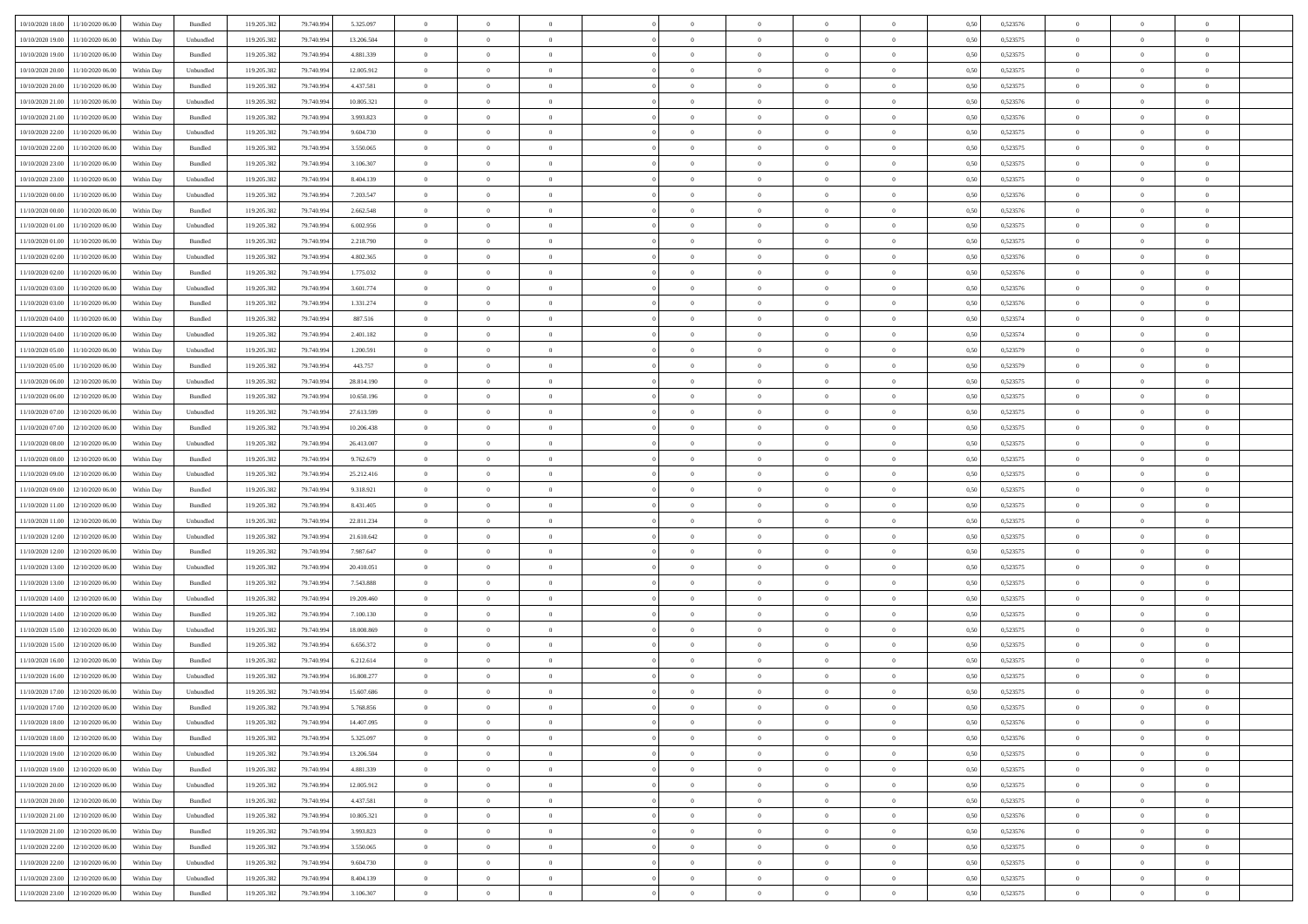| | | | | | | | | | | | | | | | | | | | | | |
|---|---|---|---|---|---|---|---|---|---|---|---|---|---|---|---|---|---|---|---|---|---|
| 10/10/2020 18:00 | 11/10/2020 06:00 | Within Day | Bundled | 119.205.382 | 79.740.994 | 5.325.097 | 0 | 0 | 0 | | 0 | 0 | 0 | 0 | 0 | 0,50 | 0,523576 | 0 | 0 | 0 | |
| 10/10/2020 19:00 | 11/10/2020 06:00 | Within Day | Unbundled | 119.205.382 | 79.740.994 | 13.206.504 | 0 | 0 | 0 | | 0 | 0 | 0 | 0 | 0 | 0,50 | 0,523575 | 0 | 0 | 0 | |
| 10/10/2020 19:00 | 11/10/2020 06:00 | Within Day | Bundled | 119.205.382 | 79.740.994 | 4.881.339 | 0 | 0 | 0 | | 0 | 0 | 0 | 0 | 0 | 0,50 | 0,523575 | 0 | 0 | 0 | |
| 10/10/2020 20:00 | 11/10/2020 06:00 | Within Day | Unbundled | 119.205.382 | 79.740.994 | 12.005.912 | 0 | 0 | 0 | | 0 | 0 | 0 | 0 | 0 | 0,50 | 0,523575 | 0 | 0 | 0 | |
| 10/10/2020 20:00 | 11/10/2020 06:00 | Within Day | Bundled | 119.205.382 | 79.740.994 | 4.437.581 | 0 | 0 | 0 | | 0 | 0 | 0 | 0 | 0 | 0,50 | 0,523575 | 0 | 0 | 0 | |
| 10/10/2020 21:00 | 11/10/2020 06:00 | Within Day | Unbundled | 119.205.382 | 79.740.994 | 10.805.321 | 0 | 0 | 0 | | 0 | 0 | 0 | 0 | 0 | 0,50 | 0,523576 | 0 | 0 | 0 | |
| 10/10/2020 21:00 | 11/10/2020 06:00 | Within Day | Bundled | 119.205.382 | 79.740.994 | 3.993.823 | 0 | 0 | 0 | | 0 | 0 | 0 | 0 | 0 | 0,50 | 0,523576 | 0 | 0 | 0 | |
| 10/10/2020 22:00 | 11/10/2020 06:00 | Within Day | Unbundled | 119.205.382 | 79.740.994 | 9.604.730 | 0 | 0 | 0 | | 0 | 0 | 0 | 0 | 0 | 0,50 | 0,523575 | 0 | 0 | 0 | |
| 10/10/2020 22:00 | 11/10/2020 06:00 | Within Day | Bundled | 119.205.382 | 79.740.994 | 3.550.065 | 0 | 0 | 0 | | 0 | 0 | 0 | 0 | 0 | 0,50 | 0,523575 | 0 | 0 | 0 | |
| 10/10/2020 23:00 | 11/10/2020 06:00 | Within Day | Bundled | 119.205.382 | 79.740.994 | 3.106.307 | 0 | 0 | 0 | | 0 | 0 | 0 | 0 | 0 | 0,50 | 0,523575 | 0 | 0 | 0 | |
| 10/10/2020 23:00 | 11/10/2020 06:00 | Within Day | Unbundled | 119.205.382 | 79.740.994 | 8.404.139 | 0 | 0 | 0 | | 0 | 0 | 0 | 0 | 0 | 0,50 | 0,523575 | 0 | 0 | 0 | |
| 11/10/2020 00:00 | 11/10/2020 06:00 | Within Day | Unbundled | 119.205.382 | 79.740.994 | 7.203.547 | 0 | 0 | 0 | | 0 | 0 | 0 | 0 | 0 | 0,50 | 0,523576 | 0 | 0 | 0 | |
| 11/10/2020 00:00 | 11/10/2020 06:00 | Within Day | Bundled | 119.205.382 | 79.740.994 | 2.662.548 | 0 | 0 | 0 | | 0 | 0 | 0 | 0 | 0 | 0,50 | 0,523576 | 0 | 0 | 0 | |
| 11/10/2020 01:00 | 11/10/2020 06:00 | Within Day | Unbundled | 119.205.382 | 79.740.994 | 6.002.956 | 0 | 0 | 0 | | 0 | 0 | 0 | 0 | 0 | 0,50 | 0,523575 | 0 | 0 | 0 | |
| 11/10/2020 01:00 | 11/10/2020 06:00 | Within Day | Bundled | 119.205.382 | 79.740.994 | 2.218.790 | 0 | 0 | 0 | | 0 | 0 | 0 | 0 | 0 | 0,50 | 0,523575 | 0 | 0 | 0 | |
| 11/10/2020 02:00 | 11/10/2020 06:00 | Within Day | Unbundled | 119.205.382 | 79.740.994 | 4.802.365 | 0 | 0 | 0 | | 0 | 0 | 0 | 0 | 0 | 0,50 | 0,523576 | 0 | 0 | 0 | |
| 11/10/2020 02:00 | 11/10/2020 06:00 | Within Day | Bundled | 119.205.382 | 79.740.994 | 1.775.032 | 0 | 0 | 0 | | 0 | 0 | 0 | 0 | 0 | 0,50 | 0,523576 | 0 | 0 | 0 | |
| 11/10/2020 03:00 | 11/10/2020 06:00 | Within Day | Unbundled | 119.205.382 | 79.740.994 | 3.601.774 | 0 | 0 | 0 | | 0 | 0 | 0 | 0 | 0 | 0,50 | 0,523576 | 0 | 0 | 0 | |
| 11/10/2020 03:00 | 11/10/2020 06:00 | Within Day | Bundled | 119.205.382 | 79.740.994 | 1.331.274 | 0 | 0 | 0 | | 0 | 0 | 0 | 0 | 0 | 0,50 | 0,523576 | 0 | 0 | 0 | |
| 11/10/2020 04:00 | 11/10/2020 06:00 | Within Day | Bundled | 119.205.382 | 79.740.994 | 887.516 | 0 | 0 | 0 | | 0 | 0 | 0 | 0 | 0 | 0,50 | 0,523574 | 0 | 0 | 0 | |
| 11/10/2020 04:00 | 11/10/2020 06:00 | Within Day | Unbundled | 119.205.382 | 79.740.994 | 2.401.182 | 0 | 0 | 0 | | 0 | 0 | 0 | 0 | 0 | 0,50 | 0,523574 | 0 | 0 | 0 | |
| 11/10/2020 05:00 | 11/10/2020 06:00 | Within Day | Unbundled | 119.205.382 | 79.740.994 | 1.200.591 | 0 | 0 | 0 | | 0 | 0 | 0 | 0 | 0 | 0,50 | 0,523579 | 0 | 0 | 0 | |
| 11/10/2020 05:00 | 11/10/2020 06:00 | Within Day | Bundled | 119.205.382 | 79.740.994 | 443.757 | 0 | 0 | 0 | | 0 | 0 | 0 | 0 | 0 | 0,50 | 0,523579 | 0 | 0 | 0 | |
| 11/10/2020 06:00 | 12/10/2020 06:00 | Within Day | Unbundled | 119.205.382 | 79.740.994 | 28.814.190 | 0 | 0 | 0 | | 0 | 0 | 0 | 0 | 0 | 0,50 | 0,523575 | 0 | 0 | 0 | |
| 11/10/2020 06:00 | 12/10/2020 06:00 | Within Day | Bundled | 119.205.382 | 79.740.994 | 10.650.196 | 0 | 0 | 0 | | 0 | 0 | 0 | 0 | 0 | 0,50 | 0,523575 | 0 | 0 | 0 | |
| 11/10/2020 07:00 | 12/10/2020 06:00 | Within Day | Unbundled | 119.205.382 | 79.740.994 | 27.613.599 | 0 | 0 | 0 | | 0 | 0 | 0 | 0 | 0 | 0,50 | 0,523575 | 0 | 0 | 0 | |
| 11/10/2020 07:00 | 12/10/2020 06:00 | Within Day | Bundled | 119.205.382 | 79.740.994 | 10.206.438 | 0 | 0 | 0 | | 0 | 0 | 0 | 0 | 0 | 0,50 | 0,523575 | 0 | 0 | 0 | |
| 11/10/2020 08:00 | 12/10/2020 06:00 | Within Day | Unbundled | 119.205.382 | 79.740.994 | 26.413.007 | 0 | 0 | 0 | | 0 | 0 | 0 | 0 | 0 | 0,50 | 0,523575 | 0 | 0 | 0 | |
| 11/10/2020 08:00 | 12/10/2020 06:00 | Within Day | Bundled | 119.205.382 | 79.740.994 | 9.762.679 | 0 | 0 | 0 | | 0 | 0 | 0 | 0 | 0 | 0,50 | 0,523575 | 0 | 0 | 0 | |
| 11/10/2020 09:00 | 12/10/2020 06:00 | Within Day | Unbundled | 119.205.382 | 79.740.994 | 25.212.416 | 0 | 0 | 0 | | 0 | 0 | 0 | 0 | 0 | 0,50 | 0,523575 | 0 | 0 | 0 | |
| 11/10/2020 09:00 | 12/10/2020 06:00 | Within Day | Bundled | 119.205.382 | 79.740.994 | 9.318.921 | 0 | 0 | 0 | | 0 | 0 | 0 | 0 | 0 | 0,50 | 0,523575 | 0 | 0 | 0 | |
| 11/10/2020 11:00 | 12/10/2020 06:00 | Within Day | Bundled | 119.205.382 | 79.740.994 | 8.431.405 | 0 | 0 | 0 | | 0 | 0 | 0 | 0 | 0 | 0,50 | 0,523575 | 0 | 0 | 0 | |
| 11/10/2020 11:00 | 12/10/2020 06:00 | Within Day | Unbundled | 119.205.382 | 79.740.994 | 22.811.234 | 0 | 0 | 0 | | 0 | 0 | 0 | 0 | 0 | 0,50 | 0,523575 | 0 | 0 | 0 | |
| 11/10/2020 12:00 | 12/10/2020 06:00 | Within Day | Unbundled | 119.205.382 | 79.740.994 | 21.610.642 | 0 | 0 | 0 | | 0 | 0 | 0 | 0 | 0 | 0,50 | 0,523575 | 0 | 0 | 0 | |
| 11/10/2020 12:00 | 12/10/2020 06:00 | Within Day | Bundled | 119.205.382 | 79.740.994 | 7.987.647 | 0 | 0 | 0 | | 0 | 0 | 0 | 0 | 0 | 0,50 | 0,523575 | 0 | 0 | 0 | |
| 11/10/2020 13:00 | 12/10/2020 06:00 | Within Day | Unbundled | 119.205.382 | 79.740.994 | 20.410.051 | 0 | 0 | 0 | | 0 | 0 | 0 | 0 | 0 | 0,50 | 0,523575 | 0 | 0 | 0 | |
| 11/10/2020 13:00 | 12/10/2020 06:00 | Within Day | Bundled | 119.205.382 | 79.740.994 | 7.543.888 | 0 | 0 | 0 | | 0 | 0 | 0 | 0 | 0 | 0,50 | 0,523575 | 0 | 0 | 0 | |
| 11/10/2020 14:00 | 12/10/2020 06:00 | Within Day | Unbundled | 119.205.382 | 79.740.994 | 19.209.460 | 0 | 0 | 0 | | 0 | 0 | 0 | 0 | 0 | 0,50 | 0,523575 | 0 | 0 | 0 | |
| 11/10/2020 14:00 | 12/10/2020 06:00 | Within Day | Bundled | 119.205.382 | 79.740.994 | 7.100.130 | 0 | 0 | 0 | | 0 | 0 | 0 | 0 | 0 | 0,50 | 0,523575 | 0 | 0 | 0 | |
| 11/10/2020 15:00 | 12/10/2020 06:00 | Within Day | Unbundled | 119.205.382 | 79.740.994 | 18.008.869 | 0 | 0 | 0 | | 0 | 0 | 0 | 0 | 0 | 0,50 | 0,523575 | 0 | 0 | 0 | |
| 11/10/2020 15:00 | 12/10/2020 06:00 | Within Day | Bundled | 119.205.382 | 79.740.994 | 6.656.372 | 0 | 0 | 0 | | 0 | 0 | 0 | 0 | 0 | 0,50 | 0,523575 | 0 | 0 | 0 | |
| 11/10/2020 16:00 | 12/10/2020 06:00 | Within Day | Bundled | 119.205.382 | 79.740.994 | 6.212.614 | 0 | 0 | 0 | | 0 | 0 | 0 | 0 | 0 | 0,50 | 0,523575 | 0 | 0 | 0 | |
| 11/10/2020 16:00 | 12/10/2020 06:00 | Within Day | Unbundled | 119.205.382 | 79.740.994 | 16.808.277 | 0 | 0 | 0 | | 0 | 0 | 0 | 0 | 0 | 0,50 | 0,523575 | 0 | 0 | 0 | |
| 11/10/2020 17:00 | 12/10/2020 06:00 | Within Day | Unbundled | 119.205.382 | 79.740.994 | 15.607.686 | 0 | 0 | 0 | | 0 | 0 | 0 | 0 | 0 | 0,50 | 0,523575 | 0 | 0 | 0 | |
| 11/10/2020 17:00 | 12/10/2020 06:00 | Within Day | Bundled | 119.205.382 | 79.740.994 | 5.768.856 | 0 | 0 | 0 | | 0 | 0 | 0 | 0 | 0 | 0,50 | 0,523575 | 0 | 0 | 0 | |
| 11/10/2020 18:00 | 12/10/2020 06:00 | Within Day | Unbundled | 119.205.382 | 79.740.994 | 14.407.095 | 0 | 0 | 0 | | 0 | 0 | 0 | 0 | 0 | 0,50 | 0,523576 | 0 | 0 | 0 | |
| 11/10/2020 18:00 | 12/10/2020 06:00 | Within Day | Bundled | 119.205.382 | 79.740.994 | 5.325.097 | 0 | 0 | 0 | | 0 | 0 | 0 | 0 | 0 | 0,50 | 0,523576 | 0 | 0 | 0 | |
| 11/10/2020 19:00 | 12/10/2020 06:00 | Within Day | Unbundled | 119.205.382 | 79.740.994 | 13.206.504 | 0 | 0 | 0 | | 0 | 0 | 0 | 0 | 0 | 0,50 | 0,523575 | 0 | 0 | 0 | |
| 11/10/2020 19:00 | 12/10/2020 06:00 | Within Day | Bundled | 119.205.382 | 79.740.994 | 4.881.339 | 0 | 0 | 0 | | 0 | 0 | 0 | 0 | 0 | 0,50 | 0,523575 | 0 | 0 | 0 | |
| 11/10/2020 20:00 | 12/10/2020 06:00 | Within Day | Unbundled | 119.205.382 | 79.740.994 | 12.005.912 | 0 | 0 | 0 | | 0 | 0 | 0 | 0 | 0 | 0,50 | 0,523575 | 0 | 0 | 0 | |
| 11/10/2020 20:00 | 12/10/2020 06:00 | Within Day | Bundled | 119.205.382 | 79.740.994 | 4.437.581 | 0 | 0 | 0 | | 0 | 0 | 0 | 0 | 0 | 0,50 | 0,523575 | 0 | 0 | 0 | |
| 11/10/2020 21:00 | 12/10/2020 06:00 | Within Day | Unbundled | 119.205.382 | 79.740.994 | 10.805.321 | 0 | 0 | 0 | | 0 | 0 | 0 | 0 | 0 | 0,50 | 0,523576 | 0 | 0 | 0 | |
| 11/10/2020 21:00 | 12/10/2020 06:00 | Within Day | Bundled | 119.205.382 | 79.740.994 | 3.993.823 | 0 | 0 | 0 | | 0 | 0 | 0 | 0 | 0 | 0,50 | 0,523576 | 0 | 0 | 0 | |
| 11/10/2020 22:00 | 12/10/2020 06:00 | Within Day | Bundled | 119.205.382 | 79.740.994 | 3.550.065 | 0 | 0 | 0 | | 0 | 0 | 0 | 0 | 0 | 0,50 | 0,523575 | 0 | 0 | 0 | |
| 11/10/2020 22:00 | 12/10/2020 06:00 | Within Day | Unbundled | 119.205.382 | 79.740.994 | 9.604.730 | 0 | 0 | 0 | | 0 | 0 | 0 | 0 | 0 | 0,50 | 0,523575 | 0 | 0 | 0 | |
| 11/10/2020 23:00 | 12/10/2020 06:00 | Within Day | Unbundled | 119.205.382 | 79.740.994 | 8.404.139 | 0 | 0 | 0 | | 0 | 0 | 0 | 0 | 0 | 0,50 | 0,523575 | 0 | 0 | 0 | |
| 11/10/2020 23:00 | 12/10/2020 06:00 | Within Day | Bundled | 119.205.382 | 79.740.994 | 3.106.307 | 0 | 0 | 0 | | 0 | 0 | 0 | 0 | 0 | 0,50 | 0,523575 | 0 | 0 | 0 | |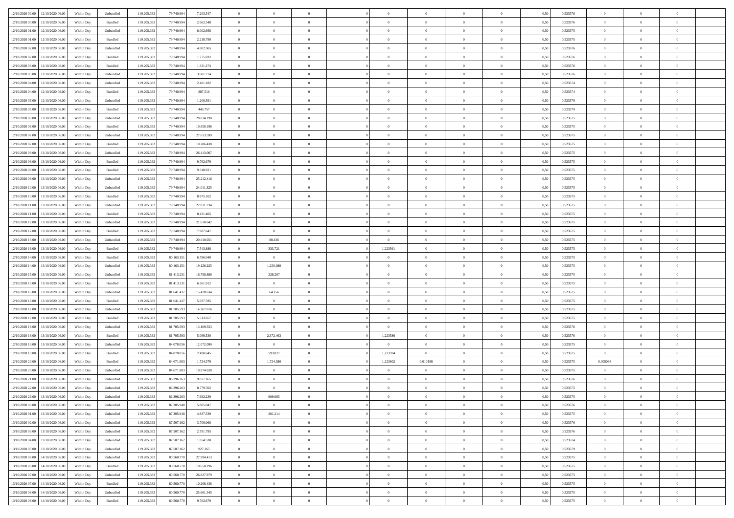| | | | | | | | | | | | | | | | | | | | | |
|---|---|---|---|---|---|---|---|---|---|---|---|---|---|---|---|---|---|---|---|---|
| 12/10/2020 00.00 | 12/10/2020 06.00 | Within Day | Unbundled | 119.205.382 | 79.740.994 | 7.203.547 | 0 | 0 | 0 | | 0 | 0 | 0 | 0 | 0,50 | 0,523576 | 0 | 0 | 0 | |
| 12/10/2020 00.00 | 12/10/2020 06.00 | Within Day | Bundled | 119.205.382 | 79.740.994 | 2.662.548 | 0 | 0 | 0 | | 0 | 0 | 0 | 0 | 0,50 | 0,523576 | 0 | 0 | 0 | |
| 12/10/2020 01.00 | 12/10/2020 06.00 | Within Day | Unbundled | 119.205.382 | 79.740.994 | 6.002.956 | 0 | 0 | 0 | | 0 | 0 | 0 | 0 | 0,50 | 0,523575 | 0 | 0 | 0 | |
| 12/10/2020 01.00 | 12/10/2020 06.00 | Within Day | Bundled | 119.205.382 | 79.740.994 | 2.218.790 | 0 | 0 | 0 | | 0 | 0 | 0 | 0 | 0,50 | 0,523575 | 0 | 0 | 0 | |
| 12/10/2020 02.00 | 12/10/2020 06.00 | Within Day | Unbundled | 119.205.382 | 79.740.994 | 4.802.365 | 0 | 0 | 0 | | 0 | 0 | 0 | 0 | 0,50 | 0,523576 | 0 | 0 | 0 | |
| 12/10/2020 02.00 | 12/10/2020 06.00 | Within Day | Bundled | 119.205.382 | 79.740.994 | 1.775.032 | 0 | 0 | 0 | | 0 | 0 | 0 | 0 | 0,50 | 0,523576 | 0 | 0 | 0 | |
| 12/10/2020 03.00 | 12/10/2020 06.00 | Within Day | Bundled | 119.205.382 | 79.740.994 | 1.331.274 | 0 | 0 | 0 | | 0 | 0 | 0 | 0 | 0,50 | 0,523576 | 0 | 0 | 0 | |
| 12/10/2020 03.00 | 12/10/2020 06.00 | Within Day | Unbundled | 119.205.382 | 79.740.994 | 3.601.774 | 0 | 0 | 0 | | 0 | 0 | 0 | 0 | 0,50 | 0,523576 | 0 | 0 | 0 | |
| 12/10/2020 04.00 | 12/10/2020 06.00 | Within Day | Unbundled | 119.205.382 | 79.740.994 | 2.401.182 | 0 | 0 | 0 | | 0 | 0 | 0 | 0 | 0,50 | 0,523574 | 0 | 0 | 0 | |
| 12/10/2020 04.00 | 12/10/2020 06.00 | Within Day | Bundled | 119.205.382 | 79.740.994 | 887.516 | 0 | 0 | 0 | | 0 | 0 | 0 | 0 | 0,50 | 0,523574 | 0 | 0 | 0 | |
| 12/10/2020 05.00 | 12/10/2020 06.00 | Within Day | Unbundled | 119.205.382 | 79.740.994 | 1.200.591 | 0 | 0 | 0 | | 0 | 0 | 0 | 0 | 0,50 | 0,523579 | 0 | 0 | 0 | |
| 12/10/2020 05.00 | 12/10/2020 06.00 | Within Day | Bundled | 119.205.382 | 79.740.994 | 443.757 | 0 | 0 | 0 | | 0 | 0 | 0 | 0 | 0,50 | 0,523579 | 0 | 0 | 0 | |
| 12/10/2020 06.00 | 13/10/2020 06.00 | Within Day | Unbundled | 119.205.382 | 79.740.994 | 28.814.190 | 0 | 0 | 0 | | 0 | 0 | 0 | 0 | 0,50 | 0,523575 | 0 | 0 | 0 | |
| 12/10/2020 06.00 | 13/10/2020 06.00 | Within Day | Bundled | 119.205.382 | 79.740.994 | 10.650.196 | 0 | 0 | 0 | | 0 | 0 | 0 | 0 | 0,50 | 0,523575 | 0 | 0 | 0 | |
| 12/10/2020 07.00 | 13/10/2020 06.00 | Within Day | Unbundled | 119.205.382 | 79.740.994 | 27.613.599 | 0 | 0 | 0 | | 0 | 0 | 0 | 0 | 0,50 | 0,523575 | 0 | 0 | 0 | |
| 12/10/2020 07.00 | 13/10/2020 06.00 | Within Day | Bundled | 119.205.382 | 79.740.994 | 10.206.438 | 0 | 0 | 0 | | 0 | 0 | 0 | 0 | 0,50 | 0,523575 | 0 | 0 | 0 | |
| 12/10/2020 08.00 | 13/10/2020 06.00 | Within Day | Unbundled | 119.205.382 | 79.740.994 | 26.413.007 | 0 | 0 | 0 | | 0 | 0 | 0 | 0 | 0,50 | 0,523575 | 0 | 0 | 0 | |
| 12/10/2020 08.00 | 13/10/2020 06.00 | Within Day | Bundled | 119.205.382 | 79.740.994 | 9.762.679 | 0 | 0 | 0 | | 0 | 0 | 0 | 0 | 0,50 | 0,523575 | 0 | 0 | 0 | |
| 12/10/2020 09.00 | 13/10/2020 06.00 | Within Day | Bundled | 119.205.382 | 79.740.994 | 9.318.921 | 0 | 0 | 0 | | 0 | 0 | 0 | 0 | 0,50 | 0,523575 | 0 | 0 | 0 | |
| 12/10/2020 09.00 | 13/10/2020 06.00 | Within Day | Unbundled | 119.205.382 | 79.740.994 | 25.212.416 | 0 | 0 | 0 | | 0 | 0 | 0 | 0 | 0,50 | 0,523575 | 0 | 0 | 0 | |
| 12/10/2020 10.00 | 13/10/2020 06.00 | Within Day | Unbundled | 119.205.382 | 79.740.994 | 24.011.825 | 0 | 0 | 0 | | 0 | 0 | 0 | 0 | 0,50 | 0,523575 | 0 | 0 | 0 | |
| 12/10/2020 10.00 | 13/10/2020 06.00 | Within Day | Bundled | 119.205.382 | 79.740.994 | 8.875.162 | 0 | 0 | 0 | | 0 | 0 | 0 | 0 | 0,50 | 0,523575 | 0 | 0 | 0 | |
| 12/10/2020 11.00 | 13/10/2020 06.00 | Within Day | Unbundled | 119.205.382 | 79.740.994 | 22.811.234 | 0 | 0 | 0 | | 0 | 0 | 0 | 0 | 0,50 | 0,523575 | 0 | 0 | 0 | |
| 12/10/2020 11.00 | 13/10/2020 06.00 | Within Day | Bundled | 119.205.382 | 79.740.994 | 8.431.405 | 0 | 0 | 0 | | 0 | 0 | 0 | 0 | 0,50 | 0,523575 | 0 | 0 | 0 | |
| 12/10/2020 12.00 | 13/10/2020 06.00 | Within Day | Unbundled | 119.205.382 | 79.740.994 | 21.610.642 | 0 | 0 | 0 | | 0 | 0 | 0 | 0 | 0,50 | 0,523575 | 0 | 0 | 0 | |
| 12/10/2020 12.00 | 13/10/2020 06.00 | Within Day | Bundled | 119.205.382 | 79.740.994 | 7.987.647 | 0 | 0 | 0 | | 0 | 0 | 0 | 0 | 0,50 | 0,523575 | 0 | 0 | 0 | |
| 12/10/2020 13.00 | 13/10/2020 06.00 | Within Day | Unbundled | 119.205.382 | 79.740.994 | 20.410.051 | 0 | 88.436 | 0 | | 0 | 0 | 0 | 0 | 0,50 | 0,523575 | 0 | 0 | 0 | |
| 12/10/2020 13.00 | 13/10/2020 06.00 | Within Day | Bundled | 119.205.382 | 79.740.994 | 7.543.888 | 0 | 333.721 | 0 | | 1,223561 | 0 | 0 | 0 | 0,50 | 0,523575 | 0 | 0 | 0 | |
| 12/10/2020 14.00 | 13/10/2020 06.00 | Within Day | Bundled | 119.205.382 | 80.163.151 | 6.786.040 | 0 | 0 | 0 | | 0 | 0 | 0 | 0 | 0,50 | 0,523575 | 0 | 0 | 0 | |
| 12/10/2020 14.00 | 13/10/2020 06.00 | Within Day | Unbundled | 119.205.382 | 80.163.151 | 19.126.225 | 0 | 1.250.080 | 0 | | 0 | 0 | 0 | 0 | 0,50 | 0,523575 | 0 | 0 | 0 | |
| 12/10/2020 15.00 | 13/10/2020 06.00 | Within Day | Unbundled | 119.205.382 | 81.413.231 | 16.758.886 | 0 | 228.207 | 0 | | 0 | 0 | 0 | 0 | 0,50 | 0,523575 | 0 | 0 | 0 | |
| 12/10/2020 15.00 | 13/10/2020 06.00 | Within Day | Bundled | 119.205.382 | 81.413.231 | 6.361.912 | 0 | 0 | 0 | | 0 | 0 | 0 | 0 | 0,50 | 0,523575 | 0 | 0 | 0 | |
| 12/10/2020 16.00 | 13/10/2020 06.00 | Within Day | Unbundled | 119.205.382 | 81.641.437 | 15.428.634 | 0 | 64.156 | 0 | | 0 | 0 | 0 | 0 | 0,50 | 0,523575 | 0 | 0 | 0 | |
| 12/10/2020 16.00 | 13/10/2020 06.00 | Within Day | Bundled | 119.205.382 | 81.641.437 | 5.937.785 | 0 | 0 | 0 | | 0 | 0 | 0 | 0 | 0,50 | 0,523575 | 0 | 0 | 0 | |
| 12/10/2020 17.00 | 13/10/2020 06.00 | Within Day | Unbundled | 119.205.382 | 81.705.593 | 14.267.016 | 0 | 0 | 0 | | 0 | 0 | 0 | 0 | 0,50 | 0,523575 | 0 | 0 | 0 | |
| 12/10/2020 17.00 | 13/10/2020 06.00 | Within Day | Bundled | 119.205.382 | 81.705.593 | 5.513.657 | 0 | 0 | 0 | | 0 | 0 | 0 | 0 | 0,50 | 0,523575 | 0 | 0 | 0 | |
| 12/10/2020 18.00 | 13/10/2020 06.00 | Within Day | Unbundled | 119.205.382 | 81.705.593 | 13.169.553 | 0 | 0 | 0 | | 0 | 0 | 0 | 0 | 0,50 | 0,523576 | 0 | 0 | 0 | |
| 12/10/2020 18.00 | 13/10/2020 06.00 | Within Day | Bundled | 119.205.382 | 81.705.593 | 5.089.530 | 0 | 2.372.463 | 0 | | 1,223586 | 0 | 0 | 0 | 0,50 | 0,523576 | 0 | 0 | 0 | |
| 12/10/2020 19.00 | 13/10/2020 06.00 | Within Day | Unbundled | 119.205.382 | 84.078.056 | 12.072.090 | 0 | 0 | 0 | | 0 | 0 | 0 | 0 | 0,50 | 0,523575 | 0 | 0 | 0 | |
| 12/10/2020 19.00 | 13/10/2020 06.00 | Within Day | Bundled | 119.205.382 | 84.078.056 | 2.490.645 | 0 | 593.827 | 0 | | 1,223594 | 0 | 0 | 0 | 0,50 | 0,523575 | 0 | 0 | 0 | |
| 12/10/2020 20.00 | 13/10/2020 06.00 | Within Day | Bundled | 119.205.382 | 84.671.883 | 1.724.379 | 0 | 1.724.380 | 0 | | 1,223602 | 0,010188 | 0 | 0 | 0,50 | 0,523575 | 0,005094 | 0 | 0 | |
| 12/10/2020 20.00 | 13/10/2020 06.00 | Within Day | Unbundled | 119.205.382 | 84.671.883 | 10.974.628 | 0 | 0 | 0 | | 0 | 0 | 0 | 0 | 0,50 | 0,523575 | 0 | 0 | 0 | |
| 12/10/2020 21.00 | 13/10/2020 06.00 | Within Day | Unbundled | 119.205.382 | 86.396.263 | 9.877.165 | 0 | 0 | 0 | | 0 | 0 | 0 | 0 | 0,50 | 0,523576 | 0 | 0 | 0 | |
| 12/10/2020 22.00 | 13/10/2020 06.00 | Within Day | Unbundled | 119.205.382 | 86.396.263 | 8.779.702 | 0 | 0 | 0 | | 0 | 0 | 0 | 0 | 0,50 | 0,523575 | 0 | 0 | 0 | |
| 12/10/2020 23.00 | 13/10/2020 06.00 | Within Day | Unbundled | 119.205.382 | 86.396.263 | 7.682.239 | 0 | 909.685 | 0 | | 0 | 0 | 0 | 0 | 0,50 | 0,523575 | 0 | 0 | 0 | |
| 13/10/2020 00.00 | 13/10/2020 06.00 | Within Day | Unbundled | 119.205.382 | 87.305.948 | 5.805.047 | 0 | 0 | 0 | | 0 | 0 | 0 | 0 | 0,50 | 0,523576 | 0 | 0 | 0 | |
| 13/10/2020 01.00 | 13/10/2020 06.00 | Within Day | Unbundled | 119.205.382 | 87.305.948 | 4.837.539 | 0 | 201.214 | 0 | | 0 | 0 | 0 | 0 | 0,50 | 0,523575 | 0 | 0 | 0 | |
| 13/10/2020 02.00 | 13/10/2020 06.00 | Within Day | Unbundled | 119.205.382 | 87.507.162 | 3.709.060 | 0 | 0 | 0 | | 0 | 0 | 0 | 0 | 0,50 | 0,523576 | 0 | 0 | 0 | |
| 13/10/2020 03.00 | 13/10/2020 06.00 | Within Day | Unbundled | 119.205.382 | 87.507.162 | 2.781.795 | 0 | 0 | 0 | | 0 | 0 | 0 | 0 | 0,50 | 0,523576 | 0 | 0 | 0 | |
| 13/10/2020 04.00 | 13/10/2020 06.00 | Within Day | Unbundled | 119.205.382 | 87.507.162 | 1.854.530 | 0 | 0 | 0 | | 0 | 0 | 0 | 0 | 0,50 | 0,523574 | 0 | 0 | 0 | |
| 13/10/2020 05.00 | 13/10/2020 06.00 | Within Day | Unbundled | 119.205.382 | 87.507.162 | 927.265 | 0 | 0 | 0 | | 0 | 0 | 0 | 0 | 0,50 | 0,523579 | 0 | 0 | 0 | |
| 13/10/2020 06.00 | 14/10/2020 06.00 | Within Day | Unbundled | 119.205.382 | 80.560.770 | 27.994.413 | 0 | 0 | 0 | | 0 | 0 | 0 | 0 | 0,50 | 0,523575 | 0 | 0 | 0 | |
| 13/10/2020 06.00 | 14/10/2020 06.00 | Within Day | Bundled | 119.205.382 | 80.560.770 | 10.650.196 | 0 | 0 | 0 | | 0 | 0 | 0 | 0 | 0,50 | 0,523575 | 0 | 0 | 0 | |
| 13/10/2020 07.00 | 14/10/2020 06.00 | Within Day | Unbundled | 119.205.382 | 80.560.770 | 26.827.979 | 0 | 0 | 0 | | 0 | 0 | 0 | 0 | 0,50 | 0,523575 | 0 | 0 | 0 | |
| 13/10/2020 07.00 | 14/10/2020 06.00 | Within Day | Bundled | 119.205.382 | 80.560.770 | 10.206.438 | 0 | 0 | 0 | | 0 | 0 | 0 | 0 | 0,50 | 0,523575 | 0 | 0 | 0 | |
| 13/10/2020 08.00 | 14/10/2020 06.00 | Within Day | Unbundled | 119.205.382 | 80.560.770 | 25.661.545 | 0 | 0 | 0 | | 0 | 0 | 0 | 0 | 0,50 | 0,523575 | 0 | 0 | 0 | |
| 13/10/2020 08.00 | 14/10/2020 06.00 | Within Day | Bundled | 119.205.382 | 80.560.770 | 9.762.679 | 0 | 0 | 0 | | 0 | 0 | 0 | 0 | 0,50 | 0,523575 | 0 | 0 | 0 | |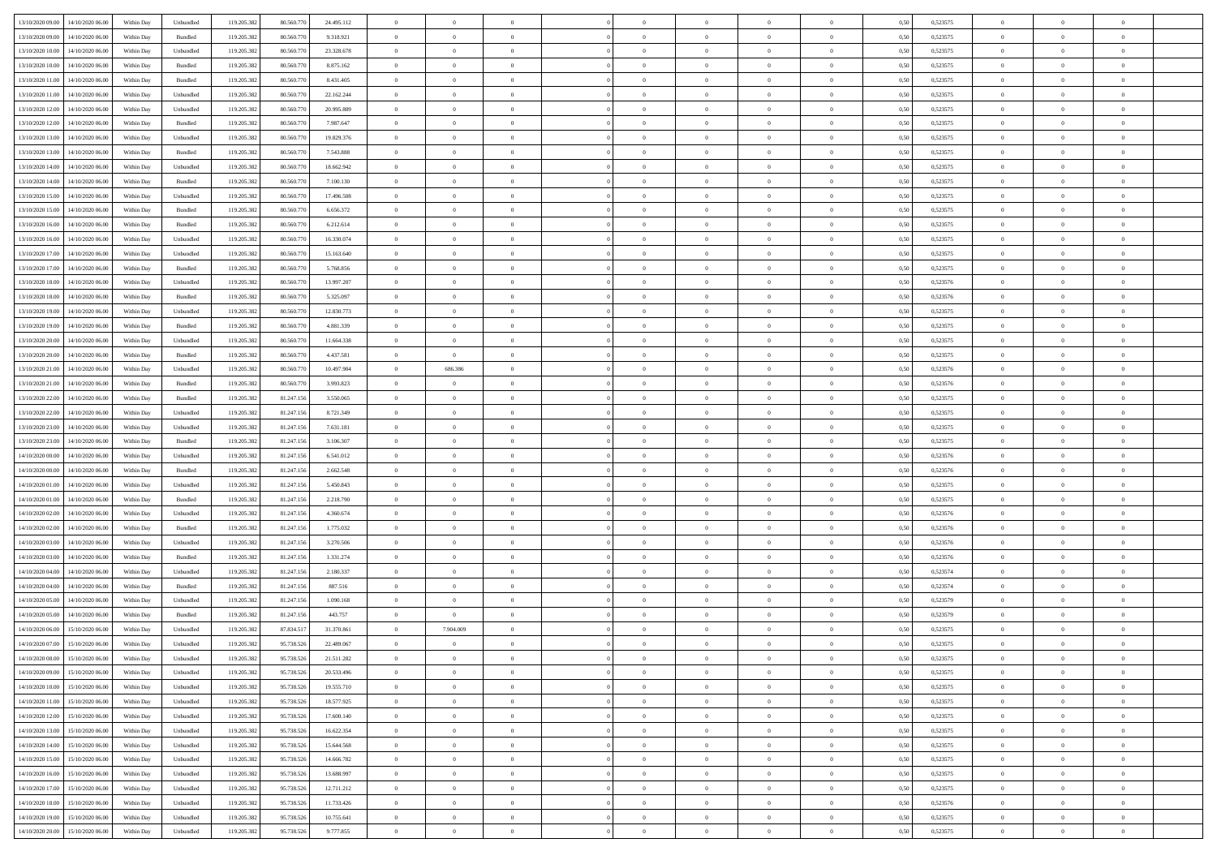| | | | | | | | | | | | | | | | | | | | | |
|---|---|---|---|---|---|---|---|---|---|---|---|---|---|---|---|---|---|---|---|---|
| 13/10/2020 09.00 | 14/10/2020 06.00 | Within Day | Unbundled | 119.205.382 | 80.560.770 | 24.495.112 | 0 | 0 | 0 | | 0 | 0 | 0 | 0 | 0,50 | 0,523575 | 0 | 0 | 0 | |
| 13/10/2020 09.00 | 14/10/2020 06.00 | Within Day | Bundled | 119.205.382 | 80.560.770 | 9.318.921 | 0 | 0 | 0 | | 0 | 0 | 0 | 0 | 0,50 | 0,523575 | 0 | 0 | 0 | |
| 13/10/2020 10.00 | 14/10/2020 06.00 | Within Day | Unbundled | 119.205.382 | 80.560.770 | 23.328.678 | 0 | 0 | 0 | | 0 | 0 | 0 | 0 | 0,50 | 0,523575 | 0 | 0 | 0 | |
| 13/10/2020 10.00 | 14/10/2020 06.00 | Within Day | Bundled | 119.205.382 | 80.560.770 | 8.875.162 | 0 | 0 | 0 | | 0 | 0 | 0 | 0 | 0,50 | 0,523575 | 0 | 0 | 0 | |
| 13/10/2020 11.00 | 14/10/2020 06.00 | Within Day | Bundled | 119.205.382 | 80.560.770 | 8.431.405 | 0 | 0 | 0 | | 0 | 0 | 0 | 0 | 0,50 | 0,523575 | 0 | 0 | 0 | |
| 13/10/2020 11.00 | 14/10/2020 06.00 | Within Day | Unbundled | 119.205.382 | 80.560.770 | 22.162.244 | 0 | 0 | 0 | | 0 | 0 | 0 | 0 | 0,50 | 0,523575 | 0 | 0 | 0 | |
| 13/10/2020 12.00 | 14/10/2020 06.00 | Within Day | Unbundled | 119.205.382 | 80.560.770 | 20.995.809 | 0 | 0 | 0 | | 0 | 0 | 0 | 0 | 0,50 | 0,523575 | 0 | 0 | 0 | |
| 13/10/2020 12.00 | 14/10/2020 06.00 | Within Day | Bundled | 119.205.382 | 80.560.770 | 7.987.647 | 0 | 0 | 0 | | 0 | 0 | 0 | 0 | 0,50 | 0,523575 | 0 | 0 | 0 | |
| 13/10/2020 13.00 | 14/10/2020 06.00 | Within Day | Unbundled | 119.205.382 | 80.560.770 | 19.829.376 | 0 | 0 | 0 | | 0 | 0 | 0 | 0 | 0,50 | 0,523575 | 0 | 0 | 0 | |
| 13/10/2020 13.00 | 14/10/2020 06.00 | Within Day | Bundled | 119.205.382 | 80.560.770 | 7.543.888 | 0 | 0 | 0 | | 0 | 0 | 0 | 0 | 0,50 | 0,523575 | 0 | 0 | 0 | |
| 13/10/2020 14.00 | 14/10/2020 06.00 | Within Day | Unbundled | 119.205.382 | 80.560.770 | 18.662.942 | 0 | 0 | 0 | | 0 | 0 | 0 | 0 | 0,50 | 0,523575 | 0 | 0 | 0 | |
| 13/10/2020 14.00 | 14/10/2020 06.00 | Within Day | Bundled | 119.205.382 | 80.560.770 | 7.100.130 | 0 | 0 | 0 | | 0 | 0 | 0 | 0 | 0,50 | 0,523575 | 0 | 0 | 0 | |
| 13/10/2020 15.00 | 14/10/2020 06.00 | Within Day | Unbundled | 119.205.382 | 80.560.770 | 17.496.508 | 0 | 0 | 0 | | 0 | 0 | 0 | 0 | 0,50 | 0,523575 | 0 | 0 | 0 | |
| 13/10/2020 15.00 | 14/10/2020 06.00 | Within Day | Bundled | 119.205.382 | 80.560.770 | 6.656.372 | 0 | 0 | 0 | | 0 | 0 | 0 | 0 | 0,50 | 0,523575 | 0 | 0 | 0 | |
| 13/10/2020 16.00 | 14/10/2020 06.00 | Within Day | Bundled | 119.205.382 | 80.560.770 | 6.212.614 | 0 | 0 | 0 | | 0 | 0 | 0 | 0 | 0,50 | 0,523575 | 0 | 0 | 0 | |
| 13/10/2020 16.00 | 14/10/2020 06.00 | Within Day | Unbundled | 119.205.382 | 80.560.770 | 16.330.074 | 0 | 0 | 0 | | 0 | 0 | 0 | 0 | 0,50 | 0,523575 | 0 | 0 | 0 | |
| 13/10/2020 17.00 | 14/10/2020 06.00 | Within Day | Unbundled | 119.205.382 | 80.560.770 | 15.163.640 | 0 | 0 | 0 | | 0 | 0 | 0 | 0 | 0,50 | 0,523575 | 0 | 0 | 0 | |
| 13/10/2020 17.00 | 14/10/2020 06.00 | Within Day | Bundled | 119.205.382 | 80.560.770 | 5.768.856 | 0 | 0 | 0 | | 0 | 0 | 0 | 0 | 0,50 | 0,523575 | 0 | 0 | 0 | |
| 13/10/2020 18.00 | 14/10/2020 06.00 | Within Day | Unbundled | 119.205.382 | 80.560.770 | 13.997.207 | 0 | 0 | 0 | | 0 | 0 | 0 | 0 | 0,50 | 0,523576 | 0 | 0 | 0 | |
| 13/10/2020 18.00 | 14/10/2020 06.00 | Within Day | Bundled | 119.205.382 | 80.560.770 | 5.325.097 | 0 | 0 | 0 | | 0 | 0 | 0 | 0 | 0,50 | 0,523576 | 0 | 0 | 0 | |
| 13/10/2020 19.00 | 14/10/2020 06.00 | Within Day | Unbundled | 119.205.382 | 80.560.770 | 12.830.773 | 0 | 0 | 0 | | 0 | 0 | 0 | 0 | 0,50 | 0,523575 | 0 | 0 | 0 | |
| 13/10/2020 19.00 | 14/10/2020 06.00 | Within Day | Bundled | 119.205.382 | 80.560.770 | 4.881.339 | 0 | 0 | 0 | | 0 | 0 | 0 | 0 | 0,50 | 0,523575 | 0 | 0 | 0 | |
| 13/10/2020 20.00 | 14/10/2020 06.00 | Within Day | Unbundled | 119.205.382 | 80.560.770 | 11.664.338 | 0 | 0 | 0 | | 0 | 0 | 0 | 0 | 0,50 | 0,523575 | 0 | 0 | 0 | |
| 13/10/2020 20.00 | 14/10/2020 06.00 | Within Day | Bundled | 119.205.382 | 80.560.770 | 4.437.581 | 0 | 0 | 0 | | 0 | 0 | 0 | 0 | 0,50 | 0,523575 | 0 | 0 | 0 | |
| 13/10/2020 21.00 | 14/10/2020 06.00 | Within Day | Unbundled | 119.205.382 | 80.560.770 | 10.497.904 | 0 | 686.386 | 0 | | 0 | 0 | 0 | 0 | 0,50 | 0,523576 | 0 | 0 | 0 | |
| 13/10/2020 21.00 | 14/10/2020 06.00 | Within Day | Bundled | 119.205.382 | 80.560.770 | 3.993.823 | 0 | 0 | 0 | | 0 | 0 | 0 | 0 | 0,50 | 0,523576 | 0 | 0 | 0 | |
| 13/10/2020 22.00 | 14/10/2020 06.00 | Within Day | Bundled | 119.205.382 | 81.247.156 | 3.550.065 | 0 | 0 | 0 | | 0 | 0 | 0 | 0 | 0,50 | 0,523575 | 0 | 0 | 0 | |
| 13/10/2020 22.00 | 14/10/2020 06.00 | Within Day | Unbundled | 119.205.382 | 81.247.156 | 8.721.349 | 0 | 0 | 0 | | 0 | 0 | 0 | 0 | 0,50 | 0,523575 | 0 | 0 | 0 | |
| 13/10/2020 23.00 | 14/10/2020 06.00 | Within Day | Unbundled | 119.205.382 | 81.247.156 | 7.631.181 | 0 | 0 | 0 | | 0 | 0 | 0 | 0 | 0,50 | 0,523575 | 0 | 0 | 0 | |
| 13/10/2020 23.00 | 14/10/2020 06.00 | Within Day | Bundled | 119.205.382 | 81.247.156 | 3.106.307 | 0 | 0 | 0 | | 0 | 0 | 0 | 0 | 0,50 | 0,523575 | 0 | 0 | 0 | |
| 14/10/2020 00.00 | 14/10/2020 06.00 | Within Day | Unbundled | 119.205.382 | 81.247.156 | 6.541.012 | 0 | 0 | 0 | | 0 | 0 | 0 | 0 | 0,50 | 0,523576 | 0 | 0 | 0 | |
| 14/10/2020 00.00 | 14/10/2020 06.00 | Within Day | Bundled | 119.205.382 | 81.247.156 | 2.662.548 | 0 | 0 | 0 | | 0 | 0 | 0 | 0 | 0,50 | 0,523576 | 0 | 0 | 0 | |
| 14/10/2020 01.00 | 14/10/2020 06.00 | Within Day | Unbundled | 119.205.382 | 81.247.156 | 5.450.843 | 0 | 0 | 0 | | 0 | 0 | 0 | 0 | 0,50 | 0,523575 | 0 | 0 | 0 | |
| 14/10/2020 01.00 | 14/10/2020 06.00 | Within Day | Bundled | 119.205.382 | 81.247.156 | 2.218.790 | 0 | 0 | 0 | | 0 | 0 | 0 | 0 | 0,50 | 0,523575 | 0 | 0 | 0 | |
| 14/10/2020 02.00 | 14/10/2020 06.00 | Within Day | Unbundled | 119.205.382 | 81.247.156 | 4.360.674 | 0 | 0 | 0 | | 0 | 0 | 0 | 0 | 0,50 | 0,523576 | 0 | 0 | 0 | |
| 14/10/2020 02.00 | 14/10/2020 06.00 | Within Day | Bundled | 119.205.382 | 81.247.156 | 1.775.032 | 0 | 0 | 0 | | 0 | 0 | 0 | 0 | 0,50 | 0,523576 | 0 | 0 | 0 | |
| 14/10/2020 03.00 | 14/10/2020 06.00 | Within Day | Unbundled | 119.205.382 | 81.247.156 | 3.270.506 | 0 | 0 | 0 | | 0 | 0 | 0 | 0 | 0,50 | 0,523576 | 0 | 0 | 0 | |
| 14/10/2020 03.00 | 14/10/2020 06.00 | Within Day | Bundled | 119.205.382 | 81.247.156 | 1.331.274 | 0 | 0 | 0 | | 0 | 0 | 0 | 0 | 0,50 | 0,523576 | 0 | 0 | 0 | |
| 14/10/2020 04.00 | 14/10/2020 06.00 | Within Day | Unbundled | 119.205.382 | 81.247.156 | 2.180.337 | 0 | 0 | 0 | | 0 | 0 | 0 | 0 | 0,50 | 0,523574 | 0 | 0 | 0 | |
| 14/10/2020 04.00 | 14/10/2020 06.00 | Within Day | Bundled | 119.205.382 | 81.247.156 | 887.516 | 0 | 0 | 0 | | 0 | 0 | 0 | 0 | 0,50 | 0,523574 | 0 | 0 | 0 | |
| 14/10/2020 05.00 | 14/10/2020 06.00 | Within Day | Unbundled | 119.205.382 | 81.247.156 | 1.090.168 | 0 | 0 | 0 | | 0 | 0 | 0 | 0 | 0,50 | 0,523579 | 0 | 0 | 0 | |
| 14/10/2020 05.00 | 14/10/2020 06.00 | Within Day | Bundled | 119.205.382 | 81.247.156 | 443.757 | 0 | 0 | 0 | | 0 | 0 | 0 | 0 | 0,50 | 0,523579 | 0 | 0 | 0 | |
| 14/10/2020 06.00 | 15/10/2020 06.00 | Within Day | Unbundled | 119.205.382 | 87.834.517 | 31.370.861 | 0 | 7.904.009 | 0 | | 0 | 0 | 0 | 0 | 0,50 | 0,523575 | 0 | 0 | 0 | |
| 14/10/2020 07.00 | 15/10/2020 06.00 | Within Day | Unbundled | 119.205.382 | 95.738.526 | 22.489.067 | 0 | 0 | 0 | | 0 | 0 | 0 | 0 | 0,50 | 0,523575 | 0 | 0 | 0 | |
| 14/10/2020 08.00 | 15/10/2020 06.00 | Within Day | Unbundled | 119.205.382 | 95.738.526 | 21.511.282 | 0 | 0 | 0 | | 0 | 0 | 0 | 0 | 0,50 | 0,523575 | 0 | 0 | 0 | |
| 14/10/2020 09.00 | 15/10/2020 06.00 | Within Day | Unbundled | 119.205.382 | 95.738.526 | 20.533.496 | 0 | 0 | 0 | | 0 | 0 | 0 | 0 | 0,50 | 0,523575 | 0 | 0 | 0 | |
| 14/10/2020 10.00 | 15/10/2020 06.00 | Within Day | Unbundled | 119.205.382 | 95.738.526 | 19.555.710 | 0 | 0 | 0 | | 0 | 0 | 0 | 0 | 0,50 | 0,523575 | 0 | 0 | 0 | |
| 14/10/2020 11.00 | 15/10/2020 06.00 | Within Day | Unbundled | 119.205.382 | 95.738.526 | 18.577.925 | 0 | 0 | 0 | | 0 | 0 | 0 | 0 | 0,50 | 0,523575 | 0 | 0 | 0 | |
| 14/10/2020 12.00 | 15/10/2020 06.00 | Within Day | Unbundled | 119.205.382 | 95.738.526 | 17.600.140 | 0 | 0 | 0 | | 0 | 0 | 0 | 0 | 0,50 | 0,523575 | 0 | 0 | 0 | |
| 14/10/2020 13.00 | 15/10/2020 06.00 | Within Day | Unbundled | 119.205.382 | 95.738.526 | 16.622.354 | 0 | 0 | 0 | | 0 | 0 | 0 | 0 | 0,50 | 0,523575 | 0 | 0 | 0 | |
| 14/10/2020 14.00 | 15/10/2020 06.00 | Within Day | Unbundled | 119.205.382 | 95.738.526 | 15.644.568 | 0 | 0 | 0 | | 0 | 0 | 0 | 0 | 0,50 | 0,523575 | 0 | 0 | 0 | |
| 14/10/2020 15.00 | 15/10/2020 06.00 | Within Day | Unbundled | 119.205.382 | 95.738.526 | 14.666.782 | 0 | 0 | 0 | | 0 | 0 | 0 | 0 | 0,50 | 0,523575 | 0 | 0 | 0 | |
| 14/10/2020 16.00 | 15/10/2020 06.00 | Within Day | Unbundled | 119.205.382 | 95.738.526 | 13.688.997 | 0 | 0 | 0 | | 0 | 0 | 0 | 0 | 0,50 | 0,523575 | 0 | 0 | 0 | |
| 14/10/2020 17.00 | 15/10/2020 06.00 | Within Day | Unbundled | 119.205.382 | 95.738.526 | 12.711.212 | 0 | 0 | 0 | | 0 | 0 | 0 | 0 | 0,50 | 0,523575 | 0 | 0 | 0 | |
| 14/10/2020 18.00 | 15/10/2020 06.00 | Within Day | Unbundled | 119.205.382 | 95.738.526 | 11.733.426 | 0 | 0 | 0 | | 0 | 0 | 0 | 0 | 0,50 | 0,523576 | 0 | 0 | 0 | |
| 14/10/2020 19.00 | 15/10/2020 06.00 | Within Day | Unbundled | 119.205.382 | 95.738.526 | 10.755.641 | 0 | 0 | 0 | | 0 | 0 | 0 | 0 | 0,50 | 0,523575 | 0 | 0 | 0 | |
| 14/10/2020 20.00 | 15/10/2020 06.00 | Within Day | Unbundled | 119.205.382 | 95.738.526 | 9.777.855 | 0 | 0 | 0 | | 0 | 0 | 0 | 0 | 0,50 | 0,523575 | 0 | 0 | 0 | |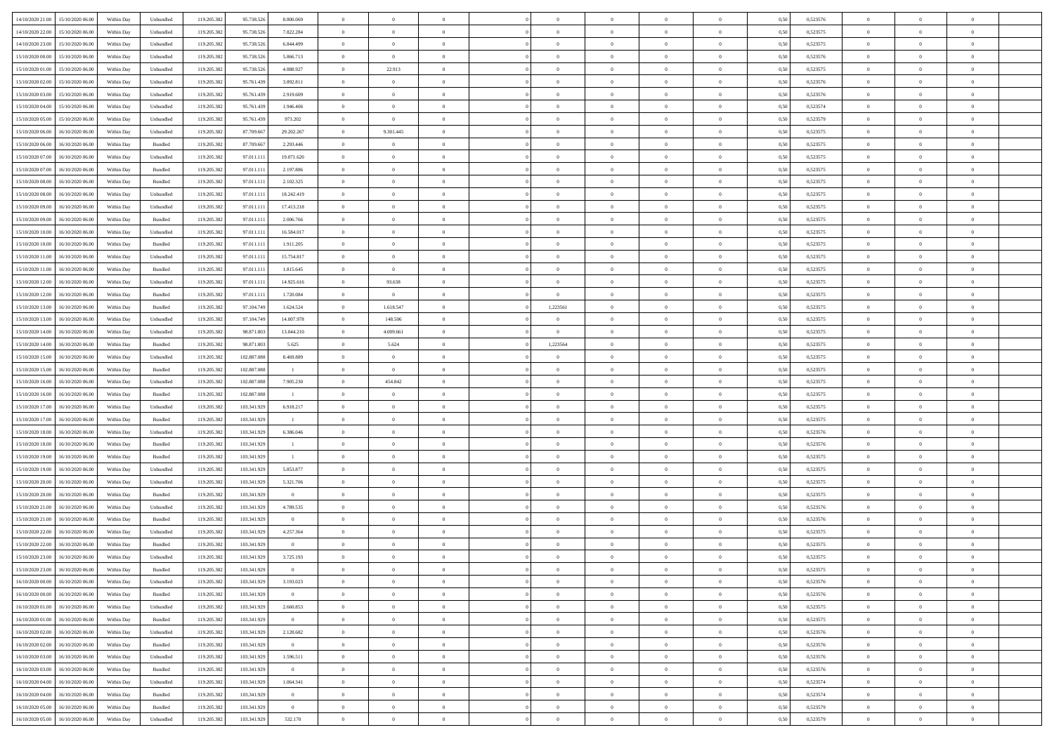| | | | | | | | | | | | | | | | | | | | | | |
|---|---|---|---|---|---|---|---|---|---|---|---|---|---|---|---|---|---|---|---|---|---|
| 14/10/2020 21:00 | 15/10/2020 06:00 | Within Day | Unbundled | 119.205.382 | 95.738.526 | 8.800.069 | 0 | 0 | 0 | | 0 | 0 | 0 | 0 | 0,50 | 0,523576 | 0 | 0 | 0 | |
| 14/10/2020 22:00 | 15/10/2020 06:00 | Within Day | Unbundled | 119.205.382 | 95.738.526 | 7.822.284 | 0 | 0 | 0 | | 0 | 0 | 0 | 0 | 0,50 | 0,523575 | 0 | 0 | 0 | |
| 14/10/2020 23:00 | 15/10/2020 06:00 | Within Day | Unbundled | 119.205.382 | 95.738.526 | 6.844.499 | 0 | 0 | 0 | | 0 | 0 | 0 | 0 | 0,50 | 0,523575 | 0 | 0 | 0 | |
| 15/10/2020 00:00 | 15/10/2020 06:00 | Within Day | Unbundled | 119.205.382 | 95.738.526 | 5.866.713 | 0 | 0 | 0 | | 0 | 0 | 0 | 0 | 0,50 | 0,523576 | 0 | 0 | 0 | |
| 15/10/2020 01:00 | 15/10/2020 06:00 | Within Day | Unbundled | 119.205.382 | 95.738.526 | 4.888.927 | 0 | 22.913 | 0 | | 0 | 0 | 0 | 0 | 0,50 | 0,523575 | 0 | 0 | 0 | |
| 15/10/2020 02:00 | 15/10/2020 06:00 | Within Day | Unbundled | 119.205.382 | 95.761.439 | 3.892.811 | 0 | 0 | 0 | | 0 | 0 | 0 | 0 | 0,50 | 0,523576 | 0 | 0 | 0 | |
| 15/10/2020 03:00 | 15/10/2020 06:00 | Within Day | Unbundled | 119.205.382 | 95.761.439 | 2.919.609 | 0 | 0 | 0 | | 0 | 0 | 0 | 0 | 0,50 | 0,523576 | 0 | 0 | 0 | |
| 15/10/2020 04:00 | 15/10/2020 06:00 | Within Day | Unbundled | 119.205.382 | 95.761.439 | 1.946.406 | 0 | 0 | 0 | | 0 | 0 | 0 | 0 | 0,50 | 0,523574 | 0 | 0 | 0 | |
| 15/10/2020 05:00 | 15/10/2020 06:00 | Within Day | Unbundled | 119.205.382 | 95.761.439 | 973.202 | 0 | 0 | 0 | | 0 | 0 | 0 | 0 | 0,50 | 0,523579 | 0 | 0 | 0 | |
| 15/10/2020 06:00 | 16/10/2020 06:00 | Within Day | Unbundled | 119.205.382 | 87.709.667 | 29.202.267 | 0 | 9.301.445 | 0 | | 0 | 0 | 0 | 0 | 0,50 | 0,523575 | 0 | 0 | 0 | |
| 15/10/2020 06:00 | 16/10/2020 06:00 | Within Day | Bundled | 119.205.382 | 87.709.667 | 2.293.446 | 0 | 0 | 0 | | 0 | 0 | 0 | 0 | 0,50 | 0,523575 | 0 | 0 | 0 | |
| 15/10/2020 07:00 | 16/10/2020 06:00 | Within Day | Unbundled | 119.205.382 | 97.011.111 | 19.071.620 | 0 | 0 | 0 | | 0 | 0 | 0 | 0 | 0,50 | 0,523575 | 0 | 0 | 0 | |
| 15/10/2020 07:00 | 16/10/2020 06:00 | Within Day | Bundled | 119.205.382 | 97.011.111 | 2.197.886 | 0 | 0 | 0 | | 0 | 0 | 0 | 0 | 0,50 | 0,523575 | 0 | 0 | 0 | |
| 15/10/2020 08:00 | 16/10/2020 06:00 | Within Day | Bundled | 119.205.382 | 97.011.111 | 2.102.325 | 0 | 0 | 0 | | 0 | 0 | 0 | 0 | 0,50 | 0,523575 | 0 | 0 | 0 | |
| 15/10/2020 08:00 | 16/10/2020 06:00 | Within Day | Unbundled | 119.205.382 | 97.011.111 | 18.242.419 | 0 | 0 | 0 | | 0 | 0 | 0 | 0 | 0,50 | 0,523575 | 0 | 0 | 0 | |
| 15/10/2020 09:00 | 16/10/2020 06:00 | Within Day | Unbundled | 119.205.382 | 97.011.111 | 17.413.218 | 0 | 0 | 0 | | 0 | 0 | 0 | 0 | 0,50 | 0,523575 | 0 | 0 | 0 | |
| 15/10/2020 09:00 | 16/10/2020 06:00 | Within Day | Bundled | 119.205.382 | 97.011.111 | 2.006.766 | 0 | 0 | 0 | | 0 | 0 | 0 | 0 | 0,50 | 0,523575 | 0 | 0 | 0 | |
| 15/10/2020 10:00 | 16/10/2020 06:00 | Within Day | Unbundled | 119.205.382 | 97.011.111 | 16.584.017 | 0 | 0 | 0 | | 0 | 0 | 0 | 0 | 0,50 | 0,523575 | 0 | 0 | 0 | |
| 15/10/2020 10:00 | 16/10/2020 06:00 | Within Day | Bundled | 119.205.382 | 97.011.111 | 1.911.205 | 0 | 0 | 0 | | 0 | 0 | 0 | 0 | 0,50 | 0,523575 | 0 | 0 | 0 | |
| 15/10/2020 11:00 | 16/10/2020 06:00 | Within Day | Unbundled | 119.205.382 | 97.011.111 | 15.754.817 | 0 | 0 | 0 | | 0 | 0 | 0 | 0 | 0,50 | 0,523575 | 0 | 0 | 0 | |
| 15/10/2020 11:00 | 16/10/2020 06:00 | Within Day | Bundled | 119.205.382 | 97.011.111 | 1.815.645 | 0 | 0 | 0 | | 0 | 0 | 0 | 0 | 0,50 | 0,523575 | 0 | 0 | 0 | |
| 15/10/2020 12:00 | 16/10/2020 06:00 | Within Day | Unbundled | 119.205.382 | 97.011.111 | 14.925.616 | 0 | 93.638 | 0 | | 0 | 0 | 0 | 0 | 0,50 | 0,523575 | 0 | 0 | 0 | |
| 15/10/2020 12:00 | 16/10/2020 06:00 | Within Day | Bundled | 119.205.382 | 97.011.111 | 1.720.084 | 0 | 0 | 0 | | 0 | 0 | 0 | 0 | 0,50 | 0,523575 | 0 | 0 | 0 | |
| 15/10/2020 13:00 | 16/10/2020 06:00 | Within Day | Bundled | 119.205.382 | 97.104.749 | 1.624.524 | 0 | 1.618.547 | 0 | | 1,223561 | 0 | 0 | 0 | 0,50 | 0,523575 | 0 | 0 | 0 | |
| 15/10/2020 13:00 | 16/10/2020 06:00 | Within Day | Unbundled | 119.205.382 | 97.104.749 | 14.007.978 | 0 | 148.506 | 0 | | 0 | 0 | 0 | 0 | 0,50 | 0,523575 | 0 | 0 | 0 | |
| 15/10/2020 14:00 | 16/10/2020 06:00 | Within Day | Unbundled | 119.205.382 | 98.871.803 | 13.044.210 | 0 | 4.009.661 | 0 | | 0 | 0 | 0 | 0 | 0,50 | 0,523575 | 0 | 0 | 0 | |
| 15/10/2020 14:00 | 16/10/2020 06:00 | Within Day | Bundled | 119.205.382 | 98.871.803 | 5.625 | 0 | 5.624 | 0 | | 1,223564 | 0 | 0 | 0 | 0,50 | 0,523575 | 0 | 0 | 0 | |
| 15/10/2020 15:00 | 16/10/2020 06:00 | Within Day | Unbundled | 119.205.382 | 102.887.088 | 8.469.889 | 0 | 0 | 0 | | 0 | 0 | 0 | 0 | 0,50 | 0,523575 | 0 | 0 | 0 | |
| 15/10/2020 15:00 | 16/10/2020 06:00 | Within Day | Bundled | 119.205.382 | 102.887.088 | 1 | 0 | 0 | 0 | | 0 | 0 | 0 | 0 | 0,50 | 0,523575 | 0 | 0 | 0 | |
| 15/10/2020 16:00 | 16/10/2020 06:00 | Within Day | Unbundled | 119.205.382 | 102.887.088 | 7.905.230 | 0 | 454.842 | 0 | | 0 | 0 | 0 | 0 | 0,50 | 0,523575 | 0 | 0 | 0 | |
| 15/10/2020 16:00 | 16/10/2020 06:00 | Within Day | Bundled | 119.205.382 | 102.887.088 | 1 | 0 | 0 | 0 | | 0 | 0 | 0 | 0 | 0,50 | 0,523575 | 0 | 0 | 0 | |
| 15/10/2020 17:00 | 16/10/2020 06:00 | Within Day | Unbundled | 119.205.382 | 103.341.929 | 6.918.217 | 0 | 0 | 0 | | 0 | 0 | 0 | 0 | 0,50 | 0,523575 | 0 | 0 | 0 | |
| 15/10/2020 17:00 | 16/10/2020 06:00 | Within Day | Bundled | 119.205.382 | 103.341.929 | 1 | 0 | 0 | 0 | | 0 | 0 | 0 | 0 | 0,50 | 0,523575 | 0 | 0 | 0 | |
| 15/10/2020 18:00 | 16/10/2020 06:00 | Within Day | Unbundled | 119.205.382 | 103.341.929 | 6.386.046 | 0 | 0 | 0 | | 0 | 0 | 0 | 0 | 0,50 | 0,523576 | 0 | 0 | 0 | |
| 15/10/2020 18:00 | 16/10/2020 06:00 | Within Day | Bundled | 119.205.382 | 103.341.929 | 1 | 0 | 0 | 0 | | 0 | 0 | 0 | 0 | 0,50 | 0,523576 | 0 | 0 | 0 | |
| 15/10/2020 19:00 | 16/10/2020 06:00 | Within Day | Bundled | 119.205.382 | 103.341.929 | 1 | 0 | 0 | 0 | | 0 | 0 | 0 | 0 | 0,50 | 0,523575 | 0 | 0 | 0 | |
| 15/10/2020 19:00 | 16/10/2020 06:00 | Within Day | Unbundled | 119.205.382 | 103.341.929 | 5.853.877 | 0 | 0 | 0 | | 0 | 0 | 0 | 0 | 0,50 | 0,523575 | 0 | 0 | 0 | |
| 15/10/2020 20:00 | 16/10/2020 06:00 | Within Day | Unbundled | 119.205.382 | 103.341.929 | 5.321.706 | 0 | 0 | 0 | | 0 | 0 | 0 | 0 | 0,50 | 0,523575 | 0 | 0 | 0 | |
| 15/10/2020 20:00 | 16/10/2020 06:00 | Within Day | Bundled | 119.205.382 | 103.341.929 | 0 | 0 | 0 | 0 | | 0 | 0 | 0 | 0 | 0,50 | 0,523575 | 0 | 0 | 0 | |
| 15/10/2020 21:00 | 16/10/2020 06:00 | Within Day | Unbundled | 119.205.382 | 103.341.929 | 4.789.535 | 0 | 0 | 0 | | 0 | 0 | 0 | 0 | 0,50 | 0,523576 | 0 | 0 | 0 | |
| 15/10/2020 21:00 | 16/10/2020 06:00 | Within Day | Bundled | 119.205.382 | 103.341.929 | 0 | 0 | 0 | 0 | | 0 | 0 | 0 | 0 | 0,50 | 0,523576 | 0 | 0 | 0 | |
| 15/10/2020 22:00 | 16/10/2020 06:00 | Within Day | Unbundled | 119.205.382 | 103.341.929 | 4.257.364 | 0 | 0 | 0 | | 0 | 0 | 0 | 0 | 0,50 | 0,523575 | 0 | 0 | 0 | |
| 15/10/2020 22:00 | 16/10/2020 06:00 | Within Day | Bundled | 119.205.382 | 103.341.929 | 0 | 0 | 0 | 0 | | 0 | 0 | 0 | 0 | 0,50 | 0,523575 | 0 | 0 | 0 | |
| 15/10/2020 23:00 | 16/10/2020 06:00 | Within Day | Unbundled | 119.205.382 | 103.341.929 | 3.725.193 | 0 | 0 | 0 | | 0 | 0 | 0 | 0 | 0,50 | 0,523575 | 0 | 0 | 0 | |
| 15/10/2020 23:00 | 16/10/2020 06:00 | Within Day | Bundled | 119.205.382 | 103.341.929 | 0 | 0 | 0 | 0 | | 0 | 0 | 0 | 0 | 0,50 | 0,523575 | 0 | 0 | 0 | |
| 16/10/2020 00:00 | 16/10/2020 06:00 | Within Day | Unbundled | 119.205.382 | 103.341.929 | 3.193.023 | 0 | 0 | 0 | | 0 | 0 | 0 | 0 | 0,50 | 0,523576 | 0 | 0 | 0 | |
| 16/10/2020 00:00 | 16/10/2020 06:00 | Within Day | Bundled | 119.205.382 | 103.341.929 | 0 | 0 | 0 | 0 | | 0 | 0 | 0 | 0 | 0,50 | 0,523576 | 0 | 0 | 0 | |
| 16/10/2020 01:00 | 16/10/2020 06:00 | Within Day | Unbundled | 119.205.382 | 103.341.929 | 2.660.853 | 0 | 0 | 0 | | 0 | 0 | 0 | 0 | 0,50 | 0,523575 | 0 | 0 | 0 | |
| 16/10/2020 01:00 | 16/10/2020 06:00 | Within Day | Bundled | 119.205.382 | 103.341.929 | 0 | 0 | 0 | 0 | | 0 | 0 | 0 | 0 | 0,50 | 0,523575 | 0 | 0 | 0 | |
| 16/10/2020 02:00 | 16/10/2020 06:00 | Within Day | Unbundled | 119.205.382 | 103.341.929 | 2.128.682 | 0 | 0 | 0 | | 0 | 0 | 0 | 0 | 0,50 | 0,523576 | 0 | 0 | 0 | |
| 16/10/2020 02:00 | 16/10/2020 06:00 | Within Day | Bundled | 119.205.382 | 103.341.929 | 0 | 0 | 0 | 0 | | 0 | 0 | 0 | 0 | 0,50 | 0,523576 | 0 | 0 | 0 | |
| 16/10/2020 03:00 | 16/10/2020 06:00 | Within Day | Unbundled | 119.205.382 | 103.341.929 | 1.596.511 | 0 | 0 | 0 | | 0 | 0 | 0 | 0 | 0,50 | 0,523576 | 0 | 0 | 0 | |
| 16/10/2020 03:00 | 16/10/2020 06:00 | Within Day | Bundled | 119.205.382 | 103.341.929 | 0 | 0 | 0 | 0 | | 0 | 0 | 0 | 0 | 0,50 | 0,523576 | 0 | 0 | 0 | |
| 16/10/2020 04:00 | 16/10/2020 06:00 | Within Day | Unbundled | 119.205.382 | 103.341.929 | 1.064.341 | 0 | 0 | 0 | | 0 | 0 | 0 | 0 | 0,50 | 0,523574 | 0 | 0 | 0 | |
| 16/10/2020 04:00 | 16/10/2020 06:00 | Within Day | Bundled | 119.205.382 | 103.341.929 | 0 | 0 | 0 | 0 | | 0 | 0 | 0 | 0 | 0,50 | 0,523574 | 0 | 0 | 0 | |
| 16/10/2020 05:00 | 16/10/2020 06:00 | Within Day | Bundled | 119.205.382 | 103.341.929 | 0 | 0 | 0 | 0 | | 0 | 0 | 0 | 0 | 0,50 | 0,523579 | 0 | 0 | 0 | |
| 16/10/2020 05:00 | 16/10/2020 06:00 | Within Day | Unbundled | 119.205.382 | 103.341.929 | 532.170 | 0 | 0 | 0 | | 0 | 0 | 0 | 0 | 0,50 | 0,523579 | 0 | 0 | 0 | |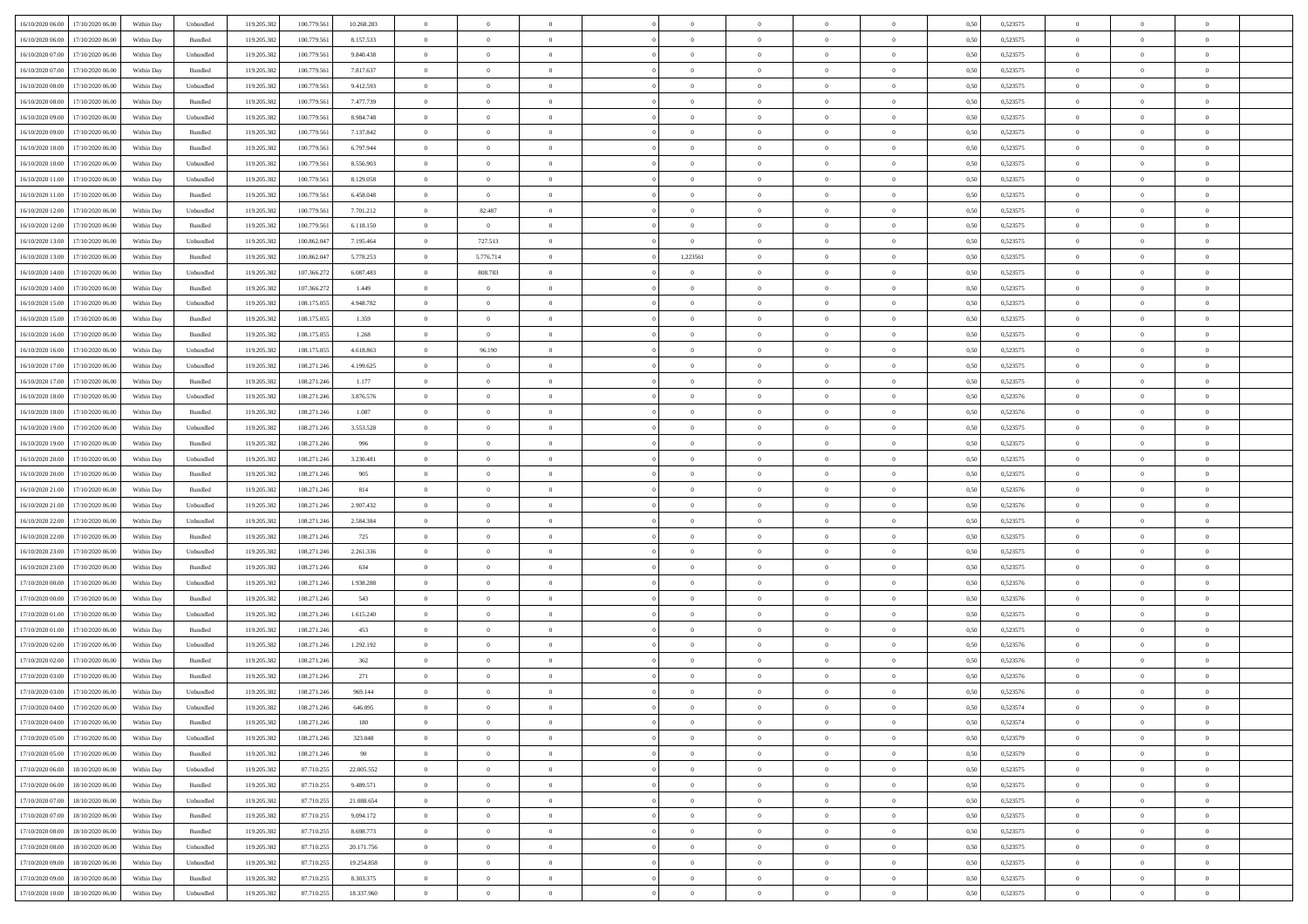| | | | | | | | | | | | | | | | | | | | | |
|---|---|---|---|---|---|---|---|---|---|---|---|---|---|---|---|---|---|---|---|---|
| 16/10/2020 06.00 | 17/10/2020 06.00 | Within Day | Unbundled | 119.205.382 | 100.779.561 | 10.268.283 | 0 | 0 | 0 | | 0 | 0 | 0 | 0 | 0,50 | 0,523575 | 0 | 0 | 0 | |
| 16/10/2020 06.00 | 17/10/2020 06.00 | Within Day | Bundled | 119.205.382 | 100.779.561 | 8.157.533 | 0 | 0 | 0 | | 0 | 0 | 0 | 0 | 0,50 | 0,523575 | 0 | 0 | 0 | |
| 16/10/2020 07.00 | 17/10/2020 06.00 | Within Day | Unbundled | 119.205.382 | 100.779.561 | 9.840.438 | 0 | 0 | 0 | | 0 | 0 | 0 | 0 | 0,50 | 0,523575 | 0 | 0 | 0 | |
| 16/10/2020 07.00 | 17/10/2020 06.00 | Within Day | Bundled | 119.205.382 | 100.779.561 | 7.817.637 | 0 | 0 | 0 | | 0 | 0 | 0 | 0 | 0,50 | 0,523575 | 0 | 0 | 0 | |
| 16/10/2020 08.00 | 17/10/2020 06.00 | Within Day | Unbundled | 119.205.382 | 100.779.561 | 9.412.593 | 0 | 0 | 0 | | 0 | 0 | 0 | 0 | 0,50 | 0,523575 | 0 | 0 | 0 | |
| 16/10/2020 08.00 | 17/10/2020 06.00 | Within Day | Bundled | 119.205.382 | 100.779.561 | 7.477.739 | 0 | 0 | 0 | | 0 | 0 | 0 | 0 | 0,50 | 0,523575 | 0 | 0 | 0 | |
| 16/10/2020 09.00 | 17/10/2020 06.00 | Within Day | Unbundled | 119.205.382 | 100.779.561 | 8.984.748 | 0 | 0 | 0 | | 0 | 0 | 0 | 0 | 0,50 | 0,523575 | 0 | 0 | 0 | |
| 16/10/2020 09.00 | 17/10/2020 06.00 | Within Day | Bundled | 119.205.382 | 100.779.561 | 7.137.842 | 0 | 0 | 0 | | 0 | 0 | 0 | 0 | 0,50 | 0,523575 | 0 | 0 | 0 | |
| 16/10/2020 10.00 | 17/10/2020 06.00 | Within Day | Bundled | 119.205.382 | 100.779.561 | 6.797.944 | 0 | 0 | 0 | | 0 | 0 | 0 | 0 | 0,50 | 0,523575 | 0 | 0 | 0 | |
| 16/10/2020 10.00 | 17/10/2020 06.00 | Within Day | Unbundled | 119.205.382 | 100.779.561 | 8.556.903 | 0 | 0 | 0 | | 0 | 0 | 0 | 0 | 0,50 | 0,523575 | 0 | 0 | 0 | |
| 16/10/2020 11.00 | 17/10/2020 06.00 | Within Day | Unbundled | 119.205.382 | 100.779.561 | 8.129.058 | 0 | 0 | 0 | | 0 | 0 | 0 | 0 | 0,50 | 0,523575 | 0 | 0 | 0 | |
| 16/10/2020 11.00 | 17/10/2020 06.00 | Within Day | Bundled | 119.205.382 | 100.779.561 | 6.458.048 | 0 | 0 | 0 | | 0 | 0 | 0 | 0 | 0,50 | 0,523575 | 0 | 0 | 0 | |
| 16/10/2020 12.00 | 17/10/2020 06.00 | Within Day | Unbundled | 119.205.382 | 100.779.561 | 7.701.212 | 0 | 82.487 | 0 | | 0 | 0 | 0 | 0 | 0,50 | 0,523575 | 0 | 0 | 0 | |
| 16/10/2020 12.00 | 17/10/2020 06.00 | Within Day | Bundled | 119.205.382 | 100.779.561 | 6.118.150 | 0 | 0 | 0 | | 0 | 0 | 0 | 0 | 0,50 | 0,523575 | 0 | 0 | 0 | |
| 16/10/2020 13.00 | 17/10/2020 06.00 | Within Day | Unbundled | 119.205.382 | 100.862.047 | 7.195.464 | 0 | 727.513 | 0 | | 0 | 0 | 0 | 0 | 0,50 | 0,523575 | 0 | 0 | 0 | |
| 16/10/2020 13.00 | 17/10/2020 06.00 | Within Day | Bundled | 119.205.382 | 100.862.047 | 5.778.253 | 0 | 5.776.714 | 0 | | 1,223561 | 0 | 0 | 0 | 0,50 | 0,523575 | 0 | 0 | 0 | |
| 16/10/2020 14.00 | 17/10/2020 06.00 | Within Day | Unbundled | 119.205.382 | 107.366.272 | 6.087.483 | 0 | 808.783 | 0 | | 0 | 0 | 0 | 0 | 0,50 | 0,523575 | 0 | 0 | 0 | |
| 16/10/2020 14.00 | 17/10/2020 06.00 | Within Day | Bundled | 119.205.382 | 107.366.272 | 1.449 | 0 | 0 | 0 | | 0 | 0 | 0 | 0 | 0,50 | 0,523575 | 0 | 0 | 0 | |
| 16/10/2020 15.00 | 17/10/2020 06.00 | Within Day | Unbundled | 119.205.382 | 108.175.055 | 4.948.782 | 0 | 0 | 0 | | 0 | 0 | 0 | 0 | 0,50 | 0,523575 | 0 | 0 | 0 | |
| 16/10/2020 15.00 | 17/10/2020 06.00 | Within Day | Bundled | 119.205.382 | 108.175.055 | 1.359 | 0 | 0 | 0 | | 0 | 0 | 0 | 0 | 0,50 | 0,523575 | 0 | 0 | 0 | |
| 16/10/2020 16.00 | 17/10/2020 06.00 | Within Day | Bundled | 119.205.382 | 108.175.055 | 1.268 | 0 | 0 | 0 | | 0 | 0 | 0 | 0 | 0,50 | 0,523575 | 0 | 0 | 0 | |
| 16/10/2020 16.00 | 17/10/2020 06.00 | Within Day | Unbundled | 119.205.382 | 108.175.055 | 4.618.863 | 0 | 96.190 | 0 | | 0 | 0 | 0 | 0 | 0,50 | 0,523575 | 0 | 0 | 0 | |
| 16/10/2020 17.00 | 17/10/2020 06.00 | Within Day | Unbundled | 119.205.382 | 108.271.246 | 4.199.625 | 0 | 0 | 0 | | 0 | 0 | 0 | 0 | 0,50 | 0,523575 | 0 | 0 | 0 | |
| 16/10/2020 17.00 | 17/10/2020 06.00 | Within Day | Bundled | 119.205.382 | 108.271.246 | 1.177 | 0 | 0 | 0 | | 0 | 0 | 0 | 0 | 0,50 | 0,523575 | 0 | 0 | 0 | |
| 16/10/2020 18.00 | 17/10/2020 06.00 | Within Day | Unbundled | 119.205.382 | 108.271.246 | 3.876.576 | 0 | 0 | 0 | | 0 | 0 | 0 | 0 | 0,50 | 0,523576 | 0 | 0 | 0 | |
| 16/10/2020 18.00 | 17/10/2020 06.00 | Within Day | Bundled | 119.205.382 | 108.271.246 | 1.087 | 0 | 0 | 0 | | 0 | 0 | 0 | 0 | 0,50 | 0,523576 | 0 | 0 | 0 | |
| 16/10/2020 19.00 | 17/10/2020 06.00 | Within Day | Unbundled | 119.205.382 | 108.271.246 | 3.553.528 | 0 | 0 | 0 | | 0 | 0 | 0 | 0 | 0,50 | 0,523575 | 0 | 0 | 0 | |
| 16/10/2020 19.00 | 17/10/2020 06.00 | Within Day | Bundled | 119.205.382 | 108.271.246 | 996 | 0 | 0 | 0 | | 0 | 0 | 0 | 0 | 0,50 | 0,523575 | 0 | 0 | 0 | |
| 16/10/2020 20.00 | 17/10/2020 06.00 | Within Day | Unbundled | 119.205.382 | 108.271.246 | 3.230.481 | 0 | 0 | 0 | | 0 | 0 | 0 | 0 | 0,50 | 0,523575 | 0 | 0 | 0 | |
| 16/10/2020 20.00 | 17/10/2020 06.00 | Within Day | Bundled | 119.205.382 | 108.271.246 | 905 | 0 | 0 | 0 | | 0 | 0 | 0 | 0 | 0,50 | 0,523575 | 0 | 0 | 0 | |
| 16/10/2020 21.00 | 17/10/2020 06.00 | Within Day | Bundled | 119.205.382 | 108.271.246 | 814 | 0 | 0 | 0 | | 0 | 0 | 0 | 0 | 0,50 | 0,523576 | 0 | 0 | 0 | |
| 16/10/2020 21.00 | 17/10/2020 06.00 | Within Day | Unbundled | 119.205.382 | 108.271.246 | 2.907.432 | 0 | 0 | 0 | | 0 | 0 | 0 | 0 | 0,50 | 0,523576 | 0 | 0 | 0 | |
| 16/10/2020 22.00 | 17/10/2020 06.00 | Within Day | Unbundled | 119.205.382 | 108.271.246 | 2.584.384 | 0 | 0 | 0 | | 0 | 0 | 0 | 0 | 0,50 | 0,523575 | 0 | 0 | 0 | |
| 16/10/2020 22.00 | 17/10/2020 06.00 | Within Day | Bundled | 119.205.382 | 108.271.246 | 725 | 0 | 0 | 0 | | 0 | 0 | 0 | 0 | 0,50 | 0,523575 | 0 | 0 | 0 | |
| 16/10/2020 23.00 | 17/10/2020 06.00 | Within Day | Unbundled | 119.205.382 | 108.271.246 | 2.261.336 | 0 | 0 | 0 | | 0 | 0 | 0 | 0 | 0,50 | 0,523575 | 0 | 0 | 0 | |
| 16/10/2020 23.00 | 17/10/2020 06.00 | Within Day | Bundled | 119.205.382 | 108.271.246 | 634 | 0 | 0 | 0 | | 0 | 0 | 0 | 0 | 0,50 | 0,523575 | 0 | 0 | 0 | |
| 17/10/2020 00.00 | 17/10/2020 06.00 | Within Day | Unbundled | 119.205.382 | 108.271.246 | 1.938.288 | 0 | 0 | 0 | | 0 | 0 | 0 | 0 | 0,50 | 0,523576 | 0 | 0 | 0 | |
| 17/10/2020 00.00 | 17/10/2020 06.00 | Within Day | Bundled | 119.205.382 | 108.271.246 | 543 | 0 | 0 | 0 | | 0 | 0 | 0 | 0 | 0,50 | 0,523576 | 0 | 0 | 0 | |
| 17/10/2020 01.00 | 17/10/2020 06.00 | Within Day | Unbundled | 119.205.382 | 108.271.246 | 1.615.240 | 0 | 0 | 0 | | 0 | 0 | 0 | 0 | 0,50 | 0,523575 | 0 | 0 | 0 | |
| 17/10/2020 01.00 | 17/10/2020 06.00 | Within Day | Bundled | 119.205.382 | 108.271.246 | 453 | 0 | 0 | 0 | | 0 | 0 | 0 | 0 | 0,50 | 0,523575 | 0 | 0 | 0 | |
| 17/10/2020 02.00 | 17/10/2020 06.00 | Within Day | Unbundled | 119.205.382 | 108.271.246 | 1.292.192 | 0 | 0 | 0 | | 0 | 0 | 0 | 0 | 0,50 | 0,523576 | 0 | 0 | 0 | |
| 17/10/2020 02.00 | 17/10/2020 06.00 | Within Day | Bundled | 119.205.382 | 108.271.246 | 362 | 0 | 0 | 0 | | 0 | 0 | 0 | 0 | 0,50 | 0,523576 | 0 | 0 | 0 | |
| 17/10/2020 03.00 | 17/10/2020 06.00 | Within Day | Bundled | 119.205.382 | 108.271.246 | 271 | 0 | 0 | 0 | | 0 | 0 | 0 | 0 | 0,50 | 0,523576 | 0 | 0 | 0 | |
| 17/10/2020 03.00 | 17/10/2020 06.00 | Within Day | Unbundled | 119.205.382 | 108.271.246 | 969.144 | 0 | 0 | 0 | | 0 | 0 | 0 | 0 | 0,50 | 0,523576 | 0 | 0 | 0 | |
| 17/10/2020 04.00 | 17/10/2020 06.00 | Within Day | Unbundled | 119.205.382 | 108.271.246 | 646.095 | 0 | 0 | 0 | | 0 | 0 | 0 | 0 | 0,50 | 0,523574 | 0 | 0 | 0 | |
| 17/10/2020 04.00 | 17/10/2020 06.00 | Within Day | Bundled | 119.205.382 | 108.271.246 | 180 | 0 | 0 | 0 | | 0 | 0 | 0 | 0 | 0,50 | 0,523574 | 0 | 0 | 0 | |
| 17/10/2020 05.00 | 17/10/2020 06.00 | Within Day | Unbundled | 119.205.382 | 108.271.246 | 323.048 | 0 | 0 | 0 | | 0 | 0 | 0 | 0 | 0,50 | 0,523579 | 0 | 0 | 0 | |
| 17/10/2020 05.00 | 17/10/2020 06.00 | Within Day | Bundled | 119.205.382 | 108.271.246 | 90 | 0 | 0 | 0 | | 0 | 0 | 0 | 0 | 0,50 | 0,523579 | 0 | 0 | 0 | |
| 17/10/2020 06.00 | 18/10/2020 06.00 | Within Day | Unbundled | 119.205.382 | 87.710.255 | 22.005.552 | 0 | 0 | 0 | | 0 | 0 | 0 | 0 | 0,50 | 0,523575 | 0 | 0 | 0 | |
| 17/10/2020 06.00 | 18/10/2020 06.00 | Within Day | Bundled | 119.205.382 | 87.710.255 | 9.489.571 | 0 | 0 | 0 | | 0 | 0 | 0 | 0 | 0,50 | 0,523575 | 0 | 0 | 0 | |
| 17/10/2020 07.00 | 18/10/2020 06.00 | Within Day | Unbundled | 119.205.382 | 87.710.255 | 21.088.654 | 0 | 0 | 0 | | 0 | 0 | 0 | 0 | 0,50 | 0,523575 | 0 | 0 | 0 | |
| 17/10/2020 07.00 | 18/10/2020 06.00 | Within Day | Bundled | 119.205.382 | 87.710.255 | 9.094.172 | 0 | 0 | 0 | | 0 | 0 | 0 | 0 | 0,50 | 0,523575 | 0 | 0 | 0 | |
| 17/10/2020 08.00 | 18/10/2020 06.00 | Within Day | Bundled | 119.205.382 | 87.710.255 | 8.698.773 | 0 | 0 | 0 | | 0 | 0 | 0 | 0 | 0,50 | 0,523575 | 0 | 0 | 0 | |
| 17/10/2020 08.00 | 18/10/2020 06.00 | Within Day | Unbundled | 119.205.382 | 87.710.255 | 20.171.756 | 0 | 0 | 0 | | 0 | 0 | 0 | 0 | 0,50 | 0,523575 | 0 | 0 | 0 | |
| 17/10/2020 09.00 | 18/10/2020 06.00 | Within Day | Unbundled | 119.205.382 | 87.710.255 | 19.254.858 | 0 | 0 | 0 | | 0 | 0 | 0 | 0 | 0,50 | 0,523575 | 0 | 0 | 0 | |
| 17/10/2020 09.00 | 18/10/2020 06.00 | Within Day | Bundled | 119.205.382 | 87.710.255 | 8.303.375 | 0 | 0 | 0 | | 0 | 0 | 0 | 0 | 0,50 | 0,523575 | 0 | 0 | 0 | |
| 17/10/2020 10.00 | 18/10/2020 06.00 | Within Day | Unbundled | 119.205.382 | 87.710.255 | 18.337.960 | 0 | 0 | 0 | | 0 | 0 | 0 | 0 | 0,50 | 0,523575 | 0 | 0 | 0 | |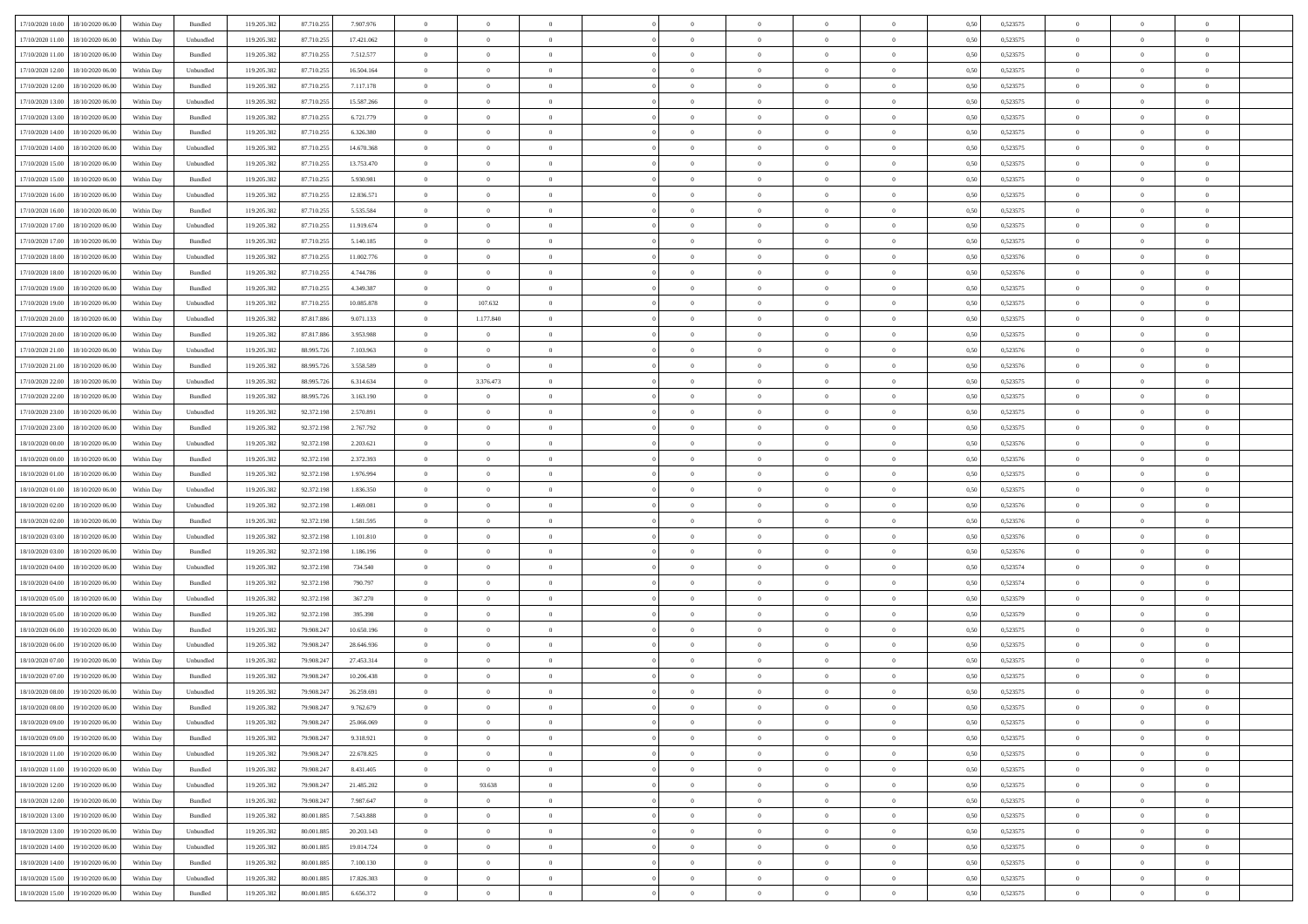| | | | | | | | | | | | | | | | | | | | | |
|---|---|---|---|---|---|---|---|---|---|---|---|---|---|---|---|---|---|---|---|---|
| 17/10/2020 10.00 | 18/10/2020 06.00 | Within Day | Bundled | 119.205.382 | 87.710.255 | 7.907.976 | 0 | 0 | 0 | | 0 | 0 | 0 | 0 | 0,50 | 0,523575 | 0 | 0 | 0 | |
| 17/10/2020 11.00 | 18/10/2020 06.00 | Within Day | Unbundled | 119.205.382 | 87.710.255 | 17.421.062 | 0 | 0 | 0 | | 0 | 0 | 0 | 0 | 0,50 | 0,523575 | 0 | 0 | 0 | |
| 17/10/2020 11.00 | 18/10/2020 06.00 | Within Day | Bundled | 119.205.382 | 87.710.255 | 7.512.577 | 0 | 0 | 0 | | 0 | 0 | 0 | 0 | 0,50 | 0,523575 | 0 | 0 | 0 | |
| 17/10/2020 12.00 | 18/10/2020 06.00 | Within Day | Unbundled | 119.205.382 | 87.710.255 | 16.504.164 | 0 | 0 | 0 | | 0 | 0 | 0 | 0 | 0,50 | 0,523575 | 0 | 0 | 0 | |
| 17/10/2020 12.00 | 18/10/2020 06.00 | Within Day | Bundled | 119.205.382 | 87.710.255 | 7.117.178 | 0 | 0 | 0 | | 0 | 0 | 0 | 0 | 0,50 | 0,523575 | 0 | 0 | 0 | |
| 17/10/2020 13.00 | 18/10/2020 06.00 | Within Day | Unbundled | 119.205.382 | 87.710.255 | 15.587.266 | 0 | 0 | 0 | | 0 | 0 | 0 | 0 | 0,50 | 0,523575 | 0 | 0 | 0 | |
| 17/10/2020 13.00 | 18/10/2020 06.00 | Within Day | Bundled | 119.205.382 | 87.710.255 | 6.721.779 | 0 | 0 | 0 | | 0 | 0 | 0 | 0 | 0,50 | 0,523575 | 0 | 0 | 0 | |
| 17/10/2020 14.00 | 18/10/2020 06.00 | Within Day | Bundled | 119.205.382 | 87.710.255 | 6.326.380 | 0 | 0 | 0 | | 0 | 0 | 0 | 0 | 0,50 | 0,523575 | 0 | 0 | 0 | |
| 17/10/2020 14.00 | 18/10/2020 06.00 | Within Day | Unbundled | 119.205.382 | 87.710.255 | 14.670.368 | 0 | 0 | 0 | | 0 | 0 | 0 | 0 | 0,50 | 0,523575 | 0 | 0 | 0 | |
| 17/10/2020 15.00 | 18/10/2020 06.00 | Within Day | Unbundled | 119.205.382 | 87.710.255 | 13.753.470 | 0 | 0 | 0 | | 0 | 0 | 0 | 0 | 0,50 | 0,523575 | 0 | 0 | 0 | |
| 17/10/2020 15.00 | 18/10/2020 06.00 | Within Day | Bundled | 119.205.382 | 87.710.255 | 5.930.981 | 0 | 0 | 0 | | 0 | 0 | 0 | 0 | 0,50 | 0,523575 | 0 | 0 | 0 | |
| 17/10/2020 16.00 | 18/10/2020 06.00 | Within Day | Unbundled | 119.205.382 | 87.710.255 | 12.836.571 | 0 | 0 | 0 | | 0 | 0 | 0 | 0 | 0,50 | 0,523575 | 0 | 0 | 0 | |
| 17/10/2020 16.00 | 18/10/2020 06.00 | Within Day | Bundled | 119.205.382 | 87.710.255 | 5.535.584 | 0 | 0 | 0 | | 0 | 0 | 0 | 0 | 0,50 | 0,523575 | 0 | 0 | 0 | |
| 17/10/2020 17.00 | 18/10/2020 06.00 | Within Day | Unbundled | 119.205.382 | 87.710.255 | 11.919.674 | 0 | 0 | 0 | | 0 | 0 | 0 | 0 | 0,50 | 0,523575 | 0 | 0 | 0 | |
| 17/10/2020 17.00 | 18/10/2020 06.00 | Within Day | Bundled | 119.205.382 | 87.710.255 | 5.140.185 | 0 | 0 | 0 | | 0 | 0 | 0 | 0 | 0,50 | 0,523575 | 0 | 0 | 0 | |
| 17/10/2020 18.00 | 18/10/2020 06.00 | Within Day | Unbundled | 119.205.382 | 87.710.255 | 11.002.776 | 0 | 0 | 0 | | 0 | 0 | 0 | 0 | 0,50 | 0,523576 | 0 | 0 | 0 | |
| 17/10/2020 18.00 | 18/10/2020 06.00 | Within Day | Bundled | 119.205.382 | 87.710.255 | 4.744.786 | 0 | 0 | 0 | | 0 | 0 | 0 | 0 | 0,50 | 0,523576 | 0 | 0 | 0 | |
| 17/10/2020 19.00 | 18/10/2020 06.00 | Within Day | Bundled | 119.205.382 | 87.710.255 | 4.349.387 | 0 | 0 | 0 | | 0 | 0 | 0 | 0 | 0,50 | 0,523575 | 0 | 0 | 0 | |
| 17/10/2020 19.00 | 18/10/2020 06.00 | Within Day | Unbundled | 119.205.382 | 87.710.255 | 10.085.878 | 0 | 107.632 | 0 | | 0 | 0 | 0 | 0 | 0,50 | 0,523575 | 0 | 0 | 0 | |
| 17/10/2020 20.00 | 18/10/2020 06.00 | Within Day | Unbundled | 119.205.382 | 87.817.886 | 9.071.133 | 0 | 1.177.840 | 0 | | 0 | 0 | 0 | 0 | 0,50 | 0,523575 | 0 | 0 | 0 | |
| 17/10/2020 20.00 | 18/10/2020 06.00 | Within Day | Bundled | 119.205.382 | 87.817.886 | 3.953.988 | 0 | 0 | 0 | | 0 | 0 | 0 | 0 | 0,50 | 0,523575 | 0 | 0 | 0 | |
| 17/10/2020 21.00 | 18/10/2020 06.00 | Within Day | Unbundled | 119.205.382 | 88.995.726 | 7.103.963 | 0 | 0 | 0 | | 0 | 0 | 0 | 0 | 0,50 | 0,523576 | 0 | 0 | 0 | |
| 17/10/2020 21.00 | 18/10/2020 06.00 | Within Day | Bundled | 119.205.382 | 88.995.726 | 3.558.589 | 0 | 0 | 0 | | 0 | 0 | 0 | 0 | 0,50 | 0,523576 | 0 | 0 | 0 | |
| 17/10/2020 22.00 | 18/10/2020 06.00 | Within Day | Unbundled | 119.205.382 | 88.995.726 | 6.314.634 | 0 | 3.376.473 | 0 | | 0 | 0 | 0 | 0 | 0,50 | 0,523575 | 0 | 0 | 0 | |
| 17/10/2020 22.00 | 18/10/2020 06.00 | Within Day | Bundled | 119.205.382 | 88.995.726 | 3.163.190 | 0 | 0 | 0 | | 0 | 0 | 0 | 0 | 0,50 | 0,523575 | 0 | 0 | 0 | |
| 17/10/2020 23.00 | 18/10/2020 06.00 | Within Day | Unbundled | 119.205.382 | 92.372.198 | 2.570.891 | 0 | 0 | 0 | | 0 | 0 | 0 | 0 | 0,50 | 0,523575 | 0 | 0 | 0 | |
| 17/10/2020 23.00 | 18/10/2020 06.00 | Within Day | Bundled | 119.205.382 | 92.372.198 | 2.767.792 | 0 | 0 | 0 | | 0 | 0 | 0 | 0 | 0,50 | 0,523575 | 0 | 0 | 0 | |
| 18/10/2020 00.00 | 18/10/2020 06.00 | Within Day | Unbundled | 119.205.382 | 92.372.198 | 2.203.621 | 0 | 0 | 0 | | 0 | 0 | 0 | 0 | 0,50 | 0,523576 | 0 | 0 | 0 | |
| 18/10/2020 00.00 | 18/10/2020 06.00 | Within Day | Bundled | 119.205.382 | 92.372.198 | 2.372.393 | 0 | 0 | 0 | | 0 | 0 | 0 | 0 | 0,50 | 0,523576 | 0 | 0 | 0 | |
| 18/10/2020 01.00 | 18/10/2020 06.00 | Within Day | Bundled | 119.205.382 | 92.372.198 | 1.976.994 | 0 | 0 | 0 | | 0 | 0 | 0 | 0 | 0,50 | 0,523575 | 0 | 0 | 0 | |
| 18/10/2020 01.00 | 18/10/2020 06.00 | Within Day | Unbundled | 119.205.382 | 92.372.198 | 1.836.350 | 0 | 0 | 0 | | 0 | 0 | 0 | 0 | 0,50 | 0,523575 | 0 | 0 | 0 | |
| 18/10/2020 02.00 | 18/10/2020 06.00 | Within Day | Unbundled | 119.205.382 | 92.372.198 | 1.469.081 | 0 | 0 | 0 | | 0 | 0 | 0 | 0 | 0,50 | 0,523576 | 0 | 0 | 0 | |
| 18/10/2020 02.00 | 18/10/2020 06.00 | Within Day | Bundled | 119.205.382 | 92.372.198 | 1.581.595 | 0 | 0 | 0 | | 0 | 0 | 0 | 0 | 0,50 | 0,523576 | 0 | 0 | 0 | |
| 18/10/2020 03.00 | 18/10/2020 06.00 | Within Day | Unbundled | 119.205.382 | 92.372.198 | 1.101.810 | 0 | 0 | 0 | | 0 | 0 | 0 | 0 | 0,50 | 0,523576 | 0 | 0 | 0 | |
| 18/10/2020 03.00 | 18/10/2020 06.00 | Within Day | Bundled | 119.205.382 | 92.372.198 | 1.186.196 | 0 | 0 | 0 | | 0 | 0 | 0 | 0 | 0,50 | 0,523576 | 0 | 0 | 0 | |
| 18/10/2020 04.00 | 18/10/2020 06.00 | Within Day | Unbundled | 119.205.382 | 92.372.198 | 734.540 | 0 | 0 | 0 | | 0 | 0 | 0 | 0 | 0,50 | 0,523574 | 0 | 0 | 0 | |
| 18/10/2020 04.00 | 18/10/2020 06.00 | Within Day | Bundled | 119.205.382 | 92.372.198 | 790.797 | 0 | 0 | 0 | | 0 | 0 | 0 | 0 | 0,50 | 0,523574 | 0 | 0 | 0 | |
| 18/10/2020 05.00 | 18/10/2020 06.00 | Within Day | Unbundled | 119.205.382 | 92.372.198 | 367.270 | 0 | 0 | 0 | | 0 | 0 | 0 | 0 | 0,50 | 0,523579 | 0 | 0 | 0 | |
| 18/10/2020 05.00 | 18/10/2020 06.00 | Within Day | Bundled | 119.205.382 | 92.372.198 | 395.398 | 0 | 0 | 0 | | 0 | 0 | 0 | 0 | 0,50 | 0,523579 | 0 | 0 | 0 | |
| 18/10/2020 06.00 | 19/10/2020 06.00 | Within Day | Bundled | 119.205.382 | 79.908.247 | 10.650.196 | 0 | 0 | 0 | | 0 | 0 | 0 | 0 | 0,50 | 0,523575 | 0 | 0 | 0 | |
| 18/10/2020 06.00 | 19/10/2020 06.00 | Within Day | Unbundled | 119.205.382 | 79.908.247 | 28.646.936 | 0 | 0 | 0 | | 0 | 0 | 0 | 0 | 0,50 | 0,523575 | 0 | 0 | 0 | |
| 18/10/2020 07.00 | 19/10/2020 06.00 | Within Day | Unbundled | 119.205.382 | 79.908.247 | 27.453.314 | 0 | 0 | 0 | | 0 | 0 | 0 | 0 | 0,50 | 0,523575 | 0 | 0 | 0 | |
| 18/10/2020 07.00 | 19/10/2020 06.00 | Within Day | Bundled | 119.205.382 | 79.908.247 | 10.206.438 | 0 | 0 | 0 | | 0 | 0 | 0 | 0 | 0,50 | 0,523575 | 0 | 0 | 0 | |
| 18/10/2020 08.00 | 19/10/2020 06.00 | Within Day | Unbundled | 119.205.382 | 79.908.247 | 26.259.691 | 0 | 0 | 0 | | 0 | 0 | 0 | 0 | 0,50 | 0,523575 | 0 | 0 | 0 | |
| 18/10/2020 08.00 | 19/10/2020 06.00 | Within Day | Bundled | 119.205.382 | 79.908.247 | 9.762.679 | 0 | 0 | 0 | | 0 | 0 | 0 | 0 | 0,50 | 0,523575 | 0 | 0 | 0 | |
| 18/10/2020 09.00 | 19/10/2020 06.00 | Within Day | Unbundled | 119.205.382 | 79.908.247 | 25.066.069 | 0 | 0 | 0 | | 0 | 0 | 0 | 0 | 0,50 | 0,523575 | 0 | 0 | 0 | |
| 18/10/2020 09.00 | 19/10/2020 06.00 | Within Day | Bundled | 119.205.382 | 79.908.247 | 9.318.921 | 0 | 0 | 0 | | 0 | 0 | 0 | 0 | 0,50 | 0,523575 | 0 | 0 | 0 | |
| 18/10/2020 11.00 | 19/10/2020 06.00 | Within Day | Unbundled | 119.205.382 | 79.908.247 | 22.678.825 | 0 | 0 | 0 | | 0 | 0 | 0 | 0 | 0,50 | 0,523575 | 0 | 0 | 0 | |
| 18/10/2020 11.00 | 19/10/2020 06.00 | Within Day | Bundled | 119.205.382 | 79.908.247 | 8.431.405 | 0 | 0 | 0 | | 0 | 0 | 0 | 0 | 0,50 | 0,523575 | 0 | 0 | 0 | |
| 18/10/2020 12.00 | 19/10/2020 06.00 | Within Day | Unbundled | 119.205.382 | 79.908.247 | 21.485.202 | 0 | 93.638 | 0 | | 0 | 0 | 0 | 0 | 0,50 | 0,523575 | 0 | 0 | 0 | |
| 18/10/2020 12.00 | 19/10/2020 06.00 | Within Day | Bundled | 119.205.382 | 79.908.247 | 7.987.647 | 0 | 0 | 0 | | 0 | 0 | 0 | 0 | 0,50 | 0,523575 | 0 | 0 | 0 | |
| 18/10/2020 13.00 | 19/10/2020 06.00 | Within Day | Bundled | 119.205.382 | 80.001.885 | 7.543.888 | 0 | 0 | 0 | | 0 | 0 | 0 | 0 | 0,50 | 0,523575 | 0 | 0 | 0 | |
| 18/10/2020 13.00 | 19/10/2020 06.00 | Within Day | Unbundled | 119.205.382 | 80.001.885 | 20.203.143 | 0 | 0 | 0 | | 0 | 0 | 0 | 0 | 0,50 | 0,523575 | 0 | 0 | 0 | |
| 18/10/2020 14.00 | 19/10/2020 06.00 | Within Day | Unbundled | 119.205.382 | 80.001.885 | 19.014.724 | 0 | 0 | 0 | | 0 | 0 | 0 | 0 | 0,50 | 0,523575 | 0 | 0 | 0 | |
| 18/10/2020 14.00 | 19/10/2020 06.00 | Within Day | Bundled | 119.205.382 | 80.001.885 | 7.100.130 | 0 | 0 | 0 | | 0 | 0 | 0 | 0 | 0,50 | 0,523575 | 0 | 0 | 0 | |
| 18/10/2020 15.00 | 19/10/2020 06.00 | Within Day | Unbundled | 119.205.382 | 80.001.885 | 17.826.303 | 0 | 0 | 0 | | 0 | 0 | 0 | 0 | 0,50 | 0,523575 | 0 | 0 | 0 | |
| 18/10/2020 15.00 | 19/10/2020 06.00 | Within Day | Bundled | 119.205.382 | 80.001.885 | 6.656.372 | 0 | 0 | 0 | | 0 | 0 | 0 | 0 | 0,50 | 0,523575 | 0 | 0 | 0 | |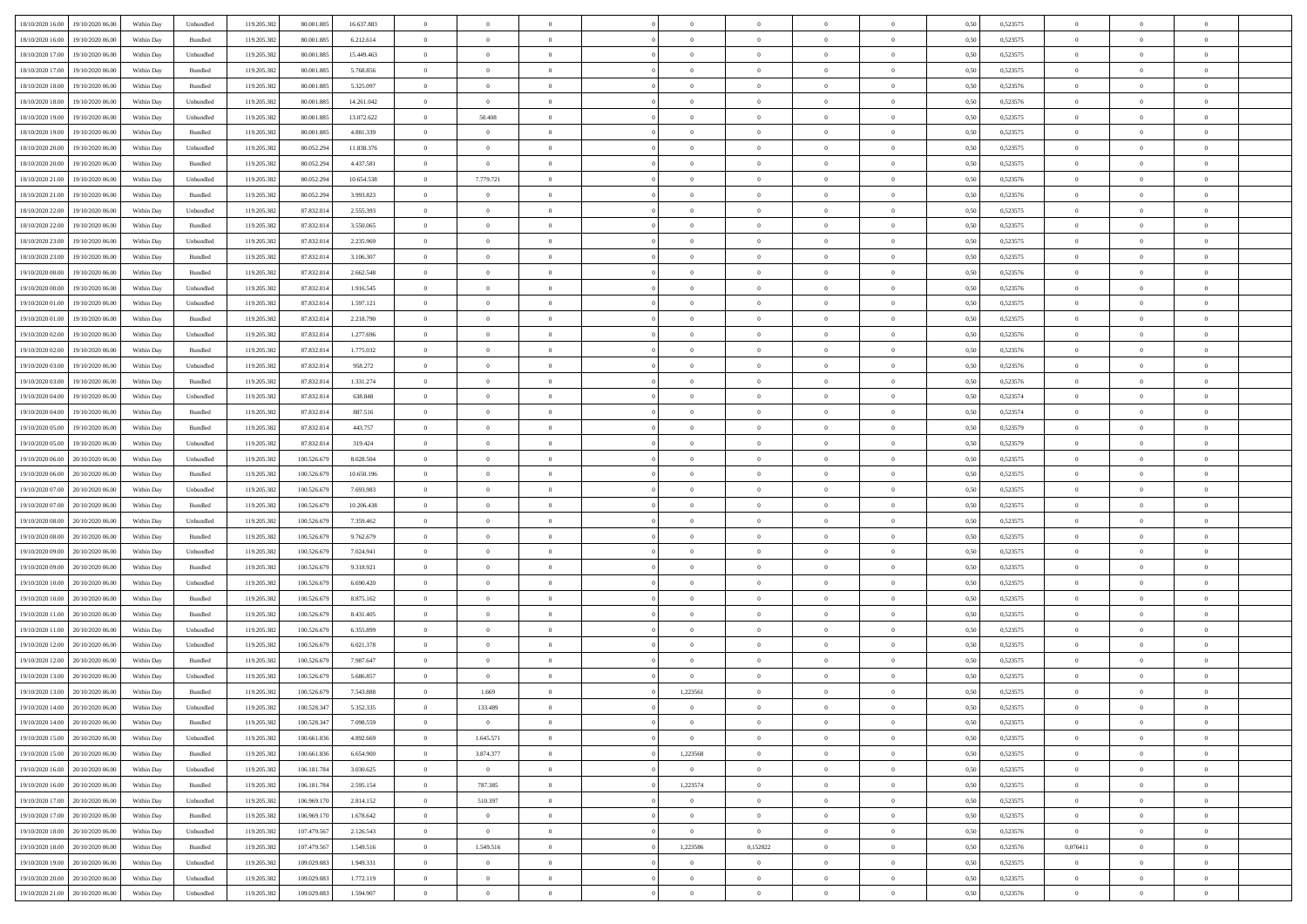| | | | | | | | | | | | | | | | | | | | | | |
|---|---|---|---|---|---|---|---|---|---|---|---|---|---|---|---|---|---|---|---|---|---|
| 18/10/2020 16:00 | 19/10/2020 06:00 | Within Day | Unbundled | 119.205.382 | 80.001.885 | 16.637.883 | 0 | 0 | 0 | | 0 | 0 | 0 | 0 | 0,50 | 0,523575 | 0 | 0 | 0 | |
| 18/10/2020 16:00 | 19/10/2020 06:00 | Within Day | Bundled | 119.205.382 | 80.001.885 | 6.212.614 | 0 | 0 | 0 | | 0 | 0 | 0 | 0 | 0,50 | 0,523575 | 0 | 0 | 0 | |
| 18/10/2020 17:00 | 19/10/2020 06:00 | Within Day | Unbundled | 119.205.382 | 80.001.885 | 15.449.463 | 0 | 0 | 0 | | 0 | 0 | 0 | 0 | 0,50 | 0,523575 | 0 | 0 | 0 | |
| 18/10/2020 17:00 | 19/10/2020 06:00 | Within Day | Bundled | 119.205.382 | 80.001.885 | 5.768.856 | 0 | 0 | 0 | | 0 | 0 | 0 | 0 | 0,50 | 0,523575 | 0 | 0 | 0 | |
| 18/10/2020 18:00 | 19/10/2020 06:00 | Within Day | Bundled | 119.205.382 | 80.001.885 | 5.325.097 | 0 | 0 | 0 | | 0 | 0 | 0 | 0 | 0,50 | 0,523576 | 0 | 0 | 0 | |
| 18/10/2020 18:00 | 19/10/2020 06:00 | Within Day | Unbundled | 119.205.382 | 80.001.885 | 14.261.042 | 0 | 0 | 0 | | 0 | 0 | 0 | 0 | 0,50 | 0,523576 | 0 | 0 | 0 | |
| 18/10/2020 19:00 | 19/10/2020 06:00 | Within Day | Unbundled | 119.205.382 | 80.001.885 | 13.072.622 | 0 | 50.408 | 0 | | 0 | 0 | 0 | 0 | 0,50 | 0,523575 | 0 | 0 | 0 | |
| 18/10/2020 19:00 | 19/10/2020 06:00 | Within Day | Bundled | 119.205.382 | 80.001.885 | 4.881.339 | 0 | 0 | 0 | | 0 | 0 | 0 | 0 | 0,50 | 0,523575 | 0 | 0 | 0 | |
| 18/10/2020 20:00 | 19/10/2020 06:00 | Within Day | Unbundled | 119.205.382 | 80.052.294 | 11.838.376 | 0 | 0 | 0 | | 0 | 0 | 0 | 0 | 0,50 | 0,523575 | 0 | 0 | 0 | |
| 18/10/2020 20:00 | 19/10/2020 06:00 | Within Day | Bundled | 119.205.382 | 80.052.294 | 4.437.581 | 0 | 0 | 0 | | 0 | 0 | 0 | 0 | 0,50 | 0,523575 | 0 | 0 | 0 | |
| 18/10/2020 21:00 | 19/10/2020 06:00 | Within Day | Unbundled | 119.205.382 | 80.052.294 | 10.654.538 | 0 | 7.779.721 | 0 | | 0 | 0 | 0 | 0 | 0,50 | 0,523576 | 0 | 0 | 0 | |
| 18/10/2020 21:00 | 19/10/2020 06:00 | Within Day | Bundled | 119.205.382 | 80.052.294 | 3.993.823 | 0 | 0 | 0 | | 0 | 0 | 0 | 0 | 0,50 | 0,523576 | 0 | 0 | 0 | |
| 18/10/2020 22:00 | 19/10/2020 06:00 | Within Day | Unbundled | 119.205.382 | 87.832.014 | 2.555.393 | 0 | 0 | 0 | | 0 | 0 | 0 | 0 | 0,50 | 0,523575 | 0 | 0 | 0 | |
| 18/10/2020 22:00 | 19/10/2020 06:00 | Within Day | Bundled | 119.205.382 | 87.832.014 | 3.550.065 | 0 | 0 | 0 | | 0 | 0 | 0 | 0 | 0,50 | 0,523575 | 0 | 0 | 0 | |
| 18/10/2020 23:00 | 19/10/2020 06:00 | Within Day | Unbundled | 119.205.382 | 87.832.014 | 2.235.969 | 0 | 0 | 0 | | 0 | 0 | 0 | 0 | 0,50 | 0,523575 | 0 | 0 | 0 | |
| 18/10/2020 23:00 | 19/10/2020 06:00 | Within Day | Bundled | 119.205.382 | 87.832.014 | 3.106.307 | 0 | 0 | 0 | | 0 | 0 | 0 | 0 | 0,50 | 0,523575 | 0 | 0 | 0 | |
| 19/10/2020 00:00 | 19/10/2020 06:00 | Within Day | Bundled | 119.205.382 | 87.832.014 | 2.662.548 | 0 | 0 | 0 | | 0 | 0 | 0 | 0 | 0,50 | 0,523576 | 0 | 0 | 0 | |
| 19/10/2020 00:00 | 19/10/2020 06:00 | Within Day | Unbundled | 119.205.382 | 87.832.014 | 1.916.545 | 0 | 0 | 0 | | 0 | 0 | 0 | 0 | 0,50 | 0,523576 | 0 | 0 | 0 | |
| 19/10/2020 01:00 | 19/10/2020 06:00 | Within Day | Unbundled | 119.205.382 | 87.832.014 | 1.597.121 | 0 | 0 | 0 | | 0 | 0 | 0 | 0 | 0,50 | 0,523575 | 0 | 0 | 0 | |
| 19/10/2020 01:00 | 19/10/2020 06:00 | Within Day | Bundled | 119.205.382 | 87.832.014 | 2.218.790 | 0 | 0 | 0 | | 0 | 0 | 0 | 0 | 0,50 | 0,523575 | 0 | 0 | 0 | |
| 19/10/2020 02:00 | 19/10/2020 06:00 | Within Day | Unbundled | 119.205.382 | 87.832.014 | 1.277.696 | 0 | 0 | 0 | | 0 | 0 | 0 | 0 | 0,50 | 0,523576 | 0 | 0 | 0 | |
| 19/10/2020 02:00 | 19/10/2020 06:00 | Within Day | Bundled | 119.205.382 | 87.832.014 | 1.775.032 | 0 | 0 | 0 | | 0 | 0 | 0 | 0 | 0,50 | 0,523576 | 0 | 0 | 0 | |
| 19/10/2020 03:00 | 19/10/2020 06:00 | Within Day | Unbundled | 119.205.382 | 87.832.014 | 958.272 | 0 | 0 | 0 | | 0 | 0 | 0 | 0 | 0,50 | 0,523576 | 0 | 0 | 0 | |
| 19/10/2020 03:00 | 19/10/2020 06:00 | Within Day | Bundled | 119.205.382 | 87.832.014 | 1.331.274 | 0 | 0 | 0 | | 0 | 0 | 0 | 0 | 0,50 | 0,523576 | 0 | 0 | 0 | |
| 19/10/2020 04:00 | 19/10/2020 06:00 | Within Day | Unbundled | 119.205.382 | 87.832.014 | 638.848 | 0 | 0 | 0 | | 0 | 0 | 0 | 0 | 0,50 | 0,523574 | 0 | 0 | 0 | |
| 19/10/2020 04:00 | 19/10/2020 06:00 | Within Day | Bundled | 119.205.382 | 87.832.014 | 887.516 | 0 | 0 | 0 | | 0 | 0 | 0 | 0 | 0,50 | 0,523574 | 0 | 0 | 0 | |
| 19/10/2020 05:00 | 19/10/2020 06:00 | Within Day | Bundled | 119.205.382 | 87.832.014 | 443.757 | 0 | 0 | 0 | | 0 | 0 | 0 | 0 | 0,50 | 0,523579 | 0 | 0 | 0 | |
| 19/10/2020 05:00 | 19/10/2020 06:00 | Within Day | Unbundled | 119.205.382 | 87.832.014 | 319.424 | 0 | 0 | 0 | | 0 | 0 | 0 | 0 | 0,50 | 0,523579 | 0 | 0 | 0 | |
| 19/10/2020 06:00 | 20/10/2020 06:00 | Within Day | Unbundled | 119.205.382 | 100.526.679 | 8.028.504 | 0 | 0 | 0 | | 0 | 0 | 0 | 0 | 0,50 | 0,523575 | 0 | 0 | 0 | |
| 19/10/2020 06:00 | 20/10/2020 06:00 | Within Day | Bundled | 119.205.382 | 100.526.679 | 10.650.196 | 0 | 0 | 0 | | 0 | 0 | 0 | 0 | 0,50 | 0,523575 | 0 | 0 | 0 | |
| 19/10/2020 07:00 | 20/10/2020 06:00 | Within Day | Unbundled | 119.205.382 | 100.526.679 | 7.693.983 | 0 | 0 | 0 | | 0 | 0 | 0 | 0 | 0,50 | 0,523575 | 0 | 0 | 0 | |
| 19/10/2020 07:00 | 20/10/2020 06:00 | Within Day | Bundled | 119.205.382 | 100.526.679 | 10.206.438 | 0 | 0 | 0 | | 0 | 0 | 0 | 0 | 0,50 | 0,523575 | 0 | 0 | 0 | |
| 19/10/2020 08:00 | 20/10/2020 06:00 | Within Day | Unbundled | 119.205.382 | 100.526.679 | 7.359.462 | 0 | 0 | 0 | | 0 | 0 | 0 | 0 | 0,50 | 0,523575 | 0 | 0 | 0 | |
| 19/10/2020 08:00 | 20/10/2020 06:00 | Within Day | Bundled | 119.205.382 | 100.526.679 | 9.762.679 | 0 | 0 | 0 | | 0 | 0 | 0 | 0 | 0,50 | 0,523575 | 0 | 0 | 0 | |
| 19/10/2020 09:00 | 20/10/2020 06:00 | Within Day | Unbundled | 119.205.382 | 100.526.679 | 7.024.941 | 0 | 0 | 0 | | 0 | 0 | 0 | 0 | 0,50 | 0,523575 | 0 | 0 | 0 | |
| 19/10/2020 09:00 | 20/10/2020 06:00 | Within Day | Bundled | 119.205.382 | 100.526.679 | 9.318.921 | 0 | 0 | 0 | | 0 | 0 | 0 | 0 | 0,50 | 0,523575 | 0 | 0 | 0 | |
| 19/10/2020 10:00 | 20/10/2020 06:00 | Within Day | Unbundled | 119.205.382 | 100.526.679 | 6.690.420 | 0 | 0 | 0 | | 0 | 0 | 0 | 0 | 0,50 | 0,523575 | 0 | 0 | 0 | |
| 19/10/2020 10:00 | 20/10/2020 06:00 | Within Day | Bundled | 119.205.382 | 100.526.679 | 8.875.162 | 0 | 0 | 0 | | 0 | 0 | 0 | 0 | 0,50 | 0,523575 | 0 | 0 | 0 | |
| 19/10/2020 11:00 | 20/10/2020 06:00 | Within Day | Bundled | 119.205.382 | 100.526.679 | 8.431.405 | 0 | 0 | 0 | | 0 | 0 | 0 | 0 | 0,50 | 0,523575 | 0 | 0 | 0 | |
| 19/10/2020 11:00 | 20/10/2020 06:00 | Within Day | Unbundled | 119.205.382 | 100.526.679 | 6.355.899 | 0 | 0 | 0 | | 0 | 0 | 0 | 0 | 0,50 | 0,523575 | 0 | 0 | 0 | |
| 19/10/2020 12:00 | 20/10/2020 06:00 | Within Day | Unbundled | 119.205.382 | 100.526.679 | 6.021.378 | 0 | 0 | 0 | | 0 | 0 | 0 | 0 | 0,50 | 0,523575 | 0 | 0 | 0 | |
| 19/10/2020 12:00 | 20/10/2020 06:00 | Within Day | Bundled | 119.205.382 | 100.526.679 | 7.987.647 | 0 | 0 | 0 | | 0 | 0 | 0 | 0 | 0,50 | 0,523575 | 0 | 0 | 0 | |
| 19/10/2020 13:00 | 20/10/2020 06:00 | Within Day | Unbundled | 119.205.382 | 100.526.679 | 5.686.857 | 0 | 0 | 0 | | 0 | 0 | 0 | 0 | 0,50 | 0,523575 | 0 | 0 | 0 | |
| 19/10/2020 13:00 | 20/10/2020 06:00 | Within Day | Bundled | 119.205.382 | 100.526.679 | 7.543.888 | 0 | 1.669 | 0 | | 1,223561 | 0 | 0 | 0 | 0,50 | 0,523575 | 0 | 0 | 0 | |
| 19/10/2020 14:00 | 20/10/2020 06:00 | Within Day | Unbundled | 119.205.382 | 100.528.347 | 5.352.335 | 0 | 133.489 | 0 | | 0 | 0 | 0 | 0 | 0,50 | 0,523575 | 0 | 0 | 0 | |
| 19/10/2020 14:00 | 20/10/2020 06:00 | Within Day | Bundled | 119.205.382 | 100.528.347 | 7.098.559 | 0 | 0 | 0 | | 0 | 0 | 0 | 0 | 0,50 | 0,523575 | 0 | 0 | 0 | |
| 19/10/2020 15:00 | 20/10/2020 06:00 | Within Day | Unbundled | 119.205.382 | 100.661.836 | 4.892.669 | 0 | 1.645.571 | 0 | | 0 | 0 | 0 | 0 | 0,50 | 0,523575 | 0 | 0 | 0 | |
| 19/10/2020 15:00 | 20/10/2020 06:00 | Within Day | Bundled | 119.205.382 | 100.661.836 | 6.654.900 | 0 | 3.874.377 | 0 | | 1,223568 | 0 | 0 | 0 | 0,50 | 0,523575 | 0 | 0 | 0 | |
| 19/10/2020 16:00 | 20/10/2020 06:00 | Within Day | Unbundled | 119.205.382 | 106.181.784 | 3.030.625 | 0 | 0 | 0 | | 0 | 0 | 0 | 0 | 0,50 | 0,523575 | 0 | 0 | 0 | |
| 19/10/2020 16:00 | 20/10/2020 06:00 | Within Day | Bundled | 119.205.382 | 106.181.784 | 2.595.154 | 0 | 787.385 | 0 | | 1,223574 | 0 | 0 | 0 | 0,50 | 0,523575 | 0 | 0 | 0 | |
| 19/10/2020 17:00 | 20/10/2020 06:00 | Within Day | Unbundled | 119.205.382 | 106.969.170 | 2.814.152 | 0 | 510.397 | 0 | | 0 | 0 | 0 | 0 | 0,50 | 0,523575 | 0 | 0 | 0 | |
| 19/10/2020 17:00 | 20/10/2020 06:00 | Within Day | Bundled | 119.205.382 | 106.969.170 | 1.678.642 | 0 | 0 | 0 | | 0 | 0 | 0 | 0 | 0,50 | 0,523575 | 0 | 0 | 0 | |
| 19/10/2020 18:00 | 20/10/2020 06:00 | Within Day | Unbundled | 119.205.382 | 107.479.567 | 2.126.543 | 0 | 0 | 0 | | 0 | 0 | 0 | 0 | 0,50 | 0,523576 | 0 | 0 | 0 | |
| 19/10/2020 18:00 | 20/10/2020 06:00 | Within Day | Bundled | 119.205.382 | 107.479.567 | 1.549.516 | 0 | 1.549.516 | 0 | | 1,223586 | 0,152822 | 0 | 0 | 0,50 | 0,523576 | 0,076411 | 0 | 0 | |
| 19/10/2020 19:00 | 20/10/2020 06:00 | Within Day | Unbundled | 119.205.382 | 109.029.083 | 1.949.331 | 0 | 0 | 0 | | 0 | 0 | 0 | 0 | 0,50 | 0,523575 | 0 | 0 | 0 | |
| 19/10/2020 20:00 | 20/10/2020 06:00 | Within Day | Unbundled | 119.205.382 | 109.029.083 | 1.772.119 | 0 | 0 | 0 | | 0 | 0 | 0 | 0 | 0,50 | 0,523575 | 0 | 0 | 0 | |
| 19/10/2020 21:00 | 20/10/2020 06:00 | Within Day | Unbundled | 119.205.382 | 109.029.083 | 1.594.907 | 0 | 0 | 0 | | 0 | 0 | 0 | 0 | 0,50 | 0,523576 | 0 | 0 | 0 | |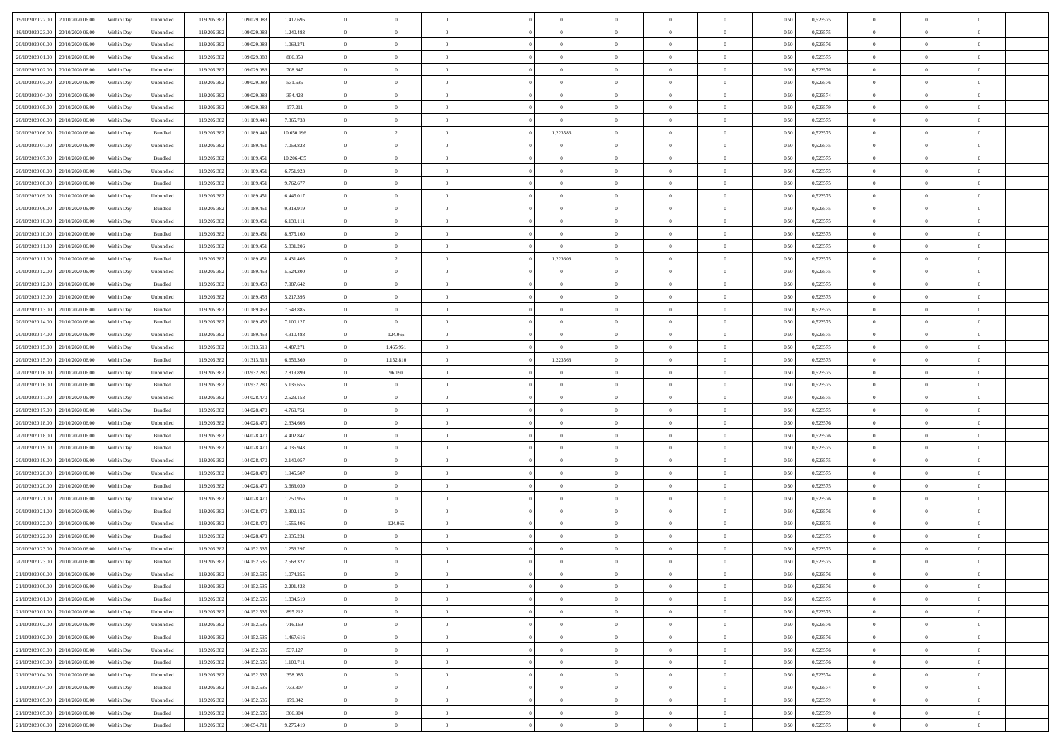| | | | | | | | | | | | | | | | | | | | |
|---|---|---|---|---|---|---|---|---|---|---|---|---|---|---|---|---|---|---|---|
| 19/10/2020 22.00 | 20/10/2020 06.00 | Within Day | Unbundled | 119.205.382 | 109.029.083 | 1.417.695 | 0 | 0 | 0 | | 0 | 0 | 0 | 0 | 0,50 | 0,523575 | 0 | 0 | 0 |
| 19/10/2020 23.00 | 20/10/2020 06.00 | Within Day | Unbundled | 119.205.382 | 109.029.083 | 1.240.483 | 0 | 0 | 0 | | 0 | 0 | 0 | 0 | 0,50 | 0,523575 | 0 | 0 | 0 |
| 20/10/2020 00.00 | 20/10/2020 06.00 | Within Day | Unbundled | 119.205.382 | 109.029.083 | 1.063.271 | 0 | 0 | 0 | | 0 | 0 | 0 | 0 | 0,50 | 0,523576 | 0 | 0 | 0 |
| 20/10/2020 01.00 | 20/10/2020 06.00 | Within Day | Unbundled | 119.205.382 | 109.029.083 | 886.059 | 0 | 0 | 0 | | 0 | 0 | 0 | 0 | 0,50 | 0,523575 | 0 | 0 | 0 |
| 20/10/2020 02.00 | 20/10/2020 06.00 | Within Day | Unbundled | 119.205.382 | 109.029.083 | 708.847 | 0 | 0 | 0 | | 0 | 0 | 0 | 0 | 0,50 | 0,523576 | 0 | 0 | 0 |
| 20/10/2020 03.00 | 20/10/2020 06.00 | Within Day | Unbundled | 119.205.382 | 109.029.083 | 531.635 | 0 | 0 | 0 | | 0 | 0 | 0 | 0 | 0,50 | 0,523576 | 0 | 0 | 0 |
| 20/10/2020 04.00 | 20/10/2020 06.00 | Within Day | Unbundled | 119.205.382 | 109.029.083 | 354.423 | 0 | 0 | 0 | | 0 | 0 | 0 | 0 | 0,50 | 0,523574 | 0 | 0 | 0 |
| 20/10/2020 05.00 | 20/10/2020 06.00 | Within Day | Unbundled | 119.205.382 | 109.029.083 | 177.211 | 0 | 0 | 0 | | 0 | 0 | 0 | 0 | 0,50 | 0,523579 | 0 | 0 | 0 |
| 20/10/2020 06.00 | 21/10/2020 06.00 | Within Day | Unbundled | 119.205.382 | 101.189.449 | 7.365.733 | 0 | 0 | 0 | | 0 | 0 | 0 | 0 | 0,50 | 0,523575 | 0 | 0 | 0 |
| 20/10/2020 06.00 | 21/10/2020 06.00 | Within Day | Bundled | 119.205.382 | 101.189.449 | 10.650.196 | 0 | 2 | 0 | | 1,223586 | 0 | 0 | 0 | 0,50 | 0,523575 | 0 | 0 | 0 |
| 20/10/2020 07.00 | 21/10/2020 06.00 | Within Day | Unbundled | 119.205.382 | 101.189.451 | 7.058.828 | 0 | 0 | 0 | | 0 | 0 | 0 | 0 | 0,50 | 0,523575 | 0 | 0 | 0 |
| 20/10/2020 07.00 | 21/10/2020 06.00 | Within Day | Bundled | 119.205.382 | 101.189.451 | 10.206.435 | 0 | 0 | 0 | | 0 | 0 | 0 | 0 | 0,50 | 0,523575 | 0 | 0 | 0 |
| 20/10/2020 08.00 | 21/10/2020 06.00 | Within Day | Unbundled | 119.205.382 | 101.189.451 | 6.751.923 | 0 | 0 | 0 | | 0 | 0 | 0 | 0 | 0,50 | 0,523575 | 0 | 0 | 0 |
| 20/10/2020 08.00 | 21/10/2020 06.00 | Within Day | Bundled | 119.205.382 | 101.189.451 | 9.762.677 | 0 | 0 | 0 | | 0 | 0 | 0 | 0 | 0,50 | 0,523575 | 0 | 0 | 0 |
| 20/10/2020 09.00 | 21/10/2020 06.00 | Within Day | Unbundled | 119.205.382 | 101.189.451 | 6.445.017 | 0 | 0 | 0 | | 0 | 0 | 0 | 0 | 0,50 | 0,523575 | 0 | 0 | 0 |
| 20/10/2020 09.00 | 21/10/2020 06.00 | Within Day | Bundled | 119.205.382 | 101.189.451 | 9.318.919 | 0 | 0 | 0 | | 0 | 0 | 0 | 0 | 0,50 | 0,523575 | 0 | 0 | 0 |
| 20/10/2020 10.00 | 21/10/2020 06.00 | Within Day | Unbundled | 119.205.382 | 101.189.451 | 6.138.111 | 0 | 0 | 0 | | 0 | 0 | 0 | 0 | 0,50 | 0,523575 | 0 | 0 | 0 |
| 20/10/2020 10.00 | 21/10/2020 06.00 | Within Day | Bundled | 119.205.382 | 101.189.451 | 8.875.160 | 0 | 0 | 0 | | 0 | 0 | 0 | 0 | 0,50 | 0,523575 | 0 | 0 | 0 |
| 20/10/2020 11.00 | 21/10/2020 06.00 | Within Day | Unbundled | 119.205.382 | 101.189.451 | 5.831.206 | 0 | 0 | 0 | | 0 | 0 | 0 | 0 | 0,50 | 0,523575 | 0 | 0 | 0 |
| 20/10/2020 11.00 | 21/10/2020 06.00 | Within Day | Bundled | 119.205.382 | 101.189.451 | 8.431.403 | 0 | 2 | 0 | | 1,223608 | 0 | 0 | 0 | 0,50 | 0,523575 | 0 | 0 | 0 |
| 20/10/2020 12.00 | 21/10/2020 06.00 | Within Day | Unbundled | 119.205.382 | 101.189.453 | 5.524.300 | 0 | 0 | 0 | | 0 | 0 | 0 | 0 | 0,50 | 0,523575 | 0 | 0 | 0 |
| 20/10/2020 12.00 | 21/10/2020 06.00 | Within Day | Bundled | 119.205.382 | 101.189.453 | 7.987.642 | 0 | 0 | 0 | | 0 | 0 | 0 | 0 | 0,50 | 0,523575 | 0 | 0 | 0 |
| 20/10/2020 13.00 | 21/10/2020 06.00 | Within Day | Unbundled | 119.205.382 | 101.189.453 | 5.217.395 | 0 | 0 | 0 | | 0 | 0 | 0 | 0 | 0,50 | 0,523575 | 0 | 0 | 0 |
| 20/10/2020 13.00 | 21/10/2020 06.00 | Within Day | Bundled | 119.205.382 | 101.189.453 | 7.543.885 | 0 | 0 | 0 | | 0 | 0 | 0 | 0 | 0,50 | 0,523575 | 0 | 0 | 0 |
| 20/10/2020 14.00 | 21/10/2020 06.00 | Within Day | Bundled | 119.205.382 | 101.189.453 | 7.100.127 | 0 | 0 | 0 | | 0 | 0 | 0 | 0 | 0,50 | 0,523575 | 0 | 0 | 0 |
| 20/10/2020 14.00 | 21/10/2020 06.00 | Within Day | Unbundled | 119.205.382 | 101.189.453 | 4.910.488 | 0 | 124.065 | 0 | | 0 | 0 | 0 | 0 | 0,50 | 0,523575 | 0 | 0 | 0 |
| 20/10/2020 15.00 | 21/10/2020 06.00 | Within Day | Unbundled | 119.205.382 | 101.313.519 | 4.487.271 | 0 | 1.465.951 | 0 | | 0 | 0 | 0 | 0 | 0,50 | 0,523575 | 0 | 0 | 0 |
| 20/10/2020 15.00 | 21/10/2020 06.00 | Within Day | Bundled | 119.205.382 | 101.313.519 | 6.656.369 | 0 | 1.152.810 | 0 | | 1,223568 | 0 | 0 | 0 | 0,50 | 0,523575 | 0 | 0 | 0 |
| 20/10/2020 16.00 | 21/10/2020 06.00 | Within Day | Unbundled | 119.205.382 | 103.932.280 | 2.819.899 | 0 | 96.190 | 0 | | 0 | 0 | 0 | 0 | 0,50 | 0,523575 | 0 | 0 | 0 |
| 20/10/2020 16.00 | 21/10/2020 06.00 | Within Day | Bundled | 119.205.382 | 103.932.280 | 5.136.655 | 0 | 0 | 0 | | 0 | 0 | 0 | 0 | 0,50 | 0,523575 | 0 | 0 | 0 |
| 20/10/2020 17.00 | 21/10/2020 06.00 | Within Day | Unbundled | 119.205.382 | 104.028.470 | 2.529.158 | 0 | 0 | 0 | | 0 | 0 | 0 | 0 | 0,50 | 0,523575 | 0 | 0 | 0 |
| 20/10/2020 17.00 | 21/10/2020 06.00 | Within Day | Bundled | 119.205.382 | 104.028.470 | 4.769.751 | 0 | 0 | 0 | | 0 | 0 | 0 | 0 | 0,50 | 0,523575 | 0 | 0 | 0 |
| 20/10/2020 18.00 | 21/10/2020 06.00 | Within Day | Unbundled | 119.205.382 | 104.028.470 | 2.334.608 | 0 | 0 | 0 | | 0 | 0 | 0 | 0 | 0,50 | 0,523576 | 0 | 0 | 0 |
| 20/10/2020 18.00 | 21/10/2020 06.00 | Within Day | Bundled | 119.205.382 | 104.028.470 | 4.402.847 | 0 | 0 | 0 | | 0 | 0 | 0 | 0 | 0,50 | 0,523576 | 0 | 0 | 0 |
| 20/10/2020 19.00 | 21/10/2020 06.00 | Within Day | Bundled | 119.205.382 | 104.028.470 | 4.035.943 | 0 | 0 | 0 | | 0 | 0 | 0 | 0 | 0,50 | 0,523575 | 0 | 0 | 0 |
| 20/10/2020 19.00 | 21/10/2020 06.00 | Within Day | Unbundled | 119.205.382 | 104.028.470 | 2.140.057 | 0 | 0 | 0 | | 0 | 0 | 0 | 0 | 0,50 | 0,523575 | 0 | 0 | 0 |
| 20/10/2020 20.00 | 21/10/2020 06.00 | Within Day | Unbundled | 119.205.382 | 104.028.470 | 1.945.507 | 0 | 0 | 0 | | 0 | 0 | 0 | 0 | 0,50 | 0,523575 | 0 | 0 | 0 |
| 20/10/2020 20.00 | 21/10/2020 06.00 | Within Day | Bundled | 119.205.382 | 104.028.470 | 3.669.039 | 0 | 0 | 0 | | 0 | 0 | 0 | 0 | 0,50 | 0,523575 | 0 | 0 | 0 |
| 20/10/2020 21.00 | 21/10/2020 06.00 | Within Day | Unbundled | 119.205.382 | 104.028.470 | 1.750.956 | 0 | 0 | 0 | | 0 | 0 | 0 | 0 | 0,50 | 0,523576 | 0 | 0 | 0 |
| 20/10/2020 21.00 | 21/10/2020 06.00 | Within Day | Bundled | 119.205.382 | 104.028.470 | 3.302.135 | 0 | 0 | 0 | | 0 | 0 | 0 | 0 | 0,50 | 0,523576 | 0 | 0 | 0 |
| 20/10/2020 22.00 | 21/10/2020 06.00 | Within Day | Unbundled | 119.205.382 | 104.028.470 | 1.556.406 | 0 | 124.065 | 0 | | 0 | 0 | 0 | 0 | 0,50 | 0,523575 | 0 | 0 | 0 |
| 20/10/2020 22.00 | 21/10/2020 06.00 | Within Day | Bundled | 119.205.382 | 104.028.470 | 2.935.231 | 0 | 0 | 0 | | 0 | 0 | 0 | 0 | 0,50 | 0,523575 | 0 | 0 | 0 |
| 20/10/2020 23.00 | 21/10/2020 06.00 | Within Day | Unbundled | 119.205.382 | 104.152.535 | 1.253.297 | 0 | 0 | 0 | | 0 | 0 | 0 | 0 | 0,50 | 0,523575 | 0 | 0 | 0 |
| 20/10/2020 23.00 | 21/10/2020 06.00 | Within Day | Bundled | 119.205.382 | 104.152.535 | 2.568.327 | 0 | 0 | 0 | | 0 | 0 | 0 | 0 | 0,50 | 0,523575 | 0 | 0 | 0 |
| 21/10/2020 00.00 | 21/10/2020 06.00 | Within Day | Unbundled | 119.205.382 | 104.152.535 | 1.074.255 | 0 | 0 | 0 | | 0 | 0 | 0 | 0 | 0,50 | 0,523576 | 0 | 0 | 0 |
| 21/10/2020 00.00 | 21/10/2020 06.00 | Within Day | Bundled | 119.205.382 | 104.152.535 | 2.201.423 | 0 | 0 | 0 | | 0 | 0 | 0 | 0 | 0,50 | 0,523576 | 0 | 0 | 0 |
| 21/10/2020 01.00 | 21/10/2020 06.00 | Within Day | Bundled | 119.205.382 | 104.152.535 | 1.834.519 | 0 | 0 | 0 | | 0 | 0 | 0 | 0 | 0,50 | 0,523575 | 0 | 0 | 0 |
| 21/10/2020 01.00 | 21/10/2020 06.00 | Within Day | Unbundled | 119.205.382 | 104.152.535 | 895.212 | 0 | 0 | 0 | | 0 | 0 | 0 | 0 | 0,50 | 0,523575 | 0 | 0 | 0 |
| 21/10/2020 02.00 | 21/10/2020 06.00 | Within Day | Unbundled | 119.205.382 | 104.152.535 | 716.169 | 0 | 0 | 0 | | 0 | 0 | 0 | 0 | 0,50 | 0,523576 | 0 | 0 | 0 |
| 21/10/2020 02.00 | 21/10/2020 06.00 | Within Day | Bundled | 119.205.382 | 104.152.535 | 1.467.616 | 0 | 0 | 0 | | 0 | 0 | 0 | 0 | 0,50 | 0,523576 | 0 | 0 | 0 |
| 21/10/2020 03.00 | 21/10/2020 06.00 | Within Day | Unbundled | 119.205.382 | 104.152.535 | 537.127 | 0 | 0 | 0 | | 0 | 0 | 0 | 0 | 0,50 | 0,523576 | 0 | 0 | 0 |
| 21/10/2020 03.00 | 21/10/2020 06.00 | Within Day | Bundled | 119.205.382 | 104.152.535 | 1.100.711 | 0 | 0 | 0 | | 0 | 0 | 0 | 0 | 0,50 | 0,523576 | 0 | 0 | 0 |
| 21/10/2020 04.00 | 21/10/2020 06.00 | Within Day | Unbundled | 119.205.382 | 104.152.535 | 358.085 | 0 | 0 | 0 | | 0 | 0 | 0 | 0 | 0,50 | 0,523574 | 0 | 0 | 0 |
| 21/10/2020 04.00 | 21/10/2020 06.00 | Within Day | Bundled | 119.205.382 | 104.152.535 | 733.807 | 0 | 0 | 0 | | 0 | 0 | 0 | 0 | 0,50 | 0,523574 | 0 | 0 | 0 |
| 21/10/2020 05.00 | 21/10/2020 06.00 | Within Day | Unbundled | 119.205.382 | 104.152.535 | 179.042 | 0 | 0 | 0 | | 0 | 0 | 0 | 0 | 0,50 | 0,523579 | 0 | 0 | 0 |
| 21/10/2020 05.00 | 21/10/2020 06.00 | Within Day | Bundled | 119.205.382 | 104.152.535 | 366.904 | 0 | 0 | 0 | | 0 | 0 | 0 | 0 | 0,50 | 0,523579 | 0 | 0 | 0 |
| 21/10/2020 06.00 | 22/10/2020 06.00 | Within Day | Bundled | 119.205.382 | 100.654.711 | 9.275.419 | 0 | 0 | 0 | | 0 | 0 | 0 | 0 | 0,50 | 0,523575 | 0 | 0 | 0 |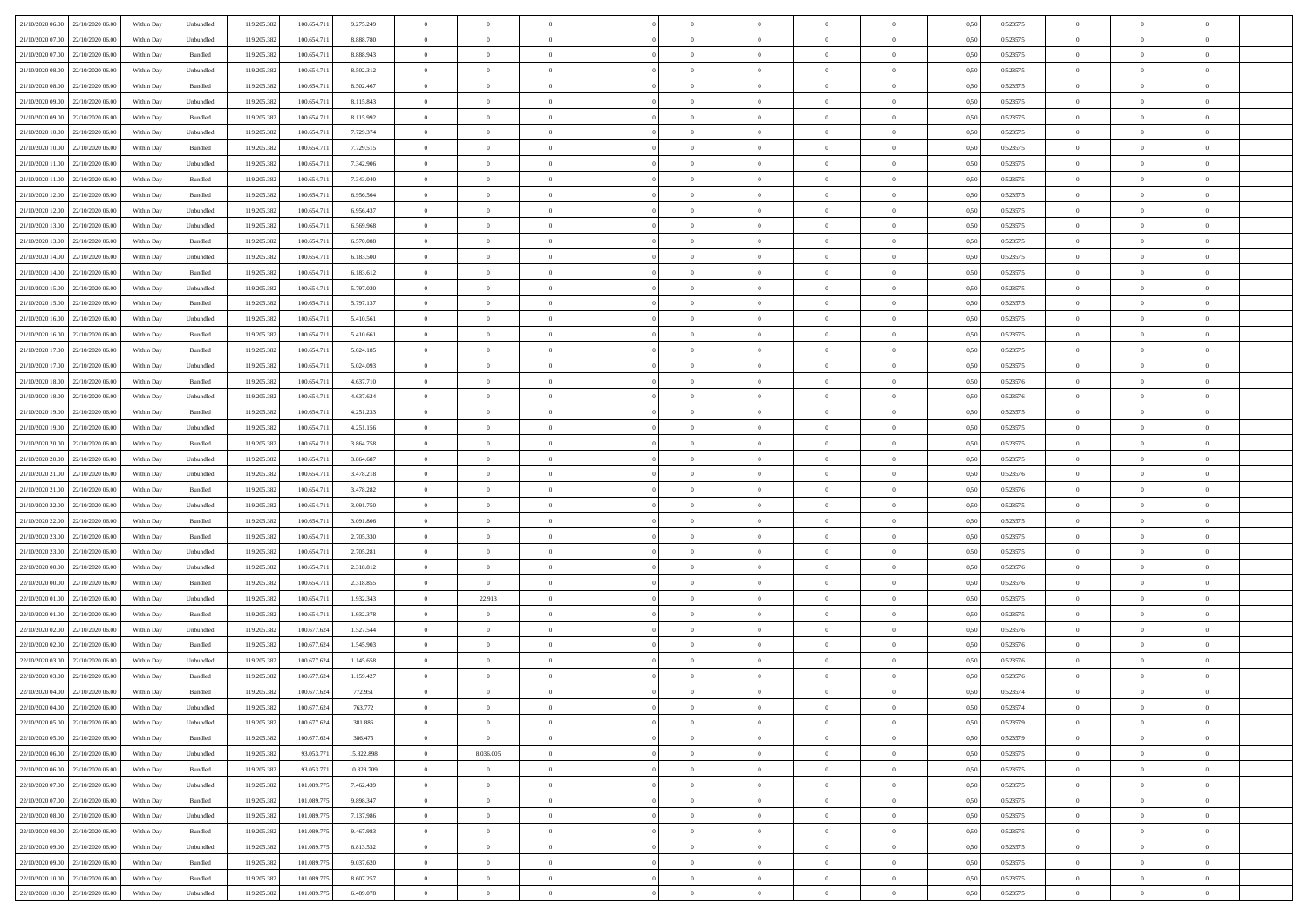| | | | | | | | | | | | | | | | | | | | | | |
|---|---|---|---|---|---|---|---|---|---|---|---|---|---|---|---|---|---|---|---|---|---|
| 21/10/2020 06.00 | 22/10/2020 06.00 | Within Day | Unbundled | 119.205.382 | 100.654.711 | 9.275.249 | 0 | 0 | 0 | | 0 | 0 | 0 | 0 | 0,50 | 0,523575 | 0 | 0 | 0 | |
| 21/10/2020 07.00 | 22/10/2020 06.00 | Within Day | Unbundled | 119.205.382 | 100.654.711 | 8.888.780 | 0 | 0 | 0 | | 0 | 0 | 0 | 0 | 0,50 | 0,523575 | 0 | 0 | 0 | |
| 21/10/2020 07.00 | 22/10/2020 06.00 | Within Day | Bundled | 119.205.382 | 100.654.711 | 8.888.943 | 0 | 0 | 0 | | 0 | 0 | 0 | 0 | 0,50 | 0,523575 | 0 | 0 | 0 | |
| 21/10/2020 08.00 | 22/10/2020 06.00 | Within Day | Unbundled | 119.205.382 | 100.654.711 | 8.502.312 | 0 | 0 | 0 | | 0 | 0 | 0 | 0 | 0,50 | 0,523575 | 0 | 0 | 0 | |
| 21/10/2020 08.00 | 22/10/2020 06.00 | Within Day | Bundled | 119.205.382 | 100.654.711 | 8.502.467 | 0 | 0 | 0 | | 0 | 0 | 0 | 0 | 0,50 | 0,523575 | 0 | 0 | 0 | |
| 21/10/2020 09.00 | 22/10/2020 06.00 | Within Day | Unbundled | 119.205.382 | 100.654.711 | 8.115.843 | 0 | 0 | 0 | | 0 | 0 | 0 | 0 | 0,50 | 0,523575 | 0 | 0 | 0 | |
| 21/10/2020 09.00 | 22/10/2020 06.00 | Within Day | Bundled | 119.205.382 | 100.654.711 | 8.115.992 | 0 | 0 | 0 | | 0 | 0 | 0 | 0 | 0,50 | 0,523575 | 0 | 0 | 0 | |
| 21/10/2020 10.00 | 22/10/2020 06.00 | Within Day | Unbundled | 119.205.382 | 100.654.711 | 7.729.374 | 0 | 0 | 0 | | 0 | 0 | 0 | 0 | 0,50 | 0,523575 | 0 | 0 | 0 | |
| 21/10/2020 10.00 | 22/10/2020 06.00 | Within Day | Bundled | 119.205.382 | 100.654.711 | 7.729.515 | 0 | 0 | 0 | | 0 | 0 | 0 | 0 | 0,50 | 0,523575 | 0 | 0 | 0 | |
| 21/10/2020 11.00 | 22/10/2020 06.00 | Within Day | Unbundled | 119.205.382 | 100.654.711 | 7.342.906 | 0 | 0 | 0 | | 0 | 0 | 0 | 0 | 0,50 | 0,523575 | 0 | 0 | 0 | |
| 21/10/2020 11.00 | 22/10/2020 06.00 | Within Day | Bundled | 119.205.382 | 100.654.711 | 7.343.040 | 0 | 0 | 0 | | 0 | 0 | 0 | 0 | 0,50 | 0,523575 | 0 | 0 | 0 | |
| 21/10/2020 12.00 | 22/10/2020 06.00 | Within Day | Bundled | 119.205.382 | 100.654.711 | 6.956.564 | 0 | 0 | 0 | | 0 | 0 | 0 | 0 | 0,50 | 0,523575 | 0 | 0 | 0 | |
| 21/10/2020 12.00 | 22/10/2020 06.00 | Within Day | Unbundled | 119.205.382 | 100.654.711 | 6.956.437 | 0 | 0 | 0 | | 0 | 0 | 0 | 0 | 0,50 | 0,523575 | 0 | 0 | 0 | |
| 21/10/2020 13.00 | 22/10/2020 06.00 | Within Day | Unbundled | 119.205.382 | 100.654.711 | 6.569.968 | 0 | 0 | 0 | | 0 | 0 | 0 | 0 | 0,50 | 0,523575 | 0 | 0 | 0 | |
| 21/10/2020 13.00 | 22/10/2020 06.00 | Within Day | Bundled | 119.205.382 | 100.654.711 | 6.570.088 | 0 | 0 | 0 | | 0 | 0 | 0 | 0 | 0,50 | 0,523575 | 0 | 0 | 0 | |
| 21/10/2020 14.00 | 22/10/2020 06.00 | Within Day | Unbundled | 119.205.382 | 100.654.711 | 6.183.500 | 0 | 0 | 0 | | 0 | 0 | 0 | 0 | 0,50 | 0,523575 | 0 | 0 | 0 | |
| 21/10/2020 14.00 | 22/10/2020 06.00 | Within Day | Bundled | 119.205.382 | 100.654.711 | 6.183.612 | 0 | 0 | 0 | | 0 | 0 | 0 | 0 | 0,50 | 0,523575 | 0 | 0 | 0 | |
| 21/10/2020 15.00 | 22/10/2020 06.00 | Within Day | Unbundled | 119.205.382 | 100.654.711 | 5.797.030 | 0 | 0 | 0 | | 0 | 0 | 0 | 0 | 0,50 | 0,523575 | 0 | 0 | 0 | |
| 21/10/2020 15.00 | 22/10/2020 06.00 | Within Day | Bundled | 119.205.382 | 100.654.711 | 5.797.137 | 0 | 0 | 0 | | 0 | 0 | 0 | 0 | 0,50 | 0,523575 | 0 | 0 | 0 | |
| 21/10/2020 16.00 | 22/10/2020 06.00 | Within Day | Unbundled | 119.205.382 | 100.654.711 | 5.410.561 | 0 | 0 | 0 | | 0 | 0 | 0 | 0 | 0,50 | 0,523575 | 0 | 0 | 0 | |
| 21/10/2020 16.00 | 22/10/2020 06.00 | Within Day | Bundled | 119.205.382 | 100.654.711 | 5.410.661 | 0 | 0 | 0 | | 0 | 0 | 0 | 0 | 0,50 | 0,523575 | 0 | 0 | 0 | |
| 21/10/2020 17.00 | 22/10/2020 06.00 | Within Day | Bundled | 119.205.382 | 100.654.711 | 5.024.185 | 0 | 0 | 0 | | 0 | 0 | 0 | 0 | 0,50 | 0,523575 | 0 | 0 | 0 | |
| 21/10/2020 17.00 | 22/10/2020 06.00 | Within Day | Unbundled | 119.205.382 | 100.654.711 | 5.024.093 | 0 | 0 | 0 | | 0 | 0 | 0 | 0 | 0,50 | 0,523575 | 0 | 0 | 0 | |
| 21/10/2020 18.00 | 22/10/2020 06.00 | Within Day | Bundled | 119.205.382 | 100.654.711 | 4.637.710 | 0 | 0 | 0 | | 0 | 0 | 0 | 0 | 0,50 | 0,523576 | 0 | 0 | 0 | |
| 21/10/2020 18.00 | 22/10/2020 06.00 | Within Day | Unbundled | 119.205.382 | 100.654.711 | 4.637.624 | 0 | 0 | 0 | | 0 | 0 | 0 | 0 | 0,50 | 0,523576 | 0 | 0 | 0 | |
| 21/10/2020 19.00 | 22/10/2020 06.00 | Within Day | Bundled | 119.205.382 | 100.654.711 | 4.251.233 | 0 | 0 | 0 | | 0 | 0 | 0 | 0 | 0,50 | 0,523575 | 0 | 0 | 0 | |
| 21/10/2020 19.00 | 22/10/2020 06.00 | Within Day | Unbundled | 119.205.382 | 100.654.711 | 4.251.156 | 0 | 0 | 0 | | 0 | 0 | 0 | 0 | 0,50 | 0,523575 | 0 | 0 | 0 | |
| 21/10/2020 20.00 | 22/10/2020 06.00 | Within Day | Bundled | 119.205.382 | 100.654.711 | 3.864.758 | 0 | 0 | 0 | | 0 | 0 | 0 | 0 | 0,50 | 0,523575 | 0 | 0 | 0 | |
| 21/10/2020 20.00 | 22/10/2020 06.00 | Within Day | Unbundled | 119.205.382 | 100.654.711 | 3.864.687 | 0 | 0 | 0 | | 0 | 0 | 0 | 0 | 0,50 | 0,523575 | 0 | 0 | 0 | |
| 21/10/2020 21.00 | 22/10/2020 06.00 | Within Day | Unbundled | 119.205.382 | 100.654.711 | 3.478.218 | 0 | 0 | 0 | | 0 | 0 | 0 | 0 | 0,50 | 0,523576 | 0 | 0 | 0 | |
| 21/10/2020 21.00 | 22/10/2020 06.00 | Within Day | Bundled | 119.205.382 | 100.654.711 | 3.478.282 | 0 | 0 | 0 | | 0 | 0 | 0 | 0 | 0,50 | 0,523576 | 0 | 0 | 0 | |
| 21/10/2020 22.00 | 22/10/2020 06.00 | Within Day | Unbundled | 119.205.382 | 100.654.711 | 3.091.750 | 0 | 0 | 0 | | 0 | 0 | 0 | 0 | 0,50 | 0,523575 | 0 | 0 | 0 | |
| 21/10/2020 22.00 | 22/10/2020 06.00 | Within Day | Bundled | 119.205.382 | 100.654.711 | 3.091.806 | 0 | 0 | 0 | | 0 | 0 | 0 | 0 | 0,50 | 0,523575 | 0 | 0 | 0 | |
| 21/10/2020 23.00 | 22/10/2020 06.00 | Within Day | Bundled | 119.205.382 | 100.654.711 | 2.705.330 | 0 | 0 | 0 | | 0 | 0 | 0 | 0 | 0,50 | 0,523575 | 0 | 0 | 0 | |
| 21/10/2020 23.00 | 22/10/2020 06.00 | Within Day | Unbundled | 119.205.382 | 100.654.711 | 2.705.281 | 0 | 0 | 0 | | 0 | 0 | 0 | 0 | 0,50 | 0,523575 | 0 | 0 | 0 | |
| 22/10/2020 00.00 | 22/10/2020 06.00 | Within Day | Unbundled | 119.205.382 | 100.654.711 | 2.318.812 | 0 | 0 | 0 | | 0 | 0 | 0 | 0 | 0,50 | 0,523576 | 0 | 0 | 0 | |
| 22/10/2020 00.00 | 22/10/2020 06.00 | Within Day | Bundled | 119.205.382 | 100.654.711 | 2.318.855 | 0 | 0 | 0 | | 0 | 0 | 0 | 0 | 0,50 | 0,523576 | 0 | 0 | 0 | |
| 22/10/2020 01.00 | 22/10/2020 06.00 | Within Day | Unbundled | 119.205.382 | 100.654.711 | 1.932.343 | 0 | 22.913 | 0 | | 0 | 0 | 0 | 0 | 0,50 | 0,523575 | 0 | 0 | 0 | |
| 22/10/2020 01.00 | 22/10/2020 06.00 | Within Day | Bundled | 119.205.382 | 100.654.711 | 1.932.378 | 0 | 0 | 0 | | 0 | 0 | 0 | 0 | 0,50 | 0,523575 | 0 | 0 | 0 | |
| 22/10/2020 02.00 | 22/10/2020 06.00 | Within Day | Unbundled | 119.205.382 | 100.677.624 | 1.527.544 | 0 | 0 | 0 | | 0 | 0 | 0 | 0 | 0,50 | 0,523576 | 0 | 0 | 0 | |
| 22/10/2020 02.00 | 22/10/2020 06.00 | Within Day | Bundled | 119.205.382 | 100.677.624 | 1.545.903 | 0 | 0 | 0 | | 0 | 0 | 0 | 0 | 0,50 | 0,523576 | 0 | 0 | 0 | |
| 22/10/2020 03.00 | 22/10/2020 06.00 | Within Day | Unbundled | 119.205.382 | 100.677.624 | 1.145.658 | 0 | 0 | 0 | | 0 | 0 | 0 | 0 | 0,50 | 0,523576 | 0 | 0 | 0 | |
| 22/10/2020 03.00 | 22/10/2020 06.00 | Within Day | Bundled | 119.205.382 | 100.677.624 | 1.159.427 | 0 | 0 | 0 | | 0 | 0 | 0 | 0 | 0,50 | 0,523576 | 0 | 0 | 0 | |
| 22/10/2020 04.00 | 22/10/2020 06.00 | Within Day | Bundled | 119.205.382 | 100.677.624 | 772.951 | 0 | 0 | 0 | | 0 | 0 | 0 | 0 | 0,50 | 0,523574 | 0 | 0 | 0 | |
| 22/10/2020 04.00 | 22/10/2020 06.00 | Within Day | Unbundled | 119.205.382 | 100.677.624 | 763.772 | 0 | 0 | 0 | | 0 | 0 | 0 | 0 | 0,50 | 0,523574 | 0 | 0 | 0 | |
| 22/10/2020 05.00 | 22/10/2020 06.00 | Within Day | Unbundled | 119.205.382 | 100.677.624 | 381.886 | 0 | 0 | 0 | | 0 | 0 | 0 | 0 | 0,50 | 0,523579 | 0 | 0 | 0 | |
| 22/10/2020 05.00 | 22/10/2020 06.00 | Within Day | Bundled | 119.205.382 | 100.677.624 | 386.475 | 0 | 0 | 0 | | 0 | 0 | 0 | 0 | 0,50 | 0,523579 | 0 | 0 | 0 | |
| 22/10/2020 06.00 | 23/10/2020 06.00 | Within Day | Unbundled | 119.205.382 | 93.053.771 | 15.822.898 | 0 | 8.036.005 | 0 | | 0 | 0 | 0 | 0 | 0,50 | 0,523575 | 0 | 0 | 0 | |
| 22/10/2020 06.00 | 23/10/2020 06.00 | Within Day | Bundled | 119.205.382 | 93.053.771 | 10.328.709 | 0 | 0 | 0 | | 0 | 0 | 0 | 0 | 0,50 | 0,523575 | 0 | 0 | 0 | |
| 22/10/2020 07.00 | 23/10/2020 06.00 | Within Day | Unbundled | 119.205.382 | 101.089.775 | 7.462.439 | 0 | 0 | 0 | | 0 | 0 | 0 | 0 | 0,50 | 0,523575 | 0 | 0 | 0 | |
| 22/10/2020 07.00 | 23/10/2020 06.00 | Within Day | Bundled | 119.205.382 | 101.089.775 | 9.898.347 | 0 | 0 | 0 | | 0 | 0 | 0 | 0 | 0,50 | 0,523575 | 0 | 0 | 0 | |
| 22/10/2020 08.00 | 23/10/2020 06.00 | Within Day | Unbundled | 119.205.382 | 101.089.775 | 7.137.986 | 0 | 0 | 0 | | 0 | 0 | 0 | 0 | 0,50 | 0,523575 | 0 | 0 | 0 | |
| 22/10/2020 08.00 | 23/10/2020 06.00 | Within Day | Bundled | 119.205.382 | 101.089.775 | 9.467.983 | 0 | 0 | 0 | | 0 | 0 | 0 | 0 | 0,50 | 0,523575 | 0 | 0 | 0 | |
| 22/10/2020 09.00 | 23/10/2020 06.00 | Within Day | Unbundled | 119.205.382 | 101.089.775 | 6.813.532 | 0 | 0 | 0 | | 0 | 0 | 0 | 0 | 0,50 | 0,523575 | 0 | 0 | 0 | |
| 22/10/2020 09.00 | 23/10/2020 06.00 | Within Day | Bundled | 119.205.382 | 101.089.775 | 9.037.620 | 0 | 0 | 0 | | 0 | 0 | 0 | 0 | 0,50 | 0,523575 | 0 | 0 | 0 | |
| 22/10/2020 10.00 | 23/10/2020 06.00 | Within Day | Bundled | 119.205.382 | 101.089.775 | 8.607.257 | 0 | 0 | 0 | | 0 | 0 | 0 | 0 | 0,50 | 0,523575 | 0 | 0 | 0 | |
| 22/10/2020 10.00 | 23/10/2020 06.00 | Within Day | Unbundled | 119.205.382 | 101.089.775 | 6.489.078 | 0 | 0 | 0 | | 0 | 0 | 0 | 0 | 0,50 | 0,523575 | 0 | 0 | 0 | |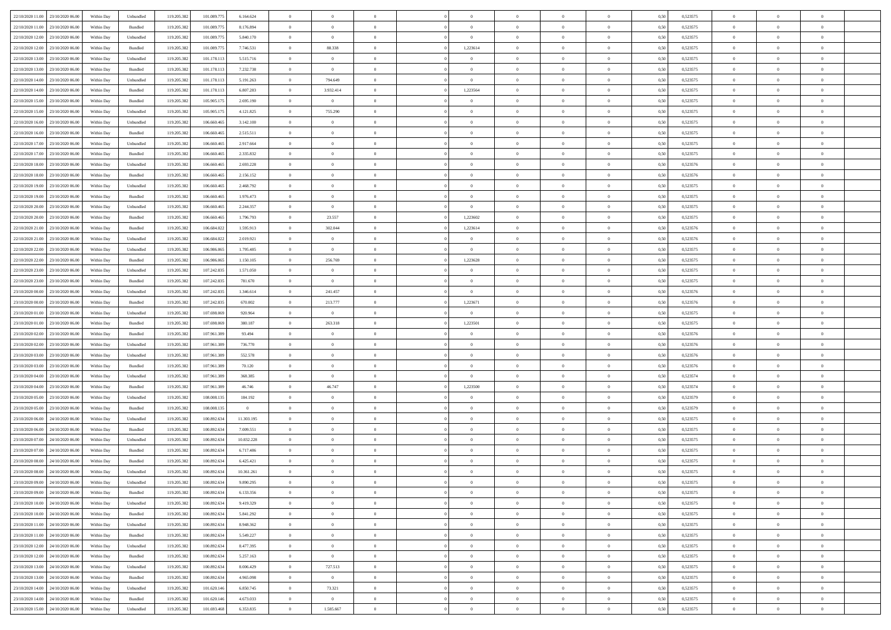| | | | | | | | | | | | | | | | | | | | | |
|---|---|---|---|---|---|---|---|---|---|---|---|---|---|---|---|---|---|---|---|---|
| 22/10/2020 11.00 | 23/10/2020 06.00 | Within Day | Unbundled | 119.205.382 | 101.089.775 | 6.164.624 | 0 | 0 | 0 | | 0 | 0 | 0 | 0 | 0,50 | 0,523575 | 0 | 0 | 0 | |
| 22/10/2020 11.00 | 23/10/2020 06.00 | Within Day | Bundled | 119.205.382 | 101.089.775 | 8.176.894 | 0 | 0 | 0 | | 0 | 0 | 0 | 0 | 0,50 | 0,523575 | 0 | 0 | 0 | |
| 22/10/2020 12.00 | 23/10/2020 06.00 | Within Day | Unbundled | 119.205.382 | 101.089.775 | 5.840.170 | 0 | 0 | 0 | | 0 | 0 | 0 | 0 | 0,50 | 0,523575 | 0 | 0 | 0 | |
| 22/10/2020 12.00 | 23/10/2020 06.00 | Within Day | Bundled | 119.205.382 | 101.089.775 | 7.746.531 | 0 | 88.338 | 0 | | 1,223614 | 0 | 0 | 0 | 0,50 | 0,523575 | 0 | 0 | 0 | |
| 22/10/2020 13.00 | 23/10/2020 06.00 | Within Day | Unbundled | 119.205.382 | 101.178.113 | 5.515.716 | 0 | 0 | 0 | | 0 | 0 | 0 | 0 | 0,50 | 0,523575 | 0 | 0 | 0 | |
| 22/10/2020 13.00 | 23/10/2020 06.00 | Within Day | Bundled | 119.205.382 | 101.178.113 | 7.232.738 | 0 | 0 | 0 | | 0 | 0 | 0 | 0 | 0,50 | 0,523575 | 0 | 0 | 0 | |
| 22/10/2020 14.00 | 23/10/2020 06.00 | Within Day | Unbundled | 119.205.382 | 101.178.113 | 5.191.263 | 0 | 794.649 | 0 | | 0 | 0 | 0 | 0 | 0,50 | 0,523575 | 0 | 0 | 0 | |
| 22/10/2020 14.00 | 23/10/2020 06.00 | Within Day | Bundled | 119.205.382 | 101.178.113 | 6.807.283 | 0 | 3.932.414 | 0 | | 1,223564 | 0 | 0 | 0 | 0,50 | 0,523575 | 0 | 0 | 0 | |
| 22/10/2020 15.00 | 23/10/2020 06.00 | Within Day | Bundled | 119.205.382 | 105.905.175 | 2.695.190 | 0 | 0 | 0 | | 0 | 0 | 0 | 0 | 0,50 | 0,523575 | 0 | 0 | 0 | |
| 22/10/2020 15.00 | 23/10/2020 06.00 | Within Day | Unbundled | 119.205.382 | 105.905.175 | 4.121.825 | 0 | 755.290 | 0 | | 0 | 0 | 0 | 0 | 0,50 | 0,523575 | 0 | 0 | 0 | |
| 22/10/2020 16.00 | 23/10/2020 06.00 | Within Day | Unbundled | 119.205.382 | 106.660.465 | 3.142.100 | 0 | 0 | 0 | | 0 | 0 | 0 | 0 | 0,50 | 0,523575 | 0 | 0 | 0 | |
| 22/10/2020 16.00 | 23/10/2020 06.00 | Within Day | Bundled | 119.205.382 | 106.660.465 | 2.515.511 | 0 | 0 | 0 | | 0 | 0 | 0 | 0 | 0,50 | 0,523575 | 0 | 0 | 0 | |
| 22/10/2020 17.00 | 23/10/2020 06.00 | Within Day | Unbundled | 119.205.382 | 106.660.465 | 2.917.664 | 0 | 0 | 0 | | 0 | 0 | 0 | 0 | 0,50 | 0,523575 | 0 | 0 | 0 | |
| 22/10/2020 17.00 | 23/10/2020 06.00 | Within Day | Bundled | 119.205.382 | 106.660.465 | 2.335.832 | 0 | 0 | 0 | | 0 | 0 | 0 | 0 | 0,50 | 0,523575 | 0 | 0 | 0 | |
| 22/10/2020 18.00 | 23/10/2020 06.00 | Within Day | Unbundled | 119.205.382 | 106.660.465 | 2.693.228 | 0 | 0 | 0 | | 0 | 0 | 0 | 0 | 0,50 | 0,523576 | 0 | 0 | 0 | |
| 22/10/2020 18.00 | 23/10/2020 06.00 | Within Day | Bundled | 119.205.382 | 106.660.465 | 2.156.152 | 0 | 0 | 0 | | 0 | 0 | 0 | 0 | 0,50 | 0,523576 | 0 | 0 | 0 | |
| 22/10/2020 19.00 | 23/10/2020 06.00 | Within Day | Unbundled | 119.205.382 | 106.660.465 | 2.468.792 | 0 | 0 | 0 | | 0 | 0 | 0 | 0 | 0,50 | 0,523575 | 0 | 0 | 0 | |
| 22/10/2020 19.00 | 23/10/2020 06.00 | Within Day | Bundled | 119.205.382 | 106.660.465 | 1.976.473 | 0 | 0 | 0 | | 0 | 0 | 0 | 0 | 0,50 | 0,523575 | 0 | 0 | 0 | |
| 22/10/2020 20.00 | 23/10/2020 06.00 | Within Day | Unbundled | 119.205.382 | 106.660.465 | 2.244.357 | 0 | 0 | 0 | | 0 | 0 | 0 | 0 | 0,50 | 0,523575 | 0 | 0 | 0 | |
| 22/10/2020 20.00 | 23/10/2020 06.00 | Within Day | Bundled | 119.205.382 | 106.660.465 | 1.796.793 | 0 | 23.557 | 0 | | 1,223602 | 0 | 0 | 0 | 0,50 | 0,523575 | 0 | 0 | 0 | |
| 22/10/2020 21.00 | 23/10/2020 06.00 | Within Day | Bundled | 119.205.382 | 106.684.022 | 1.595.913 | 0 | 302.044 | 0 | | 1,223614 | 0 | 0 | 0 | 0,50 | 0,523576 | 0 | 0 | 0 | |
| 22/10/2020 21.00 | 23/10/2020 06.00 | Within Day | Unbundled | 119.205.382 | 106.684.022 | 2.019.921 | 0 | 0 | 0 | | 0 | 0 | 0 | 0 | 0,50 | 0,523576 | 0 | 0 | 0 | |
| 22/10/2020 22.00 | 23/10/2020 06.00 | Within Day | Unbundled | 119.205.382 | 106.986.065 | 1.795.485 | 0 | 0 | 0 | | 0 | 0 | 0 | 0 | 0,50 | 0,523575 | 0 | 0 | 0 | |
| 22/10/2020 22.00 | 23/10/2020 06.00 | Within Day | Bundled | 119.205.382 | 106.986.065 | 1.150.105 | 0 | 256.769 | 0 | | 1,223628 | 0 | 0 | 0 | 0,50 | 0,523575 | 0 | 0 | 0 | |
| 22/10/2020 23.00 | 23/10/2020 06.00 | Within Day | Unbundled | 119.205.382 | 107.242.835 | 1.571.050 | 0 | 0 | 0 | | 0 | 0 | 0 | 0 | 0,50 | 0,523575 | 0 | 0 | 0 | |
| 22/10/2020 23.00 | 23/10/2020 06.00 | Within Day | Bundled | 119.205.382 | 107.242.835 | 781.670 | 0 | 0 | 0 | | 0 | 0 | 0 | 0 | 0,50 | 0,523575 | 0 | 0 | 0 | |
| 23/10/2020 00.00 | 23/10/2020 06.00 | Within Day | Unbundled | 119.205.382 | 107.242.835 | 1.346.614 | 0 | 241.457 | 0 | | 0 | 0 | 0 | 0 | 0,50 | 0,523576 | 0 | 0 | 0 | |
| 23/10/2020 00.00 | 23/10/2020 06.00 | Within Day | Bundled | 119.205.382 | 107.242.835 | 670.002 | 0 | 213.777 | 0 | | 1,223671 | 0 | 0 | 0 | 0,50 | 0,523576 | 0 | 0 | 0 | |
| 23/10/2020 01.00 | 23/10/2020 06.00 | Within Day | Unbundled | 119.205.382 | 107.698.069 | 920.964 | 0 | 0 | 0 | | 0 | 0 | 0 | 0 | 0,50 | 0,523575 | 0 | 0 | 0 | |
| 23/10/2020 01.00 | 23/10/2020 06.00 | Within Day | Bundled | 119.205.382 | 107.698.069 | 380.187 | 0 | 263.318 | 0 | | 1,223501 | 0 | 0 | 0 | 0,50 | 0,523575 | 0 | 0 | 0 | |
| 23/10/2020 02.00 | 23/10/2020 06.00 | Within Day | Bundled | 119.205.382 | 107.961.389 | 93.494 | 0 | 0 | 0 | | 0 | 0 | 0 | 0 | 0,50 | 0,523576 | 0 | 0 | 0 | |
| 23/10/2020 02.00 | 23/10/2020 06.00 | Within Day | Unbundled | 119.205.382 | 107.961.389 | 736.770 | 0 | 0 | 0 | | 0 | 0 | 0 | 0 | 0,50 | 0,523576 | 0 | 0 | 0 | |
| 23/10/2020 03.00 | 23/10/2020 06.00 | Within Day | Unbundled | 119.205.382 | 107.961.389 | 552.578 | 0 | 0 | 0 | | 0 | 0 | 0 | 0 | 0,50 | 0,523576 | 0 | 0 | 0 | |
| 23/10/2020 03.00 | 23/10/2020 06.00 | Within Day | Bundled | 119.205.382 | 107.961.389 | 70.120 | 0 | 0 | 0 | | 0 | 0 | 0 | 0 | 0,50 | 0,523576 | 0 | 0 | 0 | |
| 23/10/2020 04.00 | 23/10/2020 06.00 | Within Day | Unbundled | 119.205.382 | 107.961.389 | 368.385 | 0 | 0 | 0 | | 0 | 0 | 0 | 0 | 0,50 | 0,523574 | 0 | 0 | 0 | |
| 23/10/2020 04.00 | 23/10/2020 06.00 | Within Day | Bundled | 119.205.382 | 107.961.389 | 46.746 | 0 | 46.747 | 0 | | 1,223500 | 0 | 0 | 0 | 0,50 | 0,523574 | 0 | 0 | 0 | |
| 23/10/2020 05.00 | 23/10/2020 06.00 | Within Day | Unbundled | 119.205.382 | 108.008.135 | 184.192 | 0 | 0 | 0 | | 0 | 0 | 0 | 0 | 0,50 | 0,523579 | 0 | 0 | 0 | |
| 23/10/2020 05.00 | 23/10/2020 06.00 | Within Day | Bundled | 119.205.382 | 108.008.135 | 0 | 0 | 0 | 0 | | 0 | 0 | 0 | 0 | 0,50 | 0,523579 | 0 | 0 | 0 | |
| 23/10/2020 06.00 | 24/10/2020 06.00 | Within Day | Unbundled | 119.205.382 | 100.892.634 | 11.303.195 | 0 | 0 | 0 | | 0 | 0 | 0 | 0 | 0,50 | 0,523575 | 0 | 0 | 0 | |
| 23/10/2020 06.00 | 24/10/2020 06.00 | Within Day | Bundled | 119.205.382 | 100.892.634 | 7.009.551 | 0 | 0 | 0 | | 0 | 0 | 0 | 0 | 0,50 | 0,523575 | 0 | 0 | 0 | |
| 23/10/2020 07.00 | 24/10/2020 06.00 | Within Day | Unbundled | 119.205.382 | 100.892.634 | 10.832.228 | 0 | 0 | 0 | | 0 | 0 | 0 | 0 | 0,50 | 0,523575 | 0 | 0 | 0 | |
| 23/10/2020 07.00 | 24/10/2020 06.00 | Within Day | Bundled | 119.205.382 | 100.892.634 | 6.717.486 | 0 | 0 | 0 | | 0 | 0 | 0 | 0 | 0,50 | 0,523575 | 0 | 0 | 0 | |
| 23/10/2020 08.00 | 24/10/2020 06.00 | Within Day | Bundled | 119.205.382 | 100.892.634 | 6.425.421 | 0 | 0 | 0 | | 0 | 0 | 0 | 0 | 0,50 | 0,523575 | 0 | 0 | 0 | |
| 23/10/2020 08.00 | 24/10/2020 06.00 | Within Day | Unbundled | 119.205.382 | 100.892.634 | 10.361.261 | 0 | 0 | 0 | | 0 | 0 | 0 | 0 | 0,50 | 0,523575 | 0 | 0 | 0 | |
| 23/10/2020 09.00 | 24/10/2020 06.00 | Within Day | Unbundled | 119.205.382 | 100.892.634 | 9.890.295 | 0 | 0 | 0 | | 0 | 0 | 0 | 0 | 0,50 | 0,523575 | 0 | 0 | 0 | |
| 23/10/2020 09.00 | 24/10/2020 06.00 | Within Day | Bundled | 119.205.382 | 100.892.634 | 6.133.356 | 0 | 0 | 0 | | 0 | 0 | 0 | 0 | 0,50 | 0,523575 | 0 | 0 | 0 | |
| 23/10/2020 10.00 | 24/10/2020 06.00 | Within Day | Unbundled | 119.205.382 | 100.892.634 | 9.419.329 | 0 | 0 | 0 | | 0 | 0 | 0 | 0 | 0,50 | 0,523575 | 0 | 0 | 0 | |
| 23/10/2020 10.00 | 24/10/2020 06.00 | Within Day | Bundled | 119.205.382 | 100.892.634 | 5.841.292 | 0 | 0 | 0 | | 0 | 0 | 0 | 0 | 0,50 | 0,523575 | 0 | 0 | 0 | |
| 23/10/2020 11.00 | 24/10/2020 06.00 | Within Day | Unbundled | 119.205.382 | 100.892.634 | 8.948.362 | 0 | 0 | 0 | | 0 | 0 | 0 | 0 | 0,50 | 0,523575 | 0 | 0 | 0 | |
| 23/10/2020 11.00 | 24/10/2020 06.00 | Within Day | Bundled | 119.205.382 | 100.892.634 | 5.549.227 | 0 | 0 | 0 | | 0 | 0 | 0 | 0 | 0,50 | 0,523575 | 0 | 0 | 0 | |
| 23/10/2020 12.00 | 24/10/2020 06.00 | Within Day | Unbundled | 119.205.382 | 100.892.634 | 8.477.395 | 0 | 0 | 0 | | 0 | 0 | 0 | 0 | 0,50 | 0,523575 | 0 | 0 | 0 | |
| 23/10/2020 12.00 | 24/10/2020 06.00 | Within Day | Bundled | 119.205.382 | 100.892.634 | 5.257.163 | 0 | 0 | 0 | | 0 | 0 | 0 | 0 | 0,50 | 0,523575 | 0 | 0 | 0 | |
| 23/10/2020 13.00 | 24/10/2020 06.00 | Within Day | Unbundled | 119.205.382 | 100.892.634 | 8.006.429 | 0 | 727.513 | 0 | | 0 | 0 | 0 | 0 | 0,50 | 0,523575 | 0 | 0 | 0 | |
| 23/10/2020 13.00 | 24/10/2020 06.00 | Within Day | Bundled | 119.205.382 | 100.892.634 | 4.965.098 | 0 | 0 | 0 | | 0 | 0 | 0 | 0 | 0,50 | 0,523575 | 0 | 0 | 0 | |
| 23/10/2020 14.00 | 24/10/2020 06.00 | Within Day | Unbundled | 119.205.382 | 101.620.146 | 6.850.745 | 0 | 73.321 | 0 | | 0 | 0 | 0 | 0 | 0,50 | 0,523575 | 0 | 0 | 0 | |
| 23/10/2020 14.00 | 24/10/2020 06.00 | Within Day | Bundled | 119.205.382 | 101.620.146 | 4.673.033 | 0 | 0 | 0 | | 0 | 0 | 0 | 0 | 0,50 | 0,523575 | 0 | 0 | 0 | |
| 23/10/2020 15.00 | 24/10/2020 06.00 | Within Day | Unbundled | 119.205.382 | 101.693.468 | 6.353.835 | 0 | 1.585.667 | 0 | | 0 | 0 | 0 | 0 | 0,50 | 0,523575 | 0 | 0 | 0 | |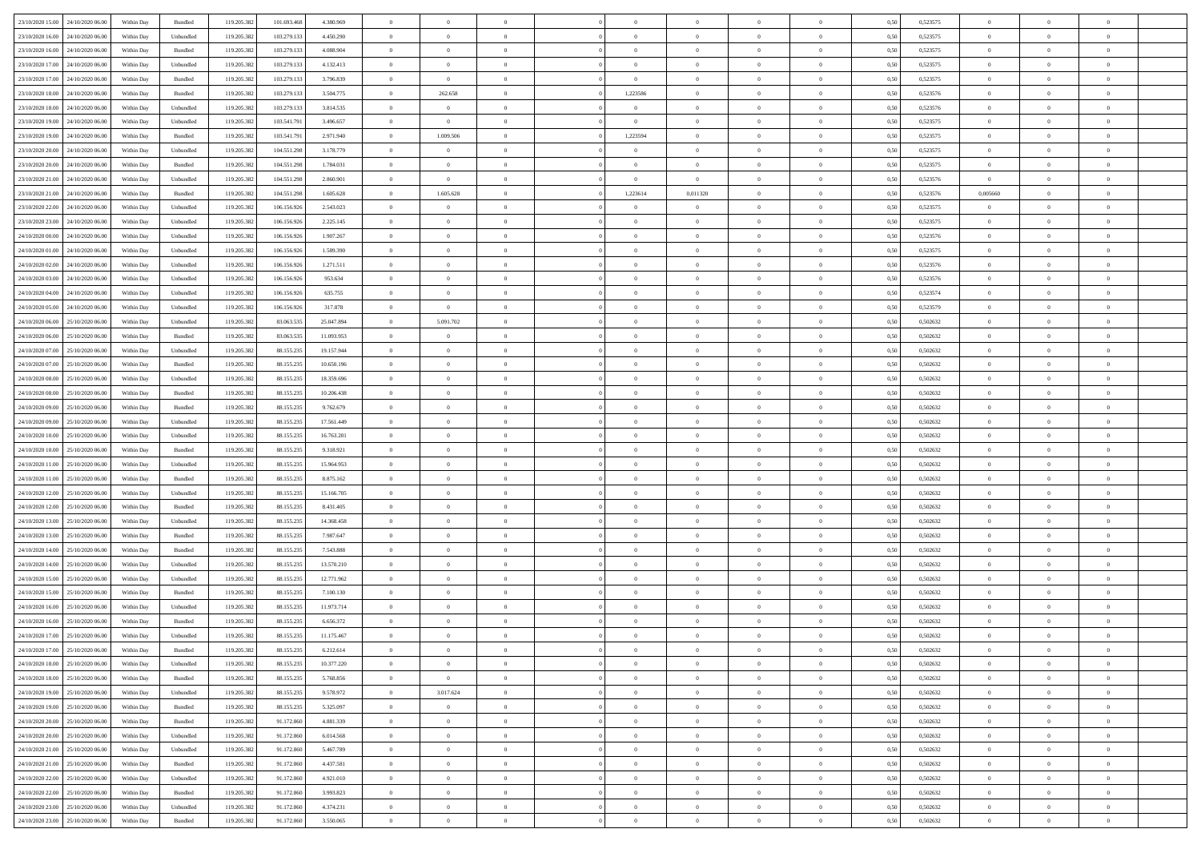| | | | | | | | | | | | | | | | | | | | | |
|---|---|---|---|---|---|---|---|---|---|---|---|---|---|---|---|---|---|---|---|---|
| 23/10/2020 15.00 | 24/10/2020 06.00 | Within Day | Bundled | 119.205.382 | 101.693.468 | 4.380.969 | 0 | 0 | 0 | | 0 | 0 | 0 | 0 | 0,50 | 0,523575 | 0 | 0 | 0 | |
| 23/10/2020 16.00 | 24/10/2020 06.00 | Within Day | Unbundled | 119.205.382 | 103.279.133 | 4.450.290 | 0 | 0 | 0 | | 0 | 0 | 0 | 0 | 0,50 | 0,523575 | 0 | 0 | 0 | |
| 23/10/2020 16.00 | 24/10/2020 06.00 | Within Day | Bundled | 119.205.382 | 103.279.133 | 4.088.904 | 0 | 0 | 0 | | 0 | 0 | 0 | 0 | 0,50 | 0,523575 | 0 | 0 | 0 | |
| 23/10/2020 17.00 | 24/10/2020 06.00 | Within Day | Unbundled | 119.205.382 | 103.279.133 | 4.132.413 | 0 | 0 | 0 | | 0 | 0 | 0 | 0 | 0,50 | 0,523575 | 0 | 0 | 0 | |
| 23/10/2020 17.00 | 24/10/2020 06.00 | Within Day | Bundled | 119.205.382 | 103.279.133 | 3.796.839 | 0 | 0 | 0 | | 0 | 0 | 0 | 0 | 0,50 | 0,523575 | 0 | 0 | 0 | |
| 23/10/2020 18.00 | 24/10/2020 06.00 | Within Day | Bundled | 119.205.382 | 103.279.133 | 3.504.775 | 0 | 262.658 | 0 | | 1,223586 | 0 | 0 | 0 | 0,50 | 0,523576 | 0 | 0 | 0 | |
| 23/10/2020 18.00 | 24/10/2020 06.00 | Within Day | Unbundled | 119.205.382 | 103.279.133 | 3.814.535 | 0 | 0 | 0 | | 0 | 0 | 0 | 0 | 0,50 | 0,523576 | 0 | 0 | 0 | |
| 23/10/2020 19.00 | 24/10/2020 06.00 | Within Day | Unbundled | 119.205.382 | 103.541.791 | 3.496.657 | 0 | 0 | 0 | | 0 | 0 | 0 | 0 | 0,50 | 0,523575 | 0 | 0 | 0 | |
| 23/10/2020 19.00 | 24/10/2020 06.00 | Within Day | Bundled | 119.205.382 | 103.541.791 | 2.971.940 | 0 | 1.009.506 | 0 | | 1,223594 | 0 | 0 | 0 | 0,50 | 0,523575 | 0 | 0 | 0 | |
| 23/10/2020 20.00 | 24/10/2020 06.00 | Within Day | Unbundled | 119.205.382 | 104.551.298 | 3.178.779 | 0 | 0 | 0 | | 0 | 0 | 0 | 0 | 0,50 | 0,523575 | 0 | 0 | 0 | |
| 23/10/2020 20.00 | 24/10/2020 06.00 | Within Day | Bundled | 119.205.382 | 104.551.298 | 1.784.031 | 0 | 0 | 0 | | 0 | 0 | 0 | 0 | 0,50 | 0,523575 | 0 | 0 | 0 | |
| 23/10/2020 21.00 | 24/10/2020 06.00 | Within Day | Unbundled | 119.205.382 | 104.551.298 | 2.860.901 | 0 | 0 | 0 | | 0 | 0 | 0 | 0 | 0,50 | 0,523576 | 0 | 0 | 0 | |
| 23/10/2020 21.00 | 24/10/2020 06.00 | Within Day | Bundled | 119.205.382 | 104.551.298 | 1.605.628 | 0 | 1.605.628 | 0 | | 1,223614 | 0,011320 | 0 | 0 | 0,50 | 0,523576 | 0,005660 | 0 | 0 | |
| 23/10/2020 22.00 | 24/10/2020 06.00 | Within Day | Unbundled | 119.205.382 | 106.156.926 | 2.543.023 | 0 | 0 | 0 | | 0 | 0 | 0 | 0 | 0,50 | 0,523575 | 0 | 0 | 0 | |
| 23/10/2020 23.00 | 24/10/2020 06.00 | Within Day | Unbundled | 119.205.382 | 106.156.926 | 2.225.145 | 0 | 0 | 0 | | 0 | 0 | 0 | 0 | 0,50 | 0,523575 | 0 | 0 | 0 | |
| 24/10/2020 00.00 | 24/10/2020 06.00 | Within Day | Unbundled | 119.205.382 | 106.156.926 | 1.907.267 | 0 | 0 | 0 | | 0 | 0 | 0 | 0 | 0,50 | 0,523576 | 0 | 0 | 0 | |
| 24/10/2020 01.00 | 24/10/2020 06.00 | Within Day | Unbundled | 119.205.382 | 106.156.926 | 1.589.390 | 0 | 0 | 0 | | 0 | 0 | 0 | 0 | 0,50 | 0,523575 | 0 | 0 | 0 | |
| 24/10/2020 02.00 | 24/10/2020 06.00 | Within Day | Unbundled | 119.205.382 | 106.156.926 | 1.271.511 | 0 | 0 | 0 | | 0 | 0 | 0 | 0 | 0,50 | 0,523576 | 0 | 0 | 0 | |
| 24/10/2020 03.00 | 24/10/2020 06.00 | Within Day | Unbundled | 119.205.382 | 106.156.926 | 953.634 | 0 | 0 | 0 | | 0 | 0 | 0 | 0 | 0,50 | 0,523576 | 0 | 0 | 0 | |
| 24/10/2020 04.00 | 24/10/2020 06.00 | Within Day | Unbundled | 119.205.382 | 106.156.926 | 635.755 | 0 | 0 | 0 | | 0 | 0 | 0 | 0 | 0,50 | 0,523574 | 0 | 0 | 0 | |
| 24/10/2020 05.00 | 24/10/2020 06.00 | Within Day | Unbundled | 119.205.382 | 106.156.926 | 317.878 | 0 | 0 | 0 | | 0 | 0 | 0 | 0 | 0,50 | 0,523579 | 0 | 0 | 0 | |
| 24/10/2020 06.00 | 25/10/2020 06.00 | Within Day | Unbundled | 119.205.382 | 83.063.535 | 25.047.894 | 0 | 5.091.702 | 0 | | 0 | 0 | 0 | 0 | 0,50 | 0,502632 | 0 | 0 | 0 | |
| 24/10/2020 06.00 | 25/10/2020 06.00 | Within Day | Bundled | 119.205.382 | 83.063.535 | 11.093.953 | 0 | 0 | 0 | | 0 | 0 | 0 | 0 | 0,50 | 0,502632 | 0 | 0 | 0 | |
| 24/10/2020 07.00 | 25/10/2020 06.00 | Within Day | Unbundled | 119.205.382 | 88.155.235 | 19.157.944 | 0 | 0 | 0 | | 0 | 0 | 0 | 0 | 0,50 | 0,502632 | 0 | 0 | 0 | |
| 24/10/2020 07.00 | 25/10/2020 06.00 | Within Day | Bundled | 119.205.382 | 88.155.235 | 10.650.196 | 0 | 0 | 0 | | 0 | 0 | 0 | 0 | 0,50 | 0,502632 | 0 | 0 | 0 | |
| 24/10/2020 08.00 | 25/10/2020 06.00 | Within Day | Unbundled | 119.205.382 | 88.155.235 | 18.359.696 | 0 | 0 | 0 | | 0 | 0 | 0 | 0 | 0,50 | 0,502632 | 0 | 0 | 0 | |
| 24/10/2020 08.00 | 25/10/2020 06.00 | Within Day | Bundled | 119.205.382 | 88.155.235 | 10.206.438 | 0 | 0 | 0 | | 0 | 0 | 0 | 0 | 0,50 | 0,502632 | 0 | 0 | 0 | |
| 24/10/2020 09.00 | 25/10/2020 06.00 | Within Day | Bundled | 119.205.382 | 88.155.235 | 9.762.679 | 0 | 0 | 0 | | 0 | 0 | 0 | 0 | 0,50 | 0,502632 | 0 | 0 | 0 | |
| 24/10/2020 09.00 | 25/10/2020 06.00 | Within Day | Unbundled | 119.205.382 | 88.155.235 | 17.561.449 | 0 | 0 | 0 | | 0 | 0 | 0 | 0 | 0,50 | 0,502632 | 0 | 0 | 0 | |
| 24/10/2020 10.00 | 25/10/2020 06.00 | Within Day | Unbundled | 119.205.382 | 88.155.235 | 16.763.201 | 0 | 0 | 0 | | 0 | 0 | 0 | 0 | 0,50 | 0,502632 | 0 | 0 | 0 | |
| 24/10/2020 10.00 | 25/10/2020 06.00 | Within Day | Bundled | 119.205.382 | 88.155.235 | 9.318.921 | 0 | 0 | 0 | | 0 | 0 | 0 | 0 | 0,50 | 0,502632 | 0 | 0 | 0 | |
| 24/10/2020 11.00 | 25/10/2020 06.00 | Within Day | Unbundled | 119.205.382 | 88.155.235 | 15.964.953 | 0 | 0 | 0 | | 0 | 0 | 0 | 0 | 0,50 | 0,502632 | 0 | 0 | 0 | |
| 24/10/2020 11.00 | 25/10/2020 06.00 | Within Day | Bundled | 119.205.382 | 88.155.235 | 8.875.162 | 0 | 0 | 0 | | 0 | 0 | 0 | 0 | 0,50 | 0,502632 | 0 | 0 | 0 | |
| 24/10/2020 12.00 | 25/10/2020 06.00 | Within Day | Unbundled | 119.205.382 | 88.155.235 | 15.166.705 | 0 | 0 | 0 | | 0 | 0 | 0 | 0 | 0,50 | 0,502632 | 0 | 0 | 0 | |
| 24/10/2020 12.00 | 25/10/2020 06.00 | Within Day | Bundled | 119.205.382 | 88.155.235 | 8.431.405 | 0 | 0 | 0 | | 0 | 0 | 0 | 0 | 0,50 | 0,502632 | 0 | 0 | 0 | |
| 24/10/2020 13.00 | 25/10/2020 06.00 | Within Day | Unbundled | 119.205.382 | 88.155.235 | 14.368.458 | 0 | 0 | 0 | | 0 | 0 | 0 | 0 | 0,50 | 0,502632 | 0 | 0 | 0 | |
| 24/10/2020 13.00 | 25/10/2020 06.00 | Within Day | Bundled | 119.205.382 | 88.155.235 | 7.987.647 | 0 | 0 | 0 | | 0 | 0 | 0 | 0 | 0,50 | 0,502632 | 0 | 0 | 0 | |
| 24/10/2020 14.00 | 25/10/2020 06.00 | Within Day | Bundled | 119.205.382 | 88.155.235 | 7.543.888 | 0 | 0 | 0 | | 0 | 0 | 0 | 0 | 0,50 | 0,502632 | 0 | 0 | 0 | |
| 24/10/2020 14.00 | 25/10/2020 06.00 | Within Day | Unbundled | 119.205.382 | 88.155.235 | 13.570.210 | 0 | 0 | 0 | | 0 | 0 | 0 | 0 | 0,50 | 0,502632 | 0 | 0 | 0 | |
| 24/10/2020 15.00 | 25/10/2020 06.00 | Within Day | Unbundled | 119.205.382 | 88.155.235 | 12.771.962 | 0 | 0 | 0 | | 0 | 0 | 0 | 0 | 0,50 | 0,502632 | 0 | 0 | 0 | |
| 24/10/2020 15.00 | 25/10/2020 06.00 | Within Day | Bundled | 119.205.382 | 88.155.235 | 7.100.130 | 0 | 0 | 0 | | 0 | 0 | 0 | 0 | 0,50 | 0,502632 | 0 | 0 | 0 | |
| 24/10/2020 16.00 | 25/10/2020 06.00 | Within Day | Unbundled | 119.205.382 | 88.155.235 | 11.973.714 | 0 | 0 | 0 | | 0 | 0 | 0 | 0 | 0,50 | 0,502632 | 0 | 0 | 0 | |
| 24/10/2020 16.00 | 25/10/2020 06.00 | Within Day | Bundled | 119.205.382 | 88.155.235 | 6.656.372 | 0 | 0 | 0 | | 0 | 0 | 0 | 0 | 0,50 | 0,502632 | 0 | 0 | 0 | |
| 24/10/2020 17.00 | 25/10/2020 06.00 | Within Day | Unbundled | 119.205.382 | 88.155.235 | 11.175.467 | 0 | 0 | 0 | | 0 | 0 | 0 | 0 | 0,50 | 0,502632 | 0 | 0 | 0 | |
| 24/10/2020 17.00 | 25/10/2020 06.00 | Within Day | Bundled | 119.205.382 | 88.155.235 | 6.212.614 | 0 | 0 | 0 | | 0 | 0 | 0 | 0 | 0,50 | 0,502632 | 0 | 0 | 0 | |
| 24/10/2020 18.00 | 25/10/2020 06.00 | Within Day | Unbundled | 119.205.382 | 88.155.235 | 10.377.220 | 0 | 0 | 0 | | 0 | 0 | 0 | 0 | 0,50 | 0,502632 | 0 | 0 | 0 | |
| 24/10/2020 18.00 | 25/10/2020 06.00 | Within Day | Bundled | 119.205.382 | 88.155.235 | 5.768.856 | 0 | 0 | 0 | | 0 | 0 | 0 | 0 | 0,50 | 0,502632 | 0 | 0 | 0 | |
| 24/10/2020 19.00 | 25/10/2020 06.00 | Within Day | Unbundled | 119.205.382 | 88.155.235 | 9.578.972 | 0 | 3.017.624 | 0 | | 0 | 0 | 0 | 0 | 0,50 | 0,502632 | 0 | 0 | 0 | |
| 24/10/2020 19.00 | 25/10/2020 06.00 | Within Day | Bundled | 119.205.382 | 88.155.235 | 5.325.097 | 0 | 0 | 0 | | 0 | 0 | 0 | 0 | 0,50 | 0,502632 | 0 | 0 | 0 | |
| 24/10/2020 20.00 | 25/10/2020 06.00 | Within Day | Bundled | 119.205.382 | 91.172.860 | 4.881.339 | 0 | 0 | 0 | | 0 | 0 | 0 | 0 | 0,50 | 0,502632 | 0 | 0 | 0 | |
| 24/10/2020 20.00 | 25/10/2020 06.00 | Within Day | Unbundled | 119.205.382 | 91.172.860 | 6.014.568 | 0 | 0 | 0 | | 0 | 0 | 0 | 0 | 0,50 | 0,502632 | 0 | 0 | 0 | |
| 24/10/2020 21.00 | 25/10/2020 06.00 | Within Day | Unbundled | 119.205.382 | 91.172.860 | 5.467.789 | 0 | 0 | 0 | | 0 | 0 | 0 | 0 | 0,50 | 0,502632 | 0 | 0 | 0 | |
| 24/10/2020 21.00 | 25/10/2020 06.00 | Within Day | Bundled | 119.205.382 | 91.172.860 | 4.437.581 | 0 | 0 | 0 | | 0 | 0 | 0 | 0 | 0,50 | 0,502632 | 0 | 0 | 0 | |
| 24/10/2020 22.00 | 25/10/2020 06.00 | Within Day | Unbundled | 119.205.382 | 91.172.860 | 4.921.010 | 0 | 0 | 0 | | 0 | 0 | 0 | 0 | 0,50 | 0,502632 | 0 | 0 | 0 | |
| 24/10/2020 22.00 | 25/10/2020 06.00 | Within Day | Bundled | 119.205.382 | 91.172.860 | 3.993.823 | 0 | 0 | 0 | | 0 | 0 | 0 | 0 | 0,50 | 0,502632 | 0 | 0 | 0 | |
| 24/10/2020 23.00 | 25/10/2020 06.00 | Within Day | Unbundled | 119.205.382 | 91.172.860 | 4.374.231 | 0 | 0 | 0 | | 0 | 0 | 0 | 0 | 0,50 | 0,502632 | 0 | 0 | 0 | |
| 24/10/2020 23.00 | 25/10/2020 06.00 | Within Day | Bundled | 119.205.382 | 91.172.860 | 3.550.065 | 0 | 0 | 0 | | 0 | 0 | 0 | 0 | 0,50 | 0,502632 | 0 | 0 | 0 | |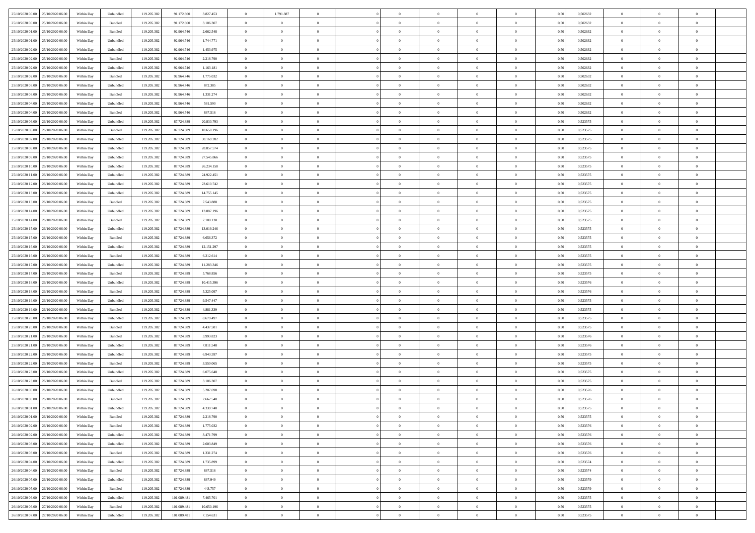| 25/10/2020 00:00 | 25/10/2020 06:00 | Within Day | Unbundled | 119.205.382 | 91.172.860 | 3.827.453 | 0 | 1.791.887 | 0 | | 0 | 0 | 0 | 0 | 0,50 | 0,502632 | 0 | 0 | 0 |
|---|---|---|---|---|---|---|---|---|---|---|---|---|---|---|---|---|---|---|---|
| 25/10/2020 00:00 | 25/10/2020 06:00 | Within Day | Bundled | 119.205.382 | 91.172.860 | 3.106.307 | 0 | 0 | 0 | | 0 | 0 | 0 | 0 | 0,50 | 0,502632 | 0 | 0 | 0 |
| 25/10/2020 01:00 | 25/10/2020 06:00 | Within Day | Bundled | 119.205.382 | 92.964.746 | 2.662.548 | 0 | 0 | 0 | | 0 | 0 | 0 | 0 | 0,50 | 0,502632 | 0 | 0 | 0 |
| 25/10/2020 01:00 | 25/10/2020 06:00 | Within Day | Unbundled | 119.205.382 | 92.964.746 | 1.744.771 | 0 | 0 | 0 | | 0 | 0 | 0 | 0 | 0,50 | 0,502632 | 0 | 0 | 0 |
| 25/10/2020 02:00 | 25/10/2020 06:00 | Within Day | Unbundled | 119.205.382 | 92.964.746 | 1.453.975 | 0 | 0 | 0 | | 0 | 0 | 0 | 0 | 0,50 | 0,502632 | 0 | 0 | 0 |
| 25/10/2020 02:00 | 25/10/2020 06:00 | Within Day | Bundled | 119.205.382 | 92.964.746 | 2.218.790 | 0 | 0 | 0 | | 0 | 0 | 0 | 0 | 0,50 | 0,502632 | 0 | 0 | 0 |
| 25/10/2020 02:00 | 25/10/2020 06:00 | Within Day | Unbundled | 119.205.382 | 92.964.746 | 1.163.181 | 0 | 0 | 0 | | 0 | 0 | 0 | 0 | 0,50 | 0,502632 | 0 | 0 | 0 |
| 25/10/2020 02:00 | 25/10/2020 06:00 | Within Day | Bundled | 119.205.382 | 92.964.746 | 1.775.032 | 0 | 0 | 0 | | 0 | 0 | 0 | 0 | 0,50 | 0,502632 | 0 | 0 | 0 |
| 25/10/2020 03:00 | 25/10/2020 06:00 | Within Day | Unbundled | 119.205.382 | 92.964.746 | 872.385 | 0 | 0 | 0 | | 0 | 0 | 0 | 0 | 0,50 | 0,502632 | 0 | 0 | 0 |
| 25/10/2020 03:00 | 25/10/2020 06:00 | Within Day | Bundled | 119.205.382 | 92.964.746 | 1.331.274 | 0 | 0 | 0 | | 0 | 0 | 0 | 0 | 0,50 | 0,502632 | 0 | 0 | 0 |
| 25/10/2020 04:00 | 25/10/2020 06:00 | Within Day | Unbundled | 119.205.382 | 92.964.746 | 581.590 | 0 | 0 | 0 | | 0 | 0 | 0 | 0 | 0,50 | 0,502632 | 0 | 0 | 0 |
| 25/10/2020 04:00 | 25/10/2020 06:00 | Within Day | Bundled | 119.205.382 | 92.964.746 | 887.516 | 0 | 0 | 0 | | 0 | 0 | 0 | 0 | 0,50 | 0,502632 | 0 | 0 | 0 |
| 25/10/2020 06:00 | 26/10/2020 06:00 | Within Day | Unbundled | 119.205.382 | 87.724.389 | 20.830.793 | 0 | 0 | 0 | | 0 | 0 | 0 | 0 | 0,50 | 0,523575 | 0 | 0 | 0 |
| 25/10/2020 06:00 | 26/10/2020 06:00 | Within Day | Bundled | 119.205.382 | 87.724.389 | 10.650.196 | 0 | 0 | 0 | | 0 | 0 | 0 | 0 | 0,50 | 0,523575 | 0 | 0 | 0 |
| 25/10/2020 07:00 | 26/10/2020 06:00 | Within Day | Unbundled | 119.205.382 | 87.724.389 | 30.169.282 | 0 | 0 | 0 | | 0 | 0 | 0 | 0 | 0,50 | 0,523575 | 0 | 0 | 0 |
| 25/10/2020 08:00 | 26/10/2020 06:00 | Within Day | Unbundled | 119.205.382 | 87.724.389 | 28.857.574 | 0 | 0 | 0 | | 0 | 0 | 0 | 0 | 0,50 | 0,523575 | 0 | 0 | 0 |
| 25/10/2020 09:00 | 26/10/2020 06:00 | Within Day | Unbundled | 119.205.382 | 87.724.389 | 27.545.866 | 0 | 0 | 0 | | 0 | 0 | 0 | 0 | 0,50 | 0,523575 | 0 | 0 | 0 |
| 25/10/2020 10:00 | 26/10/2020 06:00 | Within Day | Unbundled | 119.205.382 | 87.724.389 | 26.234.158 | 0 | 0 | 0 | | 0 | 0 | 0 | 0 | 0,50 | 0,523575 | 0 | 0 | 0 |
| 25/10/2020 11:00 | 26/10/2020 06:00 | Within Day | Unbundled | 119.205.382 | 87.724.389 | 24.922.451 | 0 | 0 | 0 | | 0 | 0 | 0 | 0 | 0,50 | 0,523575 | 0 | 0 | 0 |
| 25/10/2020 12:00 | 26/10/2020 06:00 | Within Day | Unbundled | 119.205.382 | 87.724.389 | 23.610.742 | 0 | 0 | 0 | | 0 | 0 | 0 | 0 | 0,50 | 0,523575 | 0 | 0 | 0 |
| 25/10/2020 13:00 | 26/10/2020 06:00 | Within Day | Unbundled | 119.205.382 | 87.724.389 | 14.755.145 | 0 | 0 | 0 | | 0 | 0 | 0 | 0 | 0,50 | 0,523575 | 0 | 0 | 0 |
| 25/10/2020 13:00 | 26/10/2020 06:00 | Within Day | Bundled | 119.205.382 | 87.724.389 | 7.543.888 | 0 | 0 | 0 | | 0 | 0 | 0 | 0 | 0,50 | 0,523575 | 0 | 0 | 0 |
| 25/10/2020 14:00 | 26/10/2020 06:00 | Within Day | Unbundled | 119.205.382 | 87.724.389 | 13.887.196 | 0 | 0 | 0 | | 0 | 0 | 0 | 0 | 0,50 | 0,523575 | 0 | 0 | 0 |
| 25/10/2020 14:00 | 26/10/2020 06:00 | Within Day | Bundled | 119.205.382 | 87.724.389 | 7.100.130 | 0 | 0 | 0 | | 0 | 0 | 0 | 0 | 0,50 | 0,523575 | 0 | 0 | 0 |
| 25/10/2020 15:00 | 26/10/2020 06:00 | Within Day | Unbundled | 119.205.382 | 87.724.389 | 13.019.246 | 0 | 0 | 0 | | 0 | 0 | 0 | 0 | 0,50 | 0,523575 | 0 | 0 | 0 |
| 25/10/2020 15:00 | 26/10/2020 06:00 | Within Day | Bundled | 119.205.382 | 87.724.389 | 6.656.372 | 0 | 0 | 0 | | 0 | 0 | 0 | 0 | 0,50 | 0,523575 | 0 | 0 | 0 |
| 25/10/2020 16:00 | 26/10/2020 06:00 | Within Day | Unbundled | 119.205.382 | 87.724.389 | 12.151.297 | 0 | 0 | 0 | | 0 | 0 | 0 | 0 | 0,50 | 0,523575 | 0 | 0 | 0 |
| 25/10/2020 16:00 | 26/10/2020 06:00 | Within Day | Bundled | 119.205.382 | 87.724.389 | 6.212.614 | 0 | 0 | 0 | | 0 | 0 | 0 | 0 | 0,50 | 0,523575 | 0 | 0 | 0 |
| 25/10/2020 17:00 | 26/10/2020 06:00 | Within Day | Unbundled | 119.205.382 | 87.724.389 | 11.283.346 | 0 | 0 | 0 | | 0 | 0 | 0 | 0 | 0,50 | 0,523575 | 0 | 0 | 0 |
| 25/10/2020 17:00 | 26/10/2020 06:00 | Within Day | Bundled | 119.205.382 | 87.724.389 | 5.768.856 | 0 | 0 | 0 | | 0 | 0 | 0 | 0 | 0,50 | 0,523575 | 0 | 0 | 0 |
| 25/10/2020 18:00 | 26/10/2020 06:00 | Within Day | Unbundled | 119.205.382 | 87.724.389 | 10.415.396 | 0 | 0 | 0 | | 0 | 0 | 0 | 0 | 0,50 | 0,523576 | 0 | 0 | 0 |
| 25/10/2020 18:00 | 26/10/2020 06:00 | Within Day | Bundled | 119.205.382 | 87.724.389 | 5.325.097 | 0 | 0 | 0 | | 0 | 0 | 0 | 0 | 0,50 | 0,523576 | 0 | 0 | 0 |
| 25/10/2020 19:00 | 26/10/2020 06:00 | Within Day | Unbundled | 119.205.382 | 87.724.389 | 9.547.447 | 0 | 0 | 0 | | 0 | 0 | 0 | 0 | 0,50 | 0,523575 | 0 | 0 | 0 |
| 25/10/2020 19:00 | 26/10/2020 06:00 | Within Day | Bundled | 119.205.382 | 87.724.389 | 4.881.339 | 0 | 0 | 0 | | 0 | 0 | 0 | 0 | 0,50 | 0,523575 | 0 | 0 | 0 |
| 25/10/2020 20:00 | 26/10/2020 06:00 | Within Day | Unbundled | 119.205.382 | 87.724.389 | 8.679.497 | 0 | 0 | 0 | | 0 | 0 | 0 | 0 | 0,50 | 0,523575 | 0 | 0 | 0 |
| 25/10/2020 20:00 | 26/10/2020 06:00 | Within Day | Bundled | 119.205.382 | 87.724.389 | 4.437.581 | 0 | 0 | 0 | | 0 | 0 | 0 | 0 | 0,50 | 0,523575 | 0 | 0 | 0 |
| 25/10/2020 21:00 | 26/10/2020 06:00 | Within Day | Bundled | 119.205.382 | 87.724.389 | 3.993.823 | 0 | 0 | 0 | | 0 | 0 | 0 | 0 | 0,50 | 0,523576 | 0 | 0 | 0 |
| 25/10/2020 21:00 | 26/10/2020 06:00 | Within Day | Unbundled | 119.205.382 | 87.724.389 | 7.811.548 | 0 | 0 | 0 | | 0 | 0 | 0 | 0 | 0,50 | 0,523576 | 0 | 0 | 0 |
| 25/10/2020 22:00 | 26/10/2020 06:00 | Within Day | Unbundled | 119.205.382 | 87.724.389 | 6.943.597 | 0 | 0 | 0 | | 0 | 0 | 0 | 0 | 0,50 | 0,523575 | 0 | 0 | 0 |
| 25/10/2020 22:00 | 26/10/2020 06:00 | Within Day | Bundled | 119.205.382 | 87.724.389 | 3.550.065 | 0 | 0 | 0 | | 0 | 0 | 0 | 0 | 0,50 | 0,523575 | 0 | 0 | 0 |
| 25/10/2020 23:00 | 26/10/2020 06:00 | Within Day | Unbundled | 119.205.382 | 87.724.389 | 6.075.648 | 0 | 0 | 0 | | 0 | 0 | 0 | 0 | 0,50 | 0,523575 | 0 | 0 | 0 |
| 25/10/2020 23:00 | 26/10/2020 06:00 | Within Day | Bundled | 119.205.382 | 87.724.389 | 3.106.307 | 0 | 0 | 0 | | 0 | 0 | 0 | 0 | 0,50 | 0,523575 | 0 | 0 | 0 |
| 26/10/2020 00:00 | 26/10/2020 06:00 | Within Day | Unbundled | 119.205.382 | 87.724.389 | 5.207.698 | 0 | 0 | 0 | | 0 | 0 | 0 | 0 | 0,50 | 0,523576 | 0 | 0 | 0 |
| 26/10/2020 00:00 | 26/10/2020 06:00 | Within Day | Bundled | 119.205.382 | 87.724.389 | 2.662.548 | 0 | 0 | 0 | | 0 | 0 | 0 | 0 | 0,50 | 0,523576 | 0 | 0 | 0 |
| 26/10/2020 01:00 | 26/10/2020 06:00 | Within Day | Unbundled | 119.205.382 | 87.724.389 | 4.339.748 | 0 | 0 | 0 | | 0 | 0 | 0 | 0 | 0,50 | 0,523575 | 0 | 0 | 0 |
| 26/10/2020 01:00 | 26/10/2020 06:00 | Within Day | Bundled | 119.205.382 | 87.724.389 | 2.218.790 | 0 | 0 | 0 | | 0 | 0 | 0 | 0 | 0,50 | 0,523575 | 0 | 0 | 0 |
| 26/10/2020 02:00 | 26/10/2020 06:00 | Within Day | Bundled | 119.205.382 | 87.724.389 | 1.775.032 | 0 | 0 | 0 | | 0 | 0 | 0 | 0 | 0,50 | 0,523576 | 0 | 0 | 0 |
| 26/10/2020 02:00 | 26/10/2020 06:00 | Within Day | Unbundled | 119.205.382 | 87.724.389 | 3.471.799 | 0 | 0 | 0 | | 0 | 0 | 0 | 0 | 0,50 | 0,523576 | 0 | 0 | 0 |
| 26/10/2020 03:00 | 26/10/2020 06:00 | Within Day | Unbundled | 119.205.382 | 87.724.389 | 2.603.849 | 0 | 0 | 0 | | 0 | 0 | 0 | 0 | 0,50 | 0,523576 | 0 | 0 | 0 |
| 26/10/2020 03:00 | 26/10/2020 06:00 | Within Day | Bundled | 119.205.382 | 87.724.389 | 1.331.274 | 0 | 0 | 0 | | 0 | 0 | 0 | 0 | 0,50 | 0,523576 | 0 | 0 | 0 |
| 26/10/2020 04:00 | 26/10/2020 06:00 | Within Day | Unbundled | 119.205.382 | 87.724.389 | 1.735.899 | 0 | 0 | 0 | | 0 | 0 | 0 | 0 | 0,50 | 0,523574 | 0 | 0 | 0 |
| 26/10/2020 04:00 | 26/10/2020 06:00 | Within Day | Bundled | 119.205.382 | 87.724.389 | 887.516 | 0 | 0 | 0 | | 0 | 0 | 0 | 0 | 0,50 | 0,523574 | 0 | 0 | 0 |
| 26/10/2020 05:00 | 26/10/2020 06:00 | Within Day | Unbundled | 119.205.382 | 87.724.389 | 867.949 | 0 | 0 | 0 | | 0 | 0 | 0 | 0 | 0,50 | 0,523579 | 0 | 0 | 0 |
| 26/10/2020 05:00 | 26/10/2020 06:00 | Within Day | Bundled | 119.205.382 | 87.724.389 | 443.757 | 0 | 0 | 0 | | 0 | 0 | 0 | 0 | 0,50 | 0,523579 | 0 | 0 | 0 |
| 26/10/2020 06:00 | 27/10/2020 06:00 | Within Day | Unbundled | 119.205.382 | 101.089.481 | 7.465.701 | 0 | 0 | 0 | | 0 | 0 | 0 | 0 | 0,50 | 0,523575 | 0 | 0 | 0 |
| 26/10/2020 06:00 | 27/10/2020 06:00 | Within Day | Bundled | 119.205.382 | 101.089.481 | 10.650.196 | 0 | 0 | 0 | | 0 | 0 | 0 | 0 | 0,50 | 0,523575 | 0 | 0 | 0 |
| 26/10/2020 07:00 | 27/10/2020 06:00 | Within Day | Unbundled | 119.205.382 | 101.089.481 | 7.154.631 | 0 | 0 | 0 | | 0 | 0 | 0 | 0 | 0,50 | 0,523575 | 0 | 0 | 0 |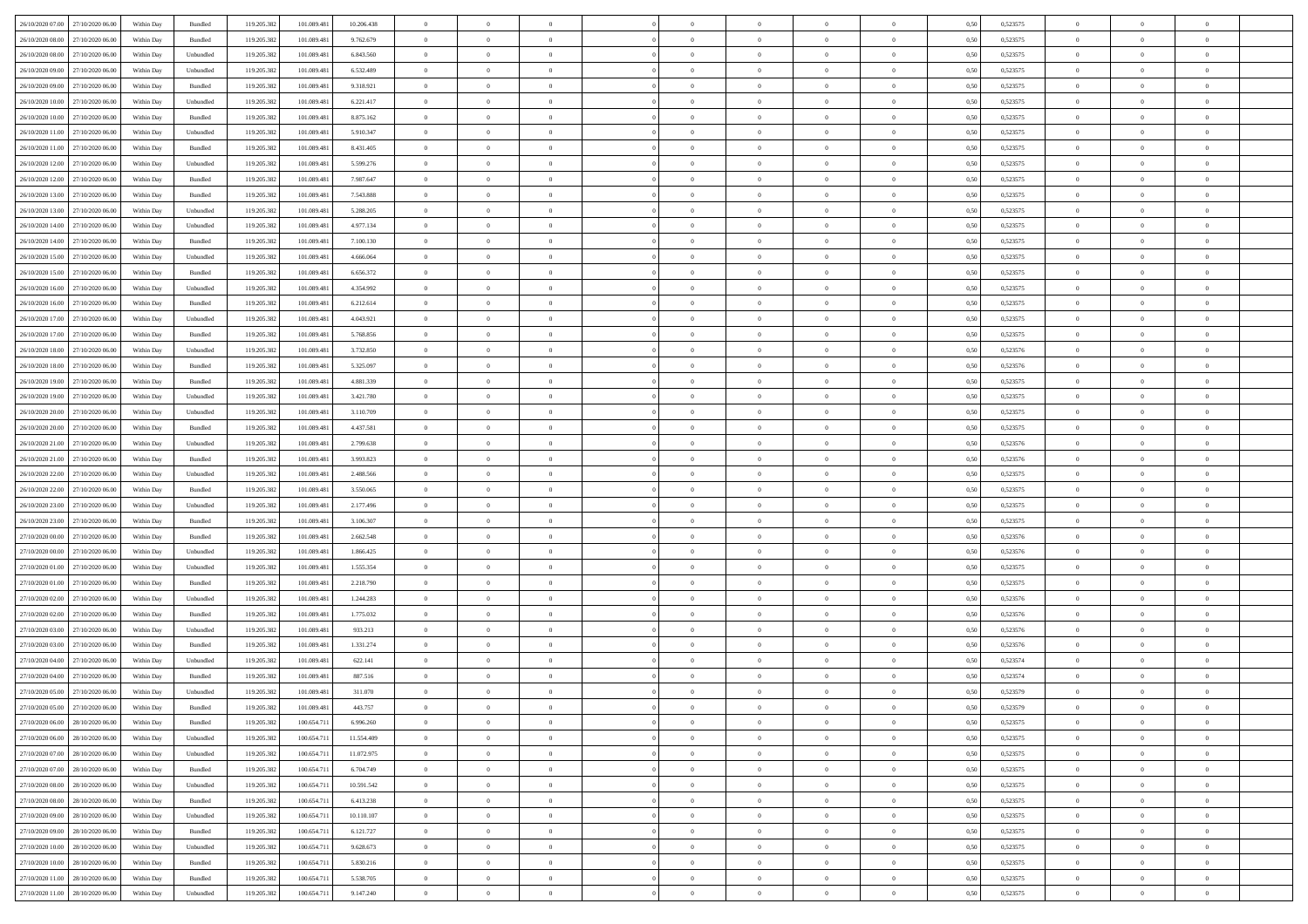| | | | | | | | | | | | | | | | | | | | | | |
|---|---|---|---|---|---|---|---|---|---|---|---|---|---|---|---|---|---|---|---|---|---|
| 26/10/2020 07:00 | 27/10/2020 06:00 | Within Day | Bundled | 119.205.382 | 101.089.481 | 10.206.438 | 0 | 0 | 0 | | 0 | 0 | 0 | 0 | 0,50 | 0,523575 | 0 | 0 | 0 | |
| 26/10/2020 08:00 | 27/10/2020 06:00 | Within Day | Bundled | 119.205.382 | 101.089.481 | 9.762.679 | 0 | 0 | 0 | | 0 | 0 | 0 | 0 | 0,50 | 0,523575 | 0 | 0 | 0 | |
| 26/10/2020 08:00 | 27/10/2020 06:00 | Within Day | Unbundled | 119.205.382 | 101.089.481 | 6.843.560 | 0 | 0 | 0 | | 0 | 0 | 0 | 0 | 0,50 | 0,523575 | 0 | 0 | 0 | |
| 26/10/2020 09:00 | 27/10/2020 06:00 | Within Day | Unbundled | 119.205.382 | 101.089.481 | 6.532.489 | 0 | 0 | 0 | | 0 | 0 | 0 | 0 | 0,50 | 0,523575 | 0 | 0 | 0 | |
| 26/10/2020 09:00 | 27/10/2020 06:00 | Within Day | Bundled | 119.205.382 | 101.089.481 | 9.318.921 | 0 | 0 | 0 | | 0 | 0 | 0 | 0 | 0,50 | 0,523575 | 0 | 0 | 0 | |
| 26/10/2020 10:00 | 27/10/2020 06:00 | Within Day | Unbundled | 119.205.382 | 101.089.481 | 6.221.417 | 0 | 0 | 0 | | 0 | 0 | 0 | 0 | 0,50 | 0,523575 | 0 | 0 | 0 | |
| 26/10/2020 10:00 | 27/10/2020 06:00 | Within Day | Bundled | 119.205.382 | 101.089.481 | 8.875.162 | 0 | 0 | 0 | | 0 | 0 | 0 | 0 | 0,50 | 0,523575 | 0 | 0 | 0 | |
| 26/10/2020 11:00 | 27/10/2020 06:00 | Within Day | Unbundled | 119.205.382 | 101.089.481 | 5.910.347 | 0 | 0 | 0 | | 0 | 0 | 0 | 0 | 0,50 | 0,523575 | 0 | 0 | 0 | |
| 26/10/2020 11:00 | 27/10/2020 06:00 | Within Day | Bundled | 119.205.382 | 101.089.481 | 8.431.405 | 0 | 0 | 0 | | 0 | 0 | 0 | 0 | 0,50 | 0,523575 | 0 | 0 | 0 | |
| 26/10/2020 12:00 | 27/10/2020 06:00 | Within Day | Unbundled | 119.205.382 | 101.089.481 | 5.599.276 | 0 | 0 | 0 | | 0 | 0 | 0 | 0 | 0,50 | 0,523575 | 0 | 0 | 0 | |
| 26/10/2020 12:00 | 27/10/2020 06:00 | Within Day | Bundled | 119.205.382 | 101.089.481 | 7.987.647 | 0 | 0 | 0 | | 0 | 0 | 0 | 0 | 0,50 | 0,523575 | 0 | 0 | 0 | |
| 26/10/2020 13:00 | 27/10/2020 06:00 | Within Day | Bundled | 119.205.382 | 101.089.481 | 7.543.888 | 0 | 0 | 0 | | 0 | 0 | 0 | 0 | 0,50 | 0,523575 | 0 | 0 | 0 | |
| 26/10/2020 13:00 | 27/10/2020 06:00 | Within Day | Unbundled | 119.205.382 | 101.089.481 | 5.288.205 | 0 | 0 | 0 | | 0 | 0 | 0 | 0 | 0,50 | 0,523575 | 0 | 0 | 0 | |
| 26/10/2020 14:00 | 27/10/2020 06:00 | Within Day | Unbundled | 119.205.382 | 101.089.481 | 4.977.134 | 0 | 0 | 0 | | 0 | 0 | 0 | 0 | 0,50 | 0,523575 | 0 | 0 | 0 | |
| 26/10/2020 14:00 | 27/10/2020 06:00 | Within Day | Bundled | 119.205.382 | 101.089.481 | 7.100.130 | 0 | 0 | 0 | | 0 | 0 | 0 | 0 | 0,50 | 0,523575 | 0 | 0 | 0 | |
| 26/10/2020 15:00 | 27/10/2020 06:00 | Within Day | Unbundled | 119.205.382 | 101.089.481 | 4.666.064 | 0 | 0 | 0 | | 0 | 0 | 0 | 0 | 0,50 | 0,523575 | 0 | 0 | 0 | |
| 26/10/2020 15:00 | 27/10/2020 06:00 | Within Day | Bundled | 119.205.382 | 101.089.481 | 6.656.372 | 0 | 0 | 0 | | 0 | 0 | 0 | 0 | 0,50 | 0,523575 | 0 | 0 | 0 | |
| 26/10/2020 16:00 | 27/10/2020 06:00 | Within Day | Unbundled | 119.205.382 | 101.089.481 | 4.354.992 | 0 | 0 | 0 | | 0 | 0 | 0 | 0 | 0,50 | 0,523575 | 0 | 0 | 0 | |
| 26/10/2020 16:00 | 27/10/2020 06:00 | Within Day | Bundled | 119.205.382 | 101.089.481 | 6.212.614 | 0 | 0 | 0 | | 0 | 0 | 0 | 0 | 0,50 | 0,523575 | 0 | 0 | 0 | |
| 26/10/2020 17:00 | 27/10/2020 06:00 | Within Day | Unbundled | 119.205.382 | 101.089.481 | 4.043.921 | 0 | 0 | 0 | | 0 | 0 | 0 | 0 | 0,50 | 0,523575 | 0 | 0 | 0 | |
| 26/10/2020 17:00 | 27/10/2020 06:00 | Within Day | Bundled | 119.205.382 | 101.089.481 | 5.768.856 | 0 | 0 | 0 | | 0 | 0 | 0 | 0 | 0,50 | 0,523575 | 0 | 0 | 0 | |
| 26/10/2020 18:00 | 27/10/2020 06:00 | Within Day | Unbundled | 119.205.382 | 101.089.481 | 3.732.850 | 0 | 0 | 0 | | 0 | 0 | 0 | 0 | 0,50 | 0,523576 | 0 | 0 | 0 | |
| 26/10/2020 18:00 | 27/10/2020 06:00 | Within Day | Bundled | 119.205.382 | 101.089.481 | 5.325.097 | 0 | 0 | 0 | | 0 | 0 | 0 | 0 | 0,50 | 0,523576 | 0 | 0 | 0 | |
| 26/10/2020 19:00 | 27/10/2020 06:00 | Within Day | Bundled | 119.205.382 | 101.089.481 | 4.881.339 | 0 | 0 | 0 | | 0 | 0 | 0 | 0 | 0,50 | 0,523575 | 0 | 0 | 0 | |
| 26/10/2020 19:00 | 27/10/2020 06:00 | Within Day | Unbundled | 119.205.382 | 101.089.481 | 3.421.780 | 0 | 0 | 0 | | 0 | 0 | 0 | 0 | 0,50 | 0,523575 | 0 | 0 | 0 | |
| 26/10/2020 20:00 | 27/10/2020 06:00 | Within Day | Unbundled | 119.205.382 | 101.089.481 | 3.110.709 | 0 | 0 | 0 | | 0 | 0 | 0 | 0 | 0,50 | 0,523575 | 0 | 0 | 0 | |
| 26/10/2020 20:00 | 27/10/2020 06:00 | Within Day | Bundled | 119.205.382 | 101.089.481 | 4.437.581 | 0 | 0 | 0 | | 0 | 0 | 0 | 0 | 0,50 | 0,523575 | 0 | 0 | 0 | |
| 26/10/2020 21:00 | 27/10/2020 06:00 | Within Day | Unbundled | 119.205.382 | 101.089.481 | 2.799.638 | 0 | 0 | 0 | | 0 | 0 | 0 | 0 | 0,50 | 0,523576 | 0 | 0 | 0 | |
| 26/10/2020 21:00 | 27/10/2020 06:00 | Within Day | Bundled | 119.205.382 | 101.089.481 | 3.993.823 | 0 | 0 | 0 | | 0 | 0 | 0 | 0 | 0,50 | 0,523576 | 0 | 0 | 0 | |
| 26/10/2020 22:00 | 27/10/2020 06:00 | Within Day | Unbundled | 119.205.382 | 101.089.481 | 2.488.566 | 0 | 0 | 0 | | 0 | 0 | 0 | 0 | 0,50 | 0,523575 | 0 | 0 | 0 | |
| 26/10/2020 22:00 | 27/10/2020 06:00 | Within Day | Bundled | 119.205.382 | 101.089.481 | 3.550.065 | 0 | 0 | 0 | | 0 | 0 | 0 | 0 | 0,50 | 0,523575 | 0 | 0 | 0 | |
| 26/10/2020 23:00 | 27/10/2020 06:00 | Within Day | Unbundled | 119.205.382 | 101.089.481 | 2.177.496 | 0 | 0 | 0 | | 0 | 0 | 0 | 0 | 0,50 | 0,523575 | 0 | 0 | 0 | |
| 26/10/2020 23:00 | 27/10/2020 06:00 | Within Day | Bundled | 119.205.382 | 101.089.481 | 3.106.307 | 0 | 0 | 0 | | 0 | 0 | 0 | 0 | 0,50 | 0,523575 | 0 | 0 | 0 | |
| 27/10/2020 00:00 | 27/10/2020 06:00 | Within Day | Bundled | 119.205.382 | 101.089.481 | 2.662.548 | 0 | 0 | 0 | | 0 | 0 | 0 | 0 | 0,50 | 0,523576 | 0 | 0 | 0 | |
| 27/10/2020 00:00 | 27/10/2020 06:00 | Within Day | Unbundled | 119.205.382 | 101.089.481 | 1.866.425 | 0 | 0 | 0 | | 0 | 0 | 0 | 0 | 0,50 | 0,523576 | 0 | 0 | 0 | |
| 27/10/2020 01:00 | 27/10/2020 06:00 | Within Day | Unbundled | 119.205.382 | 101.089.481 | 1.555.354 | 0 | 0 | 0 | | 0 | 0 | 0 | 0 | 0,50 | 0,523575 | 0 | 0 | 0 | |
| 27/10/2020 01:00 | 27/10/2020 06:00 | Within Day | Bundled | 119.205.382 | 101.089.481 | 2.218.790 | 0 | 0 | 0 | | 0 | 0 | 0 | 0 | 0,50 | 0,523575 | 0 | 0 | 0 | |
| 27/10/2020 02:00 | 27/10/2020 06:00 | Within Day | Unbundled | 119.205.382 | 101.089.481 | 1.244.283 | 0 | 0 | 0 | | 0 | 0 | 0 | 0 | 0,50 | 0,523576 | 0 | 0 | 0 | |
| 27/10/2020 02:00 | 27/10/2020 06:00 | Within Day | Bundled | 119.205.382 | 101.089.481 | 1.775.032 | 0 | 0 | 0 | | 0 | 0 | 0 | 0 | 0,50 | 0,523576 | 0 | 0 | 0 | |
| 27/10/2020 03:00 | 27/10/2020 06:00 | Within Day | Unbundled | 119.205.382 | 101.089.481 | 933.213 | 0 | 0 | 0 | | 0 | 0 | 0 | 0 | 0,50 | 0,523576 | 0 | 0 | 0 | |
| 27/10/2020 03:00 | 27/10/2020 06:00 | Within Day | Bundled | 119.205.382 | 101.089.481 | 1.331.274 | 0 | 0 | 0 | | 0 | 0 | 0 | 0 | 0,50 | 0,523576 | 0 | 0 | 0 | |
| 27/10/2020 04:00 | 27/10/2020 06:00 | Within Day | Unbundled | 119.205.382 | 101.089.481 | 622.141 | 0 | 0 | 0 | | 0 | 0 | 0 | 0 | 0,50 | 0,523574 | 0 | 0 | 0 | |
| 27/10/2020 04:00 | 27/10/2020 06:00 | Within Day | Bundled | 119.205.382 | 101.089.481 | 887.516 | 0 | 0 | 0 | | 0 | 0 | 0 | 0 | 0,50 | 0,523574 | 0 | 0 | 0 | |
| 27/10/2020 05:00 | 27/10/2020 06:00 | Within Day | Unbundled | 119.205.382 | 101.089.481 | 311.070 | 0 | 0 | 0 | | 0 | 0 | 0 | 0 | 0,50 | 0,523579 | 0 | 0 | 0 | |
| 27/10/2020 05:00 | 27/10/2020 06:00 | Within Day | Bundled | 119.205.382 | 101.089.481 | 443.757 | 0 | 0 | 0 | | 0 | 0 | 0 | 0 | 0,50 | 0,523579 | 0 | 0 | 0 | |
| 27/10/2020 06:00 | 28/10/2020 06:00 | Within Day | Bundled | 119.205.382 | 100.654.711 | 6.996.260 | 0 | 0 | 0 | | 0 | 0 | 0 | 0 | 0,50 | 0,523575 | 0 | 0 | 0 | |
| 27/10/2020 06:00 | 28/10/2020 06:00 | Within Day | Unbundled | 119.205.382 | 100.654.711 | 11.554.409 | 0 | 0 | 0 | | 0 | 0 | 0 | 0 | 0,50 | 0,523575 | 0 | 0 | 0 | |
| 27/10/2020 07:00 | 28/10/2020 06:00 | Within Day | Unbundled | 119.205.382 | 100.654.711 | 11.072.975 | 0 | 0 | 0 | | 0 | 0 | 0 | 0 | 0,50 | 0,523575 | 0 | 0 | 0 | |
| 27/10/2020 07:00 | 28/10/2020 06:00 | Within Day | Bundled | 119.205.382 | 100.654.711 | 6.704.749 | 0 | 0 | 0 | | 0 | 0 | 0 | 0 | 0,50 | 0,523575 | 0 | 0 | 0 | |
| 27/10/2020 08:00 | 28/10/2020 06:00 | Within Day | Unbundled | 119.205.382 | 100.654.711 | 10.591.542 | 0 | 0 | 0 | | 0 | 0 | 0 | 0 | 0,50 | 0,523575 | 0 | 0 | 0 | |
| 27/10/2020 08:00 | 28/10/2020 06:00 | Within Day | Bundled | 119.205.382 | 100.654.711 | 6.413.238 | 0 | 0 | 0 | | 0 | 0 | 0 | 0 | 0,50 | 0,523575 | 0 | 0 | 0 | |
| 27/10/2020 09:00 | 28/10/2020 06:00 | Within Day | Unbundled | 119.205.382 | 100.654.711 | 10.110.107 | 0 | 0 | 0 | | 0 | 0 | 0 | 0 | 0,50 | 0,523575 | 0 | 0 | 0 | |
| 27/10/2020 09:00 | 28/10/2020 06:00 | Within Day | Bundled | 119.205.382 | 100.654.711 | 6.121.727 | 0 | 0 | 0 | | 0 | 0 | 0 | 0 | 0,50 | 0,523575 | 0 | 0 | 0 | |
| 27/10/2020 10:00 | 28/10/2020 06:00 | Within Day | Unbundled | 119.205.382 | 100.654.711 | 9.628.673 | 0 | 0 | 0 | | 0 | 0 | 0 | 0 | 0,50 | 0,523575 | 0 | 0 | 0 | |
| 27/10/2020 10:00 | 28/10/2020 06:00 | Within Day | Bundled | 119.205.382 | 100.654.711 | 5.830.216 | 0 | 0 | 0 | | 0 | 0 | 0 | 0 | 0,50 | 0,523575 | 0 | 0 | 0 | |
| 27/10/2020 11:00 | 28/10/2020 06:00 | Within Day | Bundled | 119.205.382 | 100.654.711 | 5.538.705 | 0 | 0 | 0 | | 0 | 0 | 0 | 0 | 0,50 | 0,523575 | 0 | 0 | 0 | |
| 27/10/2020 11:00 | 28/10/2020 06:00 | Within Day | Unbundled | 119.205.382 | 100.654.711 | 9.147.240 | 0 | 0 | 0 | | 0 | 0 | 0 | 0 | 0,50 | 0,523575 | 0 | 0 | 0 | |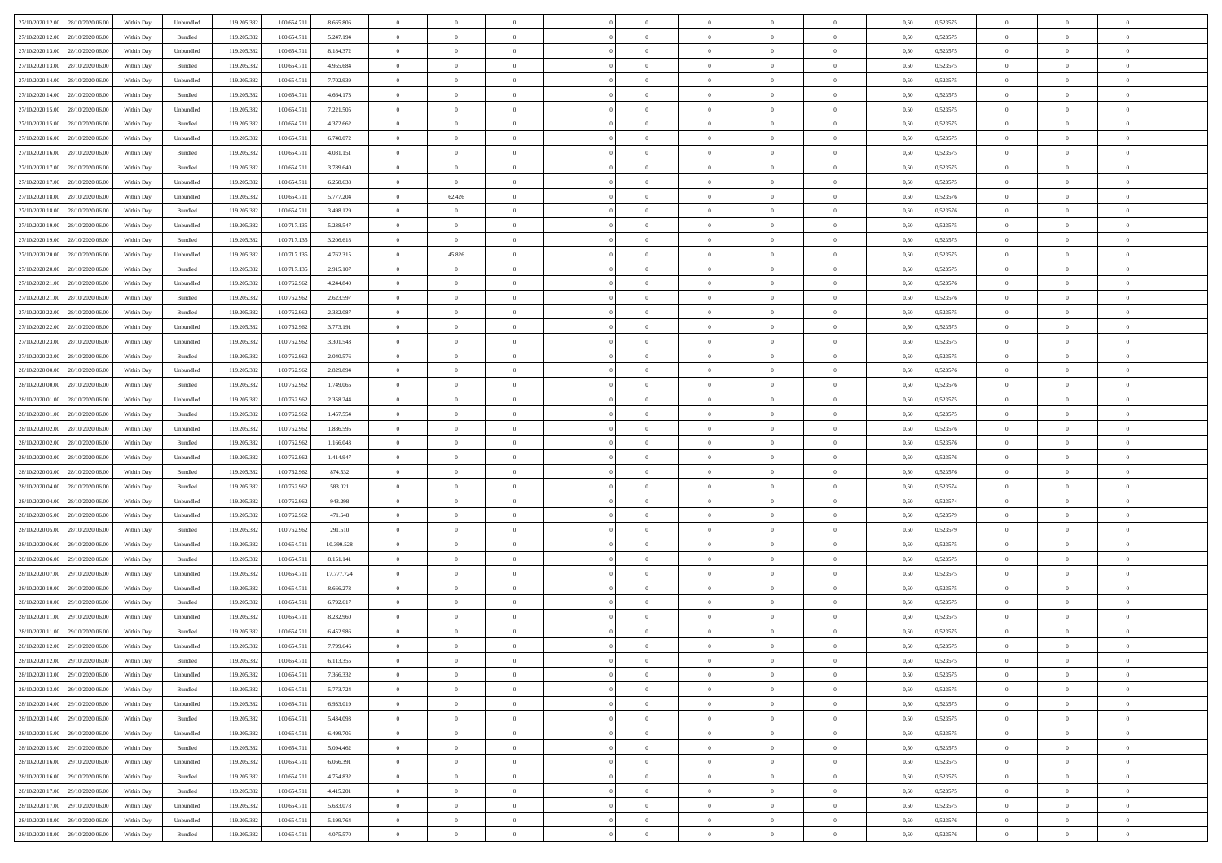| | | | | | | | | | | | | | | | | | | | | | |
|---|---|---|---|---|---|---|---|---|---|---|---|---|---|---|---|---|---|---|---|---|---|
| 27/10/2020 12.00 | 28/10/2020 06.00 | Within Day | Unbundled | 119.205.382 | 100.654.711 | 8.665.806 | 0 | 0 | 0 | | 0 | 0 | 0 | 0 | 0,50 | 0,523575 | 0 | 0 | 0 | |
| 27/10/2020 12.00 | 28/10/2020 06.00 | Within Day | Bundled | 119.205.382 | 100.654.711 | 5.247.194 | 0 | 0 | 0 | | 0 | 0 | 0 | 0 | 0,50 | 0,523575 | 0 | 0 | 0 | |
| 27/10/2020 13.00 | 28/10/2020 06.00 | Within Day | Unbundled | 119.205.382 | 100.654.711 | 8.184.372 | 0 | 0 | 0 | | 0 | 0 | 0 | 0 | 0,50 | 0,523575 | 0 | 0 | 0 | |
| 27/10/2020 13.00 | 28/10/2020 06.00 | Within Day | Bundled | 119.205.382 | 100.654.711 | 4.955.684 | 0 | 0 | 0 | | 0 | 0 | 0 | 0 | 0,50 | 0,523575 | 0 | 0 | 0 | |
| 27/10/2020 14.00 | 28/10/2020 06.00 | Within Day | Unbundled | 119.205.382 | 100.654.711 | 7.702.939 | 0 | 0 | 0 | | 0 | 0 | 0 | 0 | 0,50 | 0,523575 | 0 | 0 | 0 | |
| 27/10/2020 14.00 | 28/10/2020 06.00 | Within Day | Bundled | 119.205.382 | 100.654.711 | 4.664.173 | 0 | 0 | 0 | | 0 | 0 | 0 | 0 | 0,50 | 0,523575 | 0 | 0 | 0 | |
| 27/10/2020 15.00 | 28/10/2020 06.00 | Within Day | Unbundled | 119.205.382 | 100.654.711 | 7.221.505 | 0 | 0 | 0 | | 0 | 0 | 0 | 0 | 0,50 | 0,523575 | 0 | 0 | 0 | |
| 27/10/2020 15.00 | 28/10/2020 06.00 | Within Day | Bundled | 119.205.382 | 100.654.711 | 4.372.662 | 0 | 0 | 0 | | 0 | 0 | 0 | 0 | 0,50 | 0,523575 | 0 | 0 | 0 | |
| 27/10/2020 16.00 | 28/10/2020 06.00 | Within Day | Unbundled | 119.205.382 | 100.654.711 | 6.740.072 | 0 | 0 | 0 | | 0 | 0 | 0 | 0 | 0,50 | 0,523575 | 0 | 0 | 0 | |
| 27/10/2020 16.00 | 28/10/2020 06.00 | Within Day | Bundled | 119.205.382 | 100.654.711 | 4.081.151 | 0 | 0 | 0 | | 0 | 0 | 0 | 0 | 0,50 | 0,523575 | 0 | 0 | 0 | |
| 27/10/2020 17.00 | 28/10/2020 06.00 | Within Day | Bundled | 119.205.382 | 100.654.711 | 3.789.640 | 0 | 0 | 0 | | 0 | 0 | 0 | 0 | 0,50 | 0,523575 | 0 | 0 | 0 | |
| 27/10/2020 17.00 | 28/10/2020 06.00 | Within Day | Unbundled | 119.205.382 | 100.654.711 | 6.258.638 | 0 | 0 | 0 | | 0 | 0 | 0 | 0 | 0,50 | 0,523575 | 0 | 0 | 0 | |
| 27/10/2020 18.00 | 28/10/2020 06.00 | Within Day | Unbundled | 119.205.382 | 100.654.711 | 5.777.204 | 0 | 62.426 | 0 | | 0 | 0 | 0 | 0 | 0,50 | 0,523576 | 0 | 0 | 0 | |
| 27/10/2020 18.00 | 28/10/2020 06.00 | Within Day | Bundled | 119.205.382 | 100.654.711 | 3.498.129 | 0 | 0 | 0 | | 0 | 0 | 0 | 0 | 0,50 | 0,523576 | 0 | 0 | 0 | |
| 27/10/2020 19.00 | 28/10/2020 06.00 | Within Day | Unbundled | 119.205.382 | 100.717.135 | 5.238.547 | 0 | 0 | 0 | | 0 | 0 | 0 | 0 | 0,50 | 0,523575 | 0 | 0 | 0 | |
| 27/10/2020 19.00 | 28/10/2020 06.00 | Within Day | Bundled | 119.205.382 | 100.717.135 | 3.206.618 | 0 | 0 | 0 | | 0 | 0 | 0 | 0 | 0,50 | 0,523575 | 0 | 0 | 0 | |
| 27/10/2020 20.00 | 28/10/2020 06.00 | Within Day | Unbundled | 119.205.382 | 100.717.135 | 4.762.315 | 0 | 45.826 | 0 | | 0 | 0 | 0 | 0 | 0,50 | 0,523575 | 0 | 0 | 0 | |
| 27/10/2020 20.00 | 28/10/2020 06.00 | Within Day | Bundled | 119.205.382 | 100.717.135 | 2.915.107 | 0 | 0 | 0 | | 0 | 0 | 0 | 0 | 0,50 | 0,523575 | 0 | 0 | 0 | |
| 27/10/2020 21.00 | 28/10/2020 06.00 | Within Day | Unbundled | 119.205.382 | 100.762.962 | 4.244.840 | 0 | 0 | 0 | | 0 | 0 | 0 | 0 | 0,50 | 0,523576 | 0 | 0 | 0 | |
| 27/10/2020 21.00 | 28/10/2020 06.00 | Within Day | Bundled | 119.205.382 | 100.762.962 | 2.623.597 | 0 | 0 | 0 | | 0 | 0 | 0 | 0 | 0,50 | 0,523576 | 0 | 0 | 0 | |
| 27/10/2020 22.00 | 28/10/2020 06.00 | Within Day | Bundled | 119.205.382 | 100.762.962 | 2.332.087 | 0 | 0 | 0 | | 0 | 0 | 0 | 0 | 0,50 | 0,523575 | 0 | 0 | 0 | |
| 27/10/2020 22.00 | 28/10/2020 06.00 | Within Day | Unbundled | 119.205.382 | 100.762.962 | 3.773.191 | 0 | 0 | 0 | | 0 | 0 | 0 | 0 | 0,50 | 0,523575 | 0 | 0 | 0 | |
| 27/10/2020 23.00 | 28/10/2020 06.00 | Within Day | Unbundled | 119.205.382 | 100.762.962 | 3.301.543 | 0 | 0 | 0 | | 0 | 0 | 0 | 0 | 0,50 | 0,523575 | 0 | 0 | 0 | |
| 27/10/2020 23.00 | 28/10/2020 06.00 | Within Day | Bundled | 119.205.382 | 100.762.962 | 2.040.576 | 0 | 0 | 0 | | 0 | 0 | 0 | 0 | 0,50 | 0,523575 | 0 | 0 | 0 | |
| 28/10/2020 00.00 | 28/10/2020 06.00 | Within Day | Unbundled | 119.205.382 | 100.762.962 | 2.829.894 | 0 | 0 | 0 | | 0 | 0 | 0 | 0 | 0,50 | 0,523576 | 0 | 0 | 0 | |
| 28/10/2020 00.00 | 28/10/2020 06.00 | Within Day | Bundled | 119.205.382 | 100.762.962 | 1.749.065 | 0 | 0 | 0 | | 0 | 0 | 0 | 0 | 0,50 | 0,523576 | 0 | 0 | 0 | |
| 28/10/2020 01.00 | 28/10/2020 06.00 | Within Day | Unbundled | 119.205.382 | 100.762.962 | 2.358.244 | 0 | 0 | 0 | | 0 | 0 | 0 | 0 | 0,50 | 0,523575 | 0 | 0 | 0 | |
| 28/10/2020 01.00 | 28/10/2020 06.00 | Within Day | Bundled | 119.205.382 | 100.762.962 | 1.457.554 | 0 | 0 | 0 | | 0 | 0 | 0 | 0 | 0,50 | 0,523575 | 0 | 0 | 0 | |
| 28/10/2020 02.00 | 28/10/2020 06.00 | Within Day | Unbundled | 119.205.382 | 100.762.962 | 1.886.595 | 0 | 0 | 0 | | 0 | 0 | 0 | 0 | 0,50 | 0,523576 | 0 | 0 | 0 | |
| 28/10/2020 02.00 | 28/10/2020 06.00 | Within Day | Bundled | 119.205.382 | 100.762.962 | 1.166.043 | 0 | 0 | 0 | | 0 | 0 | 0 | 0 | 0,50 | 0,523576 | 0 | 0 | 0 | |
| 28/10/2020 03.00 | 28/10/2020 06.00 | Within Day | Unbundled | 119.205.382 | 100.762.962 | 1.414.947 | 0 | 0 | 0 | | 0 | 0 | 0 | 0 | 0,50 | 0,523576 | 0 | 0 | 0 | |
| 28/10/2020 03.00 | 28/10/2020 06.00 | Within Day | Bundled | 119.205.382 | 100.762.962 | 874.532 | 0 | 0 | 0 | | 0 | 0 | 0 | 0 | 0,50 | 0,523576 | 0 | 0 | 0 | |
| 28/10/2020 04.00 | 28/10/2020 06.00 | Within Day | Bundled | 119.205.382 | 100.762.962 | 583.021 | 0 | 0 | 0 | | 0 | 0 | 0 | 0 | 0,50 | 0,523574 | 0 | 0 | 0 | |
| 28/10/2020 04.00 | 28/10/2020 06.00 | Within Day | Unbundled | 119.205.382 | 100.762.962 | 943.298 | 0 | 0 | 0 | | 0 | 0 | 0 | 0 | 0,50 | 0,523574 | 0 | 0 | 0 | |
| 28/10/2020 05.00 | 28/10/2020 06.00 | Within Day | Unbundled | 119.205.382 | 100.762.962 | 471.648 | 0 | 0 | 0 | | 0 | 0 | 0 | 0 | 0,50 | 0,523579 | 0 | 0 | 0 | |
| 28/10/2020 05.00 | 28/10/2020 06.00 | Within Day | Bundled | 119.205.382 | 100.762.962 | 291.510 | 0 | 0 | 0 | | 0 | 0 | 0 | 0 | 0,50 | 0,523579 | 0 | 0 | 0 | |
| 28/10/2020 06.00 | 29/10/2020 06.00 | Within Day | Unbundled | 119.205.382 | 100.654.711 | 10.399.528 | 0 | 0 | 0 | | 0 | 0 | 0 | 0 | 0,50 | 0,523575 | 0 | 0 | 0 | |
| 28/10/2020 06.00 | 29/10/2020 06.00 | Within Day | Bundled | 119.205.382 | 100.654.711 | 8.151.141 | 0 | 0 | 0 | | 0 | 0 | 0 | 0 | 0,50 | 0,523575 | 0 | 0 | 0 | |
| 28/10/2020 07.00 | 29/10/2020 06.00 | Within Day | Unbundled | 119.205.382 | 100.654.711 | 17.777.724 | 0 | 0 | 0 | | 0 | 0 | 0 | 0 | 0,50 | 0,523575 | 0 | 0 | 0 | |
| 28/10/2020 10.00 | 29/10/2020 06.00 | Within Day | Unbundled | 119.205.382 | 100.654.711 | 8.666.273 | 0 | 0 | 0 | | 0 | 0 | 0 | 0 | 0,50 | 0,523575 | 0 | 0 | 0 | |
| 28/10/2020 10.00 | 29/10/2020 06.00 | Within Day | Bundled | 119.205.382 | 100.654.711 | 6.792.617 | 0 | 0 | 0 | | 0 | 0 | 0 | 0 | 0,50 | 0,523575 | 0 | 0 | 0 | |
| 28/10/2020 11.00 | 29/10/2020 06.00 | Within Day | Unbundled | 119.205.382 | 100.654.711 | 8.232.960 | 0 | 0 | 0 | | 0 | 0 | 0 | 0 | 0,50 | 0,523575 | 0 | 0 | 0 | |
| 28/10/2020 11.00 | 29/10/2020 06.00 | Within Day | Bundled | 119.205.382 | 100.654.711 | 6.452.986 | 0 | 0 | 0 | | 0 | 0 | 0 | 0 | 0,50 | 0,523575 | 0 | 0 | 0 | |
| 28/10/2020 12.00 | 29/10/2020 06.00 | Within Day | Unbundled | 119.205.382 | 100.654.711 | 7.799.646 | 0 | 0 | 0 | | 0 | 0 | 0 | 0 | 0,50 | 0,523575 | 0 | 0 | 0 | |
| 28/10/2020 12.00 | 29/10/2020 06.00 | Within Day | Bundled | 119.205.382 | 100.654.711 | 6.113.355 | 0 | 0 | 0 | | 0 | 0 | 0 | 0 | 0,50 | 0,523575 | 0 | 0 | 0 | |
| 28/10/2020 13.00 | 29/10/2020 06.00 | Within Day | Unbundled | 119.205.382 | 100.654.711 | 7.366.332 | 0 | 0 | 0 | | 0 | 0 | 0 | 0 | 0,50 | 0,523575 | 0 | 0 | 0 | |
| 28/10/2020 13.00 | 29/10/2020 06.00 | Within Day | Bundled | 119.205.382 | 100.654.711 | 5.773.724 | 0 | 0 | 0 | | 0 | 0 | 0 | 0 | 0,50 | 0,523575 | 0 | 0 | 0 | |
| 28/10/2020 14.00 | 29/10/2020 06.00 | Within Day | Unbundled | 119.205.382 | 100.654.711 | 6.933.019 | 0 | 0 | 0 | | 0 | 0 | 0 | 0 | 0,50 | 0,523575 | 0 | 0 | 0 | |
| 28/10/2020 14.00 | 29/10/2020 06.00 | Within Day | Bundled | 119.205.382 | 100.654.711 | 5.434.093 | 0 | 0 | 0 | | 0 | 0 | 0 | 0 | 0,50 | 0,523575 | 0 | 0 | 0 | |
| 28/10/2020 15.00 | 29/10/2020 06.00 | Within Day | Unbundled | 119.205.382 | 100.654.711 | 6.499.705 | 0 | 0 | 0 | | 0 | 0 | 0 | 0 | 0,50 | 0,523575 | 0 | 0 | 0 | |
| 28/10/2020 15.00 | 29/10/2020 06.00 | Within Day | Bundled | 119.205.382 | 100.654.711 | 5.094.462 | 0 | 0 | 0 | | 0 | 0 | 0 | 0 | 0,50 | 0,523575 | 0 | 0 | 0 | |
| 28/10/2020 16.00 | 29/10/2020 06.00 | Within Day | Unbundled | 119.205.382 | 100.654.711 | 6.066.391 | 0 | 0 | 0 | | 0 | 0 | 0 | 0 | 0,50 | 0,523575 | 0 | 0 | 0 | |
| 28/10/2020 16.00 | 29/10/2020 06.00 | Within Day | Bundled | 119.205.382 | 100.654.711 | 4.754.832 | 0 | 0 | 0 | | 0 | 0 | 0 | 0 | 0,50 | 0,523575 | 0 | 0 | 0 | |
| 28/10/2020 17.00 | 29/10/2020 06.00 | Within Day | Bundled | 119.205.382 | 100.654.711 | 4.415.201 | 0 | 0 | 0 | | 0 | 0 | 0 | 0 | 0,50 | 0,523575 | 0 | 0 | 0 | |
| 28/10/2020 17.00 | 29/10/2020 06.00 | Within Day | Unbundled | 119.205.382 | 100.654.711 | 5.633.078 | 0 | 0 | 0 | | 0 | 0 | 0 | 0 | 0,50 | 0,523575 | 0 | 0 | 0 | |
| 28/10/2020 18.00 | 29/10/2020 06.00 | Within Day | Unbundled | 119.205.382 | 100.654.711 | 5.199.764 | 0 | 0 | 0 | | 0 | 0 | 0 | 0 | 0,50 | 0,523576 | 0 | 0 | 0 | |
| 28/10/2020 18.00 | 29/10/2020 06.00 | Within Day | Bundled | 119.205.382 | 100.654.711 | 4.075.570 | 0 | 0 | 0 | | 0 | 0 | 0 | 0 | 0,50 | 0,523576 | 0 | 0 | 0 | |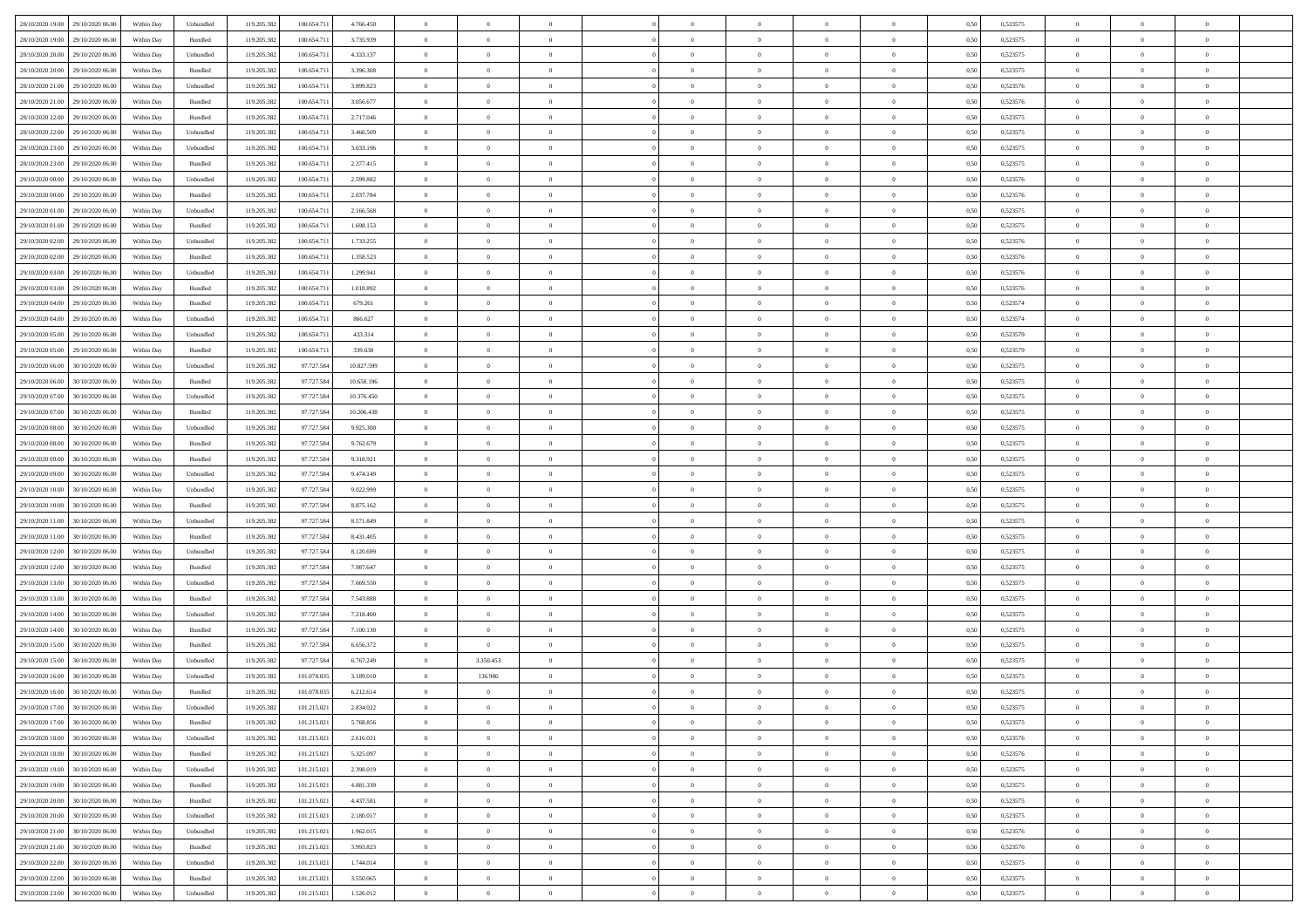| | | | | | | | | | | | | | | | | | | | | |
|---|---|---|---|---|---|---|---|---|---|---|---|---|---|---|---|---|---|---|---|---|
| 28/10/2020 19.00 | 29/10/2020 06.00 | Within Day | Unbundled | 119.205.382 | 100.654.711 | 4.766.450 | 0 | 0 | 0 | | 0 | 0 | 0 | 0 | 0,50 | 0,523575 | 0 | 0 | 0 | |
| 28/10/2020 19.00 | 29/10/2020 06.00 | Within Day | Bundled | 119.205.382 | 100.654.711 | 3.735.939 | 0 | 0 | 0 | | 0 | 0 | 0 | 0 | 0,50 | 0,523575 | 0 | 0 | 0 | |
| 28/10/2020 20.00 | 29/10/2020 06.00 | Within Day | Unbundled | 119.205.382 | 100.654.711 | 4.333.137 | 0 | 0 | 0 | | 0 | 0 | 0 | 0 | 0,50 | 0,523575 | 0 | 0 | 0 | |
| 28/10/2020 20.00 | 29/10/2020 06.00 | Within Day | Bundled | 119.205.382 | 100.654.711 | 3.396.308 | 0 | 0 | 0 | | 0 | 0 | 0 | 0 | 0,50 | 0,523575 | 0 | 0 | 0 | |
| 28/10/2020 21.00 | 29/10/2020 06.00 | Within Day | Unbundled | 119.205.382 | 100.654.711 | 3.899.823 | 0 | 0 | 0 | | 0 | 0 | 0 | 0 | 0,50 | 0,523576 | 0 | 0 | 0 | |
| 28/10/2020 21.00 | 29/10/2020 06.00 | Within Day | Bundled | 119.205.382 | 100.654.711 | 3.056.677 | 0 | 0 | 0 | | 0 | 0 | 0 | 0 | 0,50 | 0,523576 | 0 | 0 | 0 | |
| 28/10/2020 22.00 | 29/10/2020 06.00 | Within Day | Bundled | 119.205.382 | 100.654.711 | 2.717.046 | 0 | 0 | 0 | | 0 | 0 | 0 | 0 | 0,50 | 0,523575 | 0 | 0 | 0 | |
| 28/10/2020 22.00 | 29/10/2020 06.00 | Within Day | Unbundled | 119.205.382 | 100.654.711 | 3.466.509 | 0 | 0 | 0 | | 0 | 0 | 0 | 0 | 0,50 | 0,523575 | 0 | 0 | 0 | |
| 28/10/2020 23.00 | 29/10/2020 06.00 | Within Day | Unbundled | 119.205.382 | 100.654.711 | 3.033.196 | 0 | 0 | 0 | | 0 | 0 | 0 | 0 | 0,50 | 0,523575 | 0 | 0 | 0 | |
| 28/10/2020 23.00 | 29/10/2020 06.00 | Within Day | Bundled | 119.205.382 | 100.654.711 | 2.377.415 | 0 | 0 | 0 | | 0 | 0 | 0 | 0 | 0,50 | 0,523575 | 0 | 0 | 0 | |
| 29/10/2020 00.00 | 29/10/2020 06.00 | Within Day | Unbundled | 119.205.382 | 100.654.711 | 2.599.882 | 0 | 0 | 0 | | 0 | 0 | 0 | 0 | 0,50 | 0,523576 | 0 | 0 | 0 | |
| 29/10/2020 00.00 | 29/10/2020 06.00 | Within Day | Bundled | 119.205.382 | 100.654.711 | 2.037.784 | 0 | 0 | 0 | | 0 | 0 | 0 | 0 | 0,50 | 0,523576 | 0 | 0 | 0 | |
| 29/10/2020 01.00 | 29/10/2020 06.00 | Within Day | Unbundled | 119.205.382 | 100.654.711 | 2.166.568 | 0 | 0 | 0 | | 0 | 0 | 0 | 0 | 0,50 | 0,523575 | 0 | 0 | 0 | |
| 29/10/2020 01.00 | 29/10/2020 06.00 | Within Day | Bundled | 119.205.382 | 100.654.711 | 1.698.153 | 0 | 0 | 0 | | 0 | 0 | 0 | 0 | 0,50 | 0,523575 | 0 | 0 | 0 | |
| 29/10/2020 02.00 | 29/10/2020 06.00 | Within Day | Unbundled | 119.205.382 | 100.654.711 | 1.733.255 | 0 | 0 | 0 | | 0 | 0 | 0 | 0 | 0,50 | 0,523576 | 0 | 0 | 0 | |
| 29/10/2020 02.00 | 29/10/2020 06.00 | Within Day | Bundled | 119.205.382 | 100.654.711 | 1.358.523 | 0 | 0 | 0 | | 0 | 0 | 0 | 0 | 0,50 | 0,523576 | 0 | 0 | 0 | |
| 29/10/2020 03.00 | 29/10/2020 06.00 | Within Day | Unbundled | 119.205.382 | 100.654.711 | 1.299.941 | 0 | 0 | 0 | | 0 | 0 | 0 | 0 | 0,50 | 0,523576 | 0 | 0 | 0 | |
| 29/10/2020 03.00 | 29/10/2020 06.00 | Within Day | Bundled | 119.205.382 | 100.654.711 | 1.018.892 | 0 | 0 | 0 | | 0 | 0 | 0 | 0 | 0,50 | 0,523576 | 0 | 0 | 0 | |
| 29/10/2020 04.00 | 29/10/2020 06.00 | Within Day | Bundled | 119.205.382 | 100.654.711 | 679.261 | 0 | 0 | 0 | | 0 | 0 | 0 | 0 | 0,50 | 0,523574 | 0 | 0 | 0 | |
| 29/10/2020 04.00 | 29/10/2020 06.00 | Within Day | Unbundled | 119.205.382 | 100.654.711 | 866.627 | 0 | 0 | 0 | | 0 | 0 | 0 | 0 | 0,50 | 0,523574 | 0 | 0 | 0 | |
| 29/10/2020 05.00 | 29/10/2020 06.00 | Within Day | Unbundled | 119.205.382 | 100.654.711 | 433.314 | 0 | 0 | 0 | | 0 | 0 | 0 | 0 | 0,50 | 0,523579 | 0 | 0 | 0 | |
| 29/10/2020 05.00 | 29/10/2020 06.00 | Within Day | Bundled | 119.205.382 | 100.654.711 | 339.630 | 0 | 0 | 0 | | 0 | 0 | 0 | 0 | 0,50 | 0,523579 | 0 | 0 | 0 | |
| 29/10/2020 06.00 | 30/10/2020 06.00 | Within Day | Unbundled | 119.205.382 | 97.727.584 | 10.827.599 | 0 | 0 | 0 | | 0 | 0 | 0 | 0 | 0,50 | 0,523575 | 0 | 0 | 0 | |
| 29/10/2020 06.00 | 30/10/2020 06.00 | Within Day | Bundled | 119.205.382 | 97.727.584 | 10.650.196 | 0 | 0 | 0 | | 0 | 0 | 0 | 0 | 0,50 | 0,523575 | 0 | 0 | 0 | |
| 29/10/2020 07.00 | 30/10/2020 06.00 | Within Day | Unbundled | 119.205.382 | 97.727.584 | 10.376.450 | 0 | 0 | 0 | | 0 | 0 | 0 | 0 | 0,50 | 0,523575 | 0 | 0 | 0 | |
| 29/10/2020 07.00 | 30/10/2020 06.00 | Within Day | Bundled | 119.205.382 | 97.727.584 | 10.206.438 | 0 | 0 | 0 | | 0 | 0 | 0 | 0 | 0,50 | 0,523575 | 0 | 0 | 0 | |
| 29/10/2020 08.00 | 30/10/2020 06.00 | Within Day | Unbundled | 119.205.382 | 97.727.584 | 9.925.300 | 0 | 0 | 0 | | 0 | 0 | 0 | 0 | 0,50 | 0,523575 | 0 | 0 | 0 | |
| 29/10/2020 08.00 | 30/10/2020 06.00 | Within Day | Bundled | 119.205.382 | 97.727.584 | 9.762.679 | 0 | 0 | 0 | | 0 | 0 | 0 | 0 | 0,50 | 0,523575 | 0 | 0 | 0 | |
| 29/10/2020 09.00 | 30/10/2020 06.00 | Within Day | Bundled | 119.205.382 | 97.727.584 | 9.318.921 | 0 | 0 | 0 | | 0 | 0 | 0 | 0 | 0,50 | 0,523575 | 0 | 0 | 0 | |
| 29/10/2020 09.00 | 30/10/2020 06.00 | Within Day | Unbundled | 119.205.382 | 97.727.584 | 9.474.149 | 0 | 0 | 0 | | 0 | 0 | 0 | 0 | 0,50 | 0,523575 | 0 | 0 | 0 | |
| 29/10/2020 10.00 | 30/10/2020 06.00 | Within Day | Unbundled | 119.205.382 | 97.727.584 | 9.022.999 | 0 | 0 | 0 | | 0 | 0 | 0 | 0 | 0,50 | 0,523575 | 0 | 0 | 0 | |
| 29/10/2020 10.00 | 30/10/2020 06.00 | Within Day | Bundled | 119.205.382 | 97.727.584 | 8.875.162 | 0 | 0 | 0 | | 0 | 0 | 0 | 0 | 0,50 | 0,523575 | 0 | 0 | 0 | |
| 29/10/2020 11.00 | 30/10/2020 06.00 | Within Day | Unbundled | 119.205.382 | 97.727.584 | 8.571.849 | 0 | 0 | 0 | | 0 | 0 | 0 | 0 | 0,50 | 0,523575 | 0 | 0 | 0 | |
| 29/10/2020 11.00 | 30/10/2020 06.00 | Within Day | Bundled | 119.205.382 | 97.727.584 | 8.431.405 | 0 | 0 | 0 | | 0 | 0 | 0 | 0 | 0,50 | 0,523575 | 0 | 0 | 0 | |
| 29/10/2020 12.00 | 30/10/2020 06.00 | Within Day | Unbundled | 119.205.382 | 97.727.584 | 8.120.699 | 0 | 0 | 0 | | 0 | 0 | 0 | 0 | 0,50 | 0,523575 | 0 | 0 | 0 | |
| 29/10/2020 12.00 | 30/10/2020 06.00 | Within Day | Bundled | 119.205.382 | 97.727.584 | 7.987.647 | 0 | 0 | 0 | | 0 | 0 | 0 | 0 | 0,50 | 0,523575 | 0 | 0 | 0 | |
| 29/10/2020 13.00 | 30/10/2020 06.00 | Within Day | Unbundled | 119.205.382 | 97.727.584 | 7.669.550 | 0 | 0 | 0 | | 0 | 0 | 0 | 0 | 0,50 | 0,523575 | 0 | 0 | 0 | |
| 29/10/2020 13.00 | 30/10/2020 06.00 | Within Day | Bundled | 119.205.382 | 97.727.584 | 7.543.888 | 0 | 0 | 0 | | 0 | 0 | 0 | 0 | 0,50 | 0,523575 | 0 | 0 | 0 | |
| 29/10/2020 14.00 | 30/10/2020 06.00 | Within Day | Unbundled | 119.205.382 | 97.727.584 | 7.218.400 | 0 | 0 | 0 | | 0 | 0 | 0 | 0 | 0,50 | 0,523575 | 0 | 0 | 0 | |
| 29/10/2020 14.00 | 30/10/2020 06.00 | Within Day | Bundled | 119.205.382 | 97.727.584 | 7.100.130 | 0 | 0 | 0 | | 0 | 0 | 0 | 0 | 0,50 | 0,523575 | 0 | 0 | 0 | |
| 29/10/2020 15.00 | 30/10/2020 06.00 | Within Day | Bundled | 119.205.382 | 97.727.584 | 6.656.372 | 0 | 0 | 0 | | 0 | 0 | 0 | 0 | 0,50 | 0,523575 | 0 | 0 | 0 | |
| 29/10/2020 15.00 | 30/10/2020 06.00 | Within Day | Unbundled | 119.205.382 | 97.727.584 | 6.767.249 | 0 | 3.350.453 | 0 | | 0 | 0 | 0 | 0 | 0,50 | 0,523575 | 0 | 0 | 0 | |
| 29/10/2020 16.00 | 30/10/2020 06.00 | Within Day | Unbundled | 119.205.382 | 101.078.035 | 3.189.010 | 0 | 136.986 | 0 | | 0 | 0 | 0 | 0 | 0,50 | 0,523575 | 0 | 0 | 0 | |
| 29/10/2020 16.00 | 30/10/2020 06.00 | Within Day | Bundled | 119.205.382 | 101.078.035 | 6.212.614 | 0 | 0 | 0 | | 0 | 0 | 0 | 0 | 0,50 | 0,523575 | 0 | 0 | 0 | |
| 29/10/2020 17.00 | 30/10/2020 06.00 | Within Day | Unbundled | 119.205.382 | 101.215.021 | 2.834.022 | 0 | 0 | 0 | | 0 | 0 | 0 | 0 | 0,50 | 0,523575 | 0 | 0 | 0 | |
| 29/10/2020 17.00 | 30/10/2020 06.00 | Within Day | Bundled | 119.205.382 | 101.215.021 | 5.768.856 | 0 | 0 | 0 | | 0 | 0 | 0 | 0 | 0,50 | 0,523575 | 0 | 0 | 0 | |
| 29/10/2020 18.00 | 30/10/2020 06.00 | Within Day | Unbundled | 119.205.382 | 101.215.021 | 2.616.021 | 0 | 0 | 0 | | 0 | 0 | 0 | 0 | 0,50 | 0,523576 | 0 | 0 | 0 | |
| 29/10/2020 18.00 | 30/10/2020 06.00 | Within Day | Bundled | 119.205.382 | 101.215.021 | 5.325.097 | 0 | 0 | 0 | | 0 | 0 | 0 | 0 | 0,50 | 0,523576 | 0 | 0 | 0 | |
| 29/10/2020 19.00 | 30/10/2020 06.00 | Within Day | Unbundled | 119.205.382 | 101.215.021 | 2.398.019 | 0 | 0 | 0 | | 0 | 0 | 0 | 0 | 0,50 | 0,523575 | 0 | 0 | 0 | |
| 29/10/2020 19.00 | 30/10/2020 06.00 | Within Day | Bundled | 119.205.382 | 101.215.021 | 4.881.339 | 0 | 0 | 0 | | 0 | 0 | 0 | 0 | 0,50 | 0,523575 | 0 | 0 | 0 | |
| 29/10/2020 20.00 | 30/10/2020 06.00 | Within Day | Bundled | 119.205.382 | 101.215.021 | 4.437.581 | 0 | 0 | 0 | | 0 | 0 | 0 | 0 | 0,50 | 0,523575 | 0 | 0 | 0 | |
| 29/10/2020 20.00 | 30/10/2020 06.00 | Within Day | Unbundled | 119.205.382 | 101.215.021 | 2.180.017 | 0 | 0 | 0 | | 0 | 0 | 0 | 0 | 0,50 | 0,523575 | 0 | 0 | 0 | |
| 29/10/2020 21.00 | 30/10/2020 06.00 | Within Day | Unbundled | 119.205.382 | 101.215.021 | 1.962.015 | 0 | 0 | 0 | | 0 | 0 | 0 | 0 | 0,50 | 0,523576 | 0 | 0 | 0 | |
| 29/10/2020 21.00 | 30/10/2020 06.00 | Within Day | Bundled | 119.205.382 | 101.215.021 | 3.993.823 | 0 | 0 | 0 | | 0 | 0 | 0 | 0 | 0,50 | 0,523576 | 0 | 0 | 0 | |
| 29/10/2020 22.00 | 30/10/2020 06.00 | Within Day | Unbundled | 119.205.382 | 101.215.021 | 1.744.014 | 0 | 0 | 0 | | 0 | 0 | 0 | 0 | 0,50 | 0,523575 | 0 | 0 | 0 | |
| 29/10/2020 22.00 | 30/10/2020 06.00 | Within Day | Bundled | 119.205.382 | 101.215.021 | 3.550.065 | 0 | 0 | 0 | | 0 | 0 | 0 | 0 | 0,50 | 0,523575 | 0 | 0 | 0 | |
| 29/10/2020 23.00 | 30/10/2020 06.00 | Within Day | Unbundled | 119.205.382 | 101.215.021 | 1.526.012 | 0 | 0 | 0 | | 0 | 0 | 0 | 0 | 0,50 | 0,523575 | 0 | 0 | 0 | |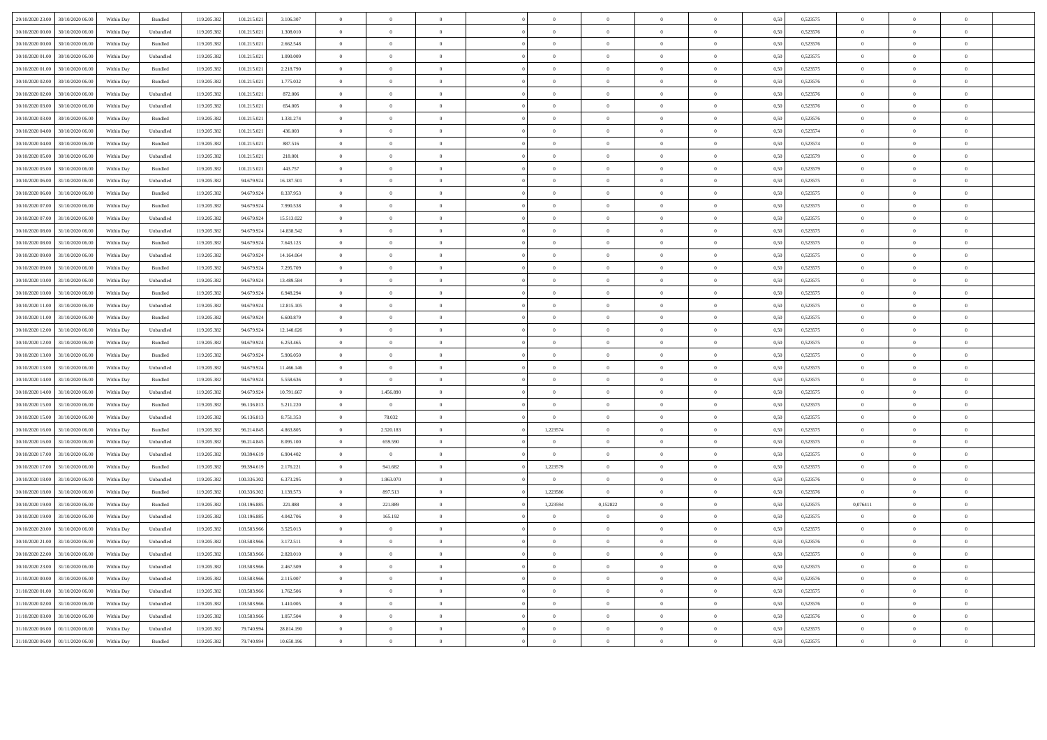| | | | | | | | | | | | | | | | | | | | | | | |
|---|---|---|---|---|---|---|---|---|---|---|---|---|---|---|---|---|---|---|---|---|---|---|
| 29/10/2020 23.00 | 30/10/2020 06.00 | Within Day | Bundled | 119.205.382 | 101.215.021 | 3.106.307 | 0 | 0 | 0 | | 0 | 0 | 0 | 0 | 0 | 0,50 | 0,523575 | 0 | 0 | 0 | |
| 30/10/2020 00.00 | 30/10/2020 06.00 | Within Day | Unbundled | 119.205.382 | 101.215.021 | 1.308.010 | 0 | 0 | 0 | | 0 | 0 | 0 | 0 | 0 | 0,50 | 0,523576 | 0 | 0 | 0 | |
| 30/10/2020 00.00 | 30/10/2020 06.00 | Within Day | Bundled | 119.205.382 | 101.215.021 | 2.662.548 | 0 | 0 | 0 | | 0 | 0 | 0 | 0 | 0 | 0,50 | 0,523576 | 0 | 0 | 0 | |
| 30/10/2020 01.00 | 30/10/2020 06.00 | Within Day | Unbundled | 119.205.382 | 101.215.021 | 1.090.009 | 0 | 0 | 0 | | 0 | 0 | 0 | 0 | 0 | 0,50 | 0,523575 | 0 | 0 | 0 | |
| 30/10/2020 01.00 | 30/10/2020 06.00 | Within Day | Bundled | 119.205.382 | 101.215.021 | 2.218.790 | 0 | 0 | 0 | | 0 | 0 | 0 | 0 | 0 | 0,50 | 0,523575 | 0 | 0 | 0 | |
| 30/10/2020 02.00 | 30/10/2020 06.00 | Within Day | Bundled | 119.205.382 | 101.215.021 | 1.775.032 | 0 | 0 | 0 | | 0 | 0 | 0 | 0 | 0 | 0,50 | 0,523576 | 0 | 0 | 0 | |
| 30/10/2020 02.00 | 30/10/2020 06.00 | Within Day | Unbundled | 119.205.382 | 101.215.021 | 872.006 | 0 | 0 | 0 | | 0 | 0 | 0 | 0 | 0 | 0,50 | 0,523576 | 0 | 0 | 0 | |
| 30/10/2020 03.00 | 30/10/2020 06.00 | Within Day | Unbundled | 119.205.382 | 101.215.021 | 654.005 | 0 | 0 | 0 | | 0 | 0 | 0 | 0 | 0 | 0,50 | 0,523576 | 0 | 0 | 0 | |
| 30/10/2020 03.00 | 30/10/2020 06.00 | Within Day | Bundled | 119.205.382 | 101.215.021 | 1.331.274 | 0 | 0 | 0 | | 0 | 0 | 0 | 0 | 0 | 0,50 | 0,523576 | 0 | 0 | 0 | |
| 30/10/2020 04.00 | 30/10/2020 06.00 | Within Day | Unbundled | 119.205.382 | 101.215.021 | 436.003 | 0 | 0 | 0 | | 0 | 0 | 0 | 0 | 0 | 0,50 | 0,523574 | 0 | 0 | 0 | |
| 30/10/2020 04.00 | 30/10/2020 06.00 | Within Day | Bundled | 119.205.382 | 101.215.021 | 887.516 | 0 | 0 | 0 | | 0 | 0 | 0 | 0 | 0 | 0,50 | 0,523574 | 0 | 0 | 0 | |
| 30/10/2020 05.00 | 30/10/2020 06.00 | Within Day | Unbundled | 119.205.382 | 101.215.021 | 218.001 | 0 | 0 | 0 | | 0 | 0 | 0 | 0 | 0 | 0,50 | 0,523579 | 0 | 0 | 0 | |
| 30/10/2020 05.00 | 30/10/2020 06.00 | Within Day | Bundled | 119.205.382 | 101.215.021 | 443.757 | 0 | 0 | 0 | | 0 | 0 | 0 | 0 | 0 | 0,50 | 0,523579 | 0 | 0 | 0 | |
| 30/10/2020 06.00 | 31/10/2020 06.00 | Within Day | Unbundled | 119.205.382 | 94.679.924 | 16.187.501 | 0 | 0 | 0 | | 0 | 0 | 0 | 0 | 0 | 0,50 | 0,523575 | 0 | 0 | 0 | |
| 30/10/2020 06.00 | 31/10/2020 06.00 | Within Day | Bundled | 119.205.382 | 94.679.924 | 8.337.953 | 0 | 0 | 0 | | 0 | 0 | 0 | 0 | 0 | 0,50 | 0,523575 | 0 | 0 | 0 | |
| 30/10/2020 07.00 | 31/10/2020 06.00 | Within Day | Bundled | 119.205.382 | 94.679.924 | 7.990.538 | 0 | 0 | 0 | | 0 | 0 | 0 | 0 | 0 | 0,50 | 0,523575 | 0 | 0 | 0 | |
| 30/10/2020 07.00 | 31/10/2020 06.00 | Within Day | Unbundled | 119.205.382 | 94.679.924 | 15.513.022 | 0 | 0 | 0 | | 0 | 0 | 0 | 0 | 0 | 0,50 | 0,523575 | 0 | 0 | 0 | |
| 30/10/2020 08.00 | 31/10/2020 06.00 | Within Day | Unbundled | 119.205.382 | 94.679.924 | 14.838.542 | 0 | 0 | 0 | | 0 | 0 | 0 | 0 | 0 | 0,50 | 0,523575 | 0 | 0 | 0 | |
| 30/10/2020 08.00 | 31/10/2020 06.00 | Within Day | Bundled | 119.205.382 | 94.679.924 | 7.643.123 | 0 | 0 | 0 | | 0 | 0 | 0 | 0 | 0 | 0,50 | 0,523575 | 0 | 0 | 0 | |
| 30/10/2020 09.00 | 31/10/2020 06.00 | Within Day | Unbundled | 119.205.382 | 94.679.924 | 14.164.064 | 0 | 0 | 0 | | 0 | 0 | 0 | 0 | 0 | 0,50 | 0,523575 | 0 | 0 | 0 | |
| 30/10/2020 09.00 | 31/10/2020 06.00 | Within Day | Bundled | 119.205.382 | 94.679.924 | 7.295.709 | 0 | 0 | 0 | | 0 | 0 | 0 | 0 | 0 | 0,50 | 0,523575 | 0 | 0 | 0 | |
| 30/10/2020 10.00 | 31/10/2020 06.00 | Within Day | Unbundled | 119.205.382 | 94.679.924 | 13.489.584 | 0 | 0 | 0 | | 0 | 0 | 0 | 0 | 0 | 0,50 | 0,523575 | 0 | 0 | 0 | |
| 30/10/2020 10.00 | 31/10/2020 06.00 | Within Day | Bundled | 119.205.382 | 94.679.924 | 6.948.294 | 0 | 0 | 0 | | 0 | 0 | 0 | 0 | 0 | 0,50 | 0,523575 | 0 | 0 | 0 | |
| 30/10/2020 11.00 | 31/10/2020 06.00 | Within Day | Unbundled | 119.205.382 | 94.679.924 | 12.815.105 | 0 | 0 | 0 | | 0 | 0 | 0 | 0 | 0 | 0,50 | 0,523575 | 0 | 0 | 0 | |
| 30/10/2020 11.00 | 31/10/2020 06.00 | Within Day | Bundled | 119.205.382 | 94.679.924 | 6.600.879 | 0 | 0 | 0 | | 0 | 0 | 0 | 0 | 0 | 0,50 | 0,523575 | 0 | 0 | 0 | |
| 30/10/2020 12.00 | 31/10/2020 06.00 | Within Day | Unbundled | 119.205.382 | 94.679.924 | 12.140.626 | 0 | 0 | 0 | | 0 | 0 | 0 | 0 | 0 | 0,50 | 0,523575 | 0 | 0 | 0 | |
| 30/10/2020 12.00 | 31/10/2020 06.00 | Within Day | Bundled | 119.205.382 | 94.679.924 | 6.253.465 | 0 | 0 | 0 | | 0 | 0 | 0 | 0 | 0 | 0,50 | 0,523575 | 0 | 0 | 0 | |
| 30/10/2020 13.00 | 31/10/2020 06.00 | Within Day | Bundled | 119.205.382 | 94.679.924 | 5.906.050 | 0 | 0 | 0 | | 0 | 0 | 0 | 0 | 0 | 0,50 | 0,523575 | 0 | 0 | 0 | |
| 30/10/2020 13.00 | 31/10/2020 06.00 | Within Day | Unbundled | 119.205.382 | 94.679.924 | 11.466.146 | 0 | 0 | 0 | | 0 | 0 | 0 | 0 | 0 | 0,50 | 0,523575 | 0 | 0 | 0 | |
| 30/10/2020 14.00 | 31/10/2020 06.00 | Within Day | Bundled | 119.205.382 | 94.679.924 | 5.558.636 | 0 | 0 | 0 | | 0 | 0 | 0 | 0 | 0 | 0,50 | 0,523575 | 0 | 0 | 0 | |
| 30/10/2020 14.00 | 31/10/2020 06.00 | Within Day | Unbundled | 119.205.382 | 94.679.924 | 10.791.667 | 0 | 1.456.890 | 0 | | 0 | 0 | 0 | 0 | 0 | 0,50 | 0,523575 | 0 | 0 | 0 | |
| 30/10/2020 15.00 | 31/10/2020 06.00 | Within Day | Bundled | 119.205.382 | 96.136.813 | 5.211.220 | 0 | 0 | 0 | | 0 | 0 | 0 | 0 | 0 | 0,50 | 0,523575 | 0 | 0 | 0 | |
| 30/10/2020 15.00 | 31/10/2020 06.00 | Within Day | Unbundled | 119.205.382 | 96.136.813 | 8.751.353 | 0 | 78.032 | 0 | | 0 | 0 | 0 | 0 | 0 | 0,50 | 0,523575 | 0 | 0 | 0 | |
| 30/10/2020 16.00 | 31/10/2020 06.00 | Within Day | Bundled | 119.205.382 | 96.214.845 | 4.863.805 | 0 | 2.520.183 | 0 | | 1,223574 | 0 | 0 | 0 | 0 | 0,50 | 0,523575 | 0 | 0 | 0 | |
| 30/10/2020 16.00 | 31/10/2020 06.00 | Within Day | Unbundled | 119.205.382 | 96.214.845 | 8.095.100 | 0 | 659.590 | 0 | | 0 | 0 | 0 | 0 | 0 | 0,50 | 0,523575 | 0 | 0 | 0 | |
| 30/10/2020 17.00 | 31/10/2020 06.00 | Within Day | Unbundled | 119.205.382 | 99.394.619 | 6.904.402 | 0 | 0 | 0 | | 0 | 0 | 0 | 0 | 0 | 0,50 | 0,523575 | 0 | 0 | 0 | |
| 30/10/2020 17.00 | 31/10/2020 06.00 | Within Day | Bundled | 119.205.382 | 99.394.619 | 2.176.221 | 0 | 941.682 | 0 | | 1,223579 | 0 | 0 | 0 | 0 | 0,50 | 0,523575 | 0 | 0 | 0 | |
| 30/10/2020 18.00 | 31/10/2020 06.00 | Within Day | Unbundled | 119.205.382 | 100.336.302 | 6.373.295 | 0 | 1.963.070 | 0 | | 0 | 0 | 0 | 0 | 0 | 0,50 | 0,523576 | 0 | 0 | 0 | |
| 30/10/2020 18.00 | 31/10/2020 06.00 | Within Day | Bundled | 119.205.382 | 100.336.302 | 1.139.573 | 0 | 897.513 | 0 | | 1,223586 | 0 | 0 | 0 | 0 | 0,50 | 0,523576 | 0 | 0 | 0 | |
| 30/10/2020 19.00 | 31/10/2020 06.00 | Within Day | Bundled | 119.205.382 | 103.196.885 | 221.888 | 0 | 221.889 | 0 | | 1,223594 | 0,152822 | 0 | 0 | 0 | 0,50 | 0,523575 | 0,076411 | 0 | 0 | |
| 30/10/2020 19.00 | 31/10/2020 06.00 | Within Day | Unbundled | 119.205.382 | 103.196.885 | 4.042.706 | 0 | 165.192 | 0 | | 0 | 0 | 0 | 0 | 0 | 0,50 | 0,523575 | 0 | 0 | 0 | |
| 30/10/2020 20.00 | 31/10/2020 06.00 | Within Day | Unbundled | 119.205.382 | 103.583.966 | 3.525.013 | 0 | 0 | 0 | | 0 | 0 | 0 | 0 | 0 | 0,50 | 0,523575 | 0 | 0 | 0 | |
| 30/10/2020 21.00 | 31/10/2020 06.00 | Within Day | Unbundled | 119.205.382 | 103.583.966 | 3.172.511 | 0 | 0 | 0 | | 0 | 0 | 0 | 0 | 0 | 0,50 | 0,523576 | 0 | 0 | 0 | |
| 30/10/2020 22.00 | 31/10/2020 06.00 | Within Day | Unbundled | 119.205.382 | 103.583.966 | 2.820.010 | 0 | 0 | 0 | | 0 | 0 | 0 | 0 | 0 | 0,50 | 0,523575 | 0 | 0 | 0 | |
| 30/10/2020 23.00 | 31/10/2020 06.00 | Within Day | Unbundled | 119.205.382 | 103.583.966 | 2.467.509 | 0 | 0 | 0 | | 0 | 0 | 0 | 0 | 0 | 0,50 | 0,523575 | 0 | 0 | 0 | |
| 31/10/2020 00.00 | 31/10/2020 06.00 | Within Day | Unbundled | 119.205.382 | 103.583.966 | 2.115.007 | 0 | 0 | 0 | | 0 | 0 | 0 | 0 | 0 | 0,50 | 0,523576 | 0 | 0 | 0 | |
| 31/10/2020 01.00 | 31/10/2020 06.00 | Within Day | Unbundled | 119.205.382 | 103.583.966 | 1.762.506 | 0 | 0 | 0 | | 0 | 0 | 0 | 0 | 0 | 0,50 | 0,523575 | 0 | 0 | 0 | |
| 31/10/2020 02.00 | 31/10/2020 06.00 | Within Day | Unbundled | 119.205.382 | 103.583.966 | 1.410.005 | 0 | 0 | 0 | | 0 | 0 | 0 | 0 | 0 | 0,50 | 0,523576 | 0 | 0 | 0 | |
| 31/10/2020 03.00 | 31/10/2020 06.00 | Within Day | Unbundled | 119.205.382 | 103.583.966 | 1.057.504 | 0 | 0 | 0 | | 0 | 0 | 0 | 0 | 0 | 0,50 | 0,523576 | 0 | 0 | 0 | |
| 31/10/2020 06.00 | 01/11/2020 06.00 | Within Day | Unbundled | 119.205.382 | 79.740.994 | 28.814.190 | 0 | 0 | 0 | | 0 | 0 | 0 | 0 | 0 | 0,50 | 0,523575 | 0 | 0 | 0 | |
| 31/10/2020 06.00 | 01/11/2020 06.00 | Within Day | Bundled | 119.205.382 | 79.740.994 | 10.650.196 | 0 | 0 | 0 | | 0 | 0 | 0 | 0 | 0 | 0,50 | 0,523575 | 0 | 0 | 0 | |